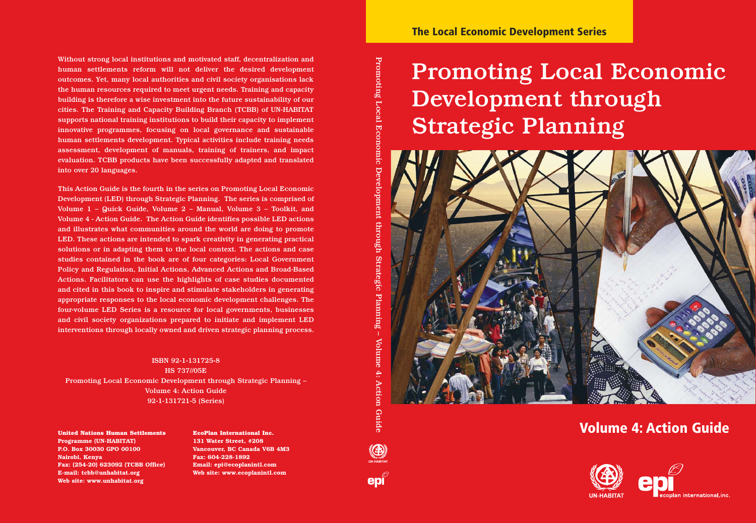The Local Economic Development Series

# Promoting Local Economic Development through Strategic Planning

## Volume 4: Action Guide

Without strong local institutions and motivated staff, decentralization and human settlements reform will not deliver the desired development outcomes. Yet, many local authorities and civil society organisations lack the human resources required to meet urgent needs. Training and capacity building is therefore a wise investment into the future sustainability of our cities. The Training and Capacity Building Branch (TCBB) of UN-HABITAT supports national training institutions to build their capacity to implement innovative programmes, focusing on local governance and sustainable human settlements development. Typical activities include training needs assessment, development of manuals, training of trainers, and impact evaluation. TCBB products have been successfully adapted and translated into over 20 languages.

This Action Guide is the fourth in the series on Promoting Local Economic Development (LED) through Strategic Planning. The series is comprised of Volume 1 – Quick Guide, Volume 2 – Manual, Volume 3 – Toolkit, and Volume 4 - Action Guide. The Action Guide identifies possible LED actions and illustrates what communities around the world are doing to promote LED. These actions are intended to spark creativity in generating practical solutions or in adapting them to the local context. The actions and case studies contained in the book are of four categories: Local Government Policy and Regulation, Initial Actions, Advanced Actions and Broad-Based Actions. Facilitators can use the highlights of case studies documented and cited in this book to inspire and stimulate stakeholders in generating appropriate responses to the local economic development challenges. The four-volume LED Series is a resource for local governments, businesses and civil society organizations prepared to initiate and implement LED interventions through locally owned and driven strategic planning process.

ISBN 92-1-131725-8
HS 737//05E
Promoting Local Economic Development through Strategic Planning –
Volume 4: Action Guide
92-1-131721-5 (Series)

**United Nations Human Settlements Programme (UN-HABITAT)**
**P.O. Box 30030 GPO 00100**
**Nairobi, Kenya**
**Fax: (254-20) 623092 (TCBB Office)**
**E-mail: tcbb@unhabitat.org**
**Web site: www.unhabitat.org**

**EcoPlan International Inc.**
**131 Water Street, #208**
**Vancouver, BC Canada V6B 4M3**
**Fax: 604-228-1892**
**Email: epi@ecoplanintl.com**
**Web site: www.ecoplanintl.com**

Promoting Local Economic Development through Strategic Planning – Volume 4: Action Guide

UN-HABITAT

epi ecoplan international, inc.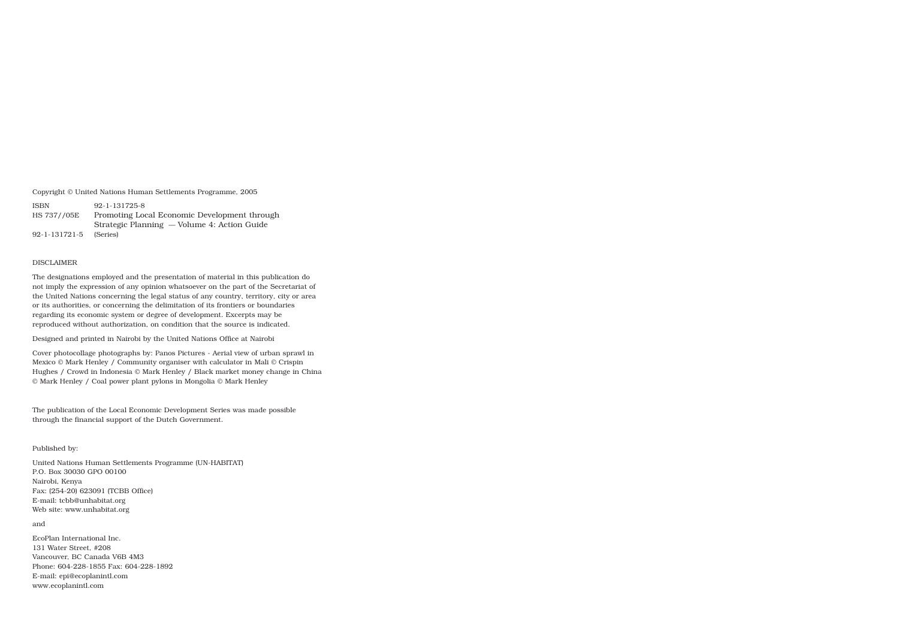Copyright © United Nations Human Settlements Programme, 2005

| | |
|---|---|
| ISBN | 92-1-131725-8 |
| HS 737//05E | Promoting Local Economic Development through Strategic Planning — Volume 4: Action Guide |
| 92-1-131721-5 | (Series) |

DISCLAIMER

The designations employed and the presentation of material in this publication do not imply the expression of any opinion whatsoever on the part of the Secretariat of the United Nations concerning the legal status of any country, territory, city or area or its authorities, or concerning the delimitation of its frontiers or boundaries regarding its economic system or degree of development. Excerpts may be reproduced without authorization, on condition that the source is indicated.

Designed and printed in Nairobi by the United Nations Office at Nairobi

Cover photocollage photographs by: Panos Pictures - Aerial view of urban sprawl in Mexico © Mark Henley / Community organiser with calculator in Mali © Crispin Hughes / Crowd in Indonesia © Mark Henley / Black market money change in China © Mark Henley / Coal power plant pylons in Mongolia © Mark Henley

The publication of the Local Economic Development Series was made possible through the financial support of the Dutch Government.

Published by:

United Nations Human Settlements Programme (UN-HABITAT)
P.O. Box 30030 GPO 00100
Nairobi, Kenya
Fax: (254-20) 623091 (TCBB Office)
E-mail: tcbb@unhabitat.org
Web site: www.unhabitat.org

and

EcoPlan International Inc.
131 Water Street, #208
Vancouver, BC Canada V6B 4M3
Phone: 604-228-1855 Fax: 604-228-1892
E-mail: epi@ecoplanintl.com
www.ecoplanintl.com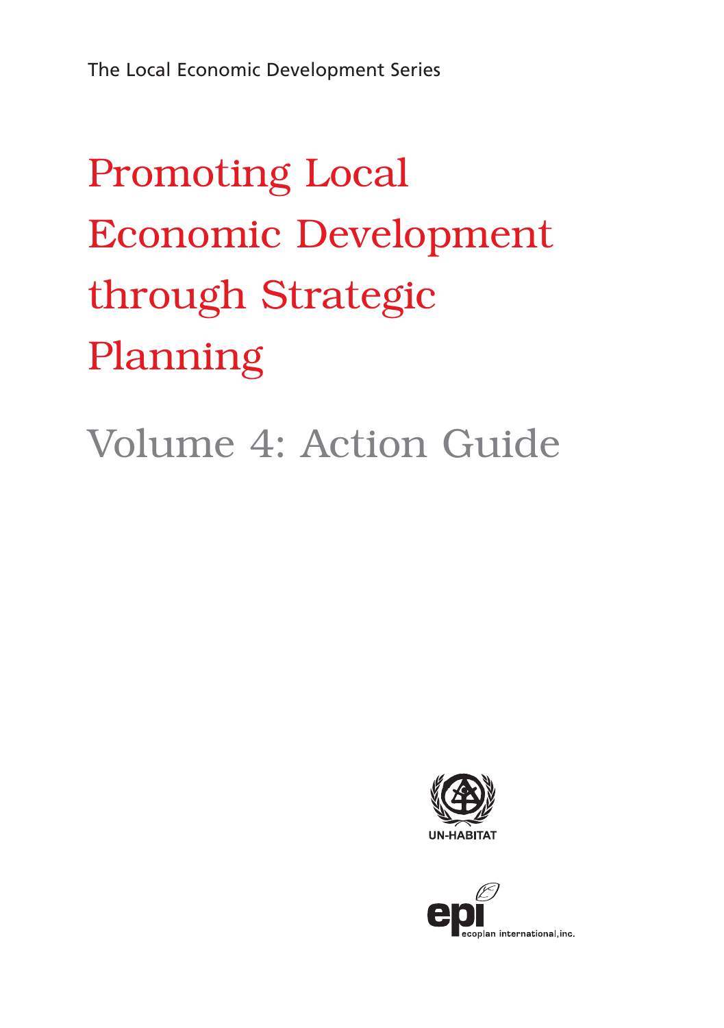The Local Economic Development Series

# Promoting Local Economic Development through Strategic Planning

## Volume 4: Action Guide

UN-HABITAT

epi ecoplan international, inc.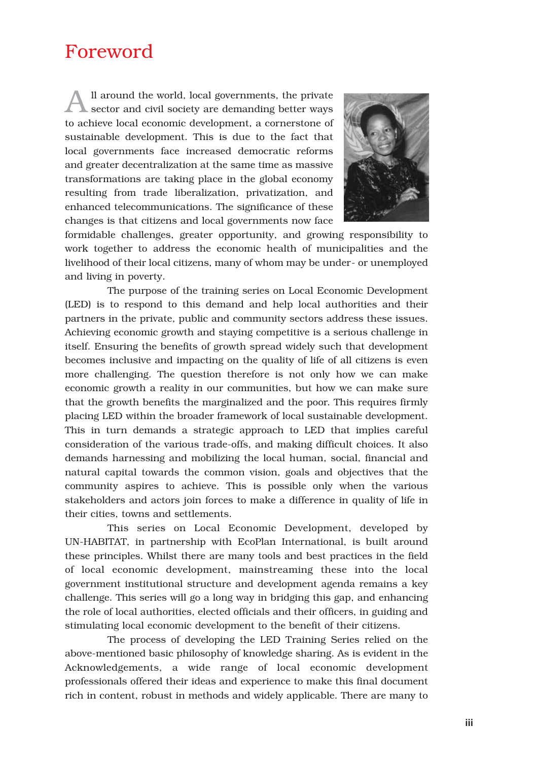# Foreword

All around the world, local governments, the private sector and civil society are demanding better ways to achieve local economic development, a cornerstone of sustainable development. This is due to the fact that local governments face increased democratic reforms and greater decentralization at the same time as massive transformations are taking place in the global economy resulting from trade liberalization, privatization, and enhanced telecommunications. The significance of these changes is that citizens and local governments now face formidable challenges, greater opportunity, and growing responsibility to work together to address the economic health of municipalities and the livelihood of their local citizens, many of whom may be under- or unemployed and living in poverty.

The purpose of the training series on Local Economic Development (LED) is to respond to this demand and help local authorities and their partners in the private, public and community sectors address these issues. Achieving economic growth and staying competitive is a serious challenge in itself. Ensuring the benefits of growth spread widely such that development becomes inclusive and impacting on the quality of life of all citizens is even more challenging. The question therefore is not only how we can make economic growth a reality in our communities, but how we can make sure that the growth benefits the marginalized and the poor. This requires firmly placing LED within the broader framework of local sustainable development. This in turn demands a strategic approach to LED that implies careful consideration of the various trade-offs, and making difficult choices. It also demands harnessing and mobilizing the local human, social, financial and natural capital towards the common vision, goals and objectives that the community aspires to achieve. This is possible only when the various stakeholders and actors join forces to make a difference in quality of life in their cities, towns and settlements.

This series on Local Economic Development, developed by UN-HABITAT, in partnership with EcoPlan International, is built around these principles. Whilst there are many tools and best practices in the field of local economic development, mainstreaming these into the local government institutional structure and development agenda remains a key challenge. This series will go a long way in bridging this gap, and enhancing the role of local authorities, elected officials and their officers, in guiding and stimulating local economic development to the benefit of their citizens.

The process of developing the LED Training Series relied on the above-mentioned basic philosophy of knowledge sharing. As is evident in the Acknowledgements, a wide range of local economic development professionals offered their ideas and experience to make this final document rich in content, robust in methods and widely applicable. There are many to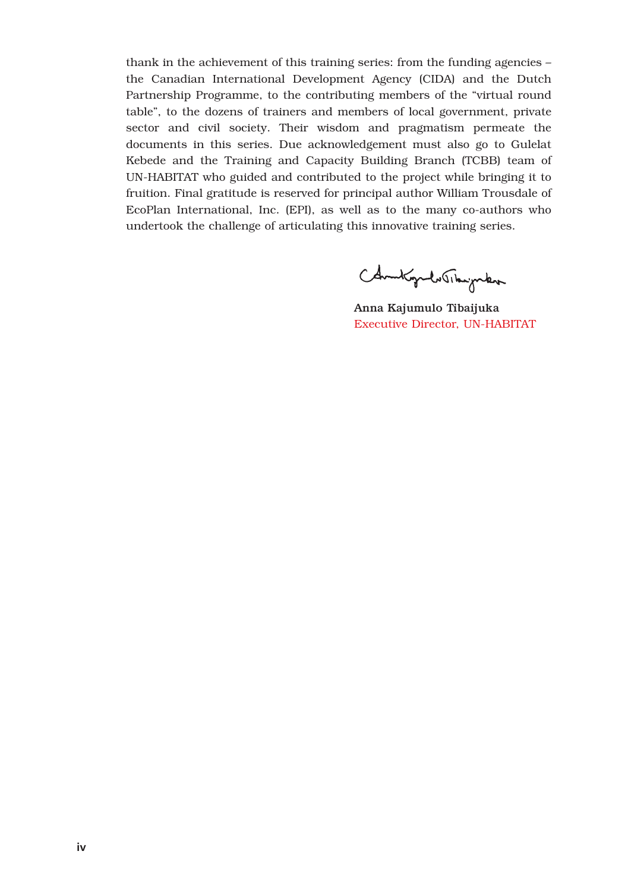thank in the achievement of this training series: from the funding agencies – the Canadian International Development Agency (CIDA) and the Dutch Partnership Programme, to the contributing members of the "virtual round table", to the dozens of trainers and members of local government, private sector and civil society. Their wisdom and pragmatism permeate the documents in this series. Due acknowledgement must also go to Gulelat Kebede and the Training and Capacity Building Branch (TCBB) team of UN-HABITAT who guided and contributed to the project while bringing it to fruition. Final gratitude is reserved for principal author William Trousdale of EcoPlan International, Inc. (EPI), as well as to the many co-authors who undertook the challenge of articulating this innovative training series.

**Anna Kajumulo Tibaijuka**
Executive Director, UN-HABITAT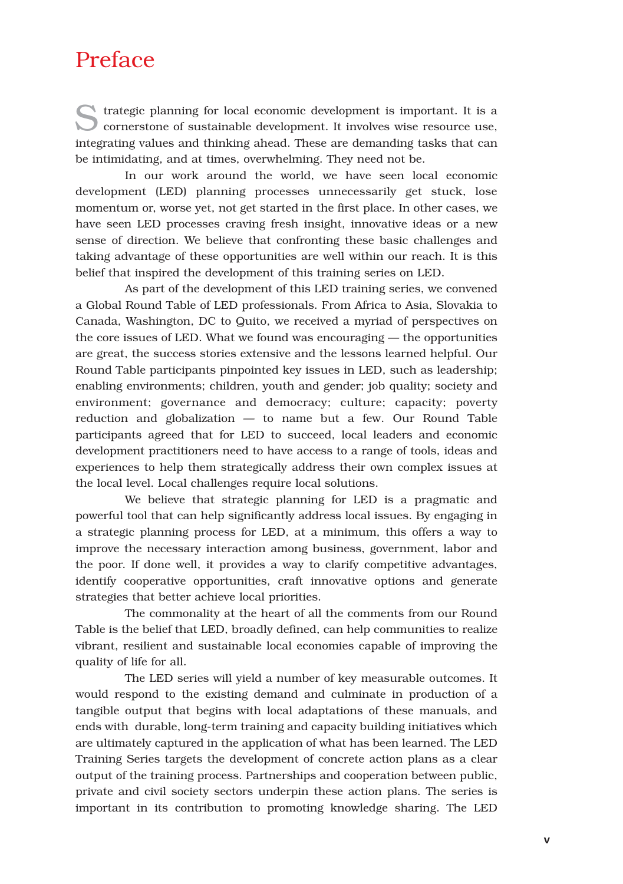# Preface

Strategic planning for local economic development is important. It is a cornerstone of sustainable development. It involves wise resource use, integrating values and thinking ahead. These are demanding tasks that can be intimidating, and at times, overwhelming. They need not be.

In our work around the world, we have seen local economic development (LED) planning processes unnecessarily get stuck, lose momentum or, worse yet, not get started in the first place. In other cases, we have seen LED processes craving fresh insight, innovative ideas or a new sense of direction. We believe that confronting these basic challenges and taking advantage of these opportunities are well within our reach. It is this belief that inspired the development of this training series on LED.

As part of the development of this LED training series, we convened a Global Round Table of LED professionals. From Africa to Asia, Slovakia to Canada, Washington, DC to Quito, we received a myriad of perspectives on the core issues of LED. What we found was encouraging — the opportunities are great, the success stories extensive and the lessons learned helpful. Our Round Table participants pinpointed key issues in LED, such as leadership; enabling environments; children, youth and gender; job quality; society and environment; governance and democracy; culture; capacity; poverty reduction and globalization — to name but a few. Our Round Table participants agreed that for LED to succeed, local leaders and economic development practitioners need to have access to a range of tools, ideas and experiences to help them strategically address their own complex issues at the local level. Local challenges require local solutions.

We believe that strategic planning for LED is a pragmatic and powerful tool that can help significantly address local issues. By engaging in a strategic planning process for LED, at a minimum, this offers a way to improve the necessary interaction among business, government, labor and the poor. If done well, it provides a way to clarify competitive advantages, identify cooperative opportunities, craft innovative options and generate strategies that better achieve local priorities.

The commonality at the heart of all the comments from our Round Table is the belief that LED, broadly defined, can help communities to realize vibrant, resilient and sustainable local economies capable of improving the quality of life for all.

The LED series will yield a number of key measurable outcomes. It would respond to the existing demand and culminate in production of a tangible output that begins with local adaptations of these manuals, and ends with durable, long-term training and capacity building initiatives which are ultimately captured in the application of what has been learned. The LED Training Series targets the development of concrete action plans as a clear output of the training process. Partnerships and cooperation between public, private and civil society sectors underpin these action plans. The series is important in its contribution to promoting knowledge sharing. The LED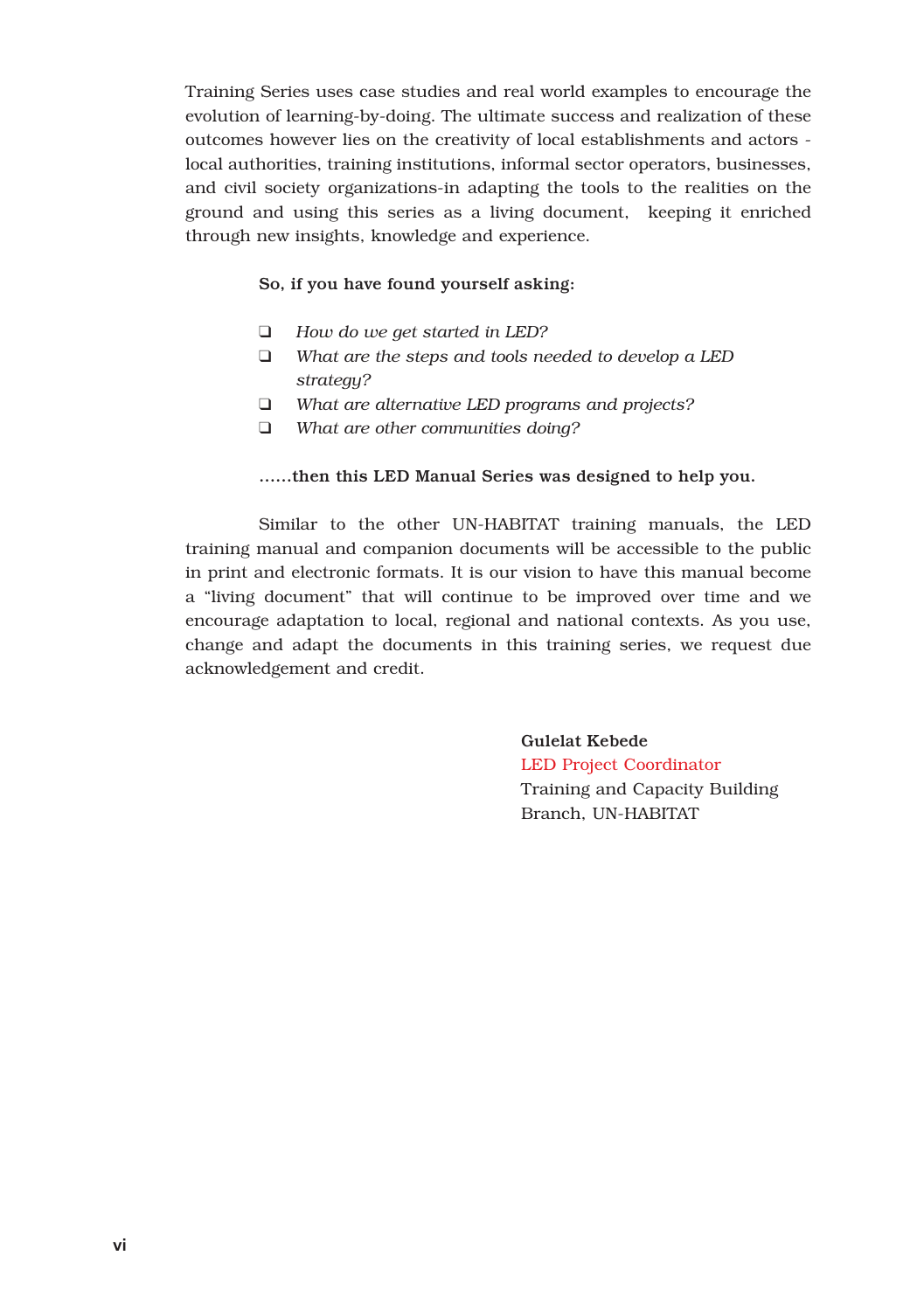Training Series uses case studies and real world examples to encourage the evolution of learning-by-doing. The ultimate success and realization of these outcomes however lies on the creativity of local establishments and actors - local authorities, training institutions, informal sector operators, businesses, and civil society organizations-in adapting the tools to the realities on the ground and using this series as a living document, keeping it enriched through new insights, knowledge and experience.

**So, if you have found yourself asking:**

- ❑ *How do we get started in LED?*
- ❑ *What are the steps and tools needed to develop a LED strategy?*
- ❑ *What are alternative LED programs and projects?*
- ❑ *What are other communities doing?*

**……then this LED Manual Series was designed to help you.**

Similar to the other UN-HABITAT training manuals, the LED training manual and companion documents will be accessible to the public in print and electronic formats. It is our vision to have this manual become a "living document" that will continue to be improved over time and we encourage adaptation to local, regional and national contexts. As you use, change and adapt the documents in this training series, we request due acknowledgement and credit.

**Gulelat Kebede**
LED Project Coordinator
Training and Capacity Building Branch, UN-HABITAT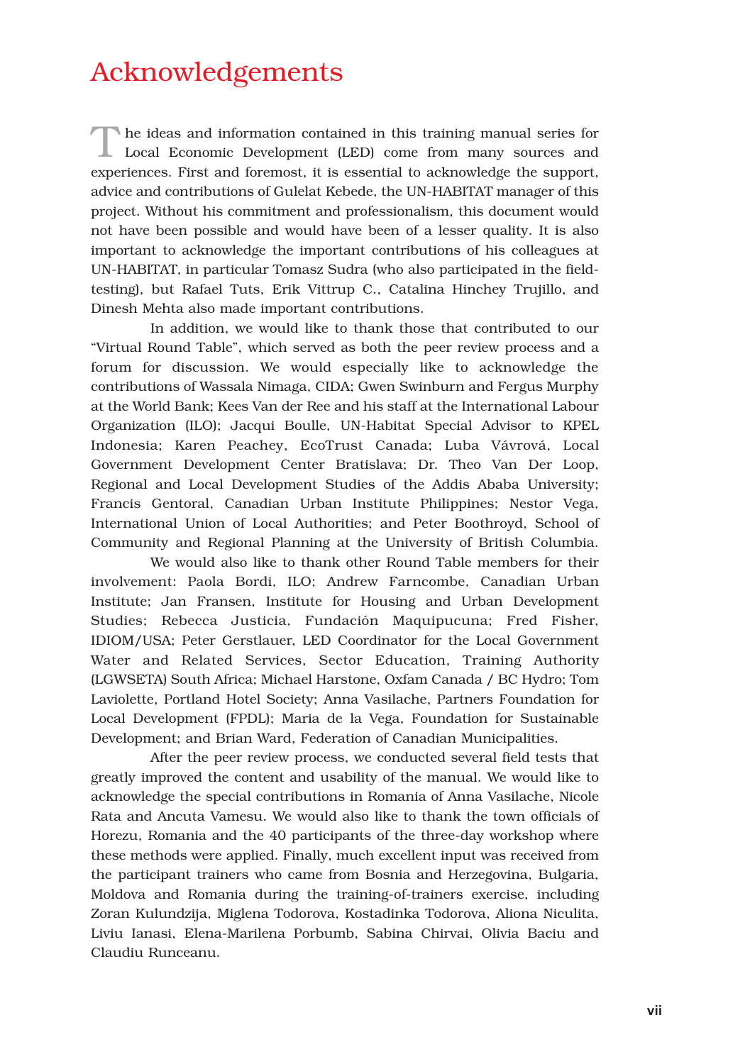# Acknowledgements

The ideas and information contained in this training manual series for Local Economic Development (LED) come from many sources and experiences. First and foremost, it is essential to acknowledge the support, advice and contributions of Gulelat Kebede, the UN-HABITAT manager of this project. Without his commitment and professionalism, this document would not have been possible and would have been of a lesser quality. It is also important to acknowledge the important contributions of his colleagues at UN-HABITAT, in particular Tomasz Sudra (who also participated in the field-testing), but Rafael Tuts, Erik Vittrup C., Catalina Hinchey Trujillo, and Dinesh Mehta also made important contributions.

In addition, we would like to thank those that contributed to our "Virtual Round Table", which served as both the peer review process and a forum for discussion. We would especially like to acknowledge the contributions of Wassala Nimaga, CIDA; Gwen Swinburn and Fergus Murphy at the World Bank; Kees Van der Ree and his staff at the International Labour Organization (ILO); Jacqui Boulle, UN-Habitat Special Advisor to KPEL Indonesia; Karen Peachey, EcoTrust Canada; Luba Vávrová, Local Government Development Center Bratislava; Dr. Theo Van Der Loop, Regional and Local Development Studies of the Addis Ababa University; Francis Gentoral, Canadian Urban Institute Philippines; Nestor Vega, International Union of Local Authorities; and Peter Boothroyd, School of Community and Regional Planning at the University of British Columbia.

We would also like to thank other Round Table members for their involvement: Paola Bordi, ILO; Andrew Farncombe, Canadian Urban Institute; Jan Fransen, Institute for Housing and Urban Development Studies; Rebecca Justicia, Fundación Maquipucuna; Fred Fisher, IDIOM/USA; Peter Gerstlauer, LED Coordinator for the Local Government Water and Related Services, Sector Education, Training Authority (LGWSETA) South Africa; Michael Harstone, Oxfam Canada / BC Hydro; Tom Laviolette, Portland Hotel Society; Anna Vasilache, Partners Foundation for Local Development (FPDL); Maria de la Vega, Foundation for Sustainable Development; and Brian Ward, Federation of Canadian Municipalities.

After the peer review process, we conducted several field tests that greatly improved the content and usability of the manual. We would like to acknowledge the special contributions in Romania of Anna Vasilache, Nicole Rata and Ancuta Vamesu. We would also like to thank the town officials of Horezu, Romania and the 40 participants of the three-day workshop where these methods were applied. Finally, much excellent input was received from the participant trainers who came from Bosnia and Herzegovina, Bulgaria, Moldova and Romania during the training-of-trainers exercise, including Zoran Kulundzija, Miglena Todorova, Kostadinka Todorova, Aliona Niculita, Liviu Ianasi, Elena-Marilena Porbumb, Sabina Chirvai, Olivia Baciu and Claudiu Runceanu.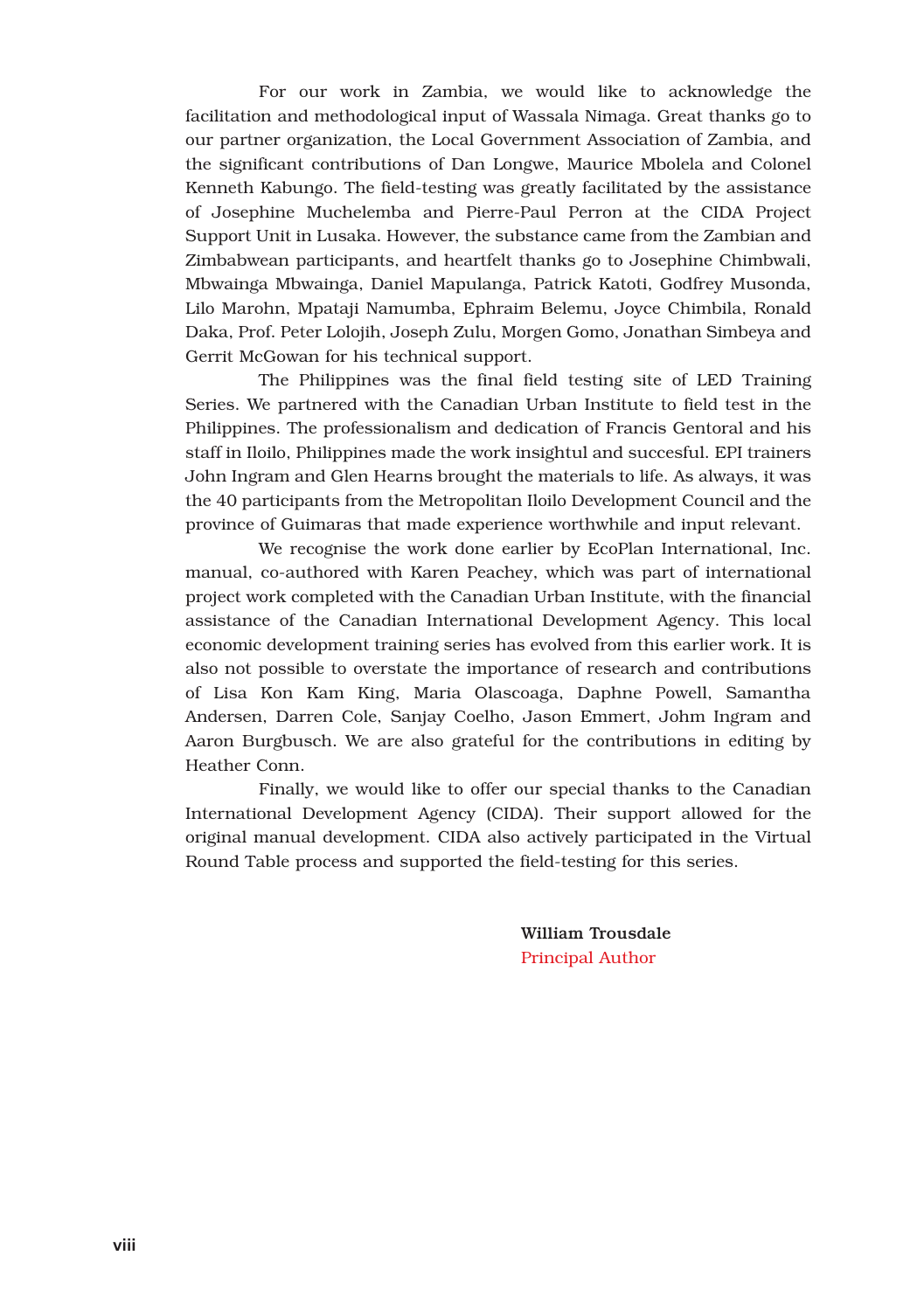For our work in Zambia, we would like to acknowledge the facilitation and methodological input of Wassala Nimaga. Great thanks go to our partner organization, the Local Government Association of Zambia, and the significant contributions of Dan Longwe, Maurice Mbolela and Colonel Kenneth Kabungo. The field-testing was greatly facilitated by the assistance of Josephine Muchelemba and Pierre-Paul Perron at the CIDA Project Support Unit in Lusaka. However, the substance came from the Zambian and Zimbabwean participants, and heartfelt thanks go to Josephine Chimbwali, Mbwainga Mbwainga, Daniel Mapulanga, Patrick Katoti, Godfrey Musonda, Lilo Marohn, Mpataji Namumba, Ephraim Belemu, Joyce Chimbila, Ronald Daka, Prof. Peter Lolojih, Joseph Zulu, Morgen Gomo, Jonathan Simbeya and Gerrit McGowan for his technical support.

The Philippines was the final field testing site of LED Training Series. We partnered with the Canadian Urban Institute to field test in the Philippines. The professionalism and dedication of Francis Gentoral and his staff in Iloilo, Philippines made the work insightul and succesful. EPI trainers John Ingram and Glen Hearns brought the materials to life. As always, it was the 40 participants from the Metropolitan Iloilo Development Council and the province of Guimaras that made experience worthwhile and input relevant.

We recognise the work done earlier by EcoPlan International, Inc. manual, co-authored with Karen Peachey, which was part of international project work completed with the Canadian Urban Institute, with the financial assistance of the Canadian International Development Agency. This local economic development training series has evolved from this earlier work. It is also not possible to overstate the importance of research and contributions of Lisa Kon Kam King, Maria Olascoaga, Daphne Powell, Samantha Andersen, Darren Cole, Sanjay Coelho, Jason Emmert, Johm Ingram and Aaron Burgbusch. We are also grateful for the contributions in editing by Heather Conn.

Finally, we would like to offer our special thanks to the Canadian International Development Agency (CIDA). Their support allowed for the original manual development. CIDA also actively participated in the Virtual Round Table process and supported the field-testing for this series.

**William Trousdale**
Principal Author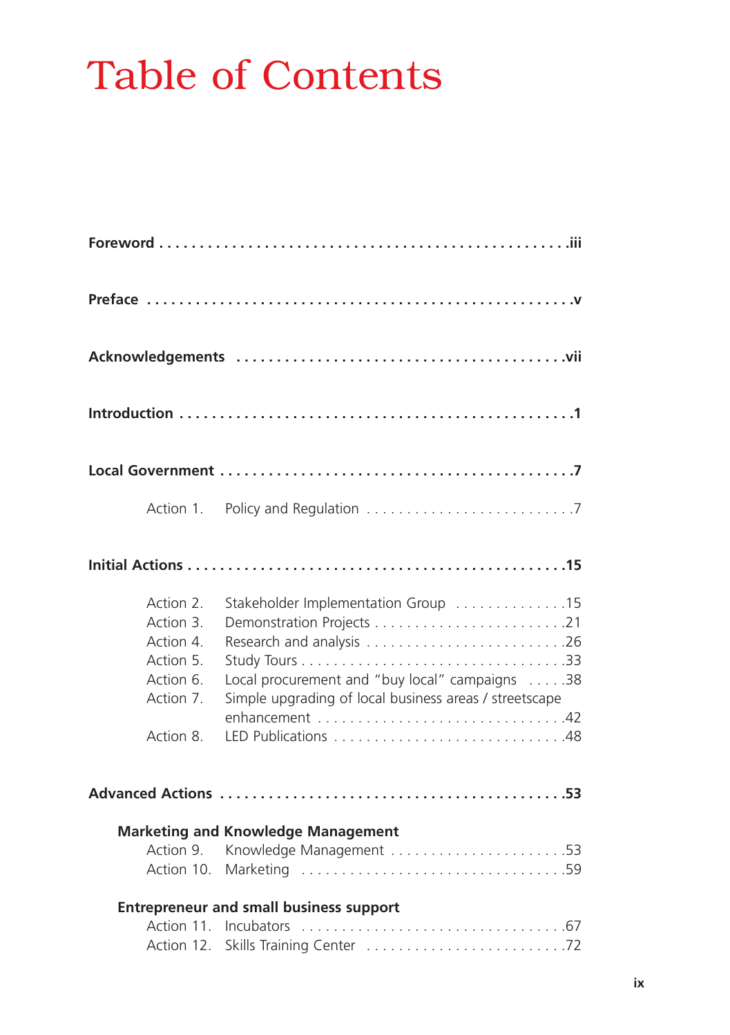# Table of Contents

**Foreword** . . . . . . . . . . . . . . . . . . . . . . . . . . . . . . . . . . . . . . . . . . . . . . . . . .**iii**

**Preface** . . . . . . . . . . . . . . . . . . . . . . . . . . . . . . . . . . . . . . . . . . . . . . . . . . .**v**

**Acknowledgements** . . . . . . . . . . . . . . . . . . . . . . . . . . . . . . . . . . . . . . .**vii**

**Introduction** . . . . . . . . . . . . . . . . . . . . . . . . . . . . . . . . . . . . . . . . . . . . . . . . .**1**

**Local Government** . . . . . . . . . . . . . . . . . . . . . . . . . . . . . . . . . . . . . . . . . . .**7**

Action 1. Policy and Regulation . . . . . . . . . . . . . . . . . . . . . . . . . . .7

**Initial Actions** . . . . . . . . . . . . . . . . . . . . . . . . . . . . . . . . . . . . . . . . . . . . . .**15**

Action 2. Stakeholder Implementation Group . . . . . . . . . . . . . .15
Action 3. Demonstration Projects . . . . . . . . . . . . . . . . . . . . . . . . .21
Action 4. Research and analysis . . . . . . . . . . . . . . . . . . . . . . . . . .26
Action 5. Study Tours . . . . . . . . . . . . . . . . . . . . . . . . . . . . . . . . . .33
Action 6. Local procurement and "buy local" campaigns . . . . .38
Action 7. Simple upgrading of local business areas / streetscape enhancement . . . . . . . . . . . . . . . . . . . . . . . . . . . . . . .42
Action 8. LED Publications . . . . . . . . . . . . . . . . . . . . . . . . . . . . .48

**Advanced Actions** . . . . . . . . . . . . . . . . . . . . . . . . . . . . . . . . . . . . . . . . . .**53**

**Marketing and Knowledge Management**

Action 9. Knowledge Management . . . . . . . . . . . . . . . . . . . . . .53
Action 10. Marketing . . . . . . . . . . . . . . . . . . . . . . . . . . . . . . . . . .59

**Entrepreneur and small business support**

Action 11. Incubators . . . . . . . . . . . . . . . . . . . . . . . . . . . . . . . . . .67
Action 12. Skills Training Center . . . . . . . . . . . . . . . . . . . . . . . . .72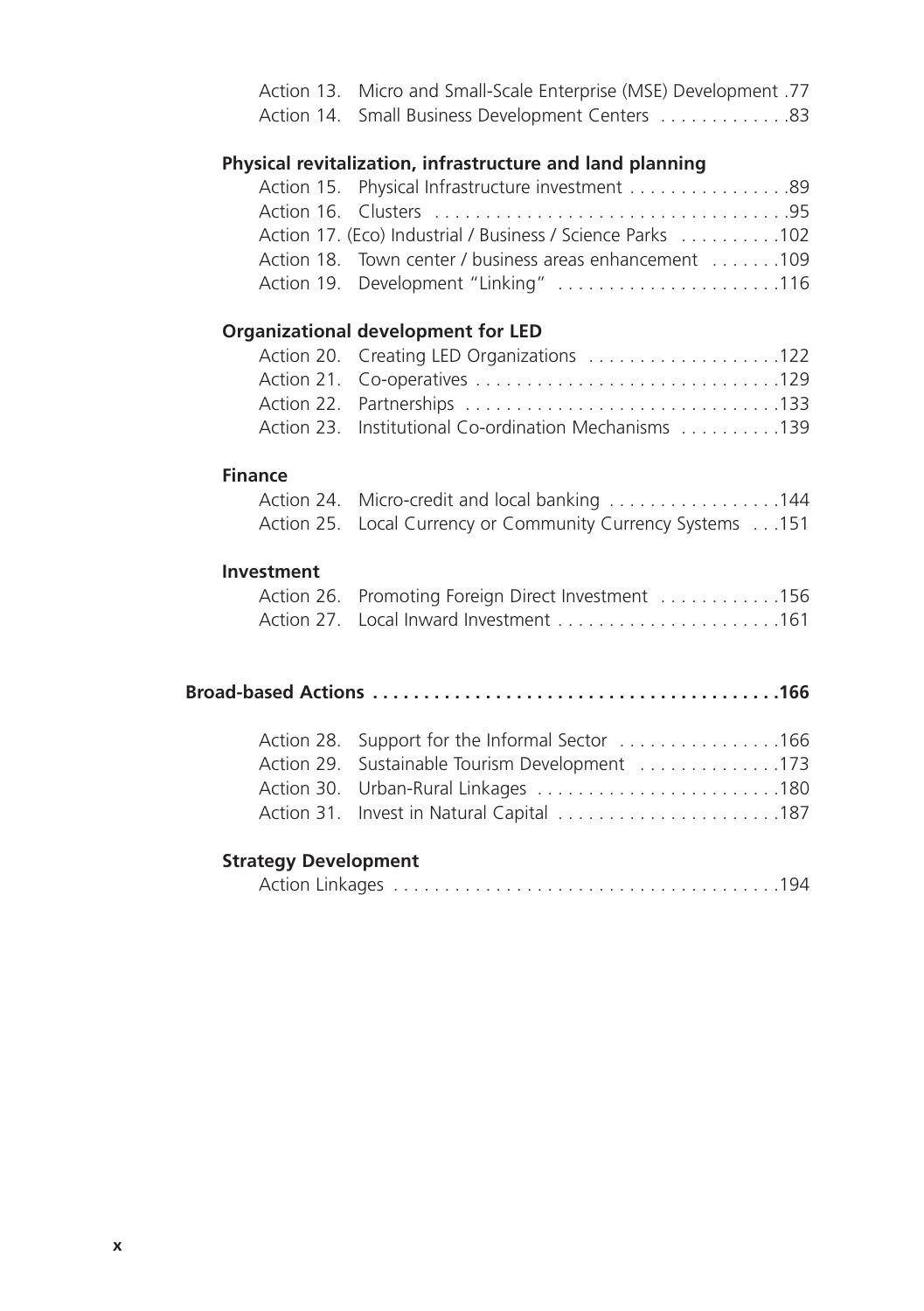Action 13. Micro and Small-Scale Enterprise (MSE) Development .77
Action 14. Small Business Development Centers . . . . . . . . . . . . .83

**Physical revitalization, infrastructure and land planning**

Action 15. Physical Infrastructure investment . . . . . . . . . . . . . . . .89
Action 16. Clusters . . . . . . . . . . . . . . . . . . . . . . . . . . . . . . . . . . .95
Action 17. (Eco) Industrial / Business / Science Parks . . . . . . . . . .102
Action 18. Town center / business areas enhancement . . . . . . .109
Action 19. Development "Linking" . . . . . . . . . . . . . . . . . . . . . .116

**Organizational development for LED**

Action 20. Creating LED Organizations . . . . . . . . . . . . . . . . . . .122
Action 21. Co-operatives . . . . . . . . . . . . . . . . . . . . . . . . . . . . . .129
Action 22. Partnerships . . . . . . . . . . . . . . . . . . . . . . . . . . . . . . .133
Action 23. Institutional Co-ordination Mechanisms . . . . . . . . . .139

**Finance**

Action 24. Micro-credit and local banking . . . . . . . . . . . . . . . . .144
Action 25. Local Currency or Community Currency Systems . . .151

**Investment**

Action 26. Promoting Foreign Direct Investment . . . . . . . . . . . .156
Action 27. Local Inward Investment . . . . . . . . . . . . . . . . . . . . . .161

**Broad-based Actions . . . . . . . . . . . . . . . . . . . . . . . . . . . . . . . . . . . . . . .166**

Action 28. Support for the Informal Sector . . . . . . . . . . . . . . . .166
Action 29. Sustainable Tourism Development . . . . . . . . . . . . . .173
Action 30. Urban-Rural Linkages . . . . . . . . . . . . . . . . . . . . . . . .180
Action 31. Invest in Natural Capital . . . . . . . . . . . . . . . . . . . . . .187

**Strategy Development**

Action Linkages . . . . . . . . . . . . . . . . . . . . . . . . . . . . . . . . . . . . . .194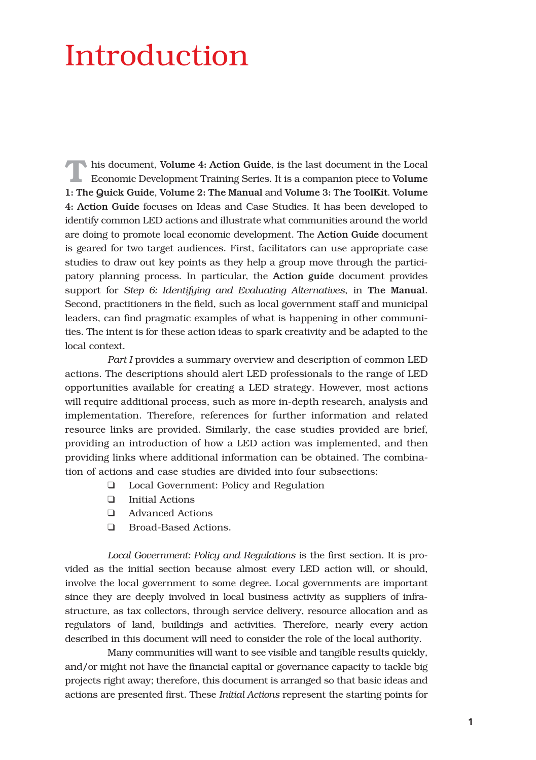# Introduction

This document, **Volume 4: Action Guide**, is the last document in the Local Economic Development Training Series. It is a companion piece to **Volume 1: The Quick Guide**, **Volume 2: The Manual** and **Volume 3: The ToolKit**. **Volume 4: Action Guide** focuses on Ideas and Case Studies. It has been developed to identify common LED actions and illustrate what communities around the world are doing to promote local economic development. The **Action Guide** document is geared for two target audiences. First, facilitators can use appropriate case studies to draw out key points as they help a group move through the participatory planning process. In particular, the **Action guide** document provides support for *Step 6: Identifying and Evaluating Alternatives*, in **The Manual**. Second, practitioners in the field, such as local government staff and municipal leaders, can find pragmatic examples of what is happening in other communities. The intent is for these action ideas to spark creativity and be adapted to the local context.

*Part I* provides a summary overview and description of common LED actions. The descriptions should alert LED professionals to the range of LED opportunities available for creating a LED strategy. However, most actions will require additional process, such as more in-depth research, analysis and implementation. Therefore, references for further information and related resource links are provided. Similarly, the case studies provided are brief, providing an introduction of how a LED action was implemented, and then providing links where additional information can be obtained. The combination of actions and case studies are divided into four subsections:

- Local Government: Policy and Regulation
- Initial Actions
- Advanced Actions
- Broad-Based Actions.

*Local Government: Policy and Regulations* is the first section. It is provided as the initial section because almost every LED action will, or should, involve the local government to some degree. Local governments are important since they are deeply involved in local business activity as suppliers of infrastructure, as tax collectors, through service delivery, resource allocation and as regulators of land, buildings and activities. Therefore, nearly every action described in this document will need to consider the role of the local authority.

Many communities will want to see visible and tangible results quickly, and/or might not have the financial capital or governance capacity to tackle big projects right away; therefore, this document is arranged so that basic ideas and actions are presented first. These *Initial Actions* represent the starting points for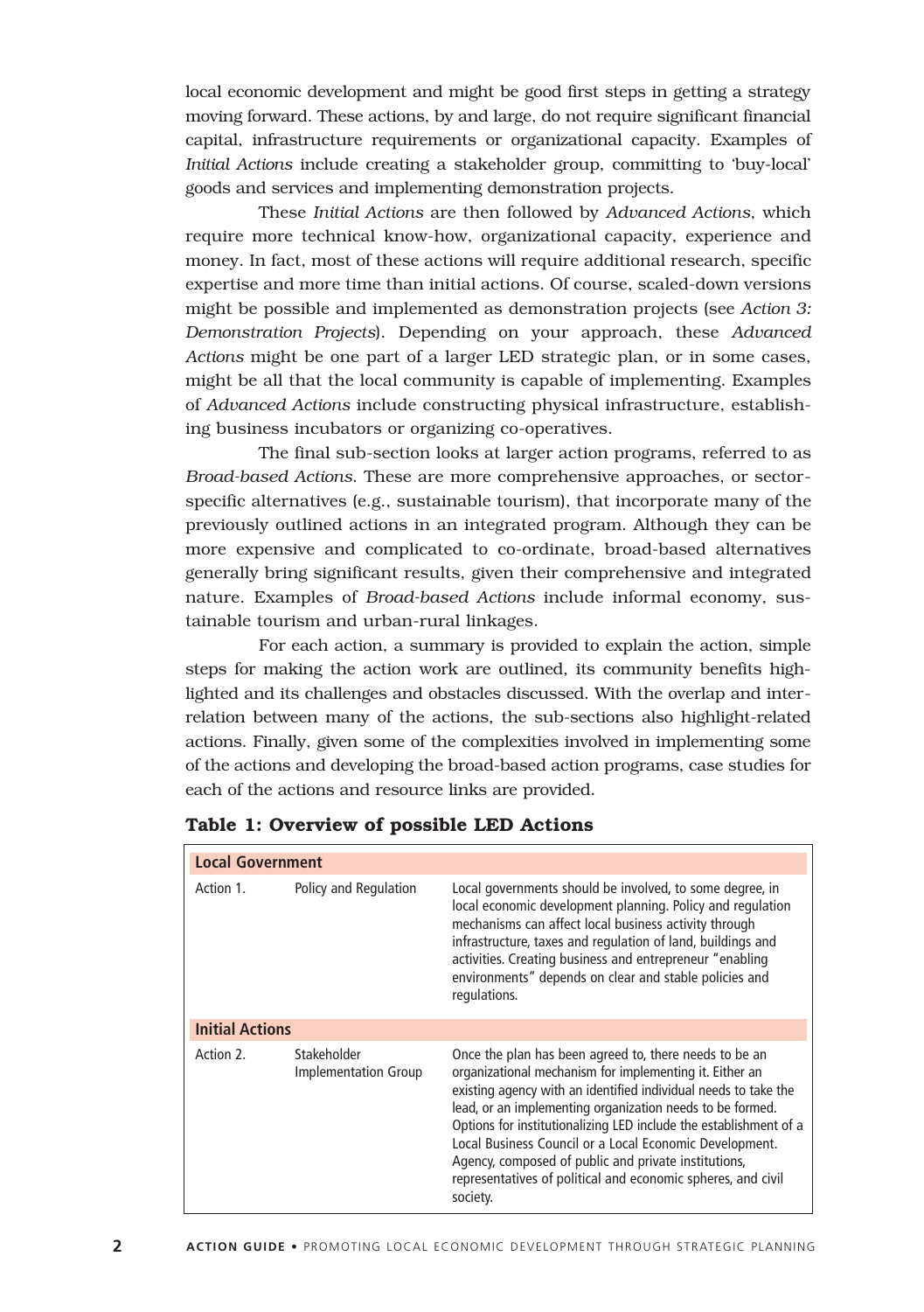local economic development and might be good first steps in getting a strategy moving forward. These actions, by and large, do not require significant financial capital, infrastructure requirements or organizational capacity. Examples of *Initial Actions* include creating a stakeholder group, committing to 'buy-local' goods and services and implementing demonstration projects.

These *Initial Actions* are then followed by *Advanced Actions*, which require more technical know-how, organizational capacity, experience and money. In fact, most of these actions will require additional research, specific expertise and more time than initial actions. Of course, scaled-down versions might be possible and implemented as demonstration projects (see *Action 3: Demonstration Projects*). Depending on your approach, these *Advanced Actions* might be one part of a larger LED strategic plan, or in some cases, might be all that the local community is capable of implementing. Examples of *Advanced Actions* include constructing physical infrastructure, establishing business incubators or organizing co-operatives.

The final sub-section looks at larger action programs, referred to as *Broad-based Actions*. These are more comprehensive approaches, or sector-specific alternatives (e.g., sustainable tourism), that incorporate many of the previously outlined actions in an integrated program. Although they can be more expensive and complicated to co-ordinate, broad-based alternatives generally bring significant results, given their comprehensive and integrated nature. Examples of *Broad-based Actions* include informal economy, sustainable tourism and urban-rural linkages.

For each action, a summary is provided to explain the action, simple steps for making the action work are outlined, its community benefits highlighted and its challenges and obstacles discussed. With the overlap and interrelation between many of the actions, the sub-sections also highlight-related actions. Finally, given some of the complexities involved in implementing some of the actions and developing the broad-based action programs, case studies for each of the actions and resource links are provided.

**Table 1: Overview of possible LED Actions**

| | | |
|---|---|---|
| **Local Government** | | |
| Action 1. | Policy and Regulation | Local governments should be involved, to some degree, in local economic development planning. Policy and regulation mechanisms can affect local business activity through infrastructure, taxes and regulation of land, buildings and activities. Creating business and entrepreneur "enabling environments" depends on clear and stable policies and regulations. |
| **Initial Actions** | | |
| Action 2. | Stakeholder Implementation Group | Once the plan has been agreed to, there needs to be an organizational mechanism for implementing it. Either an existing agency with an identified individual needs to take the lead, or an implementing organization needs to be formed. Options for institutionalizing LED include the establishment of a Local Business Council or a Local Economic Development. Agency, composed of public and private institutions, representatives of political and economic spheres, and civil society. |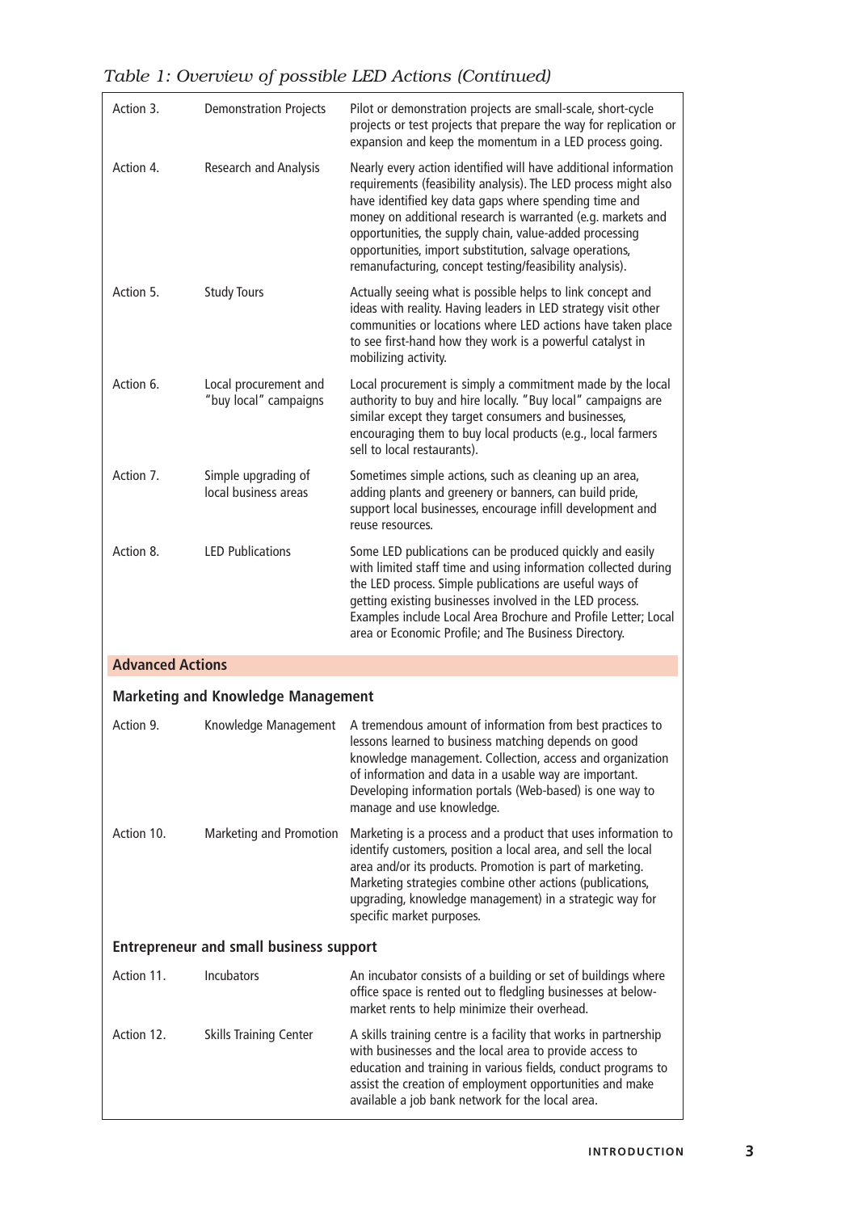*Table 1: Overview of possible LED Actions (Continued)*

| | | |
|---|---|---|
| Action 3. | Demonstration Projects | Pilot or demonstration projects are small-scale, short-cycle projects or test projects that prepare the way for replication or expansion and keep the momentum in a LED process going. |
| Action 4. | Research and Analysis | Nearly every action identified will have additional information requirements (feasibility analysis). The LED process might also have identified key data gaps where spending time and money on additional research is warranted (e.g. markets and opportunities, the supply chain, value-added processing opportunities, import substitution, salvage operations, remanufacturing, concept testing/feasibility analysis). |
| Action 5. | Study Tours | Actually seeing what is possible helps to link concept and ideas with reality. Having leaders in LED strategy visit other communities or locations where LED actions have taken place to see first-hand how they work is a powerful catalyst in mobilizing activity. |
| Action 6. | Local procurement and "buy local" campaigns | Local procurement is simply a commitment made by the local authority to buy and hire locally. "Buy local" campaigns are similar except they target consumers and businesses, encouraging them to buy local products (e.g., local farmers sell to local restaurants). |
| Action 7. | Simple upgrading of local business areas | Sometimes simple actions, such as cleaning up an area, adding plants and greenery or banners, can build pride, support local businesses, encourage infill development and reuse resources. |
| Action 8. | LED Publications | Some LED publications can be produced quickly and easily with limited staff time and using information collected during the LED process. Simple publications are useful ways of getting existing businesses involved in the LED process. Examples include Local Area Brochure and Profile Letter; Local area or Economic Profile; and The Business Directory. |
| **Advanced Actions** | | |
| **Marketing and Knowledge Management** | | |
| Action 9. | Knowledge Management | A tremendous amount of information from best practices to lessons learned to business matching depends on good knowledge management. Collection, access and organization of information and data in a usable way are important. Developing information portals (Web-based) is one way to manage and use knowledge. |
| Action 10. | Marketing and Promotion | Marketing is a process and a product that uses information to identify customers, position a local area, and sell the local area and/or its products. Promotion is part of marketing. Marketing strategies combine other actions (publications, upgrading, knowledge management) in a strategic way for specific market purposes. |
| **Entrepreneur and small business support** | | |
| Action 11. | Incubators | An incubator consists of a building or set of buildings where office space is rented out to fledgling businesses at below-market rents to help minimize their overhead. |
| Action 12. | Skills Training Center | A skills training centre is a facility that works in partnership with businesses and the local area to provide access to education and training in various fields, conduct programs to assist the creation of employment opportunities and make available a job bank network for the local area. |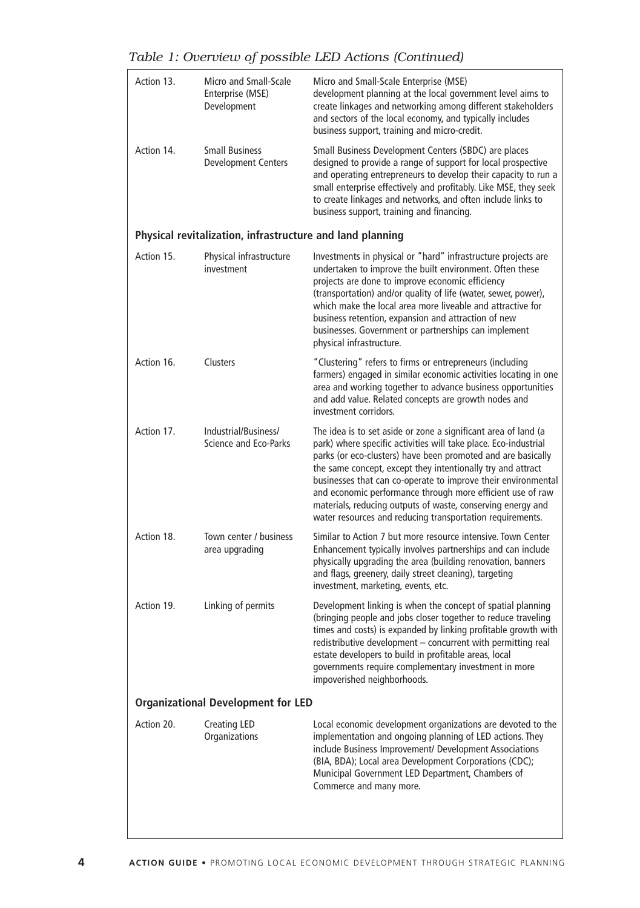*Table 1: Overview of possible LED Actions (Continued)*

| | | |
|---|---|---|
| Action 13. | Micro and Small-Scale Enterprise (MSE) Development | Micro and Small-Scale Enterprise (MSE) development planning at the local government level aims to create linkages and networking among different stakeholders and sectors of the local economy, and typically includes business support, training and micro-credit. |
| Action 14. | Small Business Development Centers | Small Business Development Centers (SBDC) are places designed to provide a range of support for local prospective and operating entrepreneurs to develop their capacity to run a small enterprise effectively and profitably. Like MSE, they seek to create linkages and networks, and often include links to business support, training and financing. |
| **Physical revitalization, infrastructure and land planning** | | |
| Action 15. | Physical infrastructure investment | Investments in physical or "hard" infrastructure projects are undertaken to improve the built environment. Often these projects are done to improve economic efficiency (transportation) and/or quality of life (water, sewer, power), which make the local area more liveable and attractive for business retention, expansion and attraction of new businesses. Government or partnerships can implement physical infrastructure. |
| Action 16. | Clusters | "Clustering" refers to firms or entrepreneurs (including farmers) engaged in similar economic activities locating in one area and working together to advance business opportunities and add value. Related concepts are growth nodes and investment corridors. |
| Action 17. | Industrial/Business/ Science and Eco-Parks | The idea is to set aside or zone a significant area of land (a park) where specific activities will take place. Eco-industrial parks (or eco-clusters) have been promoted and are basically the same concept, except they intentionally try and attract businesses that can co-operate to improve their environmental and economic performance through more efficient use of raw materials, reducing outputs of waste, conserving energy and water resources and reducing transportation requirements. |
| Action 18. | Town center / business area upgrading | Similar to Action 7 but more resource intensive. Town Center Enhancement typically involves partnerships and can include physically upgrading the area (building renovation, banners and flags, greenery, daily street cleaning), targeting investment, marketing, events, etc. |
| Action 19. | Linking of permits | Development linking is when the concept of spatial planning (bringing people and jobs closer together to reduce traveling times and costs) is expanded by linking profitable growth with redistributive development – concurrent with permitting real estate developers to build in profitable areas, local governments require complementary investment in more impoverished neighborhoods. |
| **Organizational Development for LED** | | |
| Action 20. | Creating LED Organizations | Local economic development organizations are devoted to the implementation and ongoing planning of LED actions. They include Business Improvement/ Development Associations (BIA, BDA); Local area Development Corporations (CDC); Municipal Government LED Department, Chambers of Commerce and many more. |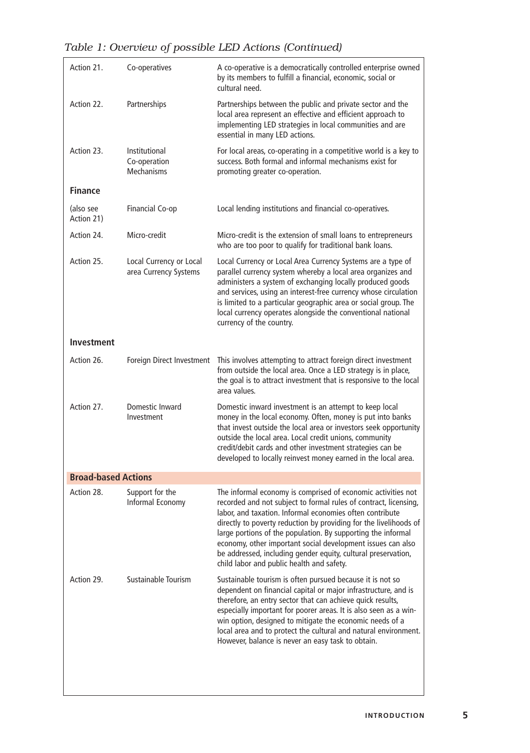*Table 1: Overview of possible LED Actions (Continued)*

| | | |
|---|---|---|
| Action 21. | Co-operatives | A co-operative is a democratically controlled enterprise owned by its members to fulfill a financial, economic, social or cultural need. |
| Action 22. | Partnerships | Partnerships between the public and private sector and the local area represent an effective and efficient approach to implementing LED strategies in local communities and are essential in many LED actions. |
| Action 23. | Institutional Co-operation Mechanisms | For local areas, co-operating in a competitive world is a key to success. Both formal and informal mechanisms exist for promoting greater co-operation. |
| **Finance** | | |
| (also see Action 21) | Financial Co-op | Local lending institutions and financial co-operatives. |
| Action 24. | Micro-credit | Micro-credit is the extension of small loans to entrepreneurs who are too poor to qualify for traditional bank loans. |
| Action 25. | Local Currency or Local area Currency Systems | Local Currency or Local Area Currency Systems are a type of parallel currency system whereby a local area organizes and administers a system of exchanging locally produced goods and services, using an interest-free currency whose circulation is limited to a particular geographic area or social group. The local currency operates alongside the conventional national currency of the country. |
| **Investment** | | |
| Action 26. | Foreign Direct Investment | This involves attempting to attract foreign direct investment from outside the local area. Once a LED strategy is in place, the goal is to attract investment that is responsive to the local area values. |
| Action 27. | Domestic Inward Investment | Domestic inward investment is an attempt to keep local money in the local economy. Often, money is put into banks that invest outside the local area or investors seek opportunity outside the local area. Local credit unions, community credit/debit cards and other investment strategies can be developed to locally reinvest money earned in the local area. |
| **Broad-based Actions** | | |
| Action 28. | Support for the Informal Economy | The informal economy is comprised of economic activities not recorded and not subject to formal rules of contract, licensing, labor, and taxation. Informal economies often contribute directly to poverty reduction by providing for the livelihoods of large portions of the population. By supporting the informal economy, other important social development issues can also be addressed, including gender equity, cultural preservation, child labor and public health and safety. |
| Action 29. | Sustainable Tourism | Sustainable tourism is often pursued because it is not so dependent on financial capital or major infrastructure, and is therefore, an entry sector that can achieve quick results, especially important for poorer areas. It is also seen as a win-win option, designed to mitigate the economic needs of a local area and to protect the cultural and natural environment. However, balance is never an easy task to obtain. |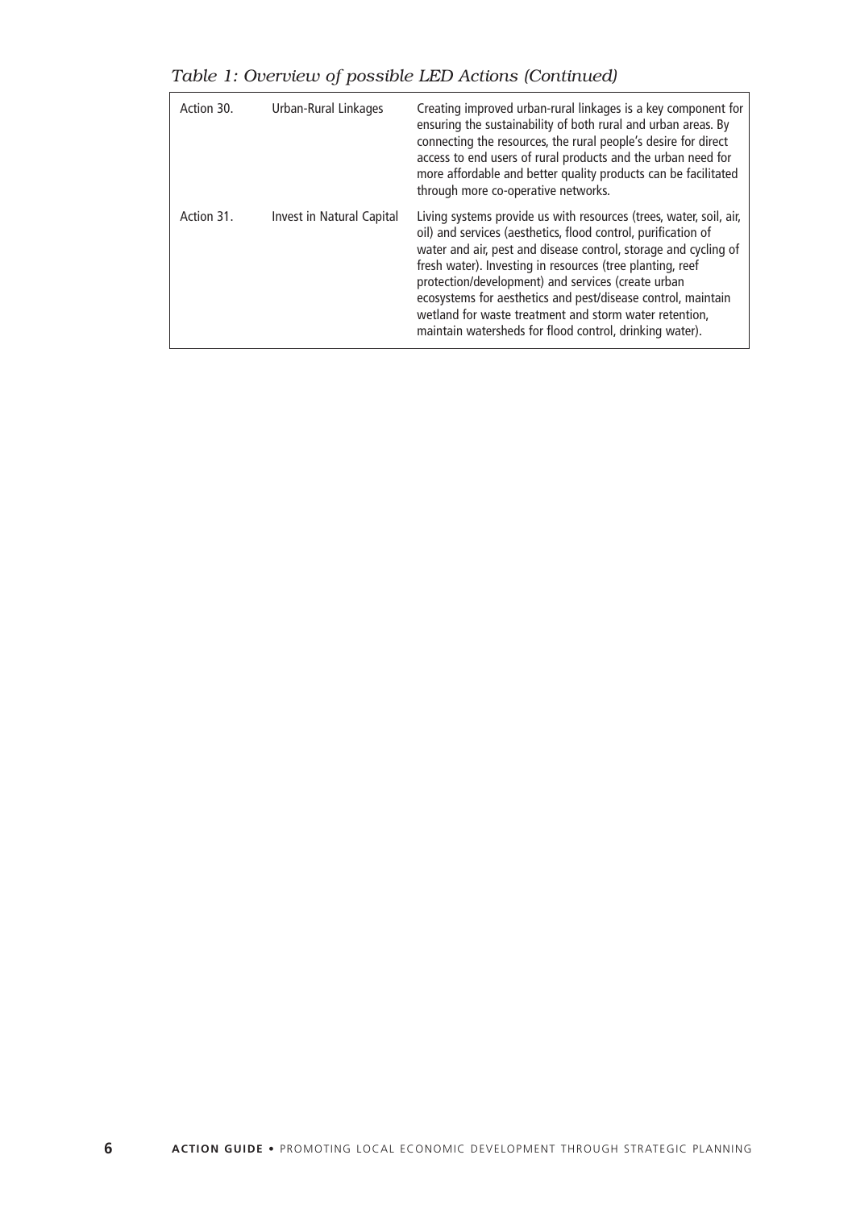*Table 1: Overview of possible LED Actions (Continued)*

| | | |
|---|---|---|
| Action 30. | Urban-Rural Linkages | Creating improved urban-rural linkages is a key component for ensuring the sustainability of both rural and urban areas. By connecting the resources, the rural people's desire for direct access to end users of rural products and the urban need for more affordable and better quality products can be facilitated through more co-operative networks. |
| Action 31. | Invest in Natural Capital | Living systems provide us with resources (trees, water, soil, air, oil) and services (aesthetics, flood control, purification of water and air, pest and disease control, storage and cycling of fresh water). Investing in resources (tree planting, reef protection/development) and services (create urban ecosystems for aesthetics and pest/disease control, maintain wetland for waste treatment and storm water retention, maintain watersheds for flood control, drinking water). |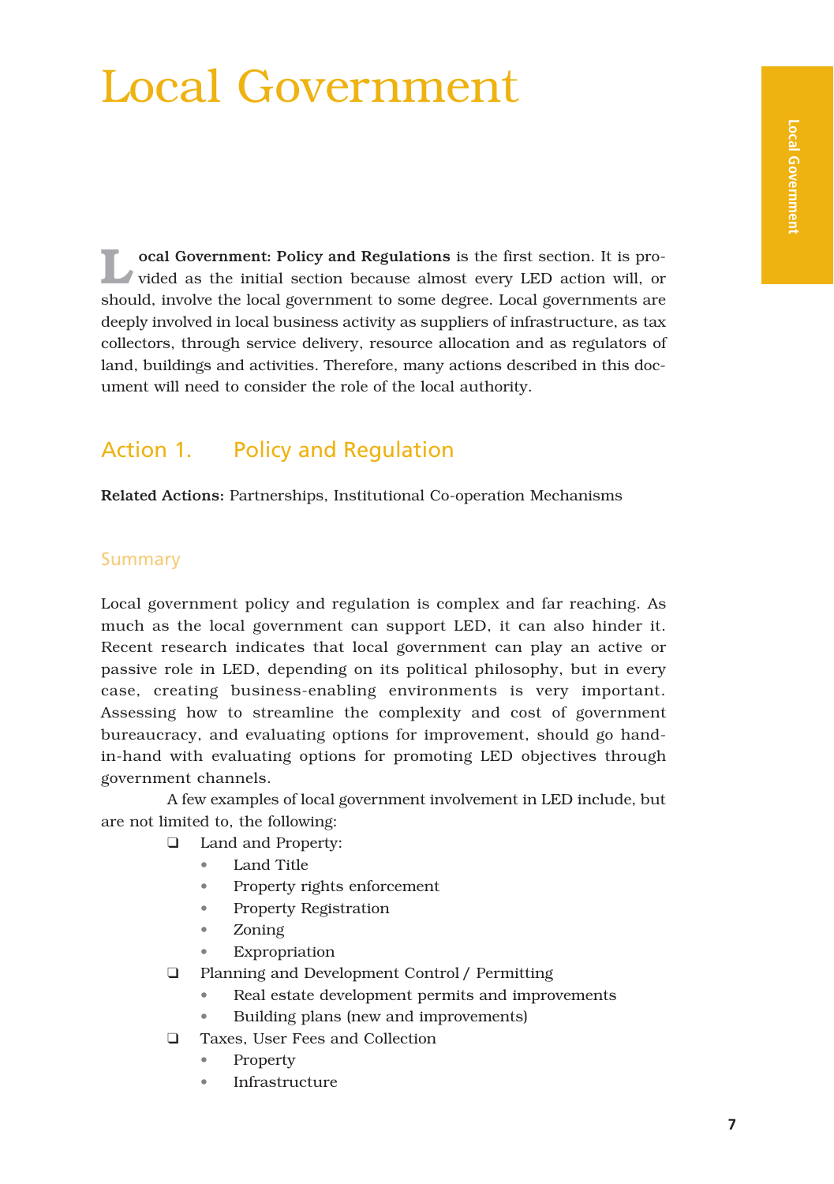# Local Government

**Local Government: Policy and Regulations** is the first section. It is provided as the initial section because almost every LED action will, or should, involve the local government to some degree. Local governments are deeply involved in local business activity as suppliers of infrastructure, as tax collectors, through service delivery, resource allocation and as regulators of land, buildings and activities. Therefore, many actions described in this document will need to consider the role of the local authority.

## Action 1. Policy and Regulation

**Related Actions:** Partnerships, Institutional Co-operation Mechanisms

### Summary

Local government policy and regulation is complex and far reaching. As much as the local government can support LED, it can also hinder it. Recent research indicates that local government can play an active or passive role in LED, depending on its political philosophy, but in every case, creating business-enabling environments is very important. Assessing how to streamline the complexity and cost of government bureaucracy, and evaluating options for improvement, should go hand-in-hand with evaluating options for promoting LED objectives through government channels.

A few examples of local government involvement in LED include, but are not limited to, the following:

- Land and Property:
  - Land Title
  - Property rights enforcement
  - Property Registration
  - Zoning
  - Expropriation
- Planning and Development Control / Permitting
  - Real estate development permits and improvements
  - Building plans (new and improvements)
- Taxes, User Fees and Collection
  - Property
  - Infrastructure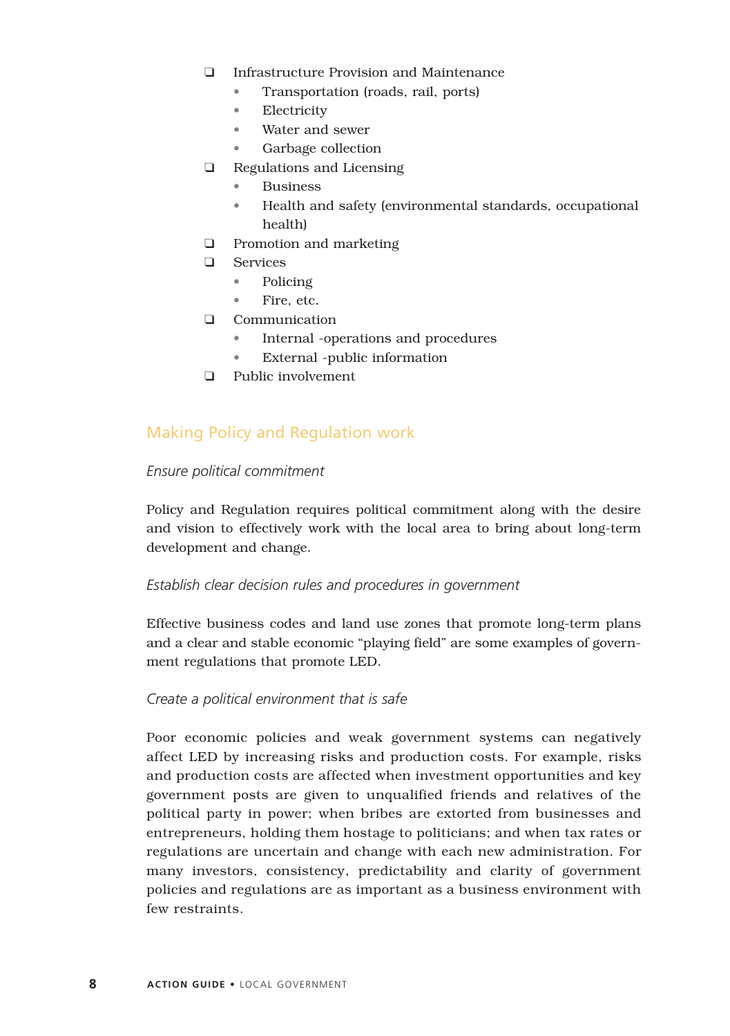- Infrastructure Provision and Maintenance
  - Transportation (roads, rail, ports)
  - Electricity
  - Water and sewer
  - Garbage collection
- Regulations and Licensing
  - Business
  - Health and safety (environmental standards, occupational health)
- Promotion and marketing
- Services
  - Policing
  - Fire, etc.
- Communication
  - Internal -operations and procedures
  - External -public information
- Public involvement

## Making Policy and Regulation work

*Ensure political commitment*

Policy and Regulation requires political commitment along with the desire and vision to effectively work with the local area to bring about long-term development and change.

*Establish clear decision rules and procedures in government*

Effective business codes and land use zones that promote long-term plans and a clear and stable economic "playing field" are some examples of government regulations that promote LED.

*Create a political environment that is safe*

Poor economic policies and weak government systems can negatively affect LED by increasing risks and production costs. For example, risks and production costs are affected when investment opportunities and key government posts are given to unqualified friends and relatives of the political party in power; when bribes are extorted from businesses and entrepreneurs, holding them hostage to politicians; and when tax rates or regulations are uncertain and change with each new administration. For many investors, consistency, predictability and clarity of government policies and regulations are as important as a business environment with few restraints.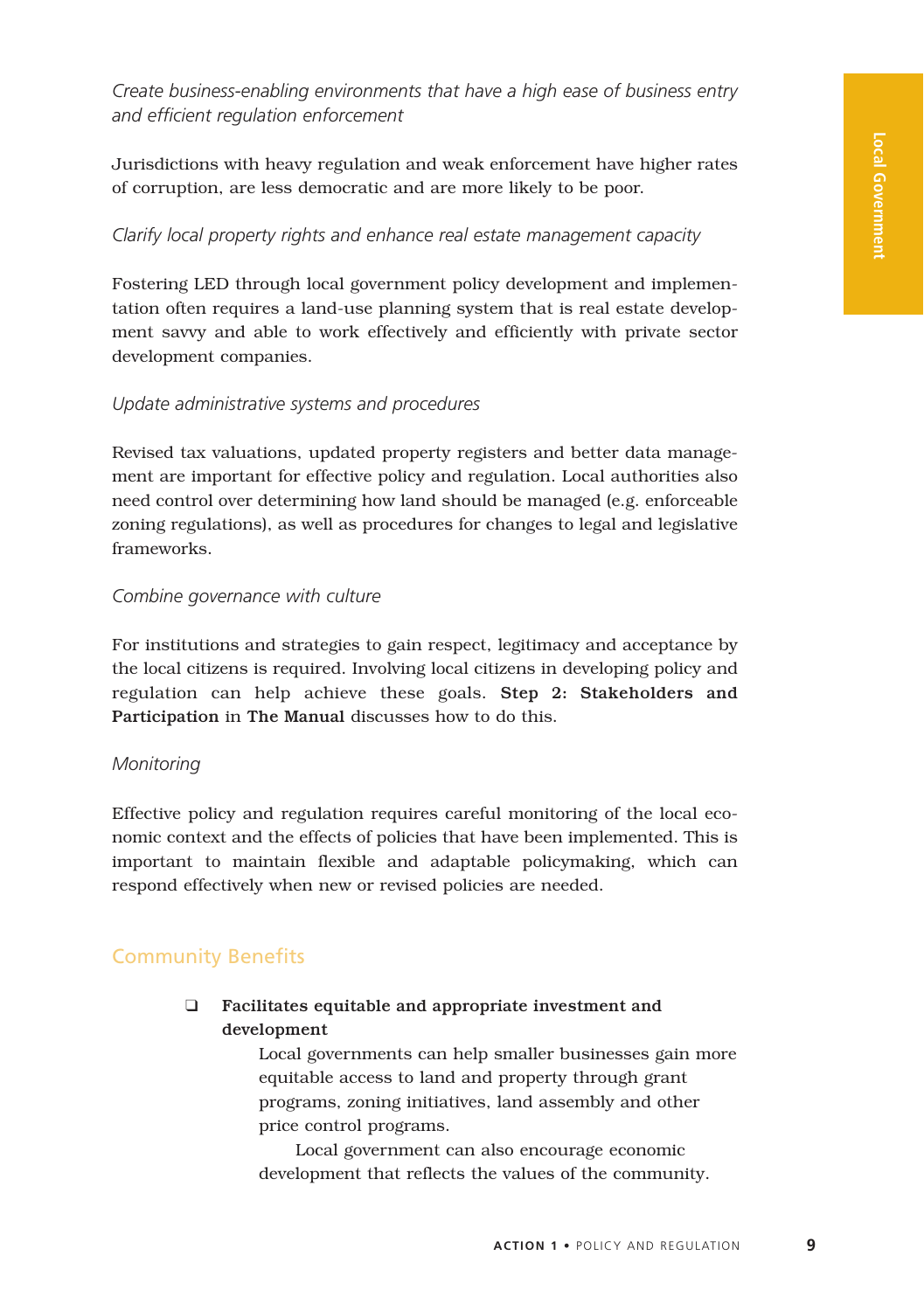*Create business-enabling environments that have a high ease of business entry and efficient regulation enforcement*

Jurisdictions with heavy regulation and weak enforcement have higher rates of corruption, are less democratic and are more likely to be poor.

*Clarify local property rights and enhance real estate management capacity*

Fostering LED through local government policy development and implementation often requires a land-use planning system that is real estate development savvy and able to work effectively and efficiently with private sector development companies.

*Update administrative systems and procedures*

Revised tax valuations, updated property registers and better data management are important for effective policy and regulation. Local authorities also need control over determining how land should be managed (e.g. enforceable zoning regulations), as well as procedures for changes to legal and legislative frameworks.

*Combine governance with culture*

For institutions and strategies to gain respect, legitimacy and acceptance by the local citizens is required. Involving local citizens in developing policy and regulation can help achieve these goals. **Step 2: Stakeholders and Participation** in **The Manual** discusses how to do this.

*Monitoring*

Effective policy and regulation requires careful monitoring of the local economic context and the effects of policies that have been implemented. This is important to maintain flexible and adaptable policymaking, which can respond effectively when new or revised policies are needed.

## Community Benefits

- **Facilitates equitable and appropriate investment and development**

  Local governments can help smaller businesses gain more equitable access to land and property through grant programs, zoning initiatives, land assembly and other price control programs.

  Local government can also encourage economic development that reflects the values of the community.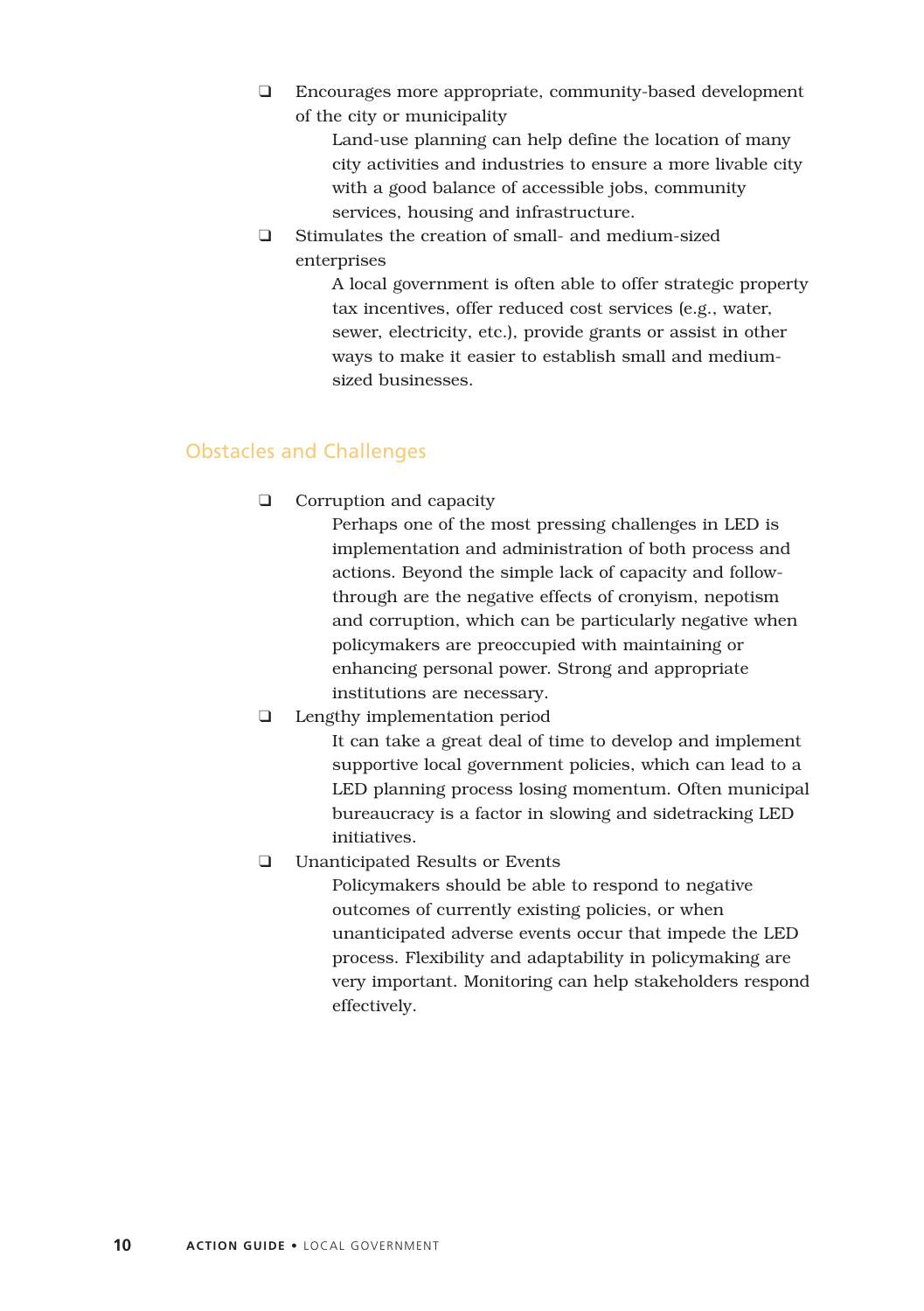- Encourages more appropriate, community-based development of the city or municipality

  Land-use planning can help define the location of many city activities and industries to ensure a more livable city with a good balance of accessible jobs, community services, housing and infrastructure.

- Stimulates the creation of small- and medium-sized enterprises

  A local government is often able to offer strategic property tax incentives, offer reduced cost services (e.g., water, sewer, electricity, etc.), provide grants or assist in other ways to make it easier to establish small and medium-sized businesses.

## Obstacles and Challenges

- Corruption and capacity

  Perhaps one of the most pressing challenges in LED is implementation and administration of both process and actions. Beyond the simple lack of capacity and follow-through are the negative effects of cronyism, nepotism and corruption, which can be particularly negative when policymakers are preoccupied with maintaining or enhancing personal power. Strong and appropriate institutions are necessary.

- Lengthy implementation period

  It can take a great deal of time to develop and implement supportive local government policies, which can lead to a LED planning process losing momentum. Often municipal bureaucracy is a factor in slowing and sidetracking LED initiatives.

- Unanticipated Results or Events

  Policymakers should be able to respond to negative outcomes of currently existing policies, or when unanticipated adverse events occur that impede the LED process. Flexibility and adaptability in policymaking are very important. Monitoring can help stakeholders respond effectively.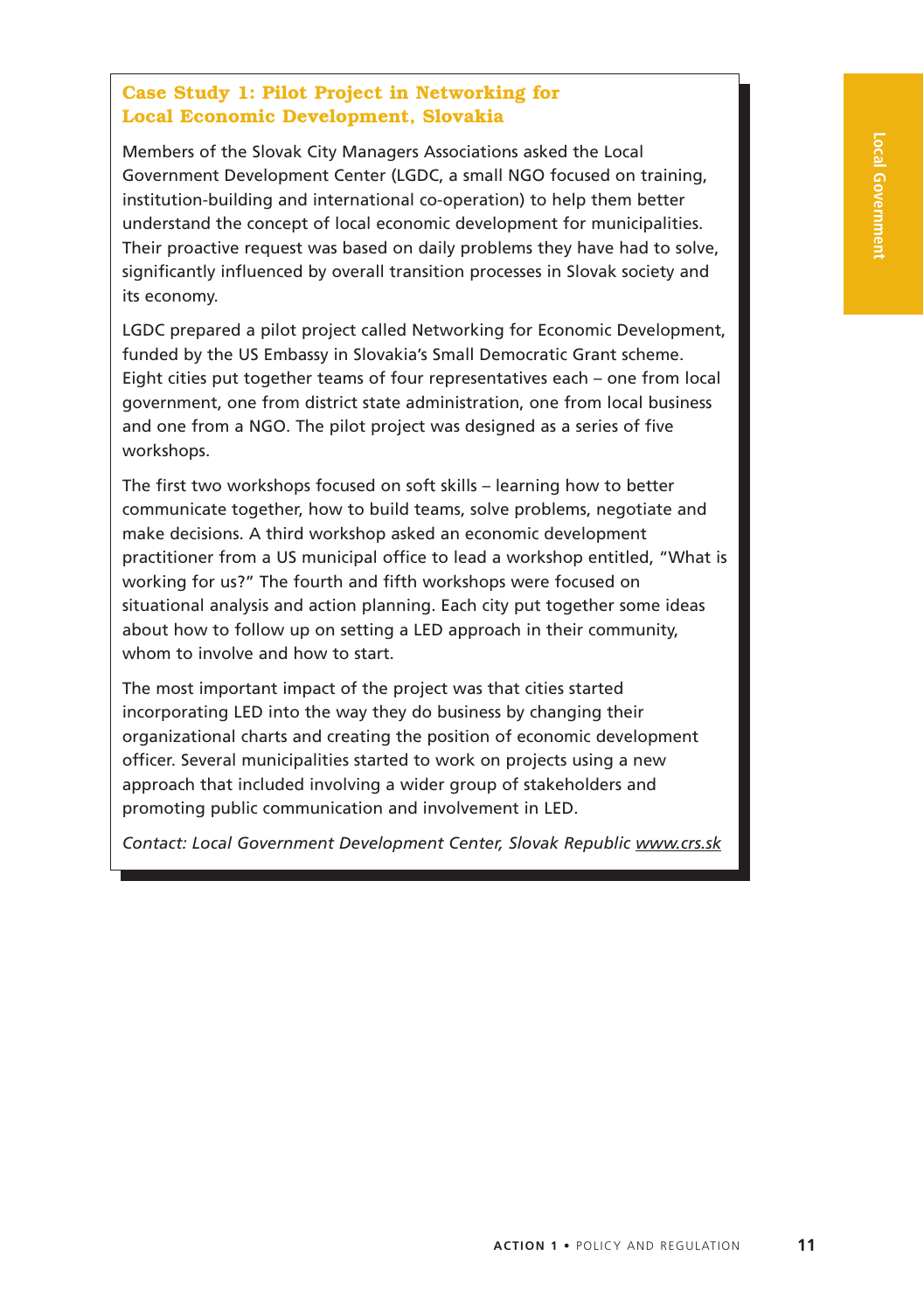### Case Study 1: Pilot Project in Networking for Local Economic Development, Slovakia

Members of the Slovak City Managers Associations asked the Local Government Development Center (LGDC, a small NGO focused on training, institution-building and international co-operation) to help them better understand the concept of local economic development for municipalities. Their proactive request was based on daily problems they have had to solve, significantly influenced by overall transition processes in Slovak society and its economy.

LGDC prepared a pilot project called Networking for Economic Development, funded by the US Embassy in Slovakia's Small Democratic Grant scheme. Eight cities put together teams of four representatives each – one from local government, one from district state administration, one from local business and one from a NGO. The pilot project was designed as a series of five workshops.

The first two workshops focused on soft skills – learning how to better communicate together, how to build teams, solve problems, negotiate and make decisions. A third workshop asked an economic development practitioner from a US municipal office to lead a workshop entitled, "What is working for us?" The fourth and fifth workshops were focused on situational analysis and action planning. Each city put together some ideas about how to follow up on setting a LED approach in their community, whom to involve and how to start.

The most important impact of the project was that cities started incorporating LED into the way they do business by changing their organizational charts and creating the position of economic development officer. Several municipalities started to work on projects using a new approach that included involving a wider group of stakeholders and promoting public communication and involvement in LED.

*Contact: Local Government Development Center, Slovak Republic www.crs.sk*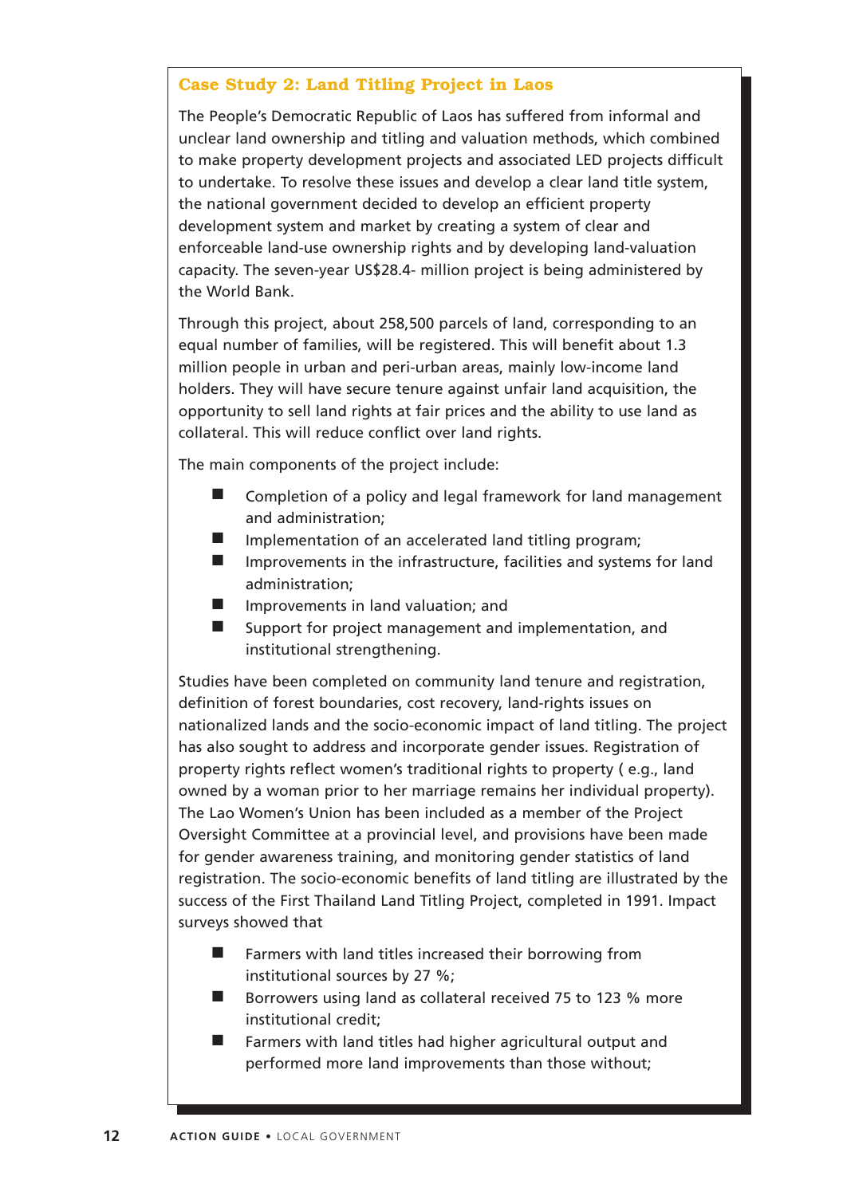### Case Study 2: Land Titling Project in Laos

The People's Democratic Republic of Laos has suffered from informal and unclear land ownership and titling and valuation methods, which combined to make property development projects and associated LED projects difficult to undertake. To resolve these issues and develop a clear land title system, the national government decided to develop an efficient property development system and market by creating a system of clear and enforceable land-use ownership rights and by developing land-valuation capacity. The seven-year US$28.4- million project is being administered by the World Bank.

Through this project, about 258,500 parcels of land, corresponding to an equal number of families, will be registered. This will benefit about 1.3 million people in urban and peri-urban areas, mainly low-income land holders. They will have secure tenure against unfair land acquisition, the opportunity to sell land rights at fair prices and the ability to use land as collateral. This will reduce conflict over land rights.

The main components of the project include:

- Completion of a policy and legal framework for land management and administration;
- Implementation of an accelerated land titling program;
- Improvements in the infrastructure, facilities and systems for land administration;
- Improvements in land valuation; and
- Support for project management and implementation, and institutional strengthening.

Studies have been completed on community land tenure and registration, definition of forest boundaries, cost recovery, land-rights issues on nationalized lands and the socio-economic impact of land titling. The project has also sought to address and incorporate gender issues. Registration of property rights reflect women's traditional rights to property ( e.g., land owned by a woman prior to her marriage remains her individual property). The Lao Women's Union has been included as a member of the Project Oversight Committee at a provincial level, and provisions have been made for gender awareness training, and monitoring gender statistics of land registration. The socio-economic benefits of land titling are illustrated by the success of the First Thailand Land Titling Project, completed in 1991. Impact surveys showed that

- Farmers with land titles increased their borrowing from institutional sources by 27 %;
- Borrowers using land as collateral received 75 to 123 % more institutional credit;
- Farmers with land titles had higher agricultural output and performed more land improvements than those without;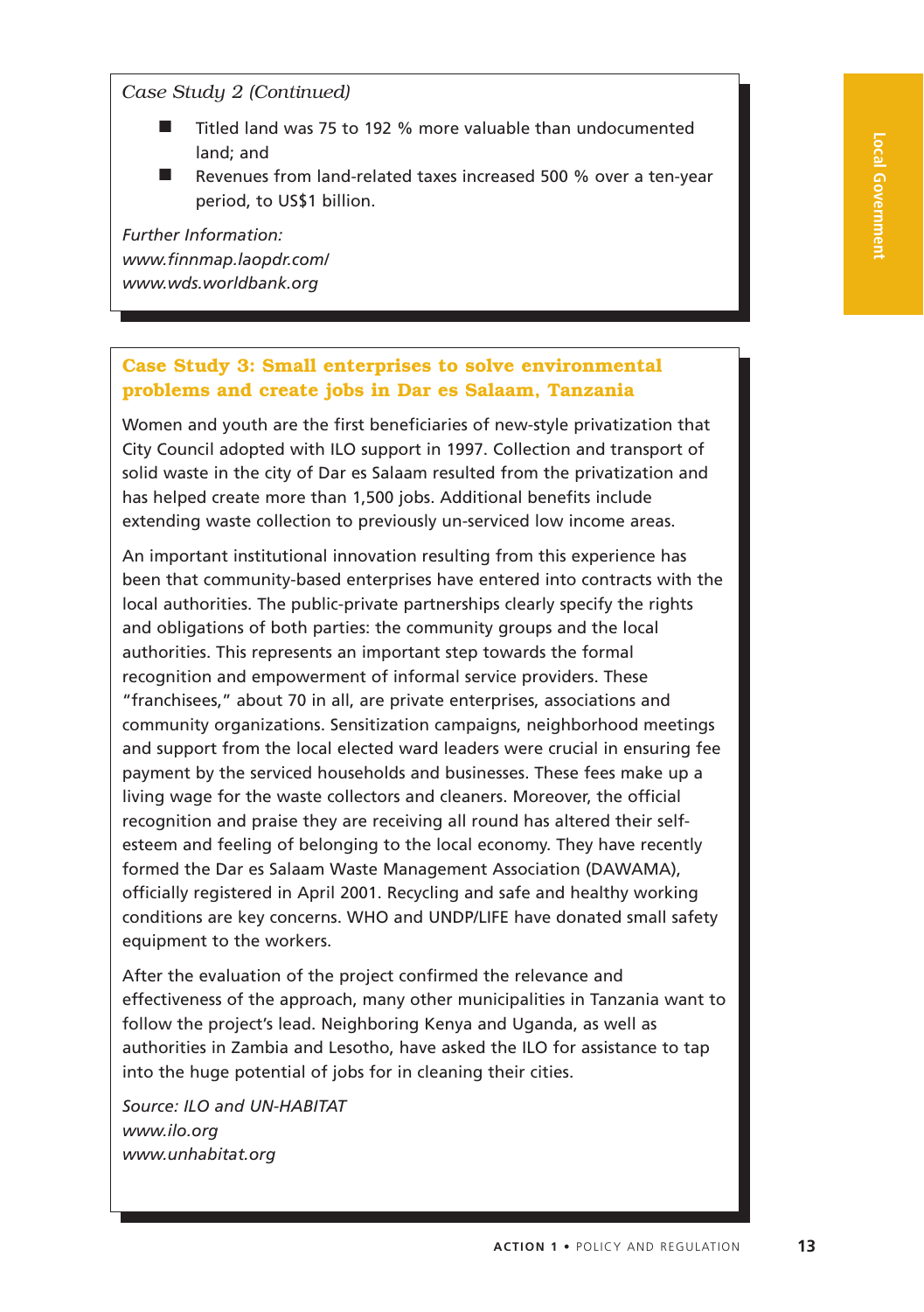*Case Study 2 (Continued)*

- Titled land was 75 to 192 % more valuable than undocumented land; and
- Revenues from land-related taxes increased 500 % over a ten-year period, to US$1 billion.

*Further Information:*
*www.finnmap.laopdr.com/*
*www.wds.worldbank.org*

### Case Study 3: Small enterprises to solve environmental problems and create jobs in Dar es Salaam, Tanzania

Women and youth are the first beneficiaries of new-style privatization that City Council adopted with ILO support in 1997. Collection and transport of solid waste in the city of Dar es Salaam resulted from the privatization and has helped create more than 1,500 jobs. Additional benefits include extending waste collection to previously un-serviced low income areas.

An important institutional innovation resulting from this experience has been that community-based enterprises have entered into contracts with the local authorities. The public-private partnerships clearly specify the rights and obligations of both parties: the community groups and the local authorities. This represents an important step towards the formal recognition and empowerment of informal service providers. These "franchisees," about 70 in all, are private enterprises, associations and community organizations. Sensitization campaigns, neighborhood meetings and support from the local elected ward leaders were crucial in ensuring fee payment by the serviced households and businesses. These fees make up a living wage for the waste collectors and cleaners. Moreover, the official recognition and praise they are receiving all round has altered their self-esteem and feeling of belonging to the local economy. They have recently formed the Dar es Salaam Waste Management Association (DAWAMA), officially registered in April 2001. Recycling and safe and healthy working conditions are key concerns. WHO and UNDP/LIFE have donated small safety equipment to the workers.

After the evaluation of the project confirmed the relevance and effectiveness of the approach, many other municipalities in Tanzania want to follow the project's lead. Neighboring Kenya and Uganda, as well as authorities in Zambia and Lesotho, have asked the ILO for assistance to tap into the huge potential of jobs for in cleaning their cities.

*Source: ILO and UN-HABITAT*
*www.ilo.org*
*www.unhabitat.org*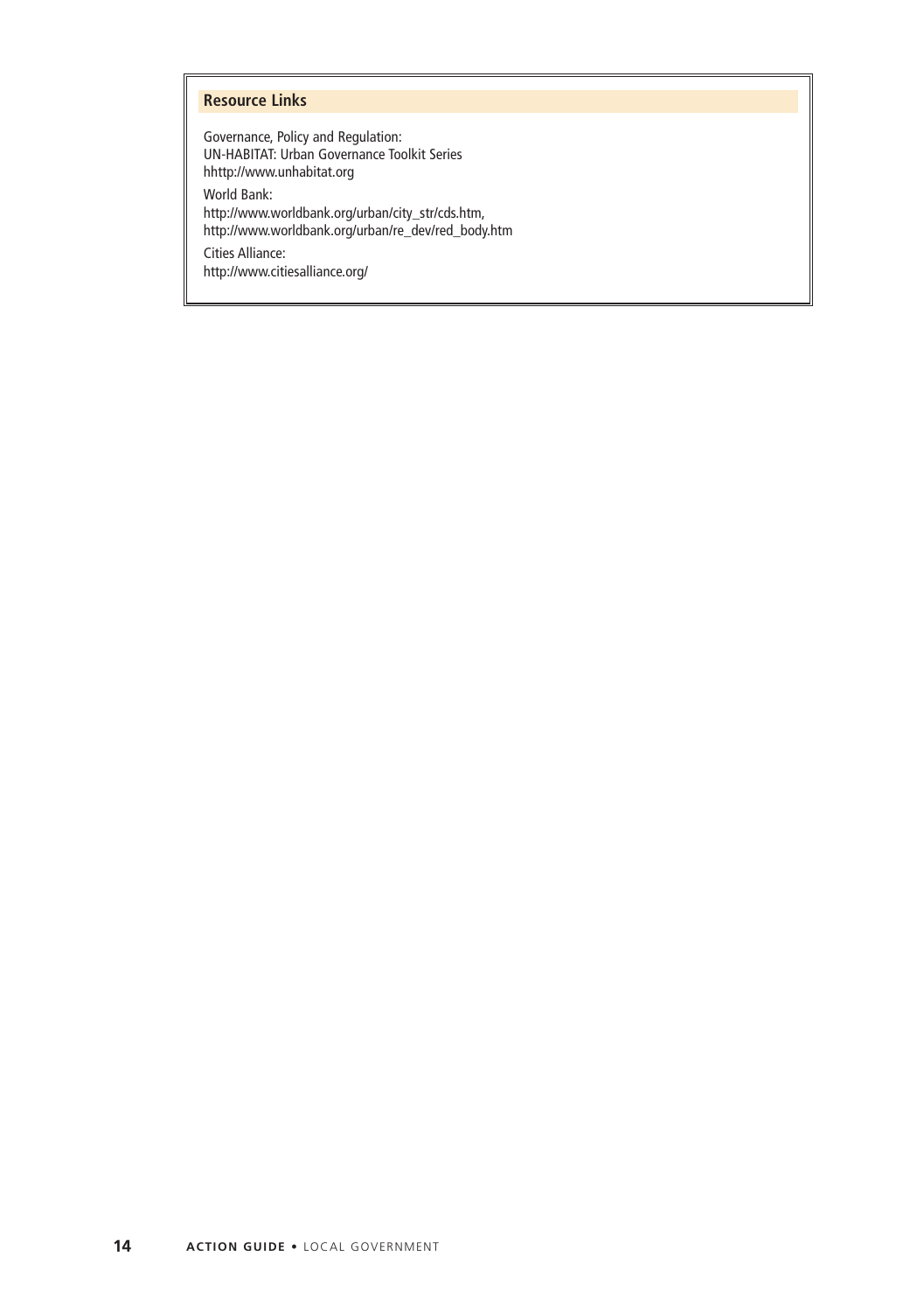### Resource Links

Governance, Policy and Regulation:
UN-HABITAT: Urban Governance Toolkit Series
hhttp://www.unhabitat.org

World Bank:
http://www.worldbank.org/urban/city_str/cds.htm,
http://www.worldbank.org/urban/re_dev/red_body.htm

Cities Alliance:
http://www.citiesalliance.org/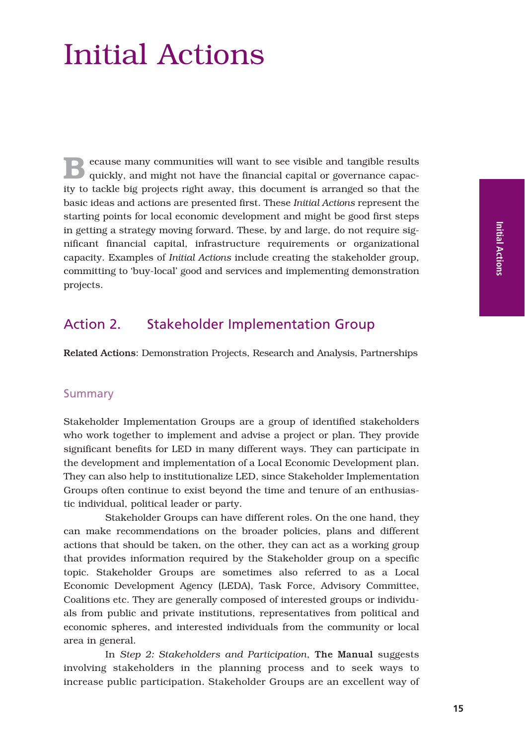# Initial Actions

Because many communities will want to see visible and tangible results quickly, and might not have the financial capital or governance capacity to tackle big projects right away, this document is arranged so that the basic ideas and actions are presented first. These *Initial Actions* represent the starting points for local economic development and might be good first steps in getting a strategy moving forward. These, by and large, do not require significant financial capital, infrastructure requirements or organizational capacity. Examples of *Initial Actions* include creating the stakeholder group, committing to 'buy-local' good and services and implementing demonstration projects.

## Action 2. Stakeholder Implementation Group

**Related Actions**: Demonstration Projects, Research and Analysis, Partnerships

### Summary

Stakeholder Implementation Groups are a group of identified stakeholders who work together to implement and advise a project or plan. They provide significant benefits for LED in many different ways. They can participate in the development and implementation of a Local Economic Development plan. They can also help to institutionalize LED, since Stakeholder Implementation Groups often continue to exist beyond the time and tenure of an enthusiastic individual, political leader or party.

Stakeholder Groups can have different roles. On the one hand, they can make recommendations on the broader policies, plans and different actions that should be taken, on the other, they can act as a working group that provides information required by the Stakeholder group on a specific topic. Stakeholder Groups are sometimes also referred to as a Local Economic Development Agency (LEDA), Task Force, Advisory Committee, Coalitions etc. They are generally composed of interested groups or individuals from public and private institutions, representatives from political and economic spheres, and interested individuals from the community or local area in general.

In *Step 2: Stakeholders and Participation*, **The Manual** suggests involving stakeholders in the planning process and to seek ways to increase public participation. Stakeholder Groups are an excellent way of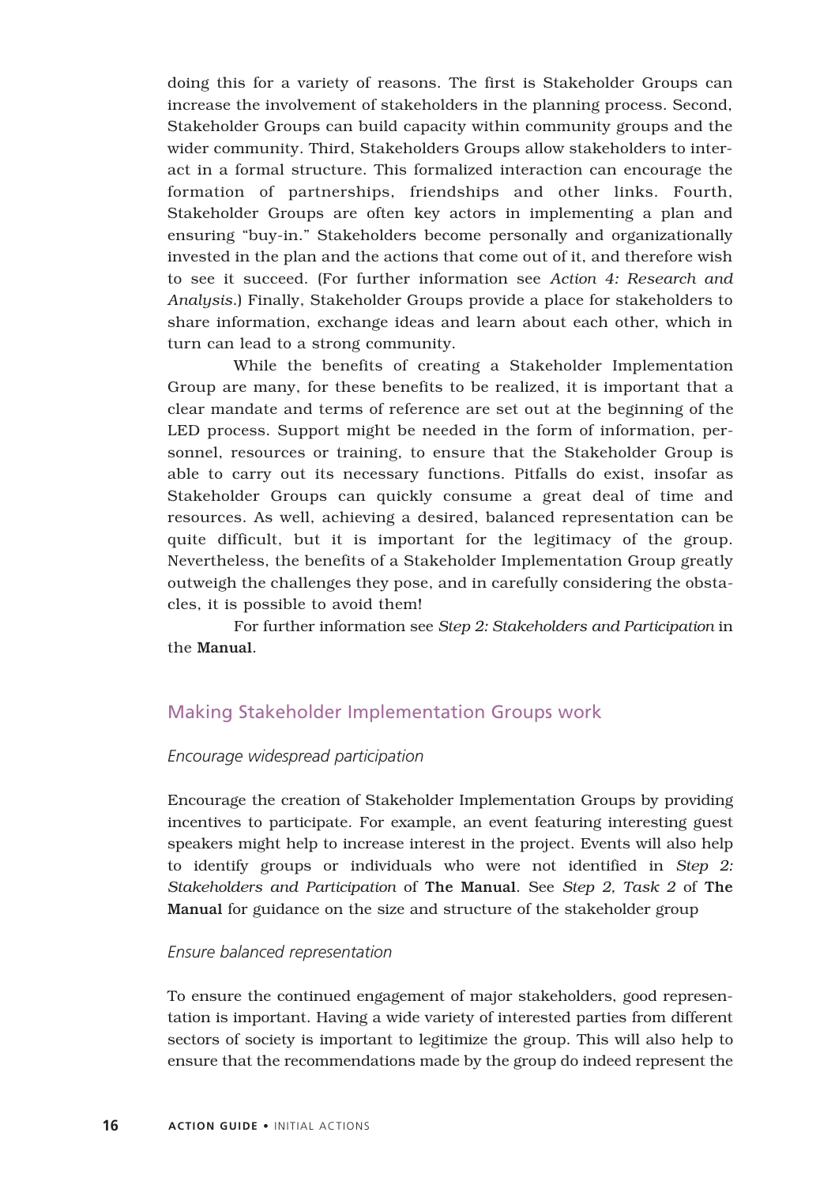doing this for a variety of reasons. The first is Stakeholder Groups can increase the involvement of stakeholders in the planning process. Second, Stakeholder Groups can build capacity within community groups and the wider community. Third, Stakeholders Groups allow stakeholders to interact in a formal structure. This formalized interaction can encourage the formation of partnerships, friendships and other links. Fourth, Stakeholder Groups are often key actors in implementing a plan and ensuring "buy-in." Stakeholders become personally and organizationally invested in the plan and the actions that come out of it, and therefore wish to see it succeed. (For further information see *Action 4: Research and Analysis*.) Finally, Stakeholder Groups provide a place for stakeholders to share information, exchange ideas and learn about each other, which in turn can lead to a strong community.

While the benefits of creating a Stakeholder Implementation Group are many, for these benefits to be realized, it is important that a clear mandate and terms of reference are set out at the beginning of the LED process. Support might be needed in the form of information, personnel, resources or training, to ensure that the Stakeholder Group is able to carry out its necessary functions. Pitfalls do exist, insofar as Stakeholder Groups can quickly consume a great deal of time and resources. As well, achieving a desired, balanced representation can be quite difficult, but it is important for the legitimacy of the group. Nevertheless, the benefits of a Stakeholder Implementation Group greatly outweigh the challenges they pose, and in carefully considering the obstacles, it is possible to avoid them!

For further information see *Step 2: Stakeholders and Participation* in the **Manual**.

## Making Stakeholder Implementation Groups work

### *Encourage widespread participation*

Encourage the creation of Stakeholder Implementation Groups by providing incentives to participate. For example, an event featuring interesting guest speakers might help to increase interest in the project. Events will also help to identify groups or individuals who were not identified in *Step 2: Stakeholders and Participation* of **The Manual**. See *Step 2, Task 2* of **The Manual** for guidance on the size and structure of the stakeholder group

### *Ensure balanced representation*

To ensure the continued engagement of major stakeholders, good representation is important. Having a wide variety of interested parties from different sectors of society is important to legitimize the group. This will also help to ensure that the recommendations made by the group do indeed represent the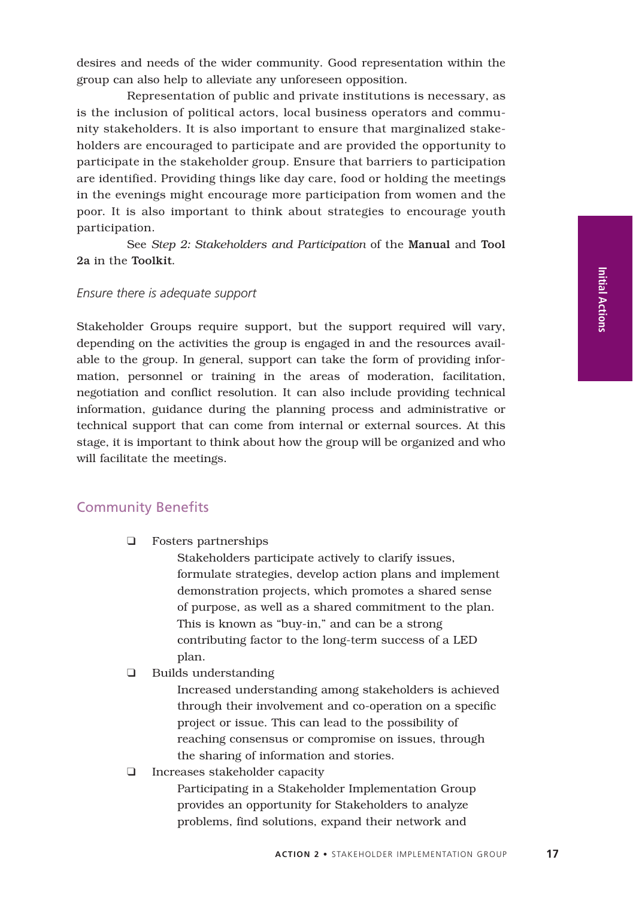desires and needs of the wider community. Good representation within the group can also help to alleviate any unforeseen opposition.

Representation of public and private institutions is necessary, as is the inclusion of political actors, local business operators and community stakeholders. It is also important to ensure that marginalized stakeholders are encouraged to participate and are provided the opportunity to participate in the stakeholder group. Ensure that barriers to participation are identified. Providing things like day care, food or holding the meetings in the evenings might encourage more participation from women and the poor. It is also important to think about strategies to encourage youth participation.

See *Step 2: Stakeholders and Participation* of the **Manual** and **Tool 2a** in the **Toolkit**.

*Ensure there is adequate support*

Stakeholder Groups require support, but the support required will vary, depending on the activities the group is engaged in and the resources available to the group. In general, support can take the form of providing information, personnel or training in the areas of moderation, facilitation, negotiation and conflict resolution. It can also include providing technical information, guidance during the planning process and administrative or technical support that can come from internal or external sources. At this stage, it is important to think about how the group will be organized and who will facilitate the meetings.

## Community Benefits

- ❑ Fosters partnerships

  Stakeholders participate actively to clarify issues, formulate strategies, develop action plans and implement demonstration projects, which promotes a shared sense of purpose, as well as a shared commitment to the plan. This is known as "buy-in," and can be a strong contributing factor to the long-term success of a LED plan.

- ❑ Builds understanding

  Increased understanding among stakeholders is achieved through their involvement and co-operation on a specific project or issue. This can lead to the possibility of reaching consensus or compromise on issues, through the sharing of information and stories.

- ❑ Increases stakeholder capacity

  Participating in a Stakeholder Implementation Group provides an opportunity for Stakeholders to analyze problems, find solutions, expand their network and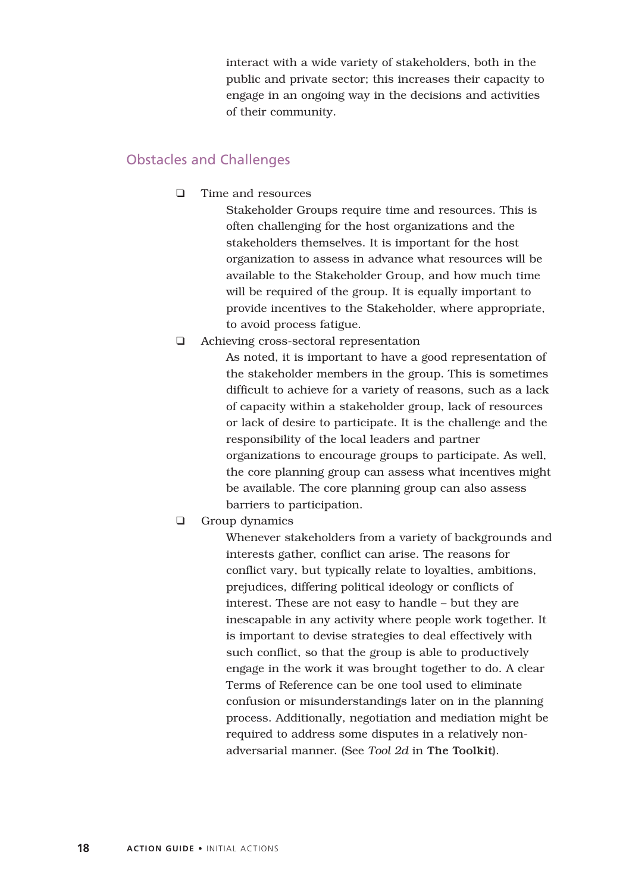interact with a wide variety of stakeholders, both in the public and private sector; this increases their capacity to engage in an ongoing way in the decisions and activities of their community.

## Obstacles and Challenges

- Time and resources

  Stakeholder Groups require time and resources. This is often challenging for the host organizations and the stakeholders themselves. It is important for the host organization to assess in advance what resources will be available to the Stakeholder Group, and how much time will be required of the group. It is equally important to provide incentives to the Stakeholder, where appropriate, to avoid process fatigue.

- Achieving cross-sectoral representation

  As noted, it is important to have a good representation of the stakeholder members in the group. This is sometimes difficult to achieve for a variety of reasons, such as a lack of capacity within a stakeholder group, lack of resources or lack of desire to participate. It is the challenge and the responsibility of the local leaders and partner organizations to encourage groups to participate. As well, the core planning group can assess what incentives might be available. The core planning group can also assess barriers to participation.

- Group dynamics

  Whenever stakeholders from a variety of backgrounds and interests gather, conflict can arise. The reasons for conflict vary, but typically relate to loyalties, ambitions, prejudices, differing political ideology or conflicts of interest. These are not easy to handle – but they are inescapable in any activity where people work together. It is important to devise strategies to deal effectively with such conflict, so that the group is able to productively engage in the work it was brought together to do. A clear Terms of Reference can be one tool used to eliminate confusion or misunderstandings later on in the planning process. Additionally, negotiation and mediation might be required to address some disputes in a relatively non-adversarial manner. (See *Tool 2d* in **The Toolkit**).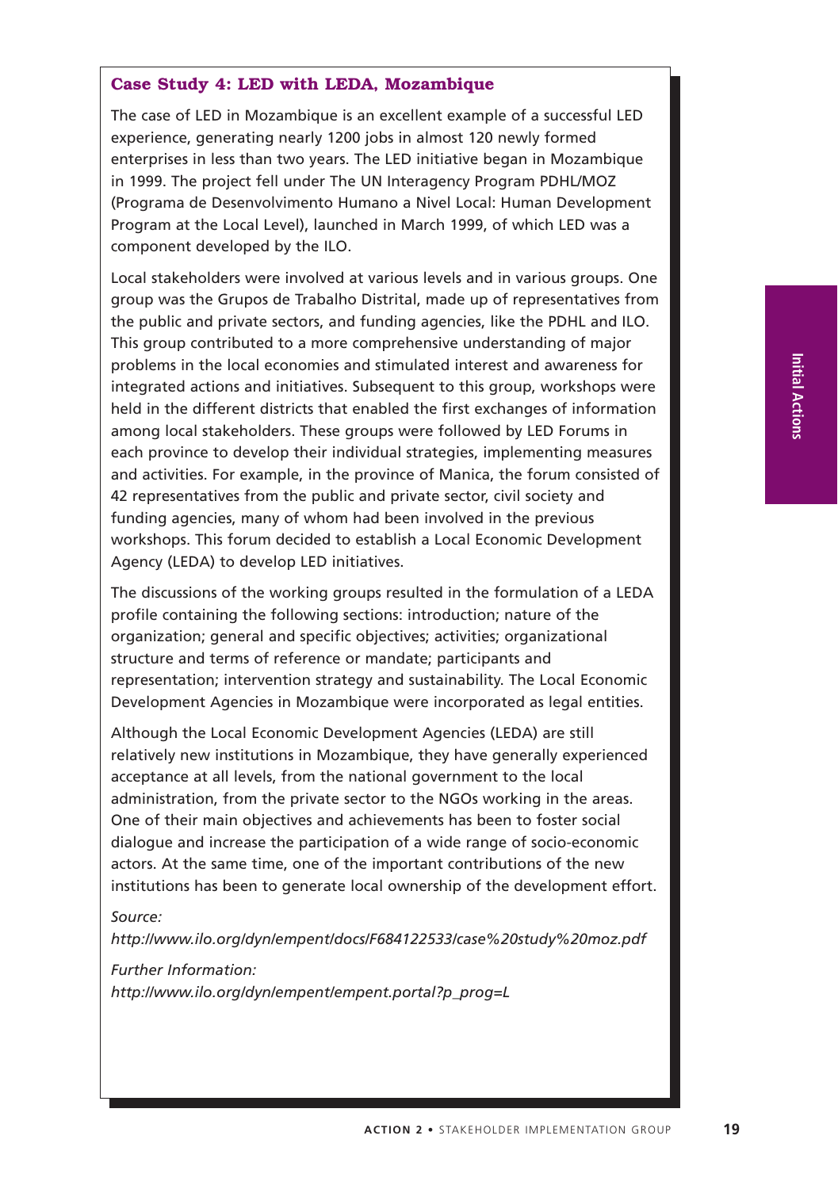### Case Study 4: LED with LEDA, Mozambique

The case of LED in Mozambique is an excellent example of a successful LED experience, generating nearly 1200 jobs in almost 120 newly formed enterprises in less than two years. The LED initiative began in Mozambique in 1999. The project fell under The UN Interagency Program PDHL/MOZ (Programa de Desenvolvimento Humano a Nivel Local: Human Development Program at the Local Level), launched in March 1999, of which LED was a component developed by the ILO.

Local stakeholders were involved at various levels and in various groups. One group was the Grupos de Trabalho Distrital, made up of representatives from the public and private sectors, and funding agencies, like the PDHL and ILO. This group contributed to a more comprehensive understanding of major problems in the local economies and stimulated interest and awareness for integrated actions and initiatives. Subsequent to this group, workshops were held in the different districts that enabled the first exchanges of information among local stakeholders. These groups were followed by LED Forums in each province to develop their individual strategies, implementing measures and activities. For example, in the province of Manica, the forum consisted of 42 representatives from the public and private sector, civil society and funding agencies, many of whom had been involved in the previous workshops. This forum decided to establish a Local Economic Development Agency (LEDA) to develop LED initiatives.

The discussions of the working groups resulted in the formulation of a LEDA profile containing the following sections: introduction; nature of the organization; general and specific objectives; activities; organizational structure and terms of reference or mandate; participants and representation; intervention strategy and sustainability. The Local Economic Development Agencies in Mozambique were incorporated as legal entities.

Although the Local Economic Development Agencies (LEDA) are still relatively new institutions in Mozambique, they have generally experienced acceptance at all levels, from the national government to the local administration, from the private sector to the NGOs working in the areas. One of their main objectives and achievements has been to foster social dialogue and increase the participation of a wide range of socio-economic actors. At the same time, one of the important contributions of the new institutions has been to generate local ownership of the development effort.

*Source:*
*http://www.ilo.org/dyn/empent/docs/F684122533/case%20study%20moz.pdf*

*Further Information:*
*http://www.ilo.org/dyn/empent/empent.portal?p_prog=L*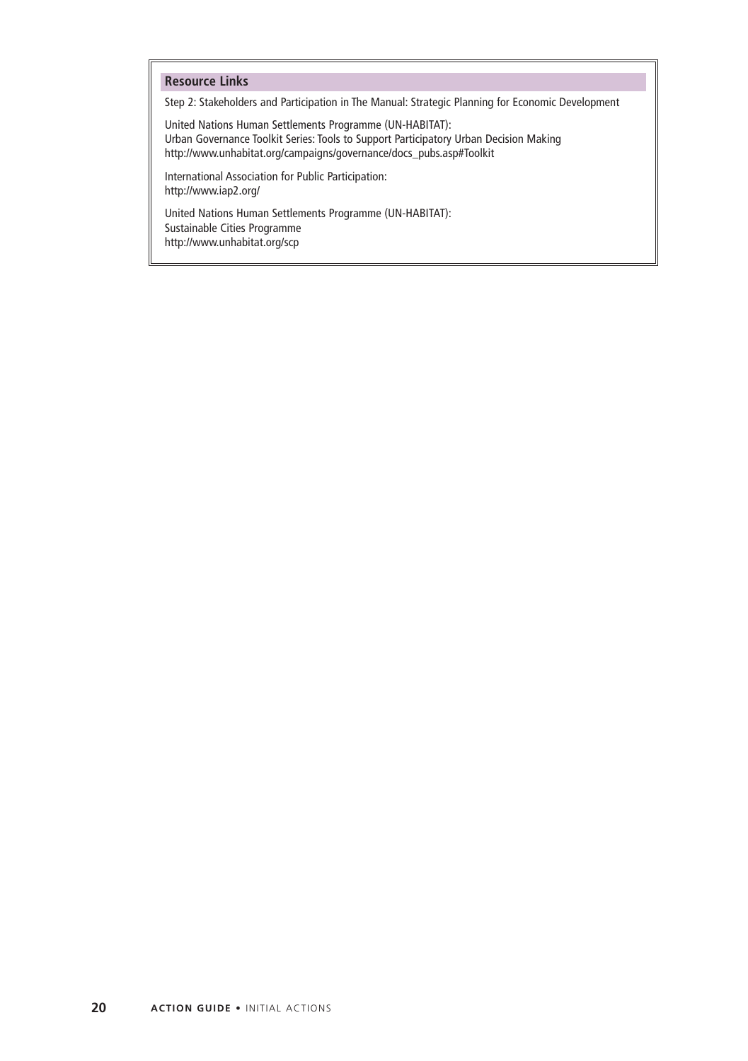### Resource Links

Step 2: Stakeholders and Participation in The Manual: Strategic Planning for Economic Development

United Nations Human Settlements Programme (UN-HABITAT):
Urban Governance Toolkit Series: Tools to Support Participatory Urban Decision Making
http://www.unhabitat.org/campaigns/governance/docs_pubs.asp#Toolkit

International Association for Public Participation:
http://www.iap2.org/

United Nations Human Settlements Programme (UN-HABITAT):
Sustainable Cities Programme
http://www.unhabitat.org/scp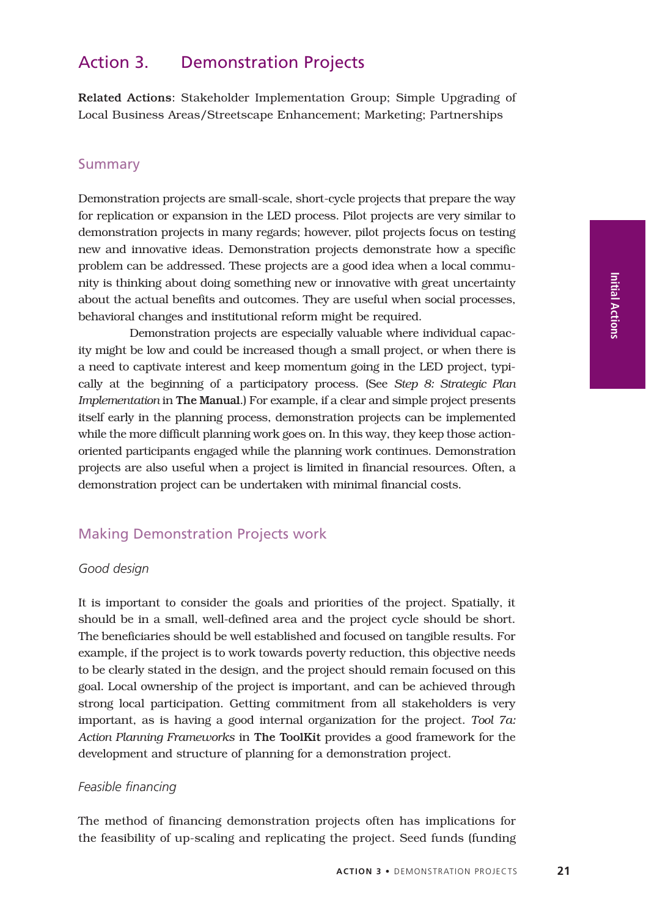## Action 3. Demonstration Projects

**Related Actions**: Stakeholder Implementation Group; Simple Upgrading of Local Business Areas/Streetscape Enhancement; Marketing; Partnerships

### Summary

Demonstration projects are small-scale, short-cycle projects that prepare the way for replication or expansion in the LED process. Pilot projects are very similar to demonstration projects in many regards; however, pilot projects focus on testing new and innovative ideas. Demonstration projects demonstrate how a specific problem can be addressed. These projects are a good idea when a local community is thinking about doing something new or innovative with great uncertainty about the actual benefits and outcomes. They are useful when social processes, behavioral changes and institutional reform might be required.

Demonstration projects are especially valuable where individual capacity might be low and could be increased though a small project, or when there is a need to captivate interest and keep momentum going in the LED project, typically at the beginning of a participatory process. (See *Step 8: Strategic Plan Implementation* in **The Manual**.) For example, if a clear and simple project presents itself early in the planning process, demonstration projects can be implemented while the more difficult planning work goes on. In this way, they keep those action-oriented participants engaged while the planning work continues. Demonstration projects are also useful when a project is limited in financial resources. Often, a demonstration project can be undertaken with minimal financial costs.

### Making Demonstration Projects work

#### *Good design*

It is important to consider the goals and priorities of the project. Spatially, it should be in a small, well-defined area and the project cycle should be short. The beneficiaries should be well established and focused on tangible results. For example, if the project is to work towards poverty reduction, this objective needs to be clearly stated in the design, and the project should remain focused on this goal. Local ownership of the project is important, and can be achieved through strong local participation. Getting commitment from all stakeholders is very important, as is having a good internal organization for the project. *Tool 7a: Action Planning Frameworks* in **The ToolKit** provides a good framework for the development and structure of planning for a demonstration project.

#### *Feasible financing*

The method of financing demonstration projects often has implications for the feasibility of up-scaling and replicating the project. Seed funds (funding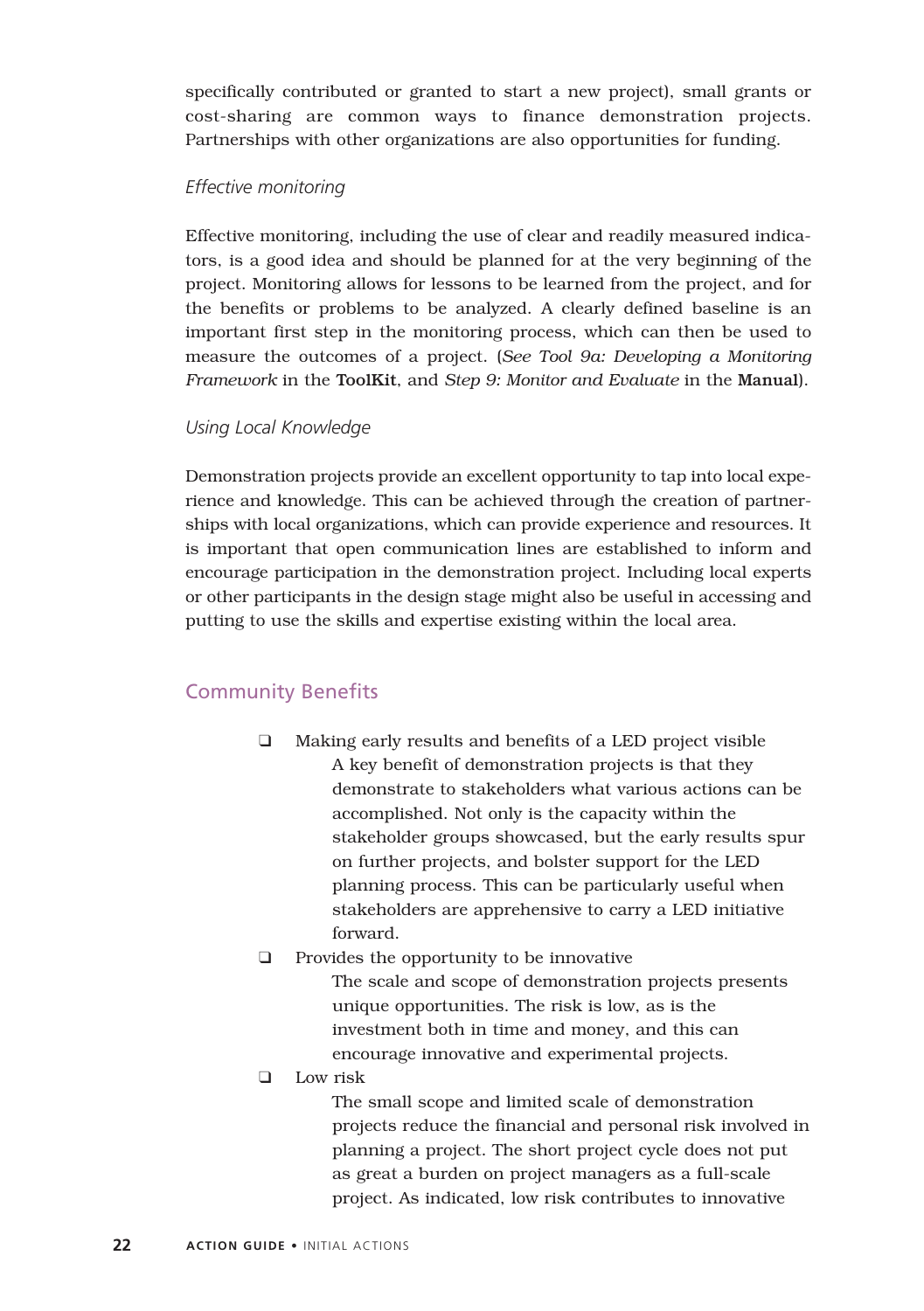specifically contributed or granted to start a new project), small grants or cost-sharing are common ways to finance demonstration projects. Partnerships with other organizations are also opportunities for funding.

*Effective monitoring*

Effective monitoring, including the use of clear and readily measured indicators, is a good idea and should be planned for at the very beginning of the project. Monitoring allows for lessons to be learned from the project, and for the benefits or problems to be analyzed. A clearly defined baseline is an important first step in the monitoring process, which can then be used to measure the outcomes of a project. (*See Tool 9a: Developing a Monitoring Framework* in the **ToolKit**, and *Step 9: Monitor and Evaluate* in the **Manual**).

*Using Local Knowledge*

Demonstration projects provide an excellent opportunity to tap into local experience and knowledge. This can be achieved through the creation of partnerships with local organizations, which can provide experience and resources. It is important that open communication lines are established to inform and encourage participation in the demonstration project. Including local experts or other participants in the design stage might also be useful in accessing and putting to use the skills and expertise existing within the local area.

## Community Benefits

- Making early results and benefits of a LED project visible
  A key benefit of demonstration projects is that they demonstrate to stakeholders what various actions can be accomplished. Not only is the capacity within the stakeholder groups showcased, but the early results spur on further projects, and bolster support for the LED planning process. This can be particularly useful when stakeholders are apprehensive to carry a LED initiative forward.
- Provides the opportunity to be innovative
  The scale and scope of demonstration projects presents unique opportunities. The risk is low, as is the investment both in time and money, and this can encourage innovative and experimental projects.
- Low risk
  The small scope and limited scale of demonstration projects reduce the financial and personal risk involved in planning a project. The short project cycle does not put as great a burden on project managers as a full-scale project. As indicated, low risk contributes to innovative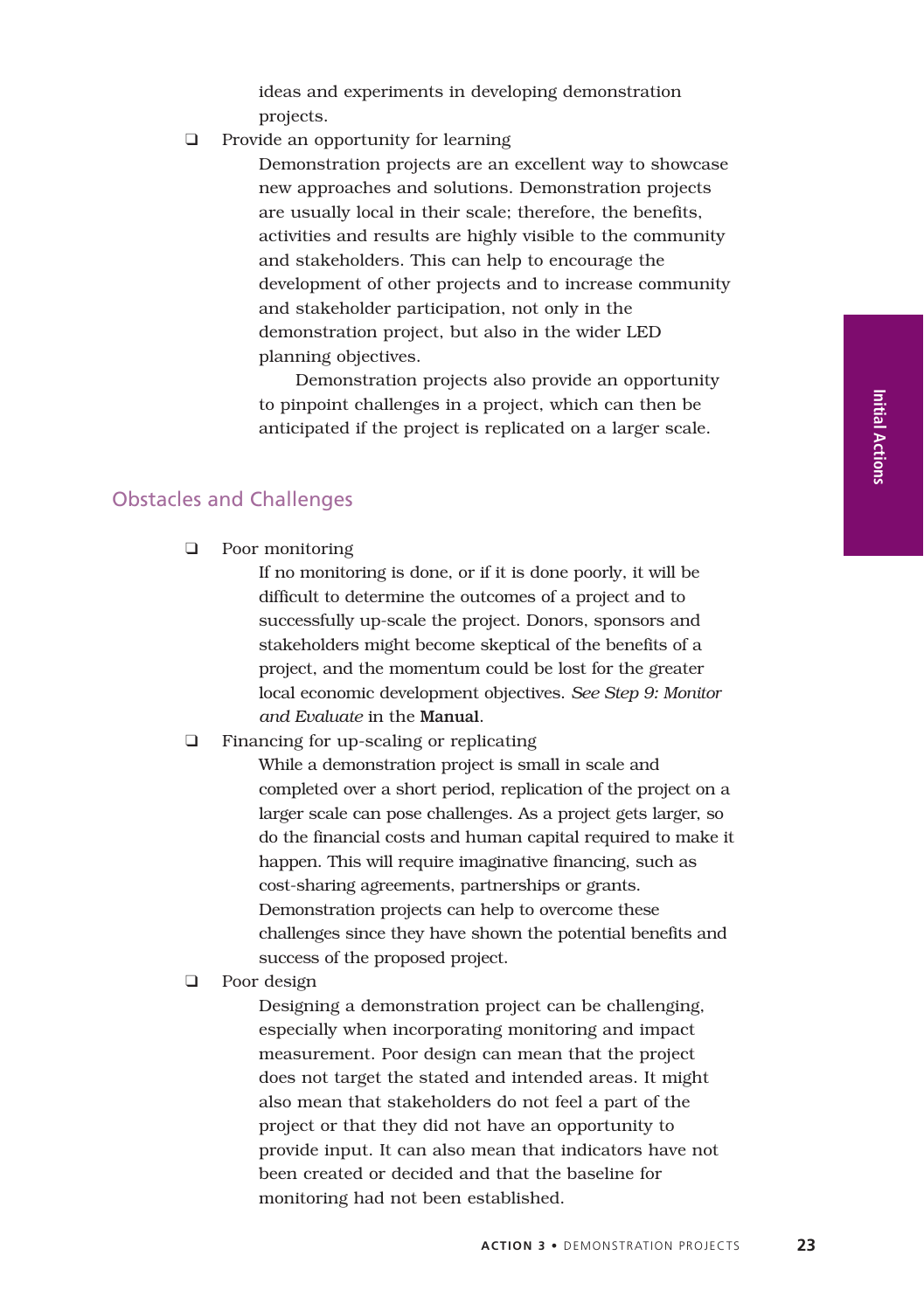ideas and experiments in developing demonstration projects.

- Provide an opportunity for learning

  Demonstration projects are an excellent way to showcase new approaches and solutions. Demonstration projects are usually local in their scale; therefore, the benefits, activities and results are highly visible to the community and stakeholders. This can help to encourage the development of other projects and to increase community and stakeholder participation, not only in the demonstration project, but also in the wider LED planning objectives.

  Demonstration projects also provide an opportunity to pinpoint challenges in a project, which can then be anticipated if the project is replicated on a larger scale.

## Obstacles and Challenges

- Poor monitoring

  If no monitoring is done, or if it is done poorly, it will be difficult to determine the outcomes of a project and to successfully up-scale the project. Donors, sponsors and stakeholders might become skeptical of the benefits of a project, and the momentum could be lost for the greater local economic development objectives. *See Step 9: Monitor and Evaluate* in the **Manual**.

- Financing for up-scaling or replicating

  While a demonstration project is small in scale and completed over a short period, replication of the project on a larger scale can pose challenges. As a project gets larger, so do the financial costs and human capital required to make it happen. This will require imaginative financing, such as cost-sharing agreements, partnerships or grants. Demonstration projects can help to overcome these challenges since they have shown the potential benefits and success of the proposed project.

- Poor design

  Designing a demonstration project can be challenging, especially when incorporating monitoring and impact measurement. Poor design can mean that the project does not target the stated and intended areas. It might also mean that stakeholders do not feel a part of the project or that they did not have an opportunity to provide input. It can also mean that indicators have not been created or decided and that the baseline for monitoring had not been established.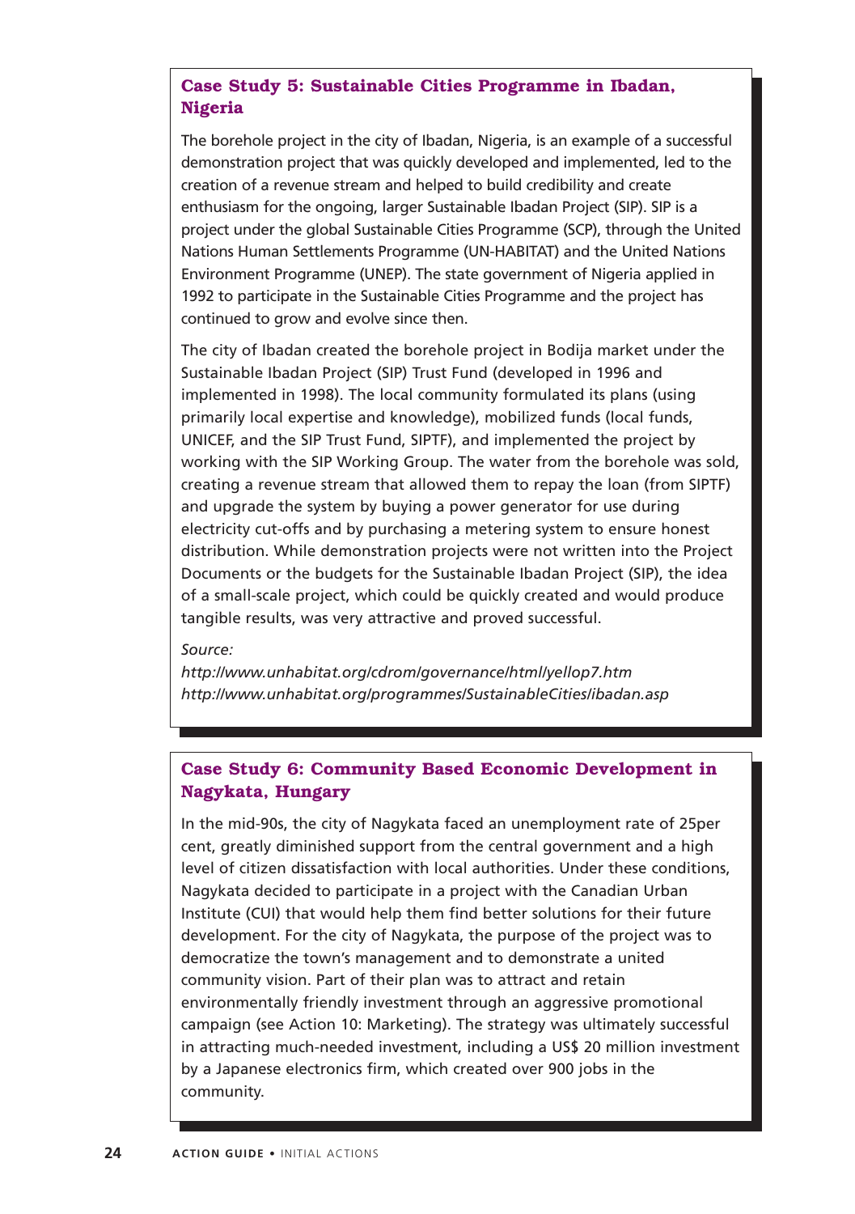### Case Study 5: Sustainable Cities Programme in Ibadan, Nigeria

The borehole project in the city of Ibadan, Nigeria, is an example of a successful demonstration project that was quickly developed and implemented, led to the creation of a revenue stream and helped to build credibility and create enthusiasm for the ongoing, larger Sustainable Ibadan Project (SIP). SIP is a project under the global Sustainable Cities Programme (SCP), through the United Nations Human Settlements Programme (UN-HABITAT) and the United Nations Environment Programme (UNEP). The state government of Nigeria applied in 1992 to participate in the Sustainable Cities Programme and the project has continued to grow and evolve since then.

The city of Ibadan created the borehole project in Bodija market under the Sustainable Ibadan Project (SIP) Trust Fund (developed in 1996 and implemented in 1998). The local community formulated its plans (using primarily local expertise and knowledge), mobilized funds (local funds, UNICEF, and the SIP Trust Fund, SIPTF), and implemented the project by working with the SIP Working Group. The water from the borehole was sold, creating a revenue stream that allowed them to repay the loan (from SIPTF) and upgrade the system by buying a power generator for use during electricity cut-offs and by purchasing a metering system to ensure honest distribution. While demonstration projects were not written into the Project Documents or the budgets for the Sustainable Ibadan Project (SIP), the idea of a small-scale project, which could be quickly created and would produce tangible results, was very attractive and proved successful.

*Source:*
*http://www.unhabitat.org/cdrom/governance/html/yellop7.htm*
*http://www.unhabitat.org/programmes/SustainableCities/ibadan.asp*

### Case Study 6: Community Based Economic Development in Nagykata, Hungary

In the mid-90s, the city of Nagykata faced an unemployment rate of 25per cent, greatly diminished support from the central government and a high level of citizen dissatisfaction with local authorities. Under these conditions, Nagykata decided to participate in a project with the Canadian Urban Institute (CUI) that would help them find better solutions for their future development. For the city of Nagykata, the purpose of the project was to democratize the town's management and to demonstrate a united community vision. Part of their plan was to attract and retain environmentally friendly investment through an aggressive promotional campaign (see Action 10: Marketing). The strategy was ultimately successful in attracting much-needed investment, including a US$ 20 million investment by a Japanese electronics firm, which created over 900 jobs in the community.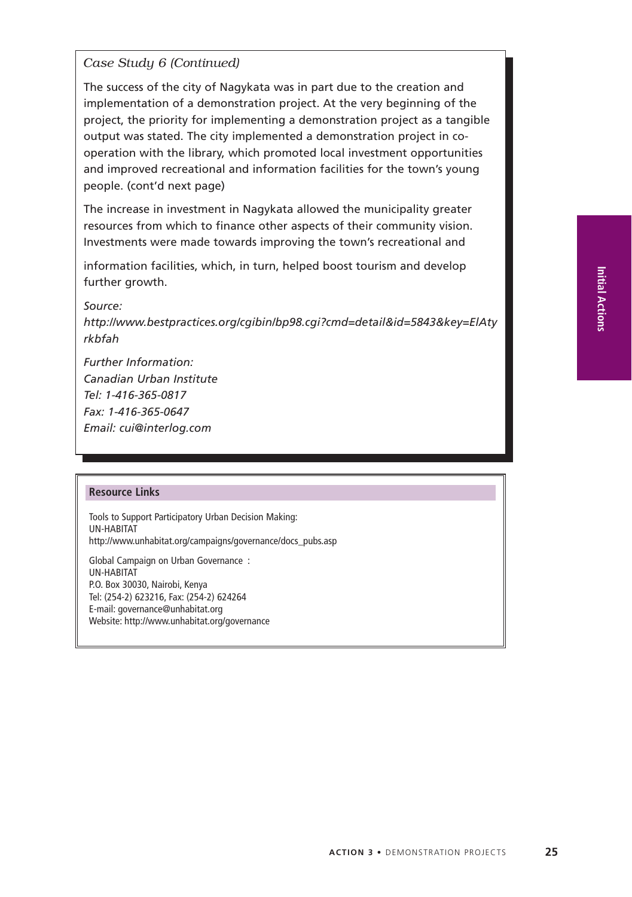*Case Study 6 (Continued)*

The success of the city of Nagykata was in part due to the creation and implementation of a demonstration project. At the very beginning of the project, the priority for implementing a demonstration project as a tangible output was stated. The city implemented a demonstration project in co-operation with the library, which promoted local investment opportunities and improved recreational and information facilities for the town's young people. (cont'd next page)

The increase in investment in Nagykata allowed the municipality greater resources from which to finance other aspects of their community vision. Investments were made towards improving the town's recreational and

information facilities, which, in turn, helped boost tourism and develop further growth.

*Source:*
*http://www.bestpractices.org/cgibin/bp98.cgi?cmd=detail&id=5843&key=ElAtyrkbfah*

*Further Information:*
*Canadian Urban Institute*
*Tel: 1-416-365-0817*
*Fax: 1-416-365-0647*
*Email: cui@interlog.com*

**Resource Links**

Tools to Support Participatory Urban Decision Making:
UN-HABITAT
http://www.unhabitat.org/campaigns/governance/docs_pubs.asp

Global Campaign on Urban Governance :
UN-HABITAT
P.O. Box 30030, Nairobi, Kenya
Tel: (254-2) 623216, Fax: (254-2) 624264
E-mail: governance@unhabitat.org
Website: http://www.unhabitat.org/governance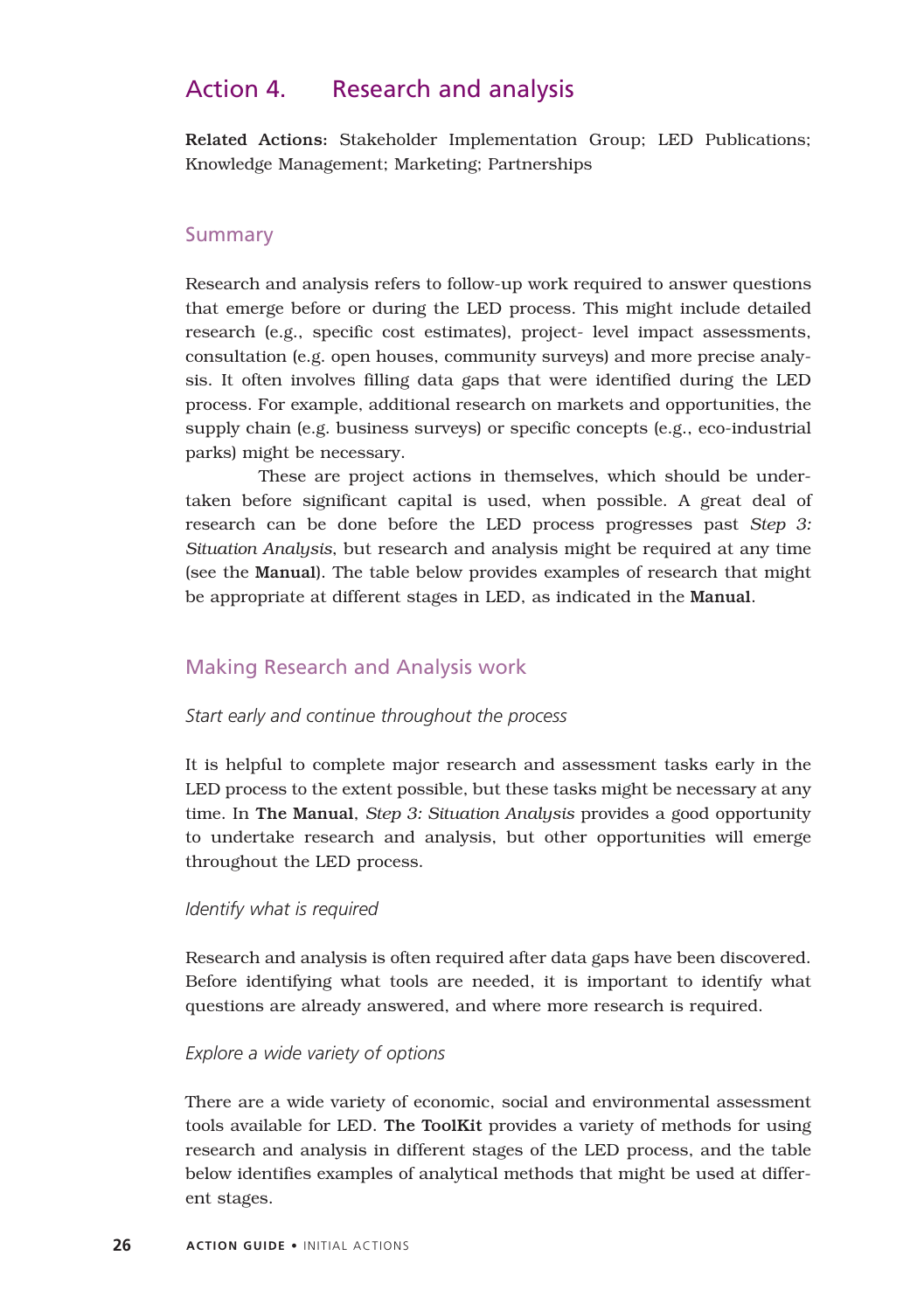# Action 4. Research and analysis

**Related Actions:** Stakeholder Implementation Group; LED Publications; Knowledge Management; Marketing; Partnerships

## Summary

Research and analysis refers to follow-up work required to answer questions that emerge before or during the LED process. This might include detailed research (e.g., specific cost estimates), project- level impact assessments, consultation (e.g. open houses, community surveys) and more precise analysis. It often involves filling data gaps that were identified during the LED process. For example, additional research on markets and opportunities, the supply chain (e.g. business surveys) or specific concepts (e.g., eco-industrial parks) might be necessary.

These are project actions in themselves, which should be undertaken before significant capital is used, when possible. A great deal of research can be done before the LED process progresses past *Step 3: Situation Analysis*, but research and analysis might be required at any time (see the **Manual**). The table below provides examples of research that might be appropriate at different stages in LED, as indicated in the **Manual**.

## Making Research and Analysis work

*Start early and continue throughout the process*

It is helpful to complete major research and assessment tasks early in the LED process to the extent possible, but these tasks might be necessary at any time. In **The Manual**, *Step 3: Situation Analysis* provides a good opportunity to undertake research and analysis, but other opportunities will emerge throughout the LED process.

*Identify what is required*

Research and analysis is often required after data gaps have been discovered. Before identifying what tools are needed, it is important to identify what questions are already answered, and where more research is required.

*Explore a wide variety of options*

There are a wide variety of economic, social and environmental assessment tools available for LED. **The ToolKit** provides a variety of methods for using research and analysis in different stages of the LED process, and the table below identifies examples of analytical methods that might be used at different stages.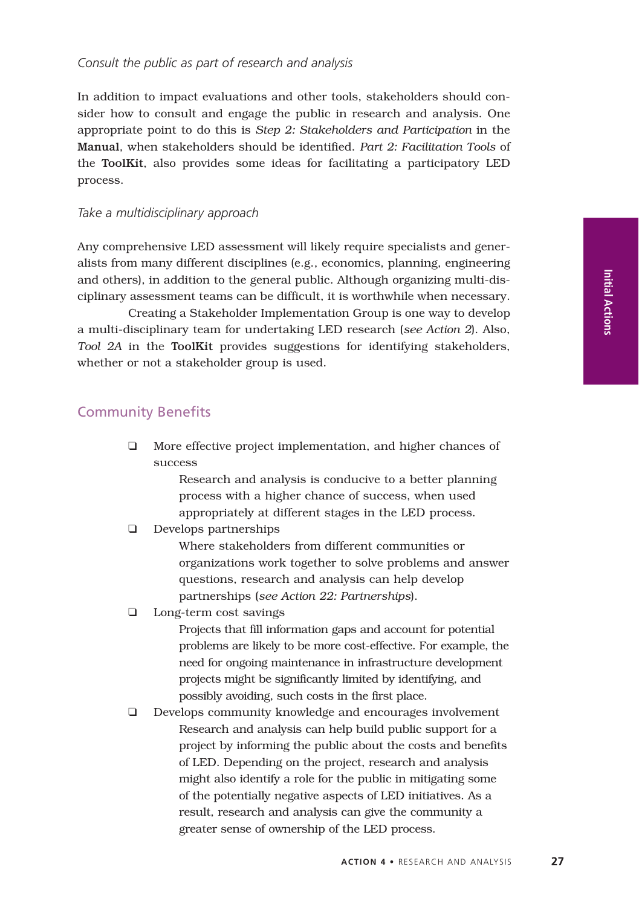*Consult the public as part of research and analysis*

In addition to impact evaluations and other tools, stakeholders should consider how to consult and engage the public in research and analysis. One appropriate point to do this is *Step 2: Stakeholders and Participation* in the **Manual**, when stakeholders should be identified. *Part 2: Facilitation Tools* of the **ToolKit**, also provides some ideas for facilitating a participatory LED process.

*Take a multidisciplinary approach*

Any comprehensive LED assessment will likely require specialists and generalists from many different disciplines (e.g., economics, planning, engineering and others), in addition to the general public. Although organizing multi-disciplinary assessment teams can be difficult, it is worthwhile when necessary.

Creating a Stakeholder Implementation Group is one way to develop a multi-disciplinary team for undertaking LED research (*see Action 2*). Also, *Tool 2A* in the **ToolKit** provides suggestions for identifying stakeholders, whether or not a stakeholder group is used.

## Community Benefits

- More effective project implementation, and higher chances of success

  Research and analysis is conducive to a better planning process with a higher chance of success, when used appropriately at different stages in the LED process.
- Develops partnerships

  Where stakeholders from different communities or organizations work together to solve problems and answer questions, research and analysis can help develop partnerships (*see Action 22: Partnerships*).
- Long-term cost savings

  Projects that fill information gaps and account for potential problems are likely to be more cost-effective. For example, the need for ongoing maintenance in infrastructure development projects might be significantly limited by identifying, and possibly avoiding, such costs in the first place.
- Develops community knowledge and encourages involvement

  Research and analysis can help build public support for a project by informing the public about the costs and benefits of LED. Depending on the project, research and analysis might also identify a role for the public in mitigating some of the potentially negative aspects of LED initiatives. As a result, research and analysis can give the community a greater sense of ownership of the LED process.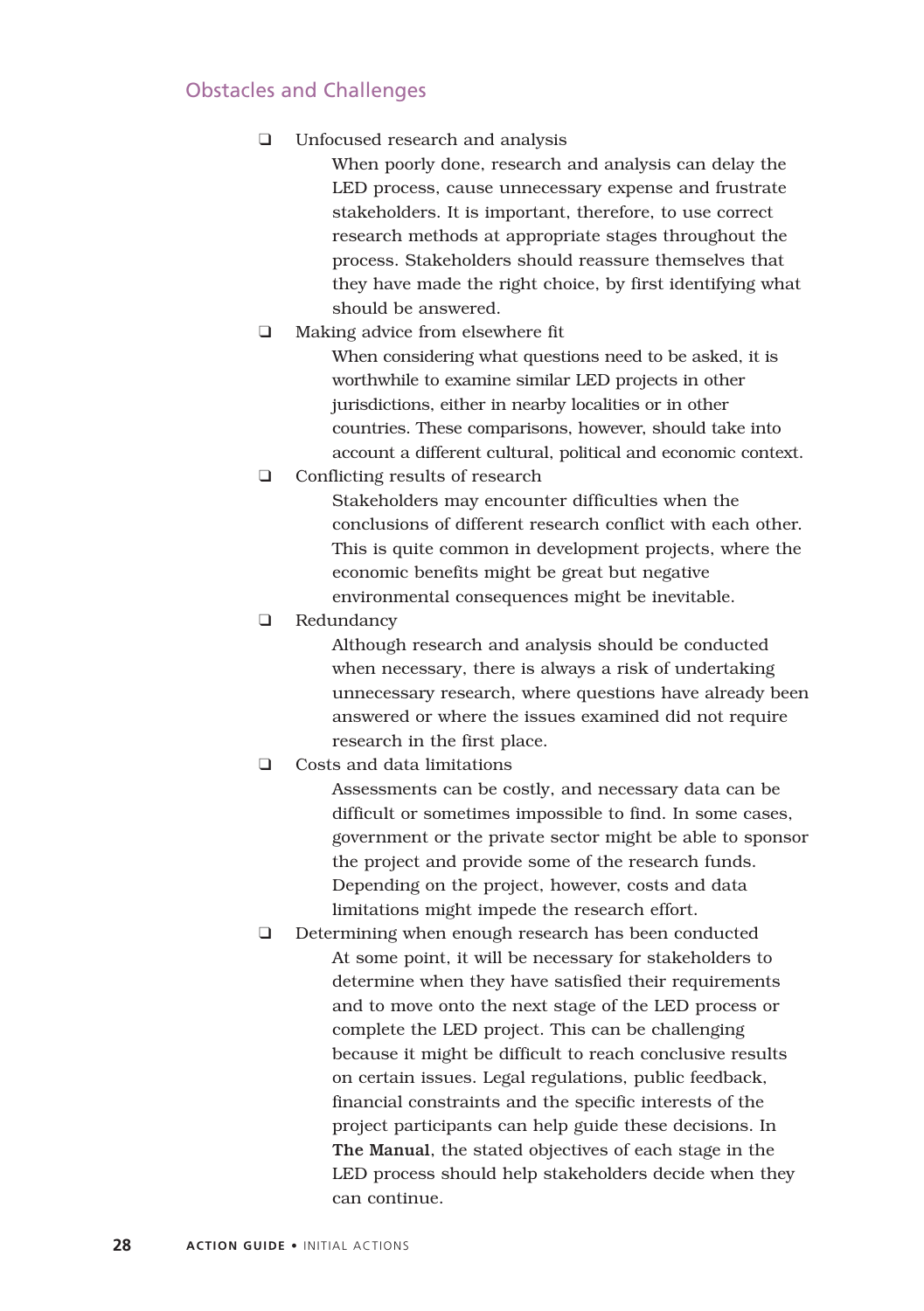## Obstacles and Challenges

- Unfocused research and analysis

  When poorly done, research and analysis can delay the LED process, cause unnecessary expense and frustrate stakeholders. It is important, therefore, to use correct research methods at appropriate stages throughout the process. Stakeholders should reassure themselves that they have made the right choice, by first identifying what should be answered.

- Making advice from elsewhere fit

  When considering what questions need to be asked, it is worthwhile to examine similar LED projects in other jurisdictions, either in nearby localities or in other countries. These comparisons, however, should take into account a different cultural, political and economic context.

- Conflicting results of research

  Stakeholders may encounter difficulties when the conclusions of different research conflict with each other. This is quite common in development projects, where the economic benefits might be great but negative environmental consequences might be inevitable.

- Redundancy

  Although research and analysis should be conducted when necessary, there is always a risk of undertaking unnecessary research, where questions have already been answered or where the issues examined did not require research in the first place.

- Costs and data limitations

  Assessments can be costly, and necessary data can be difficult or sometimes impossible to find. In some cases, government or the private sector might be able to sponsor the project and provide some of the research funds. Depending on the project, however, costs and data limitations might impede the research effort.

- Determining when enough research has been conducted

  At some point, it will be necessary for stakeholders to determine when they have satisfied their requirements and to move onto the next stage of the LED process or complete the LED project. This can be challenging because it might be difficult to reach conclusive results on certain issues. Legal regulations, public feedback, financial constraints and the specific interests of the project participants can help guide these decisions. In **The Manual**, the stated objectives of each stage in the LED process should help stakeholders decide when they can continue.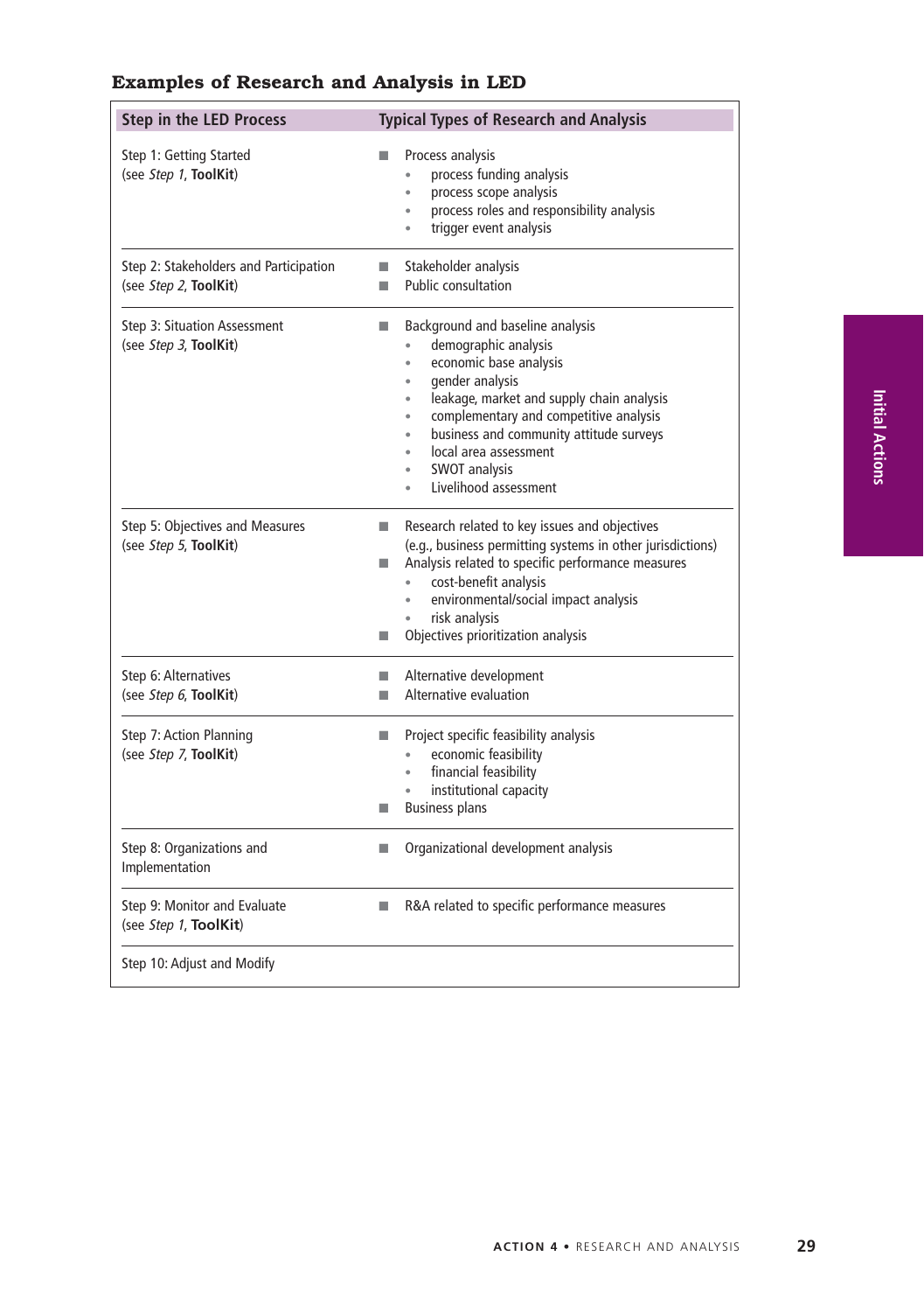### Examples of Research and Analysis in LED

| Step in the LED Process | Typical Types of Research and Analysis |
|---|---|
| Step 1: Getting Started (see *Step 1*, **ToolKit**) | ■ Process analysis<br>• process funding analysis<br>• process scope analysis<br>• process roles and responsibility analysis<br>• trigger event analysis |
| Step 2: Stakeholders and Participation (see *Step 2*, **ToolKit**) | ■ Stakeholder analysis<br>■ Public consultation |
| Step 3: Situation Assessment (see *Step 3*, **ToolKit**) | ■ Background and baseline analysis<br>• demographic analysis<br>• economic base analysis<br>• gender analysis<br>• leakage, market and supply chain analysis<br>• complementary and competitive analysis<br>• business and community attitude surveys<br>• local area assessment<br>• SWOT analysis<br>• Livelihood assessment |
| Step 5: Objectives and Measures (see *Step 5*, **ToolKit**) | ■ Research related to key issues and objectives (e.g., business permitting systems in other jurisdictions)<br>■ Analysis related to specific performance measures<br>• cost-benefit analysis<br>• environmental/social impact analysis<br>• risk analysis<br>■ Objectives prioritization analysis |
| Step 6: Alternatives (see *Step 6*, **ToolKit**) | ■ Alternative development<br>■ Alternative evaluation |
| Step 7: Action Planning (see *Step 7*, **ToolKit**) | ■ Project specific feasibility analysis<br>• economic feasibility<br>• financial feasibility<br>• institutional capacity<br>■ Business plans |
| Step 8: Organizations and Implementation | ■ Organizational development analysis |
| Step 9: Monitor and Evaluate (see *Step 1*, **ToolKit**) | ■ R&A related to specific performance measures |
| Step 10: Adjust and Modify | |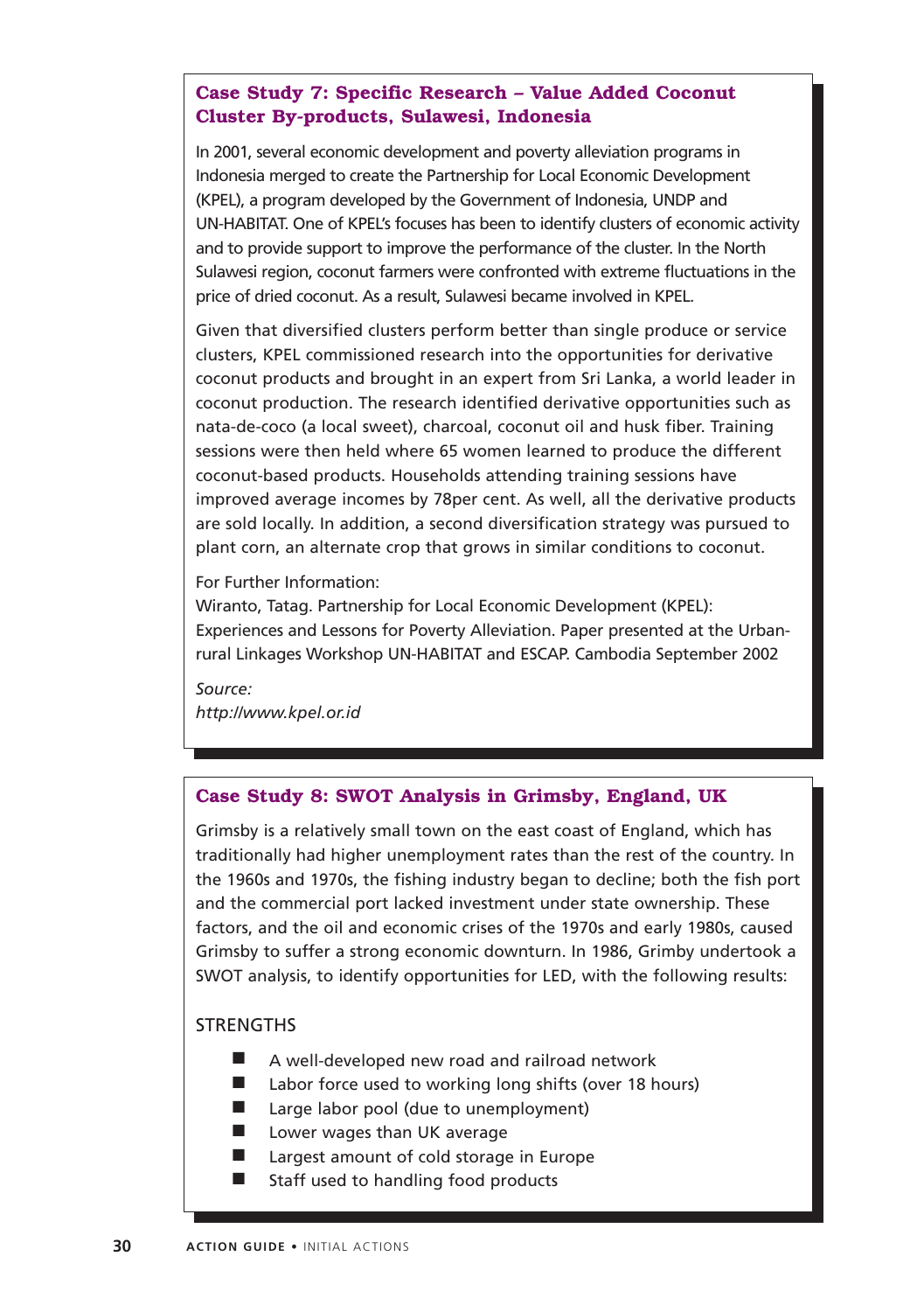### Case Study 7: Specific Research – Value Added Coconut Cluster By-products, Sulawesi, Indonesia

In 2001, several economic development and poverty alleviation programs in Indonesia merged to create the Partnership for Local Economic Development (KPEL), a program developed by the Government of Indonesia, UNDP and UN-HABITAT. One of KPEL's focuses has been to identify clusters of economic activity and to provide support to improve the performance of the cluster. In the North Sulawesi region, coconut farmers were confronted with extreme fluctuations in the price of dried coconut. As a result, Sulawesi became involved in KPEL.

Given that diversified clusters perform better than single produce or service clusters, KPEL commissioned research into the opportunities for derivative coconut products and brought in an expert from Sri Lanka, a world leader in coconut production. The research identified derivative opportunities such as nata-de-coco (a local sweet), charcoal, coconut oil and husk fiber. Training sessions were then held where 65 women learned to produce the different coconut-based products. Households attending training sessions have improved average incomes by 78per cent. As well, all the derivative products are sold locally. In addition, a second diversification strategy was pursued to plant corn, an alternate crop that grows in similar conditions to coconut.

For Further Information:
Wiranto, Tatag. Partnership for Local Economic Development (KPEL): Experiences and Lessons for Poverty Alleviation. Paper presented at the Urban-rural Linkages Workshop UN-HABITAT and ESCAP. Cambodia September 2002

*Source:*
*http://www.kpel.or.id*

### Case Study 8: SWOT Analysis in Grimsby, England, UK

Grimsby is a relatively small town on the east coast of England, which has traditionally had higher unemployment rates than the rest of the country. In the 1960s and 1970s, the fishing industry began to decline; both the fish port and the commercial port lacked investment under state ownership. These factors, and the oil and economic crises of the 1970s and early 1980s, caused Grimsby to suffer a strong economic downturn. In 1986, Grimby undertook a SWOT analysis, to identify opportunities for LED, with the following results:

STRENGTHS

- A well-developed new road and railroad network
- Labor force used to working long shifts (over 18 hours)
- Large labor pool (due to unemployment)
- Lower wages than UK average
- Largest amount of cold storage in Europe
- Staff used to handling food products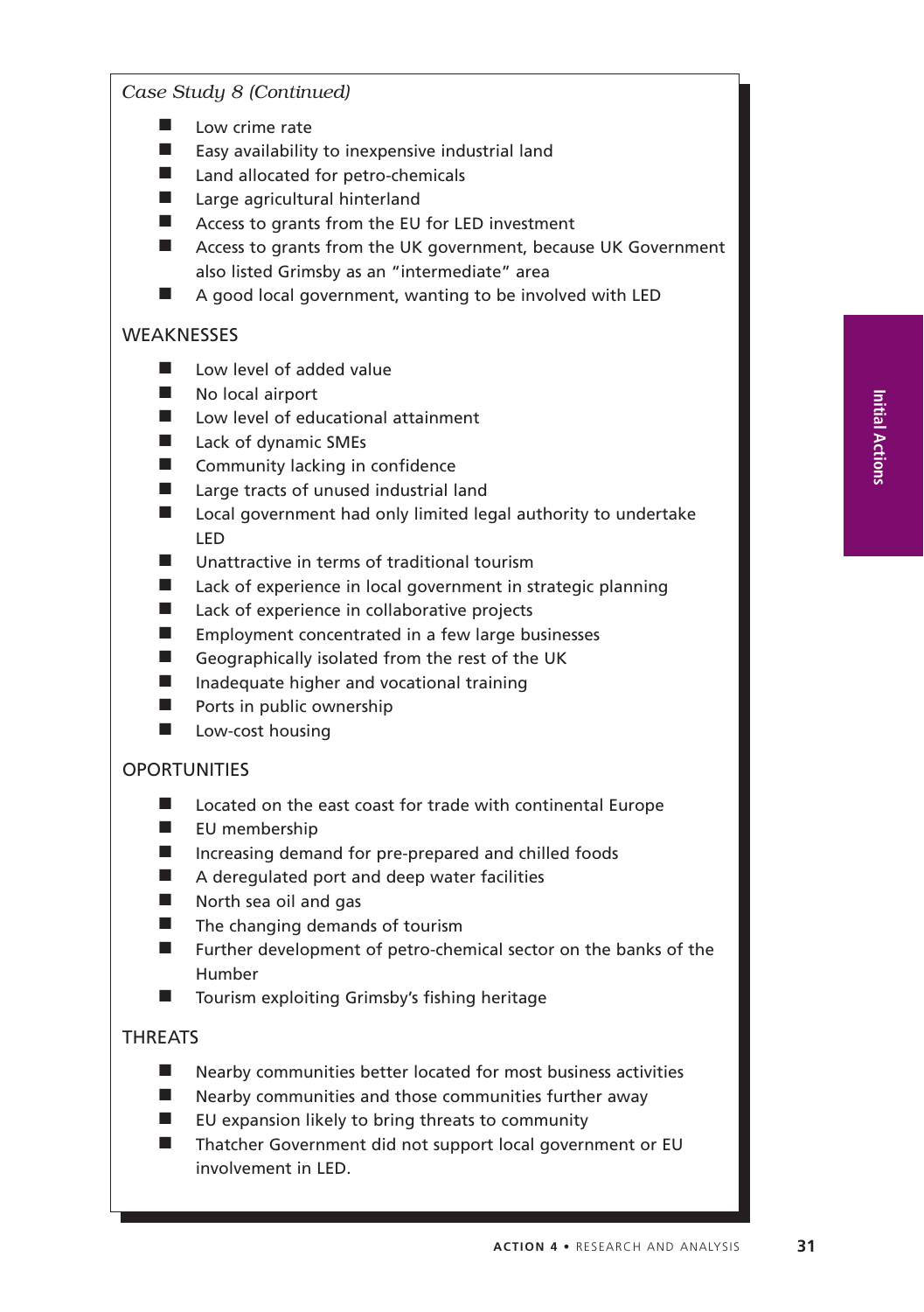*Case Study 8 (Continued)*

- Low crime rate
- Easy availability to inexpensive industrial land
- Land allocated for petro-chemicals
- Large agricultural hinterland
- Access to grants from the EU for LED investment
- Access to grants from the UK government, because UK Government also listed Grimsby as an "intermediate" area
- A good local government, wanting to be involved with LED

WEAKNESSES

- Low level of added value
- No local airport
- Low level of educational attainment
- Lack of dynamic SMEs
- Community lacking in confidence
- Large tracts of unused industrial land
- Local government had only limited legal authority to undertake LED
- Unattractive in terms of traditional tourism
- Lack of experience in local government in strategic planning
- Lack of experience in collaborative projects
- Employment concentrated in a few large businesses
- Geographically isolated from the rest of the UK
- Inadequate higher and vocational training
- Ports in public ownership
- Low-cost housing

OPORTUNITIES

- Located on the east coast for trade with continental Europe
- EU membership
- Increasing demand for pre-prepared and chilled foods
- A deregulated port and deep water facilities
- North sea oil and gas
- The changing demands of tourism
- Further development of petro-chemical sector on the banks of the Humber
- Tourism exploiting Grimsby's fishing heritage

THREATS

- Nearby communities better located for most business activities
- Nearby communities and those communities further away
- EU expansion likely to bring threats to community
- Thatcher Government did not support local government or EU involvement in LED.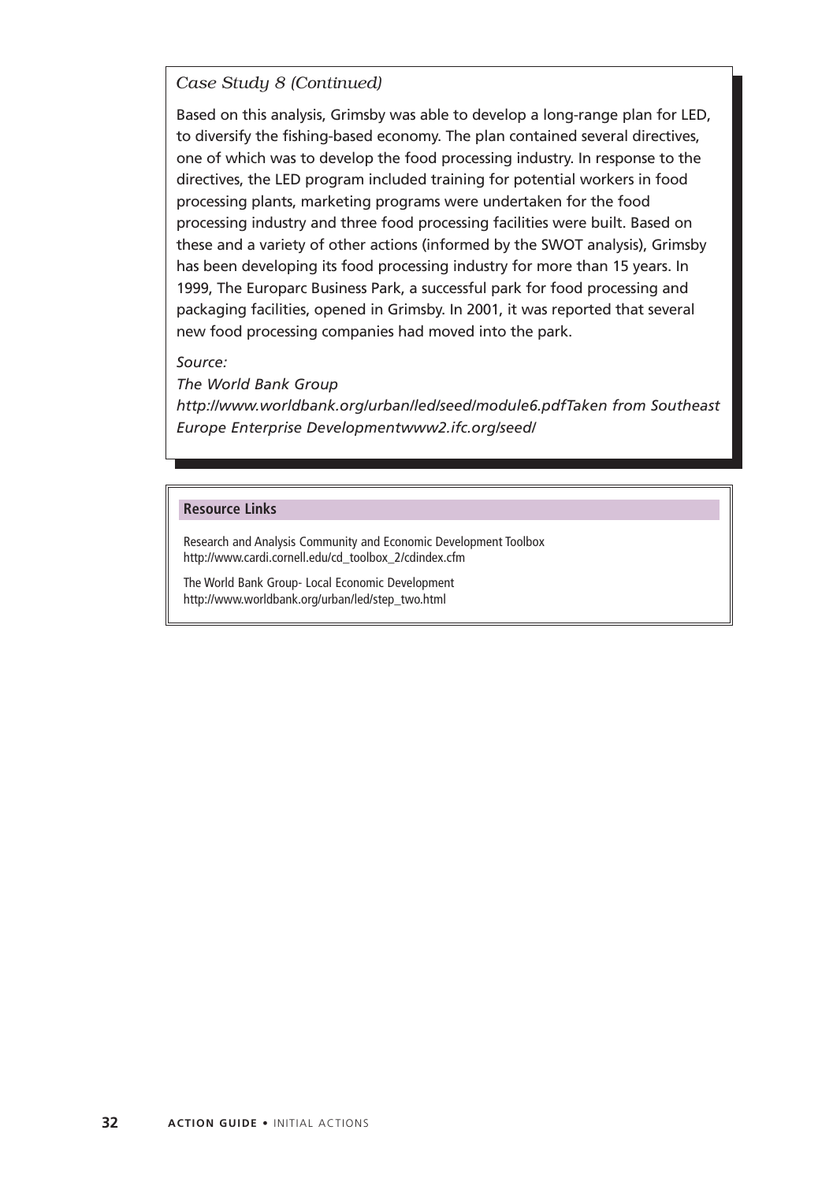*Case Study 8 (Continued)*

Based on this analysis, Grimsby was able to develop a long-range plan for LED, to diversify the fishing-based economy. The plan contained several directives, one of which was to develop the food processing industry. In response to the directives, the LED program included training for potential workers in food processing plants, marketing programs were undertaken for the food processing industry and three food processing facilities were built. Based on these and a variety of other actions (informed by the SWOT analysis), Grimsby has been developing its food processing industry for more than 15 years. In 1999, The Europarc Business Park, a successful park for food processing and packaging facilities, opened in Grimsby. In 2001, it was reported that several new food processing companies had moved into the park.

*Source:*

*The World Bank Group*

*http://www.worldbank.org/urban/led/seed/module6.pdfTaken from Southeast Europe Enterprise Developmentwww2.ifc.org/seed/*

**Resource Links**

Research and Analysis Community and Economic Development Toolbox
http://www.cardi.cornell.edu/cd_toolbox_2/cdindex.cfm

The World Bank Group- Local Economic Development
http://www.worldbank.org/urban/led/step_two.html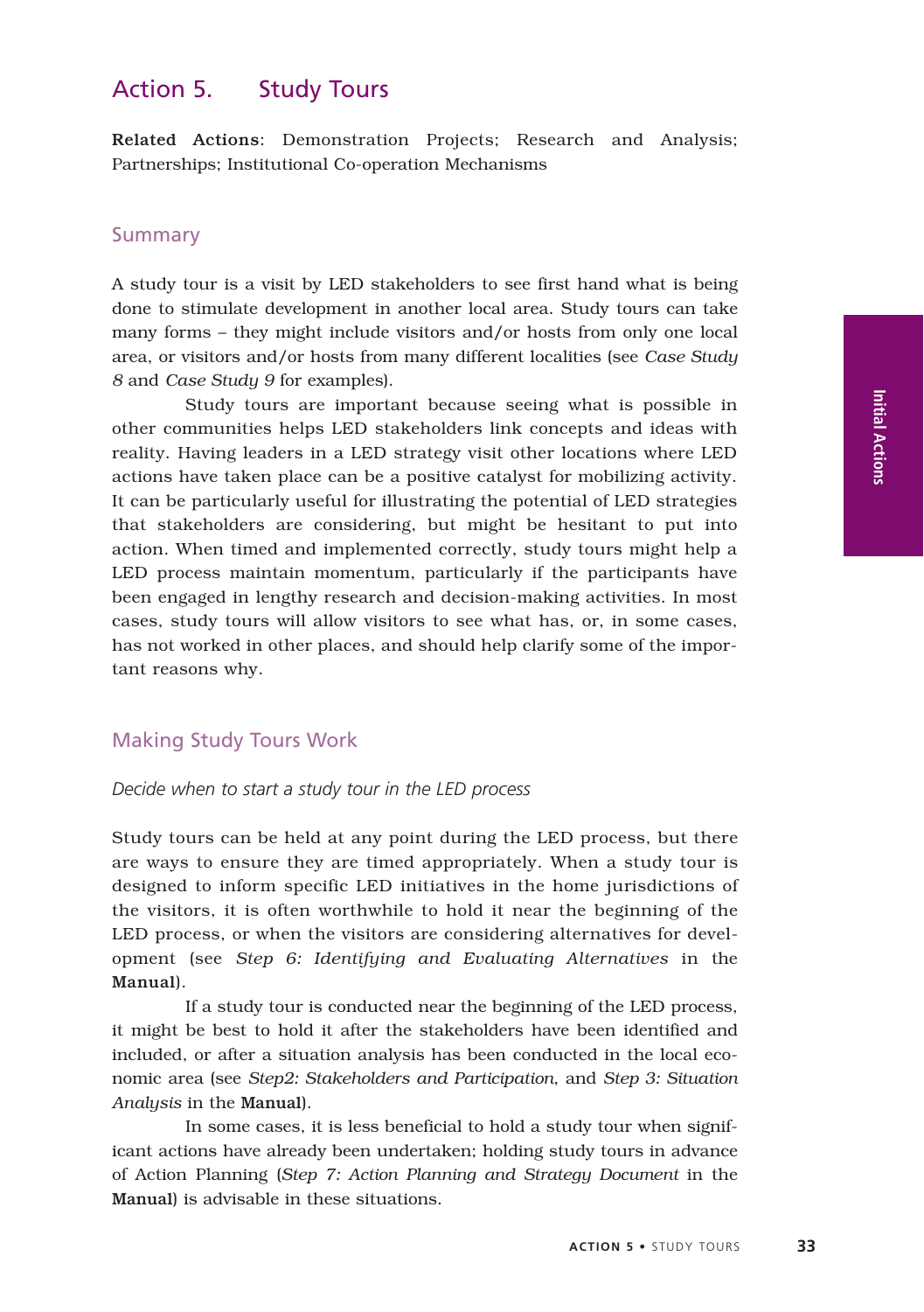## Action 5. Study Tours

**Related Actions**: Demonstration Projects; Research and Analysis; Partnerships; Institutional Co-operation Mechanisms

### Summary

A study tour is a visit by LED stakeholders to see first hand what is being done to stimulate development in another local area. Study tours can take many forms – they might include visitors and/or hosts from only one local area, or visitors and/or hosts from many different localities (see *Case Study 8* and *Case Study 9* for examples).

Study tours are important because seeing what is possible in other communities helps LED stakeholders link concepts and ideas with reality. Having leaders in a LED strategy visit other locations where LED actions have taken place can be a positive catalyst for mobilizing activity. It can be particularly useful for illustrating the potential of LED strategies that stakeholders are considering, but might be hesitant to put into action. When timed and implemented correctly, study tours might help a LED process maintain momentum, particularly if the participants have been engaged in lengthy research and decision-making activities. In most cases, study tours will allow visitors to see what has, or, in some cases, has not worked in other places, and should help clarify some of the important reasons why.

### Making Study Tours Work

*Decide when to start a study tour in the LED process*

Study tours can be held at any point during the LED process, but there are ways to ensure they are timed appropriately. When a study tour is designed to inform specific LED initiatives in the home jurisdictions of the visitors, it is often worthwhile to hold it near the beginning of the LED process, or when the visitors are considering alternatives for development (see *Step 6: Identifying and Evaluating Alternatives* in the **Manual**).

If a study tour is conducted near the beginning of the LED process, it might be best to hold it after the stakeholders have been identified and included, or after a situation analysis has been conducted in the local economic area (see *Step2: Stakeholders and Participation*, and *Step 3: Situation Analysis* in the **Manual**).

In some cases, it is less beneficial to hold a study tour when significant actions have already been undertaken; holding study tours in advance of Action Planning (*Step 7: Action Planning and Strategy Document* in the **Manual**) is advisable in these situations.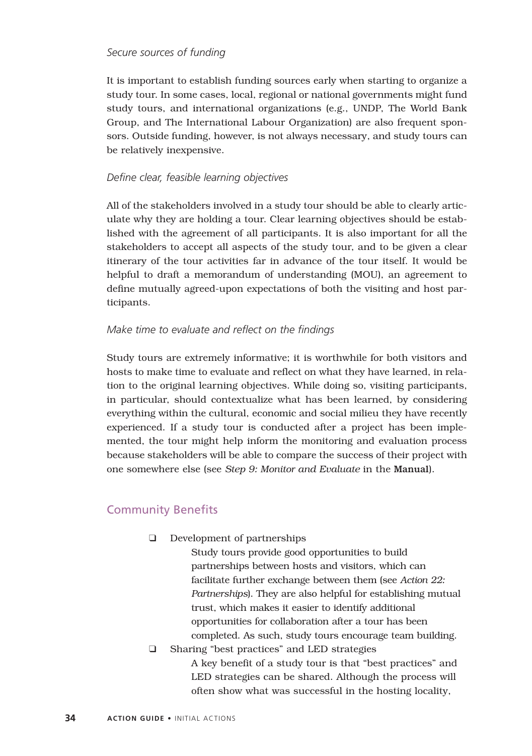*Secure sources of funding*

It is important to establish funding sources early when starting to organize a study tour. In some cases, local, regional or national governments might fund study tours, and international organizations (e.g., UNDP, The World Bank Group, and The International Labour Organization) are also frequent sponsors. Outside funding, however, is not always necessary, and study tours can be relatively inexpensive.

*Define clear, feasible learning objectives*

All of the stakeholders involved in a study tour should be able to clearly articulate why they are holding a tour. Clear learning objectives should be established with the agreement of all participants. It is also important for all the stakeholders to accept all aspects of the study tour, and to be given a clear itinerary of the tour activities far in advance of the tour itself. It would be helpful to draft a memorandum of understanding (MOU), an agreement to define mutually agreed-upon expectations of both the visiting and host participants.

*Make time to evaluate and reflect on the findings*

Study tours are extremely informative; it is worthwhile for both visitors and hosts to make time to evaluate and reflect on what they have learned, in relation to the original learning objectives. While doing so, visiting participants, in particular, should contextualize what has been learned, by considering everything within the cultural, economic and social milieu they have recently experienced. If a study tour is conducted after a project has been implemented, the tour might help inform the monitoring and evaluation process because stakeholders will be able to compare the success of their project with one somewhere else (see *Step 9: Monitor and Evaluate* in the **Manual**).

## Community Benefits

- ❑ Development of partnerships

  Study tours provide good opportunities to build partnerships between hosts and visitors, which can facilitate further exchange between them (see *Action 22: Partnerships*). They are also helpful for establishing mutual trust, which makes it easier to identify additional opportunities for collaboration after a tour has been completed. As such, study tours encourage team building.

- ❑ Sharing "best practices" and LED strategies

  A key benefit of a study tour is that "best practices" and LED strategies can be shared. Although the process will often show what was successful in the hosting locality,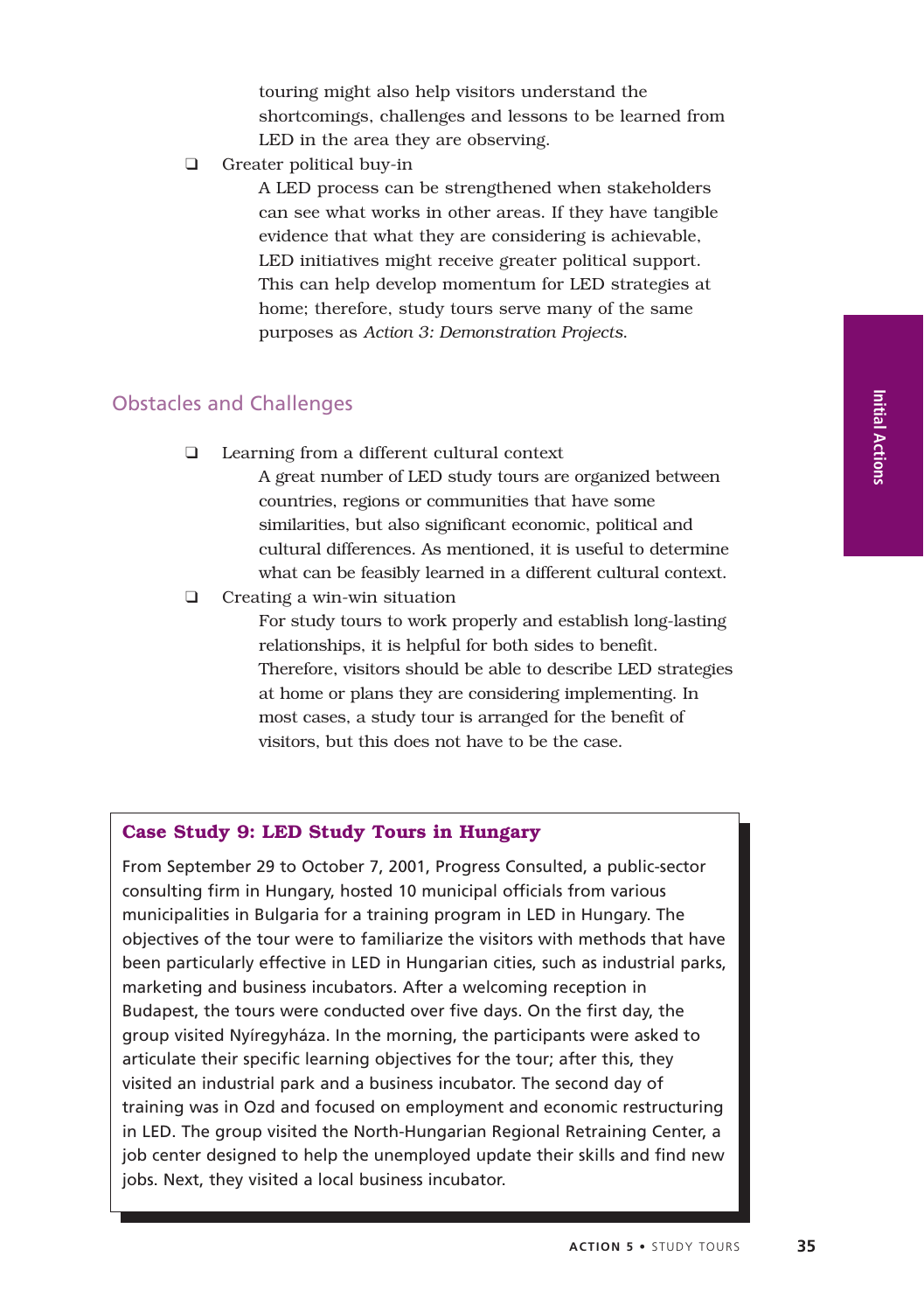touring might also help visitors understand the shortcomings, challenges and lessons to be learned from LED in the area they are observing.

- Greater political buy-in

  A LED process can be strengthened when stakeholders can see what works in other areas. If they have tangible evidence that what they are considering is achievable, LED initiatives might receive greater political support. This can help develop momentum for LED strategies at home; therefore, study tours serve many of the same purposes as *Action 3: Demonstration Projects*.

## Obstacles and Challenges

- Learning from a different cultural context

  A great number of LED study tours are organized between countries, regions or communities that have some similarities, but also significant economic, political and cultural differences. As mentioned, it is useful to determine what can be feasibly learned in a different cultural context.

- Creating a win-win situation

  For study tours to work properly and establish long-lasting relationships, it is helpful for both sides to benefit. Therefore, visitors should be able to describe LED strategies at home or plans they are considering implementing. In most cases, a study tour is arranged for the benefit of visitors, but this does not have to be the case.

### Case Study 9: LED Study Tours in Hungary

From September 29 to October 7, 2001, Progress Consulted, a public-sector consulting firm in Hungary, hosted 10 municipal officials from various municipalities in Bulgaria for a training program in LED in Hungary. The objectives of the tour were to familiarize the visitors with methods that have been particularly effective in LED in Hungarian cities, such as industrial parks, marketing and business incubators. After a welcoming reception in Budapest, the tours were conducted over five days. On the first day, the group visited Nyíregyháza. In the morning, the participants were asked to articulate their specific learning objectives for the tour; after this, they visited an industrial park and a business incubator. The second day of training was in Ozd and focused on employment and economic restructuring in LED. The group visited the North-Hungarian Regional Retraining Center, a job center designed to help the unemployed update their skills and find new jobs. Next, they visited a local business incubator.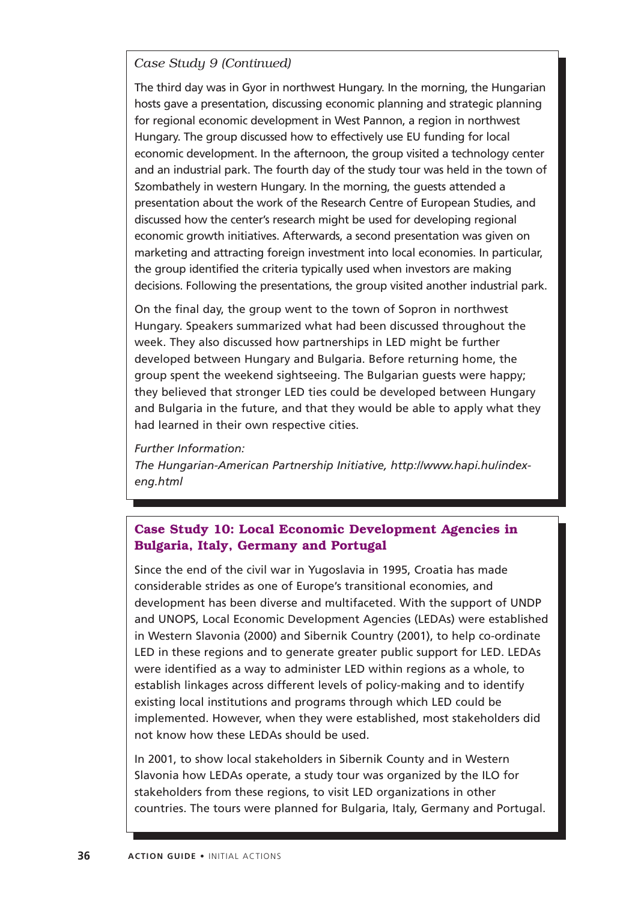*Case Study 9 (Continued)*

The third day was in Gyor in northwest Hungary. In the morning, the Hungarian hosts gave a presentation, discussing economic planning and strategic planning for regional economic development in West Pannon, a region in northwest Hungary. The group discussed how to effectively use EU funding for local economic development. In the afternoon, the group visited a technology center and an industrial park. The fourth day of the study tour was held in the town of Szombathely in western Hungary. In the morning, the guests attended a presentation about the work of the Research Centre of European Studies, and discussed how the center's research might be used for developing regional economic growth initiatives. Afterwards, a second presentation was given on marketing and attracting foreign investment into local economies. In particular, the group identified the criteria typically used when investors are making decisions. Following the presentations, the group visited another industrial park.

On the final day, the group went to the town of Sopron in northwest Hungary. Speakers summarized what had been discussed throughout the week. They also discussed how partnerships in LED might be further developed between Hungary and Bulgaria. Before returning home, the group spent the weekend sightseeing. The Bulgarian guests were happy; they believed that stronger LED ties could be developed between Hungary and Bulgaria in the future, and that they would be able to apply what they had learned in their own respective cities.

*Further Information:*
*The Hungarian-American Partnership Initiative, http://www.hapi.hu/index-eng.html*

### Case Study 10: Local Economic Development Agencies in Bulgaria, Italy, Germany and Portugal

Since the end of the civil war in Yugoslavia in 1995, Croatia has made considerable strides as one of Europe's transitional economies, and development has been diverse and multifaceted. With the support of UNDP and UNOPS, Local Economic Development Agencies (LEDAs) were established in Western Slavonia (2000) and Sibernik Country (2001), to help co-ordinate LED in these regions and to generate greater public support for LED. LEDAs were identified as a way to administer LED within regions as a whole, to establish linkages across different levels of policy-making and to identify existing local institutions and programs through which LED could be implemented. However, when they were established, most stakeholders did not know how these LEDAs should be used.

In 2001, to show local stakeholders in Sibernik County and in Western Slavonia how LEDAs operate, a study tour was organized by the ILO for stakeholders from these regions, to visit LED organizations in other countries. The tours were planned for Bulgaria, Italy, Germany and Portugal.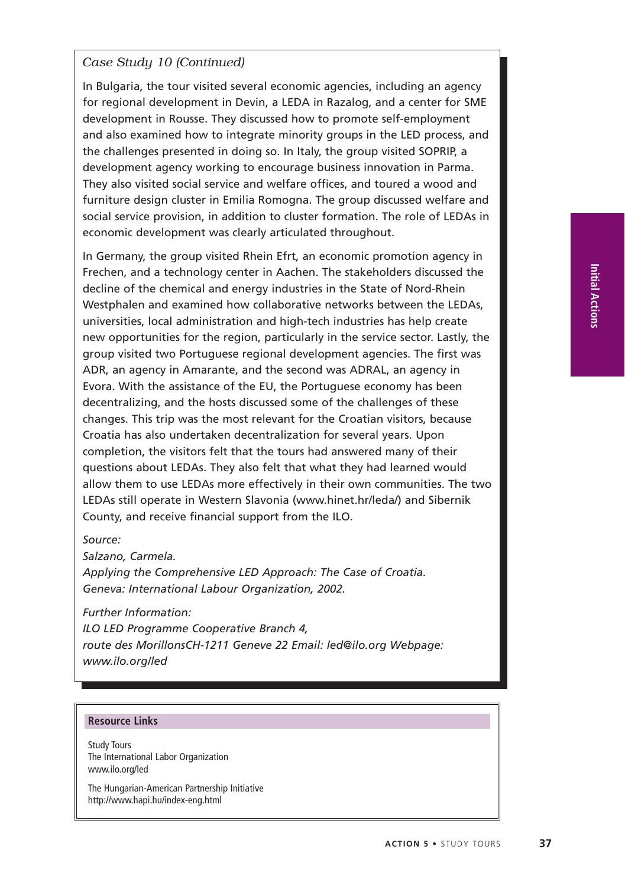*Case Study 10 (Continued)*

In Bulgaria, the tour visited several economic agencies, including an agency for regional development in Devin, a LEDA in Razalog, and a center for SME development in Rousse. They discussed how to promote self-employment and also examined how to integrate minority groups in the LED process, and the challenges presented in doing so. In Italy, the group visited SOPRIP, a development agency working to encourage business innovation in Parma. They also visited social service and welfare offices, and toured a wood and furniture design cluster in Emilia Romogna. The group discussed welfare and social service provision, in addition to cluster formation. The role of LEDAs in economic development was clearly articulated throughout.

In Germany, the group visited Rhein Efrt, an economic promotion agency in Frechen, and a technology center in Aachen. The stakeholders discussed the decline of the chemical and energy industries in the State of Nord-Rhein Westphalen and examined how collaborative networks between the LEDAs, universities, local administration and high-tech industries has help create new opportunities for the region, particularly in the service sector. Lastly, the group visited two Portuguese regional development agencies. The first was ADR, an agency in Amarante, and the second was ADRAL, an agency in Evora. With the assistance of the EU, the Portuguese economy has been decentralizing, and the hosts discussed some of the challenges of these changes. This trip was the most relevant for the Croatian visitors, because Croatia has also undertaken decentralization for several years. Upon completion, the visitors felt that the tours had answered many of their questions about LEDAs. They also felt that what they had learned would allow them to use LEDAs more effectively in their own communities. The two LEDAs still operate in Western Slavonia (www.hinet.hr/leda/) and Sibernik County, and receive financial support from the ILO.

*Source:*
*Salzano, Carmela.*
*Applying the Comprehensive LED Approach: The Case of Croatia.*
*Geneva: International Labour Organization, 2002.*

*Further Information:*
*ILO LED Programme Cooperative Branch 4,*
*route des MorillonsCH-1211 Geneve 22 Email: led@ilo.org Webpage: www.ilo.org/led*

**Resource Links**

Study Tours
The International Labor Organization
www.ilo.org/led

The Hungarian-American Partnership Initiative
http://www.hapi.hu/index-eng.html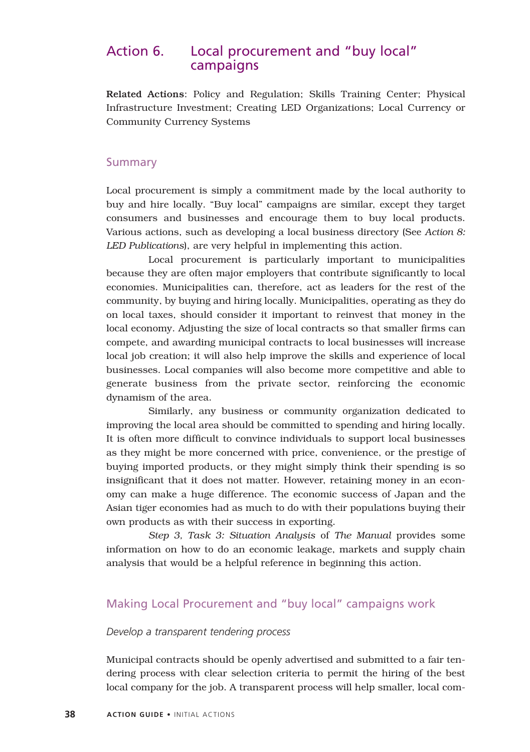## Action 6. Local procurement and "buy local" campaigns

**Related Actions**: Policy and Regulation; Skills Training Center; Physical Infrastructure Investment; Creating LED Organizations; Local Currency or Community Currency Systems

### Summary

Local procurement is simply a commitment made by the local authority to buy and hire locally. "Buy local" campaigns are similar, except they target consumers and businesses and encourage them to buy local products. Various actions, such as developing a local business directory (See *Action 8: LED Publications*), are very helpful in implementing this action.

Local procurement is particularly important to municipalities because they are often major employers that contribute significantly to local economies. Municipalities can, therefore, act as leaders for the rest of the community, by buying and hiring locally. Municipalities, operating as they do on local taxes, should consider it important to reinvest that money in the local economy. Adjusting the size of local contracts so that smaller firms can compete, and awarding municipal contracts to local businesses will increase local job creation; it will also help improve the skills and experience of local businesses. Local companies will also become more competitive and able to generate business from the private sector, reinforcing the economic dynamism of the area.

Similarly, any business or community organization dedicated to improving the local area should be committed to spending and hiring locally. It is often more difficult to convince individuals to support local businesses as they might be more concerned with price, convenience, or the prestige of buying imported products, or they might simply think their spending is so insignificant that it does not matter. However, retaining money in an economy can make a huge difference. The economic success of Japan and the Asian tiger economies had as much to do with their populations buying their own products as with their success in exporting.

*Step 3, Task 3: Situation Analysis* of *The Manual* provides some information on how to do an economic leakage, markets and supply chain analysis that would be a helpful reference in beginning this action.

### Making Local Procurement and "buy local" campaigns work

*Develop a transparent tendering process*

Municipal contracts should be openly advertised and submitted to a fair tendering process with clear selection criteria to permit the hiring of the best local company for the job. A transparent process will help smaller, local com-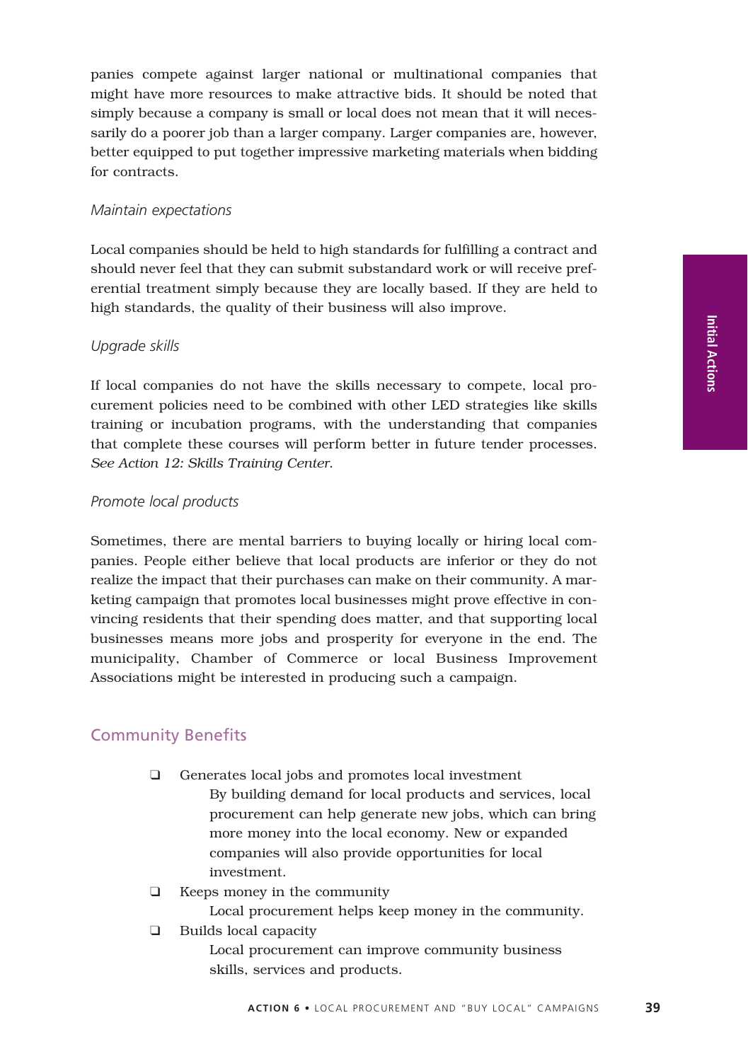panies compete against larger national or multinational companies that might have more resources to make attractive bids. It should be noted that simply because a company is small or local does not mean that it will necessarily do a poorer job than a larger company. Larger companies are, however, better equipped to put together impressive marketing materials when bidding for contracts.

*Maintain expectations*

Local companies should be held to high standards for fulfilling a contract and should never feel that they can submit substandard work or will receive preferential treatment simply because they are locally based. If they are held to high standards, the quality of their business will also improve.

*Upgrade skills*

If local companies do not have the skills necessary to compete, local procurement policies need to be combined with other LED strategies like skills training or incubation programs, with the understanding that companies that complete these courses will perform better in future tender processes. *See Action 12: Skills Training Center.*

*Promote local products*

Sometimes, there are mental barriers to buying locally or hiring local companies. People either believe that local products are inferior or they do not realize the impact that their purchases can make on their community. A marketing campaign that promotes local businesses might prove effective in convincing residents that their spending does matter, and that supporting local businesses means more jobs and prosperity for everyone in the end. The municipality, Chamber of Commerce or local Business Improvement Associations might be interested in producing such a campaign.

## Community Benefits

- ❑ Generates local jobs and promotes local investment
  By building demand for local products and services, local procurement can help generate new jobs, which can bring more money into the local economy. New or expanded companies will also provide opportunities for local investment.
- ❑ Keeps money in the community
  Local procurement helps keep money in the community.
- ❑ Builds local capacity
  Local procurement can improve community business skills, services and products.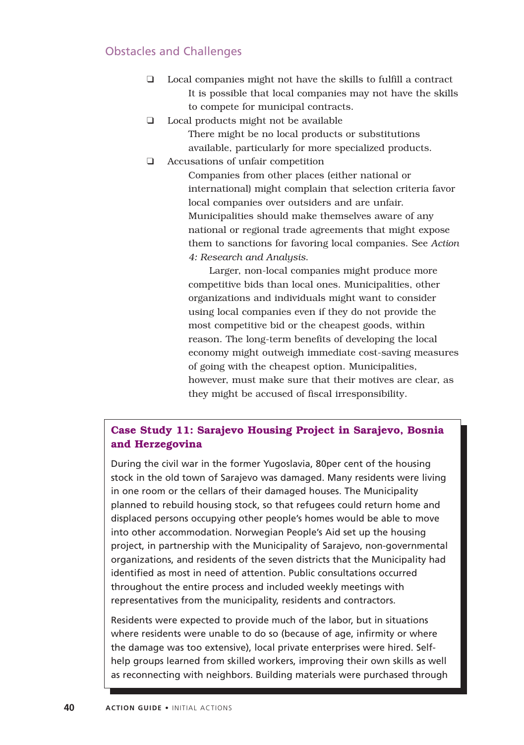## Obstacles and Challenges

- Local companies might not have the skills to fulfill a contract
  It is possible that local companies may not have the skills to compete for municipal contracts.
- Local products might not be available
  There might be no local products or substitutions available, particularly for more specialized products.
- Accusations of unfair competition
  Companies from other places (either national or international) might complain that selection criteria favor local companies over outsiders and are unfair. Municipalities should make themselves aware of any national or regional trade agreements that might expose them to sanctions for favoring local companies. See *Action 4: Research and Analysis*.

  Larger, non-local companies might produce more competitive bids than local ones. Municipalities, other organizations and individuals might want to consider using local companies even if they do not provide the most competitive bid or the cheapest goods, within reason. The long-term benefits of developing the local economy might outweigh immediate cost-saving measures of going with the cheapest option. Municipalities, however, must make sure that their motives are clear, as they might be accused of fiscal irresponsibility.

### Case Study 11: Sarajevo Housing Project in Sarajevo, Bosnia and Herzegovina

During the civil war in the former Yugoslavia, 80per cent of the housing stock in the old town of Sarajevo was damaged. Many residents were living in one room or the cellars of their damaged houses. The Municipality planned to rebuild housing stock, so that refugees could return home and displaced persons occupying other people's homes would be able to move into other accommodation. Norwegian People's Aid set up the housing project, in partnership with the Municipality of Sarajevo, non-governmental organizations, and residents of the seven districts that the Municipality had identified as most in need of attention. Public consultations occurred throughout the entire process and included weekly meetings with representatives from the municipality, residents and contractors.

Residents were expected to provide much of the labor, but in situations where residents were unable to do so (because of age, infirmity or where the damage was too extensive), local private enterprises were hired. Self-help groups learned from skilled workers, improving their own skills as well as reconnecting with neighbors. Building materials were purchased through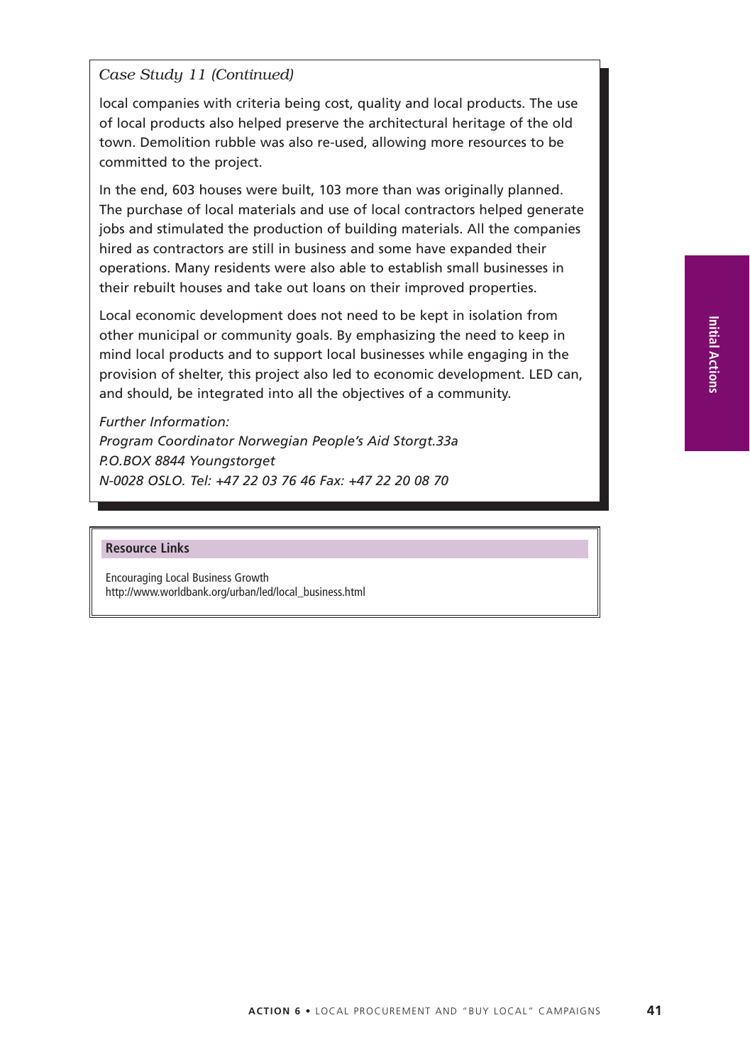*Case Study 11 (Continued)*

local companies with criteria being cost, quality and local products. The use of local products also helped preserve the architectural heritage of the old town. Demolition rubble was also re-used, allowing more resources to be committed to the project.

In the end, 603 houses were built, 103 more than was originally planned. The purchase of local materials and use of local contractors helped generate jobs and stimulated the production of building materials. All the companies hired as contractors are still in business and some have expanded their operations. Many residents were also able to establish small businesses in their rebuilt houses and take out loans on their improved properties.

Local economic development does not need to be kept in isolation from other municipal or community goals. By emphasizing the need to keep in mind local products and to support local businesses while engaging in the provision of shelter, this project also led to economic development. LED can, and should, be integrated into all the objectives of a community.

*Further Information:*
*Program Coordinator Norwegian People's Aid Storgt.33a*
*P.O.BOX 8844 Youngstorget*
*N-0028 OSLO. Tel: +47 22 03 76 46 Fax: +47 22 20 08 70*

**Resource Links**

Encouraging Local Business Growth
http://www.worldbank.org/urban/led/local_business.html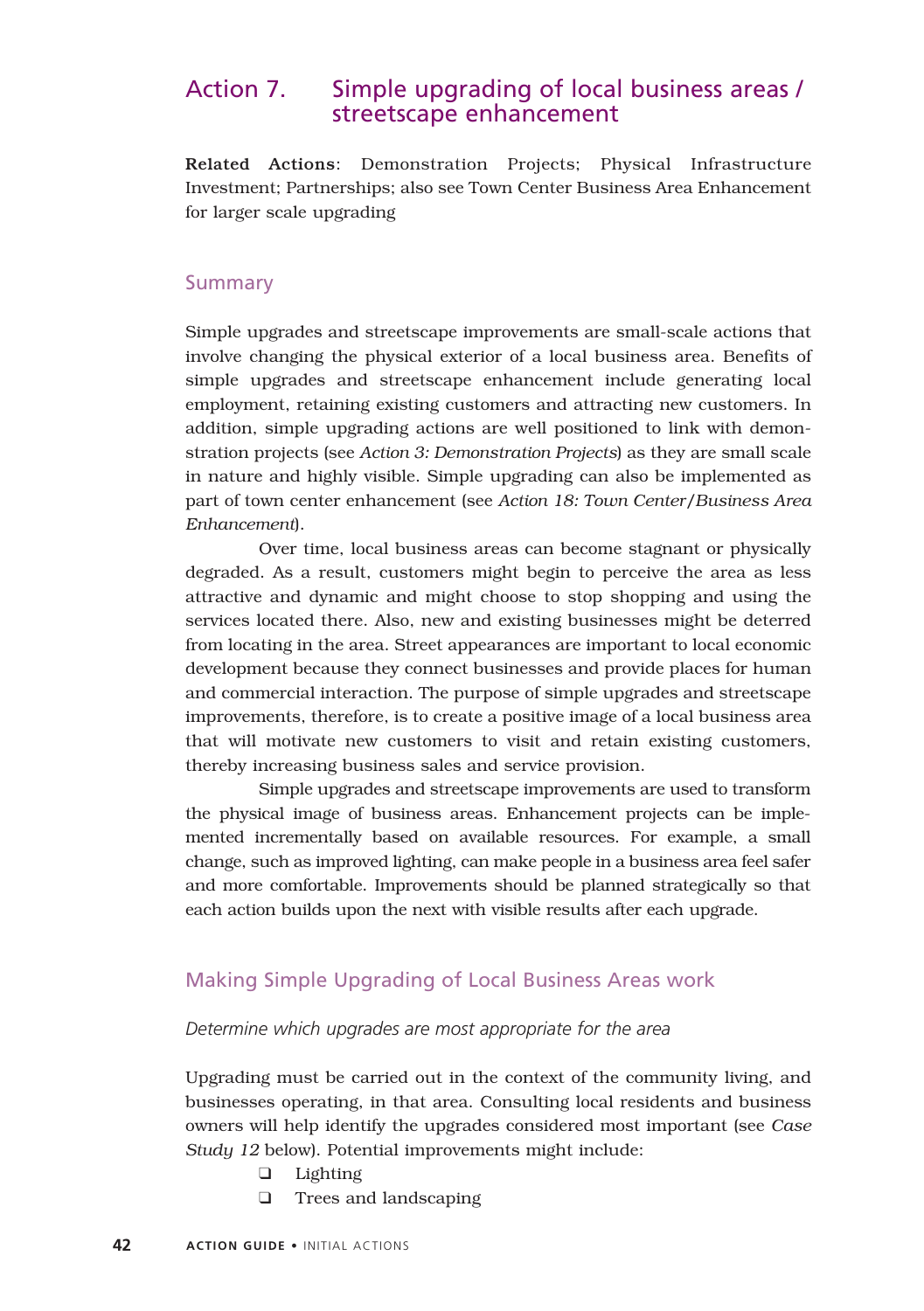## Action 7. Simple upgrading of local business areas / streetscape enhancement

**Related Actions**: Demonstration Projects; Physical Infrastructure Investment; Partnerships; also see Town Center Business Area Enhancement for larger scale upgrading

### Summary

Simple upgrades and streetscape improvements are small-scale actions that involve changing the physical exterior of a local business area. Benefits of simple upgrades and streetscape enhancement include generating local employment, retaining existing customers and attracting new customers. In addition, simple upgrading actions are well positioned to link with demonstration projects (see *Action 3: Demonstration Projects*) as they are small scale in nature and highly visible. Simple upgrading can also be implemented as part of town center enhancement (see *Action 18: Town Center/Business Area Enhancement*).

Over time, local business areas can become stagnant or physically degraded. As a result, customers might begin to perceive the area as less attractive and dynamic and might choose to stop shopping and using the services located there. Also, new and existing businesses might be deterred from locating in the area. Street appearances are important to local economic development because they connect businesses and provide places for human and commercial interaction. The purpose of simple upgrades and streetscape improvements, therefore, is to create a positive image of a local business area that will motivate new customers to visit and retain existing customers, thereby increasing business sales and service provision.

Simple upgrades and streetscape improvements are used to transform the physical image of business areas. Enhancement projects can be implemented incrementally based on available resources. For example, a small change, such as improved lighting, can make people in a business area feel safer and more comfortable. Improvements should be planned strategically so that each action builds upon the next with visible results after each upgrade.

### Making Simple Upgrading of Local Business Areas work

*Determine which upgrades are most appropriate for the area*

Upgrading must be carried out in the context of the community living, and businesses operating, in that area. Consulting local residents and business owners will help identify the upgrades considered most important (see *Case Study 12* below). Potential improvements might include:

- ❑ Lighting
- ❑ Trees and landscaping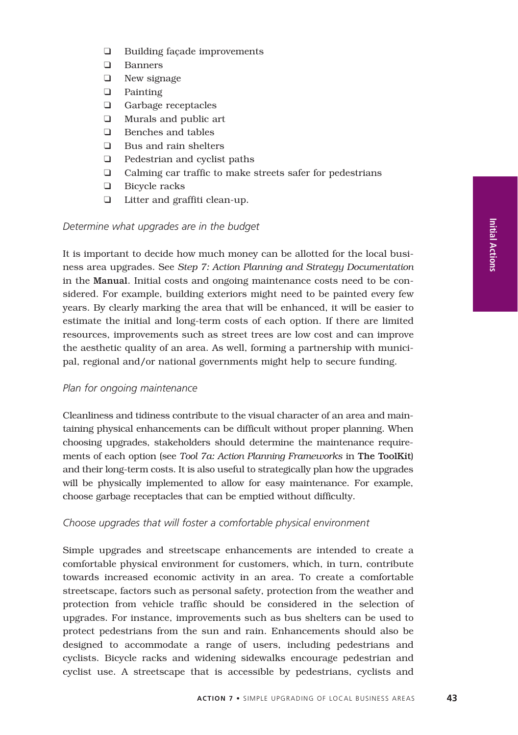- ❑ Building façade improvements
- ❑ Banners
- ❑ New signage
- ❑ Painting
- ❑ Garbage receptacles
- ❑ Murals and public art
- ❑ Benches and tables
- ❑ Bus and rain shelters
- ❑ Pedestrian and cyclist paths
- ❑ Calming car traffic to make streets safer for pedestrians
- ❑ Bicycle racks
- ❑ Litter and graffiti clean-up.

*Determine what upgrades are in the budget*

It is important to decide how much money can be allotted for the local business area upgrades. See *Step 7: Action Planning and Strategy Documentation* in the **Manual**. Initial costs and ongoing maintenance costs need to be considered. For example, building exteriors might need to be painted every few years. By clearly marking the area that will be enhanced, it will be easier to estimate the initial and long-term costs of each option. If there are limited resources, improvements such as street trees are low cost and can improve the aesthetic quality of an area. As well, forming a partnership with municipal, regional and/or national governments might help to secure funding.

*Plan for ongoing maintenance*

Cleanliness and tidiness contribute to the visual character of an area and maintaining physical enhancements can be difficult without proper planning. When choosing upgrades, stakeholders should determine the maintenance requirements of each option (see *Tool 7a: Action Planning Frameworks* in **The ToolKit**) and their long-term costs. It is also useful to strategically plan how the upgrades will be physically implemented to allow for easy maintenance. For example, choose garbage receptacles that can be emptied without difficulty.

*Choose upgrades that will foster a comfortable physical environment*

Simple upgrades and streetscape enhancements are intended to create a comfortable physical environment for customers, which, in turn, contribute towards increased economic activity in an area. To create a comfortable streetscape, factors such as personal safety, protection from the weather and protection from vehicle traffic should be considered in the selection of upgrades. For instance, improvements such as bus shelters can be used to protect pedestrians from the sun and rain. Enhancements should also be designed to accommodate a range of users, including pedestrians and cyclists. Bicycle racks and widening sidewalks encourage pedestrian and cyclist use. A streetscape that is accessible by pedestrians, cyclists and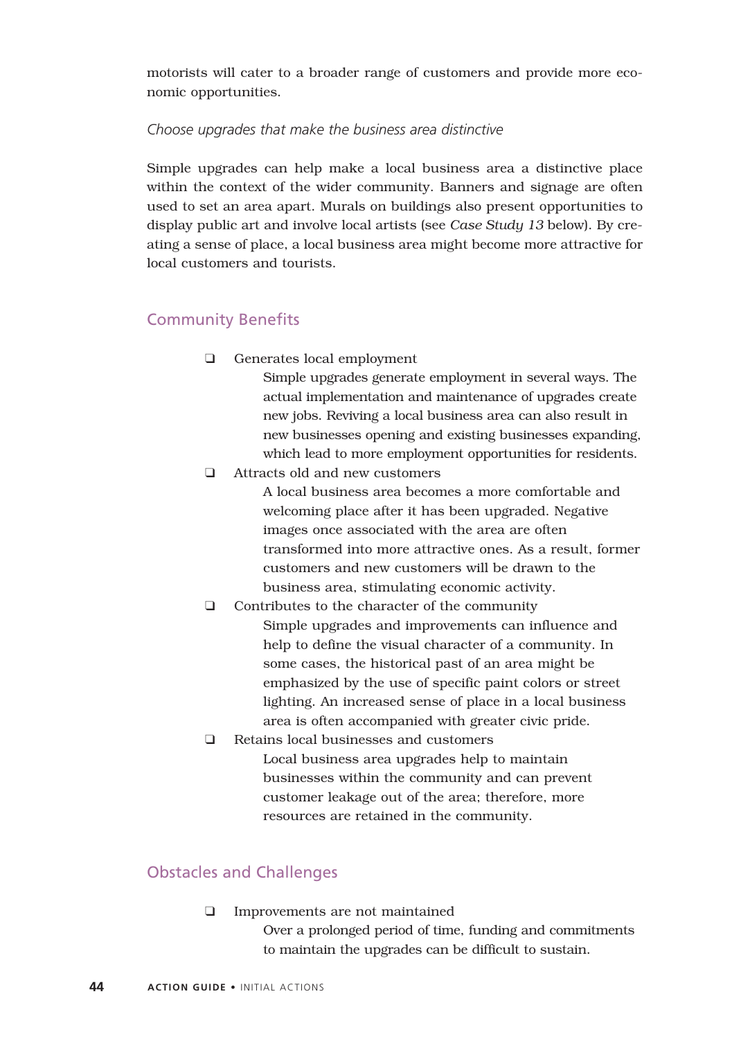motorists will cater to a broader range of customers and provide more economic opportunities.

*Choose upgrades that make the business area distinctive*

Simple upgrades can help make a local business area a distinctive place within the context of the wider community. Banners and signage are often used to set an area apart. Murals on buildings also present opportunities to display public art and involve local artists (see *Case Study 13* below). By creating a sense of place, a local business area might become more attractive for local customers and tourists.

## Community Benefits

- ❑ Generates local employment

  Simple upgrades generate employment in several ways. The actual implementation and maintenance of upgrades create new jobs. Reviving a local business area can also result in new businesses opening and existing businesses expanding, which lead to more employment opportunities for residents.

- ❑ Attracts old and new customers

  A local business area becomes a more comfortable and welcoming place after it has been upgraded. Negative images once associated with the area are often transformed into more attractive ones. As a result, former customers and new customers will be drawn to the business area, stimulating economic activity.

- ❑ Contributes to the character of the community

  Simple upgrades and improvements can influence and help to define the visual character of a community. In some cases, the historical past of an area might be emphasized by the use of specific paint colors or street lighting. An increased sense of place in a local business area is often accompanied with greater civic pride.

- ❑ Retains local businesses and customers

  Local business area upgrades help to maintain businesses within the community and can prevent customer leakage out of the area; therefore, more resources are retained in the community.

## Obstacles and Challenges

- ❑ Improvements are not maintained

  Over a prolonged period of time, funding and commitments to maintain the upgrades can be difficult to sustain.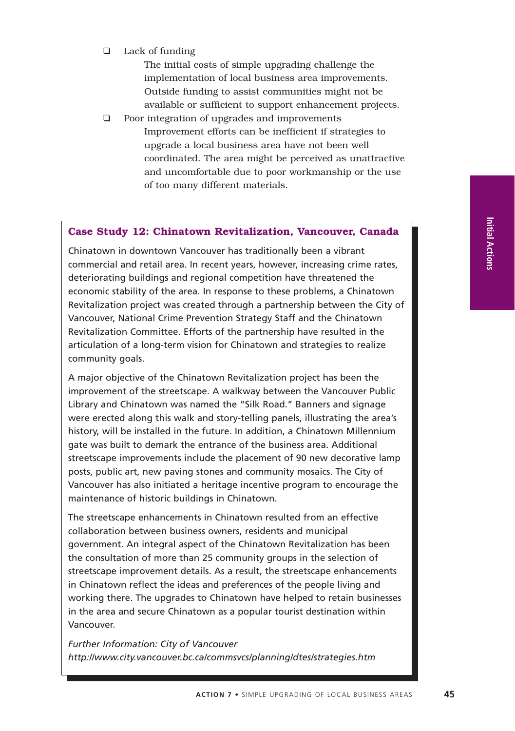- Lack of funding

  The initial costs of simple upgrading challenge the implementation of local business area improvements. Outside funding to assist communities might not be available or sufficient to support enhancement projects.

- Poor integration of upgrades and improvements

  Improvement efforts can be inefficient if strategies to upgrade a local business area have not been well coordinated. The area might be perceived as unattractive and uncomfortable due to poor workmanship or the use of too many different materials.

### Case Study 12: Chinatown Revitalization, Vancouver, Canada

Chinatown in downtown Vancouver has traditionally been a vibrant commercial and retail area. In recent years, however, increasing crime rates, deteriorating buildings and regional competition have threatened the economic stability of the area. In response to these problems, a Chinatown Revitalization project was created through a partnership between the City of Vancouver, National Crime Prevention Strategy Staff and the Chinatown Revitalization Committee. Efforts of the partnership have resulted in the articulation of a long-term vision for Chinatown and strategies to realize community goals.

A major objective of the Chinatown Revitalization project has been the improvement of the streetscape. A walkway between the Vancouver Public Library and Chinatown was named the "Silk Road." Banners and signage were erected along this walk and story-telling panels, illustrating the area's history, will be installed in the future. In addition, a Chinatown Millennium gate was built to demark the entrance of the business area. Additional streetscape improvements include the placement of 90 new decorative lamp posts, public art, new paving stones and community mosaics. The City of Vancouver has also initiated a heritage incentive program to encourage the maintenance of historic buildings in Chinatown.

The streetscape enhancements in Chinatown resulted from an effective collaboration between business owners, residents and municipal government. An integral aspect of the Chinatown Revitalization has been the consultation of more than 25 community groups in the selection of streetscape improvement details. As a result, the streetscape enhancements in Chinatown reflect the ideas and preferences of the people living and working there. The upgrades to Chinatown have helped to retain businesses in the area and secure Chinatown as a popular tourist destination within Vancouver.

*Further Information: City of Vancouver*
*http://www.city.vancouver.bc.ca/commsvcs/planning/dtes/strategies.htm*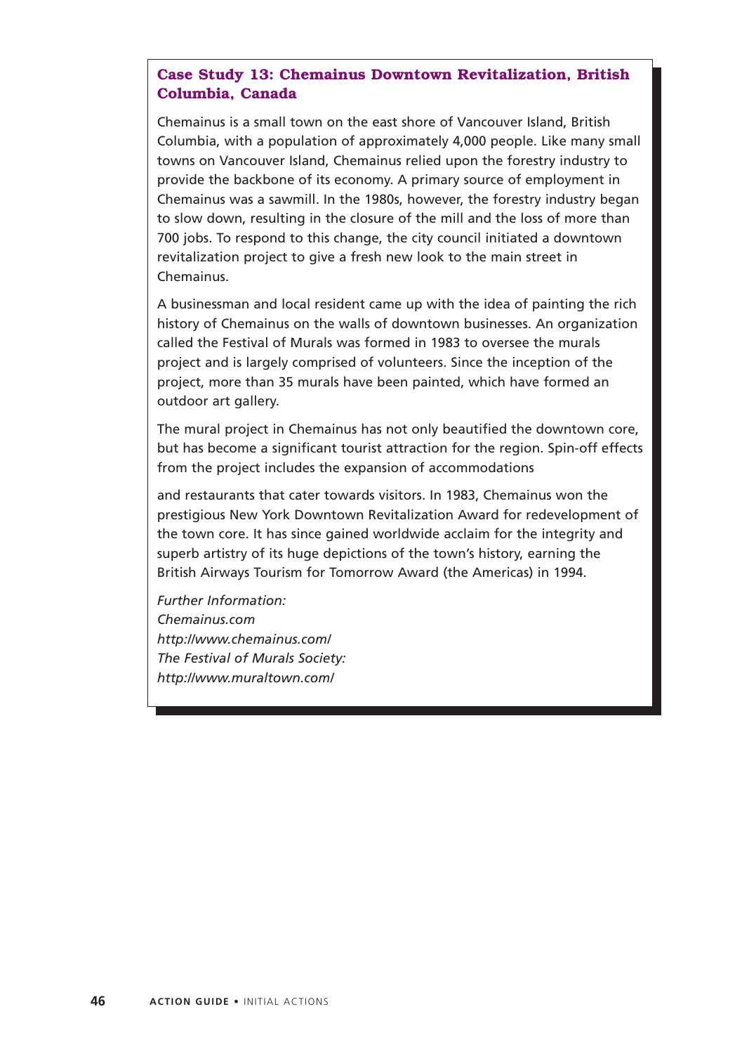## Case Study 13: Chemainus Downtown Revitalization, British Columbia, Canada

Chemainus is a small town on the east shore of Vancouver Island, British Columbia, with a population of approximately 4,000 people. Like many small towns on Vancouver Island, Chemainus relied upon the forestry industry to provide the backbone of its economy. A primary source of employment in Chemainus was a sawmill. In the 1980s, however, the forestry industry began to slow down, resulting in the closure of the mill and the loss of more than 700 jobs. To respond to this change, the city council initiated a downtown revitalization project to give a fresh new look to the main street in Chemainus.

A businessman and local resident came up with the idea of painting the rich history of Chemainus on the walls of downtown businesses. An organization called the Festival of Murals was formed in 1983 to oversee the murals project and is largely comprised of volunteers. Since the inception of the project, more than 35 murals have been painted, which have formed an outdoor art gallery.

The mural project in Chemainus has not only beautified the downtown core, but has become a significant tourist attraction for the region. Spin-off effects from the project includes the expansion of accommodations and restaurants that cater towards visitors. In 1983, Chemainus won the prestigious New York Downtown Revitalization Award for redevelopment of the town core. It has since gained worldwide acclaim for the integrity and superb artistry of its huge depictions of the town's history, earning the British Airways Tourism for Tomorrow Award (the Americas) in 1994.

*Further Information:*
*Chemainus.com*
*http://www.chemainus.com/*
*The Festival of Murals Society:*
*http://www.muraltown.com/*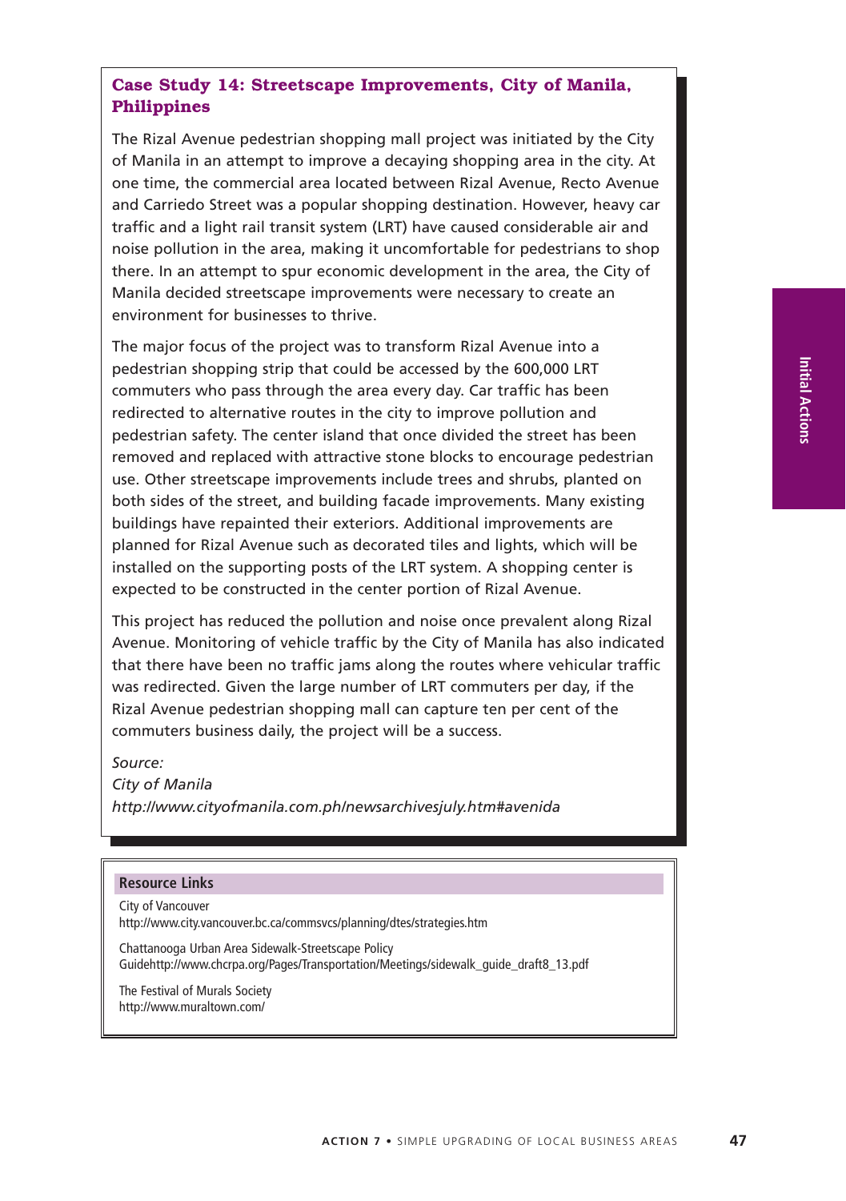## Case Study 14: Streetscape Improvements, City of Manila, Philippines

The Rizal Avenue pedestrian shopping mall project was initiated by the City of Manila in an attempt to improve a decaying shopping area in the city. At one time, the commercial area located between Rizal Avenue, Recto Avenue and Carriedo Street was a popular shopping destination. However, heavy car traffic and a light rail transit system (LRT) have caused considerable air and noise pollution in the area, making it uncomfortable for pedestrians to shop there. In an attempt to spur economic development in the area, the City of Manila decided streetscape improvements were necessary to create an environment for businesses to thrive.

The major focus of the project was to transform Rizal Avenue into a pedestrian shopping strip that could be accessed by the 600,000 LRT commuters who pass through the area every day. Car traffic has been redirected to alternative routes in the city to improve pollution and pedestrian safety. The center island that once divided the street has been removed and replaced with attractive stone blocks to encourage pedestrian use. Other streetscape improvements include trees and shrubs, planted on both sides of the street, and building facade improvements. Many existing buildings have repainted their exteriors. Additional improvements are planned for Rizal Avenue such as decorated tiles and lights, which will be installed on the supporting posts of the LRT system. A shopping center is expected to be constructed in the center portion of Rizal Avenue.

This project has reduced the pollution and noise once prevalent along Rizal Avenue. Monitoring of vehicle traffic by the City of Manila has also indicated that there have been no traffic jams along the routes where vehicular traffic was redirected. Given the large number of LRT commuters per day, if the Rizal Avenue pedestrian shopping mall can capture ten per cent of the commuters business daily, the project will be a success.

*Source:*
*City of Manila*
*http://www.cityofmanila.com.ph/newsarchivesjuly.htm#avenida*

### Resource Links

City of Vancouver
http://www.city.vancouver.bc.ca/commsvcs/planning/dtes/strategies.htm

Chattanooga Urban Area Sidewalk-Streetscape Policy Guidehttp://www.chcrpa.org/Pages/Transportation/Meetings/sidewalk_guide_draft8_13.pdf

The Festival of Murals Society
http://www.muraltown.com/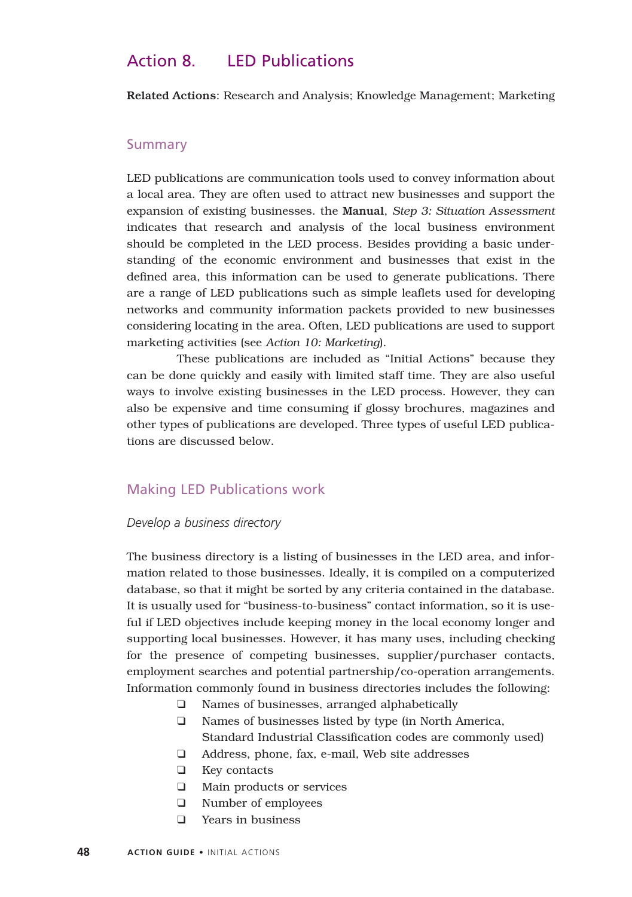# Action 8. LED Publications

**Related Actions**: Research and Analysis; Knowledge Management; Marketing

## Summary

LED publications are communication tools used to convey information about a local area. They are often used to attract new businesses and support the expansion of existing businesses. the **Manual**, *Step 3: Situation Assessment* indicates that research and analysis of the local business environment should be completed in the LED process. Besides providing a basic understanding of the economic environment and businesses that exist in the defined area, this information can be used to generate publications. There are a range of LED publications such as simple leaflets used for developing networks and community information packets provided to new businesses considering locating in the area. Often, LED publications are used to support marketing activities (see *Action 10: Marketing*).

These publications are included as "Initial Actions" because they can be done quickly and easily with limited staff time. They are also useful ways to involve existing businesses in the LED process. However, they can also be expensive and time consuming if glossy brochures, magazines and other types of publications are developed. Three types of useful LED publications are discussed below.

## Making LED Publications work

### *Develop a business directory*

The business directory is a listing of businesses in the LED area, and information related to those businesses. Ideally, it is compiled on a computerized database, so that it might be sorted by any criteria contained in the database. It is usually used for "business-to-business" contact information, so it is useful if LED objectives include keeping money in the local economy longer and supporting local businesses. However, it has many uses, including checking for the presence of competing businesses, supplier/purchaser contacts, employment searches and potential partnership/co-operation arrangements. Information commonly found in business directories includes the following:

- Names of businesses, arranged alphabetically
- Names of businesses listed by type (in North America, Standard Industrial Classification codes are commonly used)
- Address, phone, fax, e-mail, Web site addresses
- Key contacts
- Main products or services
- Number of employees
- Years in business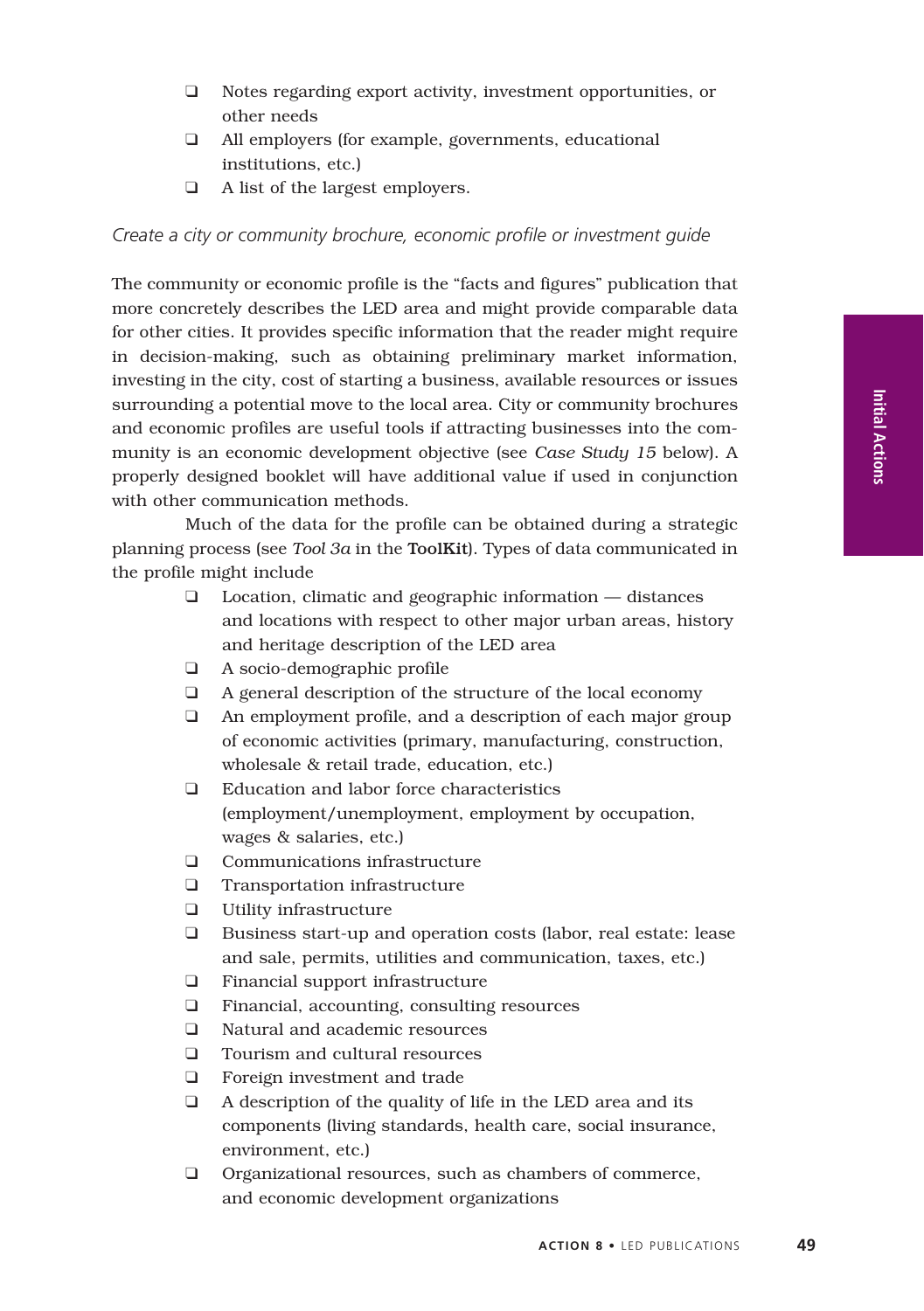- Notes regarding export activity, investment opportunities, or other needs
- All employers (for example, governments, educational institutions, etc.)
- A list of the largest employers.

*Create a city or community brochure, economic profile or investment guide*

The community or economic profile is the "facts and figures" publication that more concretely describes the LED area and might provide comparable data for other cities. It provides specific information that the reader might require in decision-making, such as obtaining preliminary market information, investing in the city, cost of starting a business, available resources or issues surrounding a potential move to the local area. City or community brochures and economic profiles are useful tools if attracting businesses into the community is an economic development objective (see *Case Study 15* below). A properly designed booklet will have additional value if used in conjunction with other communication methods.

Much of the data for the profile can be obtained during a strategic planning process (see *Tool 3a* in the **ToolKit**). Types of data communicated in the profile might include

- Location, climatic and geographic information — distances and locations with respect to other major urban areas, history and heritage description of the LED area
- A socio-demographic profile
- A general description of the structure of the local economy
- An employment profile, and a description of each major group of economic activities (primary, manufacturing, construction, wholesale & retail trade, education, etc.)
- Education and labor force characteristics (employment/unemployment, employment by occupation, wages & salaries, etc.)
- Communications infrastructure
- Transportation infrastructure
- Utility infrastructure
- Business start-up and operation costs (labor, real estate: lease and sale, permits, utilities and communication, taxes, etc.)
- Financial support infrastructure
- Financial, accounting, consulting resources
- Natural and academic resources
- Tourism and cultural resources
- Foreign investment and trade
- A description of the quality of life in the LED area and its components (living standards, health care, social insurance, environment, etc.)
- Organizational resources, such as chambers of commerce, and economic development organizations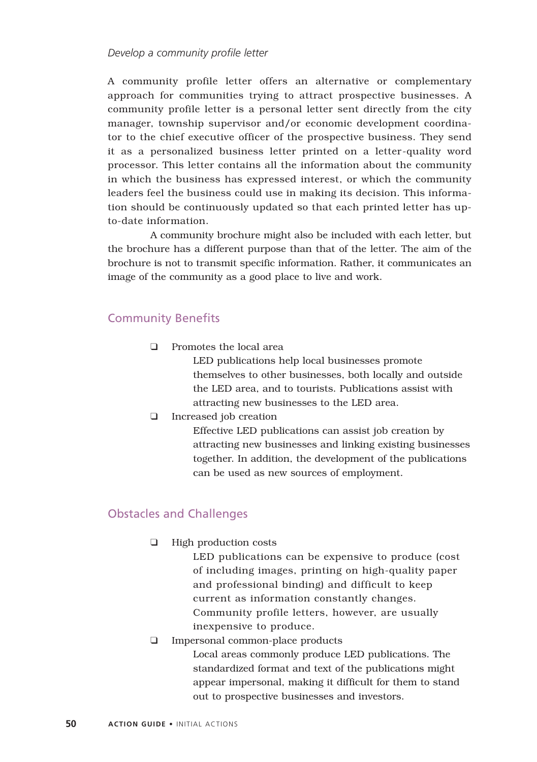*Develop a community profile letter*

A community profile letter offers an alternative or complementary approach for communities trying to attract prospective businesses. A community profile letter is a personal letter sent directly from the city manager, township supervisor and/or economic development coordinator to the chief executive officer of the prospective business. They send it as a personalized business letter printed on a letter-quality word processor. This letter contains all the information about the community in which the business has expressed interest, or which the community leaders feel the business could use in making its decision. This information should be continuously updated so that each printed letter has up-to-date information.

A community brochure might also be included with each letter, but the brochure has a different purpose than that of the letter. The aim of the brochure is not to transmit specific information. Rather, it communicates an image of the community as a good place to live and work.

## Community Benefits

- Promotes the local area
  LED publications help local businesses promote themselves to other businesses, both locally and outside the LED area, and to tourists. Publications assist with attracting new businesses to the LED area.
- Increased job creation
  Effective LED publications can assist job creation by attracting new businesses and linking existing businesses together. In addition, the development of the publications can be used as new sources of employment.

## Obstacles and Challenges

- High production costs
  LED publications can be expensive to produce (cost of including images, printing on high-quality paper and professional binding) and difficult to keep current as information constantly changes. Community profile letters, however, are usually inexpensive to produce.
- Impersonal common-place products
  Local areas commonly produce LED publications. The standardized format and text of the publications might appear impersonal, making it difficult for them to stand out to prospective businesses and investors.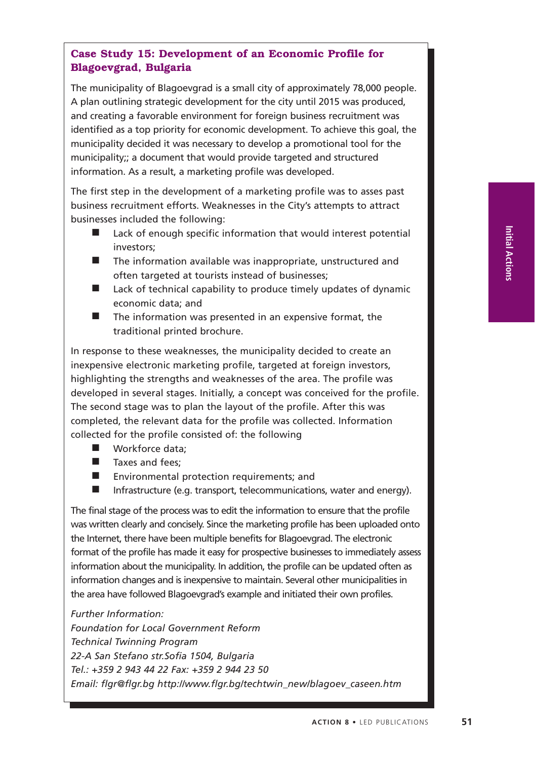### Case Study 15: Development of an Economic Profile for Blagoevgrad, Bulgaria

The municipality of Blagoevgrad is a small city of approximately 78,000 people. A plan outlining strategic development for the city until 2015 was produced, and creating a favorable environment for foreign business recruitment was identified as a top priority for economic development. To achieve this goal, the municipality decided it was necessary to develop a promotional tool for the municipality;; a document that would provide targeted and structured information. As a result, a marketing profile was developed.

The first step in the development of a marketing profile was to asses past business recruitment efforts. Weaknesses in the City's attempts to attract businesses included the following:

- Lack of enough specific information that would interest potential investors;
- The information available was inappropriate, unstructured and often targeted at tourists instead of businesses;
- Lack of technical capability to produce timely updates of dynamic economic data; and
- The information was presented in an expensive format, the traditional printed brochure.

In response to these weaknesses, the municipality decided to create an inexpensive electronic marketing profile, targeted at foreign investors, highlighting the strengths and weaknesses of the area. The profile was developed in several stages. Initially, a concept was conceived for the profile. The second stage was to plan the layout of the profile. After this was completed, the relevant data for the profile was collected. Information collected for the profile consisted of: the following

- Workforce data;
- Taxes and fees;
- Environmental protection requirements; and
- Infrastructure (e.g. transport, telecommunications, water and energy).

The final stage of the process was to edit the information to ensure that the profile was written clearly and concisely. Since the marketing profile has been uploaded onto the Internet, there have been multiple benefits for Blagoevgrad. The electronic format of the profile has made it easy for prospective businesses to immediately assess information about the municipality. In addition, the profile can be updated often as information changes and is inexpensive to maintain. Several other municipalities in the area have followed Blagoevgrad's example and initiated their own profiles.

*Further Information:*
*Foundation for Local Government Reform*
*Technical Twinning Program*
*22-A San Stefano str.Sofia 1504, Bulgaria*
*Tel.: +359 2 943 44 22 Fax: +359 2 944 23 50*
*Email: flgr@flgr.bg http://www.flgr.bg/techtwin_new/blagoev_caseen.htm*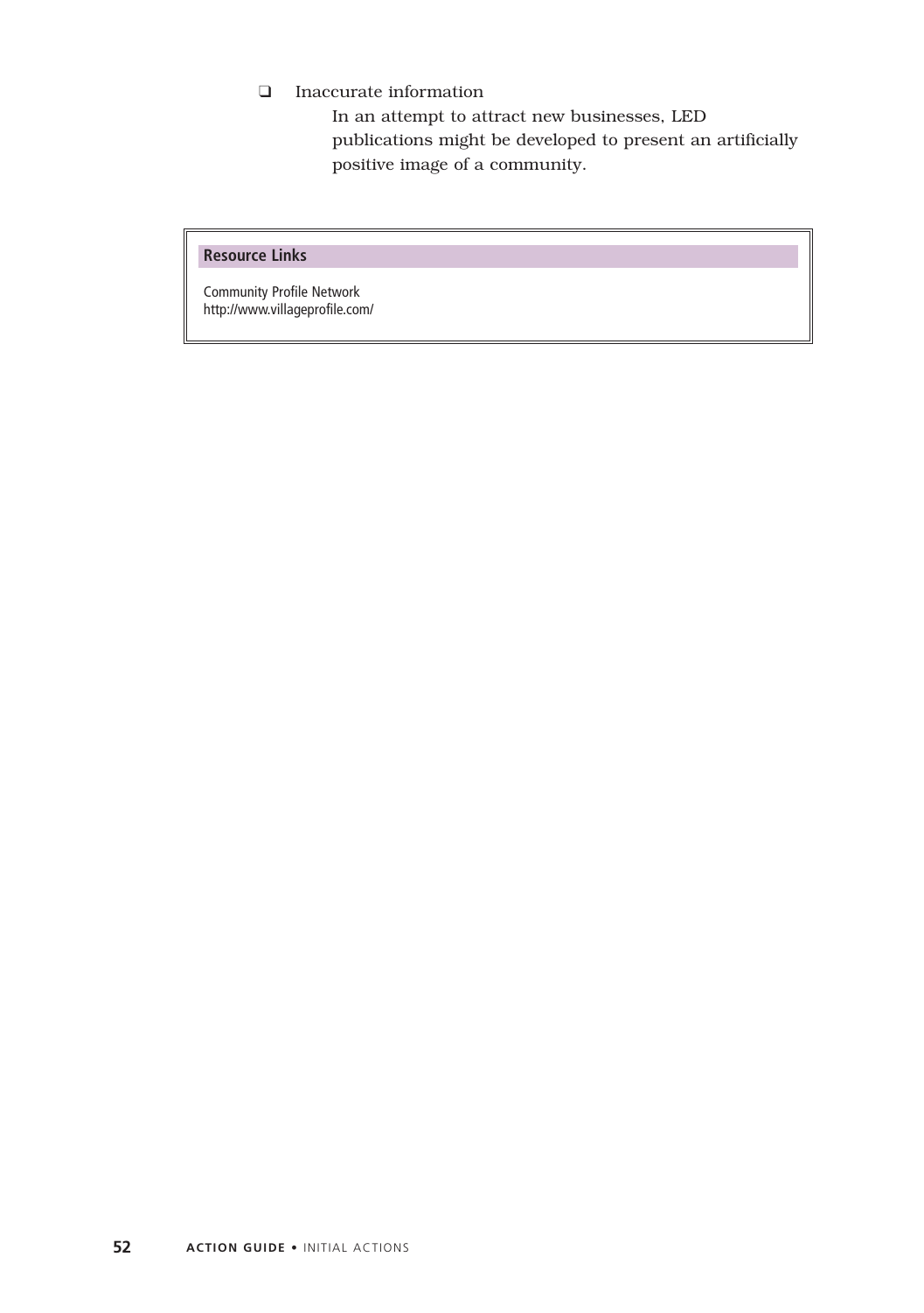- ❑ Inaccurate information

  In an attempt to attract new businesses, LED publications might be developed to present an artificially positive image of a community.

**Resource Links**

Community Profile Network
http://www.villageprofile.com/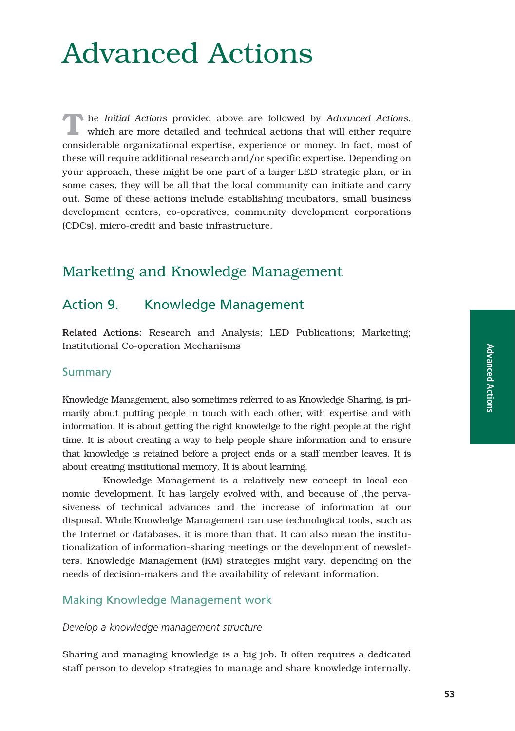# Advanced Actions

The *Initial Actions* provided above are followed by *Advanced Actions*, which are more detailed and technical actions that will either require considerable organizational expertise, experience or money. In fact, most of these will require additional research and/or specific expertise. Depending on your approach, these might be one part of a larger LED strategic plan, or in some cases, they will be all that the local community can initiate and carry out. Some of these actions include establishing incubators, small business development centers, co-operatives, community development corporations (CDCs), micro-credit and basic infrastructure.

## Marketing and Knowledge Management

### Action 9. Knowledge Management

**Related Actions**: Research and Analysis; LED Publications; Marketing; Institutional Co-operation Mechanisms

#### Summary

Knowledge Management, also sometimes referred to as Knowledge Sharing, is primarily about putting people in touch with each other, with expertise and with information. It is about getting the right knowledge to the right people at the right time. It is about creating a way to help people share information and to ensure that knowledge is retained before a project ends or a staff member leaves. It is about creating institutional memory. It is about learning.

Knowledge Management is a relatively new concept in local economic development. It has largely evolved with, and because of ,the pervasiveness of technical advances and the increase of information at our disposal. While Knowledge Management can use technological tools, such as the Internet or databases, it is more than that. It can also mean the institutionalization of information-sharing meetings or the development of newsletters. Knowledge Management (KM) strategies might vary. depending on the needs of decision-makers and the availability of relevant information.

#### Making Knowledge Management work

*Develop a knowledge management structure*

Sharing and managing knowledge is a big job. It often requires a dedicated staff person to develop strategies to manage and share knowledge internally.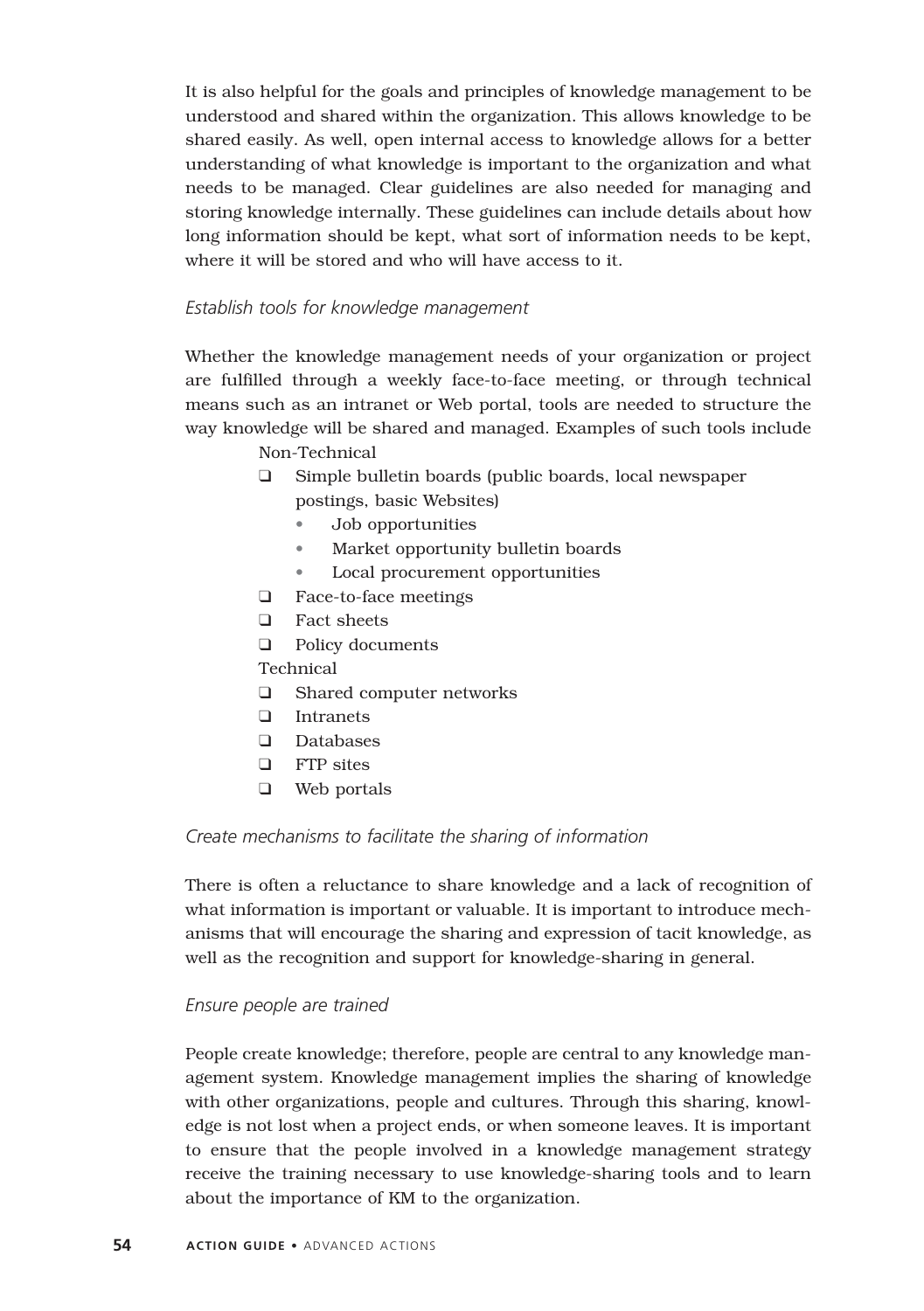It is also helpful for the goals and principles of knowledge management to be understood and shared within the organization. This allows knowledge to be shared easily. As well, open internal access to knowledge allows for a better understanding of what knowledge is important to the organization and what needs to be managed. Clear guidelines are also needed for managing and storing knowledge internally. These guidelines can include details about how long information should be kept, what sort of information needs to be kept, where it will be stored and who will have access to it.

*Establish tools for knowledge management*

Whether the knowledge management needs of your organization or project are fulfilled through a weekly face-to-face meeting, or through technical means such as an intranet or Web portal, tools are needed to structure the way knowledge will be shared and managed. Examples of such tools include

Non-Technical

- Simple bulletin boards (public boards, local newspaper postings, basic Websites)
  - Job opportunities
  - Market opportunity bulletin boards
  - Local procurement opportunities
- Face-to-face meetings
- Fact sheets
- Policy documents

Technical

- Shared computer networks
- Intranets
- Databases
- FTP sites
- Web portals

*Create mechanisms to facilitate the sharing of information*

There is often a reluctance to share knowledge and a lack of recognition of what information is important or valuable. It is important to introduce mechanisms that will encourage the sharing and expression of tacit knowledge, as well as the recognition and support for knowledge-sharing in general.

*Ensure people are trained*

People create knowledge; therefore, people are central to any knowledge management system. Knowledge management implies the sharing of knowledge with other organizations, people and cultures. Through this sharing, knowledge is not lost when a project ends, or when someone leaves. It is important to ensure that the people involved in a knowledge management strategy receive the training necessary to use knowledge-sharing tools and to learn about the importance of KM to the organization.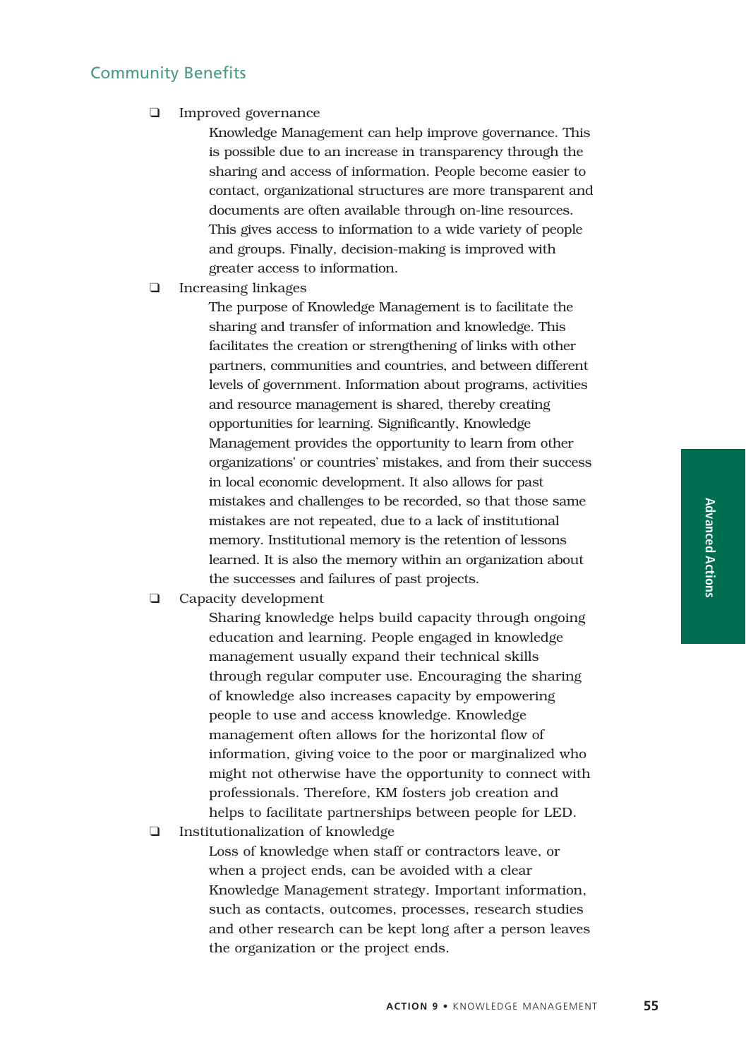## Community Benefits

- Improved governance

  Knowledge Management can help improve governance. This is possible due to an increase in transparency through the sharing and access of information. People become easier to contact, organizational structures are more transparent and documents are often available through on-line resources. This gives access to information to a wide variety of people and groups. Finally, decision-making is improved with greater access to information.

- Increasing linkages

  The purpose of Knowledge Management is to facilitate the sharing and transfer of information and knowledge. This facilitates the creation or strengthening of links with other partners, communities and countries, and between different levels of government. Information about programs, activities and resource management is shared, thereby creating opportunities for learning. Significantly, Knowledge Management provides the opportunity to learn from other organizations' or countries' mistakes, and from their success in local economic development. It also allows for past mistakes and challenges to be recorded, so that those same mistakes are not repeated, due to a lack of institutional memory. Institutional memory is the retention of lessons learned. It is also the memory within an organization about the successes and failures of past projects.

- Capacity development

  Sharing knowledge helps build capacity through ongoing education and learning. People engaged in knowledge management usually expand their technical skills through regular computer use. Encouraging the sharing of knowledge also increases capacity by empowering people to use and access knowledge. Knowledge management often allows for the horizontal flow of information, giving voice to the poor or marginalized who might not otherwise have the opportunity to connect with professionals. Therefore, KM fosters job creation and helps to facilitate partnerships between people for LED.

- Institutionalization of knowledge

  Loss of knowledge when staff or contractors leave, or when a project ends, can be avoided with a clear Knowledge Management strategy. Important information, such as contacts, outcomes, processes, research studies and other research can be kept long after a person leaves the organization or the project ends.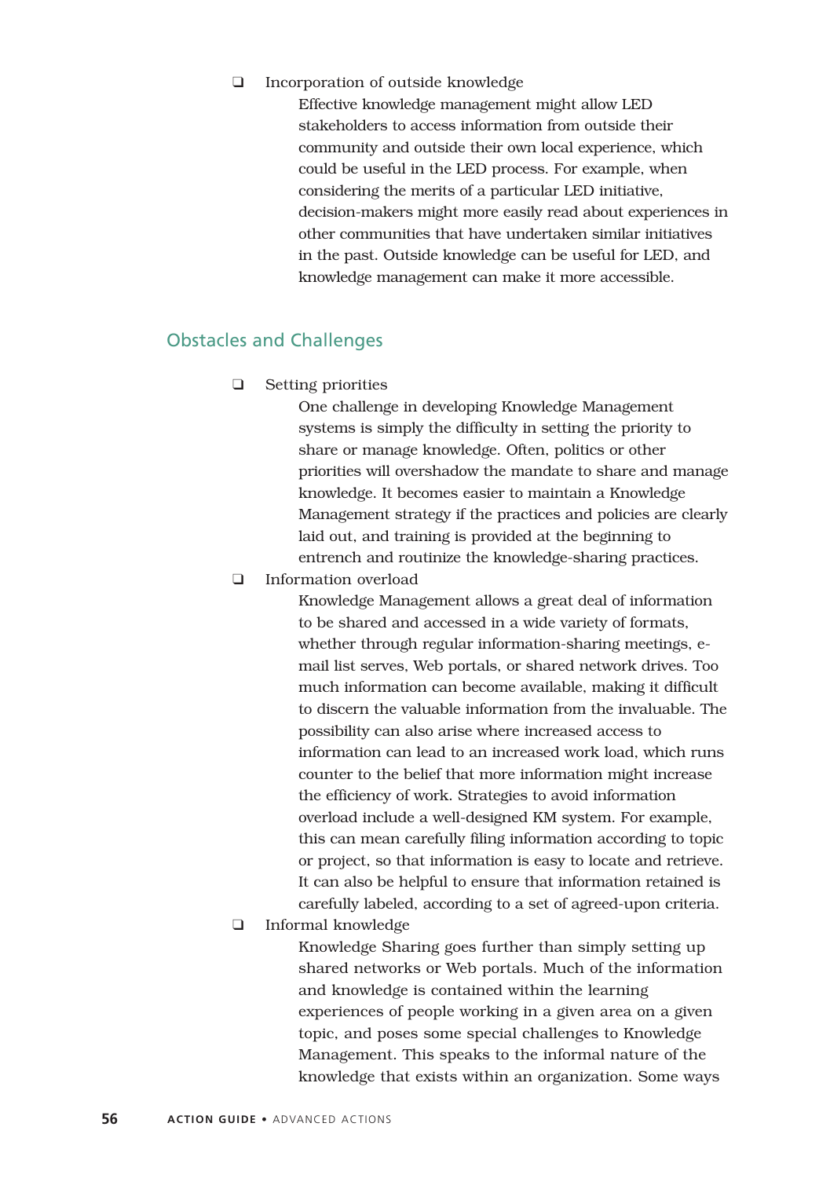- Incorporation of outside knowledge

  Effective knowledge management might allow LED stakeholders to access information from outside their community and outside their own local experience, which could be useful in the LED process. For example, when considering the merits of a particular LED initiative, decision-makers might more easily read about experiences in other communities that have undertaken similar initiatives in the past. Outside knowledge can be useful for LED, and knowledge management can make it more accessible.

## Obstacles and Challenges

- Setting priorities

  One challenge in developing Knowledge Management systems is simply the difficulty in setting the priority to share or manage knowledge. Often, politics or other priorities will overshadow the mandate to share and manage knowledge. It becomes easier to maintain a Knowledge Management strategy if the practices and policies are clearly laid out, and training is provided at the beginning to entrench and routinize the knowledge-sharing practices.

- Information overload

  Knowledge Management allows a great deal of information to be shared and accessed in a wide variety of formats, whether through regular information-sharing meetings, e-mail list serves, Web portals, or shared network drives. Too much information can become available, making it difficult to discern the valuable information from the invaluable. The possibility can also arise where increased access to information can lead to an increased work load, which runs counter to the belief that more information might increase the efficiency of work. Strategies to avoid information overload include a well-designed KM system. For example, this can mean carefully filing information according to topic or project, so that information is easy to locate and retrieve. It can also be helpful to ensure that information retained is carefully labeled, according to a set of agreed-upon criteria.

- Informal knowledge

  Knowledge Sharing goes further than simply setting up shared networks or Web portals. Much of the information and knowledge is contained within the learning experiences of people working in a given area on a given topic, and poses some special challenges to Knowledge Management. This speaks to the informal nature of the knowledge that exists within an organization. Some ways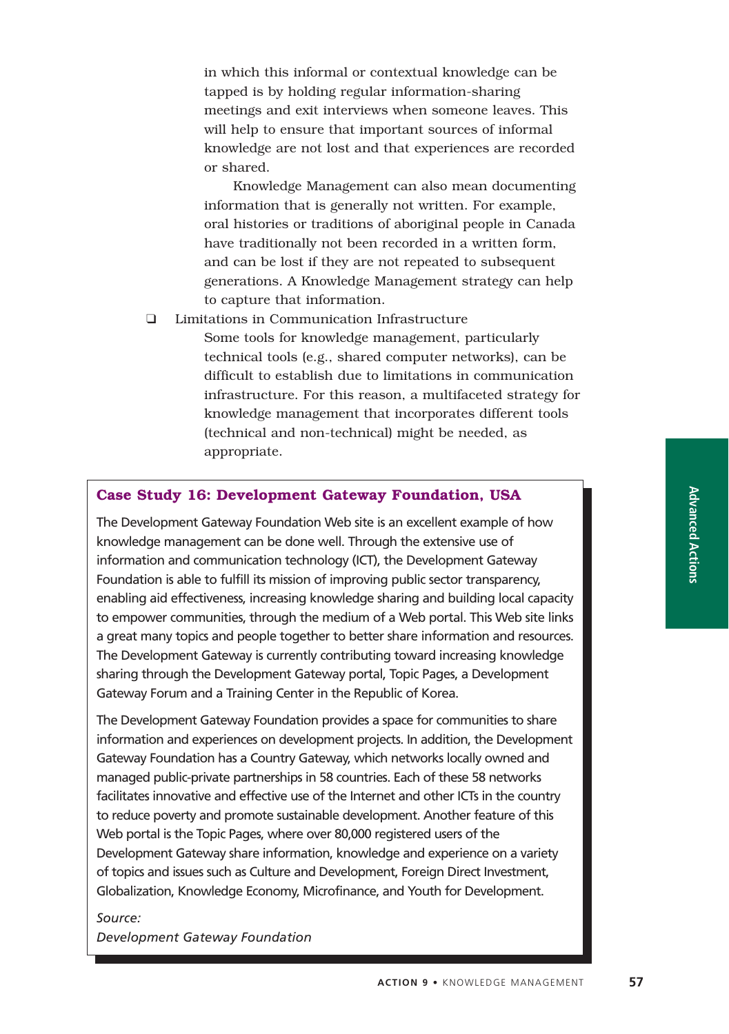in which this informal or contextual knowledge can be tapped is by holding regular information-sharing meetings and exit interviews when someone leaves. This will help to ensure that important sources of informal knowledge are not lost and that experiences are recorded or shared.

Knowledge Management can also mean documenting information that is generally not written. For example, oral histories or traditions of aboriginal people in Canada have traditionally not been recorded in a written form, and can be lost if they are not repeated to subsequent generations. A Knowledge Management strategy can help to capture that information.

- Limitations in Communication Infrastructure

  Some tools for knowledge management, particularly technical tools (e.g., shared computer networks), can be difficult to establish due to limitations in communication infrastructure. For this reason, a multifaceted strategy for knowledge management that incorporates different tools (technical and non-technical) might be needed, as appropriate.

### Case Study 16: Development Gateway Foundation, USA

The Development Gateway Foundation Web site is an excellent example of how knowledge management can be done well. Through the extensive use of information and communication technology (ICT), the Development Gateway Foundation is able to fulfill its mission of improving public sector transparency, enabling aid effectiveness, increasing knowledge sharing and building local capacity to empower communities, through the medium of a Web portal. This Web site links a great many topics and people together to better share information and resources. The Development Gateway is currently contributing toward increasing knowledge sharing through the Development Gateway portal, Topic Pages, a Development Gateway Forum and a Training Center in the Republic of Korea.

The Development Gateway Foundation provides a space for communities to share information and experiences on development projects. In addition, the Development Gateway Foundation has a Country Gateway, which networks locally owned and managed public-private partnerships in 58 countries. Each of these 58 networks facilitates innovative and effective use of the Internet and other ICTs in the country to reduce poverty and promote sustainable development. Another feature of this Web portal is the Topic Pages, where over 80,000 registered users of the Development Gateway share information, knowledge and experience on a variety of topics and issues such as Culture and Development, Foreign Direct Investment, Globalization, Knowledge Economy, Microfinance, and Youth for Development.

*Source:*
*Development Gateway Foundation*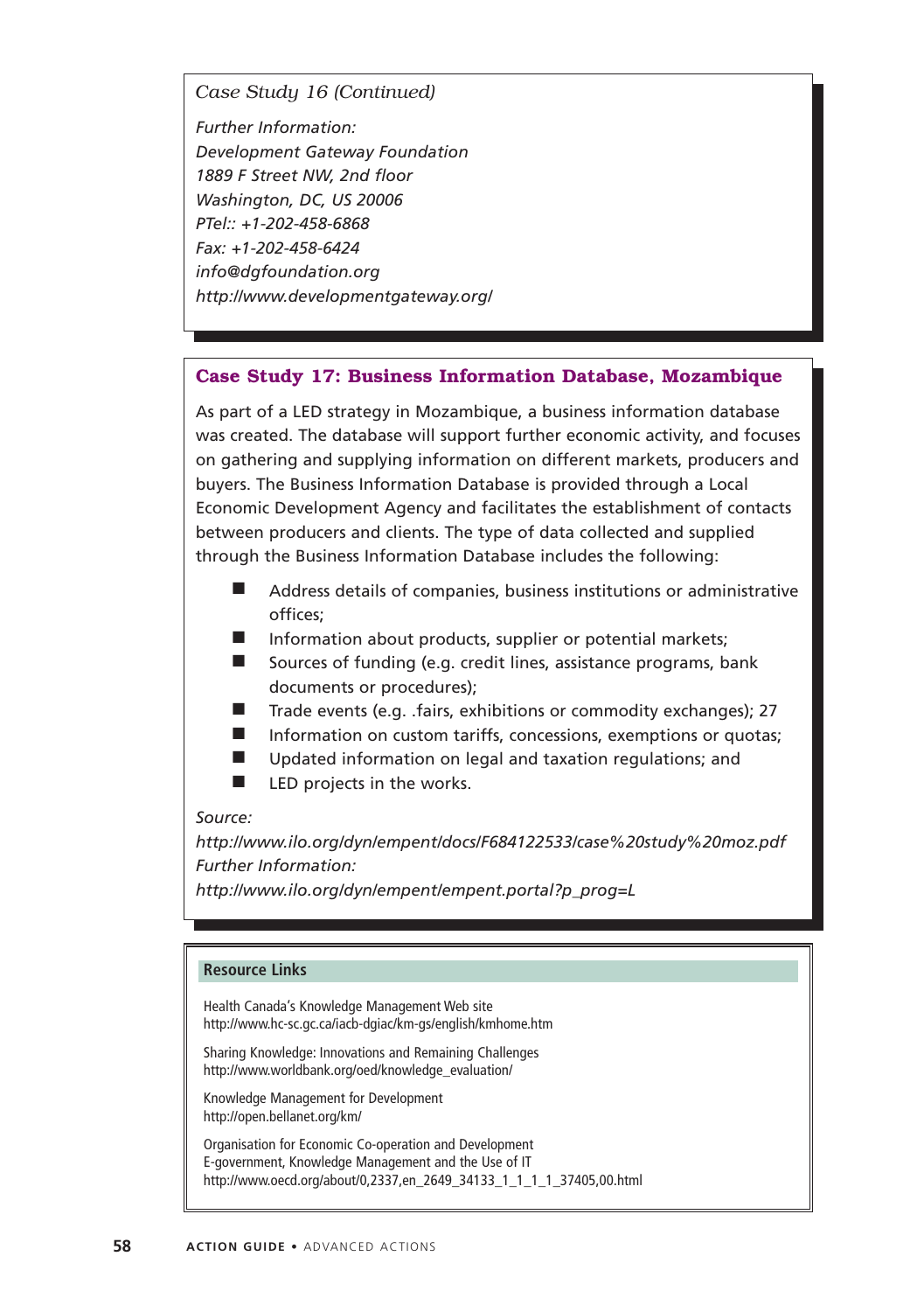*Case Study 16 (Continued)*

*Further Information:*
*Development Gateway Foundation*
*1889 F Street NW, 2nd floor*
*Washington, DC, US 20006*
*PTel:: +1-202-458-6868*
*Fax: +1-202-458-6424*
*info@dgfoundation.org*
*http://www.developmentgateway.org/*

### Case Study 17: Business Information Database, Mozambique

As part of a LED strategy in Mozambique, a business information database was created. The database will support further economic activity, and focuses on gathering and supplying information on different markets, producers and buyers. The Business Information Database is provided through a Local Economic Development Agency and facilitates the establishment of contacts between producers and clients. The type of data collected and supplied through the Business Information Database includes the following:

- Address details of companies, business institutions or administrative offices;
- Information about products, supplier or potential markets;
- Sources of funding (e.g. credit lines, assistance programs, bank documents or procedures);
- Trade events (e.g. .fairs, exhibitions or commodity exchanges); 27
- Information on custom tariffs, concessions, exemptions or quotas;
- Updated information on legal and taxation regulations; and
- LED projects in the works.

*Source:*
*http://www.ilo.org/dyn/empent/docs/F684122533/case%20study%20moz.pdf*
*Further Information:*
*http://www.ilo.org/dyn/empent/empent.portal?p_prog=L*

**Resource Links**

Health Canada's Knowledge Management Web site
http://www.hc-sc.gc.ca/iacb-dgiac/km-gs/english/kmhome.htm

Sharing Knowledge: Innovations and Remaining Challenges
http://www.worldbank.org/oed/knowledge_evaluation/

Knowledge Management for Development
http://open.bellanet.org/km/

Organisation for Economic Co-operation and Development
E-government, Knowledge Management and the Use of IT
http://www.oecd.org/about/0,2337,en_2649_34133_1_1_1_1_37405,00.html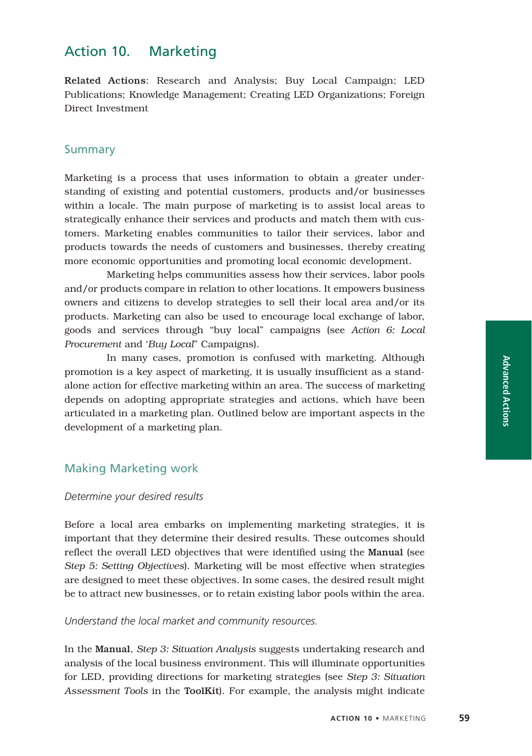## Action 10. Marketing

**Related Actions**: Research and Analysis; Buy Local Campaign; LED Publications; Knowledge Management; Creating LED Organizations; Foreign Direct Investment

### Summary

Marketing is a process that uses information to obtain a greater understanding of existing and potential customers, products and/or businesses within a locale. The main purpose of marketing is to assist local areas to strategically enhance their services and products and match them with customers. Marketing enables communities to tailor their services, labor and products towards the needs of customers and businesses, thereby creating more economic opportunities and promoting local economic development.

Marketing helps communities assess how their services, labor pools and/or products compare in relation to other locations. It empowers business owners and citizens to develop strategies to sell their local area and/or its products. Marketing can also be used to encourage local exchange of labor, goods and services through "buy local" campaigns (see *Action 6: Local Procurement* and '*Buy Local*" Campaigns).

In many cases, promotion is confused with marketing. Although promotion is a key aspect of marketing, it is usually insufficient as a standalone action for effective marketing within an area. The success of marketing depends on adopting appropriate strategies and actions, which have been articulated in a marketing plan. Outlined below are important aspects in the development of a marketing plan.

### Making Marketing work

*Determine your desired results*

Before a local area embarks on implementing marketing strategies, it is important that they determine their desired results. These outcomes should reflect the overall LED objectives that were identified using the **Manual** (see *Step 5: Setting Objectives*). Marketing will be most effective when strategies are designed to meet these objectives. In some cases, the desired result might be to attract new businesses, or to retain existing labor pools within the area.

*Understand the local market and community resources.*

In the **Manual**, *Step 3: Situation Analysis* suggests undertaking research and analysis of the local business environment. This will illuminate opportunities for LED, providing directions for marketing strategies (see *Step 3: Situation Assessment Tools* in the **ToolKit**). For example, the analysis might indicate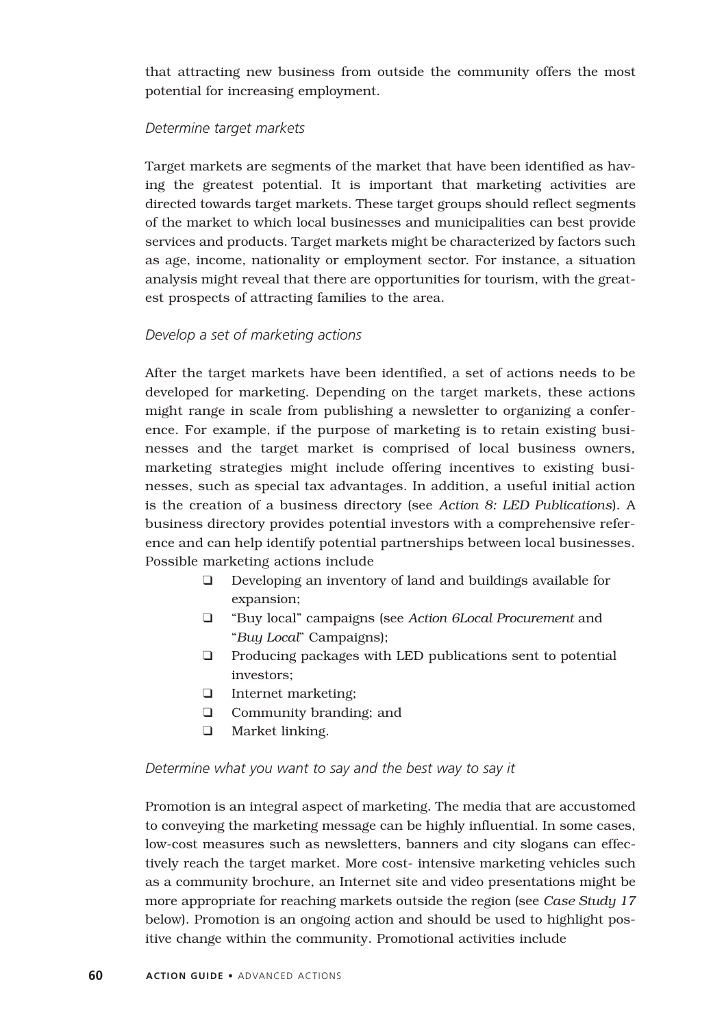that attracting new business from outside the community offers the most potential for increasing employment.

*Determine target markets*

Target markets are segments of the market that have been identified as having the greatest potential. It is important that marketing activities are directed towards target markets. These target groups should reflect segments of the market to which local businesses and municipalities can best provide services and products. Target markets might be characterized by factors such as age, income, nationality or employment sector. For instance, a situation analysis might reveal that there are opportunities for tourism, with the greatest prospects of attracting families to the area.

*Develop a set of marketing actions*

After the target markets have been identified, a set of actions needs to be developed for marketing. Depending on the target markets, these actions might range in scale from publishing a newsletter to organizing a conference. For example, if the purpose of marketing is to retain existing businesses and the target market is comprised of local business owners, marketing strategies might include offering incentives to existing businesses, such as special tax advantages. In addition, a useful initial action is the creation of a business directory (see *Action 8: LED Publications*). A business directory provides potential investors with a comprehensive reference and can help identify potential partnerships between local businesses. Possible marketing actions include

- ❑ Developing an inventory of land and buildings available for expansion;
- ❑ "Buy local" campaigns (see *Action 6Local Procurement* and "*Buy Local*" Campaigns);
- ❑ Producing packages with LED publications sent to potential investors;
- ❑ Internet marketing;
- ❑ Community branding; and
- ❑ Market linking.

*Determine what you want to say and the best way to say it*

Promotion is an integral aspect of marketing. The media that are accustomed to conveying the marketing message can be highly influential. In some cases, low-cost measures such as newsletters, banners and city slogans can effectively reach the target market. More cost- intensive marketing vehicles such as a community brochure, an Internet site and video presentations might be more appropriate for reaching markets outside the region (see *Case Study 17* below). Promotion is an ongoing action and should be used to highlight positive change within the community. Promotional activities include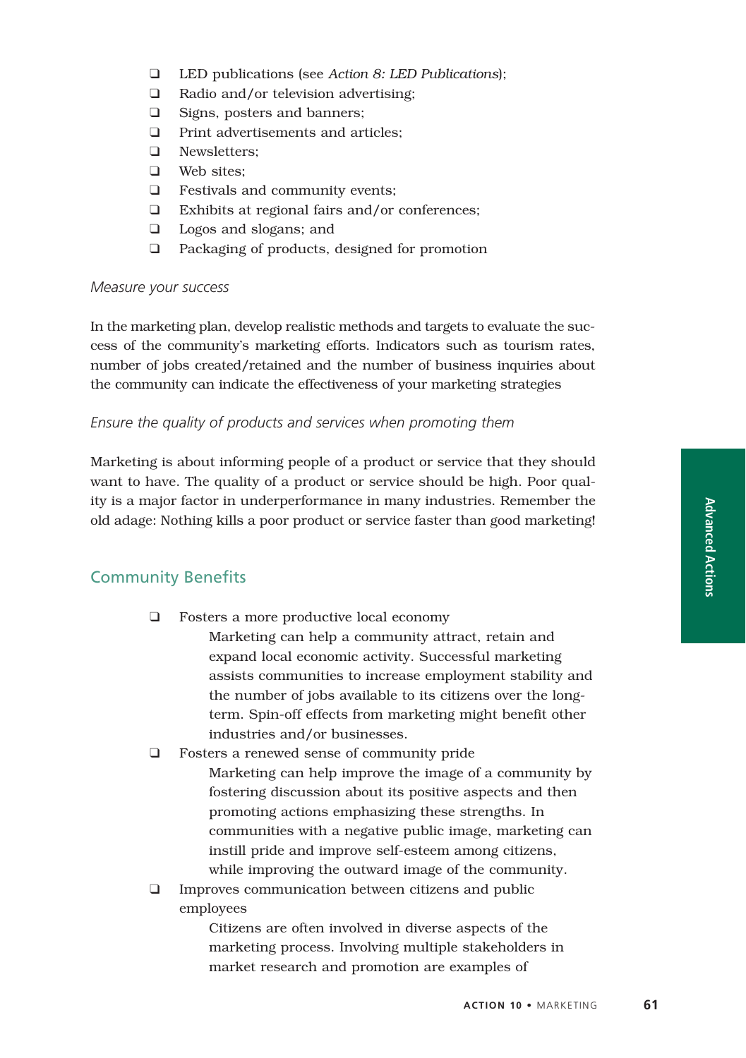- LED publications (see *Action 8: LED Publications*);
- Radio and/or television advertising;
- Signs, posters and banners;
- Print advertisements and articles;
- Newsletters;
- Web sites;
- Festivals and community events;
- Exhibits at regional fairs and/or conferences;
- Logos and slogans; and
- Packaging of products, designed for promotion

*Measure your success*

In the marketing plan, develop realistic methods and targets to evaluate the success of the community's marketing efforts. Indicators such as tourism rates, number of jobs created/retained and the number of business inquiries about the community can indicate the effectiveness of your marketing strategies

*Ensure the quality of products and services when promoting them*

Marketing is about informing people of a product or service that they should want to have. The quality of a product or service should be high. Poor quality is a major factor in underperformance in many industries. Remember the old adage: Nothing kills a poor product or service faster than good marketing!

## Community Benefits

- Fosters a more productive local economy
  Marketing can help a community attract, retain and expand local economic activity. Successful marketing assists communities to increase employment stability and the number of jobs available to its citizens over the long-term. Spin-off effects from marketing might benefit other industries and/or businesses.
- Fosters a renewed sense of community pride
  Marketing can help improve the image of a community by fostering discussion about its positive aspects and then promoting actions emphasizing these strengths. In communities with a negative public image, marketing can instill pride and improve self-esteem among citizens, while improving the outward image of the community.
- Improves communication between citizens and public employees
  Citizens are often involved in diverse aspects of the marketing process. Involving multiple stakeholders in market research and promotion are examples of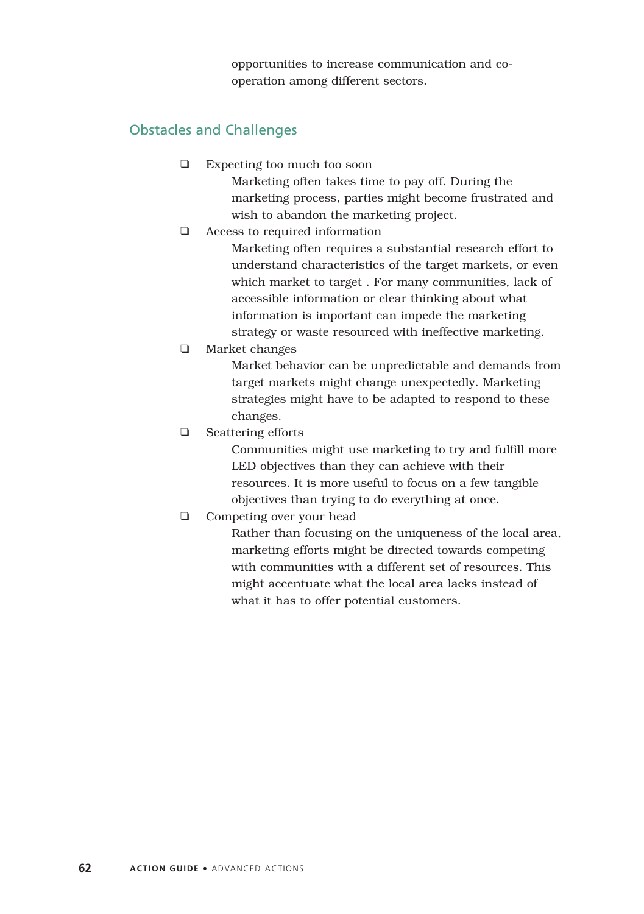opportunities to increase communication and co-operation among different sectors.

## Obstacles and Challenges

- Expecting too much too soon

  Marketing often takes time to pay off. During the marketing process, parties might become frustrated and wish to abandon the marketing project.

- Access to required information

  Marketing often requires a substantial research effort to understand characteristics of the target markets, or even which market to target . For many communities, lack of accessible information or clear thinking about what information is important can impede the marketing strategy or waste resourced with ineffective marketing.

- Market changes

  Market behavior can be unpredictable and demands from target markets might change unexpectedly. Marketing strategies might have to be adapted to respond to these changes.

- Scattering efforts

  Communities might use marketing to try and fulfill more LED objectives than they can achieve with their resources. It is more useful to focus on a few tangible objectives than trying to do everything at once.

- Competing over your head

  Rather than focusing on the uniqueness of the local area, marketing efforts might be directed towards competing with communities with a different set of resources. This might accentuate what the local area lacks instead of what it has to offer potential customers.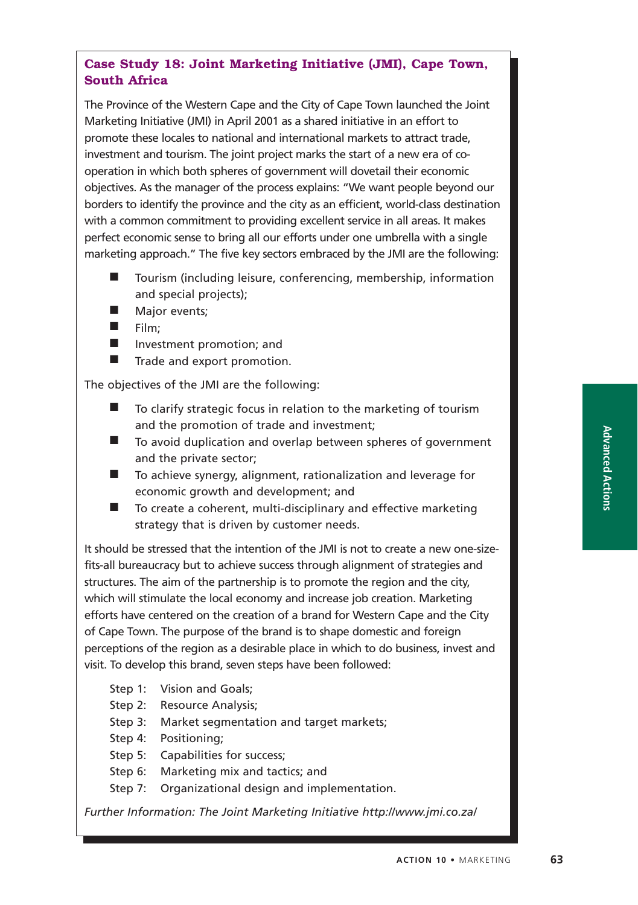## Case Study 18: Joint Marketing Initiative (JMI), Cape Town, South Africa

The Province of the Western Cape and the City of Cape Town launched the Joint Marketing Initiative (JMI) in April 2001 as a shared initiative in an effort to promote these locales to national and international markets to attract trade, investment and tourism. The joint project marks the start of a new era of co-operation in which both spheres of government will dovetail their economic objectives. As the manager of the process explains: "We want people beyond our borders to identify the province and the city as an efficient, world-class destination with a common commitment to providing excellent service in all areas. It makes perfect economic sense to bring all our efforts under one umbrella with a single marketing approach." The five key sectors embraced by the JMI are the following:

- Tourism (including leisure, conferencing, membership, information and special projects);
- Major events;
- Film;
- Investment promotion; and
- Trade and export promotion.

The objectives of the JMI are the following:

- To clarify strategic focus in relation to the marketing of tourism and the promotion of trade and investment;
- To avoid duplication and overlap between spheres of government and the private sector;
- To achieve synergy, alignment, rationalization and leverage for economic growth and development; and
- To create a coherent, multi-disciplinary and effective marketing strategy that is driven by customer needs.

It should be stressed that the intention of the JMI is not to create a new one-size-fits-all bureaucracy but to achieve success through alignment of strategies and structures. The aim of the partnership is to promote the region and the city, which will stimulate the local economy and increase job creation. Marketing efforts have centered on the creation of a brand for Western Cape and the City of Cape Town. The purpose of the brand is to shape domestic and foreign perceptions of the region as a desirable place in which to do business, invest and visit. To develop this brand, seven steps have been followed:

Step 1: Vision and Goals;
Step 2: Resource Analysis;
Step 3: Market segmentation and target markets;
Step 4: Positioning;
Step 5: Capabilities for success;
Step 6: Marketing mix and tactics; and
Step 7: Organizational design and implementation.

*Further Information: The Joint Marketing Initiative http://www.jmi.co.za/*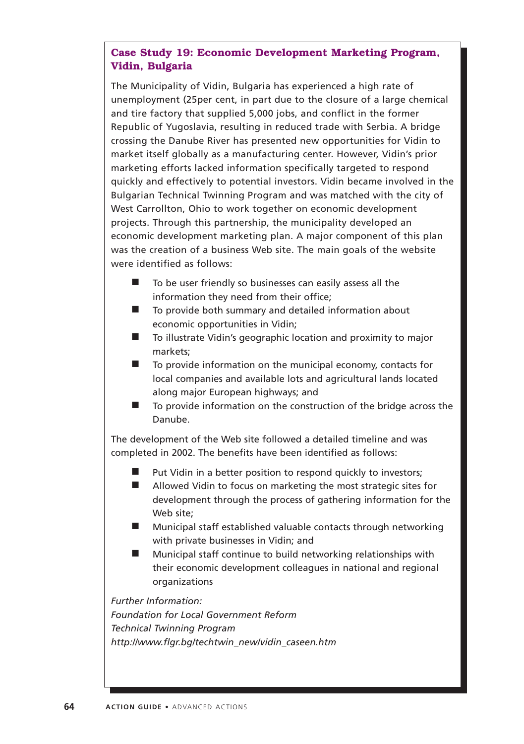### Case Study 19: Economic Development Marketing Program, Vidin, Bulgaria

The Municipality of Vidin, Bulgaria has experienced a high rate of unemployment (25per cent, in part due to the closure of a large chemical and tire factory that supplied 5,000 jobs, and conflict in the former Republic of Yugoslavia, resulting in reduced trade with Serbia. A bridge crossing the Danube River has presented new opportunities for Vidin to market itself globally as a manufacturing center. However, Vidin's prior marketing efforts lacked information specifically targeted to respond quickly and effectively to potential investors. Vidin became involved in the Bulgarian Technical Twinning Program and was matched with the city of West Carrollton, Ohio to work together on economic development projects. Through this partnership, the municipality developed an economic development marketing plan. A major component of this plan was the creation of a business Web site. The main goals of the website were identified as follows:

- To be user friendly so businesses can easily assess all the information they need from their office;
- To provide both summary and detailed information about economic opportunities in Vidin;
- To illustrate Vidin's geographic location and proximity to major markets;
- To provide information on the municipal economy, contacts for local companies and available lots and agricultural lands located along major European highways; and
- To provide information on the construction of the bridge across the Danube.

The development of the Web site followed a detailed timeline and was completed in 2002. The benefits have been identified as follows:

- Put Vidin in a better position to respond quickly to investors;
- Allowed Vidin to focus on marketing the most strategic sites for development through the process of gathering information for the Web site;
- Municipal staff established valuable contacts through networking with private businesses in Vidin; and
- Municipal staff continue to build networking relationships with their economic development colleagues in national and regional organizations

*Further Information:*
*Foundation for Local Government Reform*
*Technical Twinning Program*
*http://www.flgr.bg/techtwin_new/vidin_caseen.htm*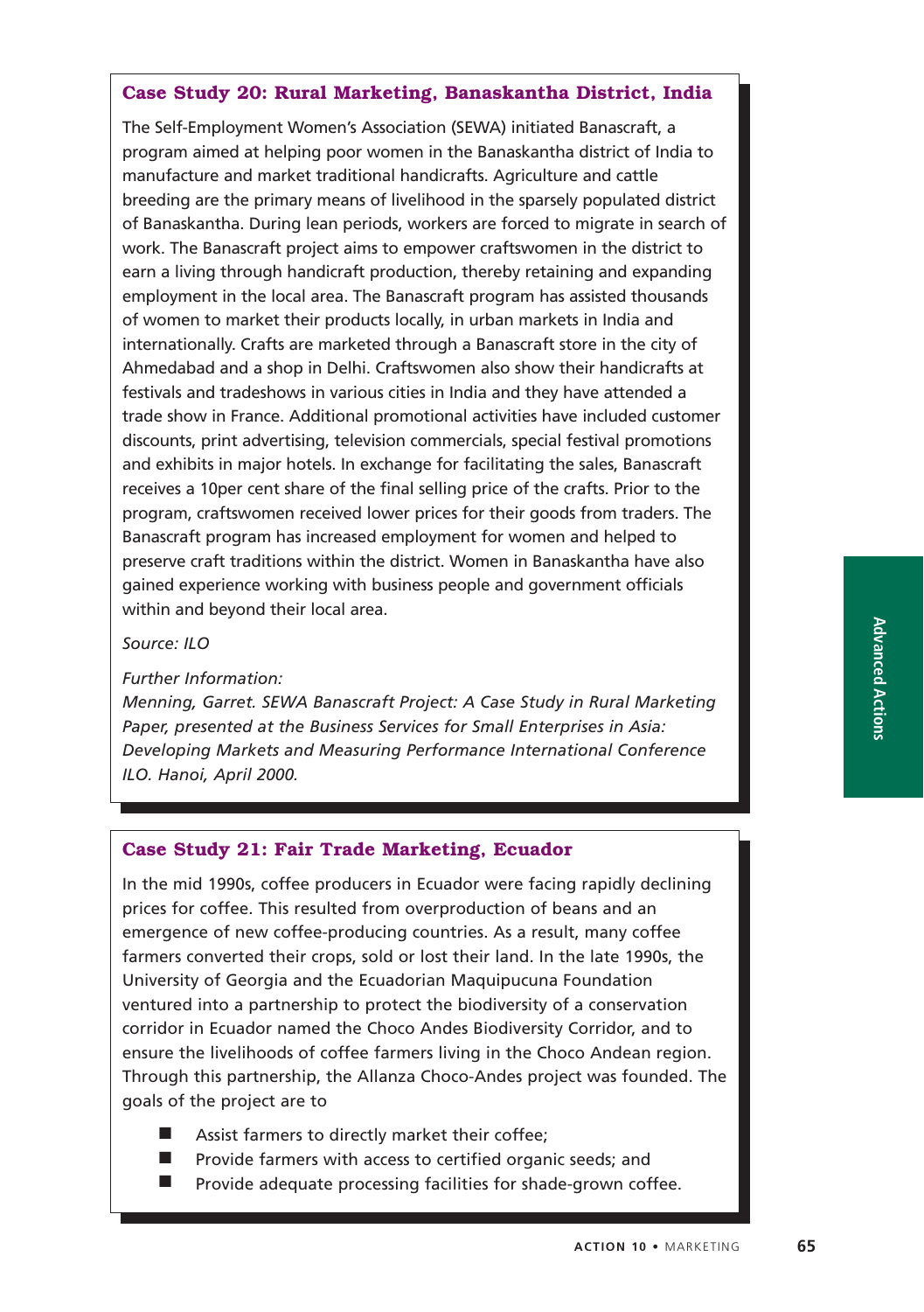### Case Study 20: Rural Marketing, Banaskantha District, India

The Self-Employment Women's Association (SEWA) initiated Banascraft, a program aimed at helping poor women in the Banaskantha district of India to manufacture and market traditional handicrafts. Agriculture and cattle breeding are the primary means of livelihood in the sparsely populated district of Banaskantha. During lean periods, workers are forced to migrate in search of work. The Banascraft project aims to empower craftswomen in the district to earn a living through handicraft production, thereby retaining and expanding employment in the local area. The Banascraft program has assisted thousands of women to market their products locally, in urban markets in India and internationally. Crafts are marketed through a Banascraft store in the city of Ahmedabad and a shop in Delhi. Craftswomen also show their handicrafts at festivals and tradeshows in various cities in India and they have attended a trade show in France. Additional promotional activities have included customer discounts, print advertising, television commercials, special festival promotions and exhibits in major hotels. In exchange for facilitating the sales, Banascraft receives a 10per cent share of the final selling price of the crafts. Prior to the program, craftswomen received lower prices for their goods from traders. The Banascraft program has increased employment for women and helped to preserve craft traditions within the district. Women in Banaskantha have also gained experience working with business people and government officials within and beyond their local area.

*Source: ILO*

*Further Information:*
*Menning, Garret. SEWA Banascraft Project: A Case Study in Rural Marketing Paper, presented at the Business Services for Small Enterprises in Asia: Developing Markets and Measuring Performance International Conference ILO. Hanoi, April 2000.*

### Case Study 21: Fair Trade Marketing, Ecuador

In the mid 1990s, coffee producers in Ecuador were facing rapidly declining prices for coffee. This resulted from overproduction of beans and an emergence of new coffee-producing countries. As a result, many coffee farmers converted their crops, sold or lost their land. In the late 1990s, the University of Georgia and the Ecuadorian Maquipucuna Foundation ventured into a partnership to protect the biodiversity of a conservation corridor in Ecuador named the Choco Andes Biodiversity Corridor, and to ensure the livelihoods of coffee farmers living in the Choco Andean region. Through this partnership, the Allanza Choco-Andes project was founded. The goals of the project are to

- Assist farmers to directly market their coffee;
- Provide farmers with access to certified organic seeds; and
- Provide adequate processing facilities for shade-grown coffee.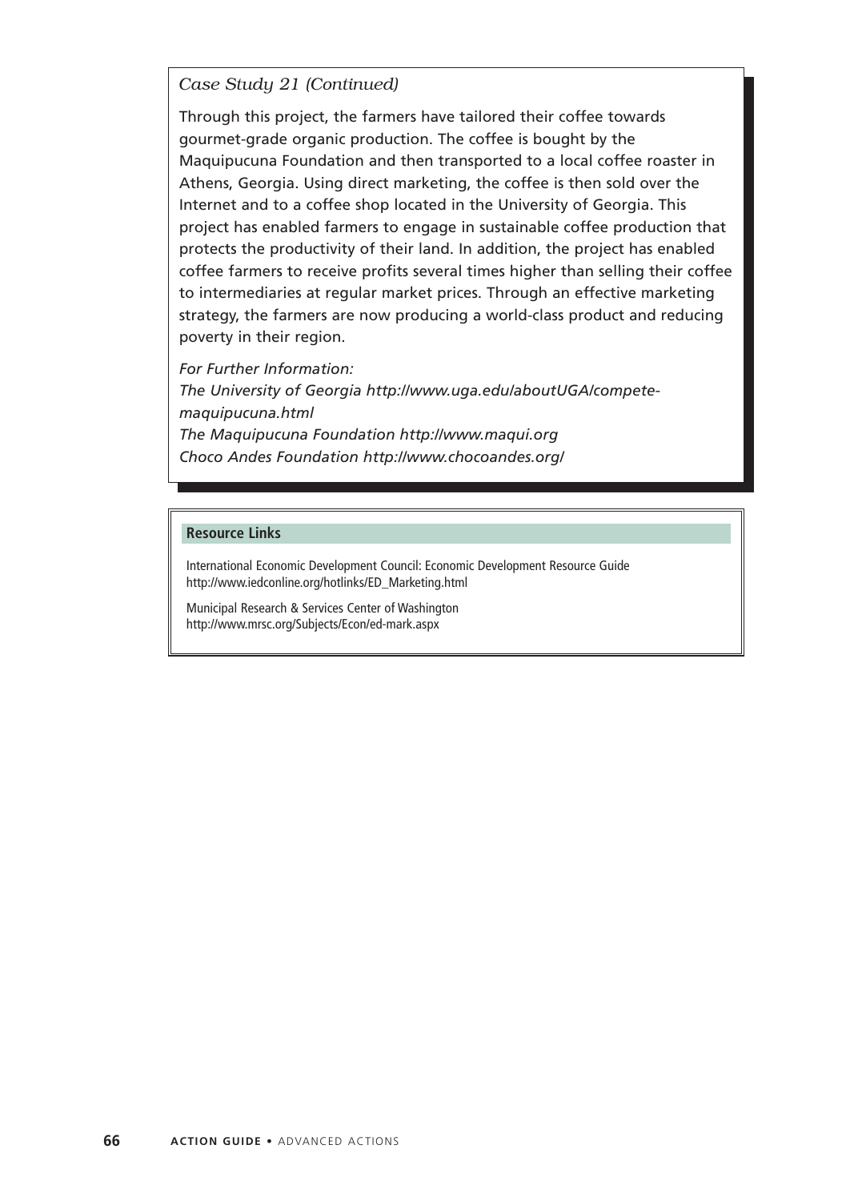*Case Study 21 (Continued)*

Through this project, the farmers have tailored their coffee towards gourmet-grade organic production. The coffee is bought by the Maquipucuna Foundation and then transported to a local coffee roaster in Athens, Georgia. Using direct marketing, the coffee is then sold over the Internet and to a coffee shop located in the University of Georgia. This project has enabled farmers to engage in sustainable coffee production that protects the productivity of their land. In addition, the project has enabled coffee farmers to receive profits several times higher than selling their coffee to intermediaries at regular market prices. Through an effective marketing strategy, the farmers are now producing a world-class product and reducing poverty in their region.

*For Further Information:*
*The University of Georgia http://www.uga.edu/aboutUGA/compete-maquipucuna.html*
*The Maquipucuna Foundation http://www.maqui.org*
*Choco Andes Foundation http://www.chocoandes.org/*

**Resource Links**

International Economic Development Council: Economic Development Resource Guide
http://www.iedconline.org/hotlinks/ED_Marketing.html

Municipal Research & Services Center of Washington
http://www.mrsc.org/Subjects/Econ/ed-mark.aspx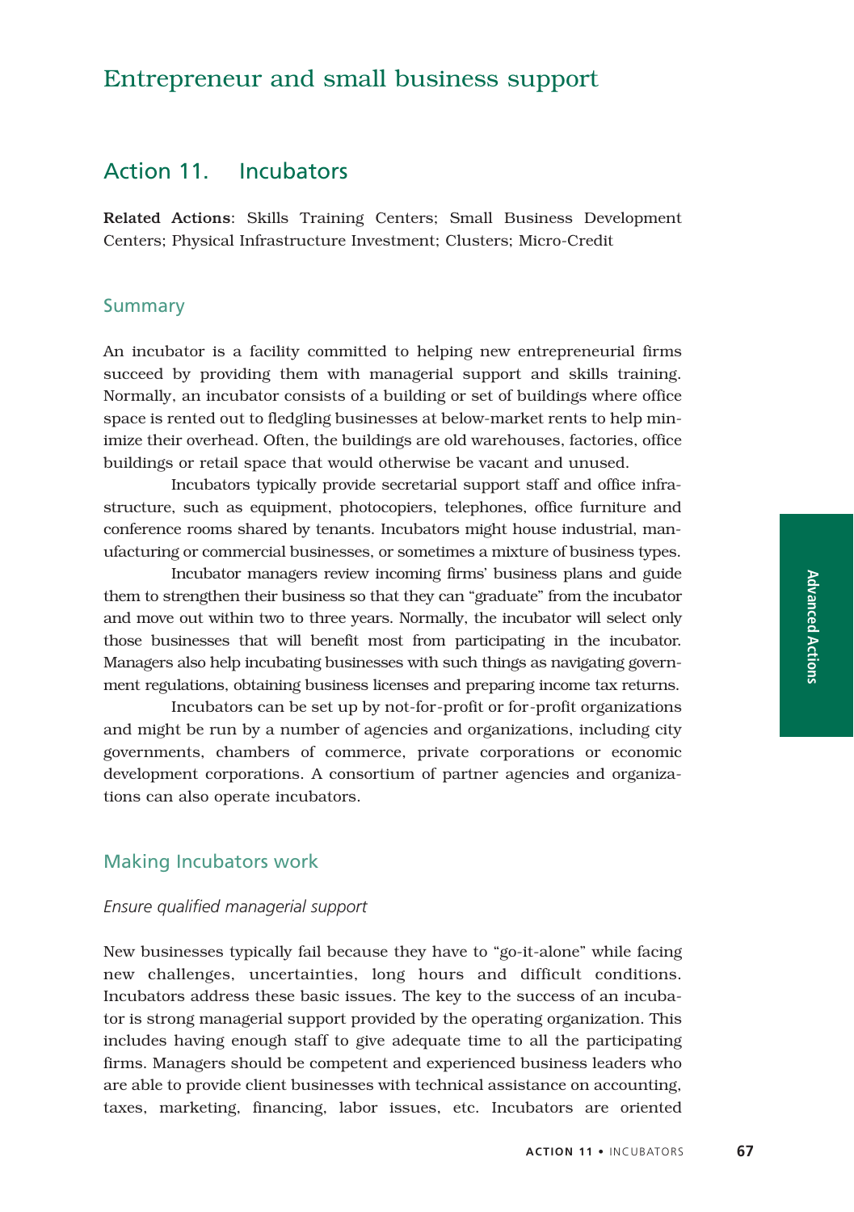# Entrepreneur and small business support

## Action 11. Incubators

**Related Actions**: Skills Training Centers; Small Business Development Centers; Physical Infrastructure Investment; Clusters; Micro-Credit

### Summary

An incubator is a facility committed to helping new entrepreneurial firms succeed by providing them with managerial support and skills training. Normally, an incubator consists of a building or set of buildings where office space is rented out to fledgling businesses at below-market rents to help minimize their overhead. Often, the buildings are old warehouses, factories, office buildings or retail space that would otherwise be vacant and unused.

Incubators typically provide secretarial support staff and office infrastructure, such as equipment, photocopiers, telephones, office furniture and conference rooms shared by tenants. Incubators might house industrial, manufacturing or commercial businesses, or sometimes a mixture of business types.

Incubator managers review incoming firms' business plans and guide them to strengthen their business so that they can "graduate" from the incubator and move out within two to three years. Normally, the incubator will select only those businesses that will benefit most from participating in the incubator. Managers also help incubating businesses with such things as navigating government regulations, obtaining business licenses and preparing income tax returns.

Incubators can be set up by not-for-profit or for-profit organizations and might be run by a number of agencies and organizations, including city governments, chambers of commerce, private corporations or economic development corporations. A consortium of partner agencies and organizations can also operate incubators.

### Making Incubators work

*Ensure qualified managerial support*

New businesses typically fail because they have to "go-it-alone" while facing new challenges, uncertainties, long hours and difficult conditions. Incubators address these basic issues. The key to the success of an incubator is strong managerial support provided by the operating organization. This includes having enough staff to give adequate time to all the participating firms. Managers should be competent and experienced business leaders who are able to provide client businesses with technical assistance on accounting, taxes, marketing, financing, labor issues, etc. Incubators are oriented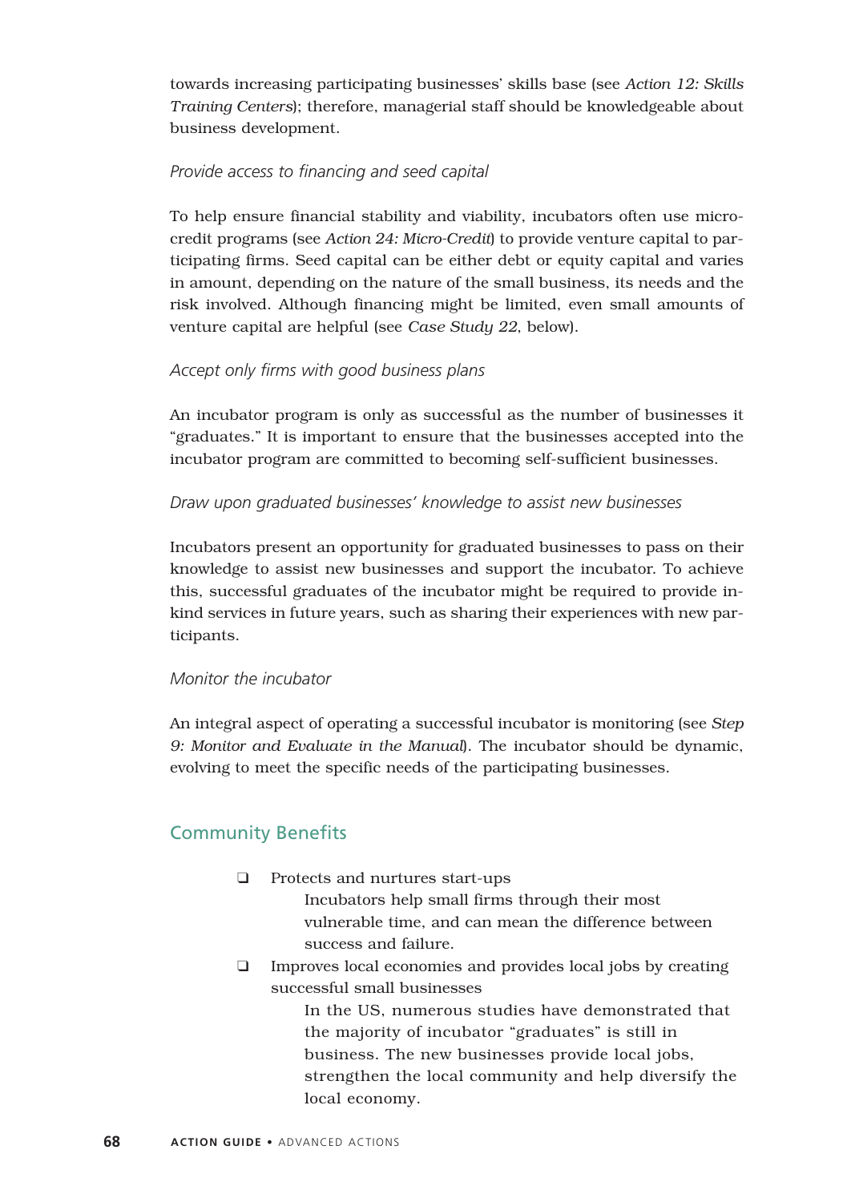towards increasing participating businesses' skills base (see *Action 12: Skills Training Centers*); therefore, managerial staff should be knowledgeable about business development.

*Provide access to financing and seed capital*

To help ensure financial stability and viability, incubators often use micro-credit programs (see *Action 24: Micro-Credit*) to provide venture capital to participating firms. Seed capital can be either debt or equity capital and varies in amount, depending on the nature of the small business, its needs and the risk involved. Although financing might be limited, even small amounts of venture capital are helpful (see *Case Study 22*, below).

*Accept only firms with good business plans*

An incubator program is only as successful as the number of businesses it "graduates." It is important to ensure that the businesses accepted into the incubator program are committed to becoming self-sufficient businesses.

*Draw upon graduated businesses' knowledge to assist new businesses*

Incubators present an opportunity for graduated businesses to pass on their knowledge to assist new businesses and support the incubator. To achieve this, successful graduates of the incubator might be required to provide in-kind services in future years, such as sharing their experiences with new participants.

*Monitor the incubator*

An integral aspect of operating a successful incubator is monitoring (see *Step 9: Monitor and Evaluate in the Manual*). The incubator should be dynamic, evolving to meet the specific needs of the participating businesses.

## Community Benefits

- ❑ Protects and nurtures start-ups

  Incubators help small firms through their most vulnerable time, and can mean the difference between success and failure.

- ❑ Improves local economies and provides local jobs by creating successful small businesses

  In the US, numerous studies have demonstrated that the majority of incubator "graduates" is still in business. The new businesses provide local jobs, strengthen the local community and help diversify the local economy.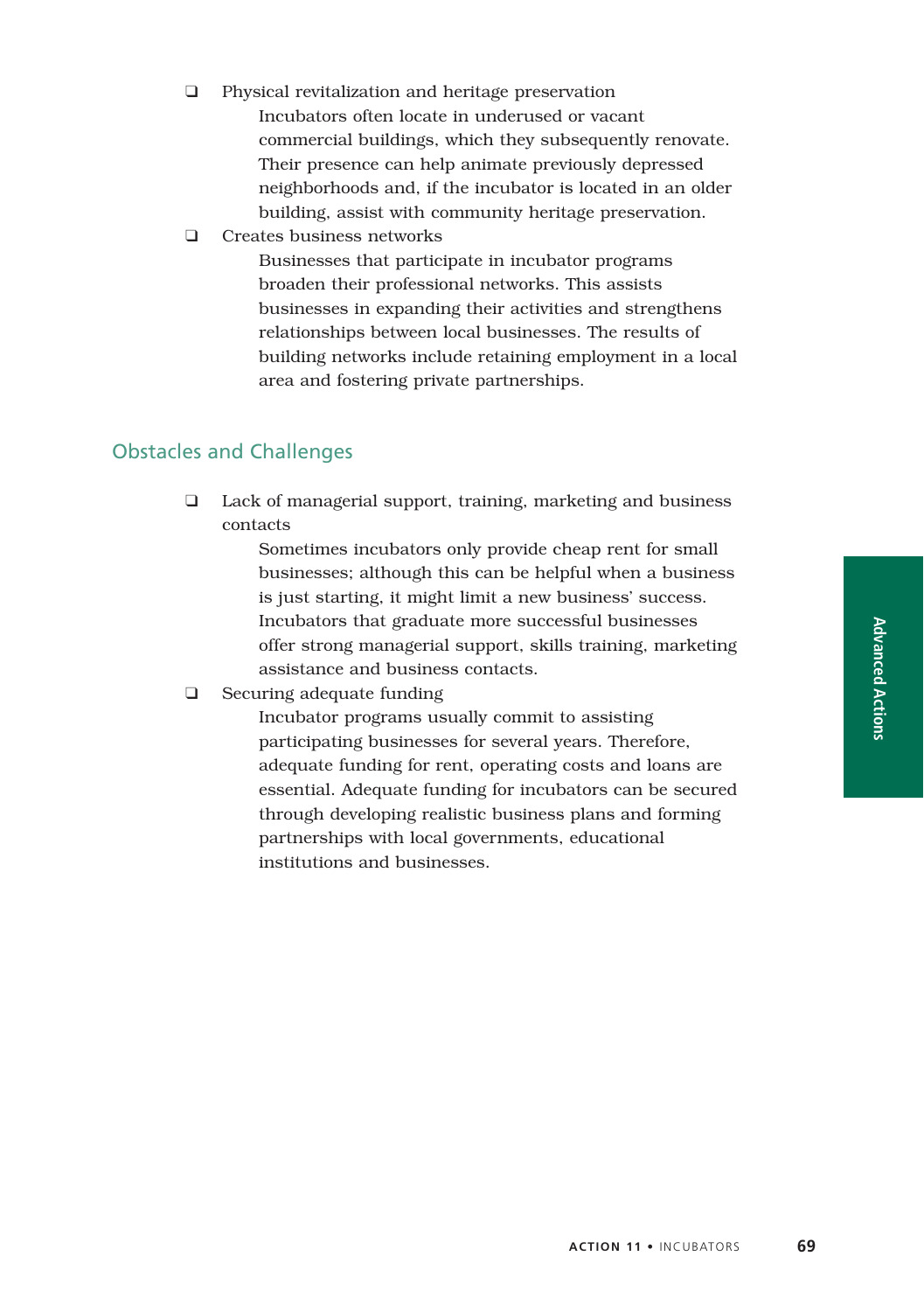- Physical revitalization and heritage preservation

  Incubators often locate in underused or vacant commercial buildings, which they subsequently renovate. Their presence can help animate previously depressed neighborhoods and, if the incubator is located in an older building, assist with community heritage preservation.

- Creates business networks

  Businesses that participate in incubator programs broaden their professional networks. This assists businesses in expanding their activities and strengthens relationships between local businesses. The results of building networks include retaining employment in a local area and fostering private partnerships.

## Obstacles and Challenges

- Lack of managerial support, training, marketing and business contacts

  Sometimes incubators only provide cheap rent for small businesses; although this can be helpful when a business is just starting, it might limit a new business' success. Incubators that graduate more successful businesses offer strong managerial support, skills training, marketing assistance and business contacts.

- Securing adequate funding

  Incubator programs usually commit to assisting participating businesses for several years. Therefore, adequate funding for rent, operating costs and loans are essential. Adequate funding for incubators can be secured through developing realistic business plans and forming partnerships with local governments, educational institutions and businesses.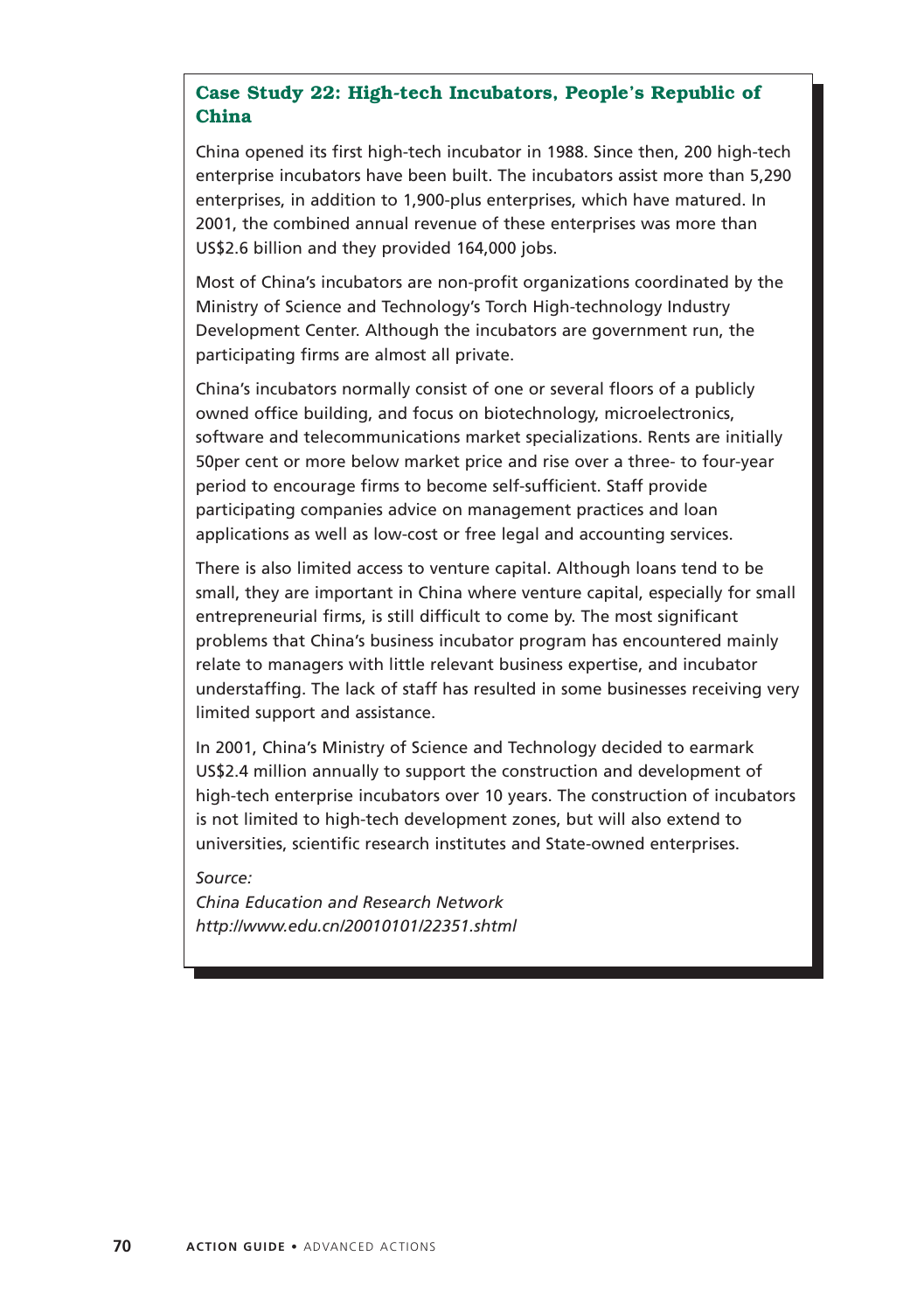## Case Study 22: High-tech Incubators, People's Republic of China

China opened its first high-tech incubator in 1988. Since then, 200 high-tech enterprise incubators have been built. The incubators assist more than 5,290 enterprises, in addition to 1,900-plus enterprises, which have matured. In 2001, the combined annual revenue of these enterprises was more than US$2.6 billion and they provided 164,000 jobs.

Most of China's incubators are non-profit organizations coordinated by the Ministry of Science and Technology's Torch High-technology Industry Development Center. Although the incubators are government run, the participating firms are almost all private.

China's incubators normally consist of one or several floors of a publicly owned office building, and focus on biotechnology, microelectronics, software and telecommunications market specializations. Rents are initially 50per cent or more below market price and rise over a three- to four-year period to encourage firms to become self-sufficient. Staff provide participating companies advice on management practices and loan applications as well as low-cost or free legal and accounting services.

There is also limited access to venture capital. Although loans tend to be small, they are important in China where venture capital, especially for small entrepreneurial firms, is still difficult to come by. The most significant problems that China's business incubator program has encountered mainly relate to managers with little relevant business expertise, and incubator understaffing. The lack of staff has resulted in some businesses receiving very limited support and assistance.

In 2001, China's Ministry of Science and Technology decided to earmark US$2.4 million annually to support the construction and development of high-tech enterprise incubators over 10 years. The construction of incubators is not limited to high-tech development zones, but will also extend to universities, scientific research institutes and State-owned enterprises.

*Source:*
*China Education and Research Network*
*http://www.edu.cn/20010101/22351.shtml*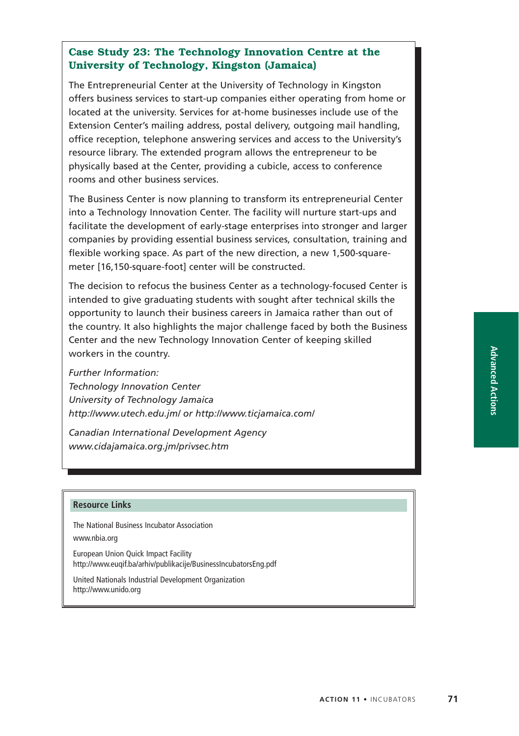## Case Study 23: The Technology Innovation Centre at the University of Technology, Kingston (Jamaica)

The Entrepreneurial Center at the University of Technology in Kingston offers business services to start-up companies either operating from home or located at the university. Services for at-home businesses include use of the Extension Center's mailing address, postal delivery, outgoing mail handling, office reception, telephone answering services and access to the University's resource library. The extended program allows the entrepreneur to be physically based at the Center, providing a cubicle, access to conference rooms and other business services.

The Business Center is now planning to transform its entrepreneurial Center into a Technology Innovation Center. The facility will nurture start-ups and facilitate the development of early-stage enterprises into stronger and larger companies by providing essential business services, consultation, training and flexible working space. As part of the new direction, a new 1,500-square-meter [16,150-square-foot] center will be constructed.

The decision to refocus the business Center as a technology-focused Center is intended to give graduating students with sought after technical skills the opportunity to launch their business careers in Jamaica rather than out of the country. It also highlights the major challenge faced by both the Business Center and the new Technology Innovation Center of keeping skilled workers in the country.

*Further Information:*
*Technology Innovation Center*
*University of Technology Jamaica*
*http://www.utech.edu.jm/ or http://www.ticjamaica.com/*

*Canadian International Development Agency*
*www.cidajamaica.org.jm/privsec.htm*

### Resource Links

The National Business Incubator Association
www.nbia.org

European Union Quick Impact Facility
http://www.euqif.ba/arhiv/publikacije/BusinessIncubatorsEng.pdf

United Nationals Industrial Development Organization
http://www.unido.org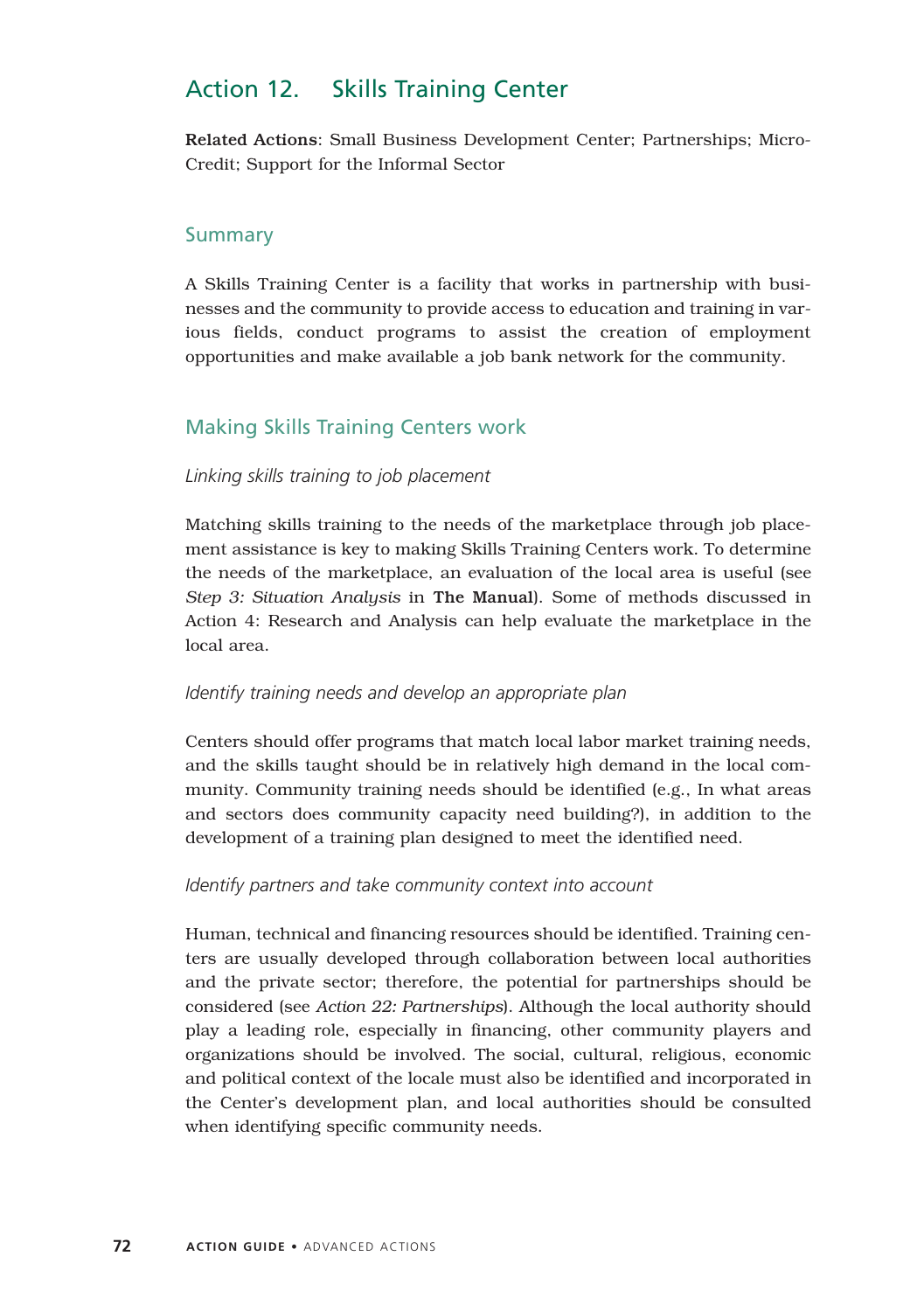## Action 12. Skills Training Center

**Related Actions**: Small Business Development Center; Partnerships; Micro-Credit; Support for the Informal Sector

### Summary

A Skills Training Center is a facility that works in partnership with businesses and the community to provide access to education and training in various fields, conduct programs to assist the creation of employment opportunities and make available a job bank network for the community.

### Making Skills Training Centers work

*Linking skills training to job placement*

Matching skills training to the needs of the marketplace through job placement assistance is key to making Skills Training Centers work. To determine the needs of the marketplace, an evaluation of the local area is useful (see *Step 3: Situation Analysis* in **The Manual**). Some of methods discussed in Action 4: Research and Analysis can help evaluate the marketplace in the local area.

*Identify training needs and develop an appropriate plan*

Centers should offer programs that match local labor market training needs, and the skills taught should be in relatively high demand in the local community. Community training needs should be identified (e.g., In what areas and sectors does community capacity need building?), in addition to the development of a training plan designed to meet the identified need.

*Identify partners and take community context into account*

Human, technical and financing resources should be identified. Training centers are usually developed through collaboration between local authorities and the private sector; therefore, the potential for partnerships should be considered (see *Action 22: Partnerships*). Although the local authority should play a leading role, especially in financing, other community players and organizations should be involved. The social, cultural, religious, economic and political context of the locale must also be identified and incorporated in the Center's development plan, and local authorities should be consulted when identifying specific community needs.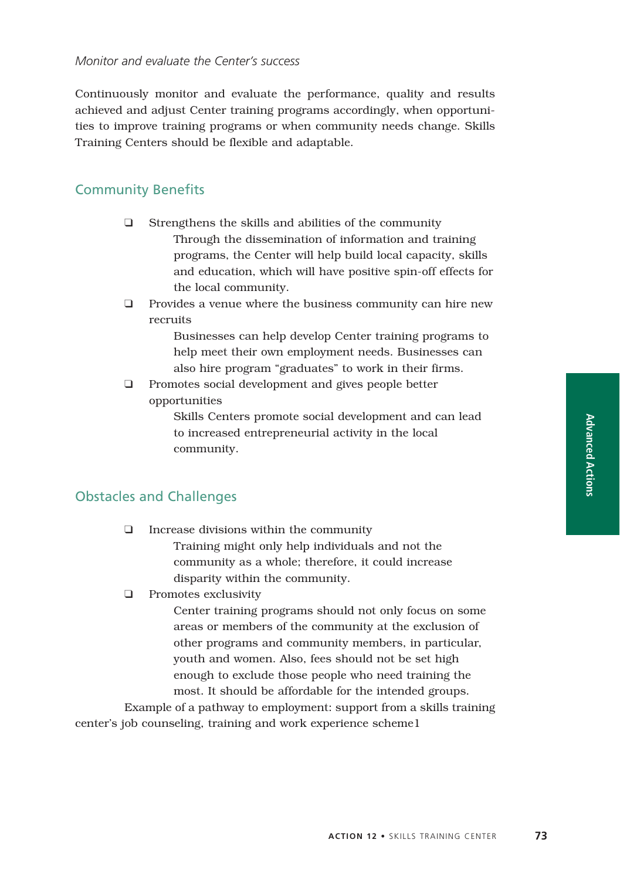*Monitor and evaluate the Center's success*

Continuously monitor and evaluate the performance, quality and results achieved and adjust Center training programs accordingly, when opportunities to improve training programs or when community needs change. Skills Training Centers should be flexible and adaptable.

## Community Benefits

- Strengthens the skills and abilities of the community

  Through the dissemination of information and training programs, the Center will help build local capacity, skills and education, which will have positive spin-off effects for the local community.

- Provides a venue where the business community can hire new recruits

  Businesses can help develop Center training programs to help meet their own employment needs. Businesses can also hire program "graduates" to work in their firms.

- Promotes social development and gives people better opportunities

  Skills Centers promote social development and can lead to increased entrepreneurial activity in the local community.

## Obstacles and Challenges

- Increase divisions within the community

  Training might only help individuals and not the community as a whole; therefore, it could increase disparity within the community.

- Promotes exclusivity

  Center training programs should not only focus on some areas or members of the community at the exclusion of other programs and community members, in particular, youth and women. Also, fees should not be set high enough to exclude those people who need training the most. It should be affordable for the intended groups.

Example of a pathway to employment: support from a skills training center's job counseling, training and work experience scheme1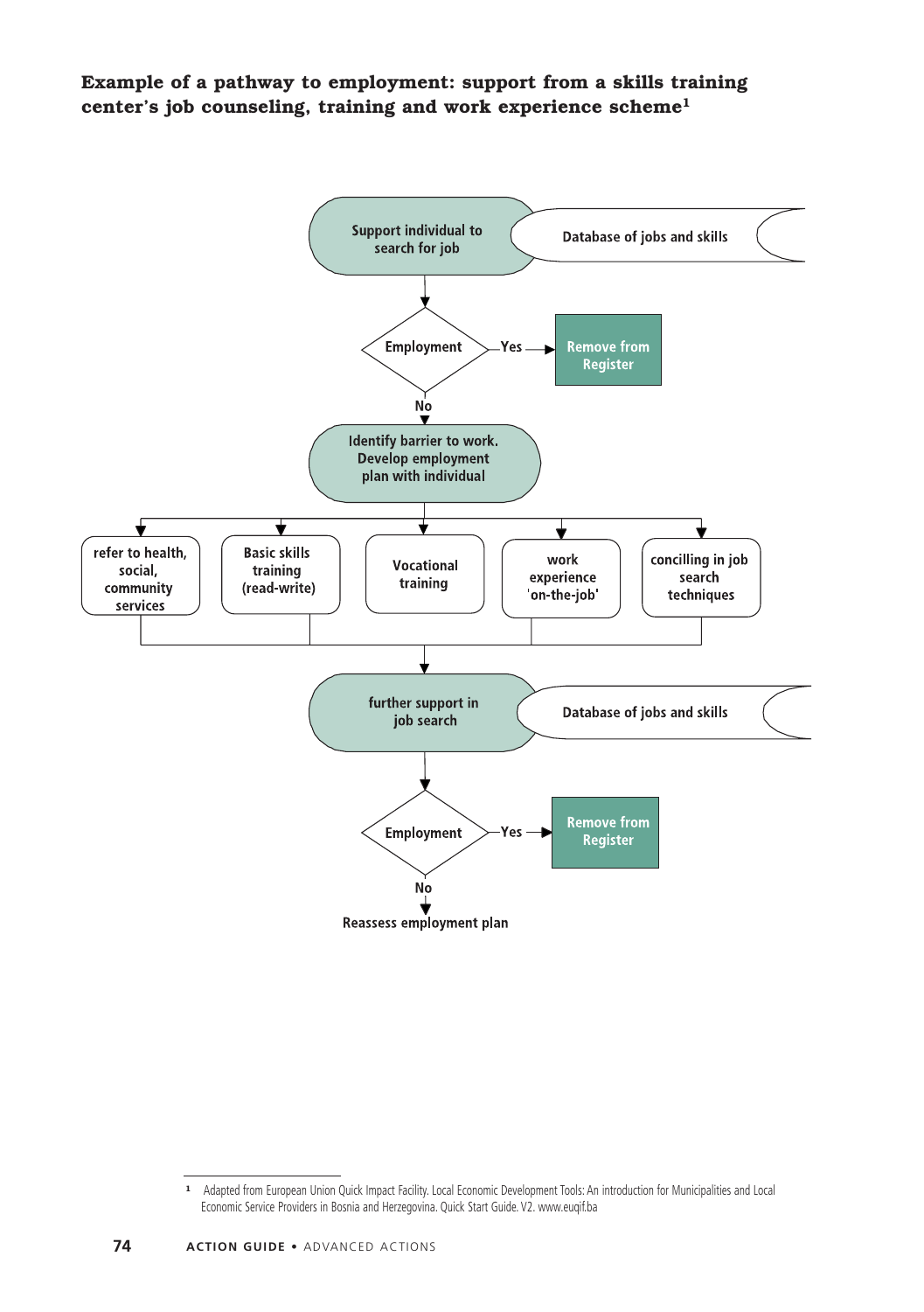**Example of a pathway to employment: support from a skills training center's job counseling, training and work experience scheme**[1]

Support individual to search for job

Database of jobs and skills

Employment — Yes → Remove from Register

No

Identify barrier to work. Develop employment plan with individual

- refer to health, social, community services
- Basic skills training (read-write)
- Vocational training
- work experience 'on-the-job'
- concilling in job search techniques

further support in job search

Database of jobs and skills

Employment — Yes → Remove from Register

No

Reassess employment plan

---

[1] Adapted from European Union Quick Impact Facility. Local Economic Development Tools: An introduction for Municipalities and Local Economic Service Providers in Bosnia and Herzegovina. Quick Start Guide. V2. www.euqif.ba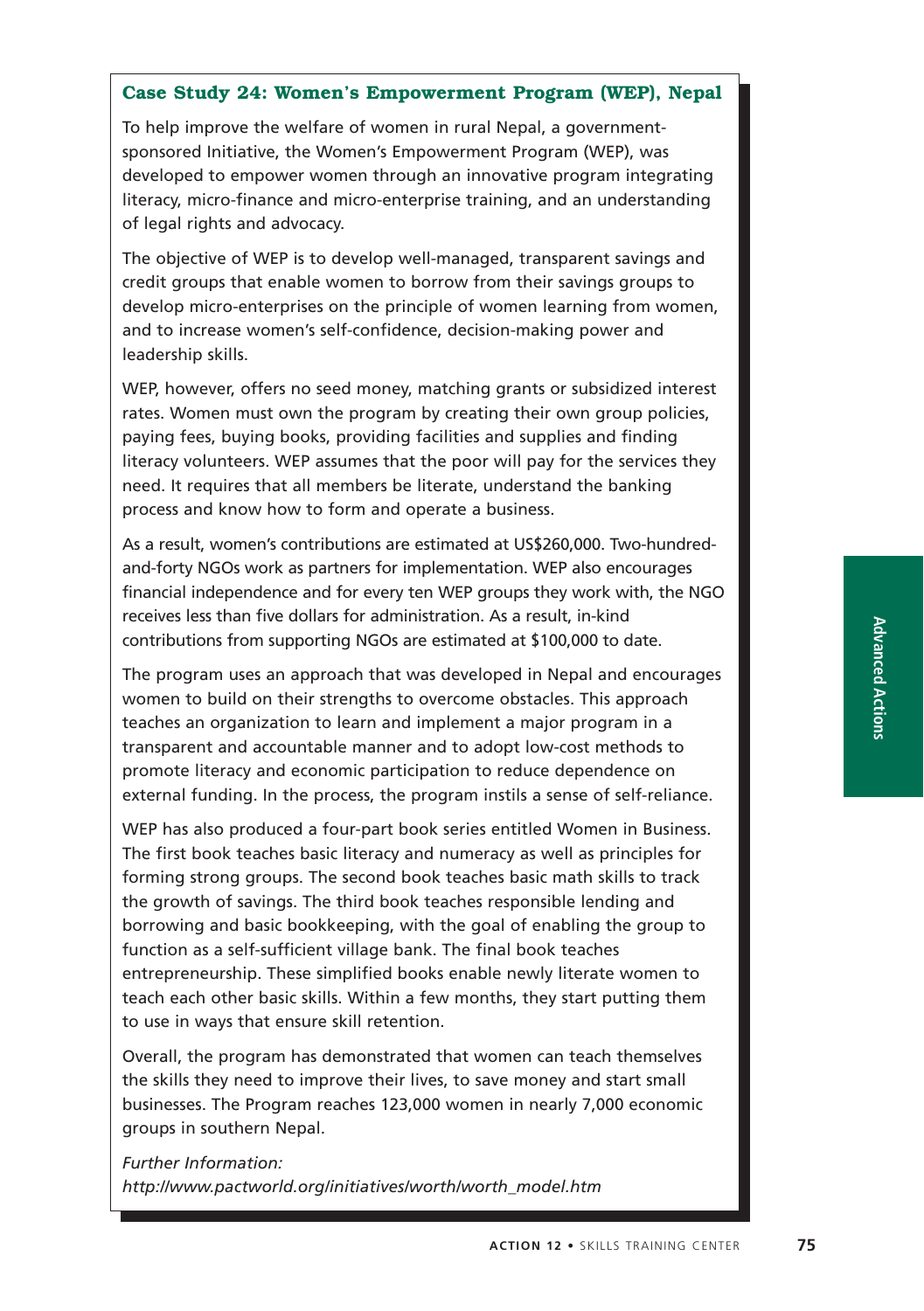### Case Study 24: Women's Empowerment Program (WEP), Nepal

To help improve the welfare of women in rural Nepal, a government-sponsored Initiative, the Women's Empowerment Program (WEP), was developed to empower women through an innovative program integrating literacy, micro-finance and micro-enterprise training, and an understanding of legal rights and advocacy.

The objective of WEP is to develop well-managed, transparent savings and credit groups that enable women to borrow from their savings groups to develop micro-enterprises on the principle of women learning from women, and to increase women's self-confidence, decision-making power and leadership skills.

WEP, however, offers no seed money, matching grants or subsidized interest rates. Women must own the program by creating their own group policies, paying fees, buying books, providing facilities and supplies and finding literacy volunteers. WEP assumes that the poor will pay for the services they need. It requires that all members be literate, understand the banking process and know how to form and operate a business.

As a result, women's contributions are estimated at US$260,000. Two-hundred-and-forty NGOs work as partners for implementation. WEP also encourages financial independence and for every ten WEP groups they work with, the NGO receives less than five dollars for administration. As a result, in-kind contributions from supporting NGOs are estimated at $100,000 to date.

The program uses an approach that was developed in Nepal and encourages women to build on their strengths to overcome obstacles. This approach teaches an organization to learn and implement a major program in a transparent and accountable manner and to adopt low-cost methods to promote literacy and economic participation to reduce dependence on external funding. In the process, the program instils a sense of self-reliance.

WEP has also produced a four-part book series entitled Women in Business. The first book teaches basic literacy and numeracy as well as principles for forming strong groups. The second book teaches basic math skills to track the growth of savings. The third book teaches responsible lending and borrowing and basic bookkeeping, with the goal of enabling the group to function as a self-sufficient village bank. The final book teaches entrepreneurship. These simplified books enable newly literate women to teach each other basic skills. Within a few months, they start putting them to use in ways that ensure skill retention.

Overall, the program has demonstrated that women can teach themselves the skills they need to improve their lives, to save money and start small businesses. The Program reaches 123,000 women in nearly 7,000 economic groups in southern Nepal.

*Further Information:*
*http://www.pactworld.org/initiatives/worth/worth_model.htm*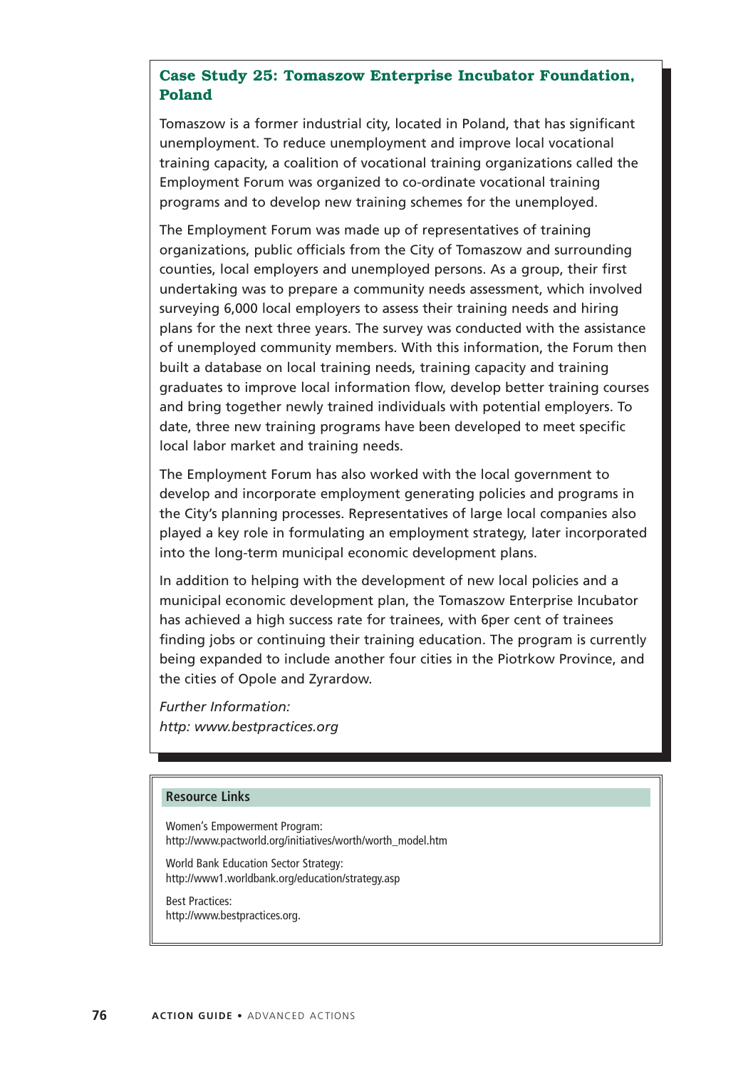### Case Study 25: Tomaszow Enterprise Incubator Foundation, Poland

Tomaszow is a former industrial city, located in Poland, that has significant unemployment. To reduce unemployment and improve local vocational training capacity, a coalition of vocational training organizations called the Employment Forum was organized to co-ordinate vocational training programs and to develop new training schemes for the unemployed.

The Employment Forum was made up of representatives of training organizations, public officials from the City of Tomaszow and surrounding counties, local employers and unemployed persons. As a group, their first undertaking was to prepare a community needs assessment, which involved surveying 6,000 local employers to assess their training needs and hiring plans for the next three years. The survey was conducted with the assistance of unemployed community members. With this information, the Forum then built a database on local training needs, training capacity and training graduates to improve local information flow, develop better training courses and bring together newly trained individuals with potential employers. To date, three new training programs have been developed to meet specific local labor market and training needs.

The Employment Forum has also worked with the local government to develop and incorporate employment generating policies and programs in the City's planning processes. Representatives of large local companies also played a key role in formulating an employment strategy, later incorporated into the long-term municipal economic development plans.

In addition to helping with the development of new local policies and a municipal economic development plan, the Tomaszow Enterprise Incubator has achieved a high success rate for trainees, with 6per cent of trainees finding jobs or continuing their training education. The program is currently being expanded to include another four cities in the Piotrkow Province, and the cities of Opole and Zyrardow.

*Further Information:*
*http: www.bestpractices.org*

---

**Resource Links**

Women's Empowerment Program:
http://www.pactworld.org/initiatives/worth/worth_model.htm

World Bank Education Sector Strategy:
http://www1.worldbank.org/education/strategy.asp

Best Practices:
http://www.bestpractices.org.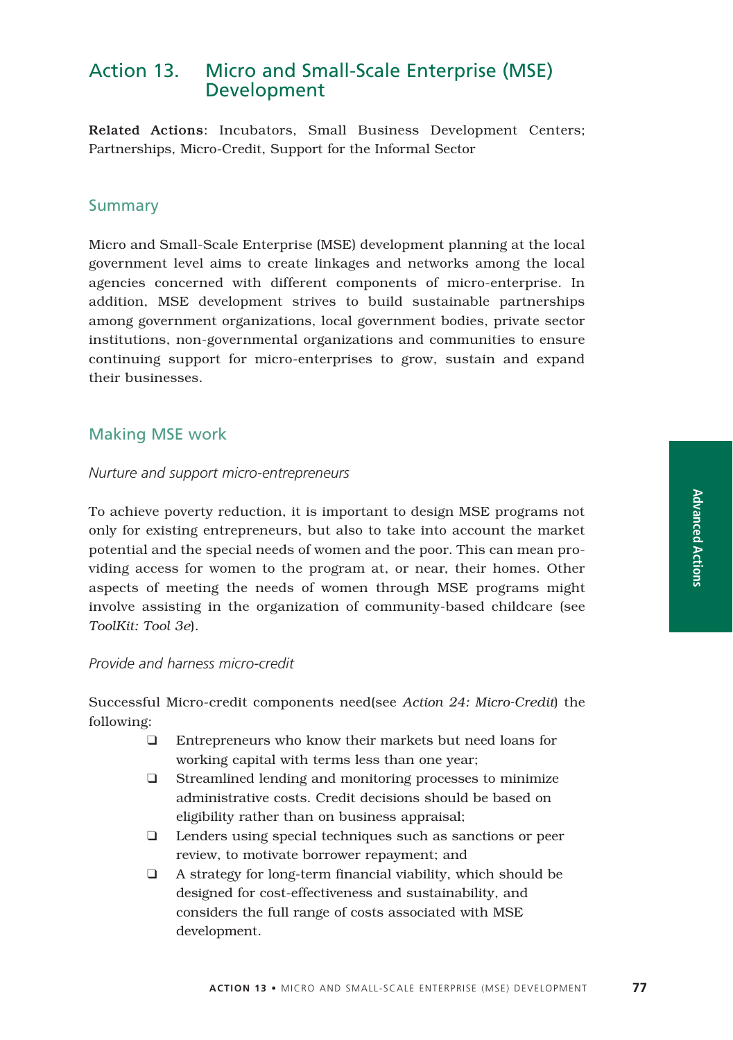# Action 13. Micro and Small-Scale Enterprise (MSE) Development

**Related Actions**: Incubators, Small Business Development Centers; Partnerships, Micro-Credit, Support for the Informal Sector

## Summary

Micro and Small-Scale Enterprise (MSE) development planning at the local government level aims to create linkages and networks among the local agencies concerned with different components of micro-enterprise. In addition, MSE development strives to build sustainable partnerships among government organizations, local government bodies, private sector institutions, non-governmental organizations and communities to ensure continuing support for micro-enterprises to grow, sustain and expand their businesses.

## Making MSE work

*Nurture and support micro-entrepreneurs*

To achieve poverty reduction, it is important to design MSE programs not only for existing entrepreneurs, but also to take into account the market potential and the special needs of women and the poor. This can mean providing access for women to the program at, or near, their homes. Other aspects of meeting the needs of women through MSE programs might involve assisting in the organization of community-based childcare (see *ToolKit: Tool 3e*).

*Provide and harness micro-credit*

Successful Micro-credit components need(see *Action 24: Micro-Credit*) the following:

- ❑ Entrepreneurs who know their markets but need loans for working capital with terms less than one year;
- ❑ Streamlined lending and monitoring processes to minimize administrative costs. Credit decisions should be based on eligibility rather than on business appraisal;
- ❑ Lenders using special techniques such as sanctions or peer review, to motivate borrower repayment; and
- ❑ A strategy for long-term financial viability, which should be designed for cost-effectiveness and sustainability, and considers the full range of costs associated with MSE development.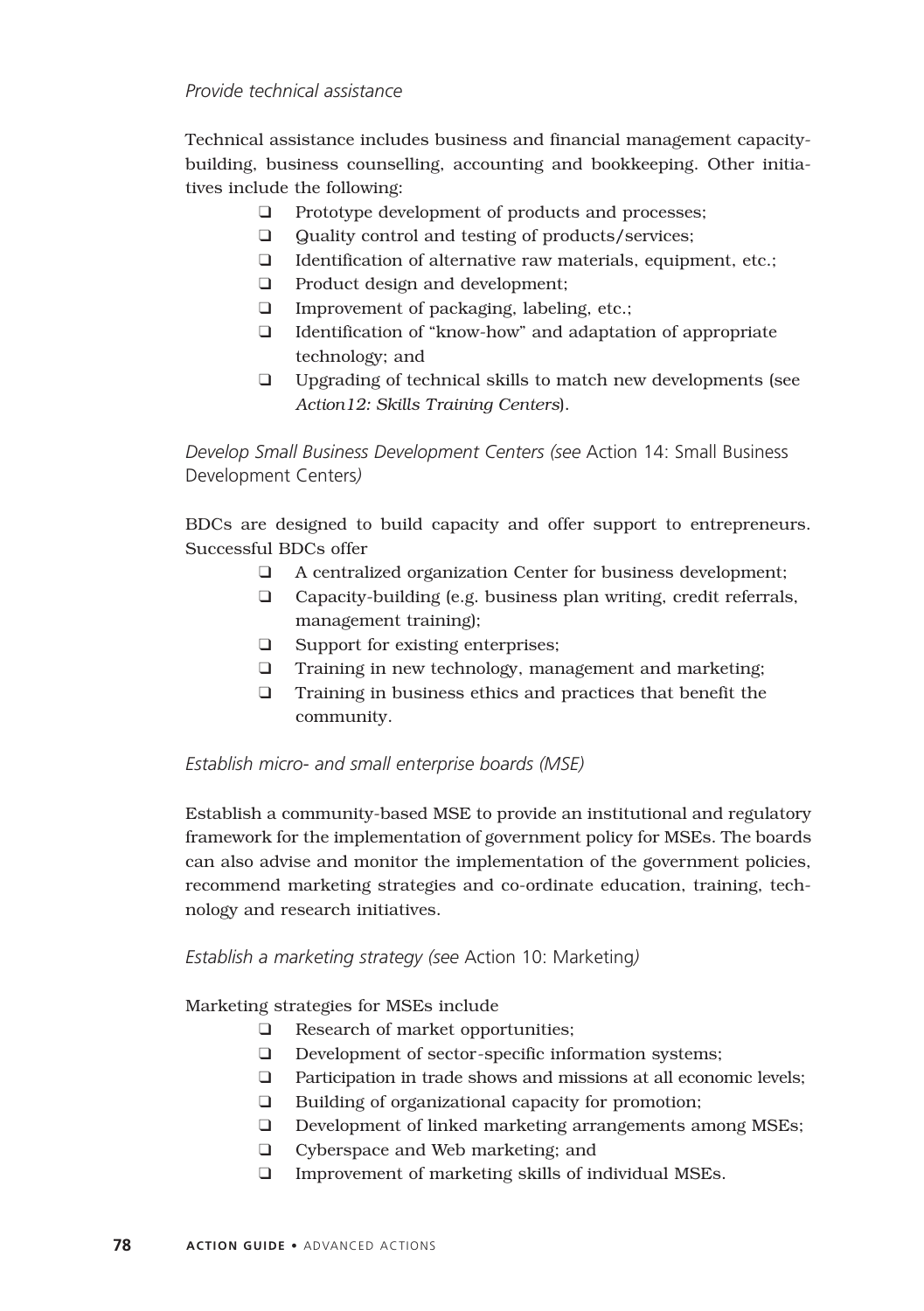*Provide technical assistance*

Technical assistance includes business and financial management capacity-building, business counselling, accounting and bookkeeping. Other initiatives include the following:

- Prototype development of products and processes;
- Quality control and testing of products/services;
- Identification of alternative raw materials, equipment, etc.;
- Product design and development;
- Improvement of packaging, labeling, etc.;
- Identification of "know-how" and adaptation of appropriate technology; and
- Upgrading of technical skills to match new developments (see *Action12: Skills Training Centers*).

*Develop Small Business Development Centers (see* Action 14: Small Business Development Centers*)*

BDCs are designed to build capacity and offer support to entrepreneurs. Successful BDCs offer

- A centralized organization Center for business development;
- Capacity-building (e.g. business plan writing, credit referrals, management training);
- Support for existing enterprises;
- Training in new technology, management and marketing;
- Training in business ethics and practices that benefit the community.

*Establish micro- and small enterprise boards (MSE)*

Establish a community-based MSE to provide an institutional and regulatory framework for the implementation of government policy for MSEs. The boards can also advise and monitor the implementation of the government policies, recommend marketing strategies and co-ordinate education, training, technology and research initiatives.

*Establish a marketing strategy (see* Action 10: Marketing*)*

Marketing strategies for MSEs include

- Research of market opportunities;
- Development of sector-specific information systems;
- Participation in trade shows and missions at all economic levels;
- Building of organizational capacity for promotion;
- Development of linked marketing arrangements among MSEs;
- Cyberspace and Web marketing; and
- Improvement of marketing skills of individual MSEs.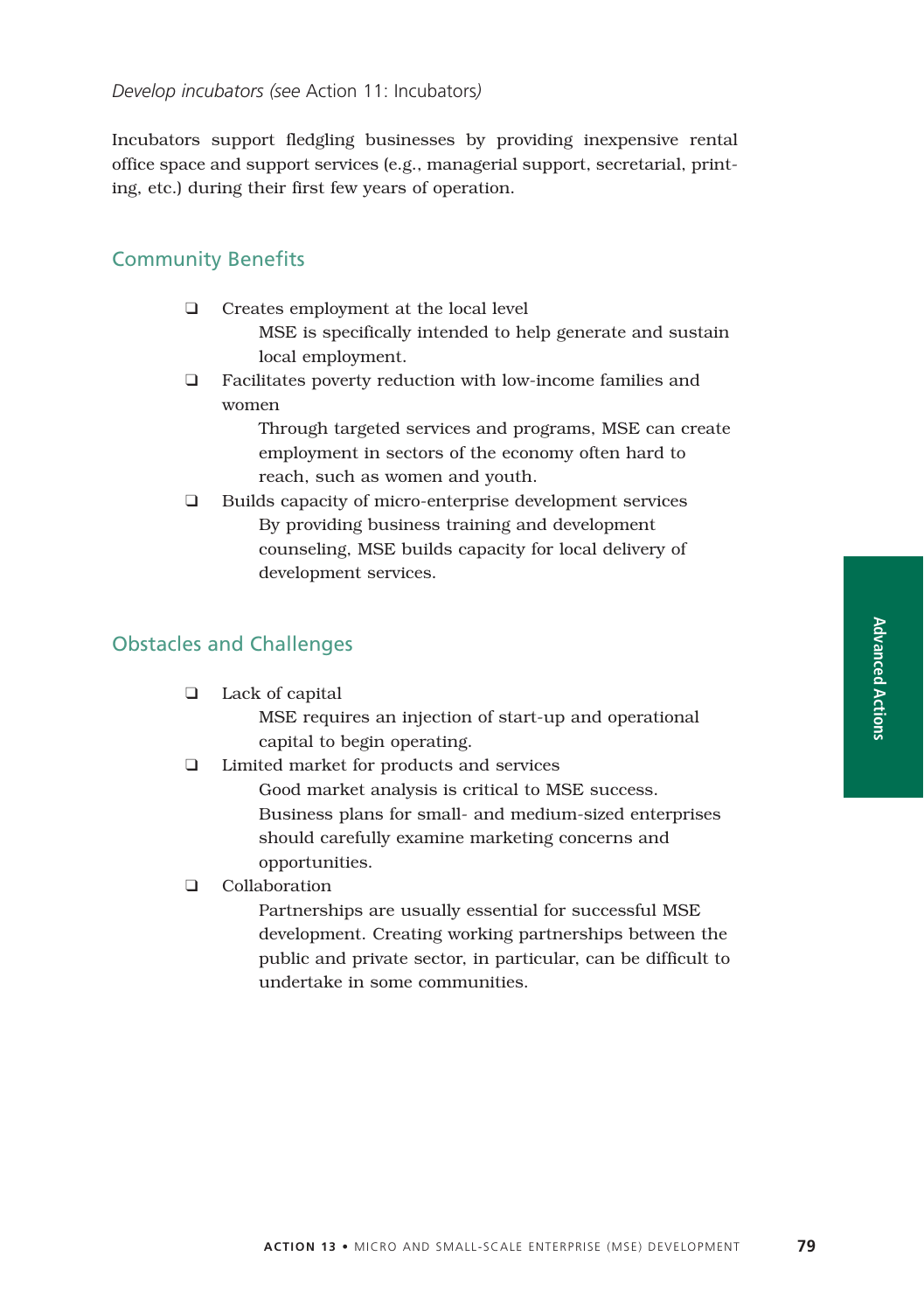*Develop incubators (see* Action 11: Incubators*)*

Incubators support fledgling businesses by providing inexpensive rental office space and support services (e.g., managerial support, secretarial, printing, etc.) during their first few years of operation.

## Community Benefits

- Creates employment at the local level
  MSE is specifically intended to help generate and sustain local employment.
- Facilitates poverty reduction with low-income families and women
  Through targeted services and programs, MSE can create employment in sectors of the economy often hard to reach, such as women and youth.
- Builds capacity of micro-enterprise development services
  By providing business training and development counseling, MSE builds capacity for local delivery of development services.

## Obstacles and Challenges

- Lack of capital
  MSE requires an injection of start-up and operational capital to begin operating.
- Limited market for products and services
  Good market analysis is critical to MSE success. Business plans for small- and medium-sized enterprises should carefully examine marketing concerns and opportunities.
- Collaboration
  Partnerships are usually essential for successful MSE development. Creating working partnerships between the public and private sector, in particular, can be difficult to undertake in some communities.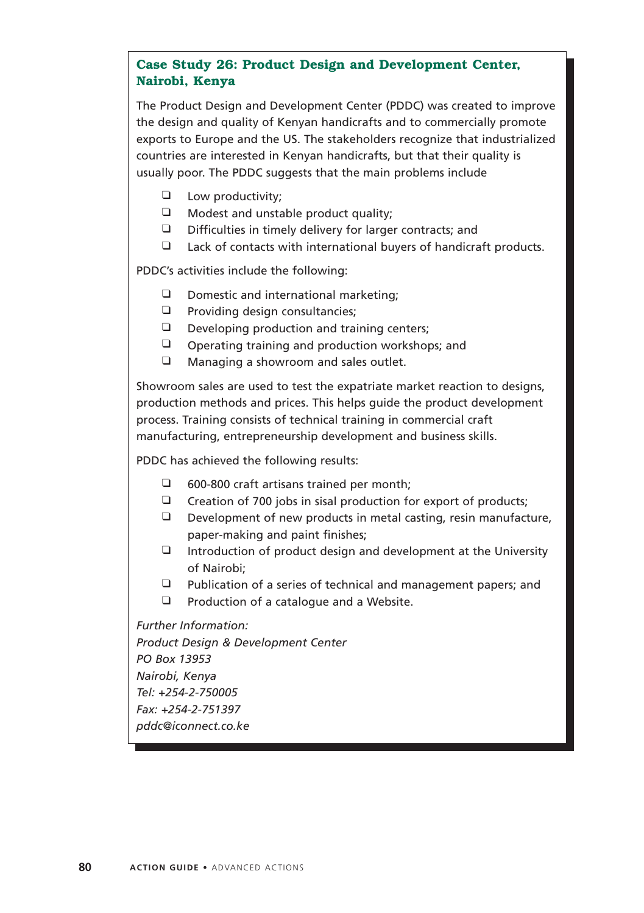### Case Study 26: Product Design and Development Center, Nairobi, Kenya

The Product Design and Development Center (PDDC) was created to improve the design and quality of Kenyan handicrafts and to commercially promote exports to Europe and the US. The stakeholders recognize that industrialized countries are interested in Kenyan handicrafts, but that their quality is usually poor. The PDDC suggests that the main problems include

- Low productivity;
- Modest and unstable product quality;
- Difficulties in timely delivery for larger contracts; and
- Lack of contacts with international buyers of handicraft products.

PDDC's activities include the following:

- Domestic and international marketing;
- Providing design consultancies;
- Developing production and training centers;
- Operating training and production workshops; and
- Managing a showroom and sales outlet.

Showroom sales are used to test the expatriate market reaction to designs, production methods and prices. This helps guide the product development process. Training consists of technical training in commercial craft manufacturing, entrepreneurship development and business skills.

PDDC has achieved the following results:

- 600-800 craft artisans trained per month;
- Creation of 700 jobs in sisal production for export of products;
- Development of new products in metal casting, resin manufacture, paper-making and paint finishes;
- Introduction of product design and development at the University of Nairobi;
- Publication of a series of technical and management papers; and
- Production of a catalogue and a Website.

*Further Information:*
*Product Design & Development Center*
*PO Box 13953*
*Nairobi, Kenya*
*Tel: +254-2-750005*
*Fax: +254-2-751397*
*pddc@iconnect.co.ke*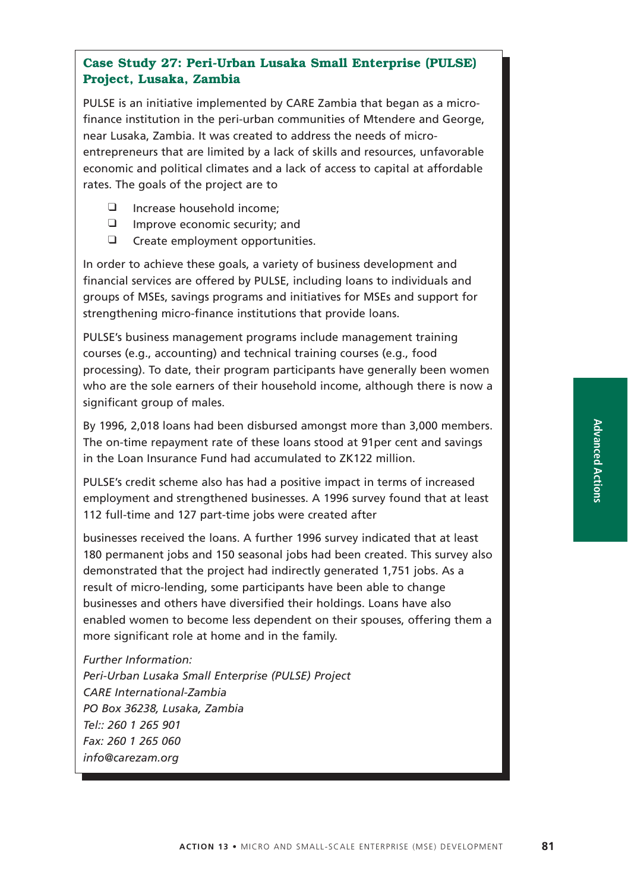### Case Study 27: Peri-Urban Lusaka Small Enterprise (PULSE) Project, Lusaka, Zambia

PULSE is an initiative implemented by CARE Zambia that began as a micro-finance institution in the peri-urban communities of Mtendere and George, near Lusaka, Zambia. It was created to address the needs of micro-entrepreneurs that are limited by a lack of skills and resources, unfavorable economic and political climates and a lack of access to capital at affordable rates. The goals of the project are to

- Increase household income;
- Improve economic security; and
- Create employment opportunities.

In order to achieve these goals, a variety of business development and financial services are offered by PULSE, including loans to individuals and groups of MSEs, savings programs and initiatives for MSEs and support for strengthening micro-finance institutions that provide loans.

PULSE's business management programs include management training courses (e.g., accounting) and technical training courses (e.g., food processing). To date, their program participants have generally been women who are the sole earners of their household income, although there is now a significant group of males.

By 1996, 2,018 loans had been disbursed amongst more than 3,000 members. The on-time repayment rate of these loans stood at 91per cent and savings in the Loan Insurance Fund had accumulated to ZK122 million.

PULSE's credit scheme also has had a positive impact in terms of increased employment and strengthened businesses. A 1996 survey found that at least 112 full-time and 127 part-time jobs were created after businesses received the loans. A further 1996 survey indicated that at least 180 permanent jobs and 150 seasonal jobs had been created. This survey also demonstrated that the project had indirectly generated 1,751 jobs. As a result of micro-lending, some participants have been able to change businesses and others have diversified their holdings. Loans have also enabled women to become less dependent on their spouses, offering them a more significant role at home and in the family.

*Further Information:*
*Peri-Urban Lusaka Small Enterprise (PULSE) Project*
*CARE International-Zambia*
*PO Box 36238, Lusaka, Zambia*
*Tel:: 260 1 265 901*
*Fax: 260 1 265 060*
*info@carezam.org*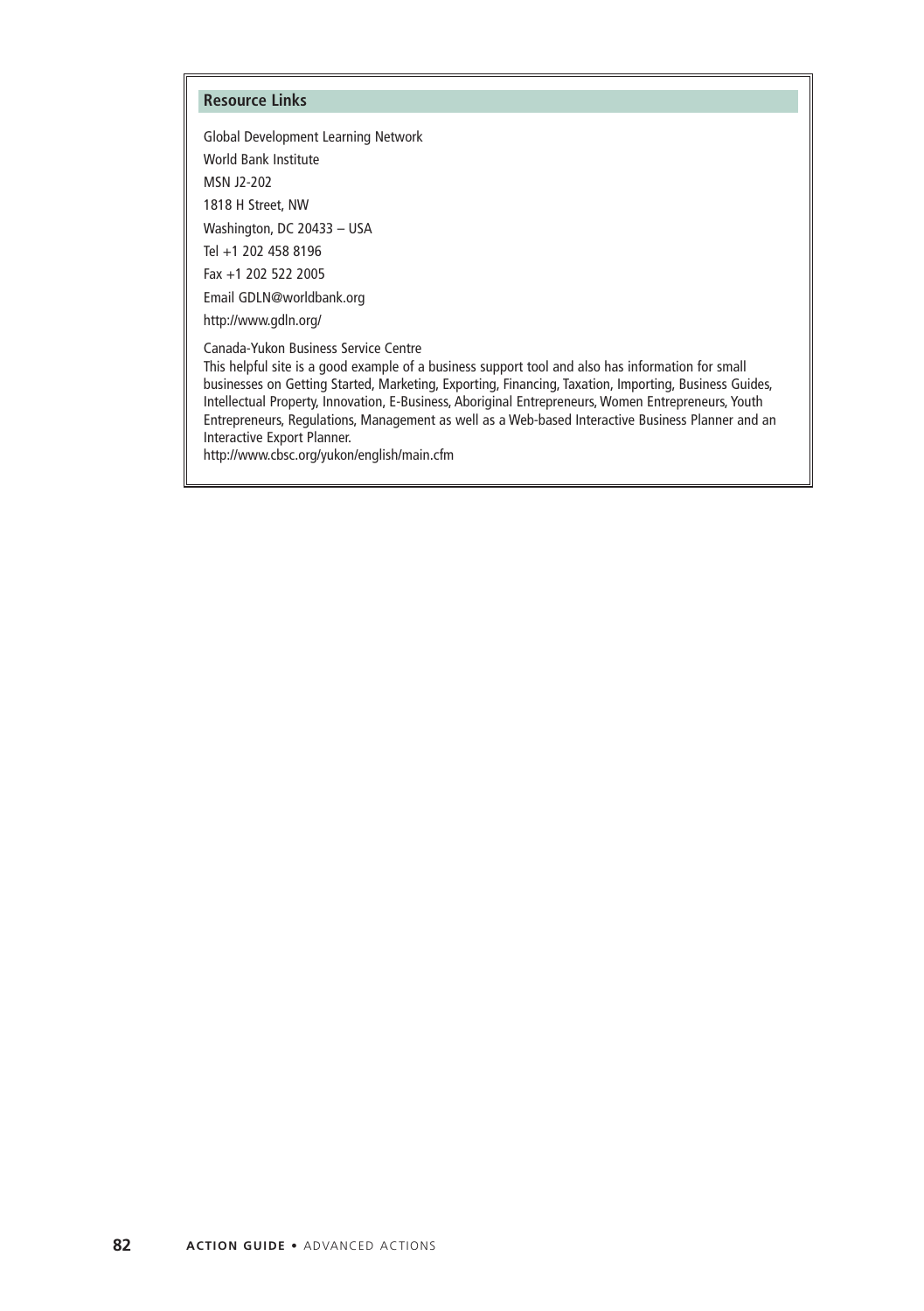### Resource Links

Global Development Learning Network
World Bank Institute
MSN J2-202
1818 H Street, NW
Washington, DC 20433 – USA
Tel +1 202 458 8196
Fax +1 202 522 2005
Email GDLN@worldbank.org
http://www.gdln.org/

Canada-Yukon Business Service Centre
This helpful site is a good example of a business support tool and also has information for small businesses on Getting Started, Marketing, Exporting, Financing, Taxation, Importing, Business Guides, Intellectual Property, Innovation, E-Business, Aboriginal Entrepreneurs, Women Entrepreneurs, Youth Entrepreneurs, Regulations, Management as well as a Web-based Interactive Business Planner and an Interactive Export Planner.
http://www.cbsc.org/yukon/english/main.cfm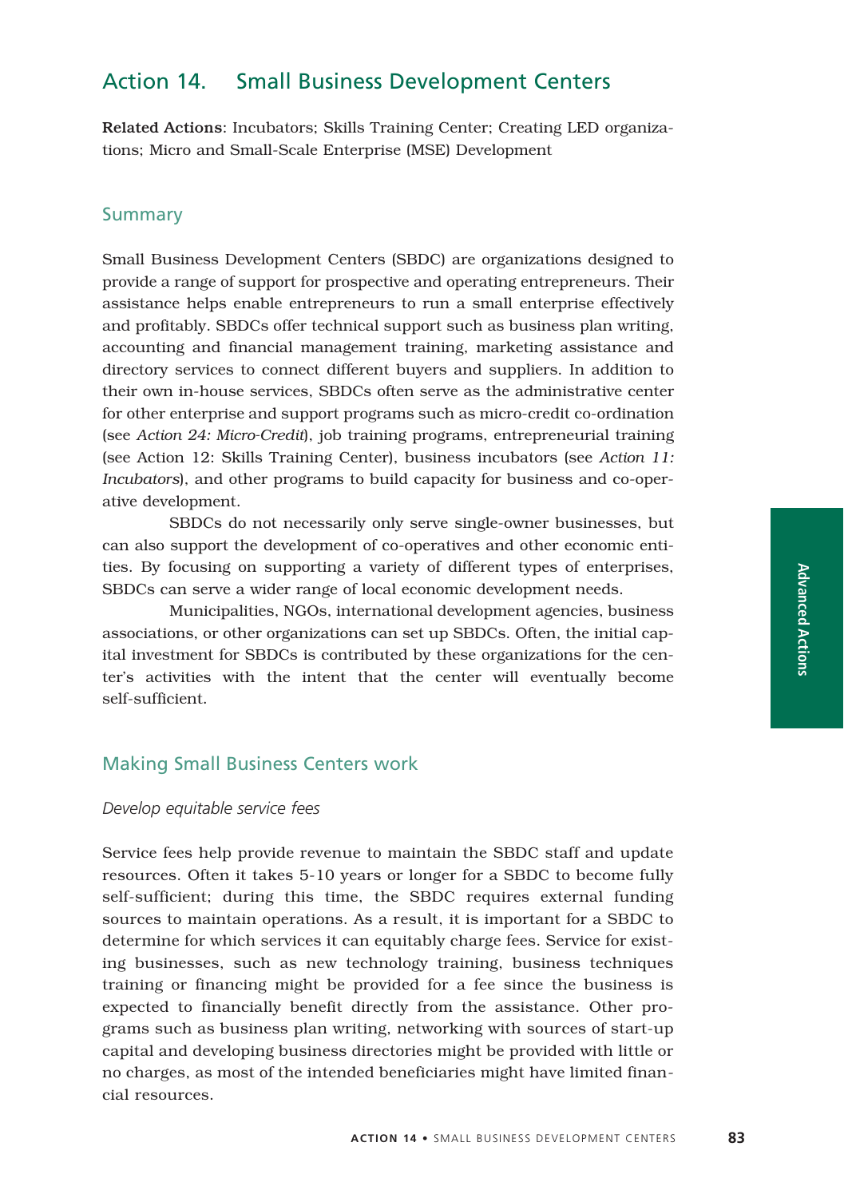## Action 14. Small Business Development Centers

**Related Actions**: Incubators; Skills Training Center; Creating LED organizations; Micro and Small-Scale Enterprise (MSE) Development

### Summary

Small Business Development Centers (SBDC) are organizations designed to provide a range of support for prospective and operating entrepreneurs. Their assistance helps enable entrepreneurs to run a small enterprise effectively and profitably. SBDCs offer technical support such as business plan writing, accounting and financial management training, marketing assistance and directory services to connect different buyers and suppliers. In addition to their own in-house services, SBDCs often serve as the administrative center for other enterprise and support programs such as micro-credit co-ordination (see *Action 24: Micro-Credit*), job training programs, entrepreneurial training (see Action 12: Skills Training Center), business incubators (see *Action 11: Incubators*), and other programs to build capacity for business and co-operative development.

SBDCs do not necessarily only serve single-owner businesses, but can also support the development of co-operatives and other economic entities. By focusing on supporting a variety of different types of enterprises, SBDCs can serve a wider range of local economic development needs.

Municipalities, NGOs, international development agencies, business associations, or other organizations can set up SBDCs. Often, the initial capital investment for SBDCs is contributed by these organizations for the center's activities with the intent that the center will eventually become self-sufficient.

### Making Small Business Centers work

*Develop equitable service fees*

Service fees help provide revenue to maintain the SBDC staff and update resources. Often it takes 5-10 years or longer for a SBDC to become fully self-sufficient; during this time, the SBDC requires external funding sources to maintain operations. As a result, it is important for a SBDC to determine for which services it can equitably charge fees. Service for existing businesses, such as new technology training, business techniques training or financing might be provided for a fee since the business is expected to financially benefit directly from the assistance. Other programs such as business plan writing, networking with sources of start-up capital and developing business directories might be provided with little or no charges, as most of the intended beneficiaries might have limited financial resources.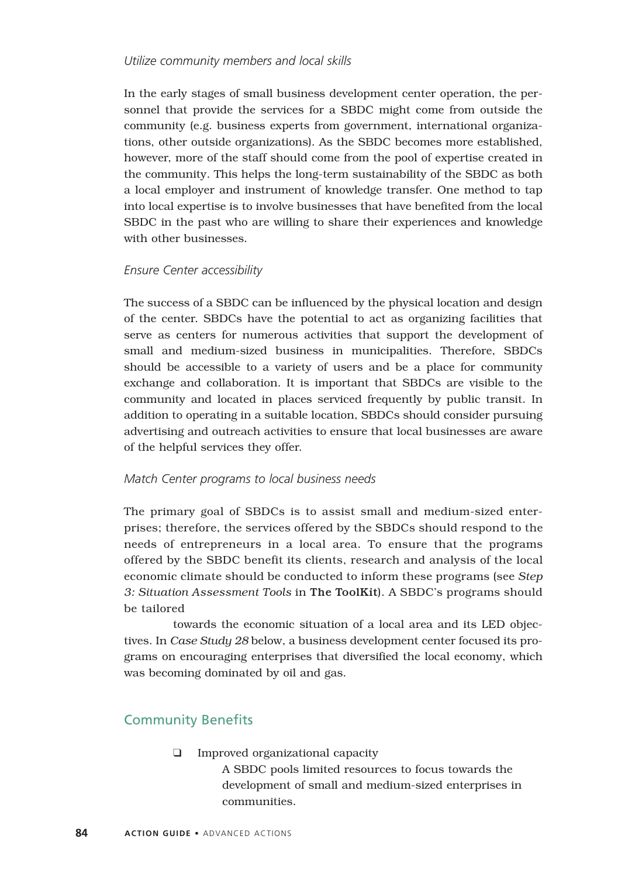*Utilize community members and local skills*

In the early stages of small business development center operation, the personnel that provide the services for a SBDC might come from outside the community (e.g. business experts from government, international organizations, other outside organizations). As the SBDC becomes more established, however, more of the staff should come from the pool of expertise created in the community. This helps the long-term sustainability of the SBDC as both a local employer and instrument of knowledge transfer. One method to tap into local expertise is to involve businesses that have benefited from the local SBDC in the past who are willing to share their experiences and knowledge with other businesses.

*Ensure Center accessibility*

The success of a SBDC can be influenced by the physical location and design of the center. SBDCs have the potential to act as organizing facilities that serve as centers for numerous activities that support the development of small and medium-sized business in municipalities. Therefore, SBDCs should be accessible to a variety of users and be a place for community exchange and collaboration. It is important that SBDCs are visible to the community and located in places serviced frequently by public transit. In addition to operating in a suitable location, SBDCs should consider pursuing advertising and outreach activities to ensure that local businesses are aware of the helpful services they offer.

*Match Center programs to local business needs*

The primary goal of SBDCs is to assist small and medium-sized enterprises; therefore, the services offered by the SBDCs should respond to the needs of entrepreneurs in a local area. To ensure that the programs offered by the SBDC benefit its clients, research and analysis of the local economic climate should be conducted to inform these programs (see *Step 3: Situation Assessment Tools* in **The ToolKit**). A SBDC's programs should be tailored towards the economic situation of a local area and its LED objectives. In *Case Study 28* below, a business development center focused its programs on encouraging enterprises that diversified the local economy, which was becoming dominated by oil and gas.

## Community Benefits

- ❑ Improved organizational capacity

  A SBDC pools limited resources to focus towards the development of small and medium-sized enterprises in communities.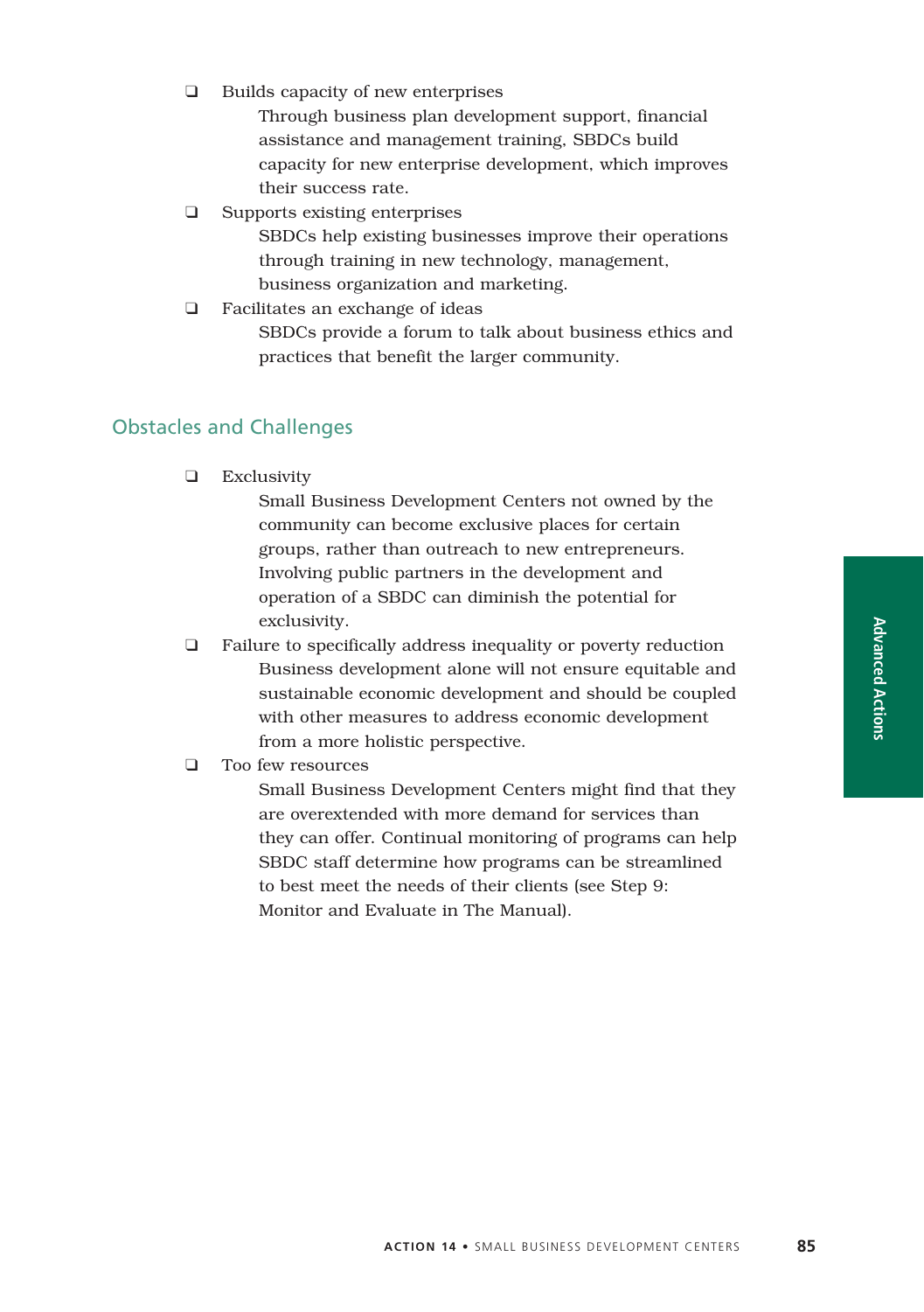- Builds capacity of new enterprises

  Through business plan development support, financial assistance and management training, SBDCs build capacity for new enterprise development, which improves their success rate.

- Supports existing enterprises

  SBDCs help existing businesses improve their operations through training in new technology, management, business organization and marketing.

- Facilitates an exchange of ideas

  SBDCs provide a forum to talk about business ethics and practices that benefit the larger community.

## Obstacles and Challenges

- Exclusivity

  Small Business Development Centers not owned by the community can become exclusive places for certain groups, rather than outreach to new entrepreneurs. Involving public partners in the development and operation of a SBDC can diminish the potential for exclusivity.

- Failure to specifically address inequality or poverty reduction

  Business development alone will not ensure equitable and sustainable economic development and should be coupled with other measures to address economic development from a more holistic perspective.

- Too few resources

  Small Business Development Centers might find that they are overextended with more demand for services than they can offer. Continual monitoring of programs can help SBDC staff determine how programs can be streamlined to best meet the needs of their clients (see Step 9: Monitor and Evaluate in The Manual).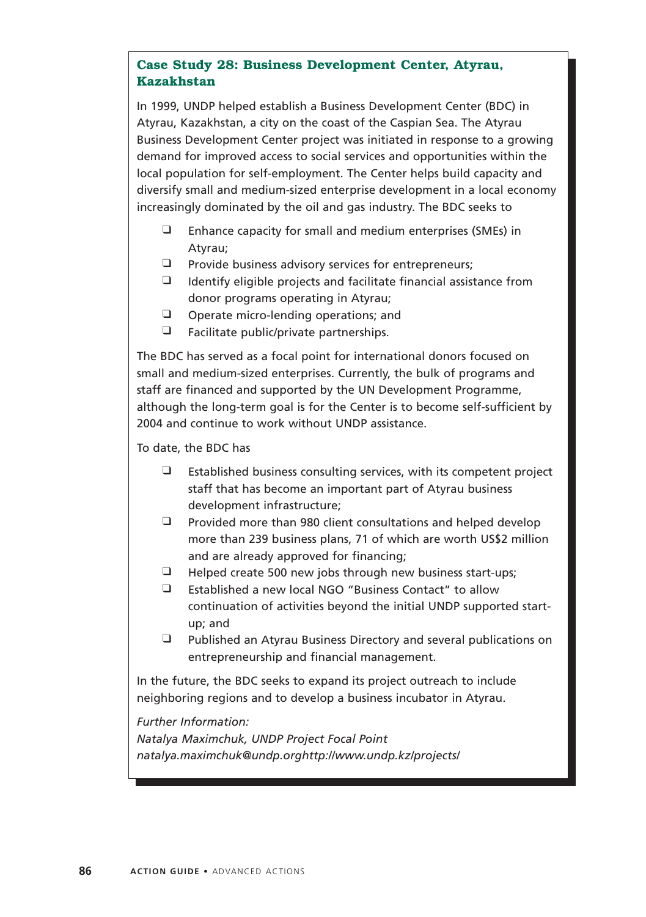### Case Study 28: Business Development Center, Atyrau, Kazakhstan

In 1999, UNDP helped establish a Business Development Center (BDC) in Atyrau, Kazakhstan, a city on the coast of the Caspian Sea. The Atyrau Business Development Center project was initiated in response to a growing demand for improved access to social services and opportunities within the local population for self-employment. The Center helps build capacity and diversify small and medium-sized enterprise development in a local economy increasingly dominated by the oil and gas industry. The BDC seeks to

- Enhance capacity for small and medium enterprises (SMEs) in Atyrau;
- Provide business advisory services for entrepreneurs;
- Identify eligible projects and facilitate financial assistance from donor programs operating in Atyrau;
- Operate micro-lending operations; and
- Facilitate public/private partnerships.

The BDC has served as a focal point for international donors focused on small and medium-sized enterprises. Currently, the bulk of programs and staff are financed and supported by the UN Development Programme, although the long-term goal is for the Center is to become self-sufficient by 2004 and continue to work without UNDP assistance.

To date, the BDC has

- Established business consulting services, with its competent project staff that has become an important part of Atyrau business development infrastructure;
- Provided more than 980 client consultations and helped develop more than 239 business plans, 71 of which are worth US$2 million and are already approved for financing;
- Helped create 500 new jobs through new business start-ups;
- Established a new local NGO "Business Contact" to allow continuation of activities beyond the initial UNDP supported start-up; and
- Published an Atyrau Business Directory and several publications on entrepreneurship and financial management.

In the future, the BDC seeks to expand its project outreach to include neighboring regions and to develop a business incubator in Atyrau.

*Further Information:*
*Natalya Maximchuk, UNDP Project Focal Point*
*natalya.maximchuk@undp.orghttp://www.undp.kz/projects/*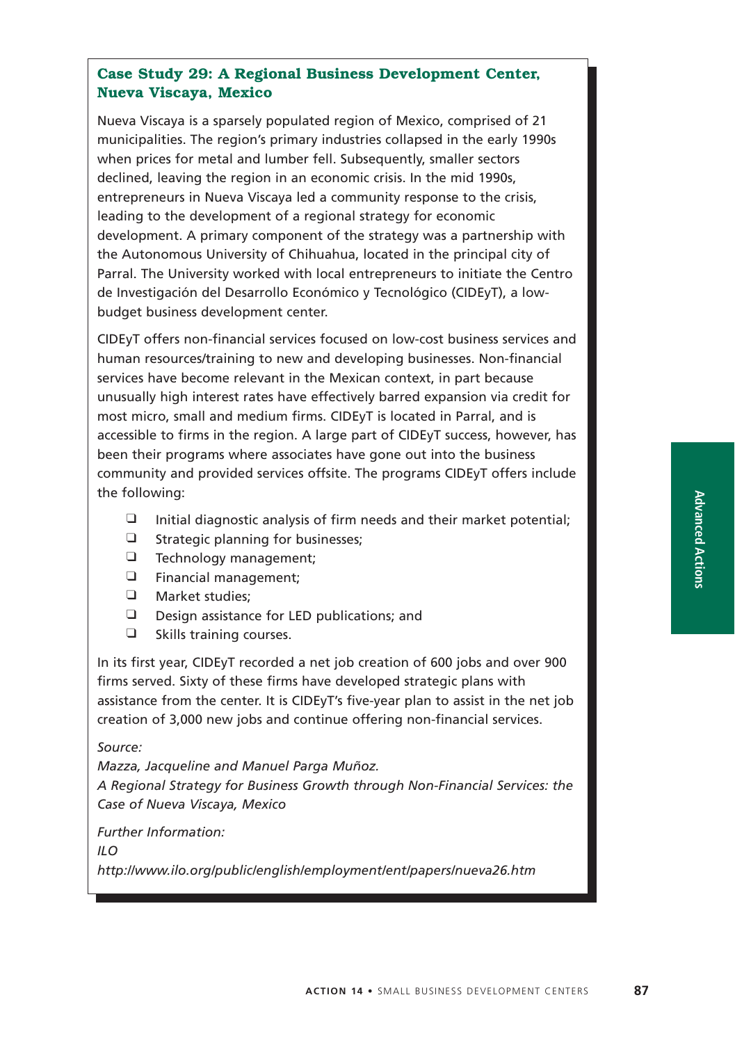### Case Study 29: A Regional Business Development Center, Nueva Viscaya, Mexico

Nueva Viscaya is a sparsely populated region of Mexico, comprised of 21 municipalities. The region's primary industries collapsed in the early 1990s when prices for metal and lumber fell. Subsequently, smaller sectors declined, leaving the region in an economic crisis. In the mid 1990s, entrepreneurs in Nueva Viscaya led a community response to the crisis, leading to the development of a regional strategy for economic development. A primary component of the strategy was a partnership with the Autonomous University of Chihuahua, located in the principal city of Parral. The University worked with local entrepreneurs to initiate the Centro de Investigación del Desarrollo Económico y Tecnológico (CIDEyT), a low-budget business development center.

CIDEyT offers non-financial services focused on low-cost business services and human resources/training to new and developing businesses. Non-financial services have become relevant in the Mexican context, in part because unusually high interest rates have effectively barred expansion via credit for most micro, small and medium firms. CIDEyT is located in Parral, and is accessible to firms in the region. A large part of CIDEyT success, however, has been their programs where associates have gone out into the business community and provided services offsite. The programs CIDEyT offers include the following:

- Initial diagnostic analysis of firm needs and their market potential;
- Strategic planning for businesses;
- Technology management;
- Financial management;
- Market studies;
- Design assistance for LED publications; and
- Skills training courses.

In its first year, CIDEyT recorded a net job creation of 600 jobs and over 900 firms served. Sixty of these firms have developed strategic plans with assistance from the center. It is CIDEyT's five-year plan to assist in the net job creation of 3,000 new jobs and continue offering non-financial services.

*Source:*
*Mazza, Jacqueline and Manuel Parga Muñoz.*
*A Regional Strategy for Business Growth through Non-Financial Services: the Case of Nueva Viscaya, Mexico*

*Further Information:*
*ILO*
*http://www.ilo.org/public/english/employment/ent/papers/nueva26.htm*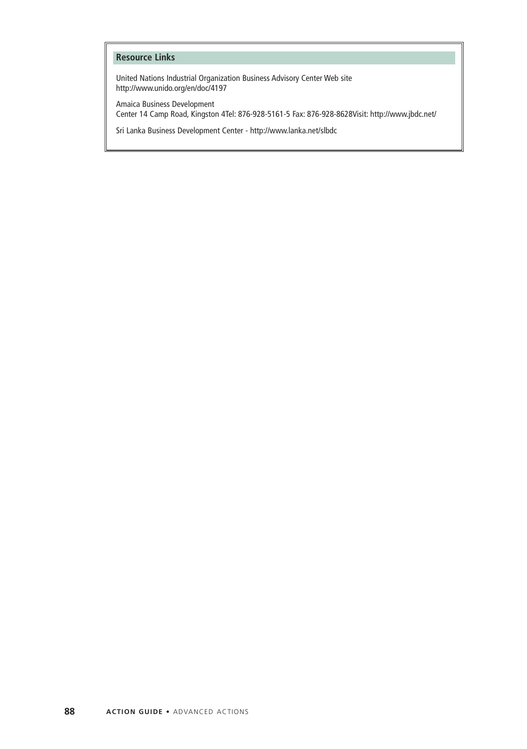### Resource Links

United Nations Industrial Organization Business Advisory Center Web site
http://www.unido.org/en/doc/4197

Amaica Business Development
Center 14 Camp Road, Kingston 4Tel: 876-928-5161-5 Fax: 876-928-8628Visit: http://www.jbdc.net/

Sri Lanka Business Development Center - http://www.lanka.net/slbdc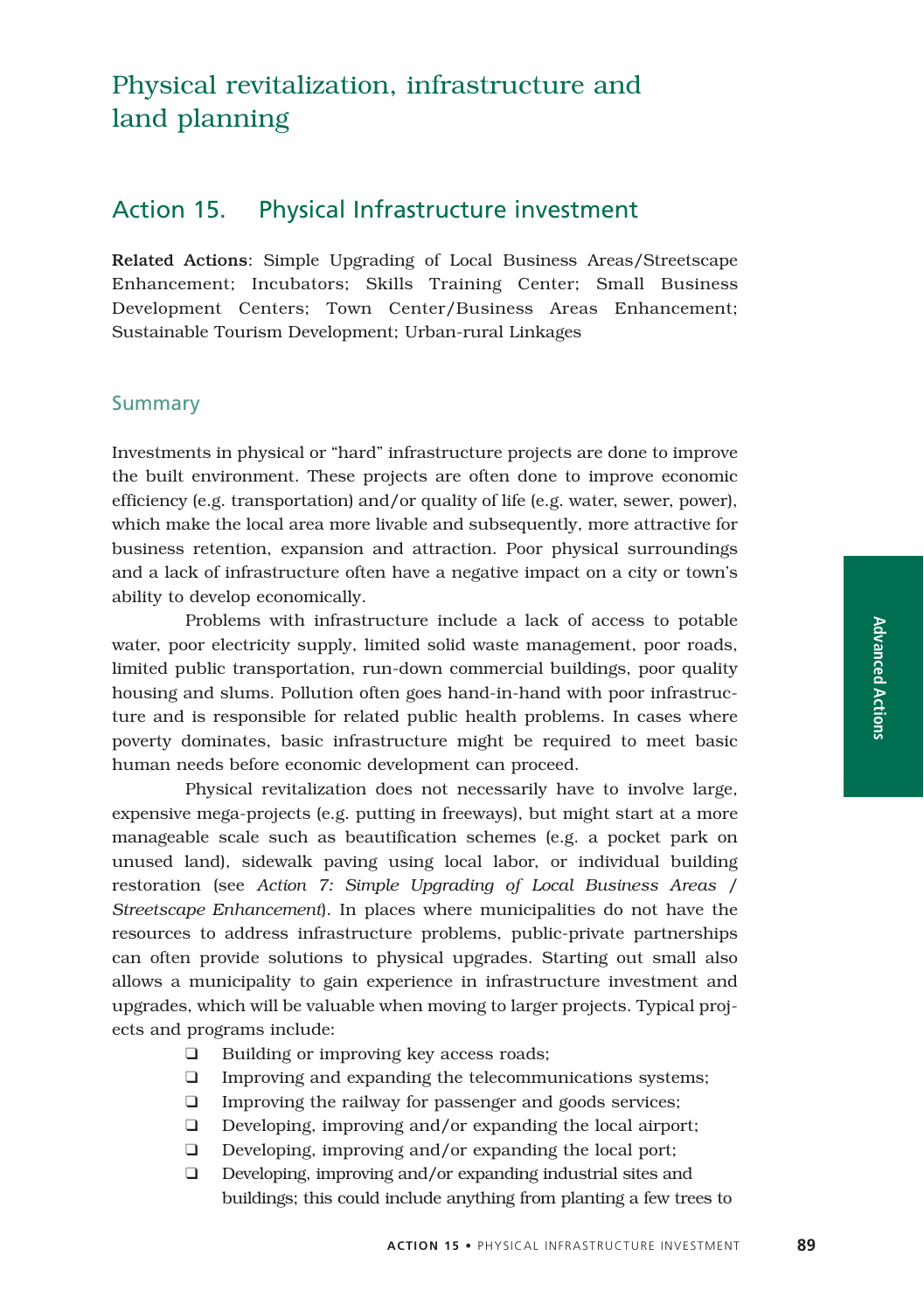# Physical revitalization, infrastructure and land planning

## Action 15. Physical Infrastructure investment

**Related Actions**: Simple Upgrading of Local Business Areas/Streetscape Enhancement; Incubators; Skills Training Center; Small Business Development Centers; Town Center/Business Areas Enhancement; Sustainable Tourism Development; Urban-rural Linkages

### Summary

Investments in physical or "hard" infrastructure projects are done to improve the built environment. These projects are often done to improve economic efficiency (e.g. transportation) and/or quality of life (e.g. water, sewer, power), which make the local area more livable and subsequently, more attractive for business retention, expansion and attraction. Poor physical surroundings and a lack of infrastructure often have a negative impact on a city or town's ability to develop economically.

Problems with infrastructure include a lack of access to potable water, poor electricity supply, limited solid waste management, poor roads, limited public transportation, run-down commercial buildings, poor quality housing and slums. Pollution often goes hand-in-hand with poor infrastructure and is responsible for related public health problems. In cases where poverty dominates, basic infrastructure might be required to meet basic human needs before economic development can proceed.

Physical revitalization does not necessarily have to involve large, expensive mega-projects (e.g. putting in freeways), but might start at a more manageable scale such as beautification schemes (e.g. a pocket park on unused land), sidewalk paving using local labor, or individual building restoration (see *Action 7: Simple Upgrading of Local Business Areas / Streetscape Enhancement*). In places where municipalities do not have the resources to address infrastructure problems, public-private partnerships can often provide solutions to physical upgrades. Starting out small also allows a municipality to gain experience in infrastructure investment and upgrades, which will be valuable when moving to larger projects. Typical projects and programs include:

- Building or improving key access roads;
- Improving and expanding the telecommunications systems;
- Improving the railway for passenger and goods services;
- Developing, improving and/or expanding the local airport;
- Developing, improving and/or expanding the local port;
- Developing, improving and/or expanding industrial sites and buildings; this could include anything from planting a few trees to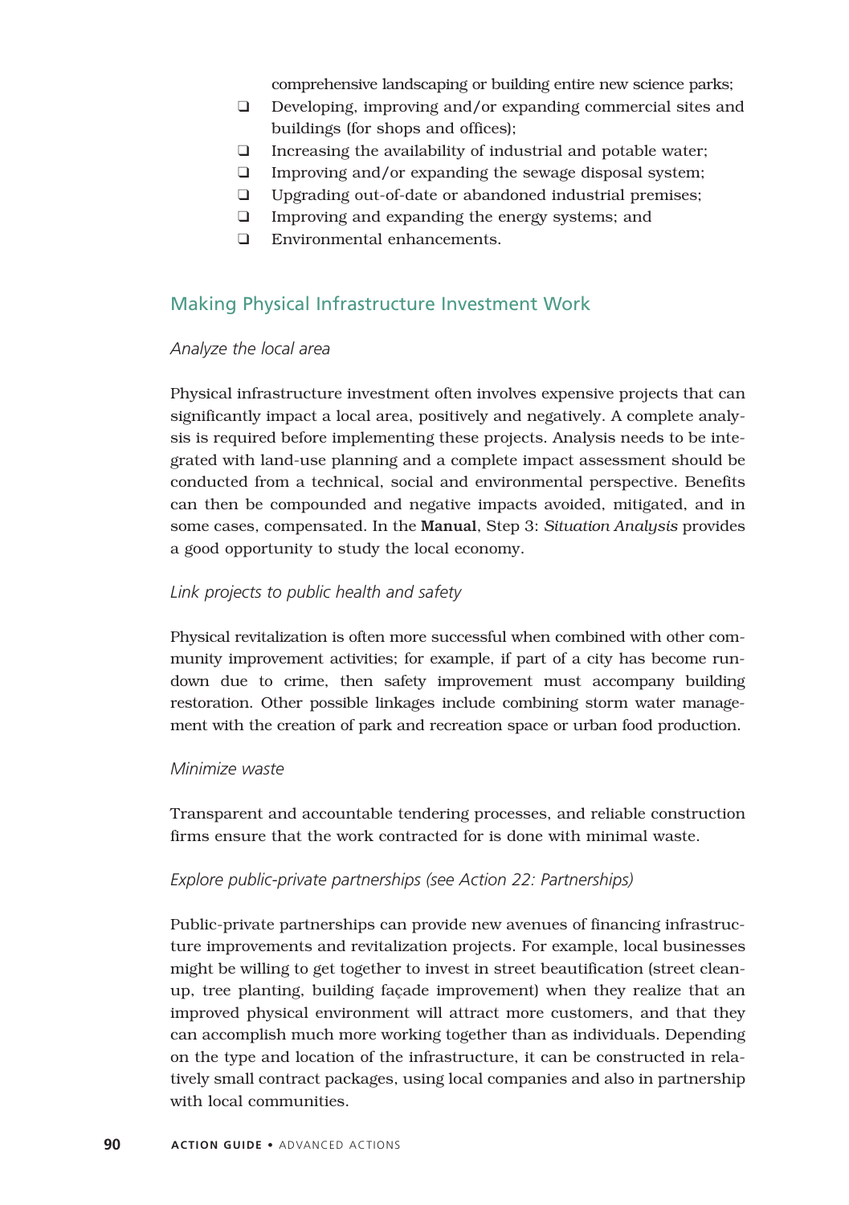comprehensive landscaping or building entire new science parks;

- Developing, improving and/or expanding commercial sites and buildings (for shops and offices);
- Increasing the availability of industrial and potable water;
- Improving and/or expanding the sewage disposal system;
- Upgrading out-of-date or abandoned industrial premises;
- Improving and expanding the energy systems; and
- Environmental enhancements.

## Making Physical Infrastructure Investment Work

*Analyze the local area*

Physical infrastructure investment often involves expensive projects that can significantly impact a local area, positively and negatively. A complete analysis is required before implementing these projects. Analysis needs to be integrated with land-use planning and a complete impact assessment should be conducted from a technical, social and environmental perspective. Benefits can then be compounded and negative impacts avoided, mitigated, and in some cases, compensated. In the **Manual**, Step 3: *Situation Analysis* provides a good opportunity to study the local economy.

*Link projects to public health and safety*

Physical revitalization is often more successful when combined with other community improvement activities; for example, if part of a city has become rundown due to crime, then safety improvement must accompany building restoration. Other possible linkages include combining storm water management with the creation of park and recreation space or urban food production.

*Minimize waste*

Transparent and accountable tendering processes, and reliable construction firms ensure that the work contracted for is done with minimal waste.

*Explore public-private partnerships (see Action 22: Partnerships)*

Public-private partnerships can provide new avenues of financing infrastructure improvements and revitalization projects. For example, local businesses might be willing to get together to invest in street beautification (street cleanup, tree planting, building façade improvement) when they realize that an improved physical environment will attract more customers, and that they can accomplish much more working together than as individuals. Depending on the type and location of the infrastructure, it can be constructed in relatively small contract packages, using local companies and also in partnership with local communities.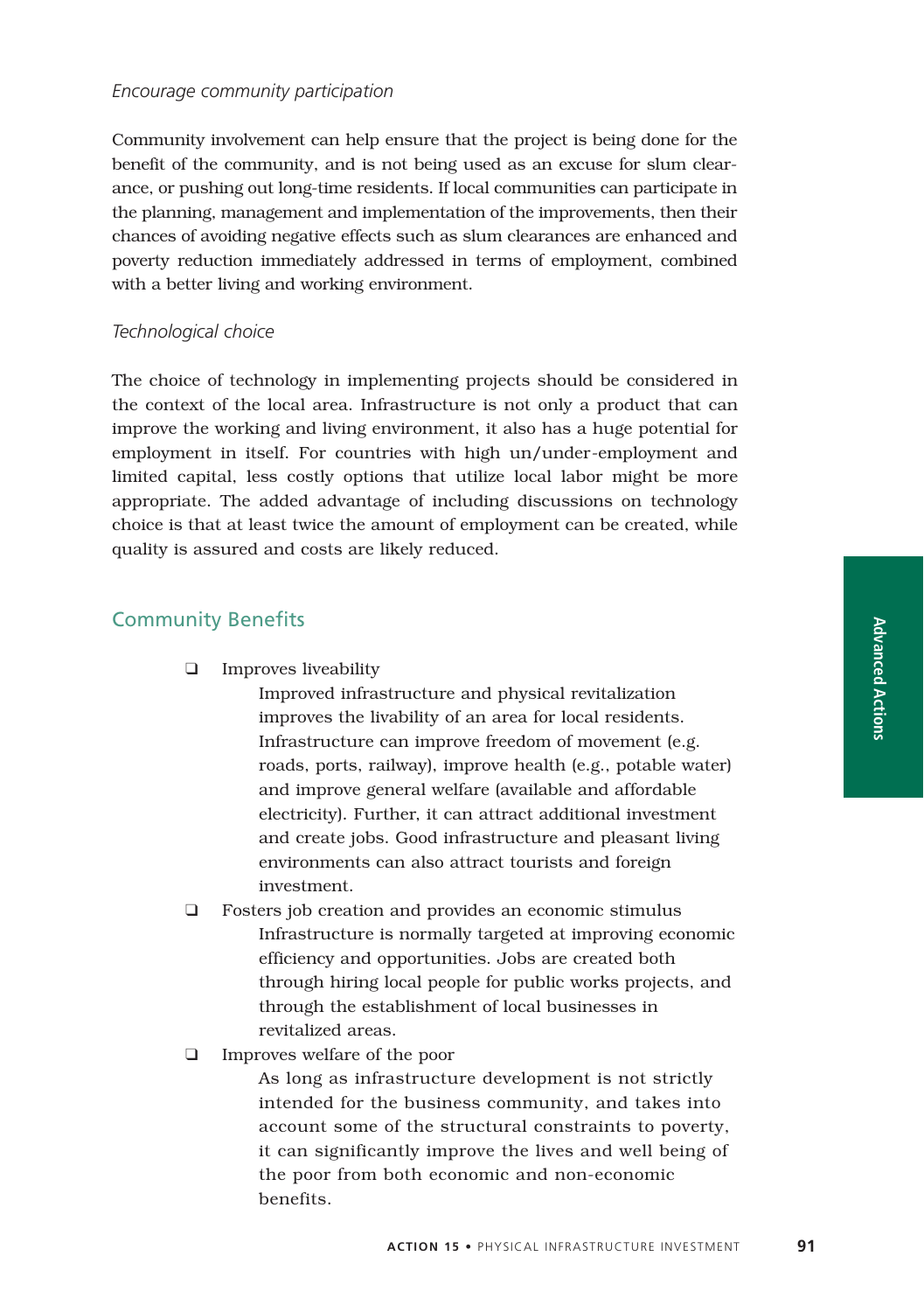*Encourage community participation*

Community involvement can help ensure that the project is being done for the benefit of the community, and is not being used as an excuse for slum clearance, or pushing out long-time residents. If local communities can participate in the planning, management and implementation of the improvements, then their chances of avoiding negative effects such as slum clearances are enhanced and poverty reduction immediately addressed in terms of employment, combined with a better living and working environment.

*Technological choice*

The choice of technology in implementing projects should be considered in the context of the local area. Infrastructure is not only a product that can improve the working and living environment, it also has a huge potential for employment in itself. For countries with high un/under-employment and limited capital, less costly options that utilize local labor might be more appropriate. The added advantage of including discussions on technology choice is that at least twice the amount of employment can be created, while quality is assured and costs are likely reduced.

## Community Benefits

- Improves liveability

  Improved infrastructure and physical revitalization improves the livability of an area for local residents. Infrastructure can improve freedom of movement (e.g. roads, ports, railway), improve health (e.g., potable water) and improve general welfare (available and affordable electricity). Further, it can attract additional investment and create jobs. Good infrastructure and pleasant living environments can also attract tourists and foreign investment.

- Fosters job creation and provides an economic stimulus

  Infrastructure is normally targeted at improving economic efficiency and opportunities. Jobs are created both through hiring local people for public works projects, and through the establishment of local businesses in revitalized areas.

- Improves welfare of the poor

  As long as infrastructure development is not strictly intended for the business community, and takes into account some of the structural constraints to poverty, it can significantly improve the lives and well being of the poor from both economic and non-economic benefits.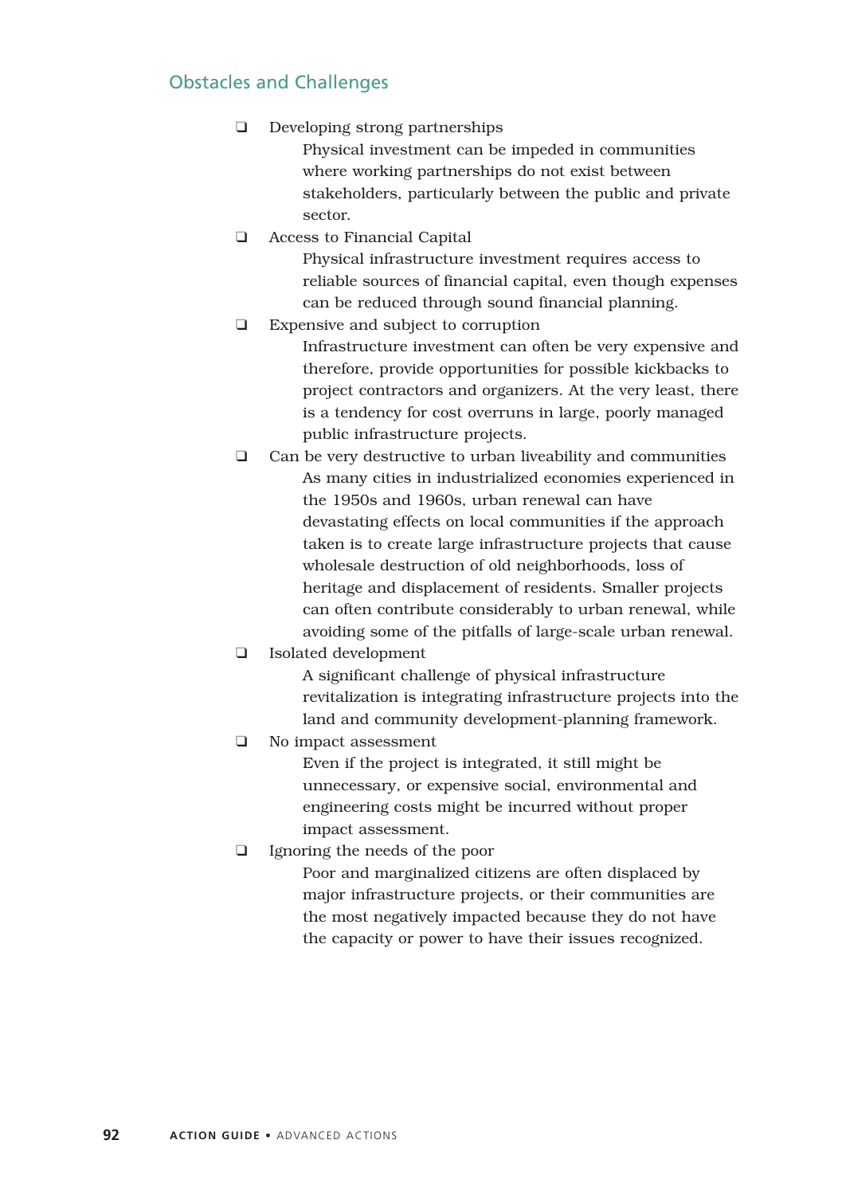## Obstacles and Challenges

- Developing strong partnerships

  Physical investment can be impeded in communities where working partnerships do not exist between stakeholders, particularly between the public and private sector.

- Access to Financial Capital

  Physical infrastructure investment requires access to reliable sources of financial capital, even though expenses can be reduced through sound financial planning.

- Expensive and subject to corruption

  Infrastructure investment can often be very expensive and therefore, provide opportunities for possible kickbacks to project contractors and organizers. At the very least, there is a tendency for cost overruns in large, poorly managed public infrastructure projects.

- Can be very destructive to urban liveability and communities

  As many cities in industrialized economies experienced in the 1950s and 1960s, urban renewal can have devastating effects on local communities if the approach taken is to create large infrastructure projects that cause wholesale destruction of old neighborhoods, loss of heritage and displacement of residents. Smaller projects can often contribute considerably to urban renewal, while avoiding some of the pitfalls of large-scale urban renewal.

- Isolated development

  A significant challenge of physical infrastructure revitalization is integrating infrastructure projects into the land and community development-planning framework.

- No impact assessment

  Even if the project is integrated, it still might be unnecessary, or expensive social, environmental and engineering costs might be incurred without proper impact assessment.

- Ignoring the needs of the poor

  Poor and marginalized citizens are often displaced by major infrastructure projects, or their communities are the most negatively impacted because they do not have the capacity or power to have their issues recognized.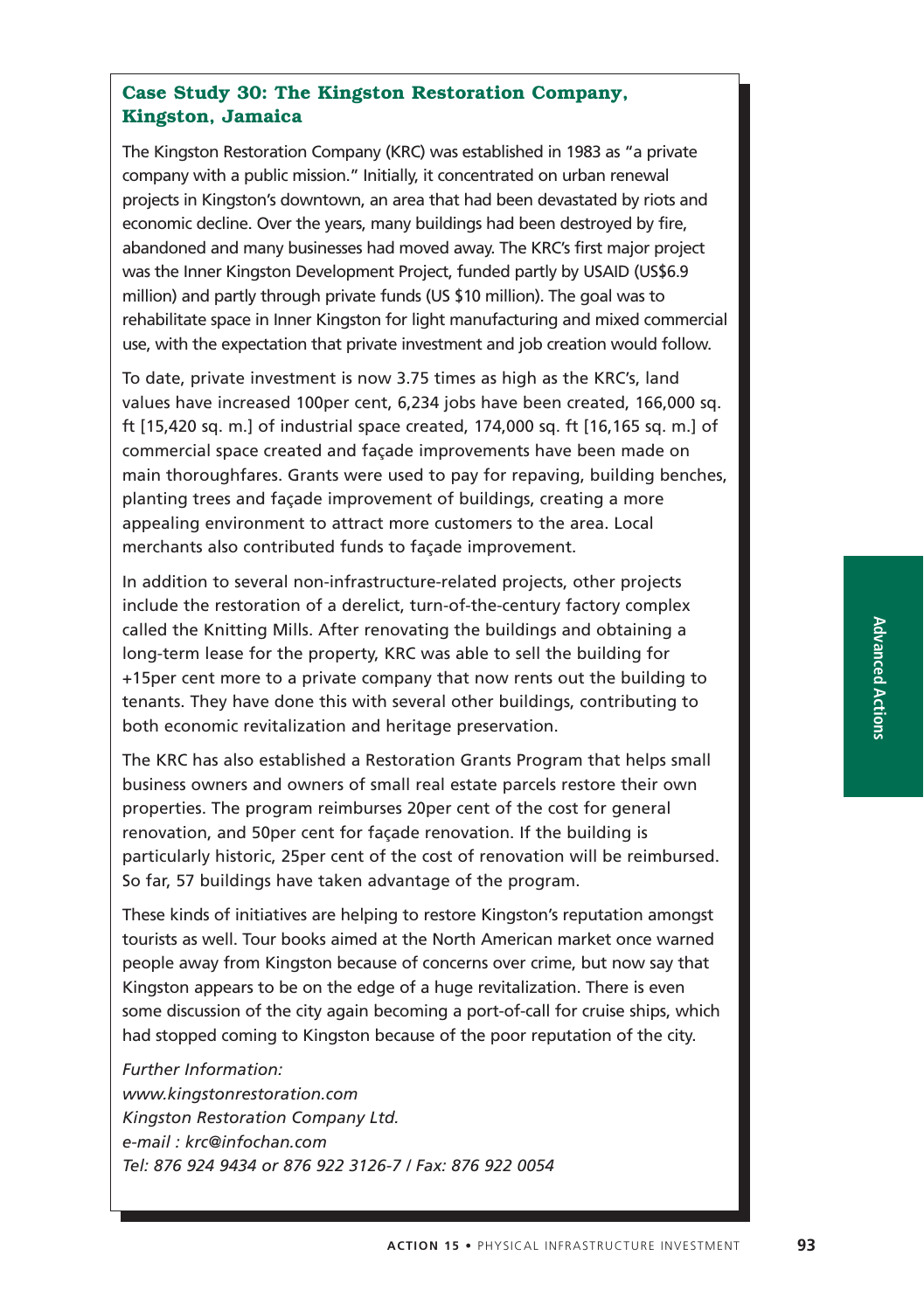## Case Study 30: The Kingston Restoration Company, Kingston, Jamaica

The Kingston Restoration Company (KRC) was established in 1983 as "a private company with a public mission." Initially, it concentrated on urban renewal projects in Kingston's downtown, an area that had been devastated by riots and economic decline. Over the years, many buildings had been destroyed by fire, abandoned and many businesses had moved away. The KRC's first major project was the Inner Kingston Development Project, funded partly by USAID (US$6.9 million) and partly through private funds (US $10 million). The goal was to rehabilitate space in Inner Kingston for light manufacturing and mixed commercial use, with the expectation that private investment and job creation would follow.

To date, private investment is now 3.75 times as high as the KRC's, land values have increased 100per cent, 6,234 jobs have been created, 166,000 sq. ft [15,420 sq. m.] of industrial space created, 174,000 sq. ft [16,165 sq. m.] of commercial space created and façade improvements have been made on main thoroughfares. Grants were used to pay for repaving, building benches, planting trees and façade improvement of buildings, creating a more appealing environment to attract more customers to the area. Local merchants also contributed funds to façade improvement.

In addition to several non-infrastructure-related projects, other projects include the restoration of a derelict, turn-of-the-century factory complex called the Knitting Mills. After renovating the buildings and obtaining a long-term lease for the property, KRC was able to sell the building for +15per cent more to a private company that now rents out the building to tenants. They have done this with several other buildings, contributing to both economic revitalization and heritage preservation.

The KRC has also established a Restoration Grants Program that helps small business owners and owners of small real estate parcels restore their own properties. The program reimburses 20per cent of the cost for general renovation, and 50per cent for façade renovation. If the building is particularly historic, 25per cent of the cost of renovation will be reimbursed. So far, 57 buildings have taken advantage of the program.

These kinds of initiatives are helping to restore Kingston's reputation amongst tourists as well. Tour books aimed at the North American market once warned people away from Kingston because of concerns over crime, but now say that Kingston appears to be on the edge of a huge revitalization. There is even some discussion of the city again becoming a port-of-call for cruise ships, which had stopped coming to Kingston because of the poor reputation of the city.

*Further Information:*
*www.kingstonrestoration.com*
*Kingston Restoration Company Ltd.*
*e-mail : krc@infochan.com*
*Tel: 876 924 9434 or 876 922 3126-7 / Fax: 876 922 0054*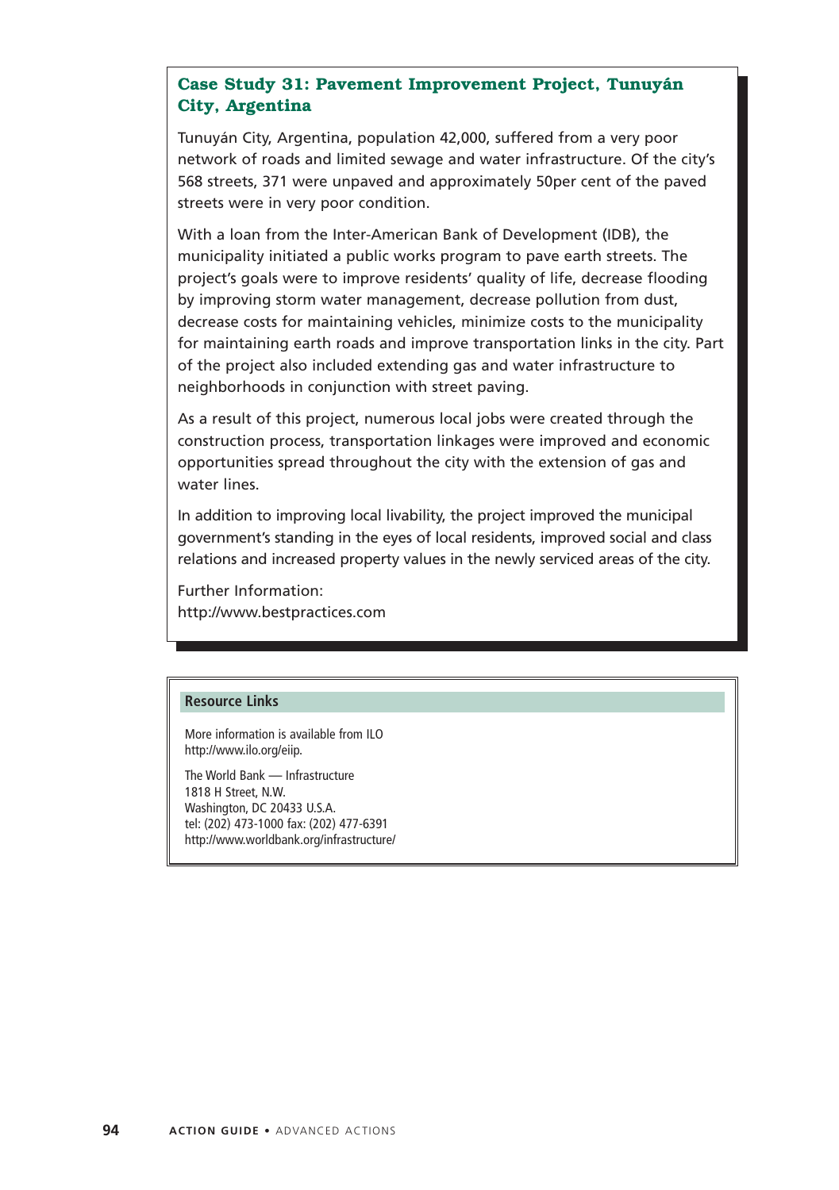### Case Study 31: Pavement Improvement Project, Tunuyán City, Argentina

Tunuyán City, Argentina, population 42,000, suffered from a very poor network of roads and limited sewage and water infrastructure. Of the city's 568 streets, 371 were unpaved and approximately 50per cent of the paved streets were in very poor condition.

With a loan from the Inter-American Bank of Development (IDB), the municipality initiated a public works program to pave earth streets. The project's goals were to improve residents' quality of life, decrease flooding by improving storm water management, decrease pollution from dust, decrease costs for maintaining vehicles, minimize costs to the municipality for maintaining earth roads and improve transportation links in the city. Part of the project also included extending gas and water infrastructure to neighborhoods in conjunction with street paving.

As a result of this project, numerous local jobs were created through the construction process, transportation linkages were improved and economic opportunities spread throughout the city with the extension of gas and water lines.

In addition to improving local livability, the project improved the municipal government's standing in the eyes of local residents, improved social and class relations and increased property values in the newly serviced areas of the city.

Further Information:
http://www.bestpractices.com

#### Resource Links

More information is available from ILO
http://www.ilo.org/eiip.

The World Bank — Infrastructure
1818 H Street, N.W.
Washington, DC 20433 U.S.A.
tel: (202) 473-1000 fax: (202) 477-6391
http://www.worldbank.org/infrastructure/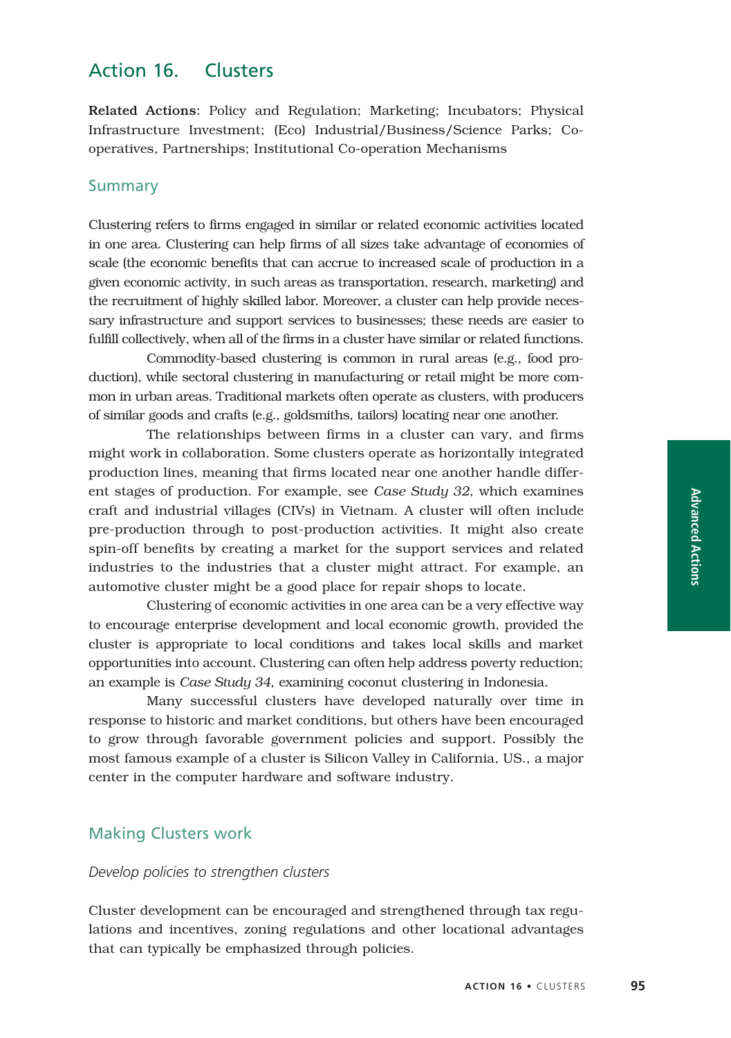## Action 16. Clusters

**Related Actions**: Policy and Regulation; Marketing; Incubators; Physical Infrastructure Investment; (Eco) Industrial/Business/Science Parks; Co-operatives, Partnerships; Institutional Co-operation Mechanisms

### Summary

Clustering refers to firms engaged in similar or related economic activities located in one area. Clustering can help firms of all sizes take advantage of economies of scale (the economic benefits that can accrue to increased scale of production in a given economic activity, in such areas as transportation, research, marketing) and the recruitment of highly skilled labor. Moreover, a cluster can help provide necessary infrastructure and support services to businesses; these needs are easier to fulfill collectively, when all of the firms in a cluster have similar or related functions.

Commodity-based clustering is common in rural areas (e.g., food production), while sectoral clustering in manufacturing or retail might be more common in urban areas. Traditional markets often operate as clusters, with producers of similar goods and crafts (e.g., goldsmiths, tailors) locating near one another.

The relationships between firms in a cluster can vary, and firms might work in collaboration. Some clusters operate as horizontally integrated production lines, meaning that firms located near one another handle different stages of production. For example, see *Case Study 32*, which examines craft and industrial villages (CIVs) in Vietnam. A cluster will often include pre-production through to post-production activities. It might also create spin-off benefits by creating a market for the support services and related industries to the industries that a cluster might attract. For example, an automotive cluster might be a good place for repair shops to locate.

Clustering of economic activities in one area can be a very effective way to encourage enterprise development and local economic growth, provided the cluster is appropriate to local conditions and takes local skills and market opportunities into account. Clustering can often help address poverty reduction; an example is *Case Study 34*, examining coconut clustering in Indonesia.

Many successful clusters have developed naturally over time in response to historic and market conditions, but others have been encouraged to grow through favorable government policies and support. Possibly the most famous example of a cluster is Silicon Valley in California, US., a major center in the computer hardware and software industry.

### Making Clusters work

*Develop policies to strengthen clusters*

Cluster development can be encouraged and strengthened through tax regulations and incentives, zoning regulations and other locational advantages that can typically be emphasized through policies.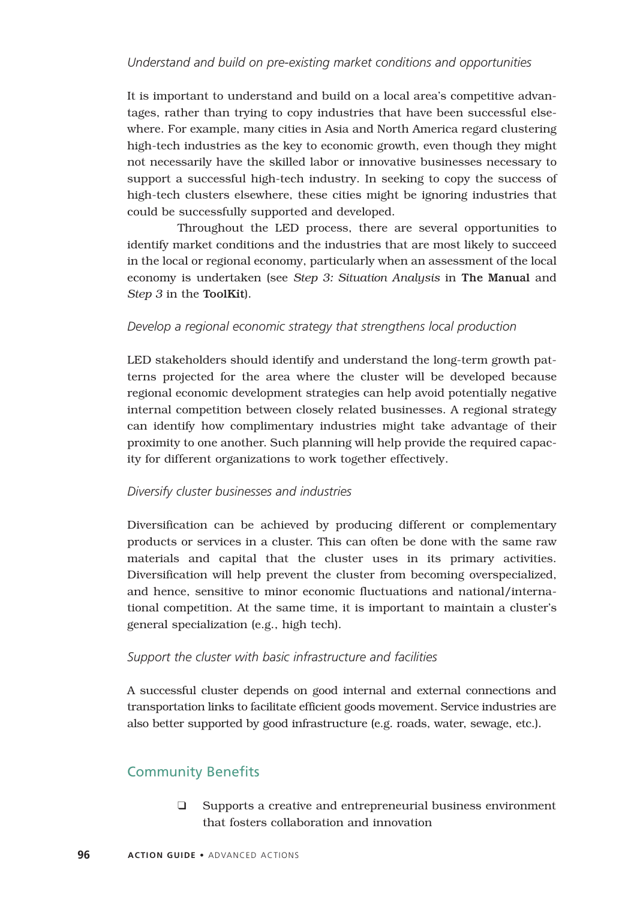*Understand and build on pre-existing market conditions and opportunities*

It is important to understand and build on a local area's competitive advantages, rather than trying to copy industries that have been successful elsewhere. For example, many cities in Asia and North America regard clustering high-tech industries as the key to economic growth, even though they might not necessarily have the skilled labor or innovative businesses necessary to support a successful high-tech industry. In seeking to copy the success of high-tech clusters elsewhere, these cities might be ignoring industries that could be successfully supported and developed.

Throughout the LED process, there are several opportunities to identify market conditions and the industries that are most likely to succeed in the local or regional economy, particularly when an assessment of the local economy is undertaken (see *Step 3: Situation Analysis* in **The Manual** and *Step 3* in the **ToolKit**).

*Develop a regional economic strategy that strengthens local production*

LED stakeholders should identify and understand the long-term growth patterns projected for the area where the cluster will be developed because regional economic development strategies can help avoid potentially negative internal competition between closely related businesses. A regional strategy can identify how complimentary industries might take advantage of their proximity to one another. Such planning will help provide the required capacity for different organizations to work together effectively.

*Diversify cluster businesses and industries*

Diversification can be achieved by producing different or complementary products or services in a cluster. This can often be done with the same raw materials and capital that the cluster uses in its primary activities. Diversification will help prevent the cluster from becoming overspecialized, and hence, sensitive to minor economic fluctuations and national/international competition. At the same time, it is important to maintain a cluster's general specialization (e.g., high tech).

*Support the cluster with basic infrastructure and facilities*

A successful cluster depends on good internal and external connections and transportation links to facilitate efficient goods movement. Service industries are also better supported by good infrastructure (e.g. roads, water, sewage, etc.).

## Community Benefits

- ❑ Supports a creative and entrepreneurial business environment that fosters collaboration and innovation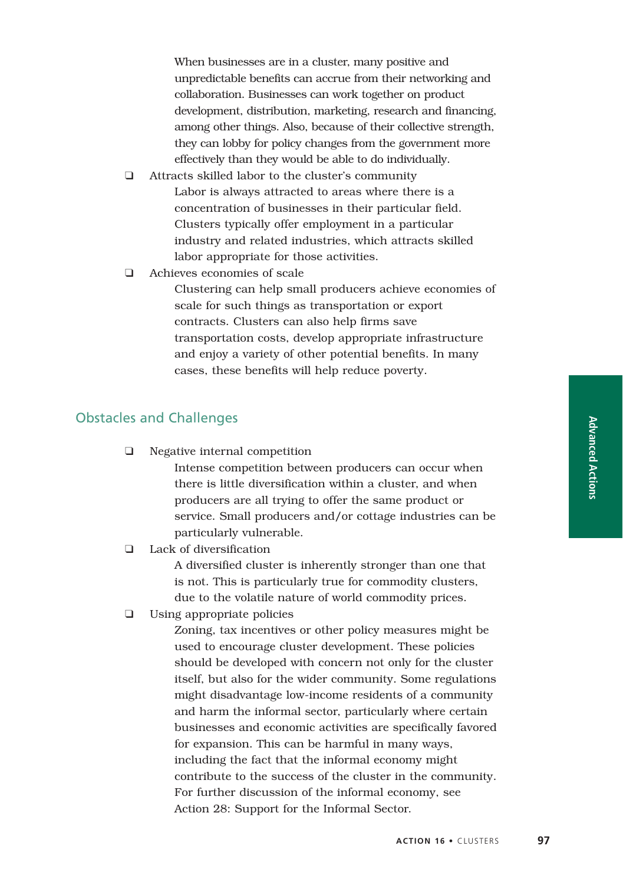When businesses are in a cluster, many positive and unpredictable benefits can accrue from their networking and collaboration. Businesses can work together on product development, distribution, marketing, research and financing, among other things. Also, because of their collective strength, they can lobby for policy changes from the government more effectively than they would be able to do individually.

- Attracts skilled labor to the cluster's community

  Labor is always attracted to areas where there is a concentration of businesses in their particular field. Clusters typically offer employment in a particular industry and related industries, which attracts skilled labor appropriate for those activities.

- Achieves economies of scale

  Clustering can help small producers achieve economies of scale for such things as transportation or export contracts. Clusters can also help firms save transportation costs, develop appropriate infrastructure and enjoy a variety of other potential benefits. In many cases, these benefits will help reduce poverty.

## Obstacles and Challenges

- Negative internal competition

  Intense competition between producers can occur when there is little diversification within a cluster, and when producers are all trying to offer the same product or service. Small producers and/or cottage industries can be particularly vulnerable.

- Lack of diversification

  A diversified cluster is inherently stronger than one that is not. This is particularly true for commodity clusters, due to the volatile nature of world commodity prices.

- Using appropriate policies

  Zoning, tax incentives or other policy measures might be used to encourage cluster development. These policies should be developed with concern not only for the cluster itself, but also for the wider community. Some regulations might disadvantage low-income residents of a community and harm the informal sector, particularly where certain businesses and economic activities are specifically favored for expansion. This can be harmful in many ways, including the fact that the informal economy might contribute to the success of the cluster in the community. For further discussion of the informal economy, see Action 28: Support for the Informal Sector.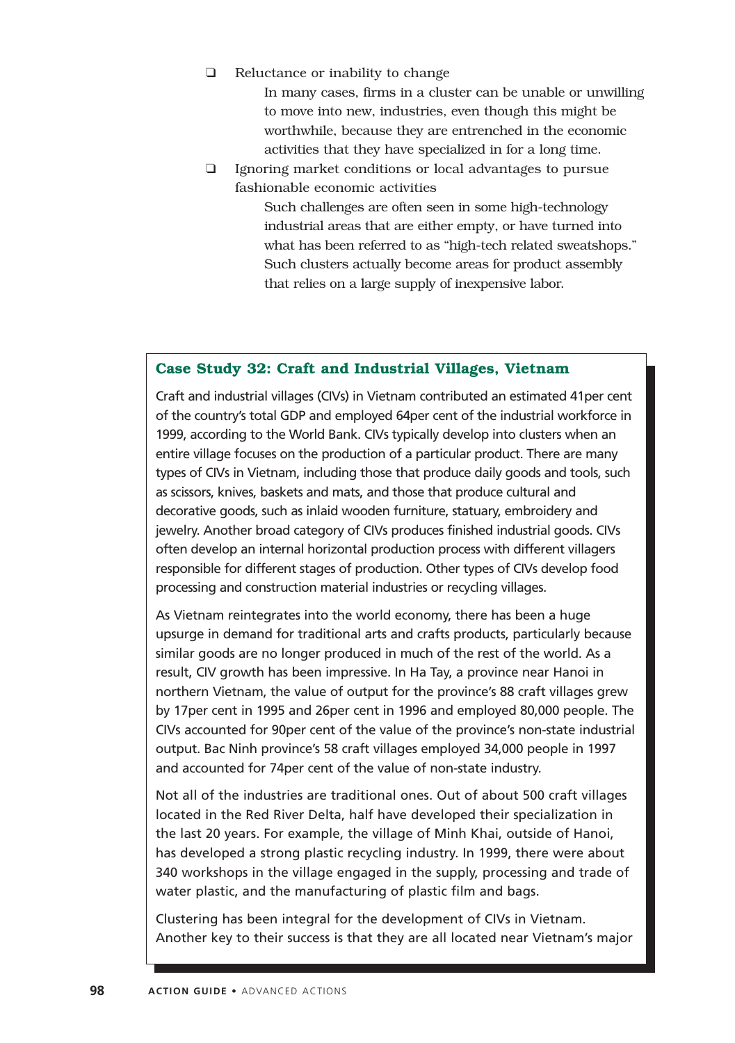- Reluctance or inability to change

  In many cases, firms in a cluster can be unable or unwilling to move into new, industries, even though this might be worthwhile, because they are entrenched in the economic activities that they have specialized in for a long time.

- Ignoring market conditions or local advantages to pursue fashionable economic activities

  Such challenges are often seen in some high-technology industrial areas that are either empty, or have turned into what has been referred to as “high-tech related sweatshops.” Such clusters actually become areas for product assembly that relies on a large supply of inexpensive labor.

### Case Study 32: Craft and Industrial Villages, Vietnam

Craft and industrial villages (CIVs) in Vietnam contributed an estimated 41per cent of the country’s total GDP and employed 64per cent of the industrial workforce in 1999, according to the World Bank. CIVs typically develop into clusters when an entire village focuses on the production of a particular product. There are many types of CIVs in Vietnam, including those that produce daily goods and tools, such as scissors, knives, baskets and mats, and those that produce cultural and decorative goods, such as inlaid wooden furniture, statuary, embroidery and jewelry. Another broad category of CIVs produces finished industrial goods. CIVs often develop an internal horizontal production process with different villagers responsible for different stages of production. Other types of CIVs develop food processing and construction material industries or recycling villages.

As Vietnam reintegrates into the world economy, there has been a huge upsurge in demand for traditional arts and crafts products, particularly because similar goods are no longer produced in much of the rest of the world. As a result, CIV growth has been impressive. In Ha Tay, a province near Hanoi in northern Vietnam, the value of output for the province’s 88 craft villages grew by 17per cent in 1995 and 26per cent in 1996 and employed 80,000 people. The CIVs accounted for 90per cent of the value of the province’s non-state industrial output. Bac Ninh province’s 58 craft villages employed 34,000 people in 1997 and accounted for 74per cent of the value of non-state industry.

Not all of the industries are traditional ones. Out of about 500 craft villages located in the Red River Delta, half have developed their specialization in the last 20 years. For example, the village of Minh Khai, outside of Hanoi, has developed a strong plastic recycling industry. In 1999, there were about 340 workshops in the village engaged in the supply, processing and trade of water plastic, and the manufacturing of plastic film and bags.

Clustering has been integral for the development of CIVs in Vietnam. Another key to their success is that they are all located near Vietnam’s major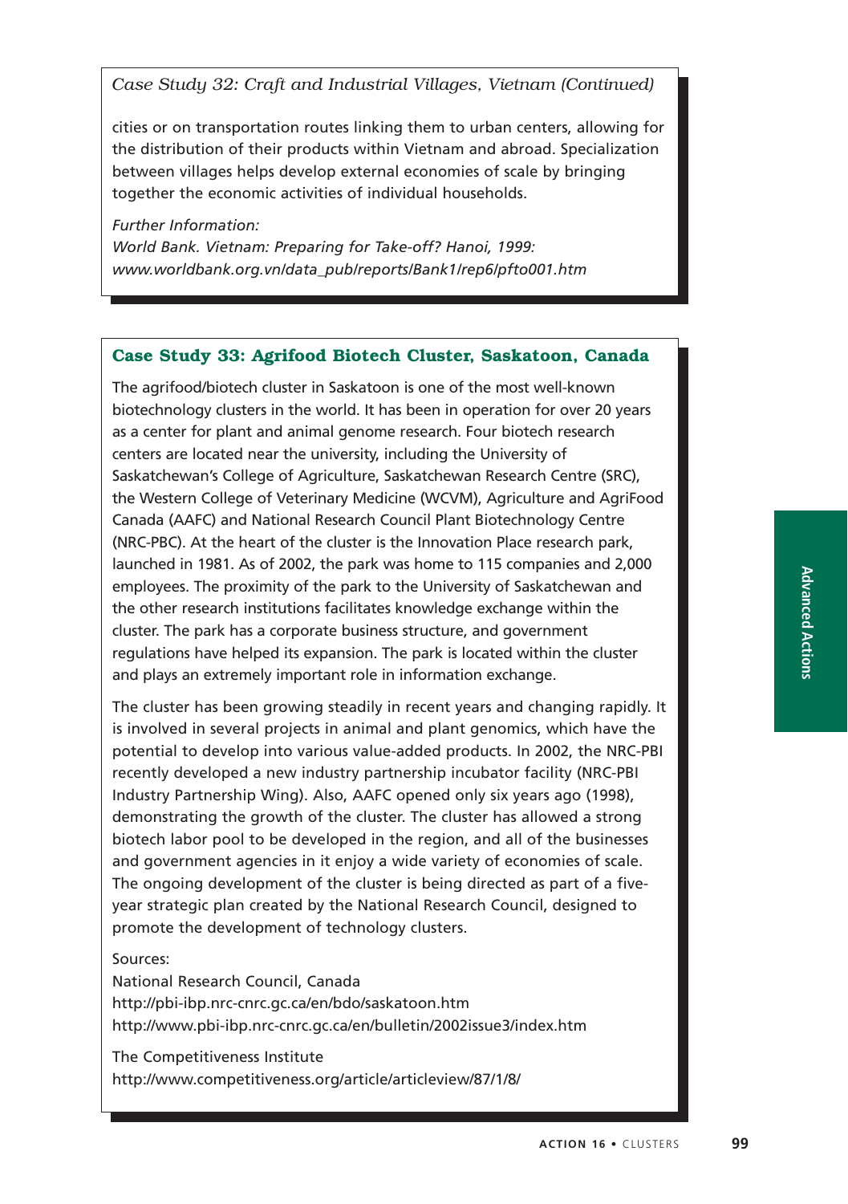*Case Study 32: Craft and Industrial Villages, Vietnam (Continued)*

cities or on transportation routes linking them to urban centers, allowing for the distribution of their products within Vietnam and abroad. Specialization between villages helps develop external economies of scale by bringing together the economic activities of individual households.

*Further Information:*
*World Bank. Vietnam: Preparing for Take-off? Hanoi, 1999: www.worldbank.org.vn/data_pub/reports/Bank1/rep6/pfto001.htm*

### Case Study 33: Agrifood Biotech Cluster, Saskatoon, Canada

The agrifood/biotech cluster in Saskatoon is one of the most well-known biotechnology clusters in the world. It has been in operation for over 20 years as a center for plant and animal genome research. Four biotech research centers are located near the university, including the University of Saskatchewan's College of Agriculture, Saskatchewan Research Centre (SRC), the Western College of Veterinary Medicine (WCVM), Agriculture and AgriFood Canada (AAFC) and National Research Council Plant Biotechnology Centre (NRC-PBC). At the heart of the cluster is the Innovation Place research park, launched in 1981. As of 2002, the park was home to 115 companies and 2,000 employees. The proximity of the park to the University of Saskatchewan and the other research institutions facilitates knowledge exchange within the cluster. The park has a corporate business structure, and government regulations have helped its expansion. The park is located within the cluster and plays an extremely important role in information exchange.

The cluster has been growing steadily in recent years and changing rapidly. It is involved in several projects in animal and plant genomics, which have the potential to develop into various value-added products. In 2002, the NRC-PBI recently developed a new industry partnership incubator facility (NRC-PBI Industry Partnership Wing). Also, AAFC opened only six years ago (1998), demonstrating the growth of the cluster. The cluster has allowed a strong biotech labor pool to be developed in the region, and all of the businesses and government agencies in it enjoy a wide variety of economies of scale. The ongoing development of the cluster is being directed as part of a five-year strategic plan created by the National Research Council, designed to promote the development of technology clusters.

Sources:
National Research Council, Canada
http://pbi-ibp.nrc-cnrc.gc.ca/en/bdo/saskatoon.htm
http://www.pbi-ibp.nrc-cnrc.gc.ca/en/bulletin/2002issue3/index.htm

The Competitiveness Institute
http://www.competitiveness.org/article/articleview/87/1/8/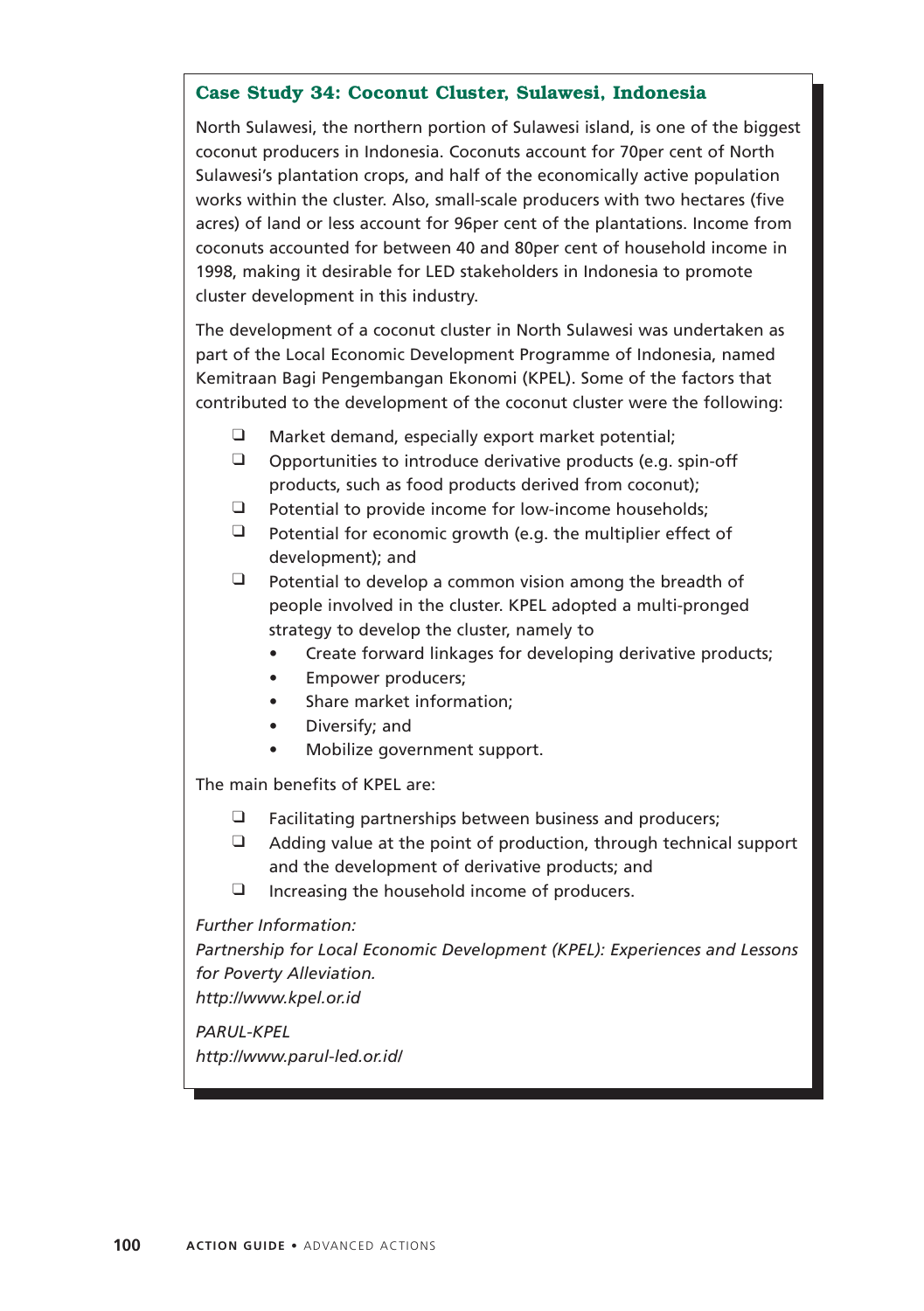### Case Study 34: Coconut Cluster, Sulawesi, Indonesia

North Sulawesi, the northern portion of Sulawesi island, is one of the biggest coconut producers in Indonesia. Coconuts account for 70per cent of North Sulawesi's plantation crops, and half of the economically active population works within the cluster. Also, small-scale producers with two hectares (five acres) of land or less account for 96per cent of the plantations. Income from coconuts accounted for between 40 and 80per cent of household income in 1998, making it desirable for LED stakeholders in Indonesia to promote cluster development in this industry.

The development of a coconut cluster in North Sulawesi was undertaken as part of the Local Economic Development Programme of Indonesia, named Kemitraan Bagi Pengembangan Ekonomi (KPEL). Some of the factors that contributed to the development of the coconut cluster were the following:

- Market demand, especially export market potential;
- Opportunities to introduce derivative products (e.g. spin-off products, such as food products derived from coconut);
- Potential to provide income for low-income households;
- Potential for economic growth (e.g. the multiplier effect of development); and
- Potential to develop a common vision among the breadth of people involved in the cluster. KPEL adopted a multi-pronged strategy to develop the cluster, namely to
  - Create forward linkages for developing derivative products;
  - Empower producers;
  - Share market information;
  - Diversify; and
  - Mobilize government support.

The main benefits of KPEL are:

- Facilitating partnerships between business and producers;
- Adding value at the point of production, through technical support and the development of derivative products; and
- Increasing the household income of producers.

*Further Information:*
*Partnership for Local Economic Development (KPEL): Experiences and Lessons for Poverty Alleviation.*
*http://www.kpel.or.id*

*PARUL-KPEL*
*http://www.parul-led.or.id/*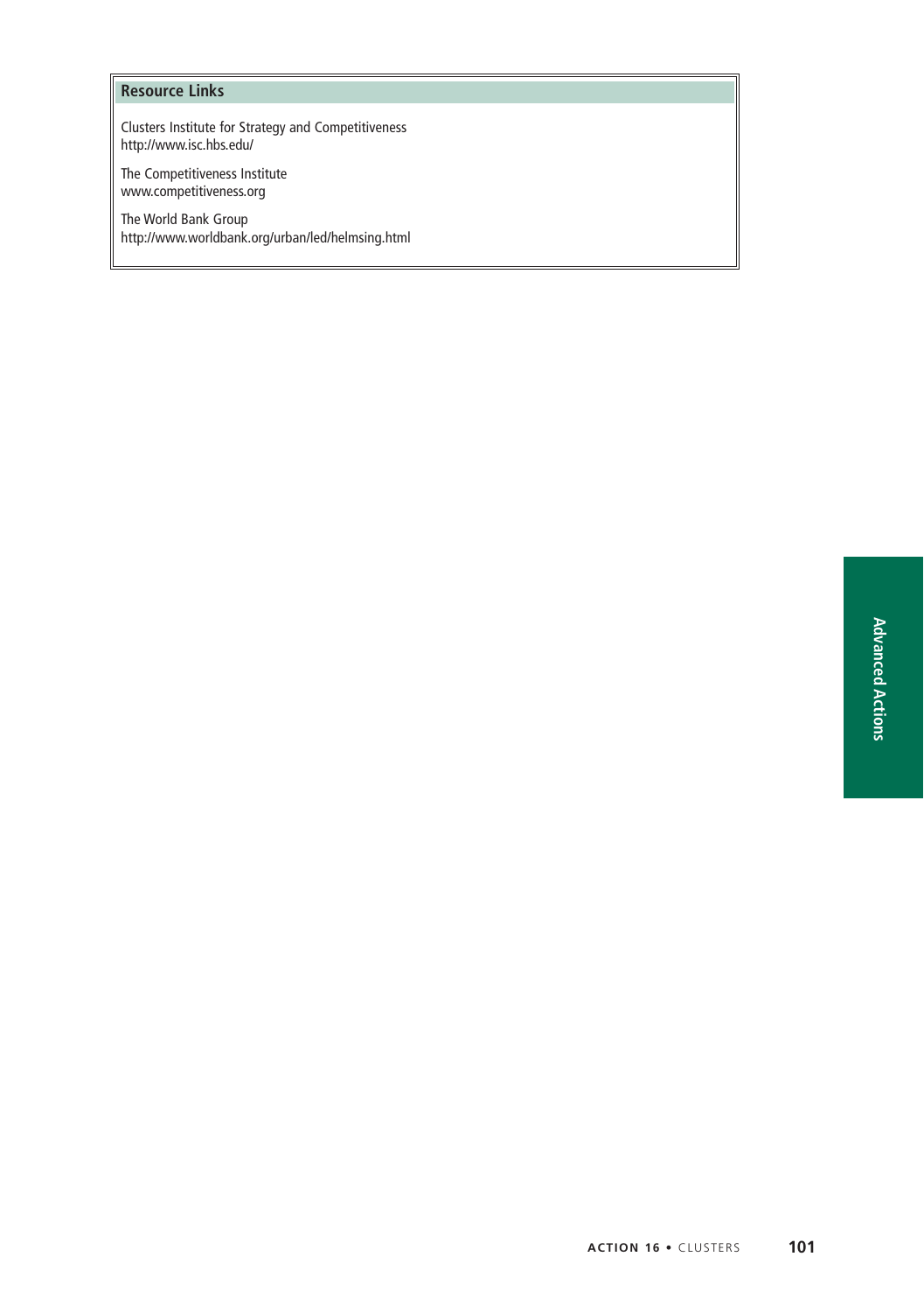### Resource Links

Clusters Institute for Strategy and Competitiveness
http://www.isc.hbs.edu/

The Competitiveness Institute
www.competitiveness.org

The World Bank Group
http://www.worldbank.org/urban/led/helmsing.html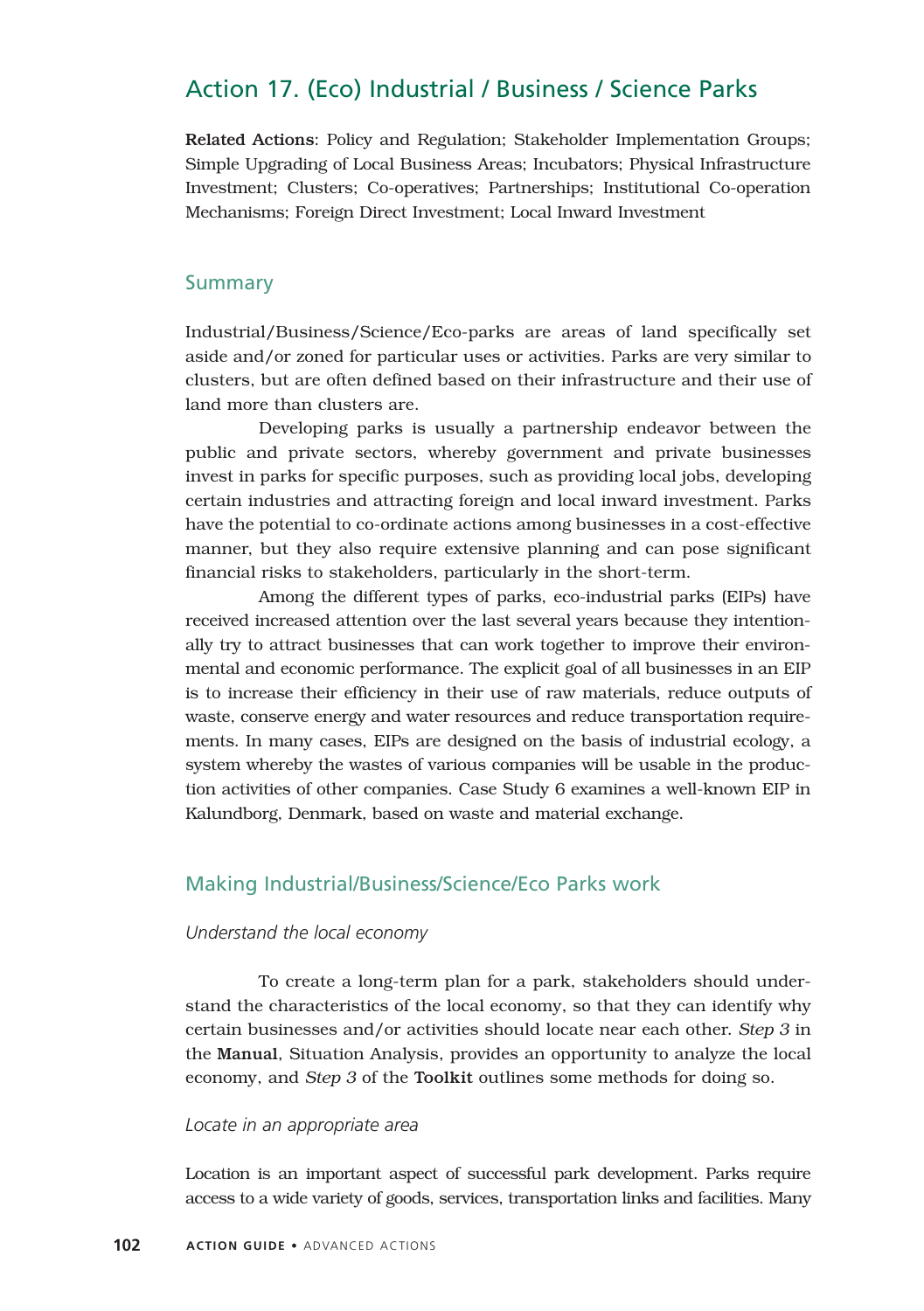## Action 17. (Eco) Industrial / Business / Science Parks

**Related Actions**: Policy and Regulation; Stakeholder Implementation Groups; Simple Upgrading of Local Business Areas; Incubators; Physical Infrastructure Investment; Clusters; Co-operatives; Partnerships; Institutional Co-operation Mechanisms; Foreign Direct Investment; Local Inward Investment

### Summary

Industrial/Business/Science/Eco-parks are areas of land specifically set aside and/or zoned for particular uses or activities. Parks are very similar to clusters, but are often defined based on their infrastructure and their use of land more than clusters are.

Developing parks is usually a partnership endeavor between the public and private sectors, whereby government and private businesses invest in parks for specific purposes, such as providing local jobs, developing certain industries and attracting foreign and local inward investment. Parks have the potential to co-ordinate actions among businesses in a cost-effective manner, but they also require extensive planning and can pose significant financial risks to stakeholders, particularly in the short-term.

Among the different types of parks, eco-industrial parks (EIPs) have received increased attention over the last several years because they intentionally try to attract businesses that can work together to improve their environmental and economic performance. The explicit goal of all businesses in an EIP is to increase their efficiency in their use of raw materials, reduce outputs of waste, conserve energy and water resources and reduce transportation requirements. In many cases, EIPs are designed on the basis of industrial ecology, a system whereby the wastes of various companies will be usable in the production activities of other companies. Case Study 6 examines a well-known EIP in Kalundborg, Denmark, based on waste and material exchange.

### Making Industrial/Business/Science/Eco Parks work

*Understand the local economy*

To create a long-term plan for a park, stakeholders should understand the characteristics of the local economy, so that they can identify why certain businesses and/or activities should locate near each other. *Step 3* in the **Manual**, Situation Analysis, provides an opportunity to analyze the local economy, and *Step 3* of the **Toolkit** outlines some methods for doing so.

*Locate in an appropriate area*

Location is an important aspect of successful park development. Parks require access to a wide variety of goods, services, transportation links and facilities. Many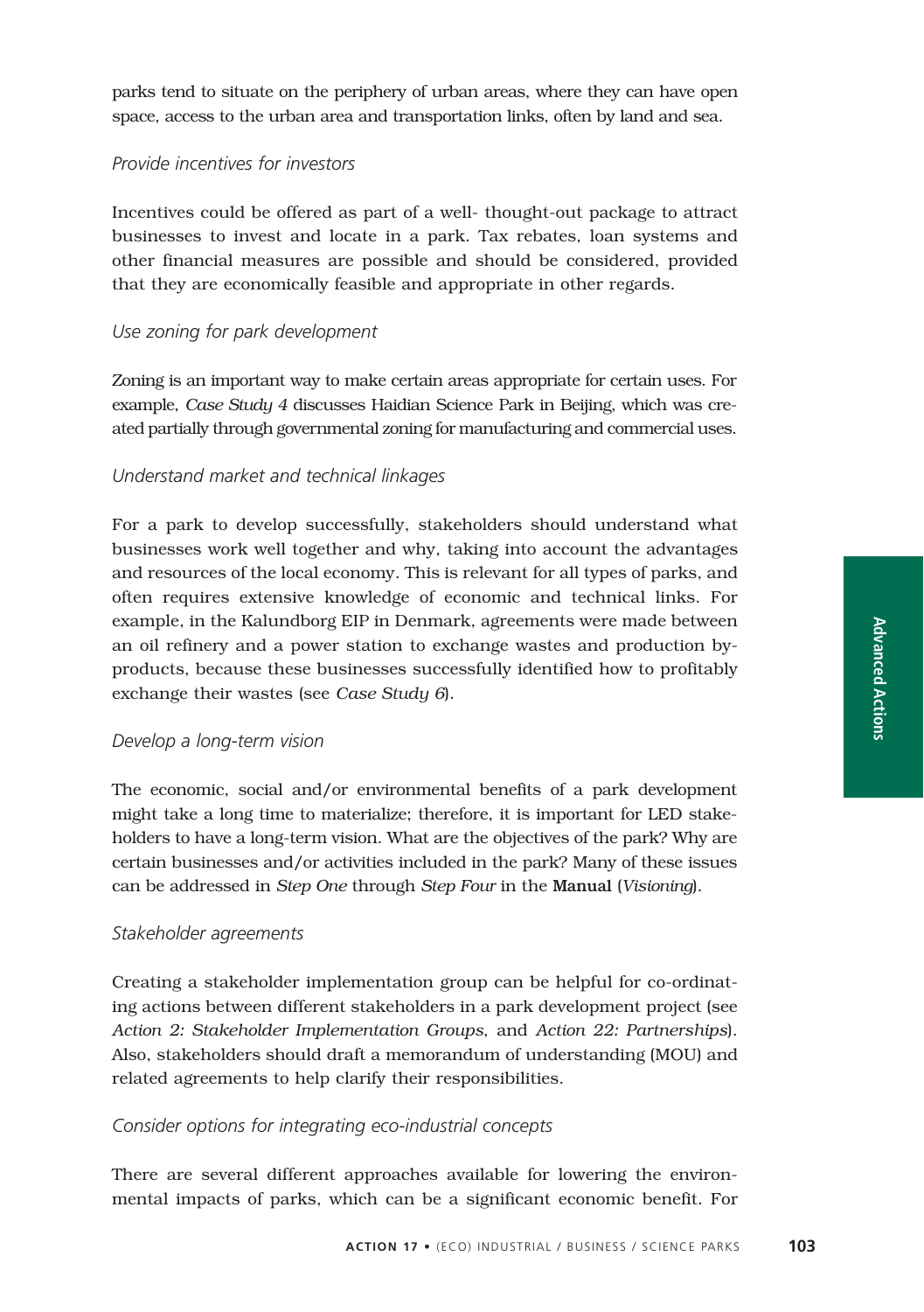parks tend to situate on the periphery of urban areas, where they can have open space, access to the urban area and transportation links, often by land and sea.

*Provide incentives for investors*

Incentives could be offered as part of a well- thought-out package to attract businesses to invest and locate in a park. Tax rebates, loan systems and other financial measures are possible and should be considered, provided that they are economically feasible and appropriate in other regards.

*Use zoning for park development*

Zoning is an important way to make certain areas appropriate for certain uses. For example, *Case Study 4* discusses Haidian Science Park in Beijing, which was created partially through governmental zoning for manufacturing and commercial uses.

*Understand market and technical linkages*

For a park to develop successfully, stakeholders should understand what businesses work well together and why, taking into account the advantages and resources of the local economy. This is relevant for all types of parks, and often requires extensive knowledge of economic and technical links. For example, in the Kalundborg EIP in Denmark, agreements were made between an oil refinery and a power station to exchange wastes and production by-products, because these businesses successfully identified how to profitably exchange their wastes (see *Case Study 6*).

*Develop a long-term vision*

The economic, social and/or environmental benefits of a park development might take a long time to materialize; therefore, it is important for LED stakeholders to have a long-term vision. What are the objectives of the park? Why are certain businesses and/or activities included in the park? Many of these issues can be addressed in *Step One* through *Step Four* in the **Manual** (*Visioning*).

*Stakeholder agreements*

Creating a stakeholder implementation group can be helpful for co-ordinating actions between different stakeholders in a park development project (see *Action 2: Stakeholder Implementation Groups*, and *Action 22: Partnerships*). Also, stakeholders should draft a memorandum of understanding (MOU) and related agreements to help clarify their responsibilities.

*Consider options for integrating eco-industrial concepts*

There are several different approaches available for lowering the environmental impacts of parks, which can be a significant economic benefit. For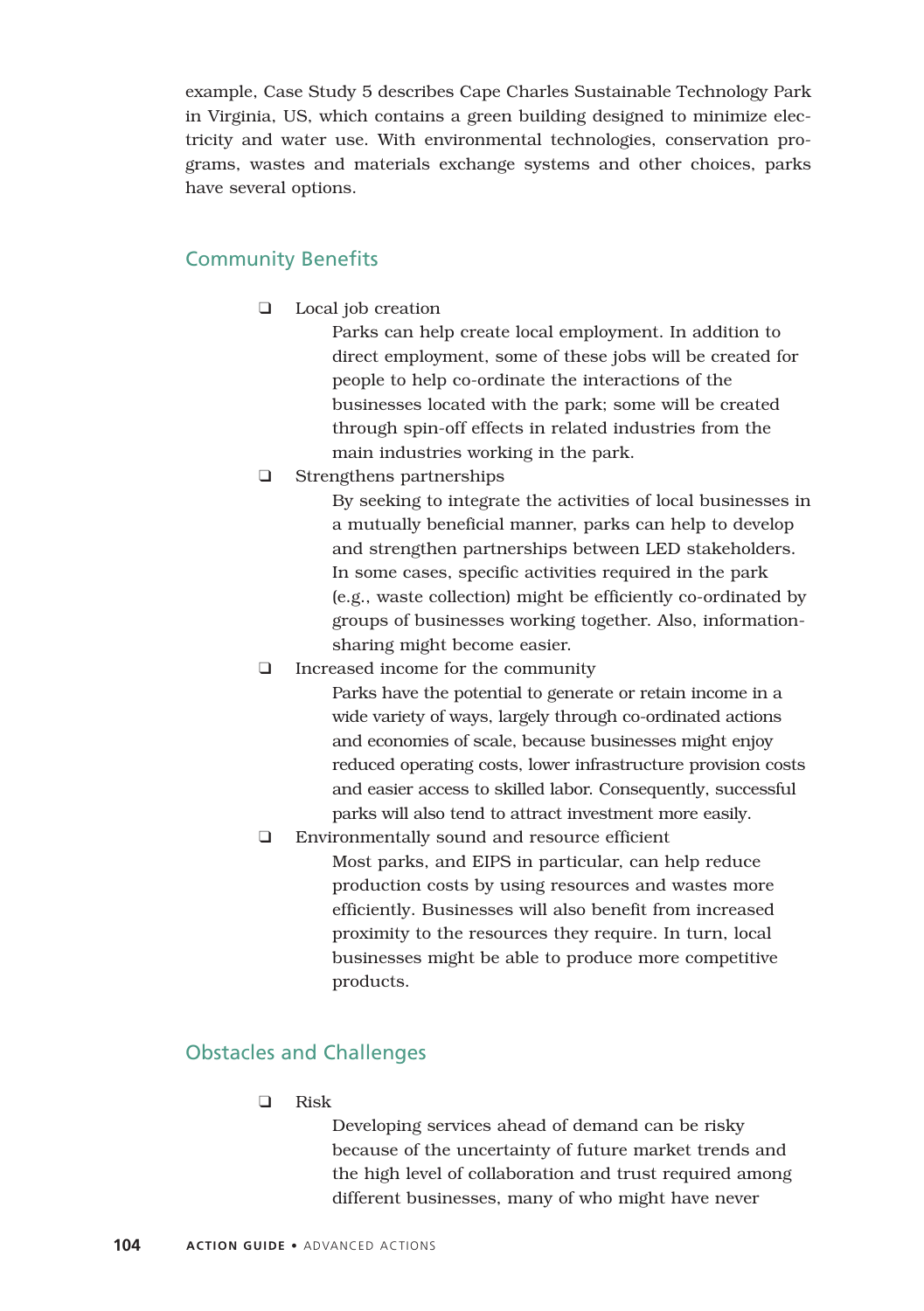example, Case Study 5 describes Cape Charles Sustainable Technology Park in Virginia, US, which contains a green building designed to minimize electricity and water use. With environmental technologies, conservation programs, wastes and materials exchange systems and other choices, parks have several options.

## Community Benefits

- Local job creation

  Parks can help create local employment. In addition to direct employment, some of these jobs will be created for people to help co-ordinate the interactions of the businesses located with the park; some will be created through spin-off effects in related industries from the main industries working in the park.

- Strengthens partnerships

  By seeking to integrate the activities of local businesses in a mutually beneficial manner, parks can help to develop and strengthen partnerships between LED stakeholders. In some cases, specific activities required in the park (e.g., waste collection) might be efficiently co-ordinated by groups of businesses working together. Also, information-sharing might become easier.

- Increased income for the community

  Parks have the potential to generate or retain income in a wide variety of ways, largely through co-ordinated actions and economies of scale, because businesses might enjoy reduced operating costs, lower infrastructure provision costs and easier access to skilled labor. Consequently, successful parks will also tend to attract investment more easily.

- Environmentally sound and resource efficient

  Most parks, and EIPS in particular, can help reduce production costs by using resources and wastes more efficiently. Businesses will also benefit from increased proximity to the resources they require. In turn, local businesses might be able to produce more competitive products.

## Obstacles and Challenges

- Risk

  Developing services ahead of demand can be risky because of the uncertainty of future market trends and the high level of collaboration and trust required among different businesses, many of who might have never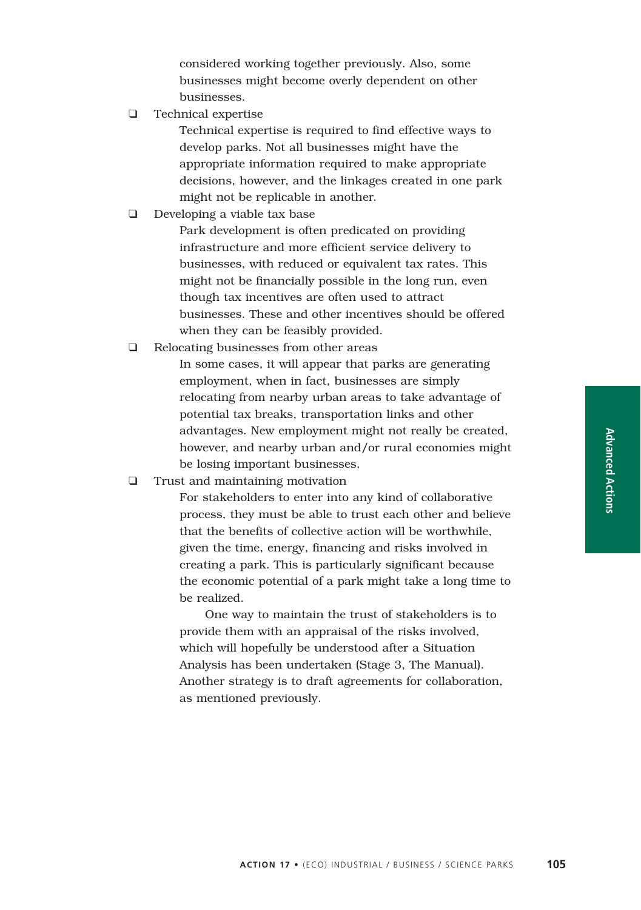considered working together previously. Also, some businesses might become overly dependent on other businesses.

- Technical expertise

  Technical expertise is required to find effective ways to develop parks. Not all businesses might have the appropriate information required to make appropriate decisions, however, and the linkages created in one park might not be replicable in another.

- Developing a viable tax base

  Park development is often predicated on providing infrastructure and more efficient service delivery to businesses, with reduced or equivalent tax rates. This might not be financially possible in the long run, even though tax incentives are often used to attract businesses. These and other incentives should be offered when they can be feasibly provided.

- Relocating businesses from other areas

  In some cases, it will appear that parks are generating employment, when in fact, businesses are simply relocating from nearby urban areas to take advantage of potential tax breaks, transportation links and other advantages. New employment might not really be created, however, and nearby urban and/or rural economies might be losing important businesses.

- Trust and maintaining motivation

  For stakeholders to enter into any kind of collaborative process, they must be able to trust each other and believe that the benefits of collective action will be worthwhile, given the time, energy, financing and risks involved in creating a park. This is particularly significant because the economic potential of a park might take a long time to be realized.

  One way to maintain the trust of stakeholders is to provide them with an appraisal of the risks involved, which will hopefully be understood after a Situation Analysis has been undertaken (Stage 3, The Manual). Another strategy is to draft agreements for collaboration, as mentioned previously.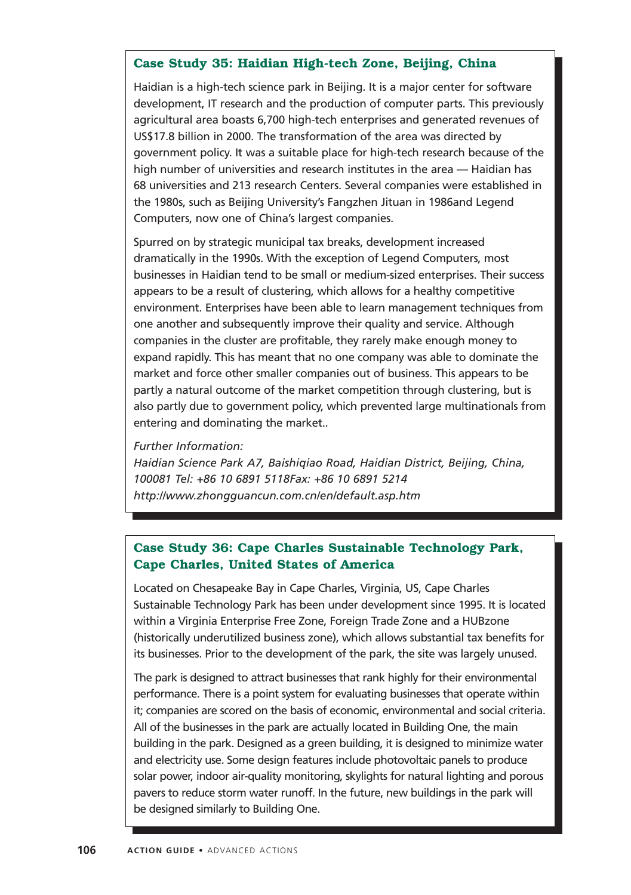### Case Study 35: Haidian High-tech Zone, Beijing, China

Haidian is a high-tech science park in Beijing. It is a major center for software development, IT research and the production of computer parts. This previously agricultural area boasts 6,700 high-tech enterprises and generated revenues of US$17.8 billion in 2000. The transformation of the area was directed by government policy. It was a suitable place for high-tech research because of the high number of universities and research institutes in the area — Haidian has 68 universities and 213 research Centers. Several companies were established in the 1980s, such as Beijing University's Fangzhen Jituan in 1986and Legend Computers, now one of China's largest companies.

Spurred on by strategic municipal tax breaks, development increased dramatically in the 1990s. With the exception of Legend Computers, most businesses in Haidian tend to be small or medium-sized enterprises. Their success appears to be a result of clustering, which allows for a healthy competitive environment. Enterprises have been able to learn management techniques from one another and subsequently improve their quality and service. Although companies in the cluster are profitable, they rarely make enough money to expand rapidly. This has meant that no one company was able to dominate the market and force other smaller companies out of business. This appears to be partly a natural outcome of the market competition through clustering, but is also partly due to government policy, which prevented large multinationals from entering and dominating the market..

*Further Information:*
*Haidian Science Park A7, Baishiqiao Road, Haidian District, Beijing, China, 100081 Tel: +86 10 6891 5118Fax: +86 10 6891 5214*
*http://www.zhongguancun.com.cn/en/default.asp.htm*

### Case Study 36: Cape Charles Sustainable Technology Park, Cape Charles, United States of America

Located on Chesapeake Bay in Cape Charles, Virginia, US, Cape Charles Sustainable Technology Park has been under development since 1995. It is located within a Virginia Enterprise Free Zone, Foreign Trade Zone and a HUBzone (historically underutilized business zone), which allows substantial tax benefits for its businesses. Prior to the development of the park, the site was largely unused.

The park is designed to attract businesses that rank highly for their environmental performance. There is a point system for evaluating businesses that operate within it; companies are scored on the basis of economic, environmental and social criteria. All of the businesses in the park are actually located in Building One, the main building in the park. Designed as a green building, it is designed to minimize water and electricity use. Some design features include photovoltaic panels to produce solar power, indoor air-quality monitoring, skylights for natural lighting and porous pavers to reduce storm water runoff. In the future, new buildings in the park will be designed similarly to Building One.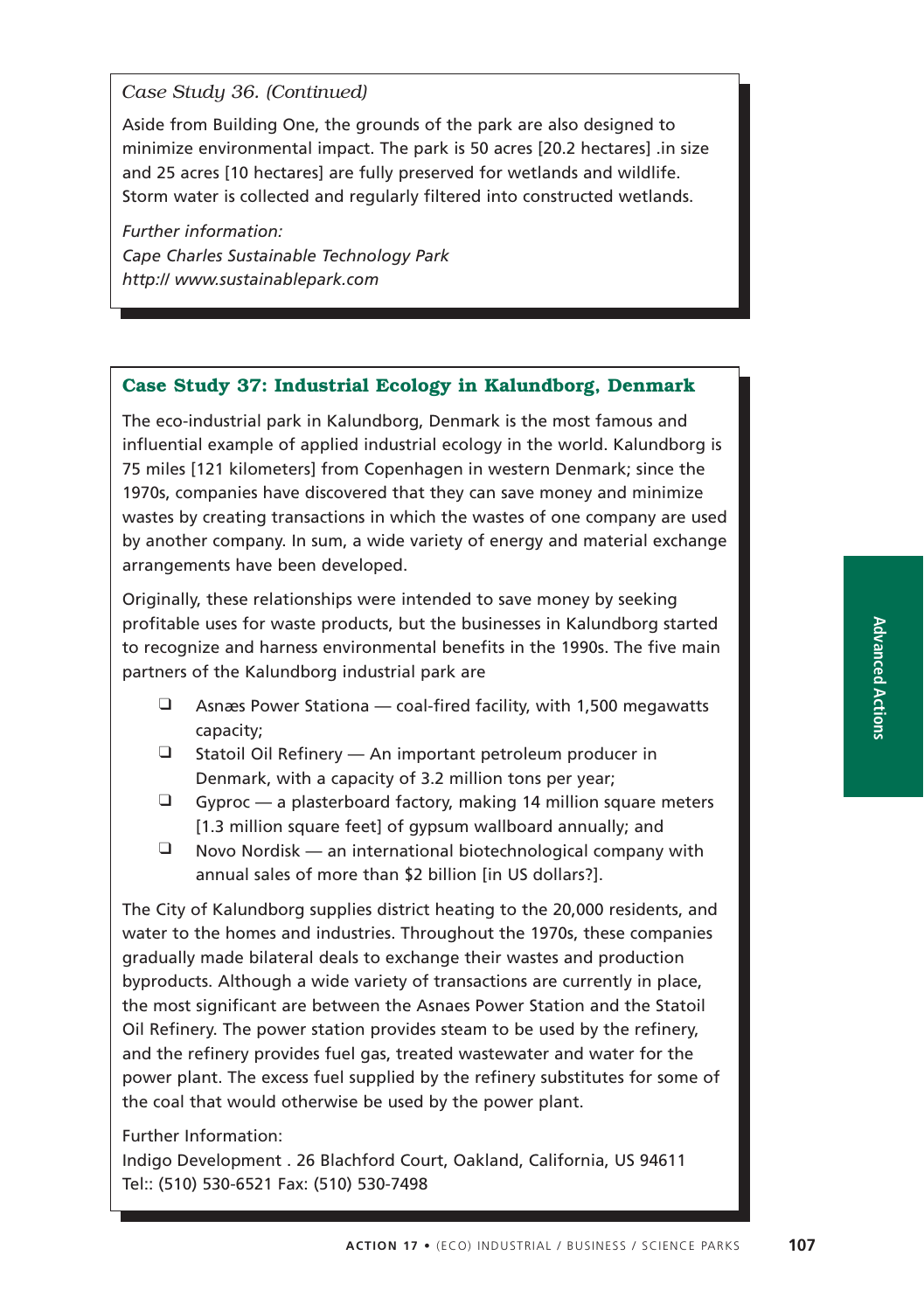*Case Study 36. (Continued)*

Aside from Building One, the grounds of the park are also designed to minimize environmental impact. The park is 50 acres [20.2 hectares] .in size and 25 acres [10 hectares] are fully preserved for wetlands and wildlife. Storm water is collected and regularly filtered into constructed wetlands.

*Further information:*
*Cape Charles Sustainable Technology Park*
*http:// www.sustainablepark.com*

### Case Study 37: Industrial Ecology in Kalundborg, Denmark

The eco-industrial park in Kalundborg, Denmark is the most famous and influential example of applied industrial ecology in the world. Kalundborg is 75 miles [121 kilometers] from Copenhagen in western Denmark; since the 1970s, companies have discovered that they can save money and minimize wastes by creating transactions in which the wastes of one company are used by another company. In sum, a wide variety of energy and material exchange arrangements have been developed.

Originally, these relationships were intended to save money by seeking profitable uses for waste products, but the businesses in Kalundborg started to recognize and harness environmental benefits in the 1990s. The five main partners of the Kalundborg industrial park are

- ❑ Asnæs Power Stationa — coal-fired facility, with 1,500 megawatts capacity;
- ❑ Statoil Oil Refinery — An important petroleum producer in Denmark, with a capacity of 3.2 million tons per year;
- ❑ Gyproc — a plasterboard factory, making 14 million square meters [1.3 million square feet] of gypsum wallboard annually; and
- ❑ Novo Nordisk — an international biotechnological company with annual sales of more than $2 billion [in US dollars?].

The City of Kalundborg supplies district heating to the 20,000 residents, and water to the homes and industries. Throughout the 1970s, these companies gradually made bilateral deals to exchange their wastes and production byproducts. Although a wide variety of transactions are currently in place, the most significant are between the Asnaes Power Station and the Statoil Oil Refinery. The power station provides steam to be used by the refinery, and the refinery provides fuel gas, treated wastewater and water for the power plant. The excess fuel supplied by the refinery substitutes for some of the coal that would otherwise be used by the power plant.

Further Information:
Indigo Development . 26 Blachford Court, Oakland, California, US 94611
Tel:: (510) 530-6521 Fax: (510) 530-7498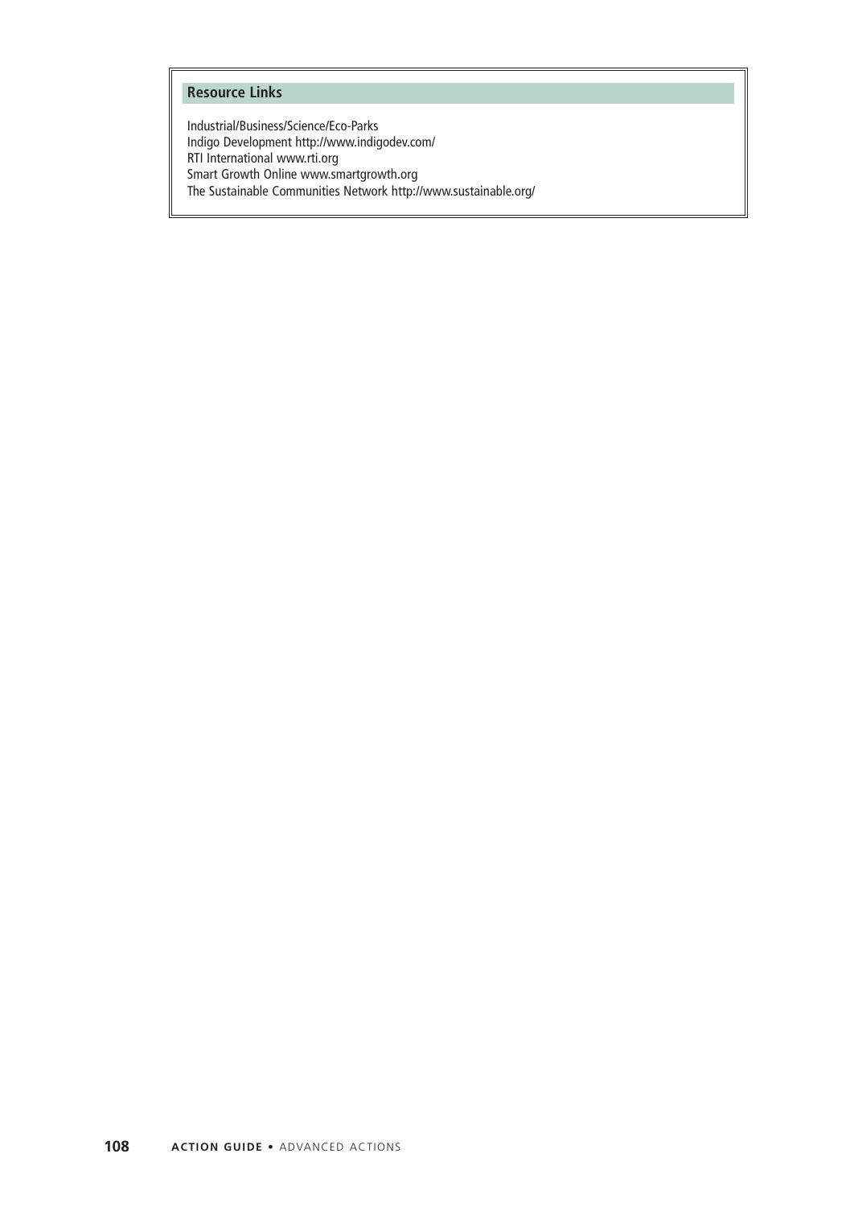### Resource Links

Industrial/Business/Science/Eco-Parks
Indigo Development http://www.indigodev.com/
RTI International www.rti.org
Smart Growth Online www.smartgrowth.org
The Sustainable Communities Network http://www.sustainable.org/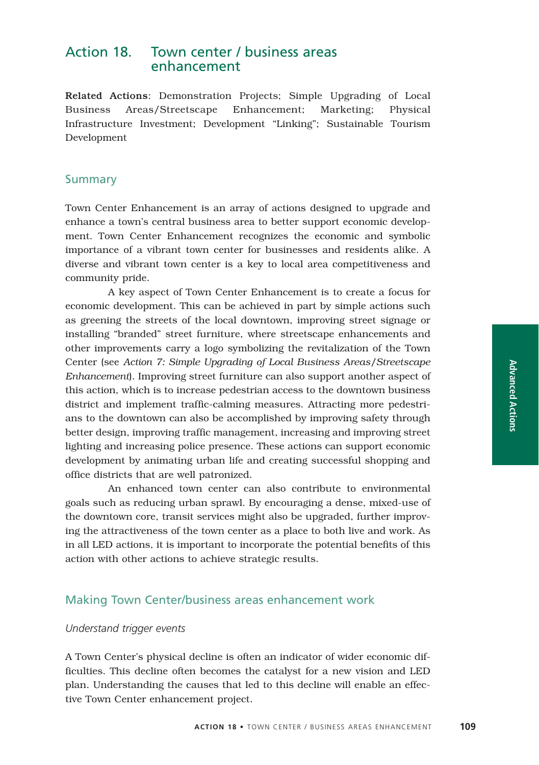# Action 18. Town center / business areas enhancement

**Related Actions**: Demonstration Projects; Simple Upgrading of Local Business Areas/Streetscape Enhancement; Marketing; Physical Infrastructure Investment; Development "Linking"; Sustainable Tourism Development

## Summary

Town Center Enhancement is an array of actions designed to upgrade and enhance a town's central business area to better support economic development. Town Center Enhancement recognizes the economic and symbolic importance of a vibrant town center for businesses and residents alike. A diverse and vibrant town center is a key to local area competitiveness and community pride.

A key aspect of Town Center Enhancement is to create a focus for economic development. This can be achieved in part by simple actions such as greening the streets of the local downtown, improving street signage or installing "branded" street furniture, where streetscape enhancements and other improvements carry a logo symbolizing the revitalization of the Town Center (see *Action 7: Simple Upgrading of Local Business Areas/Streetscape Enhancement*). Improving street furniture can also support another aspect of this action, which is to increase pedestrian access to the downtown business district and implement traffic-calming measures. Attracting more pedestrians to the downtown can also be accomplished by improving safety through better design, improving traffic management, increasing and improving street lighting and increasing police presence. These actions can support economic development by animating urban life and creating successful shopping and office districts that are well patronized.

An enhanced town center can also contribute to environmental goals such as reducing urban sprawl. By encouraging a dense, mixed-use of the downtown core, transit services might also be upgraded, further improving the attractiveness of the town center as a place to both live and work. As in all LED actions, it is important to incorporate the potential benefits of this action with other actions to achieve strategic results.

## Making Town Center/business areas enhancement work

### *Understand trigger events*

A Town Center's physical decline is often an indicator of wider economic difficulties. This decline often becomes the catalyst for a new vision and LED plan. Understanding the causes that led to this decline will enable an effective Town Center enhancement project.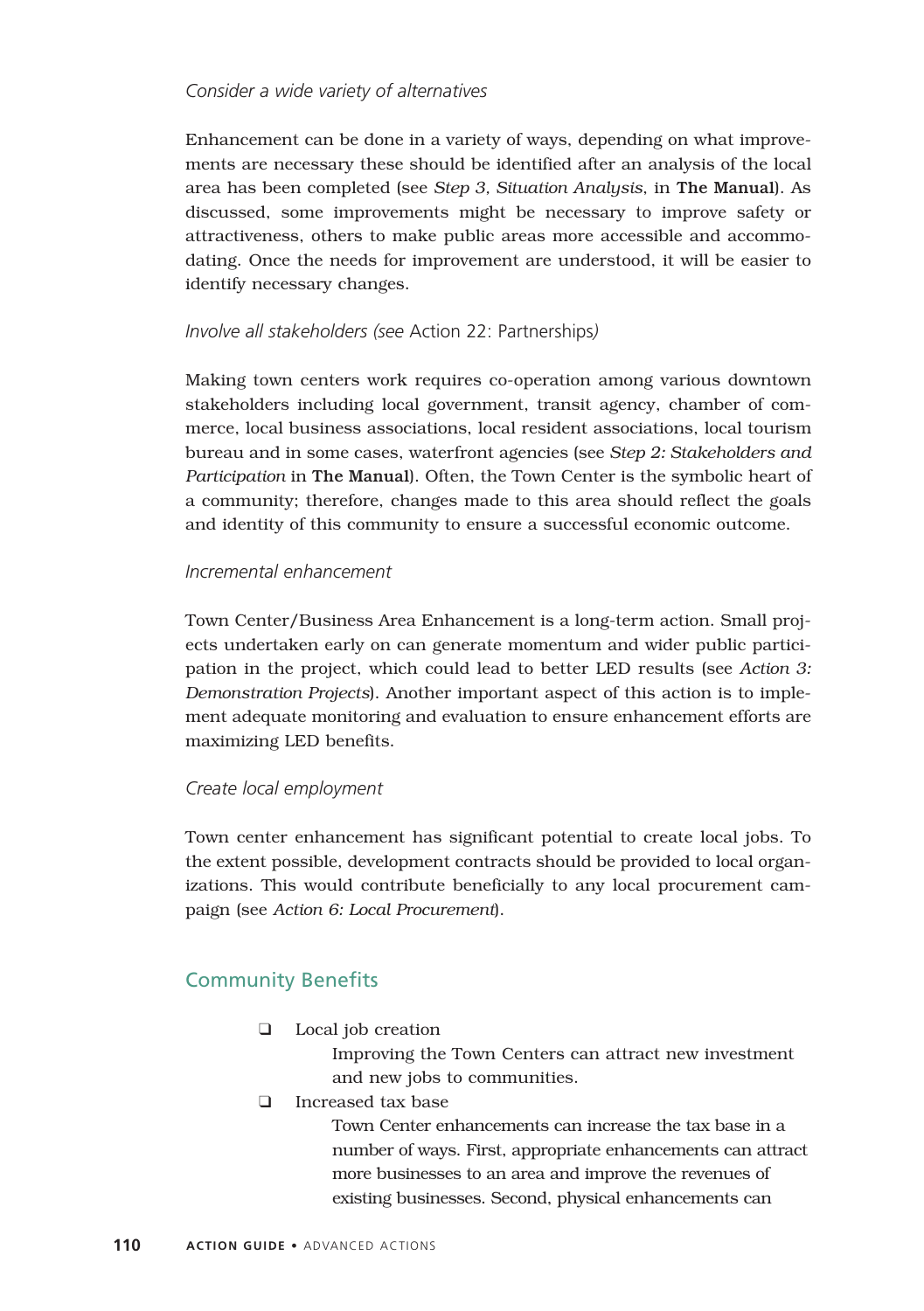*Consider a wide variety of alternatives*

Enhancement can be done in a variety of ways, depending on what improvements are necessary these should be identified after an analysis of the local area has been completed (see *Step 3, Situation Analysis*, in **The Manual**). As discussed, some improvements might be necessary to improve safety or attractiveness, others to make public areas more accessible and accommodating. Once the needs for improvement are understood, it will be easier to identify necessary changes.

*Involve all stakeholders (see* Action 22: Partnerships*)*

Making town centers work requires co-operation among various downtown stakeholders including local government, transit agency, chamber of commerce, local business associations, local resident associations, local tourism bureau and in some cases, waterfront agencies (see *Step 2: Stakeholders and Participation* in **The Manual**). Often, the Town Center is the symbolic heart of a community; therefore, changes made to this area should reflect the goals and identity of this community to ensure a successful economic outcome.

*Incremental enhancement*

Town Center/Business Area Enhancement is a long-term action. Small projects undertaken early on can generate momentum and wider public participation in the project, which could lead to better LED results (see *Action 3: Demonstration Projects*). Another important aspect of this action is to implement adequate monitoring and evaluation to ensure enhancement efforts are maximizing LED benefits.

*Create local employment*

Town center enhancement has significant potential to create local jobs. To the extent possible, development contracts should be provided to local organizations. This would contribute beneficially to any local procurement campaign (see *Action 6: Local Procurement*).

## Community Benefits

- ❑ Local job creation
  
  Improving the Town Centers can attract new investment and new jobs to communities.
- ❑ Increased tax base
  
  Town Center enhancements can increase the tax base in a number of ways. First, appropriate enhancements can attract more businesses to an area and improve the revenues of existing businesses. Second, physical enhancements can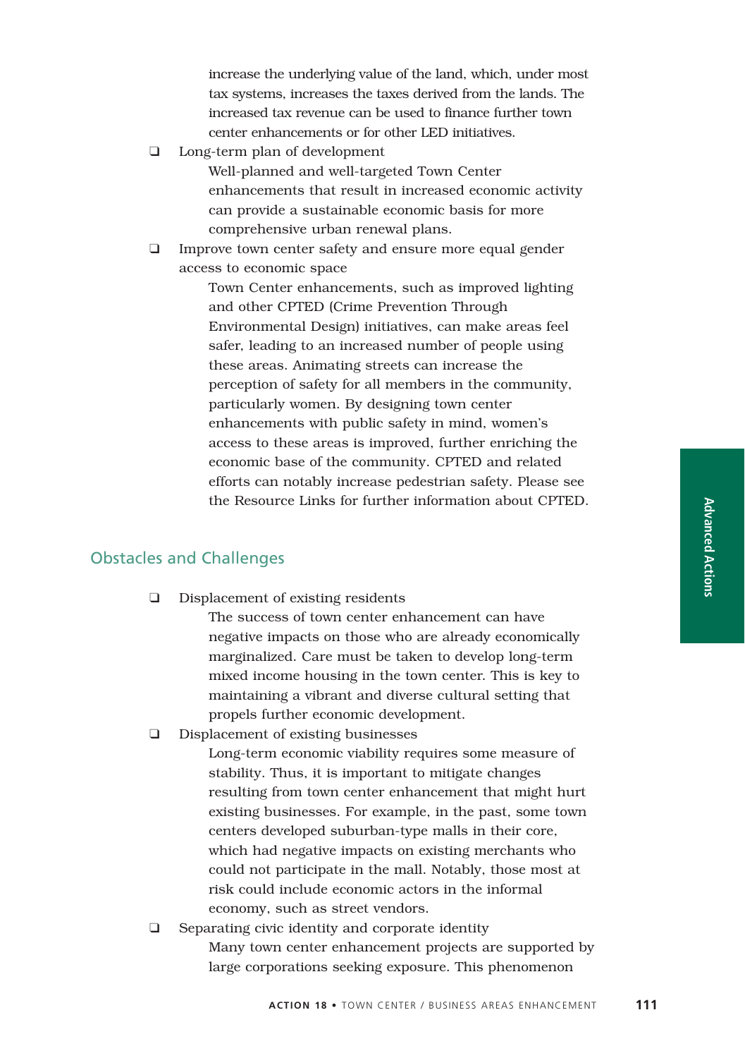increase the underlying value of the land, which, under most tax systems, increases the taxes derived from the lands. The increased tax revenue can be used to finance further town center enhancements or for other LED initiatives.

- Long-term plan of development

  Well-planned and well-targeted Town Center enhancements that result in increased economic activity can provide a sustainable economic basis for more comprehensive urban renewal plans.

- Improve town center safety and ensure more equal gender access to economic space

  Town Center enhancements, such as improved lighting and other CPTED (Crime Prevention Through Environmental Design) initiatives, can make areas feel safer, leading to an increased number of people using these areas. Animating streets can increase the perception of safety for all members in the community, particularly women. By designing town center enhancements with public safety in mind, women's access to these areas is improved, further enriching the economic base of the community. CPTED and related efforts can notably increase pedestrian safety. Please see the Resource Links for further information about CPTED.

## Obstacles and Challenges

- Displacement of existing residents

  The success of town center enhancement can have negative impacts on those who are already economically marginalized. Care must be taken to develop long-term mixed income housing in the town center. This is key to maintaining a vibrant and diverse cultural setting that propels further economic development.

- Displacement of existing businesses

  Long-term economic viability requires some measure of stability. Thus, it is important to mitigate changes resulting from town center enhancement that might hurt existing businesses. For example, in the past, some town centers developed suburban-type malls in their core, which had negative impacts on existing merchants who could not participate in the mall. Notably, those most at risk could include economic actors in the informal economy, such as street vendors.

- Separating civic identity and corporate identity

  Many town center enhancement projects are supported by large corporations seeking exposure. This phenomenon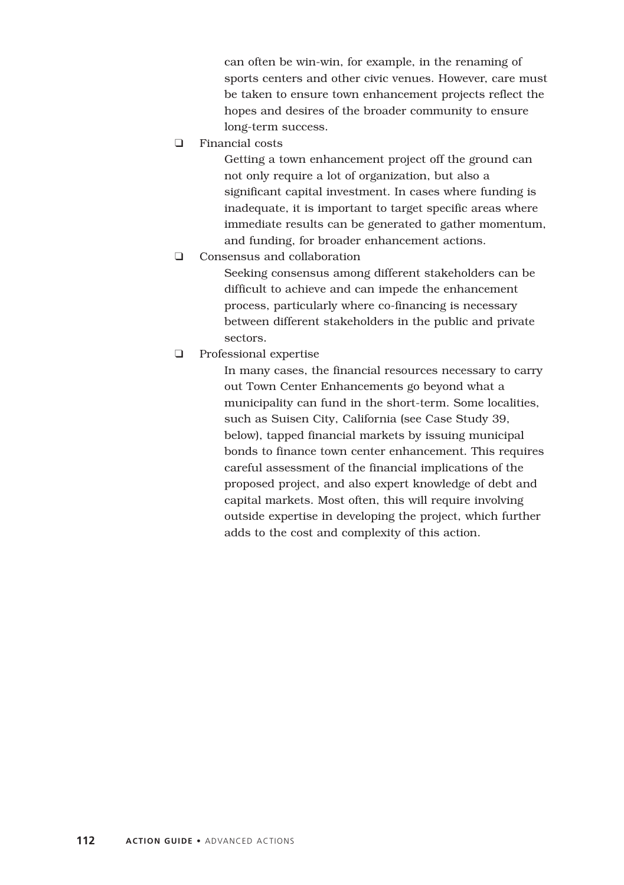can often be win-win, for example, in the renaming of sports centers and other civic venues. However, care must be taken to ensure town enhancement projects reflect the hopes and desires of the broader community to ensure long-term success.

- Financial costs

  Getting a town enhancement project off the ground can not only require a lot of organization, but also a significant capital investment. In cases where funding is inadequate, it is important to target specific areas where immediate results can be generated to gather momentum, and funding, for broader enhancement actions.

- Consensus and collaboration

  Seeking consensus among different stakeholders can be difficult to achieve and can impede the enhancement process, particularly where co-financing is necessary between different stakeholders in the public and private sectors.

- Professional expertise

  In many cases, the financial resources necessary to carry out Town Center Enhancements go beyond what a municipality can fund in the short-term. Some localities, such as Suisen City, California (see Case Study 39, below), tapped financial markets by issuing municipal bonds to finance town center enhancement. This requires careful assessment of the financial implications of the proposed project, and also expert knowledge of debt and capital markets. Most often, this will require involving outside expertise in developing the project, which further adds to the cost and complexity of this action.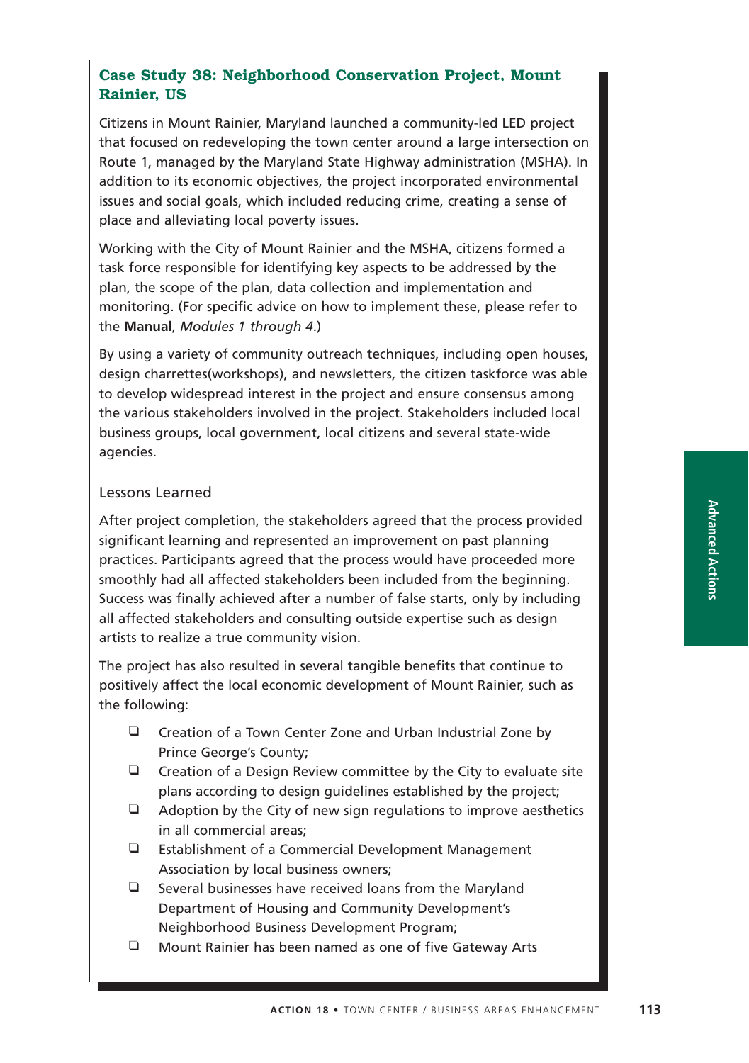### Case Study 38: Neighborhood Conservation Project, Mount Rainier, US

Citizens in Mount Rainier, Maryland launched a community-led LED project that focused on redeveloping the town center around a large intersection on Route 1, managed by the Maryland State Highway administration (MSHA). In addition to its economic objectives, the project incorporated environmental issues and social goals, which included reducing crime, creating a sense of place and alleviating local poverty issues.

Working with the City of Mount Rainier and the MSHA, citizens formed a task force responsible for identifying key aspects to be addressed by the plan, the scope of the plan, data collection and implementation and monitoring. (For specific advice on how to implement these, please refer to the **Manual**, *Modules 1 through 4*.)

By using a variety of community outreach techniques, including open houses, design charrettes(workshops), and newsletters, the citizen taskforce was able to develop widespread interest in the project and ensure consensus among the various stakeholders involved in the project. Stakeholders included local business groups, local government, local citizens and several state-wide agencies.

#### Lessons Learned

After project completion, the stakeholders agreed that the process provided significant learning and represented an improvement on past planning practices. Participants agreed that the process would have proceeded more smoothly had all affected stakeholders been included from the beginning. Success was finally achieved after a number of false starts, only by including all affected stakeholders and consulting outside expertise such as design artists to realize a true community vision.

The project has also resulted in several tangible benefits that continue to positively affect the local economic development of Mount Rainier, such as the following:

- Creation of a Town Center Zone and Urban Industrial Zone by Prince George's County;
- Creation of a Design Review committee by the City to evaluate site plans according to design guidelines established by the project;
- Adoption by the City of new sign regulations to improve aesthetics in all commercial areas;
- Establishment of a Commercial Development Management Association by local business owners;
- Several businesses have received loans from the Maryland Department of Housing and Community Development's Neighborhood Business Development Program;
- Mount Rainier has been named as one of five Gateway Arts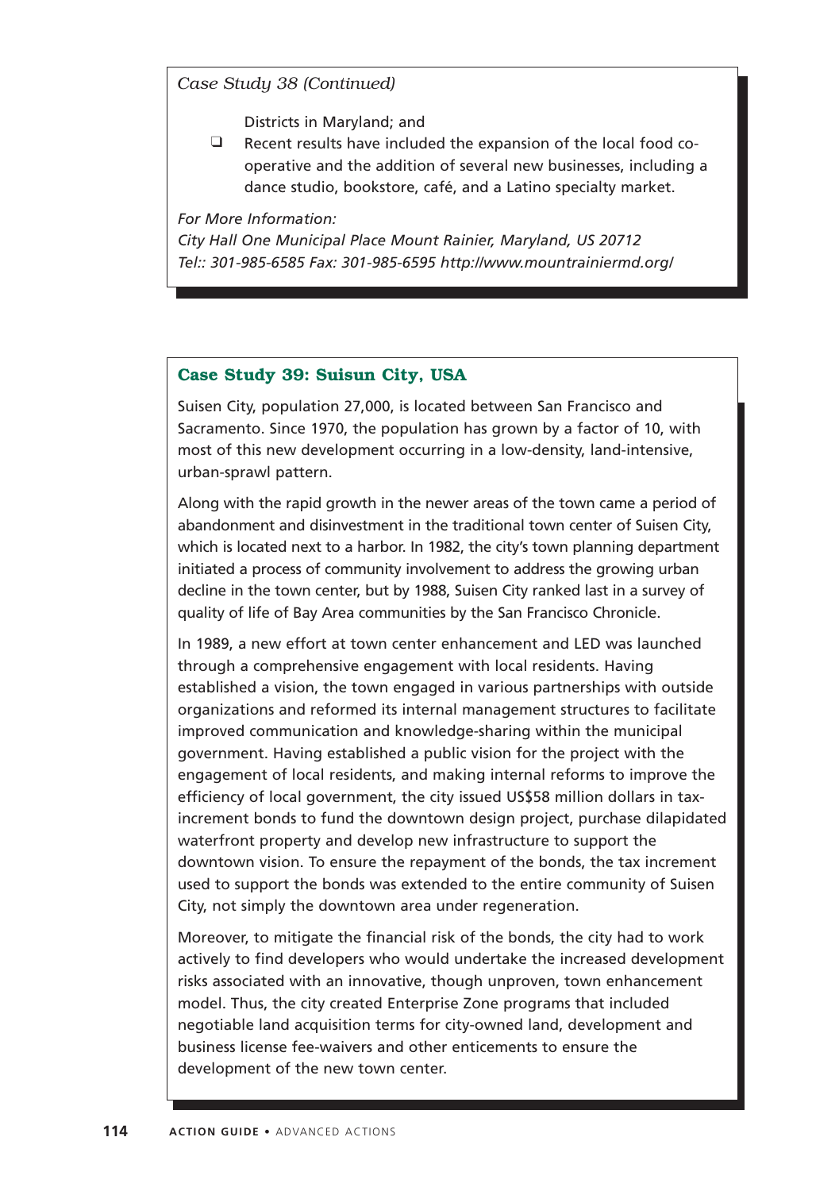*Case Study 38 (Continued)*

Districts in Maryland; and

- Recent results have included the expansion of the local food co-operative and the addition of several new businesses, including a dance studio, bookstore, café, and a Latino specialty market.

*For More Information:*
*City Hall One Municipal Place Mount Rainier, Maryland, US 20712*
*Tel:: 301-985-6585 Fax: 301-985-6595 http://www.mountrainiermd.org/*

### Case Study 39: Suisun City, USA

Suisen City, population 27,000, is located between San Francisco and Sacramento. Since 1970, the population has grown by a factor of 10, with most of this new development occurring in a low-density, land-intensive, urban-sprawl pattern.

Along with the rapid growth in the newer areas of the town came a period of abandonment and disinvestment in the traditional town center of Suisen City, which is located next to a harbor. In 1982, the city's town planning department initiated a process of community involvement to address the growing urban decline in the town center, but by 1988, Suisen City ranked last in a survey of quality of life of Bay Area communities by the San Francisco Chronicle.

In 1989, a new effort at town center enhancement and LED was launched through a comprehensive engagement with local residents. Having established a vision, the town engaged in various partnerships with outside organizations and reformed its internal management structures to facilitate improved communication and knowledge-sharing within the municipal government. Having established a public vision for the project with the engagement of local residents, and making internal reforms to improve the efficiency of local government, the city issued US$58 million dollars in tax-increment bonds to fund the downtown design project, purchase dilapidated waterfront property and develop new infrastructure to support the downtown vision. To ensure the repayment of the bonds, the tax increment used to support the bonds was extended to the entire community of Suisen City, not simply the downtown area under regeneration.

Moreover, to mitigate the financial risk of the bonds, the city had to work actively to find developers who would undertake the increased development risks associated with an innovative, though unproven, town enhancement model. Thus, the city created Enterprise Zone programs that included negotiable land acquisition terms for city-owned land, development and business license fee-waivers and other enticements to ensure the development of the new town center.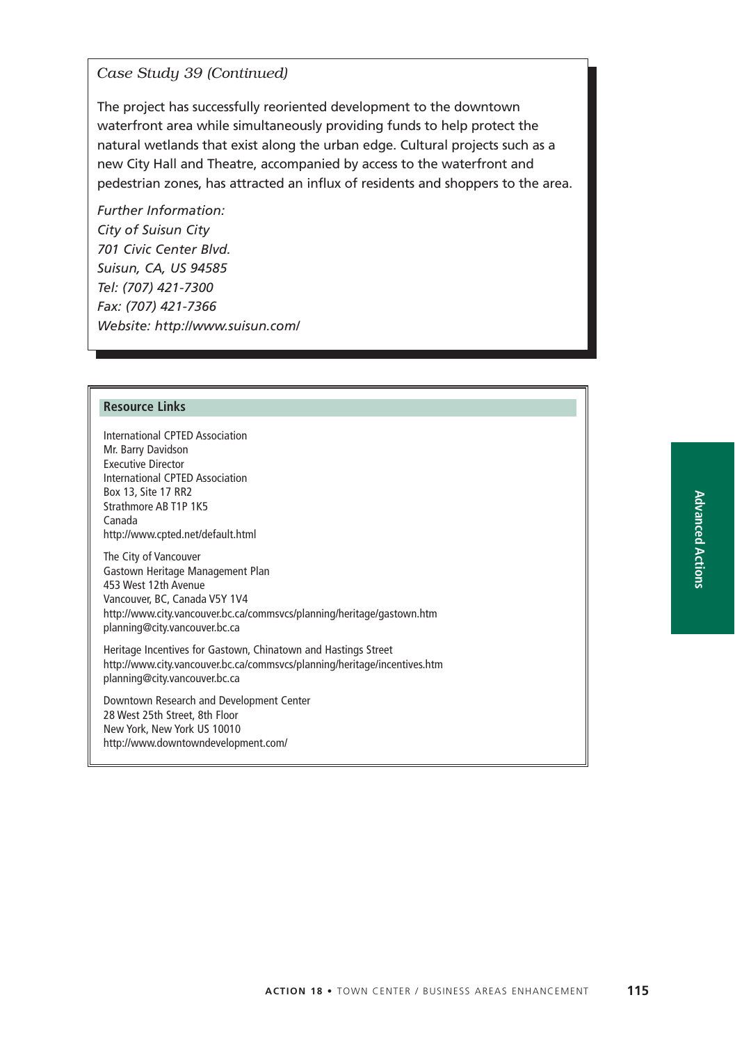*Case Study 39 (Continued)*

The project has successfully reoriented development to the downtown waterfront area while simultaneously providing funds to help protect the natural wetlands that exist along the urban edge. Cultural projects such as a new City Hall and Theatre, accompanied by access to the waterfront and pedestrian zones, has attracted an influx of residents and shoppers to the area.

*Further Information:*
*City of Suisun City*
*701 Civic Center Blvd.*
*Suisun, CA, US 94585*
*Tel: (707) 421-7300*
*Fax: (707) 421-7366*
*Website: http://www.suisun.com/*

## Resource Links

International CPTED Association
Mr. Barry Davidson
Executive Director
International CPTED Association
Box 13, Site 17 RR2
Strathmore AB T1P 1K5
Canada
http://www.cpted.net/default.html

The City of Vancouver
Gastown Heritage Management Plan
453 West 12th Avenue
Vancouver, BC, Canada V5Y 1V4
http://www.city.vancouver.bc.ca/commsvcs/planning/heritage/gastown.htm
planning@city.vancouver.bc.ca

Heritage Incentives for Gastown, Chinatown and Hastings Street
http://www.city.vancouver.bc.ca/commsvcs/planning/heritage/incentives.htm
planning@city.vancouver.bc.ca

Downtown Research and Development Center
28 West 25th Street, 8th Floor
New York, New York US 10010
http://www.downtowndevelopment.com/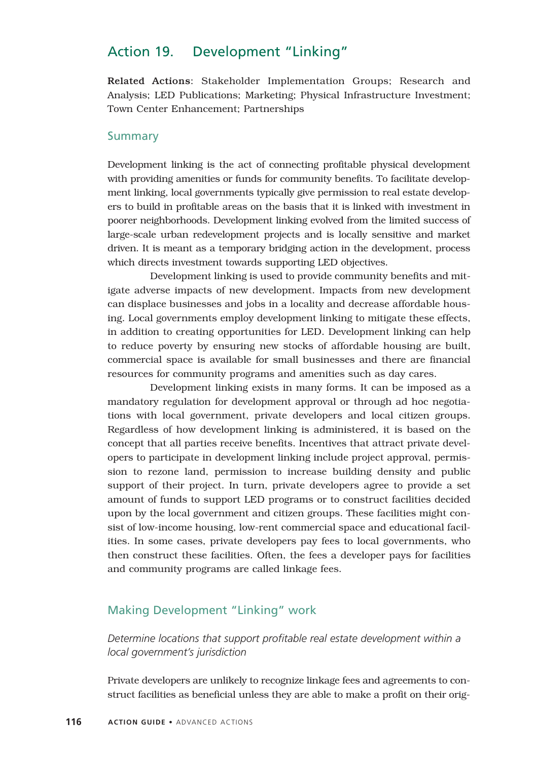## Action 19. Development "Linking"

**Related Actions**: Stakeholder Implementation Groups; Research and Analysis; LED Publications; Marketing; Physical Infrastructure Investment; Town Center Enhancement; Partnerships

### Summary

Development linking is the act of connecting profitable physical development with providing amenities or funds for community benefits. To facilitate development linking, local governments typically give permission to real estate developers to build in profitable areas on the basis that it is linked with investment in poorer neighborhoods. Development linking evolved from the limited success of large-scale urban redevelopment projects and is locally sensitive and market driven. It is meant as a temporary bridging action in the development, process which directs investment towards supporting LED objectives.

Development linking is used to provide community benefits and mitigate adverse impacts of new development. Impacts from new development can displace businesses and jobs in a locality and decrease affordable housing. Local governments employ development linking to mitigate these effects, in addition to creating opportunities for LED. Development linking can help to reduce poverty by ensuring new stocks of affordable housing are built, commercial space is available for small businesses and there are financial resources for community programs and amenities such as day cares.

Development linking exists in many forms. It can be imposed as a mandatory regulation for development approval or through ad hoc negotiations with local government, private developers and local citizen groups. Regardless of how development linking is administered, it is based on the concept that all parties receive benefits. Incentives that attract private developers to participate in development linking include project approval, permission to rezone land, permission to increase building density and public support of their project. In turn, private developers agree to provide a set amount of funds to support LED programs or to construct facilities decided upon by the local government and citizen groups. These facilities might consist of low-income housing, low-rent commercial space and educational facilities. In some cases, private developers pay fees to local governments, who then construct these facilities. Often, the fees a developer pays for facilities and community programs are called linkage fees.

### Making Development "Linking" work

*Determine locations that support profitable real estate development within a local government's jurisdiction*

Private developers are unlikely to recognize linkage fees and agreements to construct facilities as beneficial unless they are able to make a profit on their orig-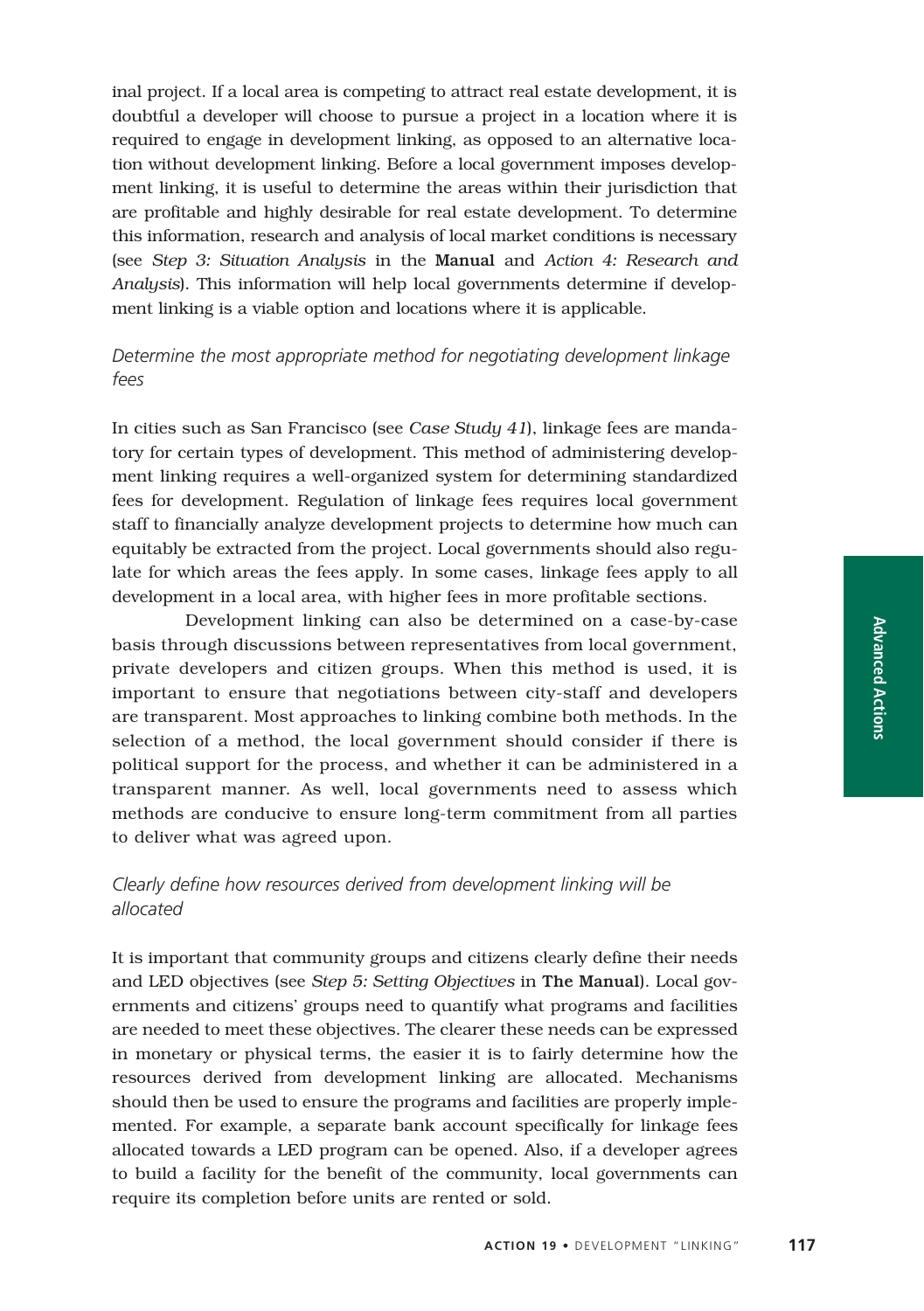inal project. If a local area is competing to attract real estate development, it is doubtful a developer will choose to pursue a project in a location where it is required to engage in development linking, as opposed to an alternative location without development linking. Before a local government imposes development linking, it is useful to determine the areas within their jurisdiction that are profitable and highly desirable for real estate development. To determine this information, research and analysis of local market conditions is necessary (see *Step 3: Situation Analysis* in the **Manual** and *Action 4: Research and Analysis*). This information will help local governments determine if development linking is a viable option and locations where it is applicable.

### *Determine the most appropriate method for negotiating development linkage fees*

In cities such as San Francisco (see *Case Study 41*), linkage fees are mandatory for certain types of development. This method of administering development linking requires a well-organized system for determining standardized fees for development. Regulation of linkage fees requires local government staff to financially analyze development projects to determine how much can equitably be extracted from the project. Local governments should also regulate for which areas the fees apply. In some cases, linkage fees apply to all development in a local area, with higher fees in more profitable sections.

Development linking can also be determined on a case-by-case basis through discussions between representatives from local government, private developers and citizen groups. When this method is used, it is important to ensure that negotiations between city-staff and developers are transparent. Most approaches to linking combine both methods. In the selection of a method, the local government should consider if there is political support for the process, and whether it can be administered in a transparent manner. As well, local governments need to assess which methods are conducive to ensure long-term commitment from all parties to deliver what was agreed upon.

### *Clearly define how resources derived from development linking will be allocated*

It is important that community groups and citizens clearly define their needs and LED objectives (see *Step 5: Setting Objectives* in **The Manual**). Local governments and citizens' groups need to quantify what programs and facilities are needed to meet these objectives. The clearer these needs can be expressed in monetary or physical terms, the easier it is to fairly determine how the resources derived from development linking are allocated. Mechanisms should then be used to ensure the programs and facilities are properly implemented. For example, a separate bank account specifically for linkage fees allocated towards a LED program can be opened. Also, if a developer agrees to build a facility for the benefit of the community, local governments can require its completion before units are rented or sold.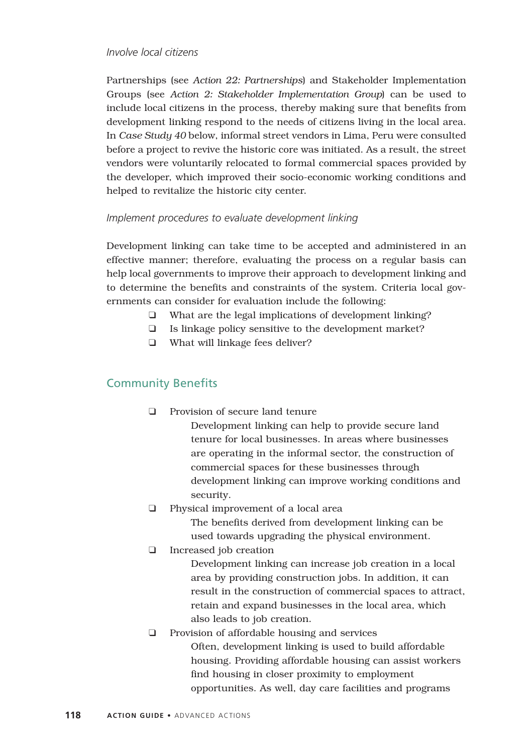*Involve local citizens*

Partnerships (see *Action 22: Partnerships*) and Stakeholder Implementation Groups (see *Action 2: Stakeholder Implementation Group*) can be used to include local citizens in the process, thereby making sure that benefits from development linking respond to the needs of citizens living in the local area. In *Case Study 40* below, informal street vendors in Lima, Peru were consulted before a project to revive the historic core was initiated. As a result, the street vendors were voluntarily relocated to formal commercial spaces provided by the developer, which improved their socio-economic working conditions and helped to revitalize the historic city center.

*Implement procedures to evaluate development linking*

Development linking can take time to be accepted and administered in an effective manner; therefore, evaluating the process on a regular basis can help local governments to improve their approach to development linking and to determine the benefits and constraints of the system. Criteria local governments can consider for evaluation include the following:

- ❑ What are the legal implications of development linking?
- ❑ Is linkage policy sensitive to the development market?
- ❑ What will linkage fees deliver?

## Community Benefits

- ❑ Provision of secure land tenure

  Development linking can help to provide secure land tenure for local businesses. In areas where businesses are operating in the informal sector, the construction of commercial spaces for these businesses through development linking can improve working conditions and security.
- ❑ Physical improvement of a local area

  The benefits derived from development linking can be used towards upgrading the physical environment.
- ❑ Increased job creation

  Development linking can increase job creation in a local area by providing construction jobs. In addition, it can result in the construction of commercial spaces to attract, retain and expand businesses in the local area, which also leads to job creation.
- ❑ Provision of affordable housing and services

  Often, development linking is used to build affordable housing. Providing affordable housing can assist workers find housing in closer proximity to employment opportunities. As well, day care facilities and programs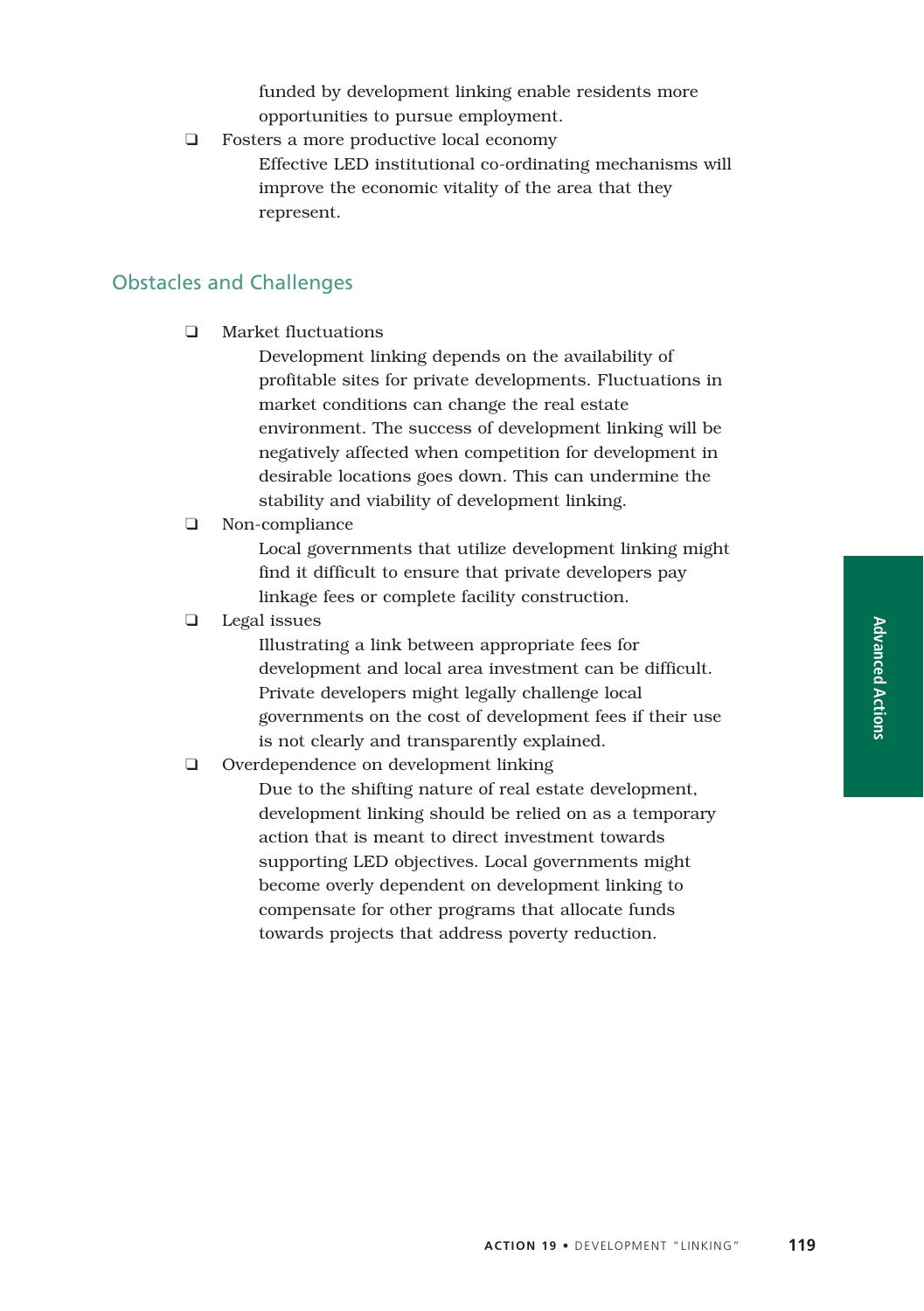funded by development linking enable residents more opportunities to pursue employment.

- Fosters a more productive local economy
  Effective LED institutional co-ordinating mechanisms will improve the economic vitality of the area that they represent.

## Obstacles and Challenges

- Market fluctuations
  Development linking depends on the availability of profitable sites for private developments. Fluctuations in market conditions can change the real estate environment. The success of development linking will be negatively affected when competition for development in desirable locations goes down. This can undermine the stability and viability of development linking.
- Non-compliance
  Local governments that utilize development linking might find it difficult to ensure that private developers pay linkage fees or complete facility construction.
- Legal issues
  Illustrating a link between appropriate fees for development and local area investment can be difficult. Private developers might legally challenge local governments on the cost of development fees if their use is not clearly and transparently explained.
- Overdependence on development linking
  Due to the shifting nature of real estate development, development linking should be relied on as a temporary action that is meant to direct investment towards supporting LED objectives. Local governments might become overly dependent on development linking to compensate for other programs that allocate funds towards projects that address poverty reduction.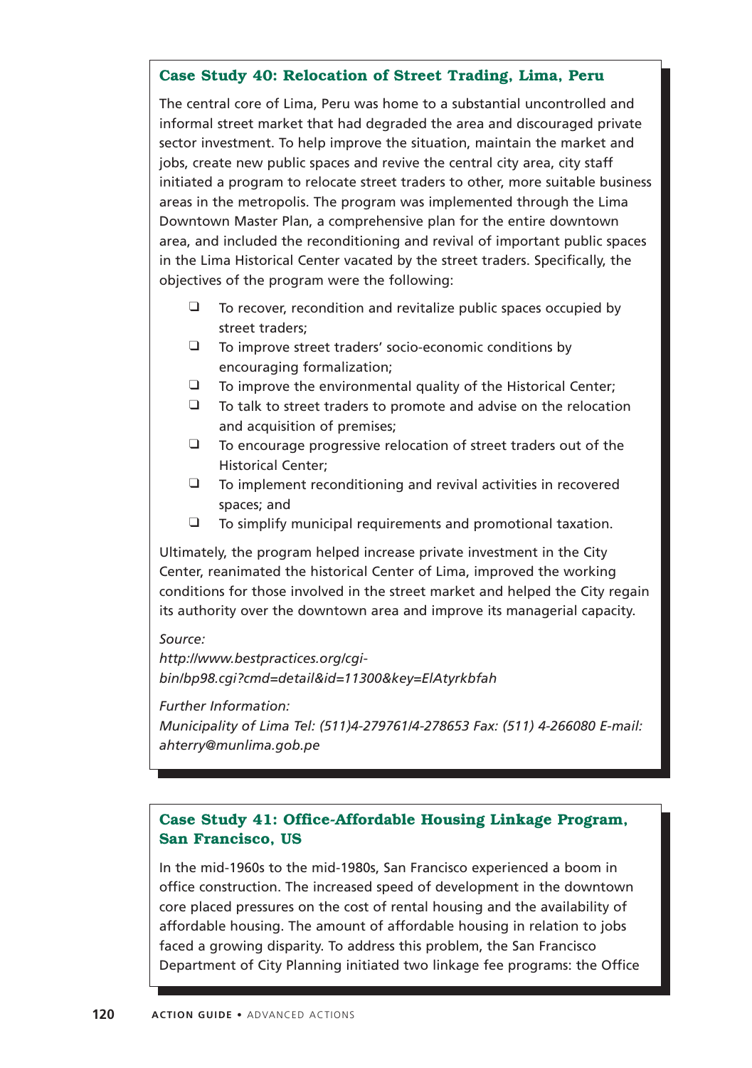## Case Study 40: Relocation of Street Trading, Lima, Peru

The central core of Lima, Peru was home to a substantial uncontrolled and informal street market that had degraded the area and discouraged private sector investment. To help improve the situation, maintain the market and jobs, create new public spaces and revive the central city area, city staff initiated a program to relocate street traders to other, more suitable business areas in the metropolis. The program was implemented through the Lima Downtown Master Plan, a comprehensive plan for the entire downtown area, and included the reconditioning and revival of important public spaces in the Lima Historical Center vacated by the street traders. Specifically, the objectives of the program were the following:

- To recover, recondition and revitalize public spaces occupied by street traders;
- To improve street traders' socio-economic conditions by encouraging formalization;
- To improve the environmental quality of the Historical Center;
- To talk to street traders to promote and advise on the relocation and acquisition of premises;
- To encourage progressive relocation of street traders out of the Historical Center;
- To implement reconditioning and revival activities in recovered spaces; and
- To simplify municipal requirements and promotional taxation.

Ultimately, the program helped increase private investment in the City Center, reanimated the historical Center of Lima, improved the working conditions for those involved in the street market and helped the City regain its authority over the downtown area and improve its managerial capacity.

*Source:*
*http://www.bestpractices.org/cgi-bin/bp98.cgi?cmd=detail&id=11300&key=ElAtyrkbfah*

*Further Information:*
*Municipality of Lima Tel: (511)4-279761/4-278653 Fax: (511) 4-266080 E-mail: ahterry@munlima.gob.pe*

## Case Study 41: Office-Affordable Housing Linkage Program, San Francisco, US

In the mid-1960s to the mid-1980s, San Francisco experienced a boom in office construction. The increased speed of development in the downtown core placed pressures on the cost of rental housing and the availability of affordable housing. The amount of affordable housing in relation to jobs faced a growing disparity. To address this problem, the San Francisco Department of City Planning initiated two linkage fee programs: the Office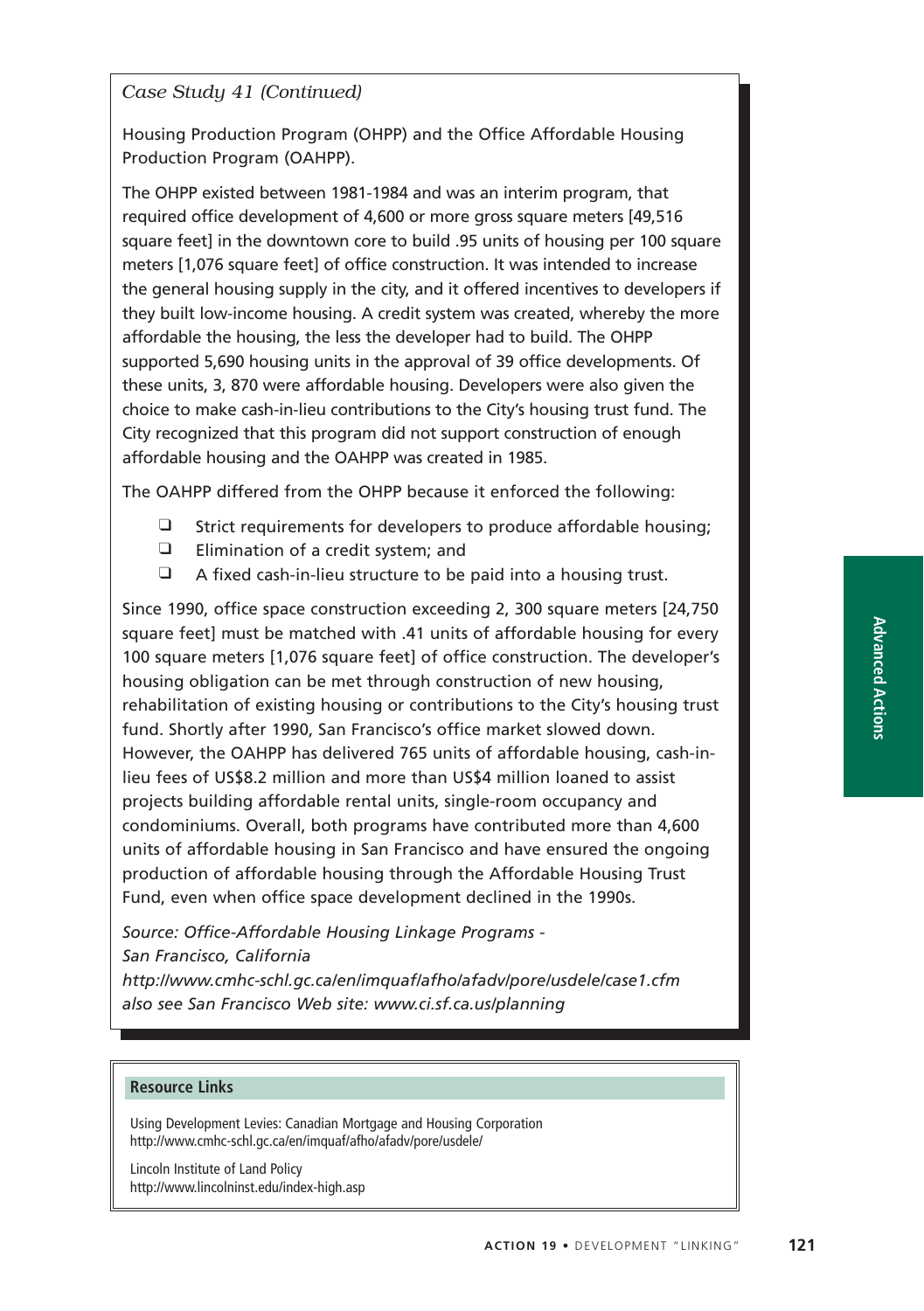*Case Study 41 (Continued)*

Housing Production Program (OHPP) and the Office Affordable Housing Production Program (OAHPP).

The OHPP existed between 1981-1984 and was an interim program, that required office development of 4,600 or more gross square meters [49,516 square feet] in the downtown core to build .95 units of housing per 100 square meters [1,076 square feet] of office construction. It was intended to increase the general housing supply in the city, and it offered incentives to developers if they built low-income housing. A credit system was created, whereby the more affordable the housing, the less the developer had to build. The OHPP supported 5,690 housing units in the approval of 39 office developments. Of these units, 3, 870 were affordable housing. Developers were also given the choice to make cash-in-lieu contributions to the City's housing trust fund. The City recognized that this program did not support construction of enough affordable housing and the OAHPP was created in 1985.

The OAHPP differed from the OHPP because it enforced the following:

- Strict requirements for developers to produce affordable housing;
- Elimination of a credit system; and
- A fixed cash-in-lieu structure to be paid into a housing trust.

Since 1990, office space construction exceeding 2, 300 square meters [24,750 square feet] must be matched with .41 units of affordable housing for every 100 square meters [1,076 square feet] of office construction. The developer's housing obligation can be met through construction of new housing, rehabilitation of existing housing or contributions to the City's housing trust fund. Shortly after 1990, San Francisco's office market slowed down. However, the OAHPP has delivered 765 units of affordable housing, cash-in-lieu fees of US$8.2 million and more than US$4 million loaned to assist projects building affordable rental units, single-room occupancy and condominiums. Overall, both programs have contributed more than 4,600 units of affordable housing in San Francisco and have ensured the ongoing production of affordable housing through the Affordable Housing Trust Fund, even when office space development declined in the 1990s.

*Source: Office-Affordable Housing Linkage Programs - San Francisco, California*
*http://www.cmhc-schl.gc.ca/en/imquaf/afho/afadv/pore/usdele/case1.cfm*
*also see San Francisco Web site: www.ci.sf.ca.us/planning*

**Resource Links**

Using Development Levies: Canadian Mortgage and Housing Corporation
http://www.cmhc-schl.gc.ca/en/imquaf/afho/afadv/pore/usdele/

Lincoln Institute of Land Policy
http://www.lincolninst.edu/index-high.asp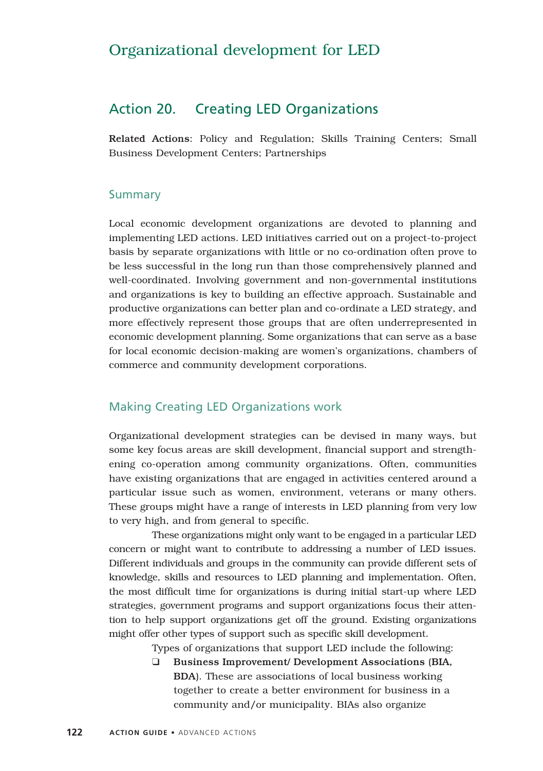# Organizational development for LED

## Action 20. Creating LED Organizations

**Related Actions**: Policy and Regulation; Skills Training Centers; Small Business Development Centers; Partnerships

### Summary

Local economic development organizations are devoted to planning and implementing LED actions. LED initiatives carried out on a project-to-project basis by separate organizations with little or no co-ordination often prove to be less successful in the long run than those comprehensively planned and well-coordinated. Involving government and non-governmental institutions and organizations is key to building an effective approach. Sustainable and productive organizations can better plan and co-ordinate a LED strategy, and more effectively represent those groups that are often underrepresented in economic development planning. Some organizations that can serve as a base for local economic decision-making are women's organizations, chambers of commerce and community development corporations.

### Making Creating LED Organizations work

Organizational development strategies can be devised in many ways, but some key focus areas are skill development, financial support and strengthening co-operation among community organizations. Often, communities have existing organizations that are engaged in activities centered around a particular issue such as women, environment, veterans or many others. These groups might have a range of interests in LED planning from very low to very high, and from general to specific.

These organizations might only want to be engaged in a particular LED concern or might want to contribute to addressing a number of LED issues. Different individuals and groups in the community can provide different sets of knowledge, skills and resources to LED planning and implementation. Often, the most difficult time for organizations is during initial start-up where LED strategies, government programs and support organizations focus their attention to help support organizations get off the ground. Existing organizations might offer other types of support such as specific skill development.

Types of organizations that support LED include the following:

- **Business Improvement/ Development Associations (BIA, BDA)**. These are associations of local business working together to create a better environment for business in a community and/or municipality. BIAs also organize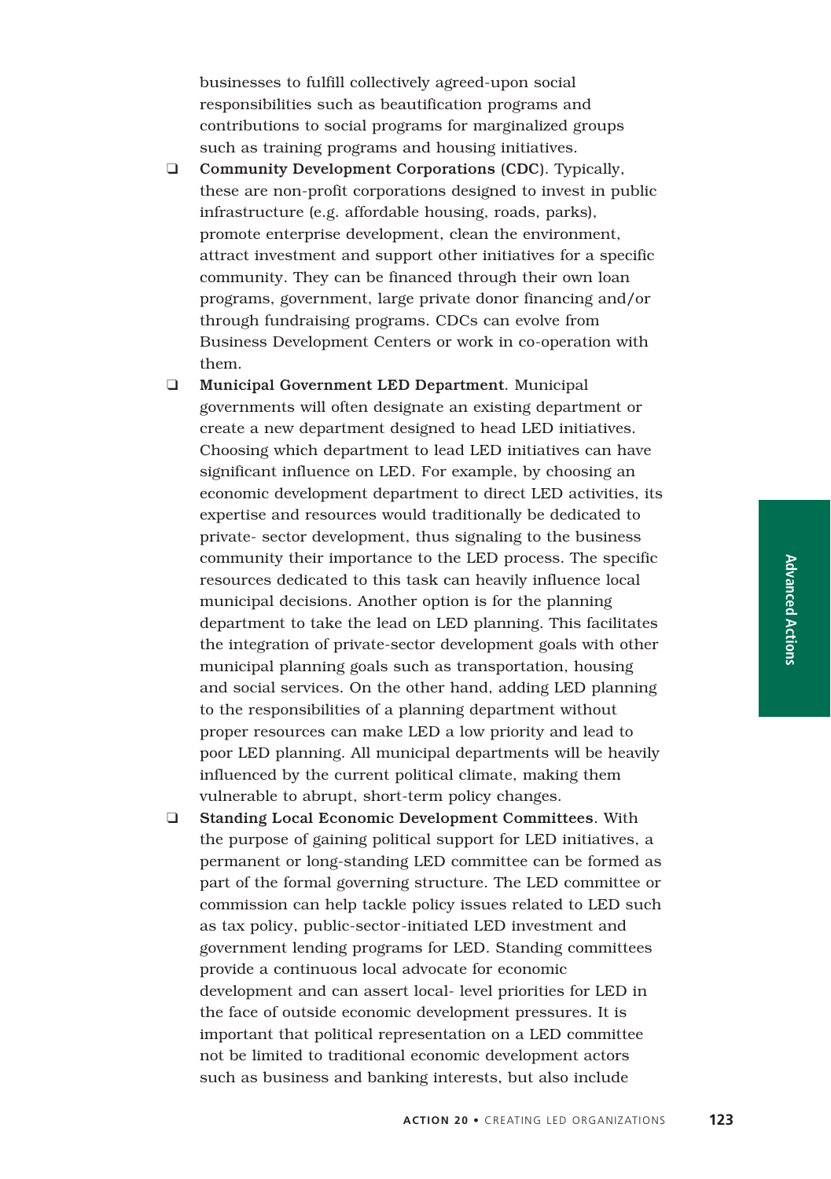businesses to fulfill collectively agreed-upon social responsibilities such as beautification programs and contributions to social programs for marginalized groups such as training programs and housing initiatives.

- **Community Development Corporations (CDC)**. Typically, these are non-profit corporations designed to invest in public infrastructure (e.g. affordable housing, roads, parks), promote enterprise development, clean the environment, attract investment and support other initiatives for a specific community. They can be financed through their own loan programs, government, large private donor financing and/or through fundraising programs. CDCs can evolve from Business Development Centers or work in co-operation with them.
- **Municipal Government LED Department**. Municipal governments will often designate an existing department or create a new department designed to head LED initiatives. Choosing which department to lead LED initiatives can have significant influence on LED. For example, by choosing an economic development department to direct LED activities, its expertise and resources would traditionally be dedicated to private- sector development, thus signaling to the business community their importance to the LED process. The specific resources dedicated to this task can heavily influence local municipal decisions. Another option is for the planning department to take the lead on LED planning. This facilitates the integration of private-sector development goals with other municipal planning goals such as transportation, housing and social services. On the other hand, adding LED planning to the responsibilities of a planning department without proper resources can make LED a low priority and lead to poor LED planning. All municipal departments will be heavily influenced by the current political climate, making them vulnerable to abrupt, short-term policy changes.
- **Standing Local Economic Development Committees**. With the purpose of gaining political support for LED initiatives, a permanent or long-standing LED committee can be formed as part of the formal governing structure. The LED committee or commission can help tackle policy issues related to LED such as tax policy, public-sector-initiated LED investment and government lending programs for LED. Standing committees provide a continuous local advocate for economic development and can assert local- level priorities for LED in the face of outside economic development pressures. It is important that political representation on a LED committee not be limited to traditional economic development actors such as business and banking interests, but also include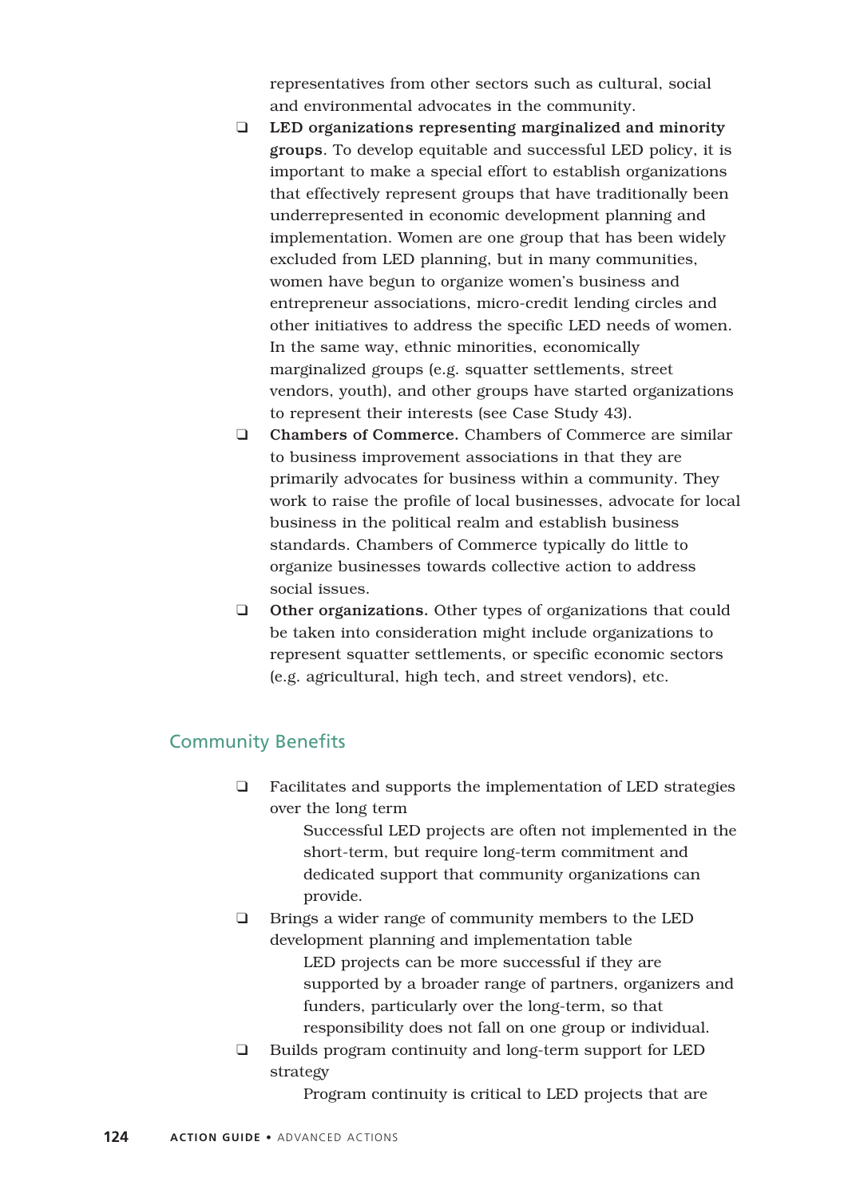representatives from other sectors such as cultural, social and environmental advocates in the community.

- **LED organizations representing marginalized and minority groups.** To develop equitable and successful LED policy, it is important to make a special effort to establish organizations that effectively represent groups that have traditionally been underrepresented in economic development planning and implementation. Women are one group that has been widely excluded from LED planning, but in many communities, women have begun to organize women's business and entrepreneur associations, micro-credit lending circles and other initiatives to address the specific LED needs of women. In the same way, ethnic minorities, economically marginalized groups (e.g. squatter settlements, street vendors, youth), and other groups have started organizations to represent their interests (see Case Study 43).
- **Chambers of Commerce.** Chambers of Commerce are similar to business improvement associations in that they are primarily advocates for business within a community. They work to raise the profile of local businesses, advocate for local business in the political realm and establish business standards. Chambers of Commerce typically do little to organize businesses towards collective action to address social issues.
- **Other organizations.** Other types of organizations that could be taken into consideration might include organizations to represent squatter settlements, or specific economic sectors (e.g. agricultural, high tech, and street vendors), etc.

## Community Benefits

- Facilitates and supports the implementation of LED strategies over the long term

  Successful LED projects are often not implemented in the short-term, but require long-term commitment and dedicated support that community organizations can provide.
- Brings a wider range of community members to the LED development planning and implementation table

  LED projects can be more successful if they are supported by a broader range of partners, organizers and funders, particularly over the long-term, so that responsibility does not fall on one group or individual.
- Builds program continuity and long-term support for LED strategy

  Program continuity is critical to LED projects that are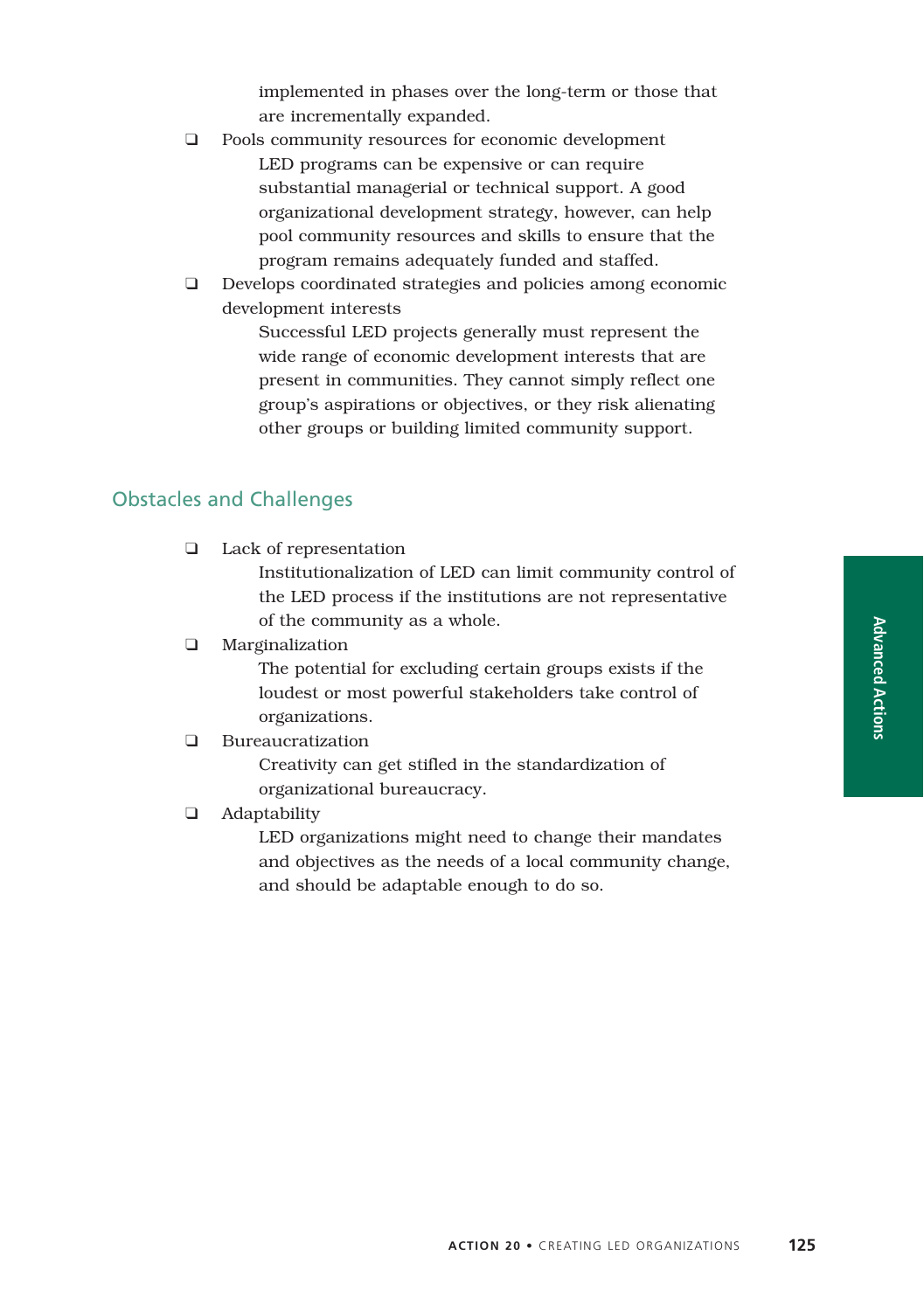implemented in phases over the long-term or those that are incrementally expanded.

- ❑ Pools community resources for economic development

  LED programs can be expensive or can require substantial managerial or technical support. A good organizational development strategy, however, can help pool community resources and skills to ensure that the program remains adequately funded and staffed.

- ❑ Develops coordinated strategies and policies among economic development interests

  Successful LED projects generally must represent the wide range of economic development interests that are present in communities. They cannot simply reflect one group's aspirations or objectives, or they risk alienating other groups or building limited community support.

## Obstacles and Challenges

- ❑ Lack of representation

  Institutionalization of LED can limit community control of the LED process if the institutions are not representative of the community as a whole.

- ❑ Marginalization

  The potential for excluding certain groups exists if the loudest or most powerful stakeholders take control of organizations.

- ❑ Bureaucratization

  Creativity can get stifled in the standardization of organizational bureaucracy.

- ❑ Adaptability

  LED organizations might need to change their mandates and objectives as the needs of a local community change, and should be adaptable enough to do so.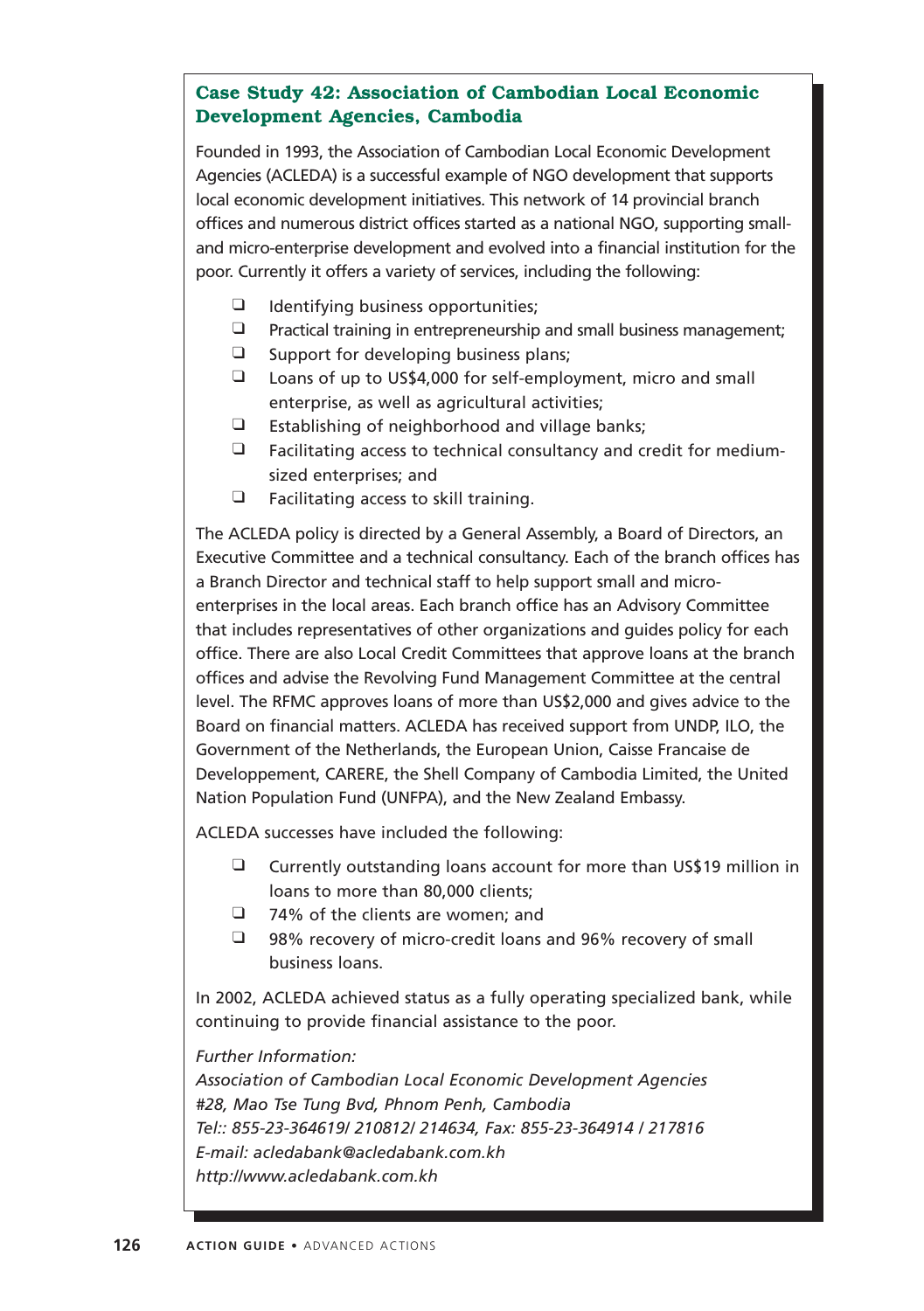## Case Study 42: Association of Cambodian Local Economic Development Agencies, Cambodia

Founded in 1993, the Association of Cambodian Local Economic Development Agencies (ACLEDA) is a successful example of NGO development that supports local economic development initiatives. This network of 14 provincial branch offices and numerous district offices started as a national NGO, supporting small- and micro-enterprise development and evolved into a financial institution for the poor. Currently it offers a variety of services, including the following:

- Identifying business opportunities;
- Practical training in entrepreneurship and small business management;
- Support for developing business plans;
- Loans of up to US$4,000 for self-employment, micro and small enterprise, as well as agricultural activities;
- Establishing of neighborhood and village banks;
- Facilitating access to technical consultancy and credit for medium-sized enterprises; and
- Facilitating access to skill training.

The ACLEDA policy is directed by a General Assembly, a Board of Directors, an Executive Committee and a technical consultancy. Each of the branch offices has a Branch Director and technical staff to help support small and micro-enterprises in the local areas. Each branch office has an Advisory Committee that includes representatives of other organizations and guides policy for each office. There are also Local Credit Committees that approve loans at the branch offices and advise the Revolving Fund Management Committee at the central level. The RFMC approves loans of more than US$2,000 and gives advice to the Board on financial matters. ACLEDA has received support from UNDP, ILO, the Government of the Netherlands, the European Union, Caisse Francaise de Developpement, CARERE, the Shell Company of Cambodia Limited, the United Nation Population Fund (UNFPA), and the New Zealand Embassy.

ACLEDA successes have included the following:

- Currently outstanding loans account for more than US$19 million in loans to more than 80,000 clients;
- 74% of the clients are women; and
- 98% recovery of micro-credit loans and 96% recovery of small business loans.

In 2002, ACLEDA achieved status as a fully operating specialized bank, while continuing to provide financial assistance to the poor.

*Further Information:*
*Association of Cambodian Local Economic Development Agencies*
*#28, Mao Tse Tung Bvd, Phnom Penh, Cambodia*
*Tel:: 855-23-364619/ 210812/ 214634, Fax: 855-23-364914 / 217816*
*E-mail: acledabank@acledabank.com.kh*
*http://www.acledabank.com.kh*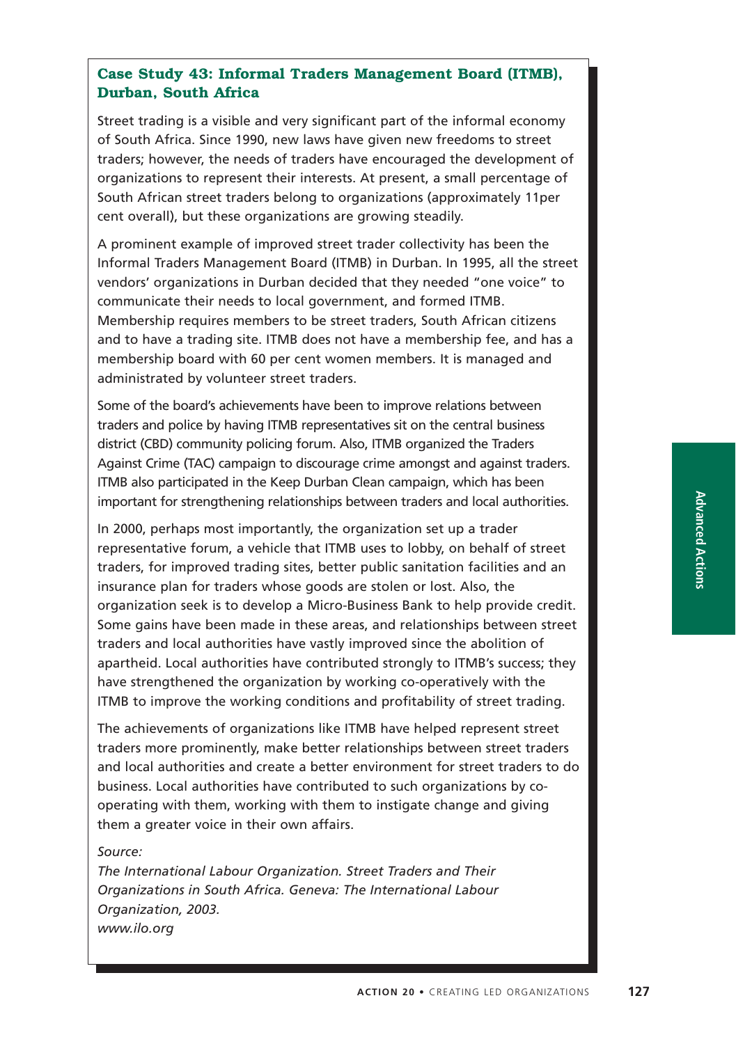## Case Study 43: Informal Traders Management Board (ITMB), Durban, South Africa

Street trading is a visible and very significant part of the informal economy of South Africa. Since 1990, new laws have given new freedoms to street traders; however, the needs of traders have encouraged the development of organizations to represent their interests. At present, a small percentage of South African street traders belong to organizations (approximately 11per cent overall), but these organizations are growing steadily.

A prominent example of improved street trader collectivity has been the Informal Traders Management Board (ITMB) in Durban. In 1995, all the street vendors' organizations in Durban decided that they needed "one voice" to communicate their needs to local government, and formed ITMB. Membership requires members to be street traders, South African citizens and to have a trading site. ITMB does not have a membership fee, and has a membership board with 60 per cent women members. It is managed and administrated by volunteer street traders.

Some of the board's achievements have been to improve relations between traders and police by having ITMB representatives sit on the central business district (CBD) community policing forum. Also, ITMB organized the Traders Against Crime (TAC) campaign to discourage crime amongst and against traders. ITMB also participated in the Keep Durban Clean campaign, which has been important for strengthening relationships between traders and local authorities.

In 2000, perhaps most importantly, the organization set up a trader representative forum, a vehicle that ITMB uses to lobby, on behalf of street traders, for improved trading sites, better public sanitation facilities and an insurance plan for traders whose goods are stolen or lost. Also, the organization seek is to develop a Micro-Business Bank to help provide credit. Some gains have been made in these areas, and relationships between street traders and local authorities have vastly improved since the abolition of apartheid. Local authorities have contributed strongly to ITMB's success; they have strengthened the organization by working co-operatively with the ITMB to improve the working conditions and profitability of street trading.

The achievements of organizations like ITMB have helped represent street traders more prominently, make better relationships between street traders and local authorities and create a better environment for street traders to do business. Local authorities have contributed to such organizations by co-operating with them, working with them to instigate change and giving them a greater voice in their own affairs.

*Source:*
*The International Labour Organization. Street Traders and Their Organizations in South Africa. Geneva: The International Labour Organization, 2003.*
*www.ilo.org*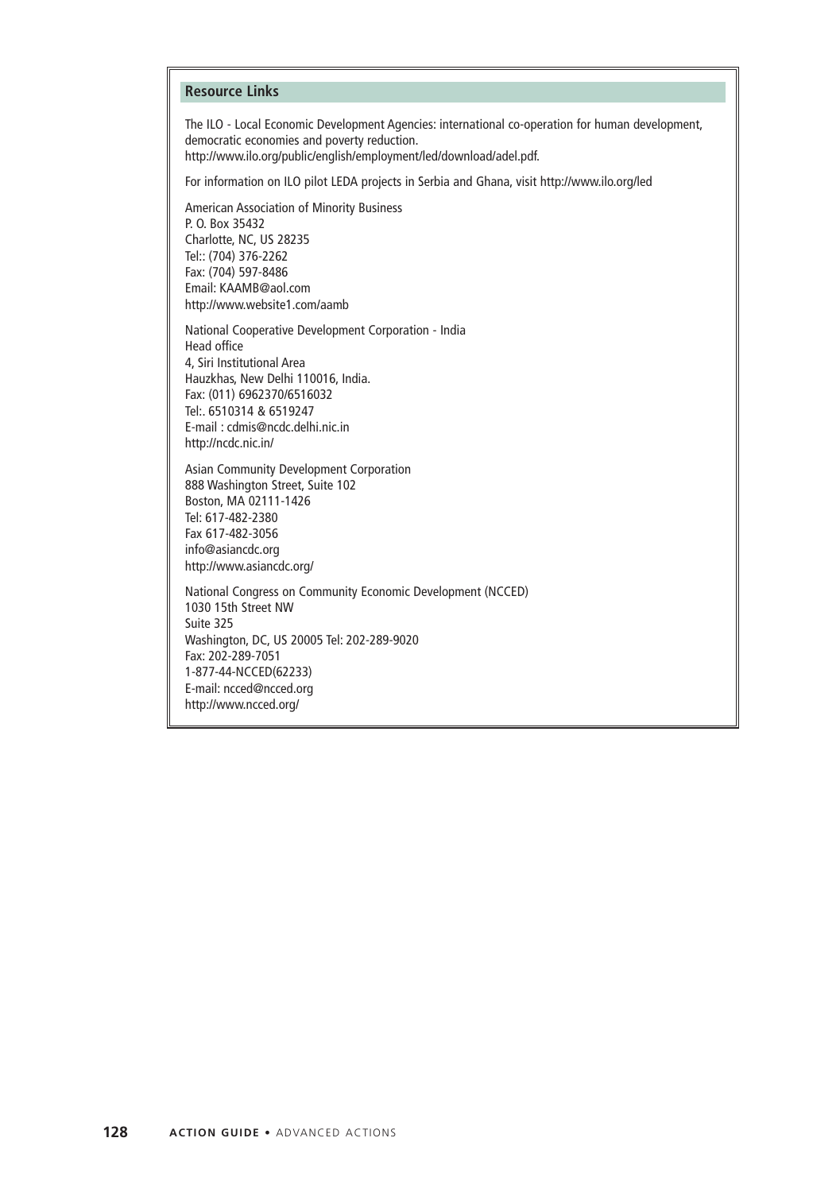## Resource Links

The ILO - Local Economic Development Agencies: international co-operation for human development, democratic economies and poverty reduction.
http://www.ilo.org/public/english/employment/led/download/adel.pdf.

For information on ILO pilot LEDA projects in Serbia and Ghana, visit http://www.ilo.org/led

American Association of Minority Business
P. O. Box 35432
Charlotte, NC, US 28235
Tel:: (704) 376-2262
Fax: (704) 597-8486
Email: KAAMB@aol.com
http://www.website1.com/aamb

National Cooperative Development Corporation - India
Head office
4, Siri Institutional Area
Hauzkhas, New Delhi 110016, India.
Fax: (011) 6962370/6516032
Tel:. 6510314 & 6519247
E-mail : cdmis@ncdc.delhi.nic.in
http://ncdc.nic.in/

Asian Community Development Corporation
888 Washington Street, Suite 102
Boston, MA 02111-1426
Tel: 617-482-2380
Fax 617-482-3056
info@asiancdc.org
http://www.asiancdc.org/

National Congress on Community Economic Development (NCCED)
1030 15th Street NW
Suite 325
Washington, DC, US 20005 Tel: 202-289-9020
Fax: 202-289-7051
1-877-44-NCCED(62233)
E-mail: ncced@ncced.org
http://www.ncced.org/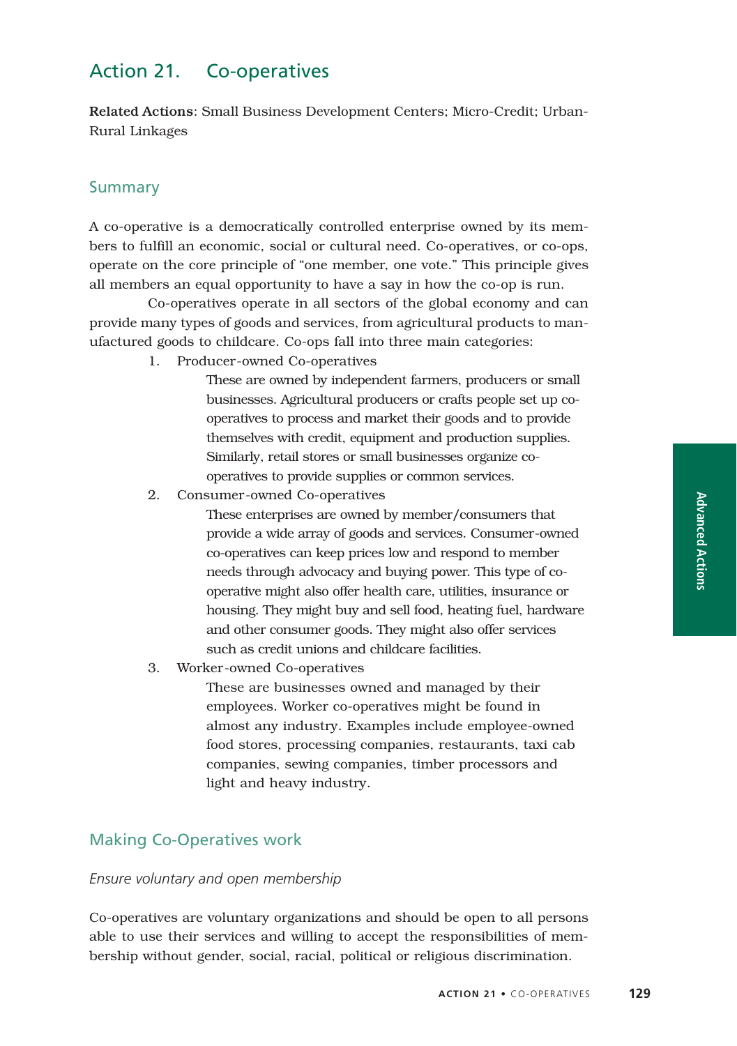# Action 21. Co-operatives

**Related Actions**: Small Business Development Centers; Micro-Credit; Urban-Rural Linkages

## Summary

A co-operative is a democratically controlled enterprise owned by its members to fulfill an economic, social or cultural need. Co-operatives, or co-ops, operate on the core principle of "one member, one vote." This principle gives all members an equal opportunity to have a say in how the co-op is run.

Co-operatives operate in all sectors of the global economy and can provide many types of goods and services, from agricultural products to manufactured goods to childcare. Co-ops fall into three main categories:

1. Producer-owned Co-operatives

   These are owned by independent farmers, producers or small businesses. Agricultural producers or crafts people set up co-operatives to process and market their goods and to provide themselves with credit, equipment and production supplies. Similarly, retail stores or small businesses organize co-operatives to provide supplies or common services.

2. Consumer-owned Co-operatives

   These enterprises are owned by member/consumers that provide a wide array of goods and services. Consumer-owned co-operatives can keep prices low and respond to member needs through advocacy and buying power. This type of co-operative might also offer health care, utilities, insurance or housing. They might buy and sell food, heating fuel, hardware and other consumer goods. They might also offer services such as credit unions and childcare facilities.

3. Worker-owned Co-operatives

   These are businesses owned and managed by their employees. Worker co-operatives might be found in almost any industry. Examples include employee-owned food stores, processing companies, restaurants, taxi cab companies, sewing companies, timber processors and light and heavy industry.

## Making Co-Operatives work

*Ensure voluntary and open membership*

Co-operatives are voluntary organizations and should be open to all persons able to use their services and willing to accept the responsibilities of membership without gender, social, racial, political or religious discrimination.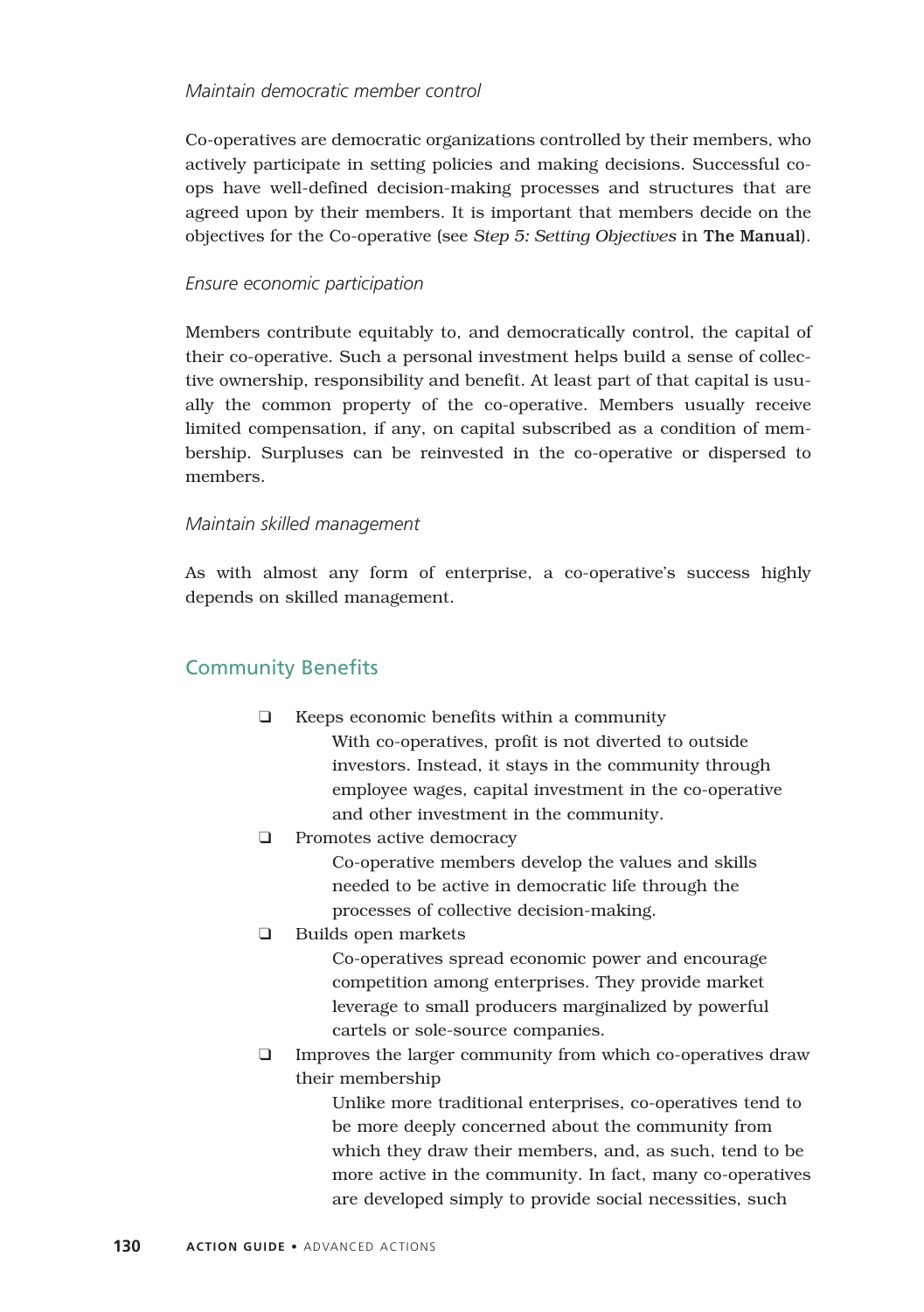*Maintain democratic member control*

Co-operatives are democratic organizations controlled by their members, who actively participate in setting policies and making decisions. Successful co-ops have well-defined decision-making processes and structures that are agreed upon by their members. It is important that members decide on the objectives for the Co-operative (see *Step 5: Setting Objectives* in **The Manual**).

*Ensure economic participation*

Members contribute equitably to, and democratically control, the capital of their co-operative. Such a personal investment helps build a sense of collective ownership, responsibility and benefit. At least part of that capital is usually the common property of the co-operative. Members usually receive limited compensation, if any, on capital subscribed as a condition of membership. Surpluses can be reinvested in the co-operative or dispersed to members.

*Maintain skilled management*

As with almost any form of enterprise, a co-operative's success highly depends on skilled management.

## Community Benefits

- ❑ Keeps economic benefits within a community

  With co-operatives, profit is not diverted to outside investors. Instead, it stays in the community through employee wages, capital investment in the co-operative and other investment in the community.

- ❑ Promotes active democracy

  Co-operative members develop the values and skills needed to be active in democratic life through the processes of collective decision-making.

- ❑ Builds open markets

  Co-operatives spread economic power and encourage competition among enterprises. They provide market leverage to small producers marginalized by powerful cartels or sole-source companies.

- ❑ Improves the larger community from which co-operatives draw their membership

  Unlike more traditional enterprises, co-operatives tend to be more deeply concerned about the community from which they draw their members, and, as such, tend to be more active in the community. In fact, many co-operatives are developed simply to provide social necessities, such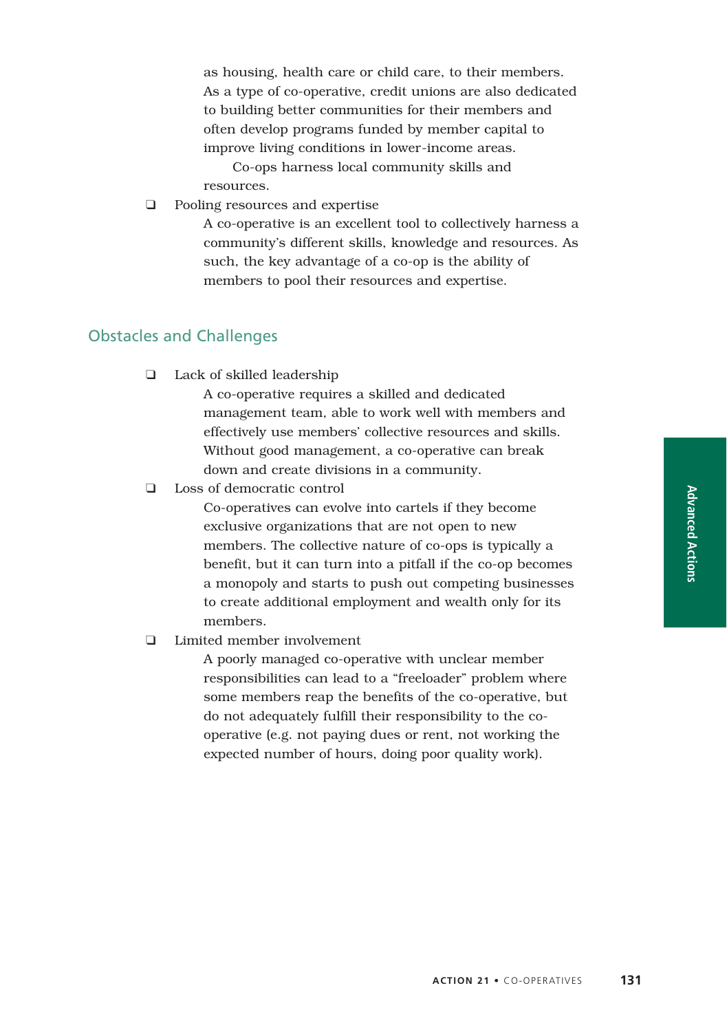as housing, health care or child care, to their members. As a type of co-operative, credit unions are also dedicated to building better communities for their members and often develop programs funded by member capital to improve living conditions in lower-income areas.

Co-ops harness local community skills and resources.

- Pooling resources and expertise

  A co-operative is an excellent tool to collectively harness a community's different skills, knowledge and resources. As such, the key advantage of a co-op is the ability of members to pool their resources and expertise.

## Obstacles and Challenges

- Lack of skilled leadership

  A co-operative requires a skilled and dedicated management team, able to work well with members and effectively use members' collective resources and skills. Without good management, a co-operative can break down and create divisions in a community.

- Loss of democratic control

  Co-operatives can evolve into cartels if they become exclusive organizations that are not open to new members. The collective nature of co-ops is typically a benefit, but it can turn into a pitfall if the co-op becomes a monopoly and starts to push out competing businesses to create additional employment and wealth only for its members.

- Limited member involvement

  A poorly managed co-operative with unclear member responsibilities can lead to a "freeloader" problem where some members reap the benefits of the co-operative, but do not adequately fulfill their responsibility to the co-operative (e.g. not paying dues or rent, not working the expected number of hours, doing poor quality work).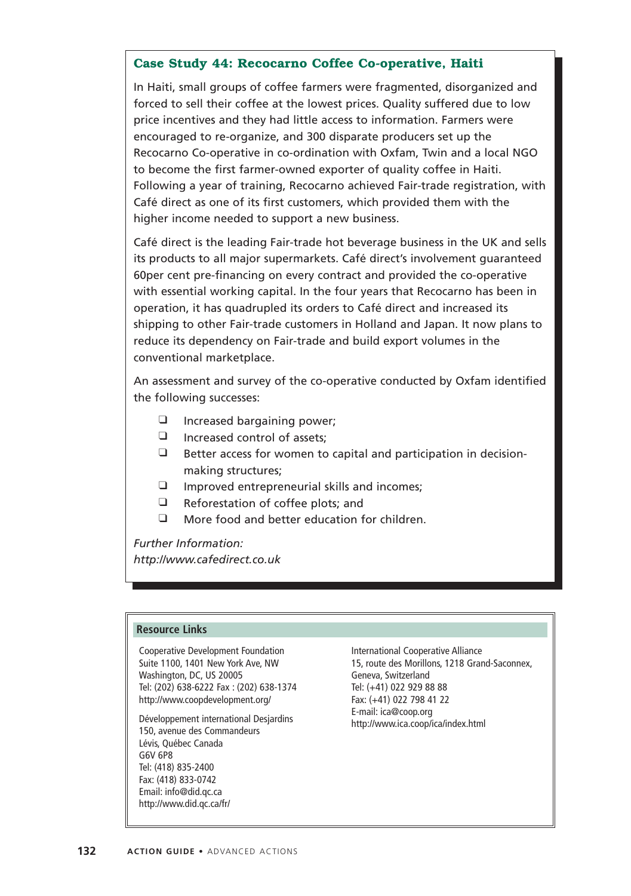### Case Study 44: Recocarno Coffee Co-operative, Haiti

In Haiti, small groups of coffee farmers were fragmented, disorganized and forced to sell their coffee at the lowest prices. Quality suffered due to low price incentives and they had little access to information. Farmers were encouraged to re-organize, and 300 disparate producers set up the Recocarno Co-operative in co-ordination with Oxfam, Twin and a local NGO to become the first farmer-owned exporter of quality coffee in Haiti. Following a year of training, Recocarno achieved Fair-trade registration, with Café direct as one of its first customers, which provided them with the higher income needed to support a new business.

Café direct is the leading Fair-trade hot beverage business in the UK and sells its products to all major supermarkets. Café direct's involvement guaranteed 60per cent pre-financing on every contract and provided the co-operative with essential working capital. In the four years that Recocarno has been in operation, it has quadrupled its orders to Café direct and increased its shipping to other Fair-trade customers in Holland and Japan. It now plans to reduce its dependency on Fair-trade and build export volumes in the conventional marketplace.

An assessment and survey of the co-operative conducted by Oxfam identified the following successes:

- Increased bargaining power;
- Increased control of assets;
- Better access for women to capital and participation in decision-making structures;
- Improved entrepreneurial skills and incomes;
- Reforestation of coffee plots; and
- More food and better education for children.

*Further Information:*
*http://www.cafedirect.co.uk*

**Resource Links**

Cooperative Development Foundation
Suite 1100, 1401 New York Ave, NW
Washington, DC, US 20005
Tel: (202) 638-6222 Fax : (202) 638-1374
http://www.coopdevelopment.org/

Développement international Desjardins
150, avenue des Commandeurs
Lévis, Québec Canada
G6V 6P8
Tel: (418) 835-2400
Fax: (418) 833-0742
Email: info@did.qc.ca
http://www.did.qc.ca/fr/

International Cooperative Alliance
15, route des Morillons, 1218 Grand-Saconnex,
Geneva, Switzerland
Tel: (+41) 022 929 88 88
Fax: (+41) 022 798 41 22
E-mail: ica@coop.org
http://www.ica.coop/ica/index.html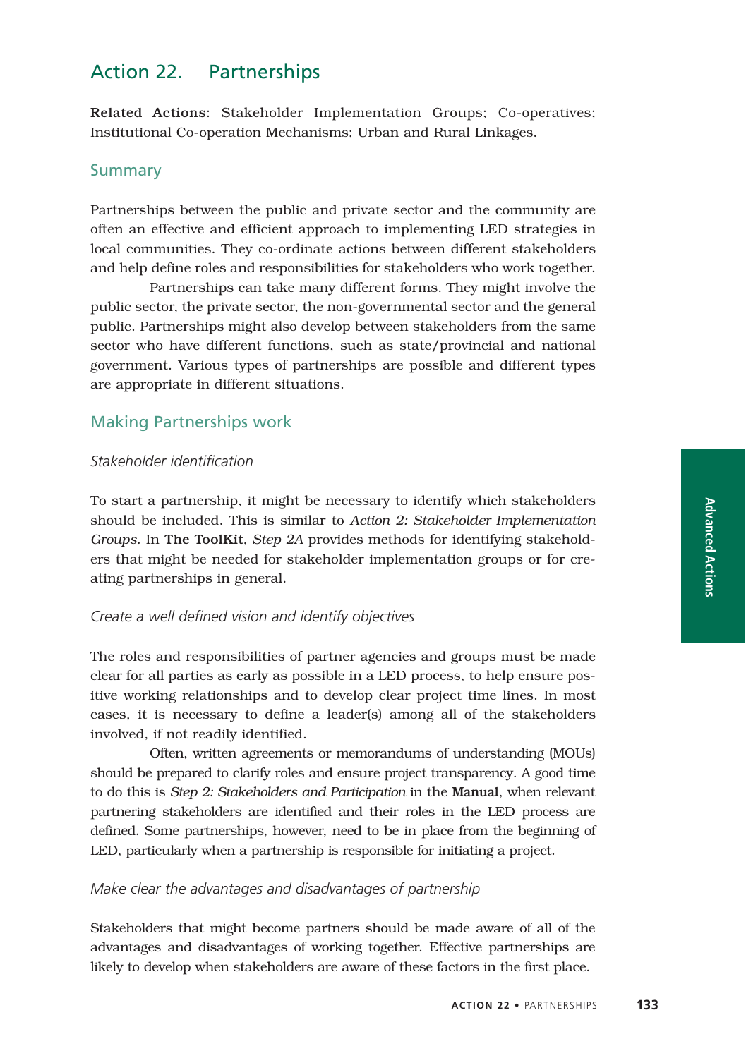# Action 22. Partnerships

**Related Actions**: Stakeholder Implementation Groups; Co-operatives; Institutional Co-operation Mechanisms; Urban and Rural Linkages.

## Summary

Partnerships between the public and private sector and the community are often an effective and efficient approach to implementing LED strategies in local communities. They co-ordinate actions between different stakeholders and help define roles and responsibilities for stakeholders who work together.

Partnerships can take many different forms. They might involve the public sector, the private sector, the non-governmental sector and the general public. Partnerships might also develop between stakeholders from the same sector who have different functions, such as state/provincial and national government. Various types of partnerships are possible and different types are appropriate in different situations.

## Making Partnerships work

### *Stakeholder identification*

To start a partnership, it might be necessary to identify which stakeholders should be included. This is similar to *Action 2: Stakeholder Implementation Groups*. In **The ToolKit**, *Step 2A* provides methods for identifying stakeholders that might be needed for stakeholder implementation groups or for creating partnerships in general.

### *Create a well defined vision and identify objectives*

The roles and responsibilities of partner agencies and groups must be made clear for all parties as early as possible in a LED process, to help ensure positive working relationships and to develop clear project time lines. In most cases, it is necessary to define a leader(s) among all of the stakeholders involved, if not readily identified.

Often, written agreements or memorandums of understanding (MOUs) should be prepared to clarify roles and ensure project transparency. A good time to do this is *Step 2: Stakeholders and Participation* in the **Manual**, when relevant partnering stakeholders are identified and their roles in the LED process are defined. Some partnerships, however, need to be in place from the beginning of LED, particularly when a partnership is responsible for initiating a project.

### *Make clear the advantages and disadvantages of partnership*

Stakeholders that might become partners should be made aware of all of the advantages and disadvantages of working together. Effective partnerships are likely to develop when stakeholders are aware of these factors in the first place.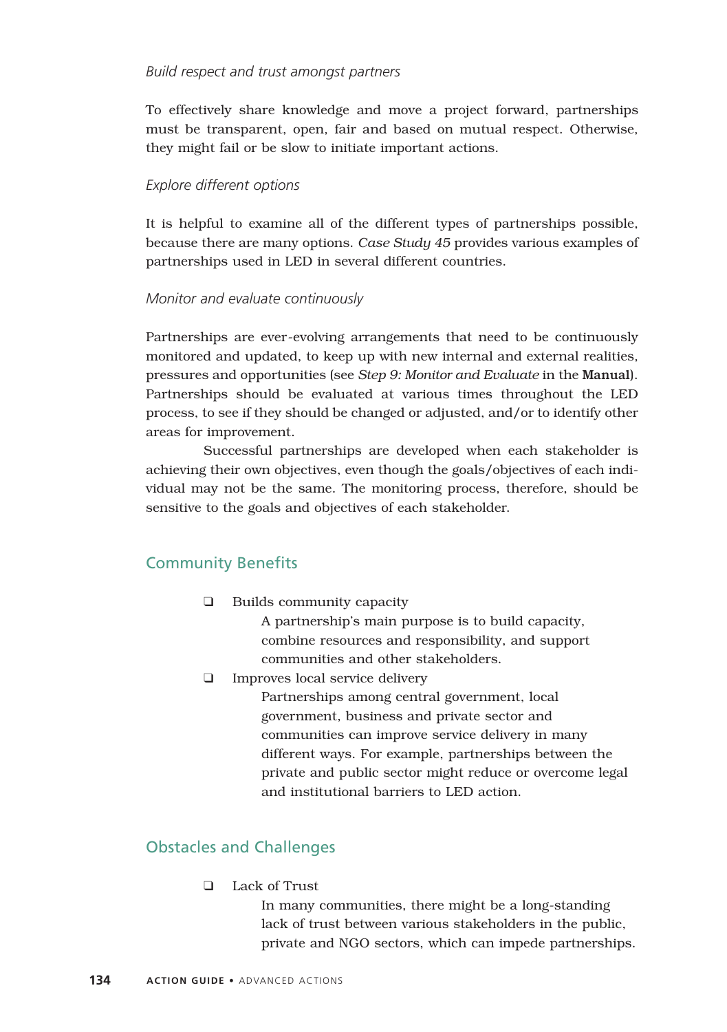*Build respect and trust amongst partners*

To effectively share knowledge and move a project forward, partnerships must be transparent, open, fair and based on mutual respect. Otherwise, they might fail or be slow to initiate important actions.

*Explore different options*

It is helpful to examine all of the different types of partnerships possible, because there are many options. *Case Study 45* provides various examples of partnerships used in LED in several different countries.

*Monitor and evaluate continuously*

Partnerships are ever-evolving arrangements that need to be continuously monitored and updated, to keep up with new internal and external realities, pressures and opportunities (see *Step 9: Monitor and Evaluate* in the **Manual**). Partnerships should be evaluated at various times throughout the LED process, to see if they should be changed or adjusted, and/or to identify other areas for improvement.

Successful partnerships are developed when each stakeholder is achieving their own objectives, even though the goals/objectives of each individual may not be the same. The monitoring process, therefore, should be sensitive to the goals and objectives of each stakeholder.

## Community Benefits

- Builds community capacity
  
  A partnership's main purpose is to build capacity, combine resources and responsibility, and support communities and other stakeholders.
- Improves local service delivery
  
  Partnerships among central government, local government, business and private sector and communities can improve service delivery in many different ways. For example, partnerships between the private and public sector might reduce or overcome legal and institutional barriers to LED action.

## Obstacles and Challenges

- Lack of Trust
  
  In many communities, there might be a long-standing lack of trust between various stakeholders in the public, private and NGO sectors, which can impede partnerships.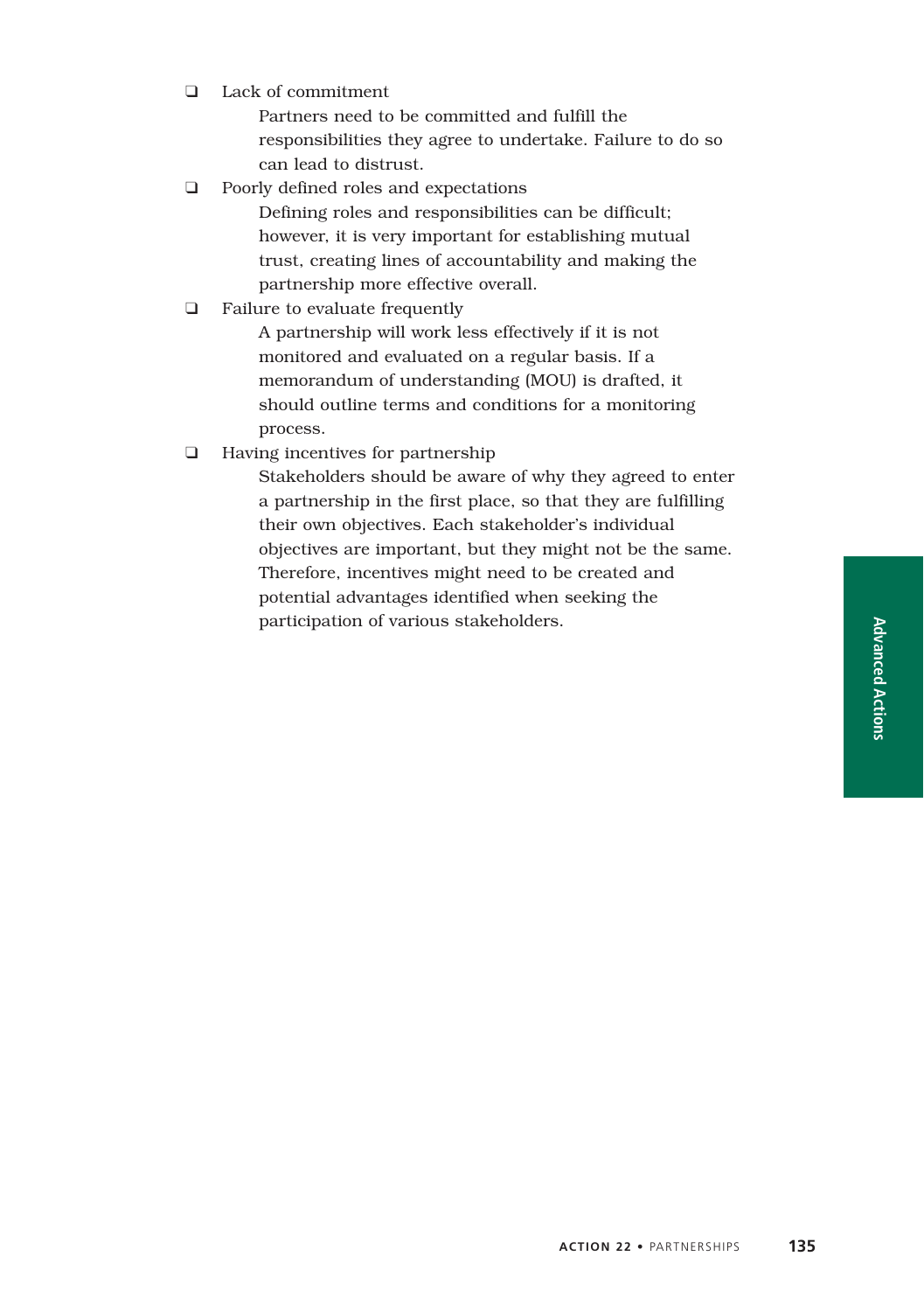- Lack of commitment

  Partners need to be committed and fulfill the responsibilities they agree to undertake. Failure to do so can lead to distrust.

- Poorly defined roles and expectations

  Defining roles and responsibilities can be difficult; however, it is very important for establishing mutual trust, creating lines of accountability and making the partnership more effective overall.

- Failure to evaluate frequently

  A partnership will work less effectively if it is not monitored and evaluated on a regular basis. If a memorandum of understanding (MOU) is drafted, it should outline terms and conditions for a monitoring process.

- Having incentives for partnership

  Stakeholders should be aware of why they agreed to enter a partnership in the first place, so that they are fulfilling their own objectives. Each stakeholder's individual objectives are important, but they might not be the same. Therefore, incentives might need to be created and potential advantages identified when seeking the participation of various stakeholders.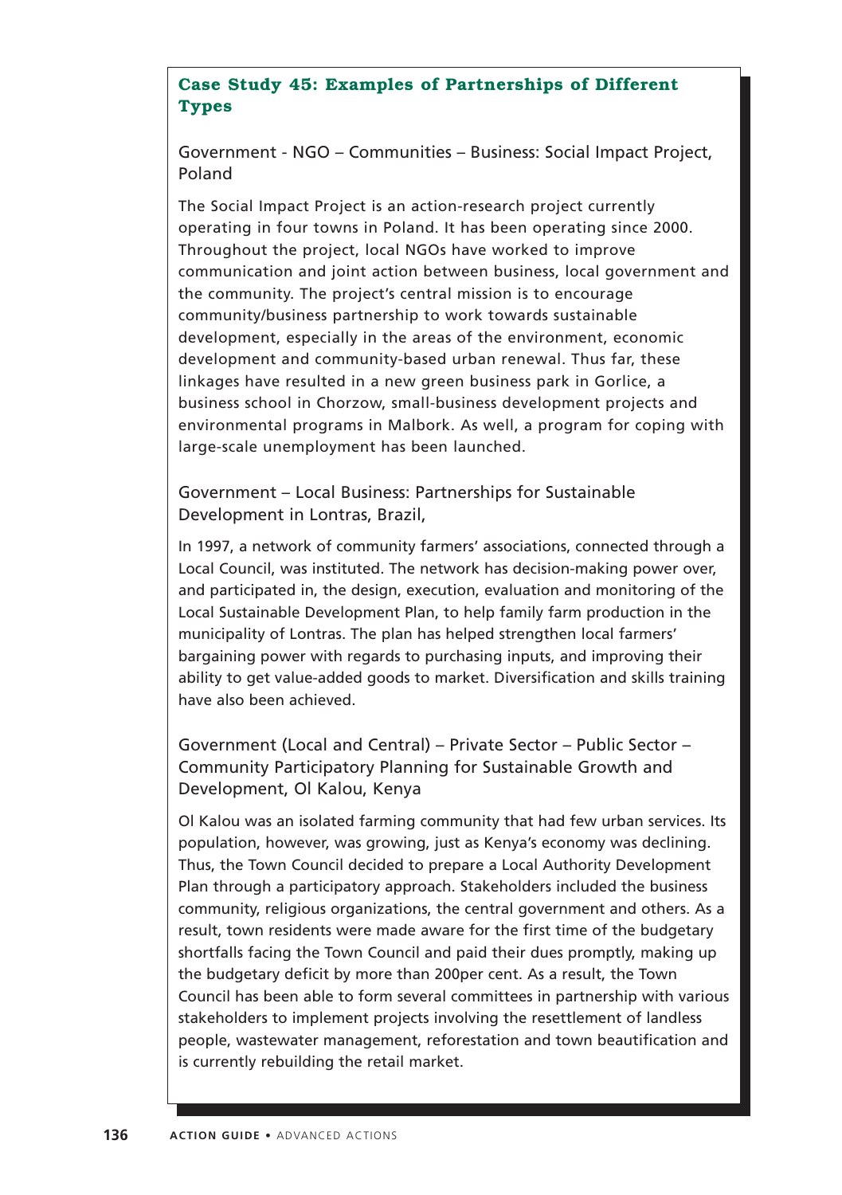## Case Study 45: Examples of Partnerships of Different Types

### Government - NGO – Communities – Business: Social Impact Project, Poland

The Social Impact Project is an action-research project currently operating in four towns in Poland. It has been operating since 2000. Throughout the project, local NGOs have worked to improve communication and joint action between business, local government and the community. The project's central mission is to encourage community/business partnership to work towards sustainable development, especially in the areas of the environment, economic development and community-based urban renewal. Thus far, these linkages have resulted in a new green business park in Gorlice, a business school in Chorzow, small-business development projects and environmental programs in Malbork. As well, a program for coping with large-scale unemployment has been launched.

### Government – Local Business: Partnerships for Sustainable Development in Lontras, Brazil,

In 1997, a network of community farmers' associations, connected through a Local Council, was instituted. The network has decision-making power over, and participated in, the design, execution, evaluation and monitoring of the Local Sustainable Development Plan, to help family farm production in the municipality of Lontras. The plan has helped strengthen local farmers' bargaining power with regards to purchasing inputs, and improving their ability to get value-added goods to market. Diversification and skills training have also been achieved.

### Government (Local and Central) – Private Sector – Public Sector – Community Participatory Planning for Sustainable Growth and Development, Ol Kalou, Kenya

Ol Kalou was an isolated farming community that had few urban services. Its population, however, was growing, just as Kenya's economy was declining. Thus, the Town Council decided to prepare a Local Authority Development Plan through a participatory approach. Stakeholders included the business community, religious organizations, the central government and others. As a result, town residents were made aware for the first time of the budgetary shortfalls facing the Town Council and paid their dues promptly, making up the budgetary deficit by more than 200per cent. As a result, the Town Council has been able to form several committees in partnership with various stakeholders to implement projects involving the resettlement of landless people, wastewater management, reforestation and town beautification and is currently rebuilding the retail market.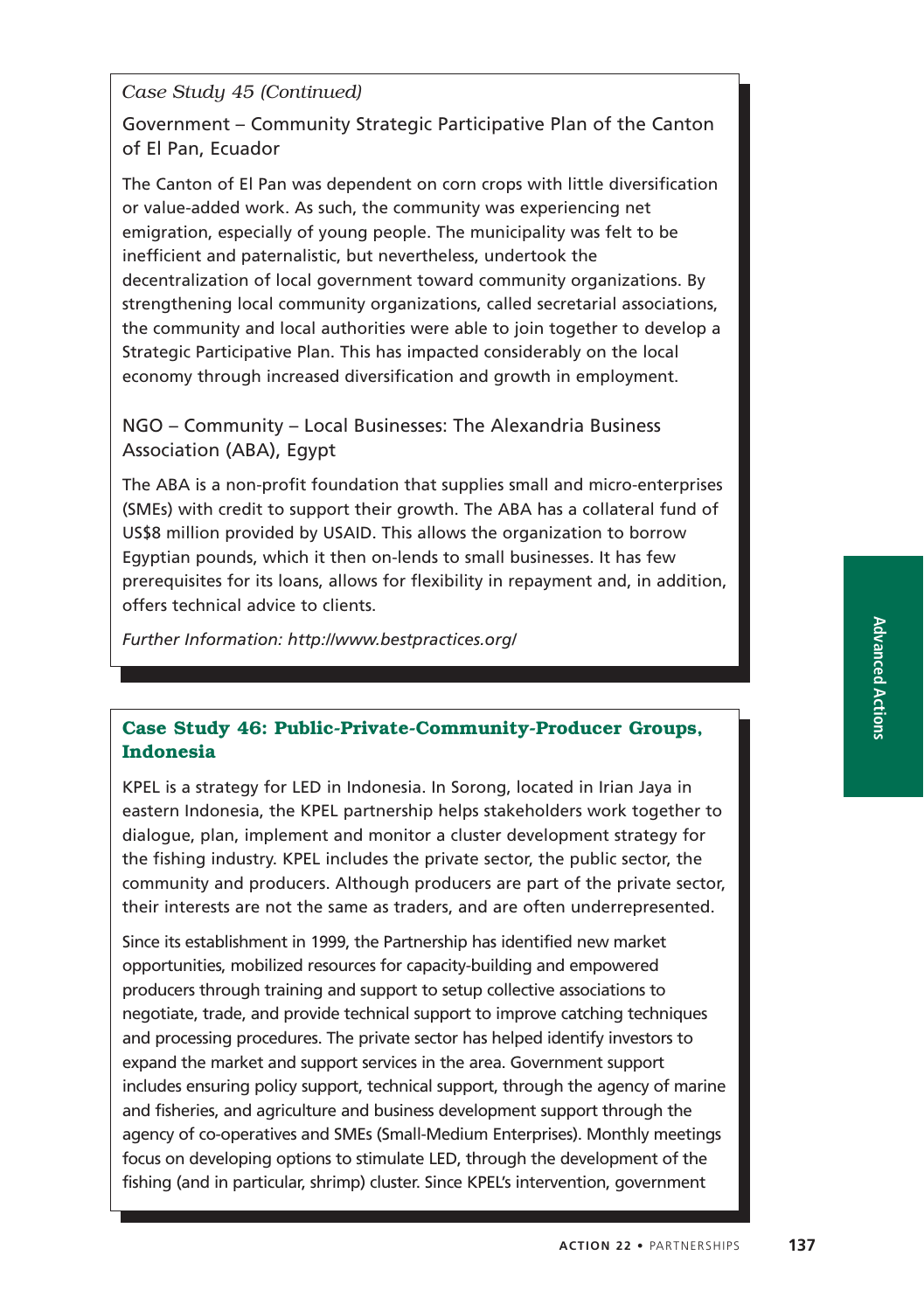*Case Study 45 (Continued)*

### Government – Community Strategic Participative Plan of the Canton of El Pan, Ecuador

The Canton of El Pan was dependent on corn crops with little diversification or value-added work. As such, the community was experiencing net emigration, especially of young people. The municipality was felt to be inefficient and paternalistic, but nevertheless, undertook the decentralization of local government toward community organizations. By strengthening local community organizations, called secretarial associations, the community and local authorities were able to join together to develop a Strategic Participative Plan. This has impacted considerably on the local economy through increased diversification and growth in employment.

### NGO – Community – Local Businesses: The Alexandria Business Association (ABA), Egypt

The ABA is a non-profit foundation that supplies small and micro-enterprises (SMEs) with credit to support their growth. The ABA has a collateral fund of US$8 million provided by USAID. This allows the organization to borrow Egyptian pounds, which it then on-lends to small businesses. It has few prerequisites for its loans, allows for flexibility in repayment and, in addition, offers technical advice to clients.

*Further Information: http://www.bestpractices.org/*

## Case Study 46: Public-Private-Community-Producer Groups, Indonesia

KPEL is a strategy for LED in Indonesia. In Sorong, located in Irian Jaya in eastern Indonesia, the KPEL partnership helps stakeholders work together to dialogue, plan, implement and monitor a cluster development strategy for the fishing industry. KPEL includes the private sector, the public sector, the community and producers. Although producers are part of the private sector, their interests are not the same as traders, and are often underrepresented.

Since its establishment in 1999, the Partnership has identified new market opportunities, mobilized resources for capacity-building and empowered producers through training and support to setup collective associations to negotiate, trade, and provide technical support to improve catching techniques and processing procedures. The private sector has helped identify investors to expand the market and support services in the area. Government support includes ensuring policy support, technical support, through the agency of marine and fisheries, and agriculture and business development support through the agency of co-operatives and SMEs (Small-Medium Enterprises). Monthly meetings focus on developing options to stimulate LED, through the development of the fishing (and in particular, shrimp) cluster. Since KPEL's intervention, government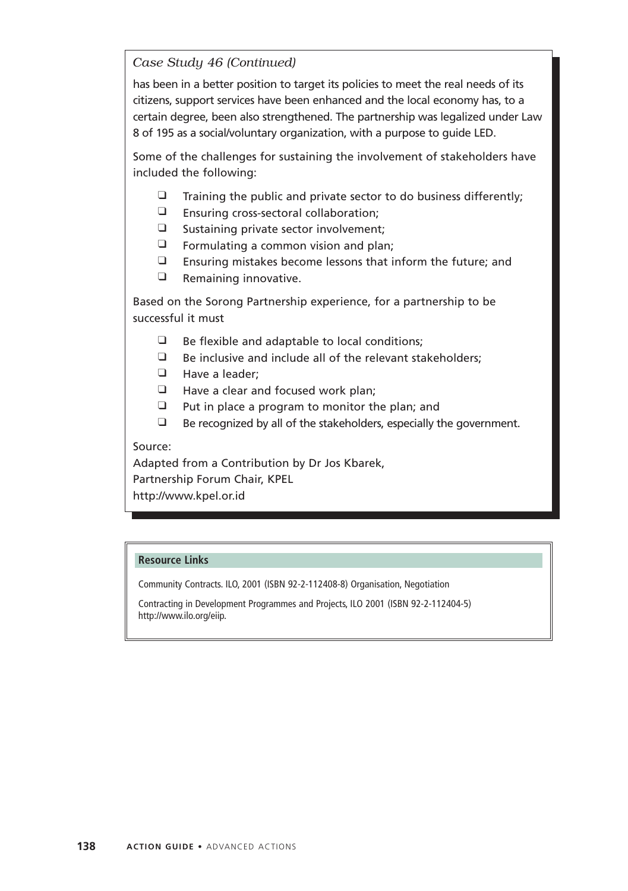*Case Study 46 (Continued)*

has been in a better position to target its policies to meet the real needs of its citizens, support services have been enhanced and the local economy has, to a certain degree, been also strengthened. The partnership was legalized under Law 8 of 195 as a social/voluntary organization, with a purpose to guide LED.

Some of the challenges for sustaining the involvement of stakeholders have included the following:

- Training the public and private sector to do business differently;
- Ensuring cross-sectoral collaboration;
- Sustaining private sector involvement;
- Formulating a common vision and plan;
- Ensuring mistakes become lessons that inform the future; and
- Remaining innovative.

Based on the Sorong Partnership experience, for a partnership to be successful it must

- Be flexible and adaptable to local conditions;
- Be inclusive and include all of the relevant stakeholders;
- Have a leader;
- Have a clear and focused work plan;
- Put in place a program to monitor the plan; and
- Be recognized by all of the stakeholders, especially the government.

Source:
Adapted from a Contribution by Dr Jos Kbarek,
Partnership Forum Chair, KPEL
http://www.kpel.or.id

**Resource Links**

Community Contracts. ILO, 2001 (ISBN 92-2-112408-8) Organisation, Negotiation

Contracting in Development Programmes and Projects, ILO 2001 (ISBN 92-2-112404-5) http://www.ilo.org/eiip.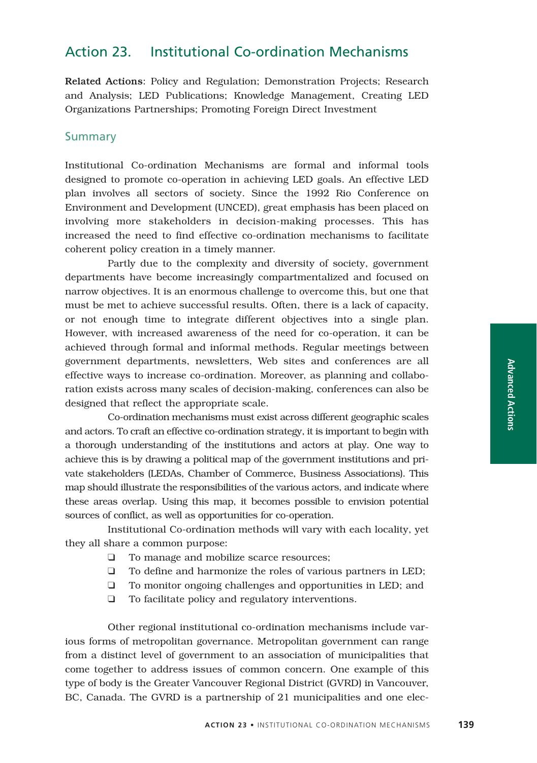# Action 23. Institutional Co-ordination Mechanisms

**Related Actions**: Policy and Regulation; Demonstration Projects; Research and Analysis; LED Publications; Knowledge Management, Creating LED Organizations Partnerships; Promoting Foreign Direct Investment

## Summary

Institutional Co-ordination Mechanisms are formal and informal tools designed to promote co-operation in achieving LED goals. An effective LED plan involves all sectors of society. Since the 1992 Rio Conference on Environment and Development (UNCED), great emphasis has been placed on involving more stakeholders in decision-making processes. This has increased the need to find effective co-ordination mechanisms to facilitate coherent policy creation in a timely manner.

Partly due to the complexity and diversity of society, government departments have become increasingly compartmentalized and focused on narrow objectives. It is an enormous challenge to overcome this, but one that must be met to achieve successful results. Often, there is a lack of capacity, or not enough time to integrate different objectives into a single plan. However, with increased awareness of the need for co-operation, it can be achieved through formal and informal methods. Regular meetings between government departments, newsletters, Web sites and conferences are all effective ways to increase co-ordination. Moreover, as planning and collaboration exists across many scales of decision-making, conferences can also be designed that reflect the appropriate scale.

Co-ordination mechanisms must exist across different geographic scales and actors. To craft an effective co-ordination strategy, it is important to begin with a thorough understanding of the institutions and actors at play. One way to achieve this is by drawing a political map of the government institutions and private stakeholders (LEDAs, Chamber of Commerce, Business Associations). This map should illustrate the responsibilities of the various actors, and indicate where these areas overlap. Using this map, it becomes possible to envision potential sources of conflict, as well as opportunities for co-operation.

Institutional Co-ordination methods will vary with each locality, yet they all share a common purpose:

- To manage and mobilize scarce resources;
- To define and harmonize the roles of various partners in LED;
- To monitor ongoing challenges and opportunities in LED; and
- To facilitate policy and regulatory interventions.

Other regional institutional co-ordination mechanisms include various forms of metropolitan governance. Metropolitan government can range from a distinct level of government to an association of municipalities that come together to address issues of common concern. One example of this type of body is the Greater Vancouver Regional District (GVRD) in Vancouver, BC, Canada. The GVRD is a partnership of 21 municipalities and one elec-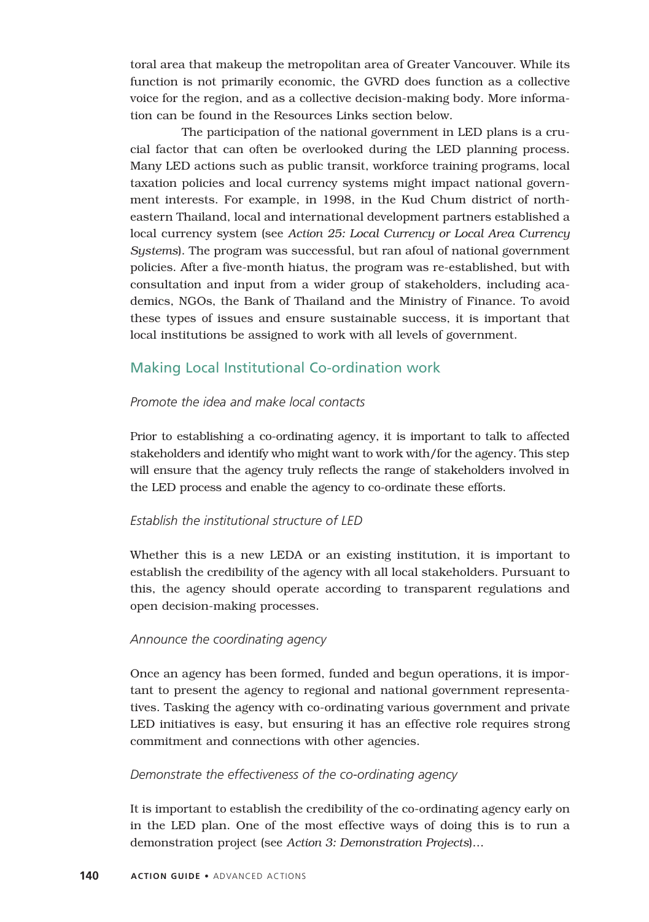toral area that makeup the metropolitan area of Greater Vancouver. While its function is not primarily economic, the GVRD does function as a collective voice for the region, and as a collective decision-making body. More information can be found in the Resources Links section below.

The participation of the national government in LED plans is a crucial factor that can often be overlooked during the LED planning process. Many LED actions such as public transit, workforce training programs, local taxation policies and local currency systems might impact national government interests. For example, in 1998, in the Kud Chum district of northeastern Thailand, local and international development partners established a local currency system (see *Action 25: Local Currency or Local Area Currency Systems*). The program was successful, but ran afoul of national government policies. After a five-month hiatus, the program was re-established, but with consultation and input from a wider group of stakeholders, including academics, NGOs, the Bank of Thailand and the Ministry of Finance. To avoid these types of issues and ensure sustainable success, it is important that local institutions be assigned to work with all levels of government.

## Making Local Institutional Co-ordination work

*Promote the idea and make local contacts*

Prior to establishing a co-ordinating agency, it is important to talk to affected stakeholders and identify who might want to work with/for the agency. This step will ensure that the agency truly reflects the range of stakeholders involved in the LED process and enable the agency to co-ordinate these efforts.

*Establish the institutional structure of LED*

Whether this is a new LEDA or an existing institution, it is important to establish the credibility of the agency with all local stakeholders. Pursuant to this, the agency should operate according to transparent regulations and open decision-making processes.

*Announce the coordinating agency*

Once an agency has been formed, funded and begun operations, it is important to present the agency to regional and national government representatives. Tasking the agency with co-ordinating various government and private LED initiatives is easy, but ensuring it has an effective role requires strong commitment and connections with other agencies.

*Demonstrate the effectiveness of the co-ordinating agency*

It is important to establish the credibility of the co-ordinating agency early on in the LED plan. One of the most effective ways of doing this is to run a demonstration project (see *Action 3: Demonstration Projects*)…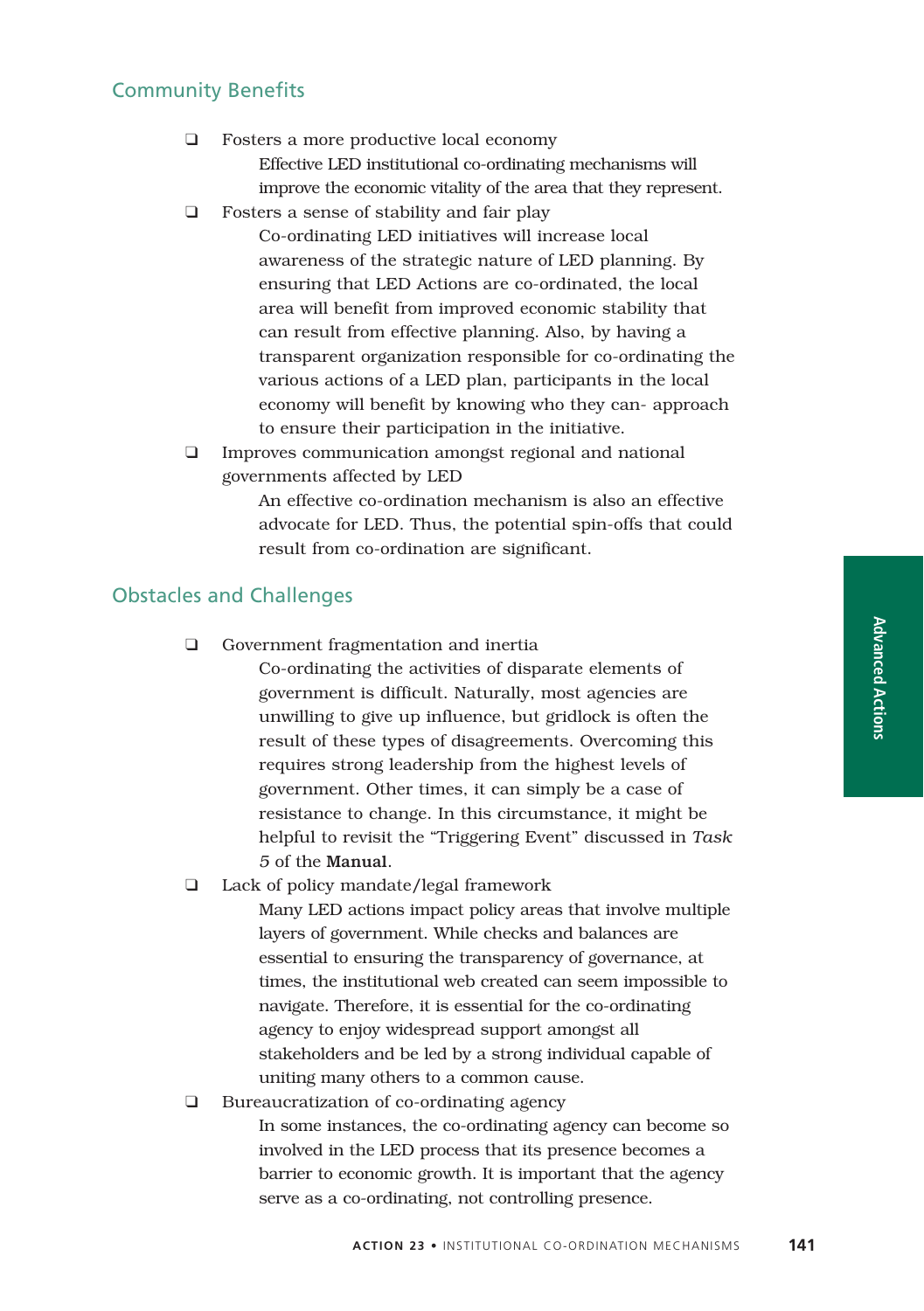## Community Benefits

- Fosters a more productive local economy

  Effective LED institutional co-ordinating mechanisms will improve the economic vitality of the area that they represent.

- Fosters a sense of stability and fair play

  Co-ordinating LED initiatives will increase local awareness of the strategic nature of LED planning. By ensuring that LED Actions are co-ordinated, the local area will benefit from improved economic stability that can result from effective planning. Also, by having a transparent organization responsible for co-ordinating the various actions of a LED plan, participants in the local economy will benefit by knowing who they can- approach to ensure their participation in the initiative.

- Improves communication amongst regional and national governments affected by LED

  An effective co-ordination mechanism is also an effective advocate for LED. Thus, the potential spin-offs that could result from co-ordination are significant.

## Obstacles and Challenges

- Government fragmentation and inertia

  Co-ordinating the activities of disparate elements of government is difficult. Naturally, most agencies are unwilling to give up influence, but gridlock is often the result of these types of disagreements. Overcoming this requires strong leadership from the highest levels of government. Other times, it can simply be a case of resistance to change. In this circumstance, it might be helpful to revisit the "Triggering Event" discussed in *Task 5* of the **Manual**.

- Lack of policy mandate/legal framework

  Many LED actions impact policy areas that involve multiple layers of government. While checks and balances are essential to ensuring the transparency of governance, at times, the institutional web created can seem impossible to navigate. Therefore, it is essential for the co-ordinating agency to enjoy widespread support amongst all stakeholders and be led by a strong individual capable of uniting many others to a common cause.

- Bureaucratization of co-ordinating agency

  In some instances, the co-ordinating agency can become so involved in the LED process that its presence becomes a barrier to economic growth. It is important that the agency serve as a co-ordinating, not controlling presence.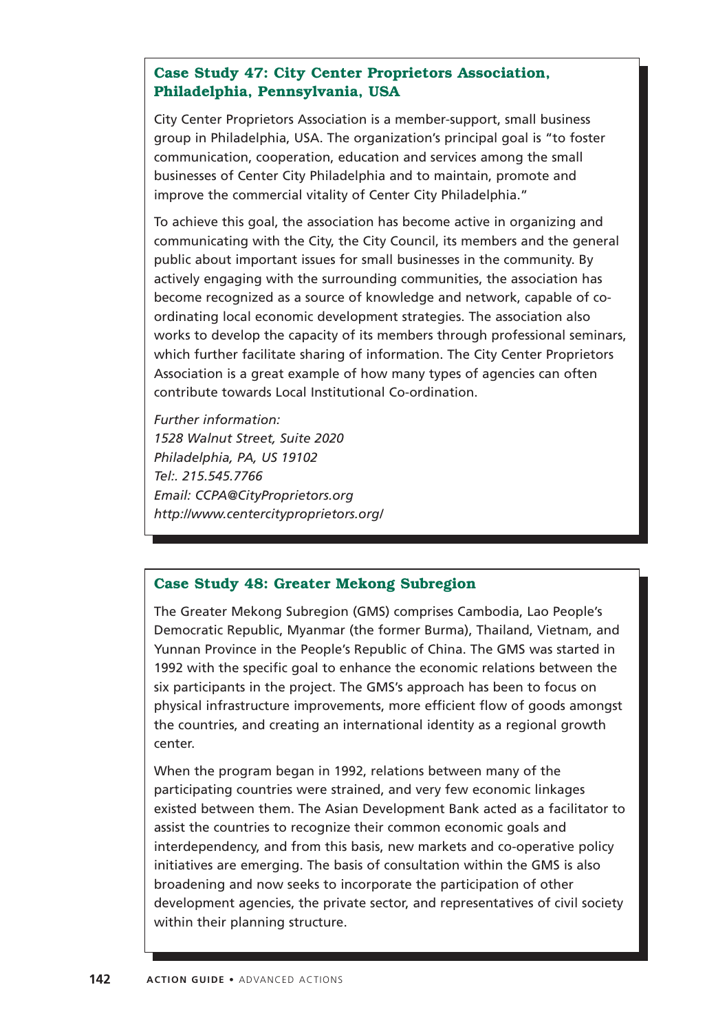### Case Study 47: City Center Proprietors Association, Philadelphia, Pennsylvania, USA

City Center Proprietors Association is a member-support, small business group in Philadelphia, USA. The organization's principal goal is "to foster communication, cooperation, education and services among the small businesses of Center City Philadelphia and to maintain, promote and improve the commercial vitality of Center City Philadelphia."

To achieve this goal, the association has become active in organizing and communicating with the City, the City Council, its members and the general public about important issues for small businesses in the community. By actively engaging with the surrounding communities, the association has become recognized as a source of knowledge and network, capable of co-ordinating local economic development strategies. The association also works to develop the capacity of its members through professional seminars, which further facilitate sharing of information. The City Center Proprietors Association is a great example of how many types of agencies can often contribute towards Local Institutional Co-ordination.

*Further information:*
*1528 Walnut Street, Suite 2020*
*Philadelphia, PA, US 19102*
*Tel:. 215.545.7766*
*Email: CCPA@CityProprietors.org*
*http://www.centercityproprietors.org/*

### Case Study 48: Greater Mekong Subregion

The Greater Mekong Subregion (GMS) comprises Cambodia, Lao People's Democratic Republic, Myanmar (the former Burma), Thailand, Vietnam, and Yunnan Province in the People's Republic of China. The GMS was started in 1992 with the specific goal to enhance the economic relations between the six participants in the project. The GMS's approach has been to focus on physical infrastructure improvements, more efficient flow of goods amongst the countries, and creating an international identity as a regional growth center.

When the program began in 1992, relations between many of the participating countries were strained, and very few economic linkages existed between them. The Asian Development Bank acted as a facilitator to assist the countries to recognize their common economic goals and interdependency, and from this basis, new markets and co-operative policy initiatives are emerging. The basis of consultation within the GMS is also broadening and now seeks to incorporate the participation of other development agencies, the private sector, and representatives of civil society within their planning structure.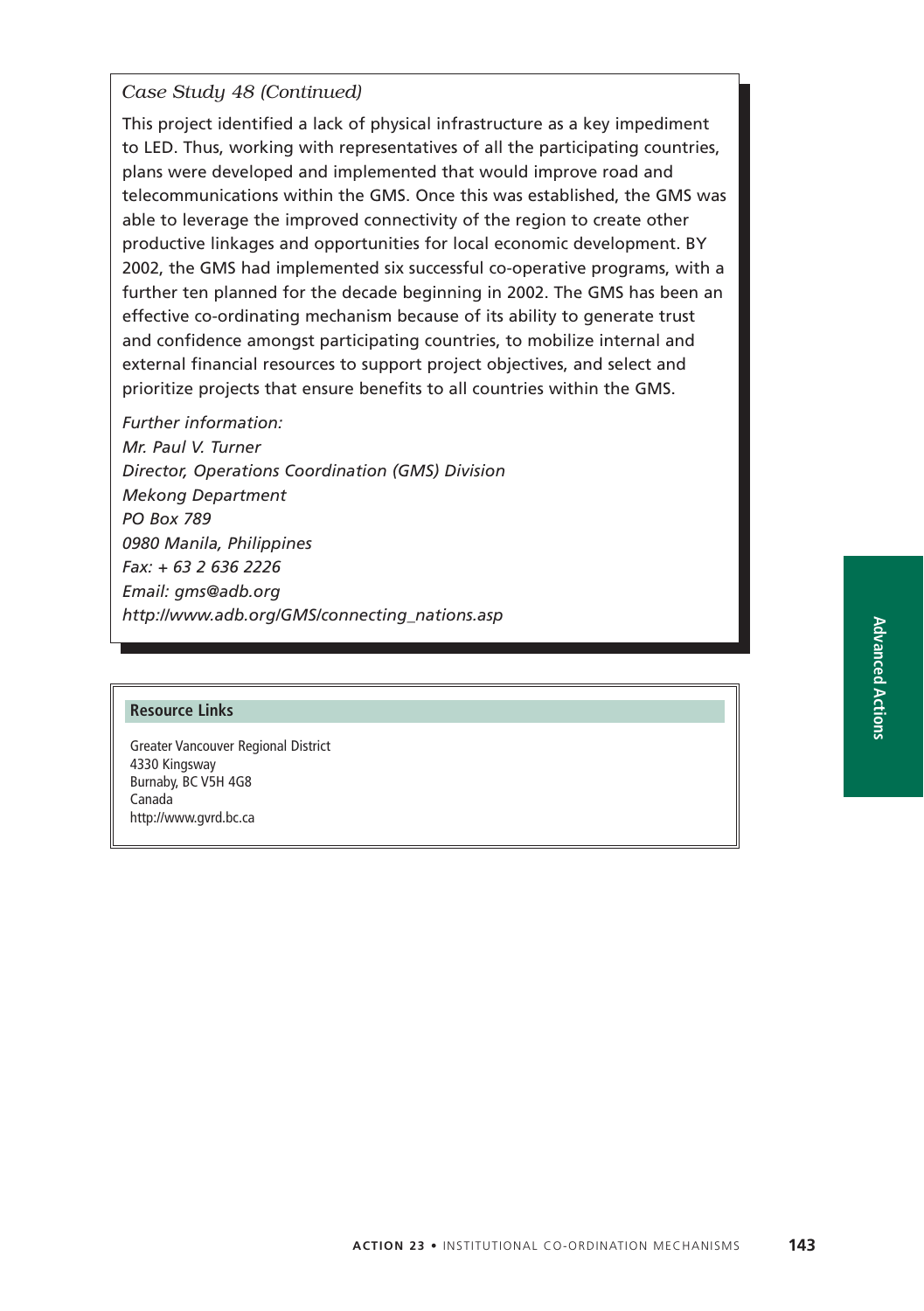*Case Study 48 (Continued)*

This project identified a lack of physical infrastructure as a key impediment to LED. Thus, working with representatives of all the participating countries, plans were developed and implemented that would improve road and telecommunications within the GMS. Once this was established, the GMS was able to leverage the improved connectivity of the region to create other productive linkages and opportunities for local economic development. BY 2002, the GMS had implemented six successful co-operative programs, with a further ten planned for the decade beginning in 2002. The GMS has been an effective co-ordinating mechanism because of its ability to generate trust and confidence amongst participating countries, to mobilize internal and external financial resources to support project objectives, and select and prioritize projects that ensure benefits to all countries within the GMS.

*Further information:*
*Mr. Paul V. Turner*
*Director, Operations Coordination (GMS) Division*
*Mekong Department*
*PO Box 789*
*0980 Manila, Philippines*
*Fax: + 63 2 636 2226*
*Email: gms@adb.org*
*http://www.adb.org/GMS/connecting_nations.asp*

**Resource Links**

Greater Vancouver Regional District
4330 Kingsway
Burnaby, BC V5H 4G8
Canada
http://www.gvrd.bc.ca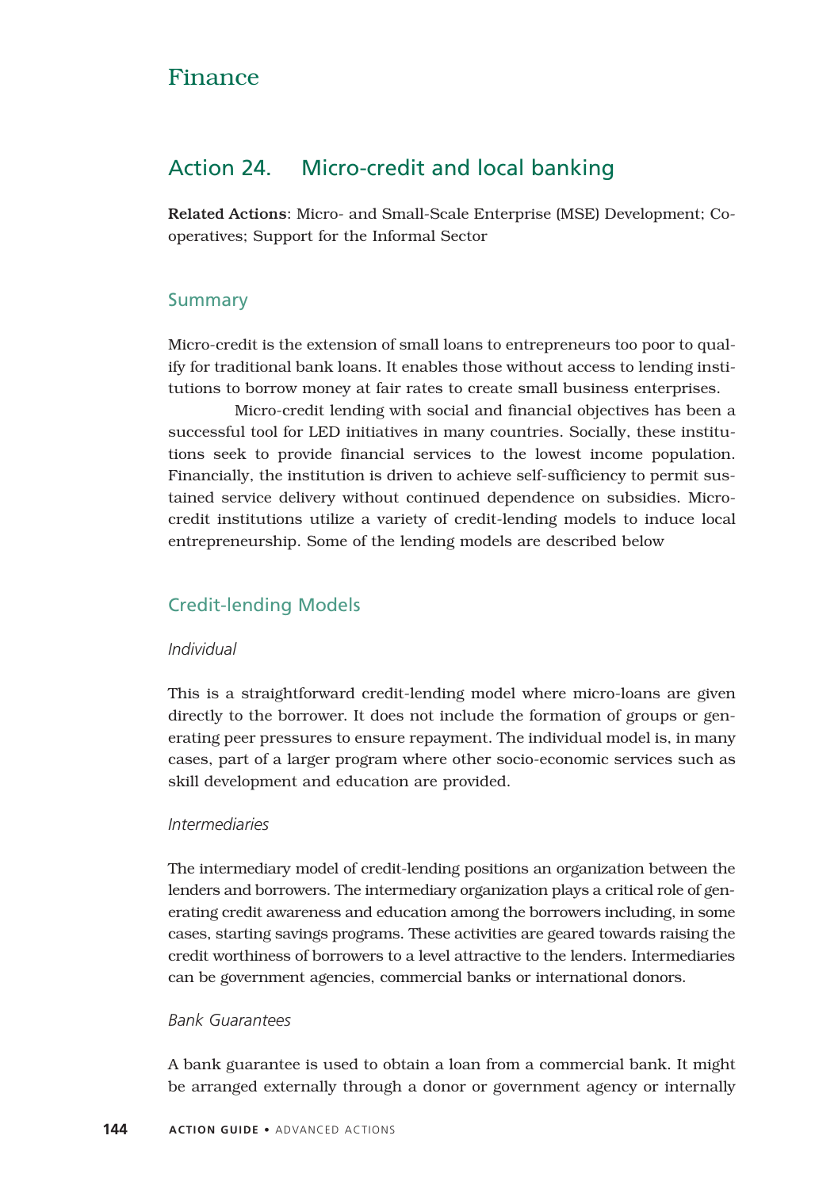# Finance

## Action 24. Micro-credit and local banking

**Related Actions**: Micro- and Small-Scale Enterprise (MSE) Development; Co-operatives; Support for the Informal Sector

### Summary

Micro-credit is the extension of small loans to entrepreneurs too poor to qualify for traditional bank loans. It enables those without access to lending institutions to borrow money at fair rates to create small business enterprises.

Micro-credit lending with social and financial objectives has been a successful tool for LED initiatives in many countries. Socially, these institutions seek to provide financial services to the lowest income population. Financially, the institution is driven to achieve self-sufficiency to permit sustained service delivery without continued dependence on subsidies. Micro-credit institutions utilize a variety of credit-lending models to induce local entrepreneurship. Some of the lending models are described below

### Credit-lending Models

#### *Individual*

This is a straightforward credit-lending model where micro-loans are given directly to the borrower. It does not include the formation of groups or generating peer pressures to ensure repayment. The individual model is, in many cases, part of a larger program where other socio-economic services such as skill development and education are provided.

#### *Intermediaries*

The intermediary model of credit-lending positions an organization between the lenders and borrowers. The intermediary organization plays a critical role of generating credit awareness and education among the borrowers including, in some cases, starting savings programs. These activities are geared towards raising the credit worthiness of borrowers to a level attractive to the lenders. Intermediaries can be government agencies, commercial banks or international donors.

#### *Bank Guarantees*

A bank guarantee is used to obtain a loan from a commercial bank. It might be arranged externally through a donor or government agency or internally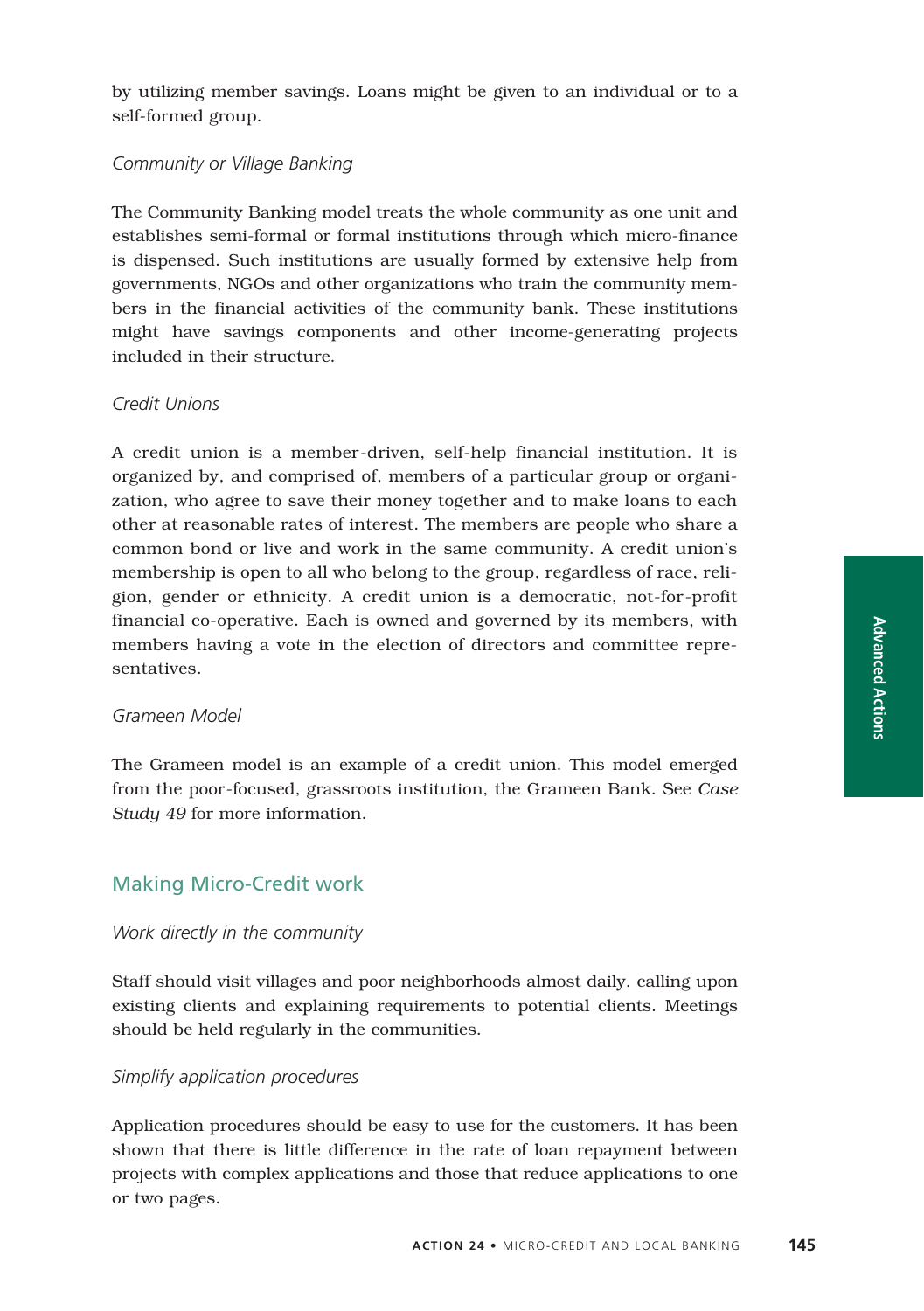by utilizing member savings. Loans might be given to an individual or to a self-formed group.

*Community or Village Banking*

The Community Banking model treats the whole community as one unit and establishes semi-formal or formal institutions through which micro-finance is dispensed. Such institutions are usually formed by extensive help from governments, NGOs and other organizations who train the community members in the financial activities of the community bank. These institutions might have savings components and other income-generating projects included in their structure.

*Credit Unions*

A credit union is a member-driven, self-help financial institution. It is organized by, and comprised of, members of a particular group or organization, who agree to save their money together and to make loans to each other at reasonable rates of interest. The members are people who share a common bond or live and work in the same community. A credit union's membership is open to all who belong to the group, regardless of race, religion, gender or ethnicity. A credit union is a democratic, not-for-profit financial co-operative. Each is owned and governed by its members, with members having a vote in the election of directors and committee representatives.

*Grameen Model*

The Grameen model is an example of a credit union. This model emerged from the poor-focused, grassroots institution, the Grameen Bank. See *Case Study 49* for more information.

## Making Micro-Credit work

*Work directly in the community*

Staff should visit villages and poor neighborhoods almost daily, calling upon existing clients and explaining requirements to potential clients. Meetings should be held regularly in the communities.

*Simplify application procedures*

Application procedures should be easy to use for the customers. It has been shown that there is little difference in the rate of loan repayment between projects with complex applications and those that reduce applications to one or two pages.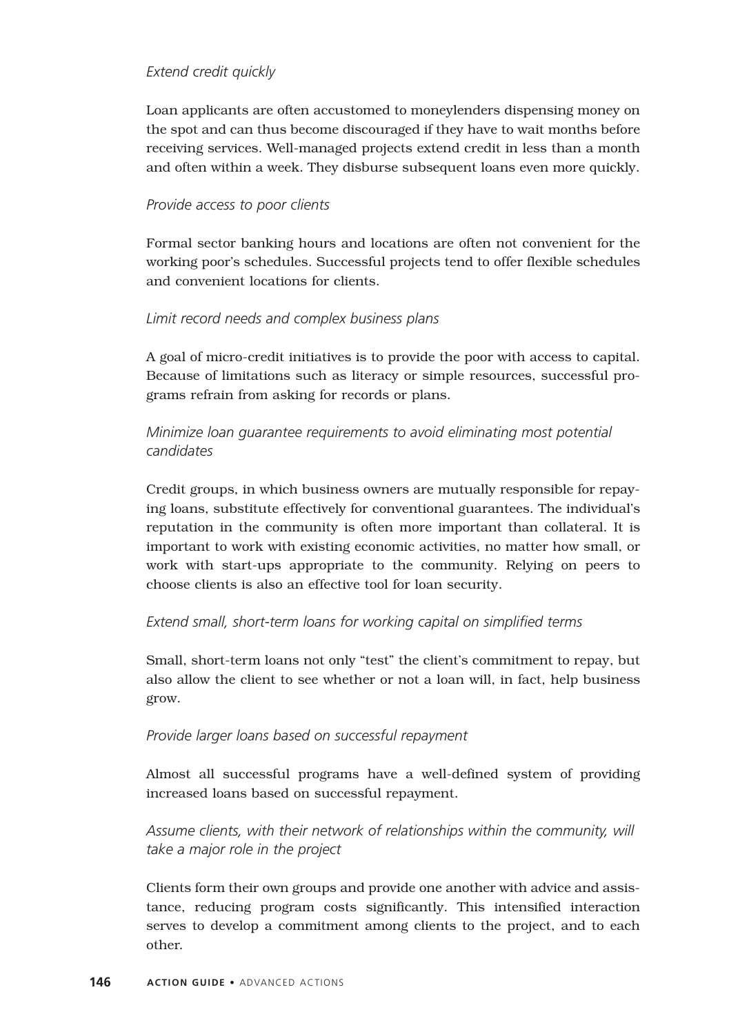*Extend credit quickly*

Loan applicants are often accustomed to moneylenders dispensing money on the spot and can thus become discouraged if they have to wait months before receiving services. Well-managed projects extend credit in less than a month and often within a week. They disburse subsequent loans even more quickly.

*Provide access to poor clients*

Formal sector banking hours and locations are often not convenient for the working poor's schedules. Successful projects tend to offer flexible schedules and convenient locations for clients.

*Limit record needs and complex business plans*

A goal of micro-credit initiatives is to provide the poor with access to capital. Because of limitations such as literacy or simple resources, successful programs refrain from asking for records or plans.

*Minimize loan guarantee requirements to avoid eliminating most potential candidates*

Credit groups, in which business owners are mutually responsible for repaying loans, substitute effectively for conventional guarantees. The individual's reputation in the community is often more important than collateral. It is important to work with existing economic activities, no matter how small, or work with start-ups appropriate to the community. Relying on peers to choose clients is also an effective tool for loan security.

*Extend small, short-term loans for working capital on simplified terms*

Small, short-term loans not only "test" the client's commitment to repay, but also allow the client to see whether or not a loan will, in fact, help business grow.

*Provide larger loans based on successful repayment*

Almost all successful programs have a well-defined system of providing increased loans based on successful repayment.

*Assume clients, with their network of relationships within the community, will take a major role in the project*

Clients form their own groups and provide one another with advice and assistance, reducing program costs significantly. This intensified interaction serves to develop a commitment among clients to the project, and to each other.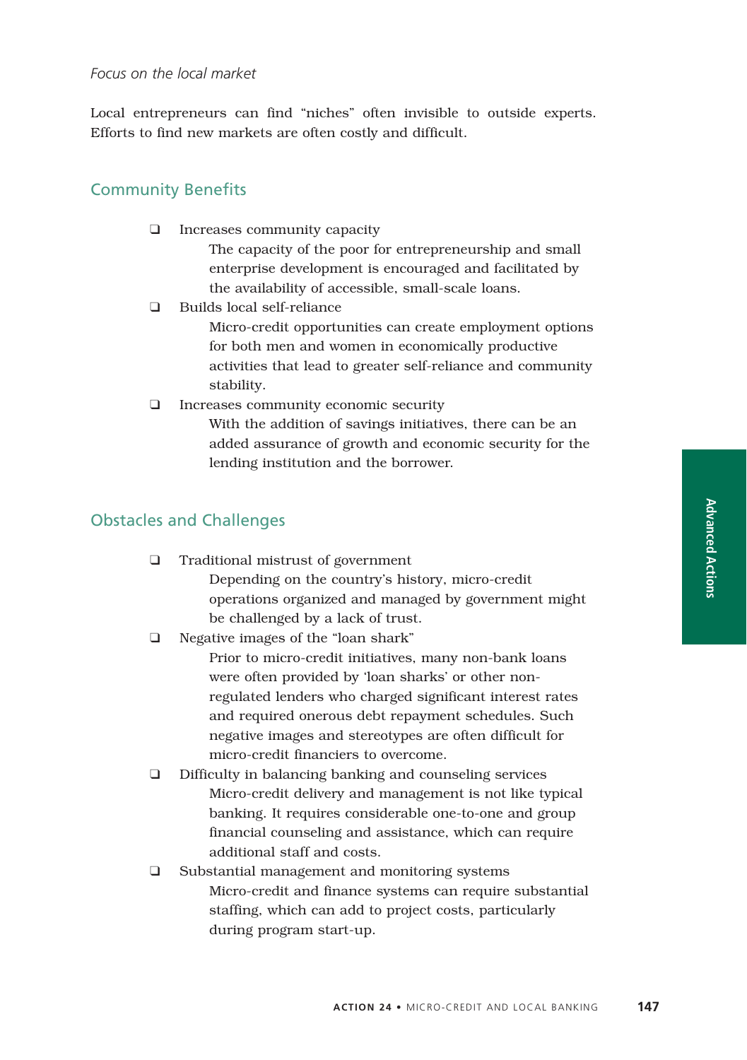*Focus on the local market*

Local entrepreneurs can find "niches" often invisible to outside experts. Efforts to find new markets are often costly and difficult.

## Community Benefits

- Increases community capacity
  The capacity of the poor for entrepreneurship and small enterprise development is encouraged and facilitated by the availability of accessible, small-scale loans.
- Builds local self-reliance
  Micro-credit opportunities can create employment options for both men and women in economically productive activities that lead to greater self-reliance and community stability.
- Increases community economic security
  With the addition of savings initiatives, there can be an added assurance of growth and economic security for the lending institution and the borrower.

## Obstacles and Challenges

- Traditional mistrust of government
  Depending on the country's history, micro-credit operations organized and managed by government might be challenged by a lack of trust.
- Negative images of the "loan shark"
  Prior to micro-credit initiatives, many non-bank loans were often provided by 'loan sharks' or other non-regulated lenders who charged significant interest rates and required onerous debt repayment schedules. Such negative images and stereotypes are often difficult for micro-credit financiers to overcome.
- Difficulty in balancing banking and counseling services
  Micro-credit delivery and management is not like typical banking. It requires considerable one-to-one and group financial counseling and assistance, which can require additional staff and costs.
- Substantial management and monitoring systems
  Micro-credit and finance systems can require substantial staffing, which can add to project costs, particularly during program start-up.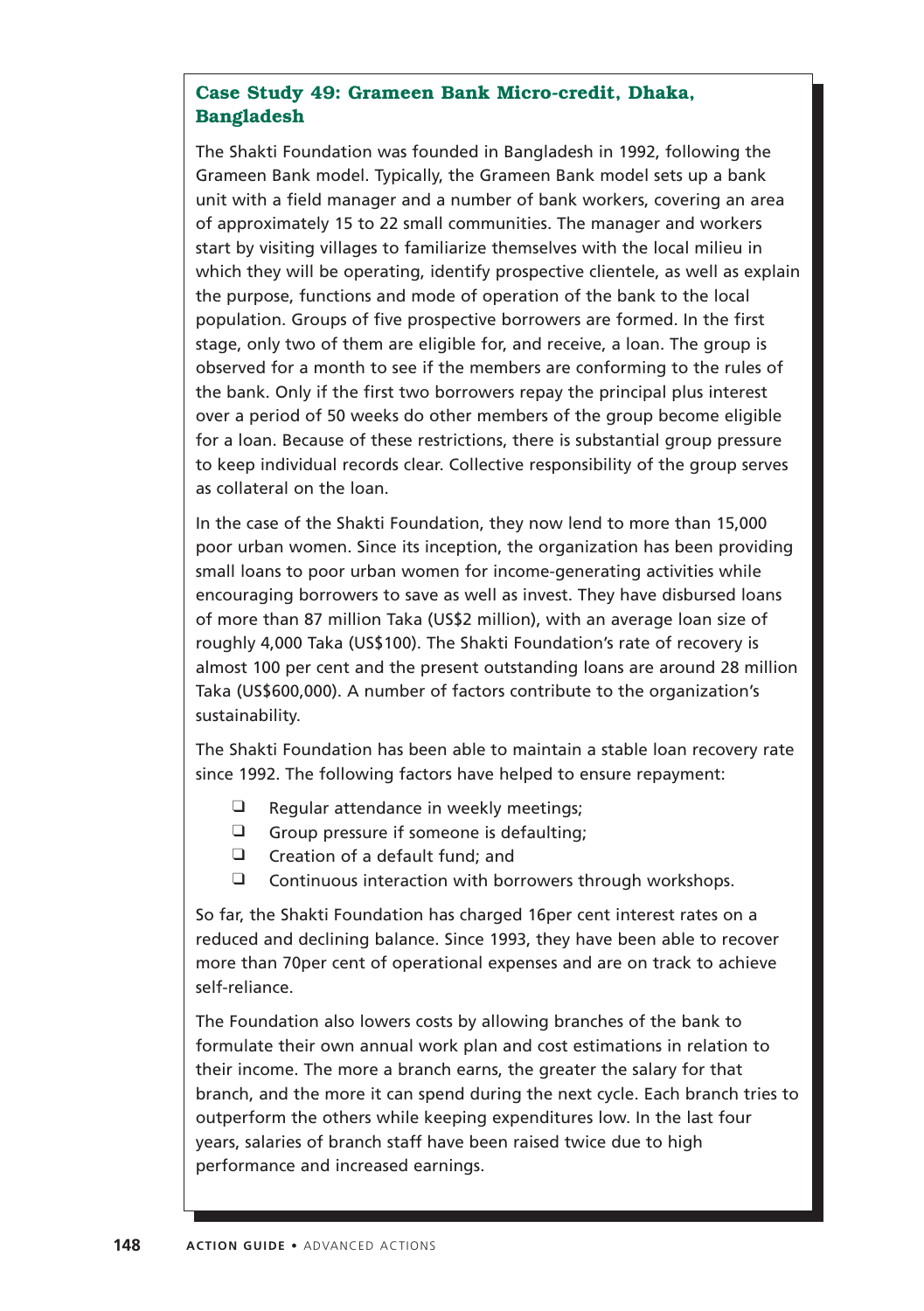## Case Study 49: Grameen Bank Micro-credit, Dhaka, Bangladesh

The Shakti Foundation was founded in Bangladesh in 1992, following the Grameen Bank model. Typically, the Grameen Bank model sets up a bank unit with a field manager and a number of bank workers, covering an area of approximately 15 to 22 small communities. The manager and workers start by visiting villages to familiarize themselves with the local milieu in which they will be operating, identify prospective clientele, as well as explain the purpose, functions and mode of operation of the bank to the local population. Groups of five prospective borrowers are formed. In the first stage, only two of them are eligible for, and receive, a loan. The group is observed for a month to see if the members are conforming to the rules of the bank. Only if the first two borrowers repay the principal plus interest over a period of 50 weeks do other members of the group become eligible for a loan. Because of these restrictions, there is substantial group pressure to keep individual records clear. Collective responsibility of the group serves as collateral on the loan.

In the case of the Shakti Foundation, they now lend to more than 15,000 poor urban women. Since its inception, the organization has been providing small loans to poor urban women for income-generating activities while encouraging borrowers to save as well as invest. They have disbursed loans of more than 87 million Taka (US$2 million), with an average loan size of roughly 4,000 Taka (US$100). The Shakti Foundation's rate of recovery is almost 100 per cent and the present outstanding loans are around 28 million Taka (US$600,000). A number of factors contribute to the organization's sustainability.

The Shakti Foundation has been able to maintain a stable loan recovery rate since 1992. The following factors have helped to ensure repayment:

- Regular attendance in weekly meetings;
- Group pressure if someone is defaulting;
- Creation of a default fund; and
- Continuous interaction with borrowers through workshops.

So far, the Shakti Foundation has charged 16per cent interest rates on a reduced and declining balance. Since 1993, they have been able to recover more than 70per cent of operational expenses and are on track to achieve self-reliance.

The Foundation also lowers costs by allowing branches of the bank to formulate their own annual work plan and cost estimations in relation to their income. The more a branch earns, the greater the salary for that branch, and the more it can spend during the next cycle. Each branch tries to outperform the others while keeping expenditures low. In the last four years, salaries of branch staff have been raised twice due to high performance and increased earnings.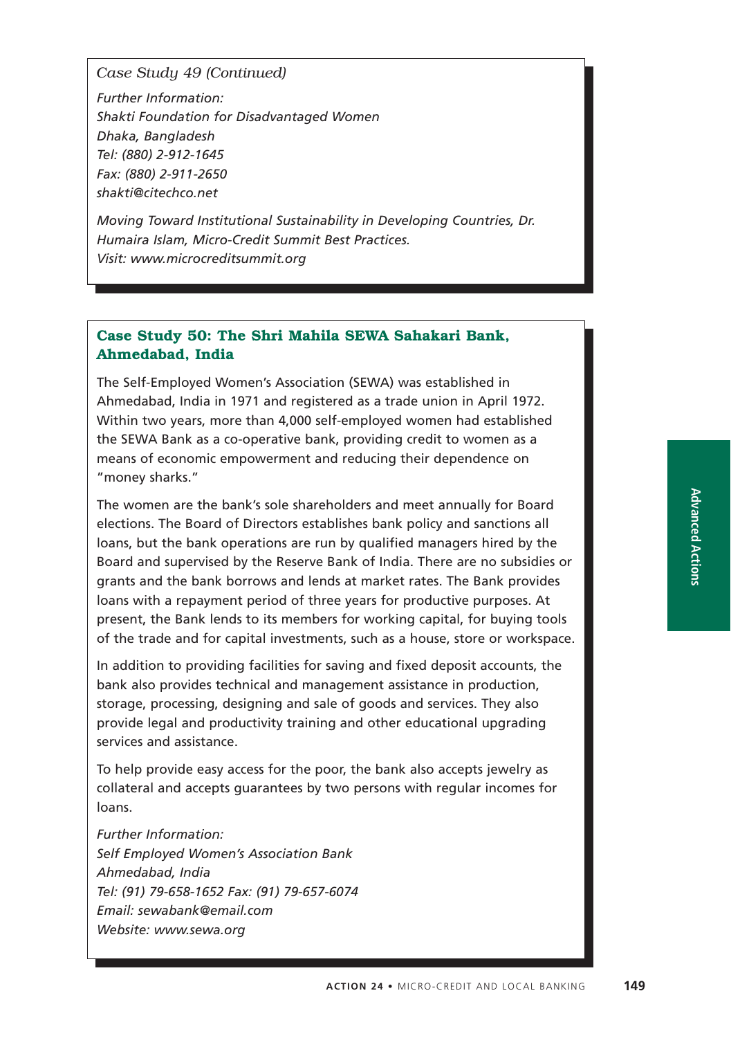*Case Study 49 (Continued)*

*Further Information:*
*Shakti Foundation for Disadvantaged Women*
*Dhaka, Bangladesh*
*Tel: (880) 2-912-1645*
*Fax: (880) 2-911-2650*
*shakti@citechco.net*

*Moving Toward Institutional Sustainability in Developing Countries, Dr. Humaira Islam, Micro-Credit Summit Best Practices.*
*Visit: www.microcreditsummit.org*

### Case Study 50: The Shri Mahila SEWA Sahakari Bank, Ahmedabad, India

The Self-Employed Women's Association (SEWA) was established in Ahmedabad, India in 1971 and registered as a trade union in April 1972. Within two years, more than 4,000 self-employed women had established the SEWA Bank as a co-operative bank, providing credit to women as a means of economic empowerment and reducing their dependence on "money sharks."

The women are the bank's sole shareholders and meet annually for Board elections. The Board of Directors establishes bank policy and sanctions all loans, but the bank operations are run by qualified managers hired by the Board and supervised by the Reserve Bank of India. There are no subsidies or grants and the bank borrows and lends at market rates. The Bank provides loans with a repayment period of three years for productive purposes. At present, the Bank lends to its members for working capital, for buying tools of the trade and for capital investments, such as a house, store or workspace.

In addition to providing facilities for saving and fixed deposit accounts, the bank also provides technical and management assistance in production, storage, processing, designing and sale of goods and services. They also provide legal and productivity training and other educational upgrading services and assistance.

To help provide easy access for the poor, the bank also accepts jewelry as collateral and accepts guarantees by two persons with regular incomes for loans.

*Further Information:*
*Self Employed Women's Association Bank*
*Ahmedabad, India*
*Tel: (91) 79-658-1652 Fax: (91) 79-657-6074*
*Email: sewabank@email.com*
*Website: www.sewa.org*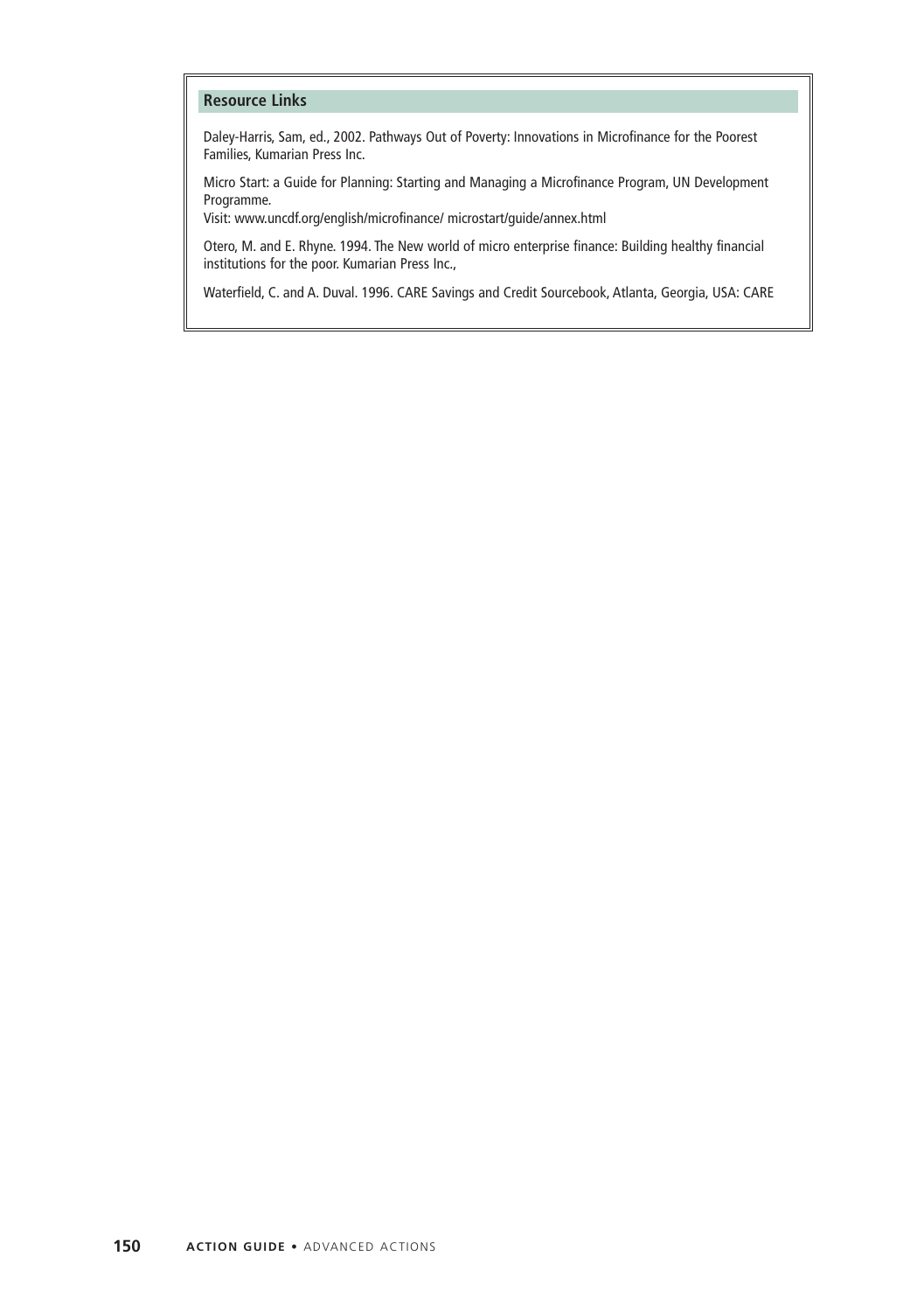### Resource Links

Daley-Harris, Sam, ed., 2002. Pathways Out of Poverty: Innovations in Microfinance for the Poorest Families, Kumarian Press Inc.

Micro Start: a Guide for Planning: Starting and Managing a Microfinance Program, UN Development Programme.
Visit: www.uncdf.org/english/microfinance/ microstart/guide/annex.html

Otero, M. and E. Rhyne. 1994. The New world of micro enterprise finance: Building healthy financial institutions for the poor. Kumarian Press Inc.,

Waterfield, C. and A. Duval. 1996. CARE Savings and Credit Sourcebook, Atlanta, Georgia, USA: CARE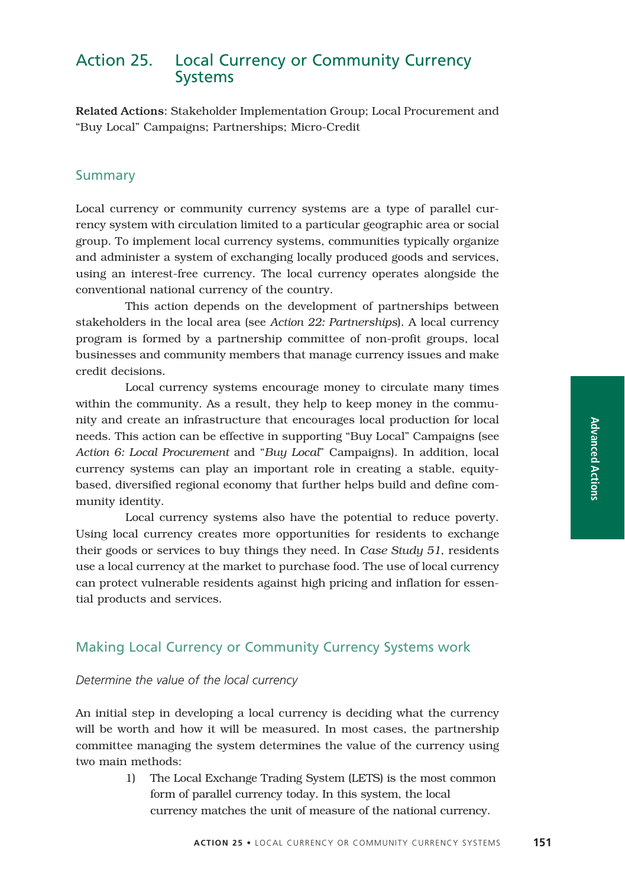# Action 25. Local Currency or Community Currency Systems

**Related Actions**: Stakeholder Implementation Group; Local Procurement and "Buy Local" Campaigns; Partnerships; Micro-Credit

## Summary

Local currency or community currency systems are a type of parallel currency system with circulation limited to a particular geographic area or social group. To implement local currency systems, communities typically organize and administer a system of exchanging locally produced goods and services, using an interest-free currency. The local currency operates alongside the conventional national currency of the country.

This action depends on the development of partnerships between stakeholders in the local area (see *Action 22: Partnerships*). A local currency program is formed by a partnership committee of non-profit groups, local businesses and community members that manage currency issues and make credit decisions.

Local currency systems encourage money to circulate many times within the community. As a result, they help to keep money in the community and create an infrastructure that encourages local production for local needs. This action can be effective in supporting "Buy Local" Campaigns (see *Action 6: Local Procurement* and "*Buy Local*" Campaigns). In addition, local currency systems can play an important role in creating a stable, equity-based, diversified regional economy that further helps build and define community identity.

Local currency systems also have the potential to reduce poverty. Using local currency creates more opportunities for residents to exchange their goods or services to buy things they need. In *Case Study 51*, residents use a local currency at the market to purchase food. The use of local currency can protect vulnerable residents against high pricing and inflation for essential products and services.

## Making Local Currency or Community Currency Systems work

*Determine the value of the local currency*

An initial step in developing a local currency is deciding what the currency will be worth and how it will be measured. In most cases, the partnership committee managing the system determines the value of the currency using two main methods:

1) The Local Exchange Trading System (LETS) is the most common form of parallel currency today. In this system, the local currency matches the unit of measure of the national currency.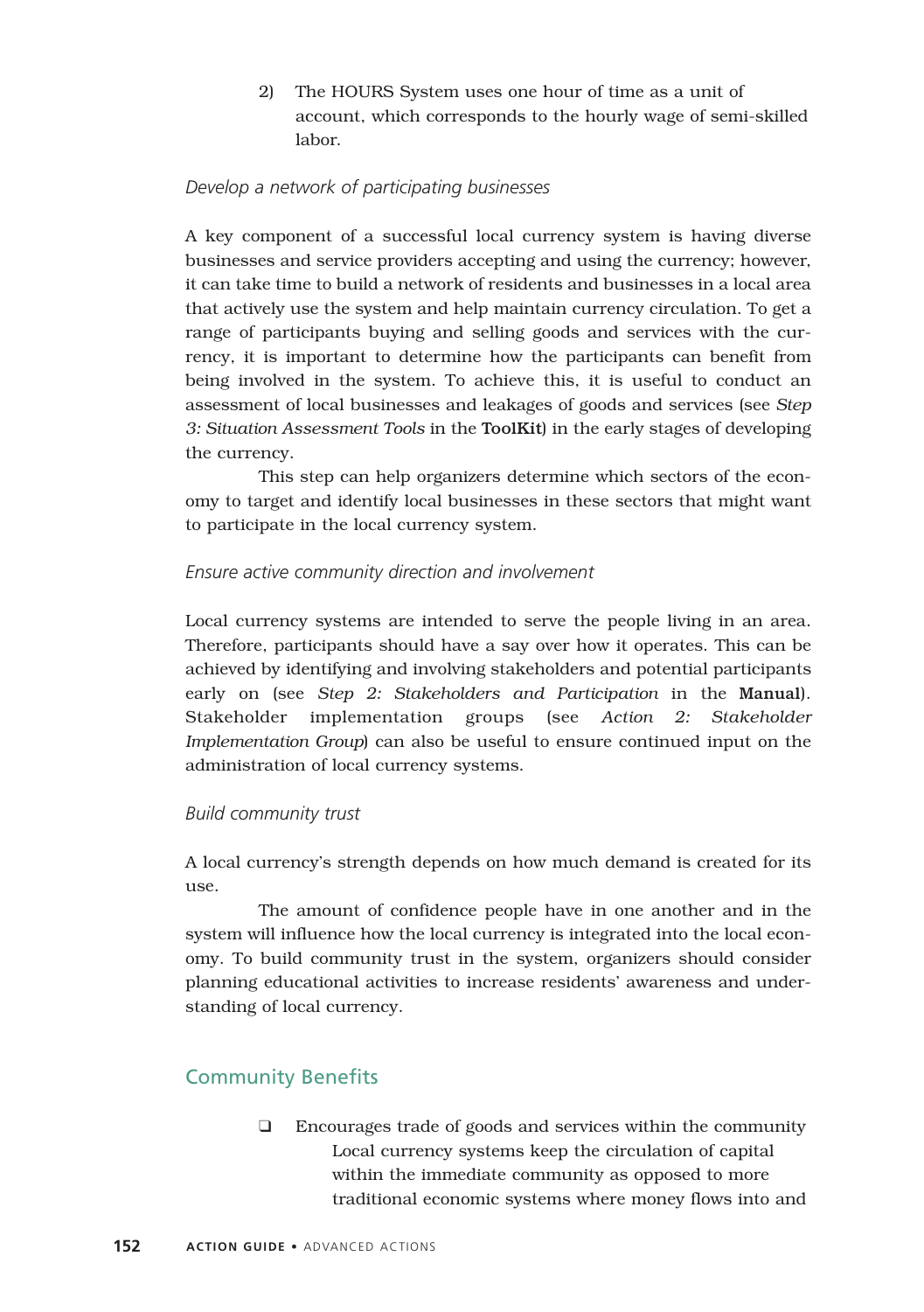2) The HOURS System uses one hour of time as a unit of account, which corresponds to the hourly wage of semi-skilled labor.

*Develop a network of participating businesses*

A key component of a successful local currency system is having diverse businesses and service providers accepting and using the currency; however, it can take time to build a network of residents and businesses in a local area that actively use the system and help maintain currency circulation. To get a range of participants buying and selling goods and services with the currency, it is important to determine how the participants can benefit from being involved in the system. To achieve this, it is useful to conduct an assessment of local businesses and leakages of goods and services (see *Step 3: Situation Assessment Tools* in the **ToolKit**) in the early stages of developing the currency.

This step can help organizers determine which sectors of the economy to target and identify local businesses in these sectors that might want to participate in the local currency system.

*Ensure active community direction and involvement*

Local currency systems are intended to serve the people living in an area. Therefore, participants should have a say over how it operates. This can be achieved by identifying and involving stakeholders and potential participants early on (see *Step 2: Stakeholders and Participation* in the **Manual**). Stakeholder implementation groups (see *Action 2: Stakeholder Implementation Group*) can also be useful to ensure continued input on the administration of local currency systems.

*Build community trust*

A local currency's strength depends on how much demand is created for its use.

The amount of confidence people have in one another and in the system will influence how the local currency is integrated into the local economy. To build community trust in the system, organizers should consider planning educational activities to increase residents' awareness and understanding of local currency.

## Community Benefits

- ❑ Encourages trade of goods and services within the community
  Local currency systems keep the circulation of capital within the immediate community as opposed to more traditional economic systems where money flows into and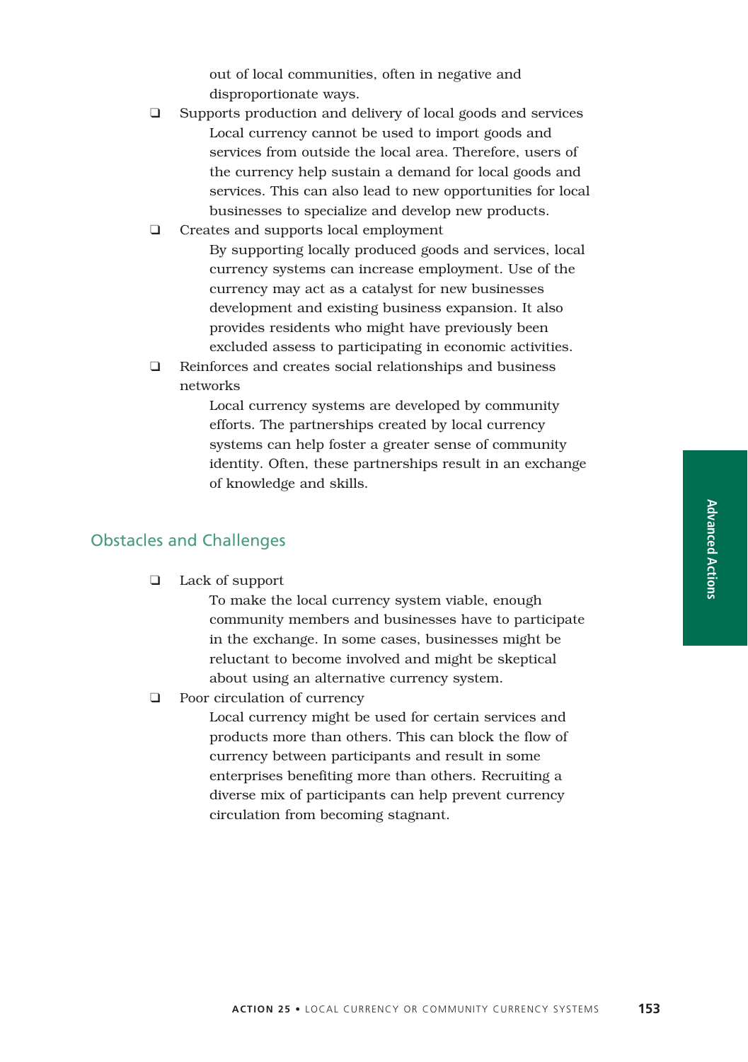out of local communities, often in negative and disproportionate ways.

- ❑ Supports production and delivery of local goods and services

  Local currency cannot be used to import goods and services from outside the local area. Therefore, users of the currency help sustain a demand for local goods and services. This can also lead to new opportunities for local businesses to specialize and develop new products.

- ❑ Creates and supports local employment

  By supporting locally produced goods and services, local currency systems can increase employment. Use of the currency may act as a catalyst for new businesses development and existing business expansion. It also provides residents who might have previously been excluded assess to participating in economic activities.

- ❑ Reinforces and creates social relationships and business networks

  Local currency systems are developed by community efforts. The partnerships created by local currency systems can help foster a greater sense of community identity. Often, these partnerships result in an exchange of knowledge and skills.

## Obstacles and Challenges

- ❑ Lack of support

  To make the local currency system viable, enough community members and businesses have to participate in the exchange. In some cases, businesses might be reluctant to become involved and might be skeptical about using an alternative currency system.

- ❑ Poor circulation of currency

  Local currency might be used for certain services and products more than others. This can block the flow of currency between participants and result in some enterprises benefiting more than others. Recruiting a diverse mix of participants can help prevent currency circulation from becoming stagnant.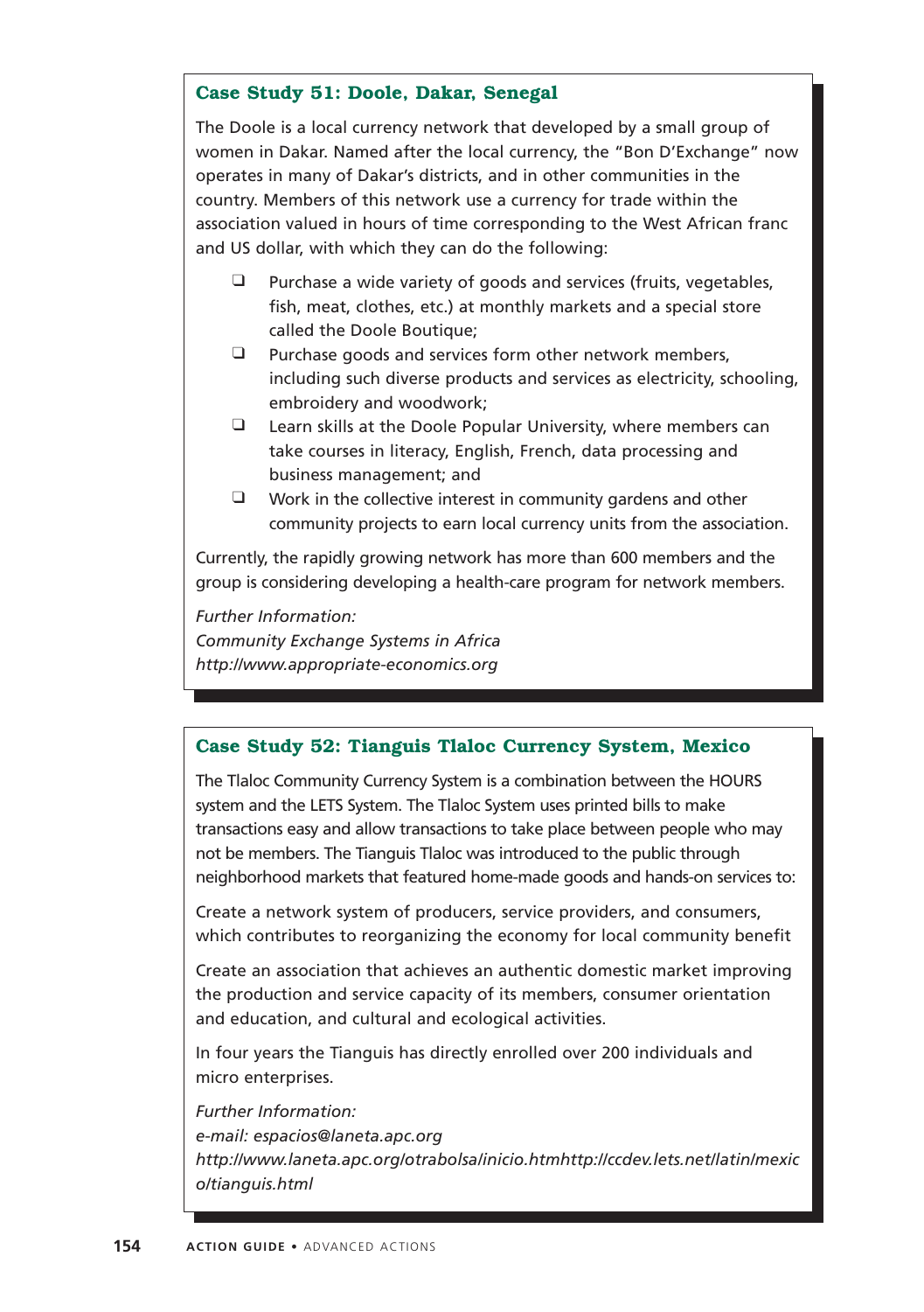### Case Study 51: Doole, Dakar, Senegal

The Doole is a local currency network that developed by a small group of women in Dakar. Named after the local currency, the "Bon D'Exchange" now operates in many of Dakar's districts, and in other communities in the country. Members of this network use a currency for trade within the association valued in hours of time corresponding to the West African franc and US dollar, with which they can do the following:

- Purchase a wide variety of goods and services (fruits, vegetables, fish, meat, clothes, etc.) at monthly markets and a special store called the Doole Boutique;
- Purchase goods and services form other network members, including such diverse products and services as electricity, schooling, embroidery and woodwork;
- Learn skills at the Doole Popular University, where members can take courses in literacy, English, French, data processing and business management; and
- Work in the collective interest in community gardens and other community projects to earn local currency units from the association.

Currently, the rapidly growing network has more than 600 members and the group is considering developing a health-care program for network members.

*Further Information:*
*Community Exchange Systems in Africa*
*http://www.appropriate-economics.org*

### Case Study 52: Tianguis Tlaloc Currency System, Mexico

The Tlaloc Community Currency System is a combination between the HOURS system and the LETS System. The Tlaloc System uses printed bills to make transactions easy and allow transactions to take place between people who may not be members. The Tianguis Tlaloc was introduced to the public through neighborhood markets that featured home-made goods and hands-on services to:

Create a network system of producers, service providers, and consumers, which contributes to reorganizing the economy for local community benefit

Create an association that achieves an authentic domestic market improving the production and service capacity of its members, consumer orientation and education, and cultural and ecological activities.

In four years the Tianguis has directly enrolled over 200 individuals and micro enterprises.

*Further Information:*
*e-mail: espacios@laneta.apc.org*
*http://www.laneta.apc.org/otrabolsa/inicio.htmhttp://ccdev.lets.net/latin/mexico/tianguis.html*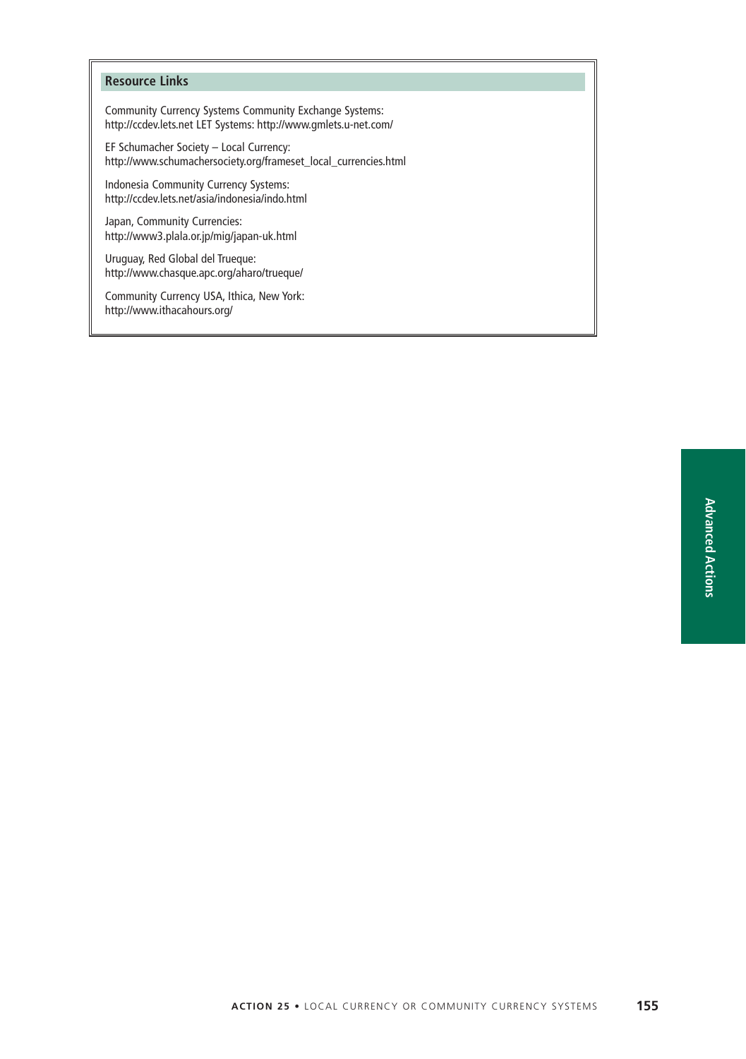### Resource Links

Community Currency Systems Community Exchange Systems:
http://ccdev.lets.net LET Systems: http://www.gmlets.u-net.com/

EF Schumacher Society – Local Currency:
http://www.schumachersociety.org/frameset_local_currencies.html

Indonesia Community Currency Systems:
http://ccdev.lets.net/asia/indonesia/indo.html

Japan, Community Currencies:
http://www3.plala.or.jp/mig/japan-uk.html

Uruguay, Red Global del Trueque:
http://www.chasque.apc.org/aharo/trueque/

Community Currency USA, Ithica, New York:
http://www.ithacahours.org/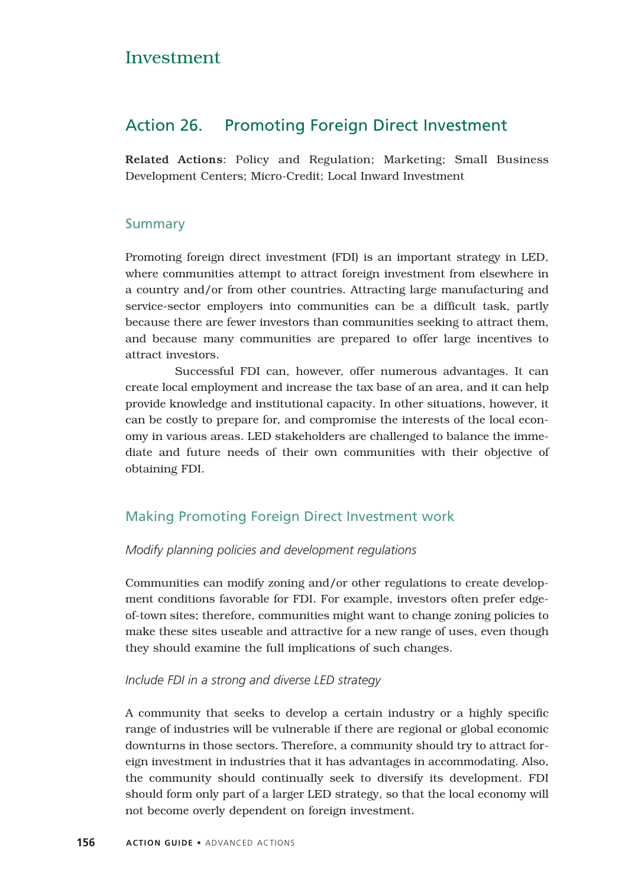# Investment

## Action 26. Promoting Foreign Direct Investment

**Related Actions**: Policy and Regulation; Marketing; Small Business Development Centers; Micro-Credit; Local Inward Investment

### Summary

Promoting foreign direct investment (FDI) is an important strategy in LED, where communities attempt to attract foreign investment from elsewhere in a country and/or from other countries. Attracting large manufacturing and service-sector employers into communities can be a difficult task, partly because there are fewer investors than communities seeking to attract them, and because many communities are prepared to offer large incentives to attract investors.

Successful FDI can, however, offer numerous advantages. It can create local employment and increase the tax base of an area, and it can help provide knowledge and institutional capacity. In other situations, however, it can be costly to prepare for, and compromise the interests of the local economy in various areas. LED stakeholders are challenged to balance the immediate and future needs of their own communities with their objective of obtaining FDI.

### Making Promoting Foreign Direct Investment work

*Modify planning policies and development regulations*

Communities can modify zoning and/or other regulations to create development conditions favorable for FDI. For example, investors often prefer edge-of-town sites; therefore, communities might want to change zoning policies to make these sites useable and attractive for a new range of uses, even though they should examine the full implications of such changes.

*Include FDI in a strong and diverse LED strategy*

A community that seeks to develop a certain industry or a highly specific range of industries will be vulnerable if there are regional or global economic downturns in those sectors. Therefore, a community should try to attract foreign investment in industries that it has advantages in accommodating. Also, the community should continually seek to diversify its development. FDI should form only part of a larger LED strategy, so that the local economy will not become overly dependent on foreign investment.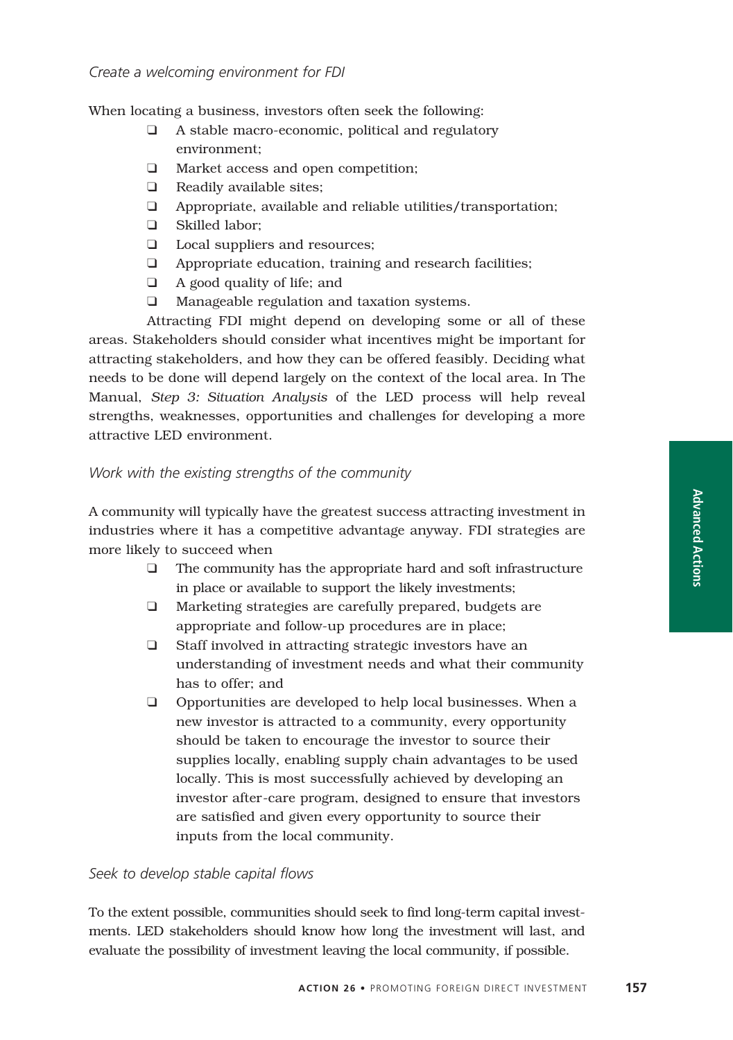*Create a welcoming environment for FDI*

When locating a business, investors often seek the following:

- A stable macro-economic, political and regulatory environment;
- Market access and open competition;
- Readily available sites;
- Appropriate, available and reliable utilities/transportation;
- Skilled labor;
- Local suppliers and resources;
- Appropriate education, training and research facilities;
- A good quality of life; and
- Manageable regulation and taxation systems.

Attracting FDI might depend on developing some or all of these areas. Stakeholders should consider what incentives might be important for attracting stakeholders, and how they can be offered feasibly. Deciding what needs to be done will depend largely on the context of the local area. In The Manual, *Step 3: Situation Analysis* of the LED process will help reveal strengths, weaknesses, opportunities and challenges for developing a more attractive LED environment.

*Work with the existing strengths of the community*

A community will typically have the greatest success attracting investment in industries where it has a competitive advantage anyway. FDI strategies are more likely to succeed when

- The community has the appropriate hard and soft infrastructure in place or available to support the likely investments;
- Marketing strategies are carefully prepared, budgets are appropriate and follow-up procedures are in place;
- Staff involved in attracting strategic investors have an understanding of investment needs and what their community has to offer; and
- Opportunities are developed to help local businesses. When a new investor is attracted to a community, every opportunity should be taken to encourage the investor to source their supplies locally, enabling supply chain advantages to be used locally. This is most successfully achieved by developing an investor after-care program, designed to ensure that investors are satisfied and given every opportunity to source their inputs from the local community.

*Seek to develop stable capital flows*

To the extent possible, communities should seek to find long-term capital investments. LED stakeholders should know how long the investment will last, and evaluate the possibility of investment leaving the local community, if possible.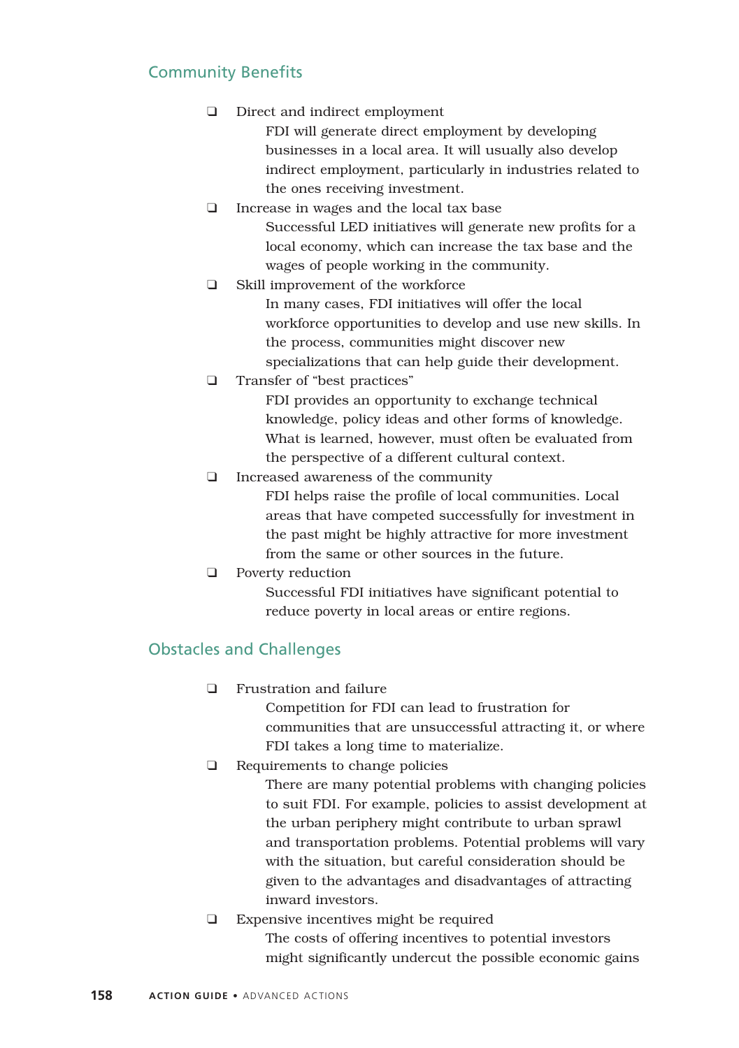## Community Benefits

- Direct and indirect employment

  FDI will generate direct employment by developing businesses in a local area. It will usually also develop indirect employment, particularly in industries related to the ones receiving investment.

- Increase in wages and the local tax base

  Successful LED initiatives will generate new profits for a local economy, which can increase the tax base and the wages of people working in the community.

- Skill improvement of the workforce

  In many cases, FDI initiatives will offer the local workforce opportunities to develop and use new skills. In the process, communities might discover new specializations that can help guide their development.

- Transfer of "best practices"

  FDI provides an opportunity to exchange technical knowledge, policy ideas and other forms of knowledge. What is learned, however, must often be evaluated from the perspective of a different cultural context.

- Increased awareness of the community

  FDI helps raise the profile of local communities. Local areas that have competed successfully for investment in the past might be highly attractive for more investment from the same or other sources in the future.

- Poverty reduction

  Successful FDI initiatives have significant potential to reduce poverty in local areas or entire regions.

## Obstacles and Challenges

- Frustration and failure

  Competition for FDI can lead to frustration for communities that are unsuccessful attracting it, or where FDI takes a long time to materialize.

- Requirements to change policies

  There are many potential problems with changing policies to suit FDI. For example, policies to assist development at the urban periphery might contribute to urban sprawl and transportation problems. Potential problems will vary with the situation, but careful consideration should be given to the advantages and disadvantages of attracting inward investors.

- Expensive incentives might be required

  The costs of offering incentives to potential investors might significantly undercut the possible economic gains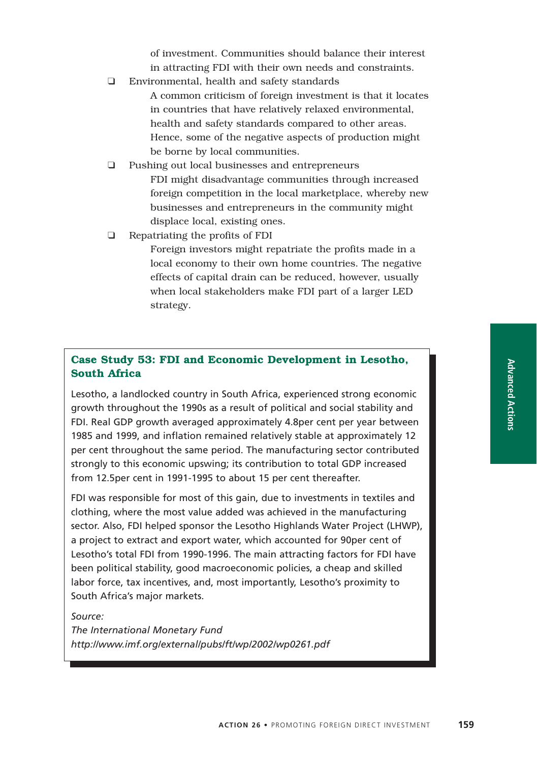of investment. Communities should balance their interest in attracting FDI with their own needs and constraints.

- Environmental, health and safety standards

  A common criticism of foreign investment is that it locates in countries that have relatively relaxed environmental, health and safety standards compared to other areas. Hence, some of the negative aspects of production might be borne by local communities.

- Pushing out local businesses and entrepreneurs

  FDI might disadvantage communities through increased foreign competition in the local marketplace, whereby new businesses and entrepreneurs in the community might displace local, existing ones.

- Repatriating the profits of FDI

  Foreign investors might repatriate the profits made in a local economy to their own home countries. The negative effects of capital drain can be reduced, however, usually when local stakeholders make FDI part of a larger LED strategy.

### Case Study 53: FDI and Economic Development in Lesotho, South Africa

Lesotho, a landlocked country in South Africa, experienced strong economic growth throughout the 1990s as a result of political and social stability and FDI. Real GDP growth averaged approximately 4.8per cent per year between 1985 and 1999, and inflation remained relatively stable at approximately 12 per cent throughout the same period. The manufacturing sector contributed strongly to this economic upswing; its contribution to total GDP increased from 12.5per cent in 1991-1995 to about 15 per cent thereafter.

FDI was responsible for most of this gain, due to investments in textiles and clothing, where the most value added was achieved in the manufacturing sector. Also, FDI helped sponsor the Lesotho Highlands Water Project (LHWP), a project to extract and export water, which accounted for 90per cent of Lesotho's total FDI from 1990-1996. The main attracting factors for FDI have been political stability, good macroeconomic policies, a cheap and skilled labor force, tax incentives, and, most importantly, Lesotho's proximity to South Africa's major markets.

*Source:*
*The International Monetary Fund*
*http://www.imf.org/external/pubs/ft/wp/2002/wp0261.pdf*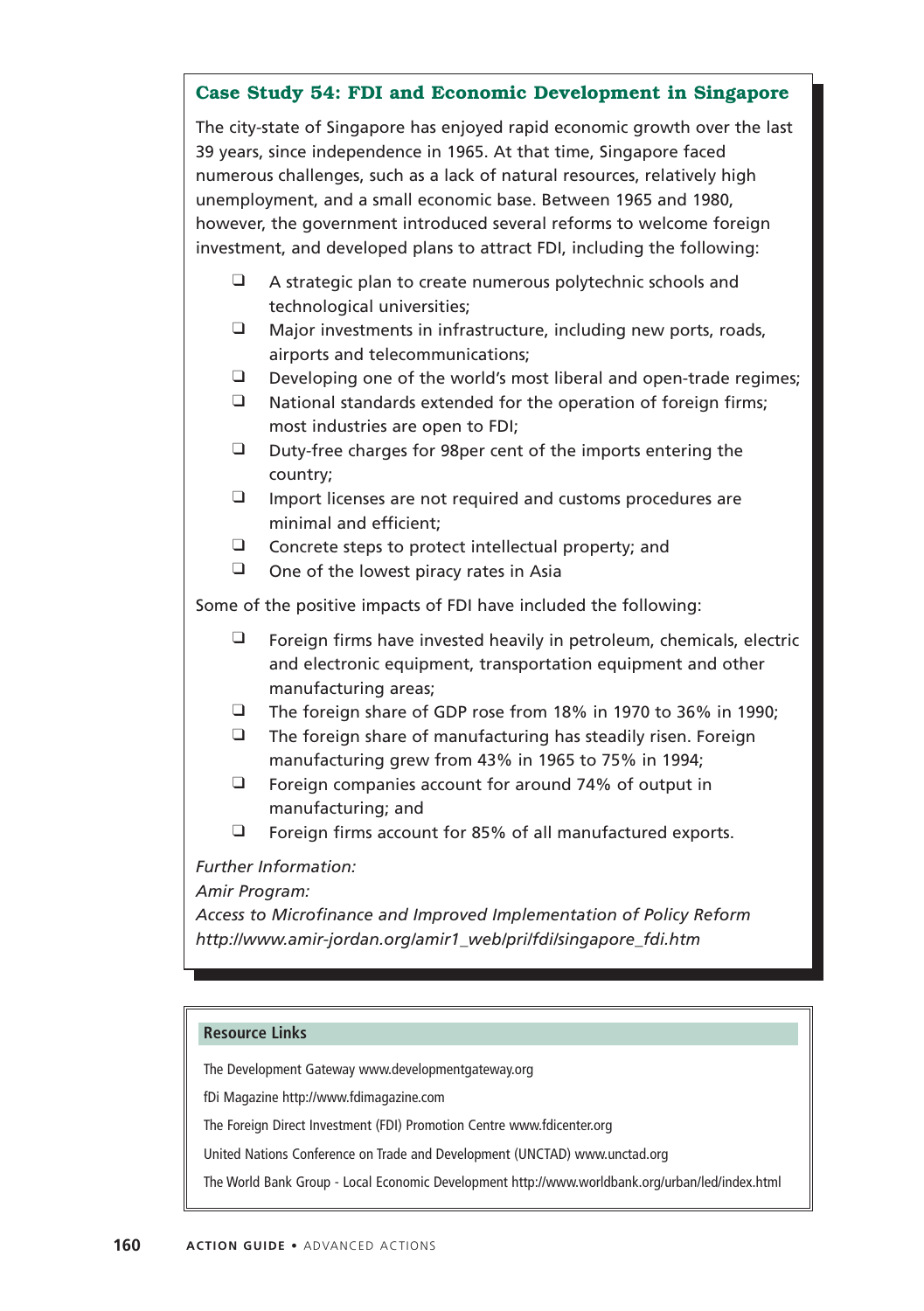## Case Study 54: FDI and Economic Development in Singapore

The city-state of Singapore has enjoyed rapid economic growth over the last 39 years, since independence in 1965. At that time, Singapore faced numerous challenges, such as a lack of natural resources, relatively high unemployment, and a small economic base. Between 1965 and 1980, however, the government introduced several reforms to welcome foreign investment, and developed plans to attract FDI, including the following:

- A strategic plan to create numerous polytechnic schools and technological universities;
- Major investments in infrastructure, including new ports, roads, airports and telecommunications;
- Developing one of the world's most liberal and open-trade regimes;
- National standards extended for the operation of foreign firms; most industries are open to FDI;
- Duty-free charges for 98per cent of the imports entering the country;
- Import licenses are not required and customs procedures are minimal and efficient;
- Concrete steps to protect intellectual property; and
- One of the lowest piracy rates in Asia

Some of the positive impacts of FDI have included the following:

- Foreign firms have invested heavily in petroleum, chemicals, electric and electronic equipment, transportation equipment and other manufacturing areas;
- The foreign share of GDP rose from 18% in 1970 to 36% in 1990;
- The foreign share of manufacturing has steadily risen. Foreign manufacturing grew from 43% in 1965 to 75% in 1994;
- Foreign companies account for around 74% of output in manufacturing; and
- Foreign firms account for 85% of all manufactured exports.

*Further Information:*
*Amir Program:*
*Access to Microfinance and Improved Implementation of Policy Reform*
*http://www.amir-jordan.org/amir1_web/pri/fdi/singapore_fdi.htm*

### Resource Links

The Development Gateway www.developmentgateway.org

fDi Magazine http://www.fdimagazine.com

The Foreign Direct Investment (FDI) Promotion Centre www.fdicenter.org

United Nations Conference on Trade and Development (UNCTAD) www.unctad.org

The World Bank Group - Local Economic Development http://www.worldbank.org/urban/led/index.html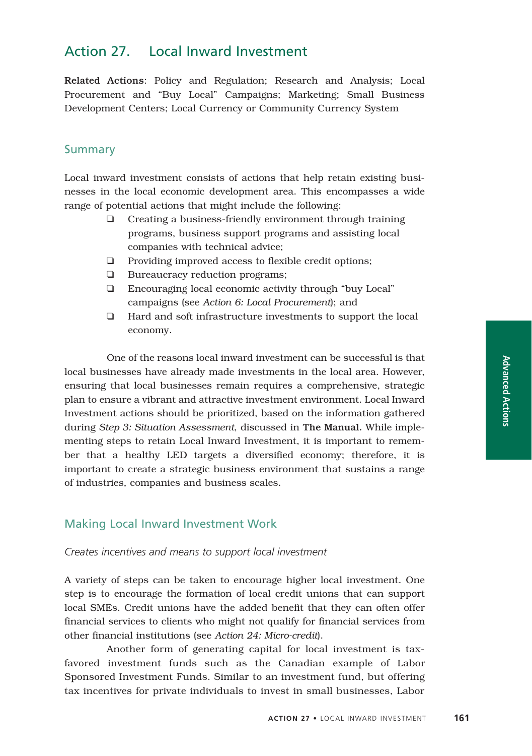## Action 27. Local Inward Investment

**Related Actions**: Policy and Regulation; Research and Analysis; Local Procurement and "Buy Local" Campaigns; Marketing; Small Business Development Centers; Local Currency or Community Currency System

### Summary

Local inward investment consists of actions that help retain existing businesses in the local economic development area. This encompasses a wide range of potential actions that might include the following:

- Creating a business-friendly environment through training programs, business support programs and assisting local companies with technical advice;
- Providing improved access to flexible credit options;
- Bureaucracy reduction programs;
- Encouraging local economic activity through "buy Local" campaigns (see *Action 6: Local Procurement*); and
- Hard and soft infrastructure investments to support the local economy.

One of the reasons local inward investment can be successful is that local businesses have already made investments in the local area. However, ensuring that local businesses remain requires a comprehensive, strategic plan to ensure a vibrant and attractive investment environment. Local Inward Investment actions should be prioritized, based on the information gathered during *Step 3: Situation Assessment*, discussed in **The Manual.** While implementing steps to retain Local Inward Investment, it is important to remember that a healthy LED targets a diversified economy; therefore, it is important to create a strategic business environment that sustains a range of industries, companies and business scales.

### Making Local Inward Investment Work

*Creates incentives and means to support local investment*

A variety of steps can be taken to encourage higher local investment. One step is to encourage the formation of local credit unions that can support local SMEs. Credit unions have the added benefit that they can often offer financial services to clients who might not qualify for financial services from other financial institutions (see *Action 24: Micro-credit*).

Another form of generating capital for local investment is tax-favored investment funds such as the Canadian example of Labor Sponsored Investment Funds. Similar to an investment fund, but offering tax incentives for private individuals to invest in small businesses, Labor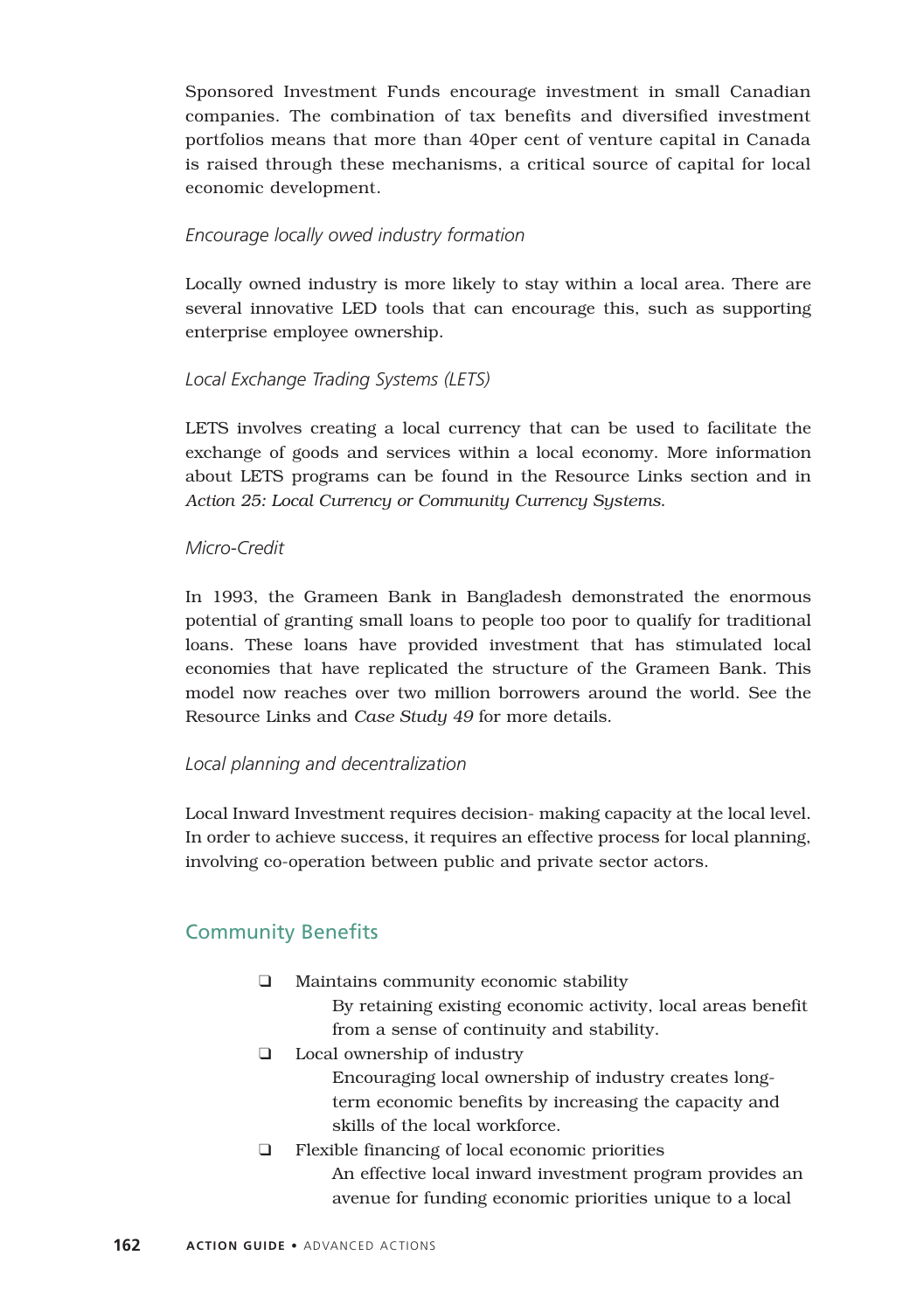Sponsored Investment Funds encourage investment in small Canadian companies. The combination of tax benefits and diversified investment portfolios means that more than 40per cent of venture capital in Canada is raised through these mechanisms, a critical source of capital for local economic development.

*Encourage locally owed industry formation*

Locally owned industry is more likely to stay within a local area. There are several innovative LED tools that can encourage this, such as supporting enterprise employee ownership.

*Local Exchange Trading Systems (LETS)*

LETS involves creating a local currency that can be used to facilitate the exchange of goods and services within a local economy. More information about LETS programs can be found in the Resource Links section and in *Action 25: Local Currency or Community Currency Systems*.

*Micro-Credit*

In 1993, the Grameen Bank in Bangladesh demonstrated the enormous potential of granting small loans to people too poor to qualify for traditional loans. These loans have provided investment that has stimulated local economies that have replicated the structure of the Grameen Bank. This model now reaches over two million borrowers around the world. See the Resource Links and *Case Study 49* for more details.

*Local planning and decentralization*

Local Inward Investment requires decision- making capacity at the local level. In order to achieve success, it requires an effective process for local planning, involving co-operation between public and private sector actors.

## Community Benefits

- Maintains community economic stability
  By retaining existing economic activity, local areas benefit from a sense of continuity and stability.
- Local ownership of industry
  Encouraging local ownership of industry creates long-term economic benefits by increasing the capacity and skills of the local workforce.
- Flexible financing of local economic priorities
  An effective local inward investment program provides an avenue for funding economic priorities unique to a local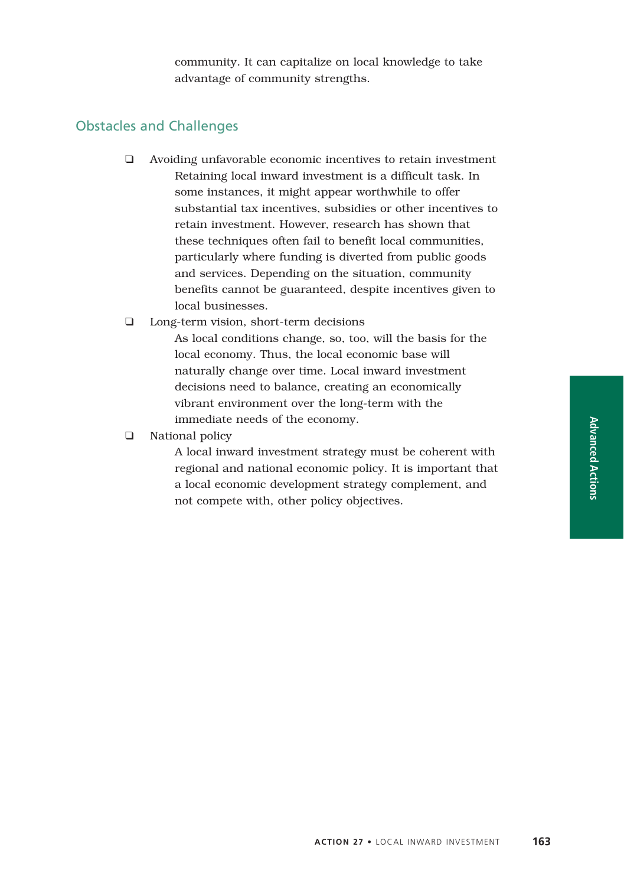community. It can capitalize on local knowledge to take advantage of community strengths.

## Obstacles and Challenges

- Avoiding unfavorable economic incentives to retain investment
  Retaining local inward investment is a difficult task. In some instances, it might appear worthwhile to offer substantial tax incentives, subsidies or other incentives to retain investment. However, research has shown that these techniques often fail to benefit local communities, particularly where funding is diverted from public goods and services. Depending on the situation, community benefits cannot be guaranteed, despite incentives given to local businesses.
- Long-term vision, short-term decisions
  As local conditions change, so, too, will the basis for the local economy. Thus, the local economic base will naturally change over time. Local inward investment decisions need to balance, creating an economically vibrant environment over the long-term with the immediate needs of the economy.
- National policy
  A local inward investment strategy must be coherent with regional and national economic policy. It is important that a local economic development strategy complement, and not compete with, other policy objectives.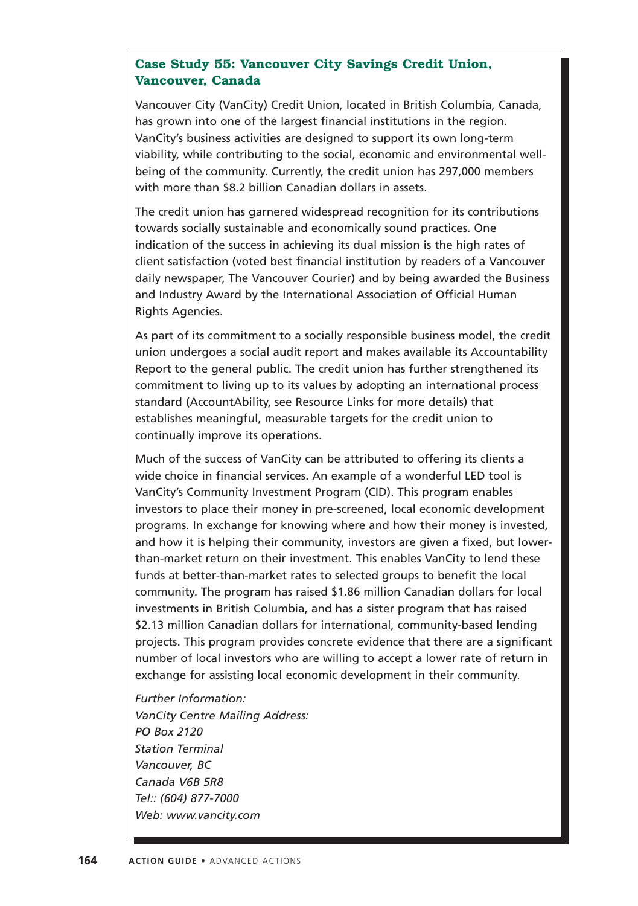### Case Study 55: Vancouver City Savings Credit Union, Vancouver, Canada

Vancouver City (VanCity) Credit Union, located in British Columbia, Canada, has grown into one of the largest financial institutions in the region. VanCity's business activities are designed to support its own long-term viability, while contributing to the social, economic and environmental well-being of the community. Currently, the credit union has 297,000 members with more than $8.2 billion Canadian dollars in assets.

The credit union has garnered widespread recognition for its contributions towards socially sustainable and economically sound practices. One indication of the success in achieving its dual mission is the high rates of client satisfaction (voted best financial institution by readers of a Vancouver daily newspaper, The Vancouver Courier) and by being awarded the Business and Industry Award by the International Association of Official Human Rights Agencies.

As part of its commitment to a socially responsible business model, the credit union undergoes a social audit report and makes available its Accountability Report to the general public. The credit union has further strengthened its commitment to living up to its values by adopting an international process standard (AccountAbility, see Resource Links for more details) that establishes meaningful, measurable targets for the credit union to continually improve its operations.

Much of the success of VanCity can be attributed to offering its clients a wide choice in financial services. An example of a wonderful LED tool is VanCity's Community Investment Program (CID). This program enables investors to place their money in pre-screened, local economic development programs. In exchange for knowing where and how their money is invested, and how it is helping their community, investors are given a fixed, but lower-than-market return on their investment. This enables VanCity to lend these funds at better-than-market rates to selected groups to benefit the local community. The program has raised $1.86 million Canadian dollars for local investments in British Columbia, and has a sister program that has raised $2.13 million Canadian dollars for international, community-based lending projects. This program provides concrete evidence that there are a significant number of local investors who are willing to accept a lower rate of return in exchange for assisting local economic development in their community.

*Further Information:*
*VanCity Centre Mailing Address:*
*PO Box 2120*
*Station Terminal*
*Vancouver, BC*
*Canada V6B 5R8*
*Tel:: (604) 877-7000*
*Web: www.vancity.com*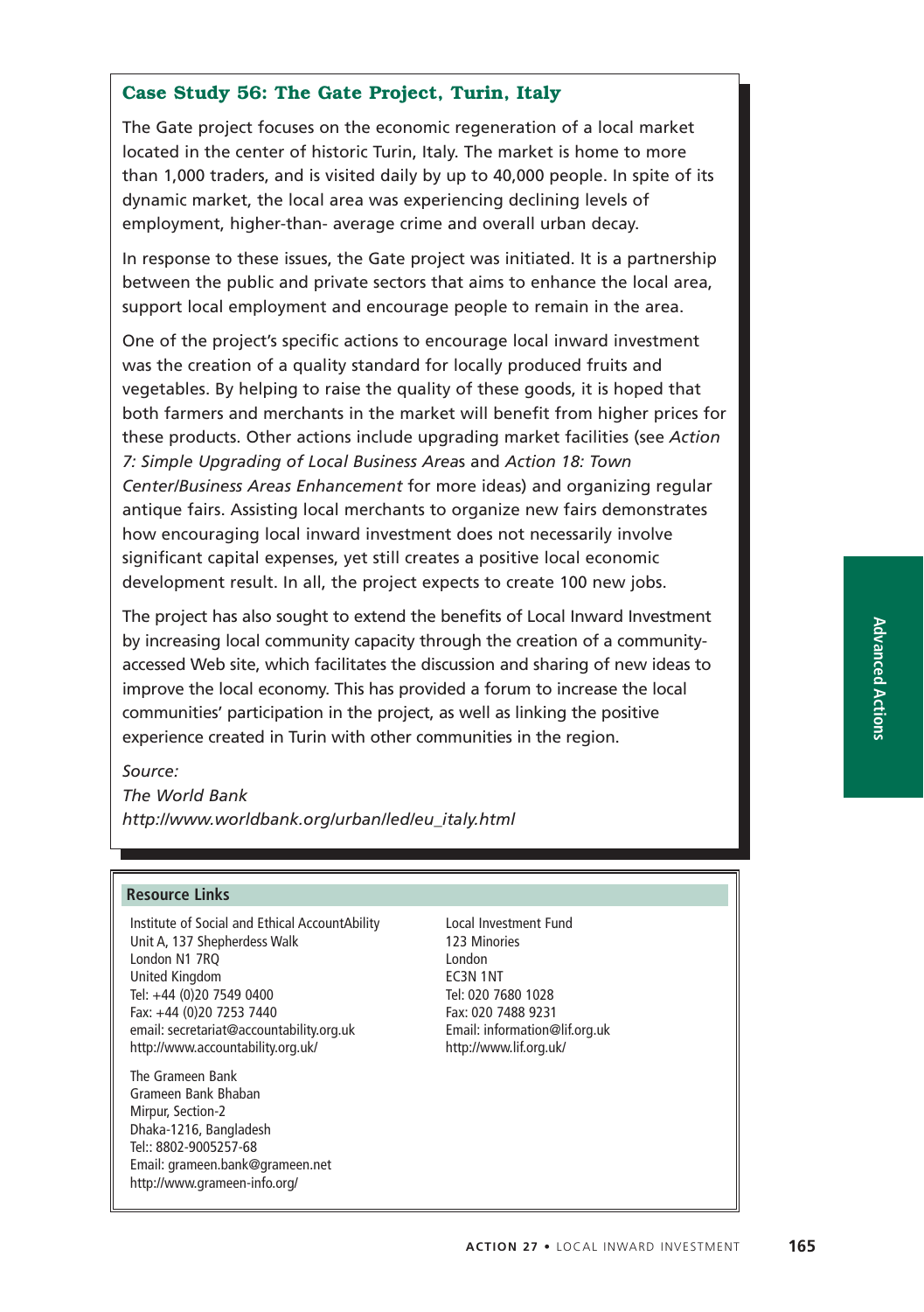### Case Study 56: The Gate Project, Turin, Italy

The Gate project focuses on the economic regeneration of a local market located in the center of historic Turin, Italy. The market is home to more than 1,000 traders, and is visited daily by up to 40,000 people. In spite of its dynamic market, the local area was experiencing declining levels of employment, higher-than- average crime and overall urban decay.

In response to these issues, the Gate project was initiated. It is a partnership between the public and private sectors that aims to enhance the local area, support local employment and encourage people to remain in the area.

One of the project's specific actions to encourage local inward investment was the creation of a quality standard for locally produced fruits and vegetables. By helping to raise the quality of these goods, it is hoped that both farmers and merchants in the market will benefit from higher prices for these products. Other actions include upgrading market facilities (see *Action 7: Simple Upgrading of Local Business Area*s and *Action 18: Town Center/Business Areas Enhancement* for more ideas) and organizing regular antique fairs. Assisting local merchants to organize new fairs demonstrates how encouraging local inward investment does not necessarily involve significant capital expenses, yet still creates a positive local economic development result. In all, the project expects to create 100 new jobs.

The project has also sought to extend the benefits of Local Inward Investment by increasing local community capacity through the creation of a community-accessed Web site, which facilitates the discussion and sharing of new ideas to improve the local economy. This has provided a forum to increase the local communities' participation in the project, as well as linking the positive experience created in Turin with other communities in the region.

*Source:*
*The World Bank*
*http://www.worldbank.org/urban/led/eu_italy.html*

#### Resource Links

Institute of Social and Ethical AccountAbility
Unit A, 137 Shepherdess Walk
London N1 7RQ
United Kingdom
Tel: +44 (0)20 7549 0400
Fax: +44 (0)20 7253 7440
email: secretariat@accountability.org.uk
http://www.accountability.org.uk/

The Grameen Bank
Grameen Bank Bhaban
Mirpur, Section-2
Dhaka-1216, Bangladesh
Tel:: 8802-9005257-68
Email: grameen.bank@grameen.net
http://www.grameen-info.org/

Local Investment Fund
123 Minories
London
EC3N 1NT
Tel: 020 7680 1028
Fax: 020 7488 9231
Email: information@lif.org.uk
http://www.lif.org.uk/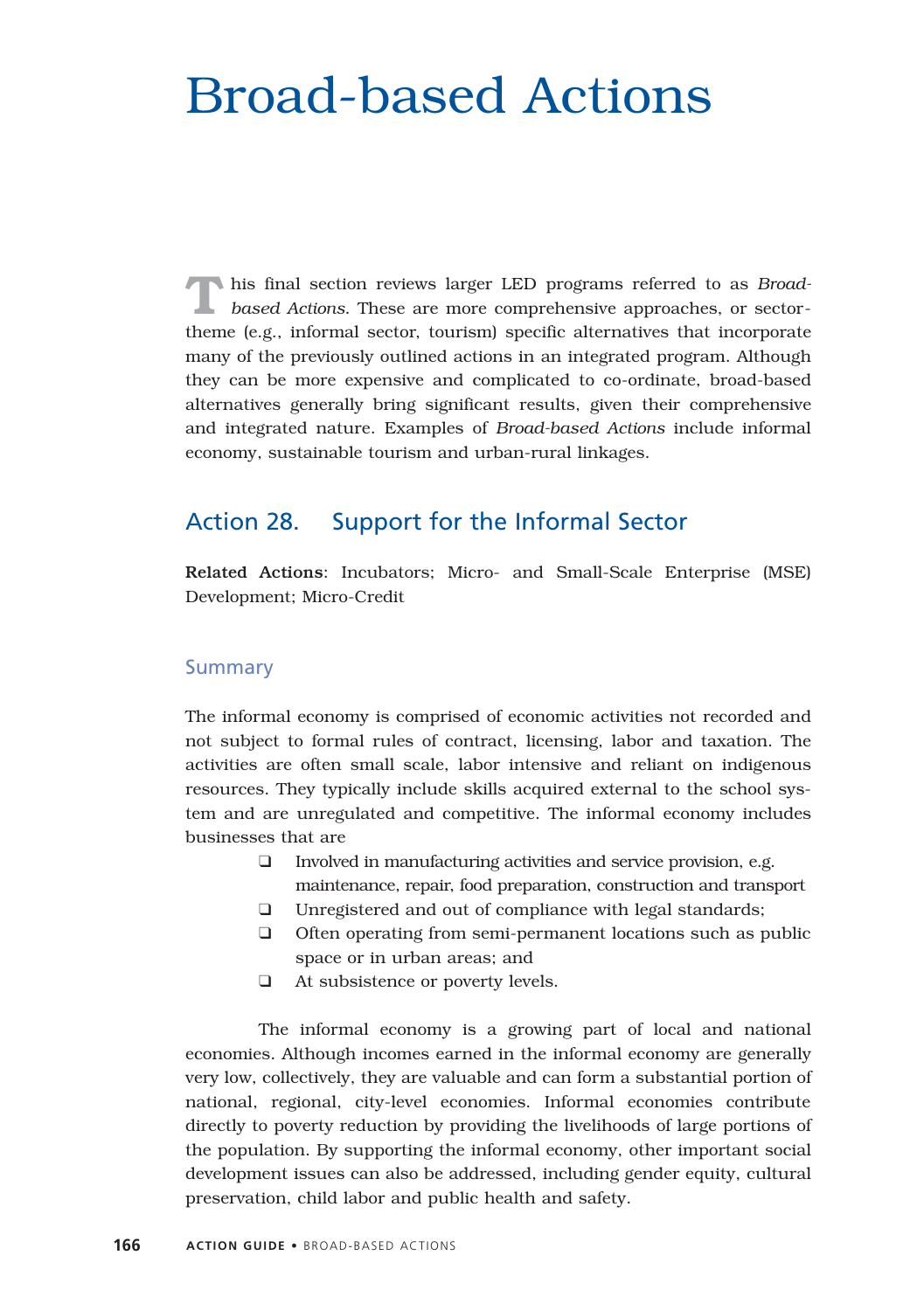# Broad-based Actions

This final section reviews larger LED programs referred to as *Broad-based Actions*. These are more comprehensive approaches, or sector-theme (e.g., informal sector, tourism) specific alternatives that incorporate many of the previously outlined actions in an integrated program. Although they can be more expensive and complicated to co-ordinate, broad-based alternatives generally bring significant results, given their comprehensive and integrated nature. Examples of *Broad-based Actions* include informal economy, sustainable tourism and urban-rural linkages.

## Action 28. Support for the Informal Sector

**Related Actions**: Incubators; Micro- and Small-Scale Enterprise (MSE) Development; Micro-Credit

### Summary

The informal economy is comprised of economic activities not recorded and not subject to formal rules of contract, licensing, labor and taxation. The activities are often small scale, labor intensive and reliant on indigenous resources. They typically include skills acquired external to the school system and are unregulated and competitive. The informal economy includes businesses that are

- Involved in manufacturing activities and service provision, e.g. maintenance, repair, food preparation, construction and transport
- Unregistered and out of compliance with legal standards;
- Often operating from semi-permanent locations such as public space or in urban areas; and
- At subsistence or poverty levels.

The informal economy is a growing part of local and national economies. Although incomes earned in the informal economy are generally very low, collectively, they are valuable and can form a substantial portion of national, regional, city-level economies. Informal economies contribute directly to poverty reduction by providing the livelihoods of large portions of the population. By supporting the informal economy, other important social development issues can also be addressed, including gender equity, cultural preservation, child labor and public health and safety.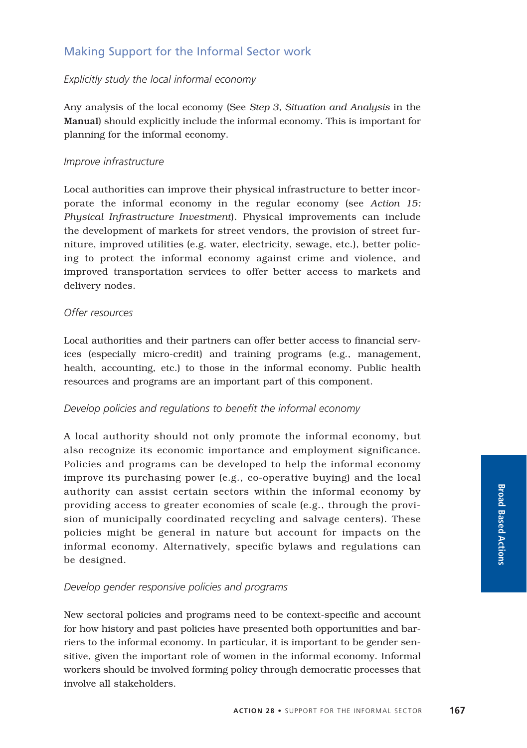## Making Support for the Informal Sector work

### *Explicitly study the local informal economy*

Any analysis of the local economy (See *Step 3, Situation and Analysis* in the **Manual**) should explicitly include the informal economy. This is important for planning for the informal economy.

### *Improve infrastructure*

Local authorities can improve their physical infrastructure to better incorporate the informal economy in the regular economy (see *Action 15: Physical Infrastructure Investment*). Physical improvements can include the development of markets for street vendors, the provision of street furniture, improved utilities (e.g. water, electricity, sewage, etc.), better policing to protect the informal economy against crime and violence, and improved transportation services to offer better access to markets and delivery nodes.

### *Offer resources*

Local authorities and their partners can offer better access to financial services (especially micro-credit) and training programs (e.g., management, health, accounting, etc.) to those in the informal economy. Public health resources and programs are an important part of this component.

### *Develop policies and regulations to benefit the informal economy*

A local authority should not only promote the informal economy, but also recognize its economic importance and employment significance. Policies and programs can be developed to help the informal economy improve its purchasing power (e.g., co-operative buying) and the local authority can assist certain sectors within the informal economy by providing access to greater economies of scale (e.g., through the provision of municipally coordinated recycling and salvage centers). These policies might be general in nature but account for impacts on the informal economy. Alternatively, specific bylaws and regulations can be designed.

### *Develop gender responsive policies and programs*

New sectoral policies and programs need to be context-specific and account for how history and past policies have presented both opportunities and barriers to the informal economy. In particular, it is important to be gender sensitive, given the important role of women in the informal economy. Informal workers should be involved forming policy through democratic processes that involve all stakeholders.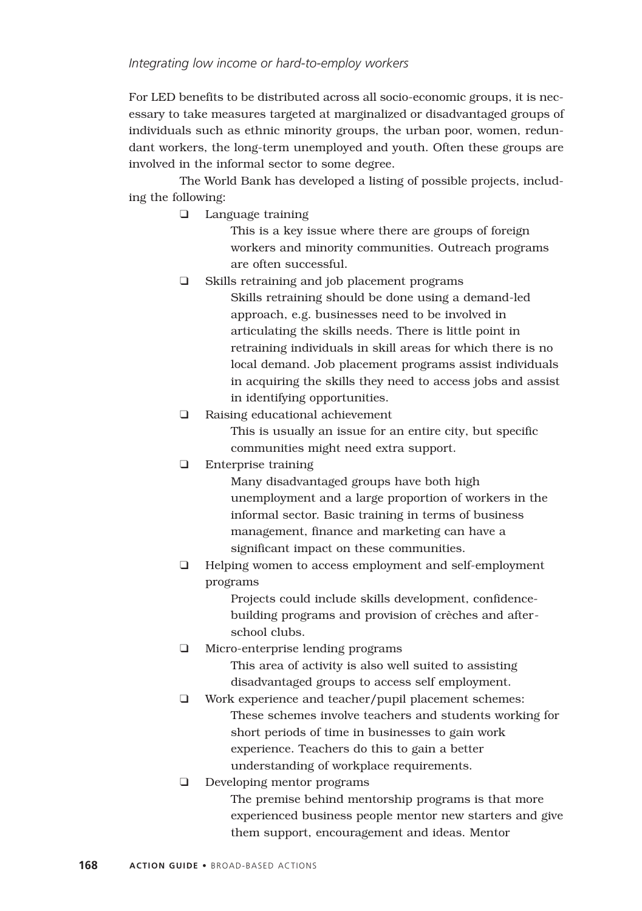*Integrating low income or hard-to-employ workers*

For LED benefits to be distributed across all socio-economic groups, it is necessary to take measures targeted at marginalized or disadvantaged groups of individuals such as ethnic minority groups, the urban poor, women, redundant workers, the long-term unemployed and youth. Often these groups are involved in the informal sector to some degree.

The World Bank has developed a listing of possible projects, including the following:

- Language training

  This is a key issue where there are groups of foreign workers and minority communities. Outreach programs are often successful.
- Skills retraining and job placement programs

  Skills retraining should be done using a demand-led approach, e.g. businesses need to be involved in articulating the skills needs. There is little point in retraining individuals in skill areas for which there is no local demand. Job placement programs assist individuals in acquiring the skills they need to access jobs and assist in identifying opportunities.
- Raising educational achievement

  This is usually an issue for an entire city, but specific communities might need extra support.
- Enterprise training

  Many disadvantaged groups have both high unemployment and a large proportion of workers in the informal sector. Basic training in terms of business management, finance and marketing can have a significant impact on these communities.
- Helping women to access employment and self-employment programs

  Projects could include skills development, confidence-building programs and provision of crèches and after-school clubs.
- Micro-enterprise lending programs

  This area of activity is also well suited to assisting disadvantaged groups to access self employment.
- Work experience and teacher/pupil placement schemes:

  These schemes involve teachers and students working for short periods of time in businesses to gain work experience. Teachers do this to gain a better understanding of workplace requirements.
- Developing mentor programs

  The premise behind mentorship programs is that more experienced business people mentor new starters and give them support, encouragement and ideas. Mentor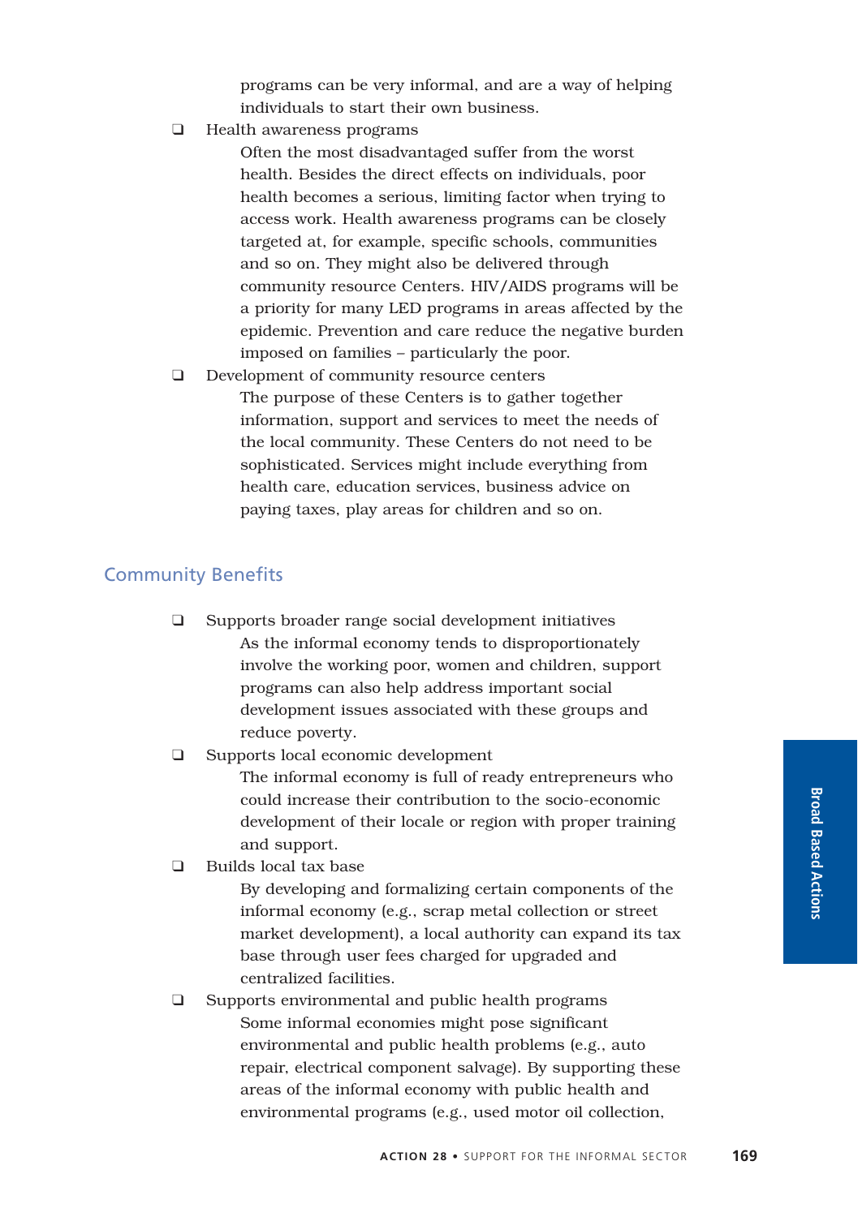programs can be very informal, and are a way of helping individuals to start their own business.

- Health awareness programs

  Often the most disadvantaged suffer from the worst health. Besides the direct effects on individuals, poor health becomes a serious, limiting factor when trying to access work. Health awareness programs can be closely targeted at, for example, specific schools, communities and so on. They might also be delivered through community resource Centers. HIV/AIDS programs will be a priority for many LED programs in areas affected by the epidemic. Prevention and care reduce the negative burden imposed on families – particularly the poor.

- Development of community resource centers

  The purpose of these Centers is to gather together information, support and services to meet the needs of the local community. These Centers do not need to be sophisticated. Services might include everything from health care, education services, business advice on paying taxes, play areas for children and so on.

## Community Benefits

- Supports broader range social development initiatives

  As the informal economy tends to disproportionately involve the working poor, women and children, support programs can also help address important social development issues associated with these groups and reduce poverty.

- Supports local economic development

  The informal economy is full of ready entrepreneurs who could increase their contribution to the socio-economic development of their locale or region with proper training and support.

- Builds local tax base

  By developing and formalizing certain components of the informal economy (e.g., scrap metal collection or street market development), a local authority can expand its tax base through user fees charged for upgraded and centralized facilities.

- Supports environmental and public health programs

  Some informal economies might pose significant environmental and public health problems (e.g., auto repair, electrical component salvage). By supporting these areas of the informal economy with public health and environmental programs (e.g., used motor oil collection,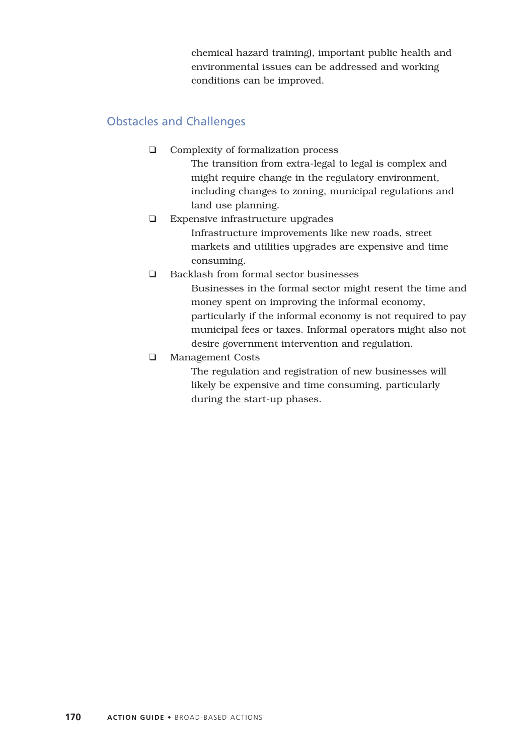chemical hazard training), important public health and environmental issues can be addressed and working conditions can be improved.

## Obstacles and Challenges

- Complexity of formalization process
  The transition from extra-legal to legal is complex and might require change in the regulatory environment, including changes to zoning, municipal regulations and land use planning.
- Expensive infrastructure upgrades
  Infrastructure improvements like new roads, street markets and utilities upgrades are expensive and time consuming.
- Backlash from formal sector businesses
  Businesses in the formal sector might resent the time and money spent on improving the informal economy, particularly if the informal economy is not required to pay municipal fees or taxes. Informal operators might also not desire government intervention and regulation.
- Management Costs
  The regulation and registration of new businesses will likely be expensive and time consuming, particularly during the start-up phases.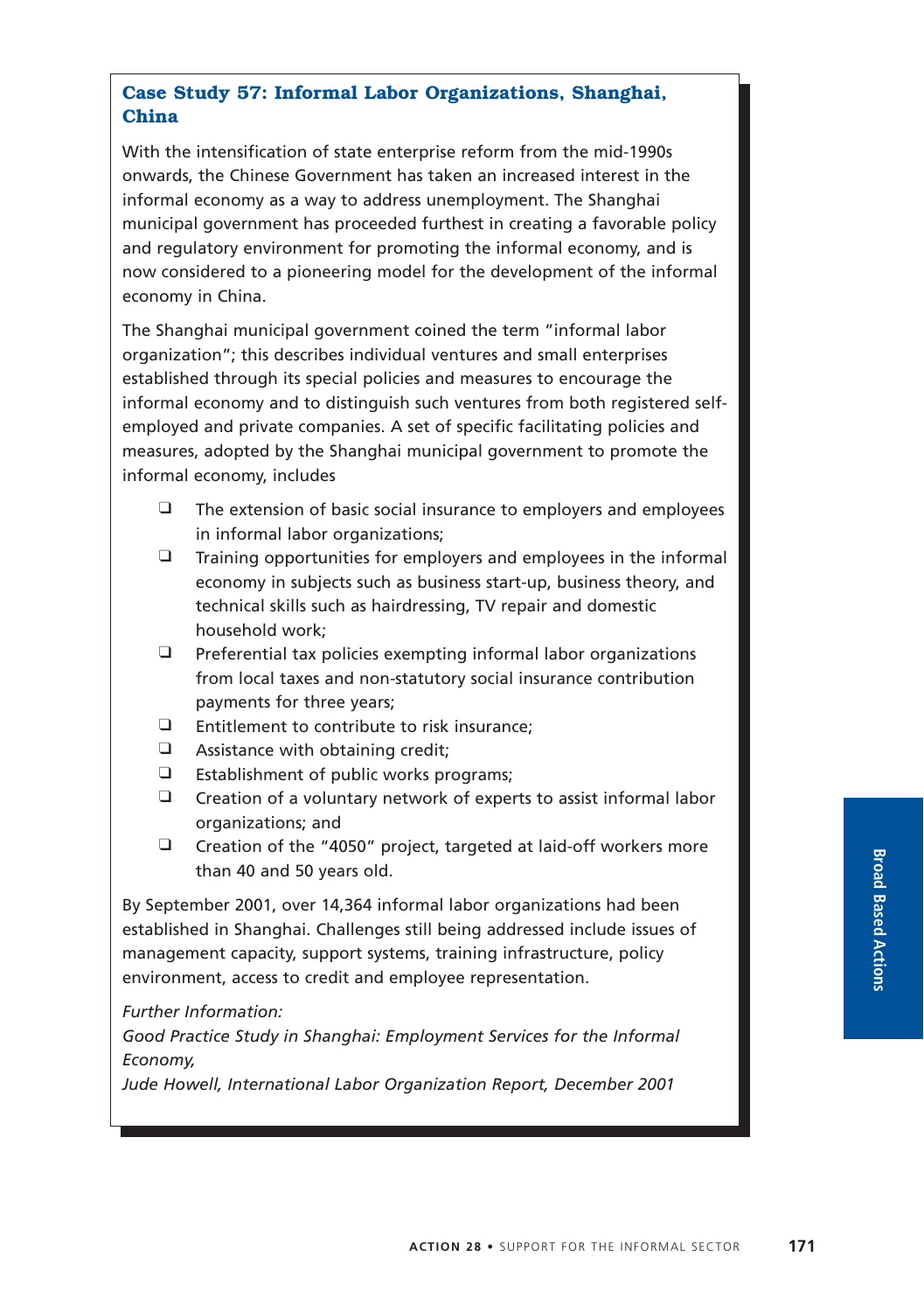### Case Study 57: Informal Labor Organizations, Shanghai, China

With the intensification of state enterprise reform from the mid-1990s onwards, the Chinese Government has taken an increased interest in the informal economy as a way to address unemployment. The Shanghai municipal government has proceeded furthest in creating a favorable policy and regulatory environment for promoting the informal economy, and is now considered to a pioneering model for the development of the informal economy in China.

The Shanghai municipal government coined the term "informal labor organization"; this describes individual ventures and small enterprises established through its special policies and measures to encourage the informal economy and to distinguish such ventures from both registered self-employed and private companies. A set of specific facilitating policies and measures, adopted by the Shanghai municipal government to promote the informal economy, includes

- The extension of basic social insurance to employers and employees in informal labor organizations;
- Training opportunities for employers and employees in the informal economy in subjects such as business start-up, business theory, and technical skills such as hairdressing, TV repair and domestic household work;
- Preferential tax policies exempting informal labor organizations from local taxes and non-statutory social insurance contribution payments for three years;
- Entitlement to contribute to risk insurance;
- Assistance with obtaining credit;
- Establishment of public works programs;
- Creation of a voluntary network of experts to assist informal labor organizations; and
- Creation of the "4050" project, targeted at laid-off workers more than 40 and 50 years old.

By September 2001, over 14,364 informal labor organizations had been established in Shanghai. Challenges still being addressed include issues of management capacity, support systems, training infrastructure, policy environment, access to credit and employee representation.

*Further Information:*
*Good Practice Study in Shanghai: Employment Services for the Informal Economy,*
*Jude Howell, International Labor Organization Report, December 2001*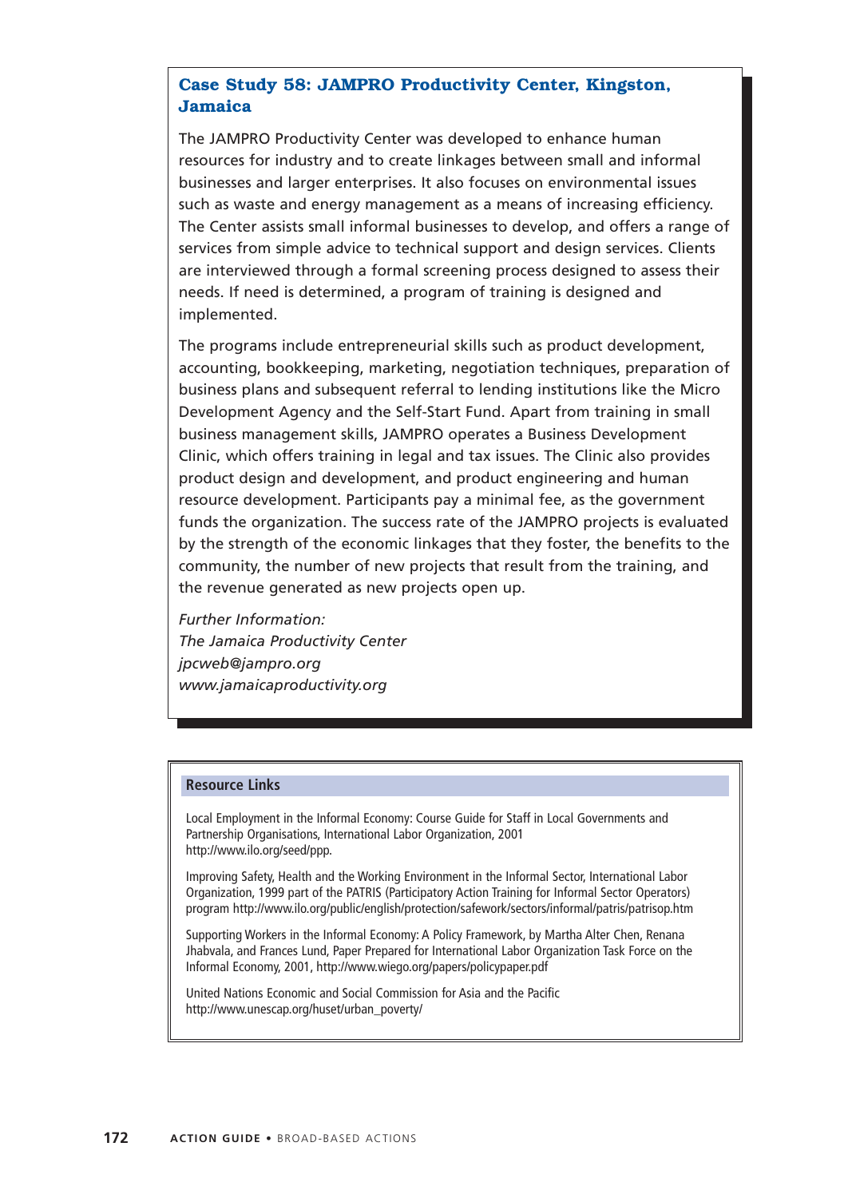### Case Study 58: JAMPRO Productivity Center, Kingston, Jamaica

The JAMPRO Productivity Center was developed to enhance human resources for industry and to create linkages between small and informal businesses and larger enterprises. It also focuses on environmental issues such as waste and energy management as a means of increasing efficiency. The Center assists small informal businesses to develop, and offers a range of services from simple advice to technical support and design services. Clients are interviewed through a formal screening process designed to assess their needs. If need is determined, a program of training is designed and implemented.

The programs include entrepreneurial skills such as product development, accounting, bookkeeping, marketing, negotiation techniques, preparation of business plans and subsequent referral to lending institutions like the Micro Development Agency and the Self-Start Fund. Apart from training in small business management skills, JAMPRO operates a Business Development Clinic, which offers training in legal and tax issues. The Clinic also provides product design and development, and product engineering and human resource development. Participants pay a minimal fee, as the government funds the organization. The success rate of the JAMPRO projects is evaluated by the strength of the economic linkages that they foster, the benefits to the community, the number of new projects that result from the training, and the revenue generated as new projects open up.

*Further Information:*
*The Jamaica Productivity Center*
*jpcweb@jampro.org*
*www.jamaicaproductivity.org*

#### Resource Links

Local Employment in the Informal Economy: Course Guide for Staff in Local Governments and Partnership Organisations, International Labor Organization, 2001 http://www.ilo.org/seed/ppp.

Improving Safety, Health and the Working Environment in the Informal Sector, International Labor Organization, 1999 part of the PATRIS (Participatory Action Training for Informal Sector Operators) program http://www.ilo.org/public/english/protection/safework/sectors/informal/patris/patrisop.htm

Supporting Workers in the Informal Economy: A Policy Framework, by Martha Alter Chen, Renana Jhabvala, and Frances Lund, Paper Prepared for International Labor Organization Task Force on the Informal Economy, 2001, http://www.wiego.org/papers/policypaper.pdf

United Nations Economic and Social Commission for Asia and the Pacific http://www.unescap.org/huset/urban_poverty/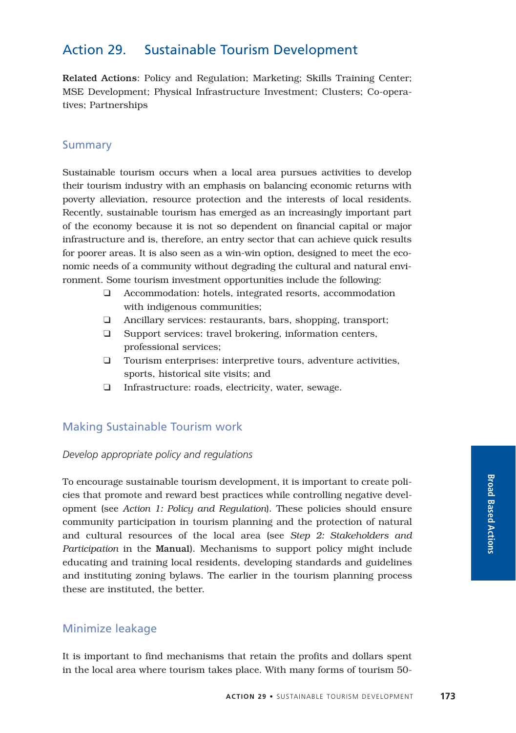## Action 29. Sustainable Tourism Development

**Related Actions**: Policy and Regulation; Marketing; Skills Training Center; MSE Development; Physical Infrastructure Investment; Clusters; Co-operatives; Partnerships

### Summary

Sustainable tourism occurs when a local area pursues activities to develop their tourism industry with an emphasis on balancing economic returns with poverty alleviation, resource protection and the interests of local residents. Recently, sustainable tourism has emerged as an increasingly important part of the economy because it is not so dependent on financial capital or major infrastructure and is, therefore, an entry sector that can achieve quick results for poorer areas. It is also seen as a win-win option, designed to meet the economic needs of a community without degrading the cultural and natural environment. Some tourism investment opportunities include the following:

- Accommodation: hotels, integrated resorts, accommodation with indigenous communities;
- Ancillary services: restaurants, bars, shopping, transport;
- Support services: travel brokering, information centers, professional services;
- Tourism enterprises: interpretive tours, adventure activities, sports, historical site visits; and
- Infrastructure: roads, electricity, water, sewage.

### Making Sustainable Tourism work

*Develop appropriate policy and regulations*

To encourage sustainable tourism development, it is important to create policies that promote and reward best practices while controlling negative development (see *Action 1: Policy and Regulation*). These policies should ensure community participation in tourism planning and the protection of natural and cultural resources of the local area (see *Step 2: Stakeholders and Participation* in the **Manual**). Mechanisms to support policy might include educating and training local residents, developing standards and guidelines and instituting zoning bylaws. The earlier in the tourism planning process these are instituted, the better.

### Minimize leakage

It is important to find mechanisms that retain the profits and dollars spent in the local area where tourism takes place. With many forms of tourism 50-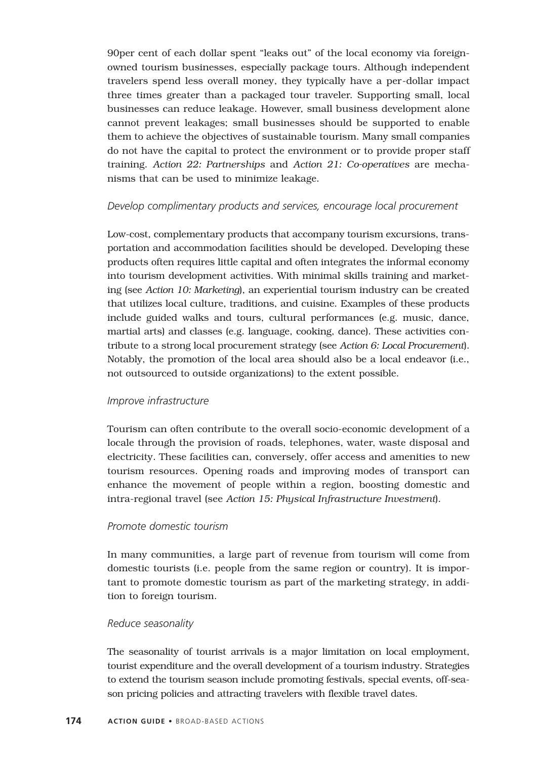90per cent of each dollar spent "leaks out" of the local economy via foreign-owned tourism businesses, especially package tours. Although independent travelers spend less overall money, they typically have a per-dollar impact three times greater than a packaged tour traveler. Supporting small, local businesses can reduce leakage. However, small business development alone cannot prevent leakages; small businesses should be supported to enable them to achieve the objectives of sustainable tourism. Many small companies do not have the capital to protect the environment or to provide proper staff training. *Action 22: Partnerships* and *Action 21: Co-operatives* are mechanisms that can be used to minimize leakage.

### *Develop complimentary products and services, encourage local procurement*

Low-cost, complementary products that accompany tourism excursions, transportation and accommodation facilities should be developed. Developing these products often requires little capital and often integrates the informal economy into tourism development activities. With minimal skills training and marketing (see *Action 10: Marketing*), an experiential tourism industry can be created that utilizes local culture, traditions, and cuisine. Examples of these products include guided walks and tours, cultural performances (e.g. music, dance, martial arts) and classes (e.g. language, cooking, dance). These activities contribute to a strong local procurement strategy (see *Action 6: Local Procurement*). Notably, the promotion of the local area should also be a local endeavor (i.e., not outsourced to outside organizations) to the extent possible.

### *Improve infrastructure*

Tourism can often contribute to the overall socio-economic development of a locale through the provision of roads, telephones, water, waste disposal and electricity. These facilities can, conversely, offer access and amenities to new tourism resources. Opening roads and improving modes of transport can enhance the movement of people within a region, boosting domestic and intra-regional travel (see *Action 15: Physical Infrastructure Investment*).

### *Promote domestic tourism*

In many communities, a large part of revenue from tourism will come from domestic tourists (i.e. people from the same region or country). It is important to promote domestic tourism as part of the marketing strategy, in addition to foreign tourism.

### *Reduce seasonality*

The seasonality of tourist arrivals is a major limitation on local employment, tourist expenditure and the overall development of a tourism industry. Strategies to extend the tourism season include promoting festivals, special events, off-season pricing policies and attracting travelers with flexible travel dates.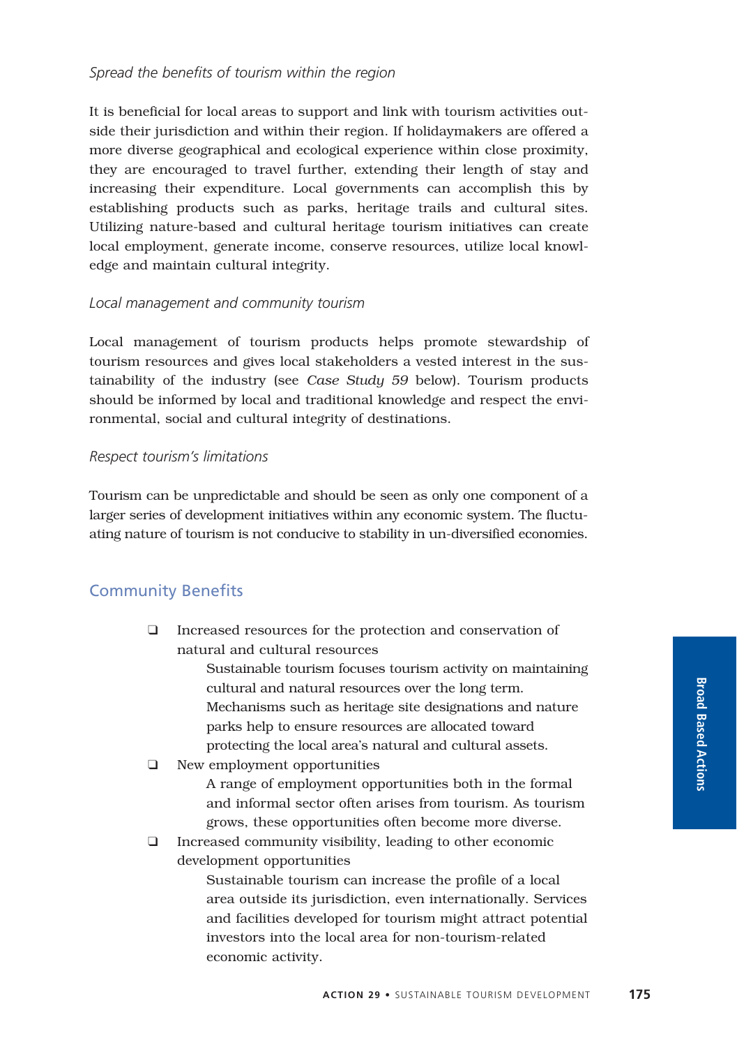*Spread the benefits of tourism within the region*

It is beneficial for local areas to support and link with tourism activities outside their jurisdiction and within their region. If holidaymakers are offered a more diverse geographical and ecological experience within close proximity, they are encouraged to travel further, extending their length of stay and increasing their expenditure. Local governments can accomplish this by establishing products such as parks, heritage trails and cultural sites. Utilizing nature-based and cultural heritage tourism initiatives can create local employment, generate income, conserve resources, utilize local knowledge and maintain cultural integrity.

*Local management and community tourism*

Local management of tourism products helps promote stewardship of tourism resources and gives local stakeholders a vested interest in the sustainability of the industry (see *Case Study 59* below). Tourism products should be informed by local and traditional knowledge and respect the environmental, social and cultural integrity of destinations.

*Respect tourism's limitations*

Tourism can be unpredictable and should be seen as only one component of a larger series of development initiatives within any economic system. The fluctuating nature of tourism is not conducive to stability in un-diversified economies.

## Community Benefits

- ❑ Increased resources for the protection and conservation of natural and cultural resources

  Sustainable tourism focuses tourism activity on maintaining cultural and natural resources over the long term. Mechanisms such as heritage site designations and nature parks help to ensure resources are allocated toward protecting the local area's natural and cultural assets.

- ❑ New employment opportunities

  A range of employment opportunities both in the formal and informal sector often arises from tourism. As tourism grows, these opportunities often become more diverse.

- ❑ Increased community visibility, leading to other economic development opportunities

  Sustainable tourism can increase the profile of a local area outside its jurisdiction, even internationally. Services and facilities developed for tourism might attract potential investors into the local area for non-tourism-related economic activity.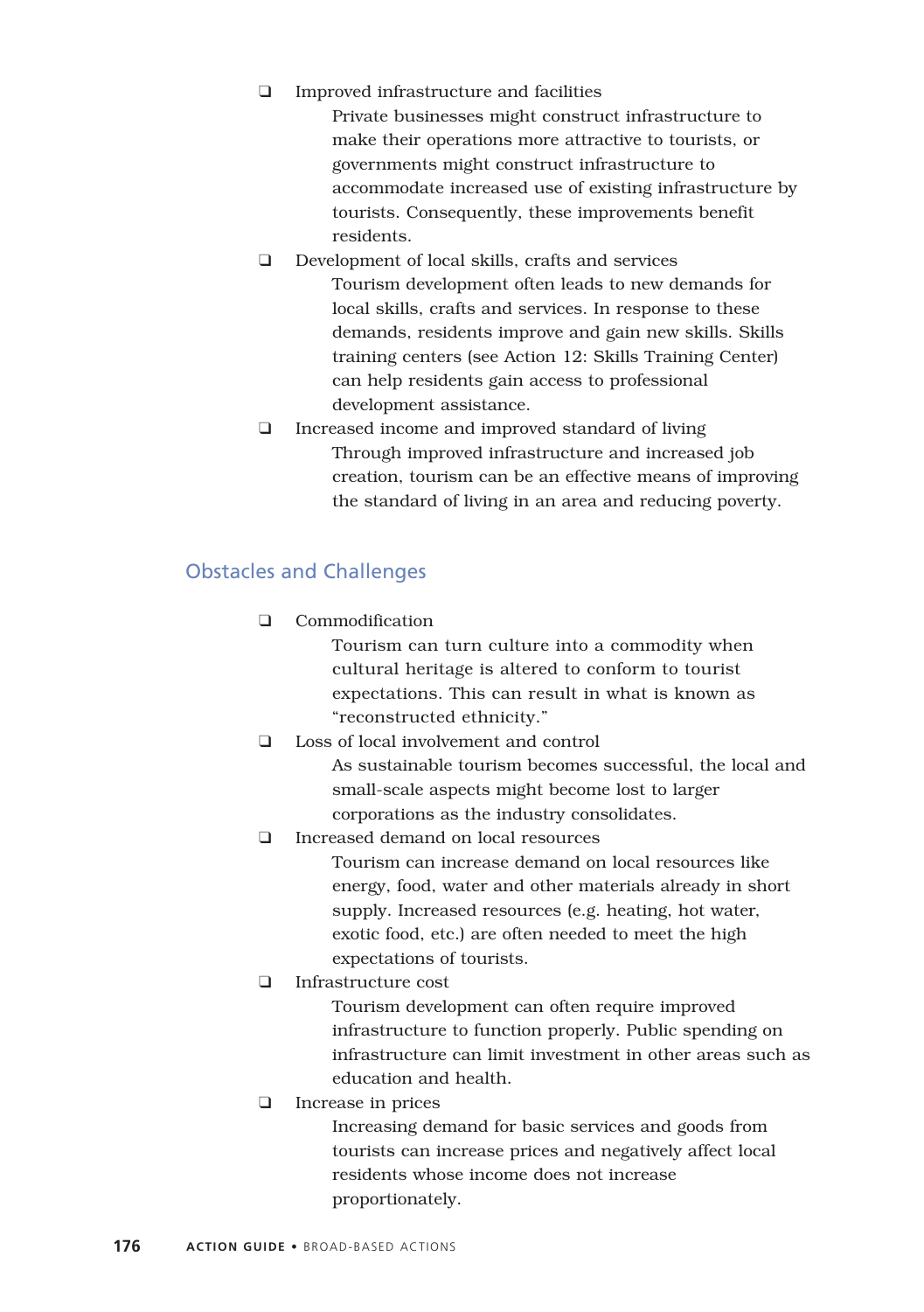- Improved infrastructure and facilities

  Private businesses might construct infrastructure to make their operations more attractive to tourists, or governments might construct infrastructure to accommodate increased use of existing infrastructure by tourists. Consequently, these improvements benefit residents.

- Development of local skills, crafts and services

  Tourism development often leads to new demands for local skills, crafts and services. In response to these demands, residents improve and gain new skills. Skills training centers (see Action 12: Skills Training Center) can help residents gain access to professional development assistance.

- Increased income and improved standard of living

  Through improved infrastructure and increased job creation, tourism can be an effective means of improving the standard of living in an area and reducing poverty.

## Obstacles and Challenges

- Commodification

  Tourism can turn culture into a commodity when cultural heritage is altered to conform to tourist expectations. This can result in what is known as "reconstructed ethnicity."

- Loss of local involvement and control

  As sustainable tourism becomes successful, the local and small-scale aspects might become lost to larger corporations as the industry consolidates.

- Increased demand on local resources

  Tourism can increase demand on local resources like energy, food, water and other materials already in short supply. Increased resources (e.g. heating, hot water, exotic food, etc.) are often needed to meet the high expectations of tourists.

- Infrastructure cost

  Tourism development can often require improved infrastructure to function properly. Public spending on infrastructure can limit investment in other areas such as education and health.

- Increase in prices

  Increasing demand for basic services and goods from tourists can increase prices and negatively affect local residents whose income does not increase proportionately.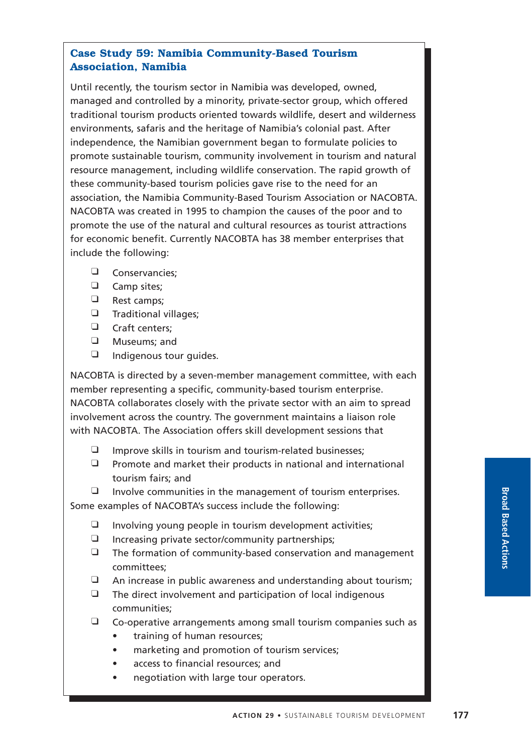### Case Study 59: Namibia Community-Based Tourism Association, Namibia

Until recently, the tourism sector in Namibia was developed, owned, managed and controlled by a minority, private-sector group, which offered traditional tourism products oriented towards wildlife, desert and wilderness environments, safaris and the heritage of Namibia's colonial past. After independence, the Namibian government began to formulate policies to promote sustainable tourism, community involvement in tourism and natural resource management, including wildlife conservation. The rapid growth of these community-based tourism policies gave rise to the need for an association, the Namibia Community-Based Tourism Association or NACOBTA. NACOBTA was created in 1995 to champion the causes of the poor and to promote the use of the natural and cultural resources as tourist attractions for economic benefit. Currently NACOBTA has 38 member enterprises that include the following:

- Conservancies;
- Camp sites;
- Rest camps;
- Traditional villages;
- Craft centers;
- Museums; and
- Indigenous tour guides.

NACOBTA is directed by a seven-member management committee, with each member representing a specific, community-based tourism enterprise. NACOBTA collaborates closely with the private sector with an aim to spread involvement across the country. The government maintains a liaison role with NACOBTA. The Association offers skill development sessions that

- Improve skills in tourism and tourism-related businesses;
- Promote and market their products in national and international tourism fairs; and
- Involve communities in the management of tourism enterprises.

Some examples of NACOBTA's success include the following:

- Involving young people in tourism development activities;
- Increasing private sector/community partnerships;
- The formation of community-based conservation and management committees;
- An increase in public awareness and understanding about tourism;
- The direct involvement and participation of local indigenous communities;
- Co-operative arrangements among small tourism companies such as
  - training of human resources;
  - marketing and promotion of tourism services;
  - access to financial resources; and
  - negotiation with large tour operators.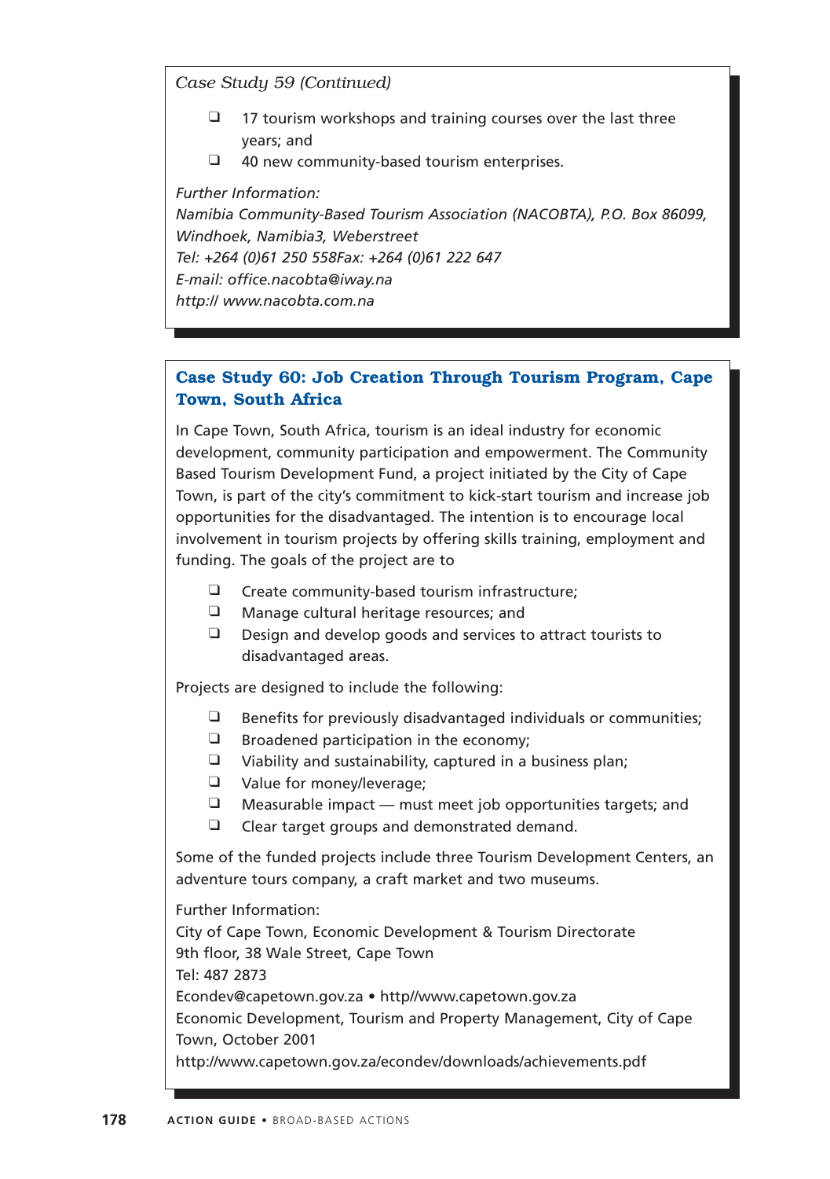*Case Study 59 (Continued)*

- 17 tourism workshops and training courses over the last three years; and
- 40 new community-based tourism enterprises.

*Further Information:*
*Namibia Community-Based Tourism Association (NACOBTA), P.O. Box 86099, Windhoek, Namibia3, Weberstreet*
*Tel: +264 (0)61 250 558Fax: +264 (0)61 222 647*
*E-mail: office.nacobta@iway.na*
*http:// www.nacobta.com.na*

## Case Study 60: Job Creation Through Tourism Program, Cape Town, South Africa

In Cape Town, South Africa, tourism is an ideal industry for economic development, community participation and empowerment. The Community Based Tourism Development Fund, a project initiated by the City of Cape Town, is part of the city's commitment to kick-start tourism and increase job opportunities for the disadvantaged. The intention is to encourage local involvement in tourism projects by offering skills training, employment and funding. The goals of the project are to

- Create community-based tourism infrastructure;
- Manage cultural heritage resources; and
- Design and develop goods and services to attract tourists to disadvantaged areas.

Projects are designed to include the following:

- Benefits for previously disadvantaged individuals or communities;
- Broadened participation in the economy;
- Viability and sustainability, captured in a business plan;
- Value for money/leverage;
- Measurable impact — must meet job opportunities targets; and
- Clear target groups and demonstrated demand.

Some of the funded projects include three Tourism Development Centers, an adventure tours company, a craft market and two museums.

Further Information:
City of Cape Town, Economic Development & Tourism Directorate
9th floor, 38 Wale Street, Cape Town
Tel: 487 2873
Econdev@capetown.gov.za • http//www.capetown.gov.za
Economic Development, Tourism and Property Management, City of Cape Town, October 2001
http://www.capetown.gov.za/econdev/downloads/achievements.pdf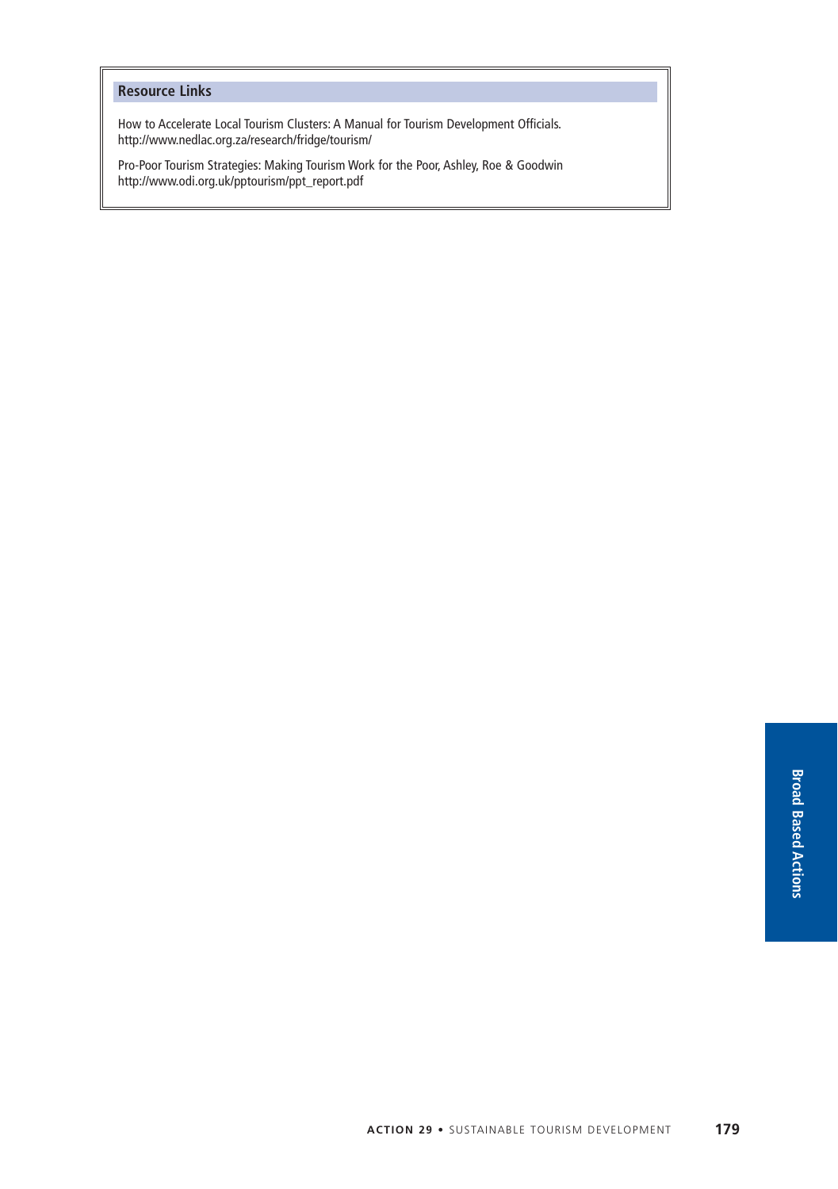### Resource Links

How to Accelerate Local Tourism Clusters: A Manual for Tourism Development Officials.
http://www.nedlac.org.za/research/fridge/tourism/

Pro-Poor Tourism Strategies: Making Tourism Work for the Poor, Ashley, Roe & Goodwin
http://www.odi.org.uk/pptourism/ppt_report.pdf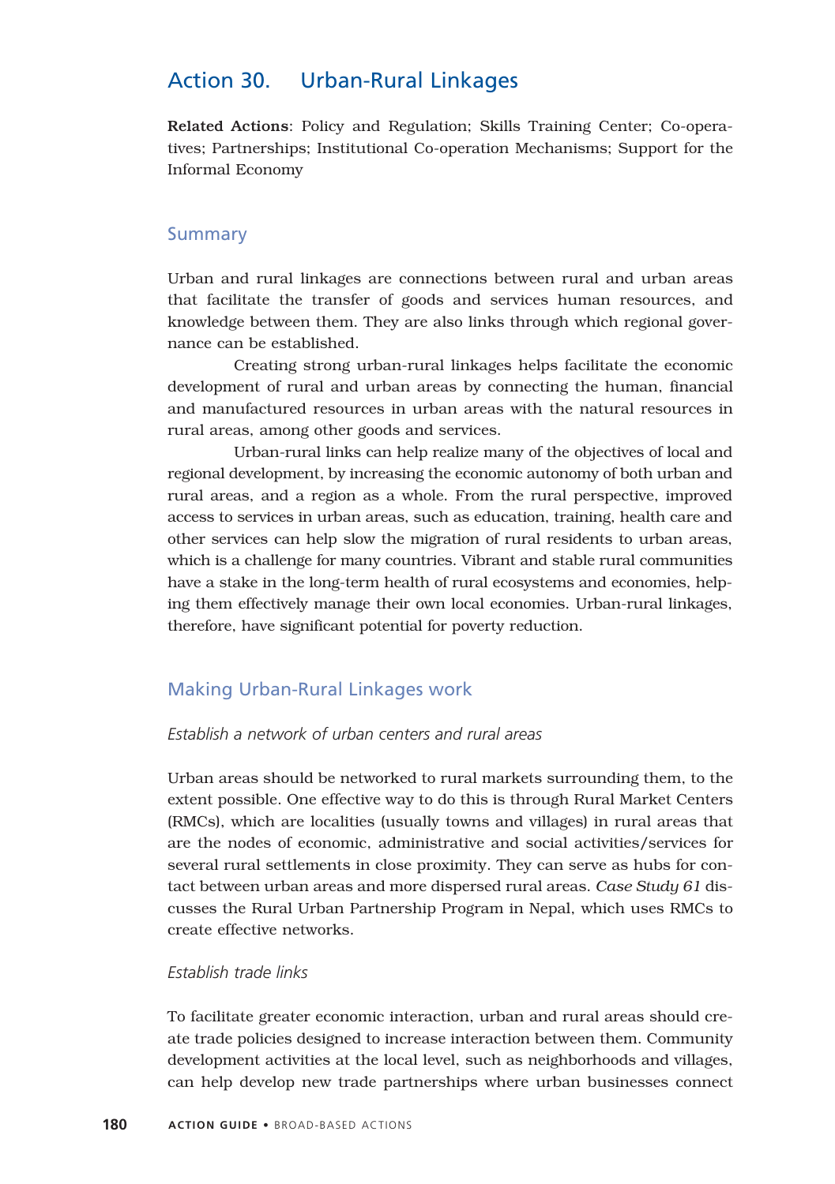# Action 30. Urban-Rural Linkages

**Related Actions**: Policy and Regulation; Skills Training Center; Co-operatives; Partnerships; Institutional Co-operation Mechanisms; Support for the Informal Economy

## Summary

Urban and rural linkages are connections between rural and urban areas that facilitate the transfer of goods and services human resources, and knowledge between them. They are also links through which regional governance can be established.

Creating strong urban-rural linkages helps facilitate the economic development of rural and urban areas by connecting the human, financial and manufactured resources in urban areas with the natural resources in rural areas, among other goods and services.

Urban-rural links can help realize many of the objectives of local and regional development, by increasing the economic autonomy of both urban and rural areas, and a region as a whole. From the rural perspective, improved access to services in urban areas, such as education, training, health care and other services can help slow the migration of rural residents to urban areas, which is a challenge for many countries. Vibrant and stable rural communities have a stake in the long-term health of rural ecosystems and economies, helping them effectively manage their own local economies. Urban-rural linkages, therefore, have significant potential for poverty reduction.

## Making Urban-Rural Linkages work

### *Establish a network of urban centers and rural areas*

Urban areas should be networked to rural markets surrounding them, to the extent possible. One effective way to do this is through Rural Market Centers (RMCs), which are localities (usually towns and villages) in rural areas that are the nodes of economic, administrative and social activities/services for several rural settlements in close proximity. They can serve as hubs for contact between urban areas and more dispersed rural areas. *Case Study 61* discusses the Rural Urban Partnership Program in Nepal, which uses RMCs to create effective networks.

### *Establish trade links*

To facilitate greater economic interaction, urban and rural areas should create trade policies designed to increase interaction between them. Community development activities at the local level, such as neighborhoods and villages, can help develop new trade partnerships where urban businesses connect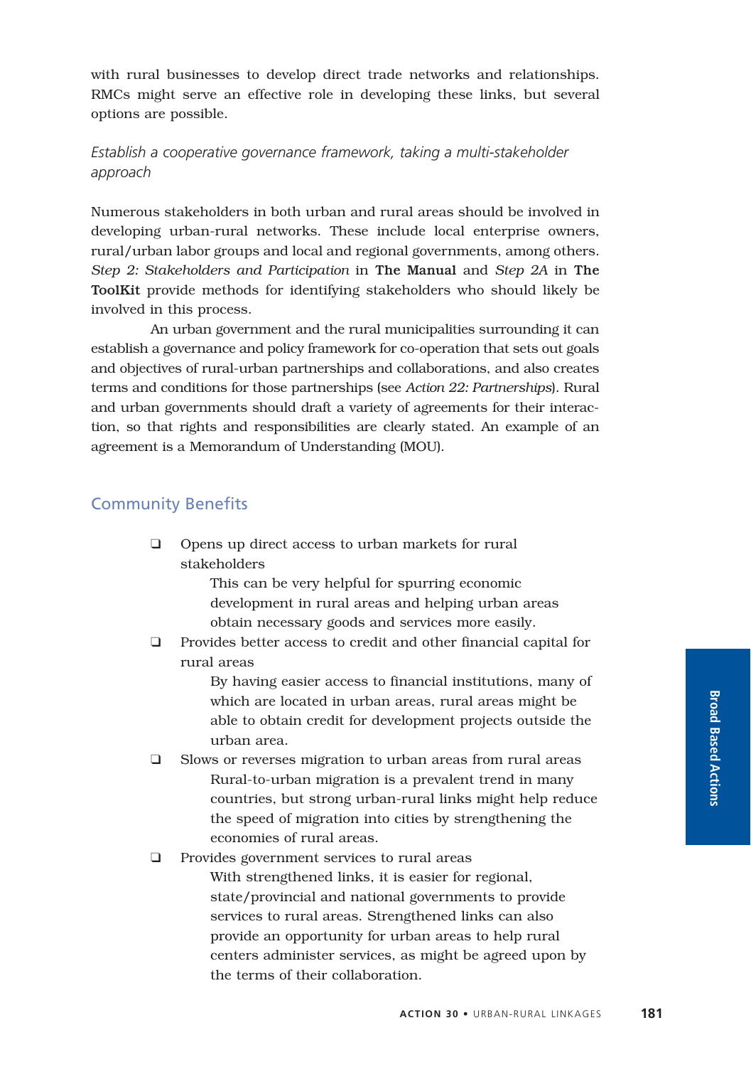with rural businesses to develop direct trade networks and relationships. RMCs might serve an effective role in developing these links, but several options are possible.

*Establish a cooperative governance framework, taking a multi-stakeholder approach*

Numerous stakeholders in both urban and rural areas should be involved in developing urban-rural networks. These include local enterprise owners, rural/urban labor groups and local and regional governments, among others. *Step 2: Stakeholders and Participation* in **The Manual** and *Step 2A* in **The ToolKit** provide methods for identifying stakeholders who should likely be involved in this process.

An urban government and the rural municipalities surrounding it can establish a governance and policy framework for co-operation that sets out goals and objectives of rural-urban partnerships and collaborations, and also creates terms and conditions for those partnerships (see *Action 22: Partnerships*). Rural and urban governments should draft a variety of agreements for their interaction, so that rights and responsibilities are clearly stated. An example of an agreement is a Memorandum of Understanding (MOU).

## Community Benefits

- Opens up direct access to urban markets for rural stakeholders

  This can be very helpful for spurring economic development in rural areas and helping urban areas obtain necessary goods and services more easily.

- Provides better access to credit and other financial capital for rural areas

  By having easier access to financial institutions, many of which are located in urban areas, rural areas might be able to obtain credit for development projects outside the urban area.

- Slows or reverses migration to urban areas from rural areas

  Rural-to-urban migration is a prevalent trend in many countries, but strong urban-rural links might help reduce the speed of migration into cities by strengthening the economies of rural areas.

- Provides government services to rural areas

  With strengthened links, it is easier for regional, state/provincial and national governments to provide services to rural areas. Strengthened links can also provide an opportunity for urban areas to help rural centers administer services, as might be agreed upon by the terms of their collaboration.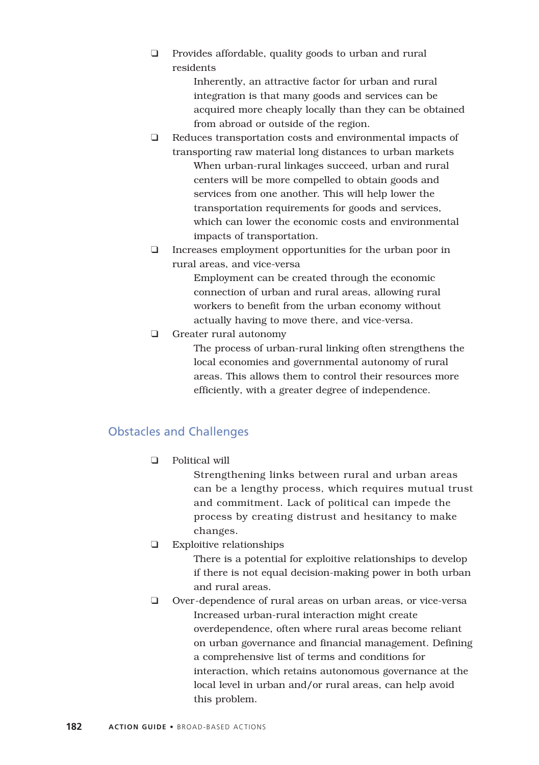- Provides affordable, quality goods to urban and rural residents

  Inherently, an attractive factor for urban and rural integration is that many goods and services can be acquired more cheaply locally than they can be obtained from abroad or outside of the region.

- Reduces transportation costs and environmental impacts of transporting raw material long distances to urban markets

  When urban-rural linkages succeed, urban and rural centers will be more compelled to obtain goods and services from one another. This will help lower the transportation requirements for goods and services, which can lower the economic costs and environmental impacts of transportation.

- Increases employment opportunities for the urban poor in rural areas, and vice-versa

  Employment can be created through the economic connection of urban and rural areas, allowing rural workers to benefit from the urban economy without actually having to move there, and vice-versa.

- Greater rural autonomy

  The process of urban-rural linking often strengthens the local economies and governmental autonomy of rural areas. This allows them to control their resources more efficiently, with a greater degree of independence.

## Obstacles and Challenges

- Political will

  Strengthening links between rural and urban areas can be a lengthy process, which requires mutual trust and commitment. Lack of political can impede the process by creating distrust and hesitancy to make changes.

- Exploitive relationships

  There is a potential for exploitive relationships to develop if there is not equal decision-making power in both urban and rural areas.

- Over-dependence of rural areas on urban areas, or vice-versa

  Increased urban-rural interaction might create overdependence, often where rural areas become reliant on urban governance and financial management. Defining a comprehensive list of terms and conditions for interaction, which retains autonomous governance at the local level in urban and/or rural areas, can help avoid this problem.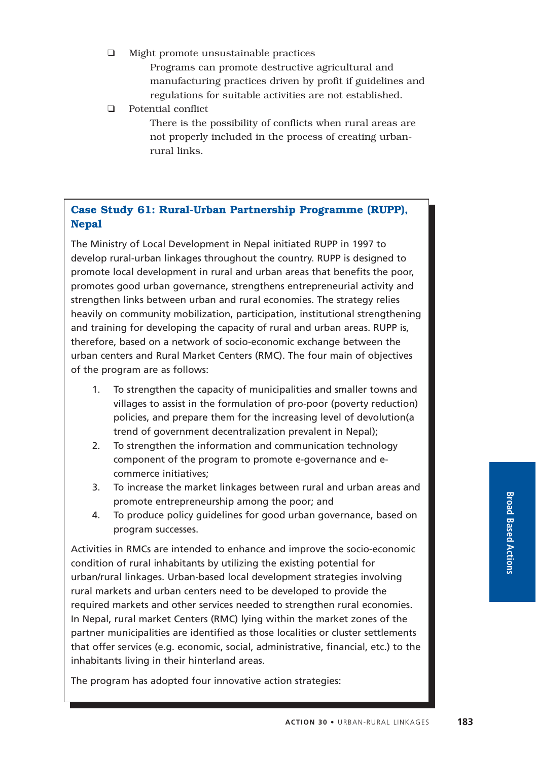- Might promote unsustainable practices

  Programs can promote destructive agricultural and manufacturing practices driven by profit if guidelines and regulations for suitable activities are not established.

- Potential conflict

  There is the possibility of conflicts when rural areas are not properly included in the process of creating urban-rural links.

### Case Study 61: Rural-Urban Partnership Programme (RUPP), Nepal

The Ministry of Local Development in Nepal initiated RUPP in 1997 to develop rural-urban linkages throughout the country. RUPP is designed to promote local development in rural and urban areas that benefits the poor, promotes good urban governance, strengthens entrepreneurial activity and strengthen links between urban and rural economies. The strategy relies heavily on community mobilization, participation, institutional strengthening and training for developing the capacity of rural and urban areas. RUPP is, therefore, based on a network of socio-economic exchange between the urban centers and Rural Market Centers (RMC). The four main of objectives of the program are as follows:

1. To strengthen the capacity of municipalities and smaller towns and villages to assist in the formulation of pro-poor (poverty reduction) policies, and prepare them for the increasing level of devolution(a trend of government decentralization prevalent in Nepal);
2. To strengthen the information and communication technology component of the program to promote e-governance and e-commerce initiatives;
3. To increase the market linkages between rural and urban areas and promote entrepreneurship among the poor; and
4. To produce policy guidelines for good urban governance, based on program successes.

Activities in RMCs are intended to enhance and improve the socio-economic condition of rural inhabitants by utilizing the existing potential for urban/rural linkages. Urban-based local development strategies involving rural markets and urban centers need to be developed to provide the required markets and other services needed to strengthen rural economies. In Nepal, rural market Centers (RMC) lying within the market zones of the partner municipalities are identified as those localities or cluster settlements that offer services (e.g. economic, social, administrative, financial, etc.) to the inhabitants living in their hinterland areas.

The program has adopted four innovative action strategies: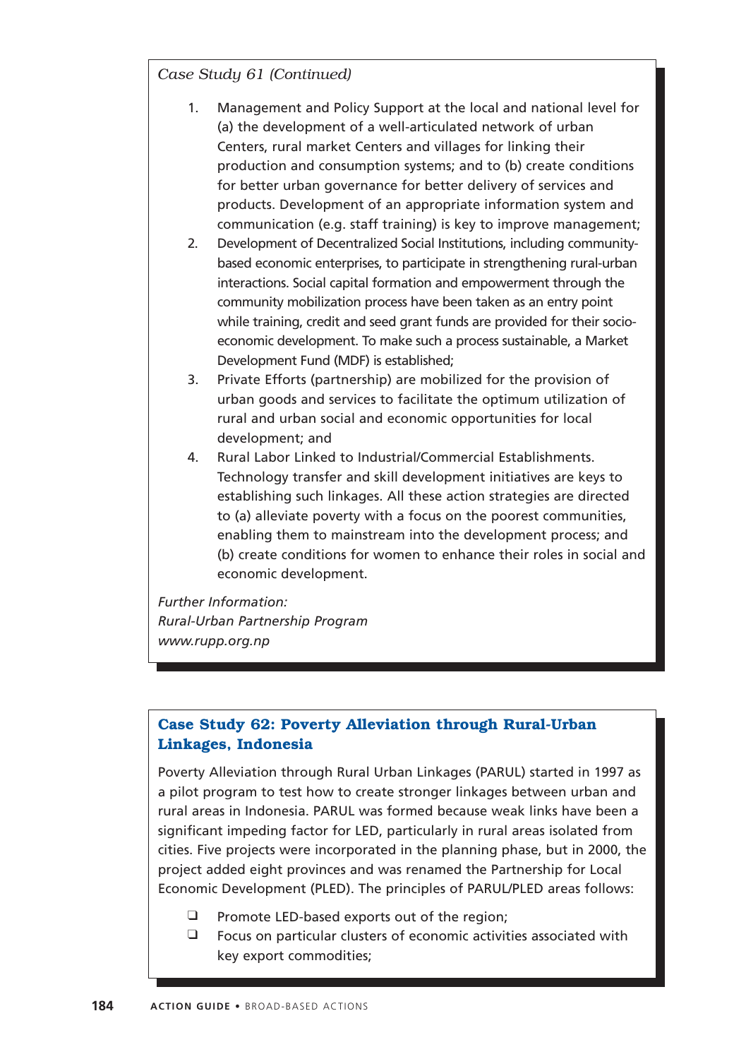*Case Study 61 (Continued)*

1. Management and Policy Support at the local and national level for (a) the development of a well-articulated network of urban Centers, rural market Centers and villages for linking their production and consumption systems; and to (b) create conditions for better urban governance for better delivery of services and products. Development of an appropriate information system and communication (e.g. staff training) is key to improve management;
2. Development of Decentralized Social Institutions, including community-based economic enterprises, to participate in strengthening rural-urban interactions. Social capital formation and empowerment through the community mobilization process have been taken as an entry point while training, credit and seed grant funds are provided for their socio-economic development. To make such a process sustainable, a Market Development Fund (MDF) is established;
3. Private Efforts (partnership) are mobilized for the provision of urban goods and services to facilitate the optimum utilization of rural and urban social and economic opportunities for local development; and
4. Rural Labor Linked to Industrial/Commercial Establishments. Technology transfer and skill development initiatives are keys to establishing such linkages. All these action strategies are directed to (a) alleviate poverty with a focus on the poorest communities, enabling them to mainstream into the development process; and (b) create conditions for women to enhance their roles in social and economic development.

*Further Information:*
*Rural-Urban Partnership Program*
*www.rupp.org.np*

## Case Study 62: Poverty Alleviation through Rural-Urban Linkages, Indonesia

Poverty Alleviation through Rural Urban Linkages (PARUL) started in 1997 as a pilot program to test how to create stronger linkages between urban and rural areas in Indonesia. PARUL was formed because weak links have been a significant impeding factor for LED, particularly in rural areas isolated from cities. Five projects were incorporated in the planning phase, but in 2000, the project added eight provinces and was renamed the Partnership for Local Economic Development (PLED). The principles of PARUL/PLED areas follows:

- Promote LED-based exports out of the region;
- Focus on particular clusters of economic activities associated with key export commodities;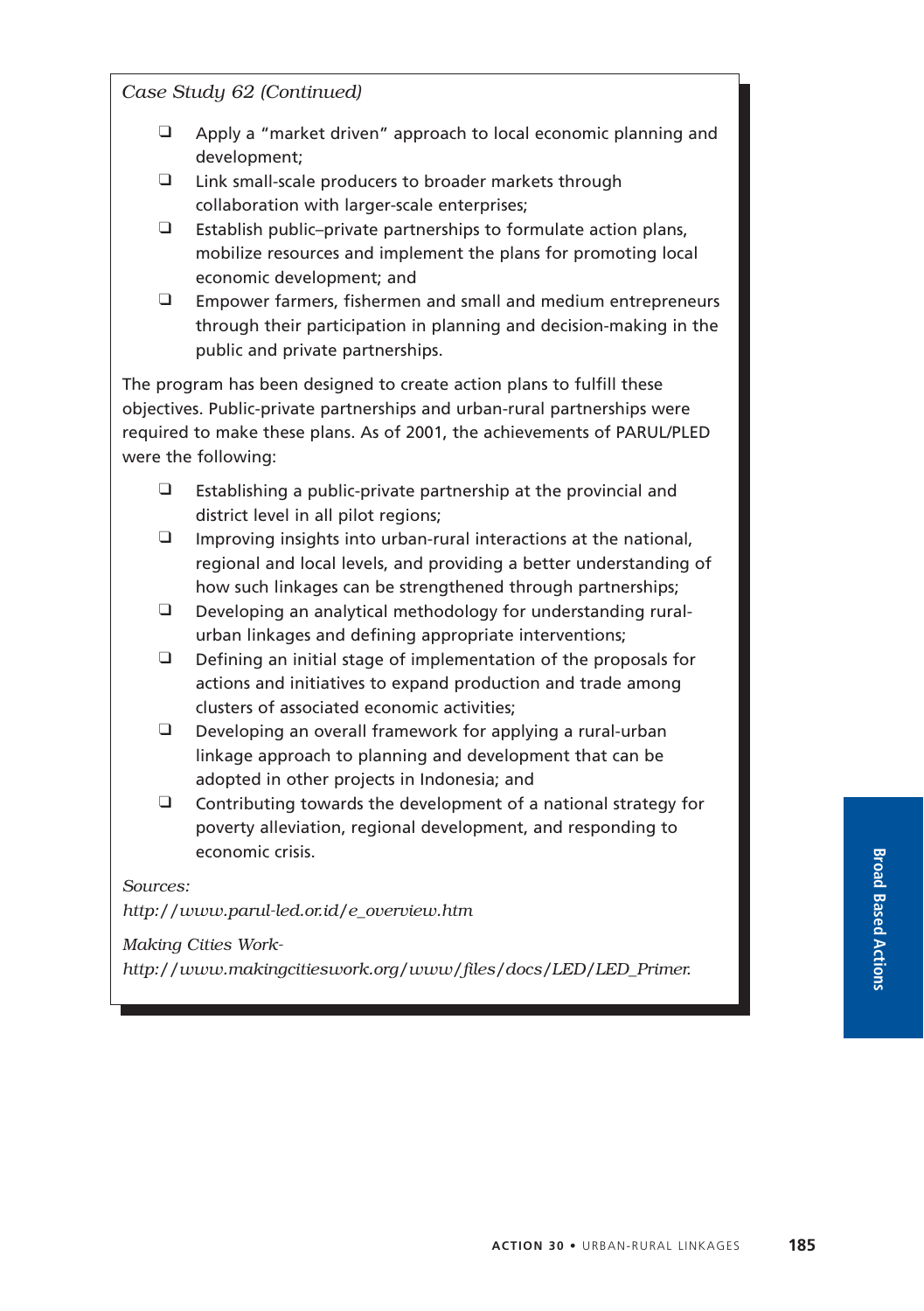*Case Study 62 (Continued)*

- Apply a "market driven" approach to local economic planning and development;
- Link small-scale producers to broader markets through collaboration with larger-scale enterprises;
- Establish public–private partnerships to formulate action plans, mobilize resources and implement the plans for promoting local economic development; and
- Empower farmers, fishermen and small and medium entrepreneurs through their participation in planning and decision-making in the public and private partnerships.

The program has been designed to create action plans to fulfill these objectives. Public-private partnerships and urban-rural partnerships were required to make these plans. As of 2001, the achievements of PARUL/PLED were the following:

- Establishing a public-private partnership at the provincial and district level in all pilot regions;
- Improving insights into urban-rural interactions at the national, regional and local levels, and providing a better understanding of how such linkages can be strengthened through partnerships;
- Developing an analytical methodology for understanding rural-urban linkages and defining appropriate interventions;
- Defining an initial stage of implementation of the proposals for actions and initiatives to expand production and trade among clusters of associated economic activities;
- Developing an overall framework for applying a rural-urban linkage approach to planning and development that can be adopted in other projects in Indonesia; and
- Contributing towards the development of a national strategy for poverty alleviation, regional development, and responding to economic crisis.

*Sources:*

*http://www.parul-led.or.id/e_overview.htm*

*Making Cities Work-*
*http://www.makingcitieswork.org/www/files/docs/LED/LED_Primer.*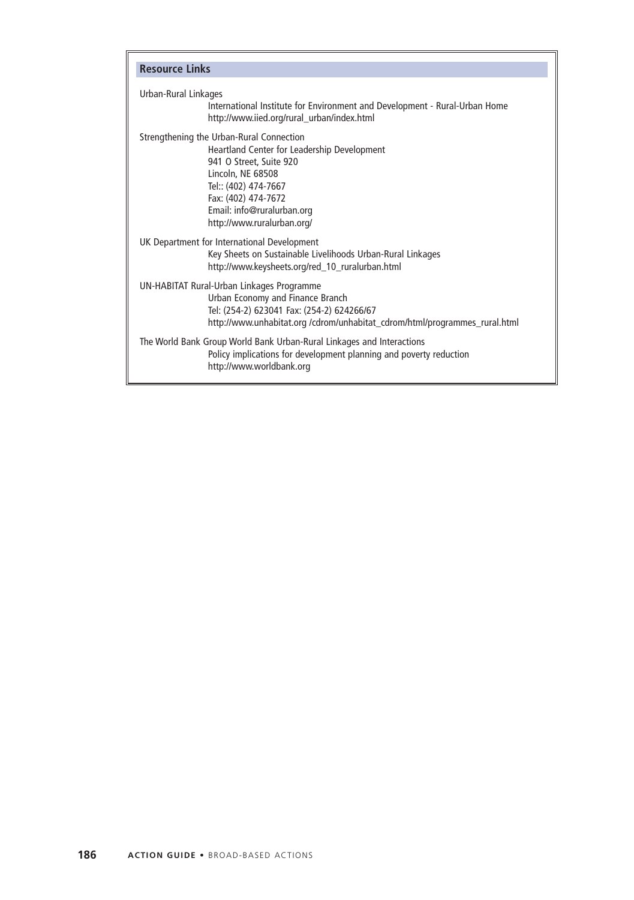## Resource Links

Urban-Rural Linkages
International Institute for Environment and Development - Rural-Urban Home
http://www.iied.org/rural_urban/index.html

Strengthening the Urban-Rural Connection
Heartland Center for Leadership Development
941 O Street, Suite 920
Lincoln, NE 68508
Tel:: (402) 474-7667
Fax: (402) 474-7672
Email: info@ruralurban.org
http://www.ruralurban.org/

UK Department for International Development
Key Sheets on Sustainable Livelihoods Urban-Rural Linkages
http://www.keysheets.org/red_10_ruralurban.html

UN-HABITAT Rural-Urban Linkages Programme
Urban Economy and Finance Branch
Tel: (254-2) 623041 Fax: (254-2) 624266/67
http://www.unhabitat.org /cdrom/unhabitat_cdrom/html/programmes_rural.html

The World Bank Group World Bank Urban-Rural Linkages and Interactions
Policy implications for development planning and poverty reduction
http://www.worldbank.org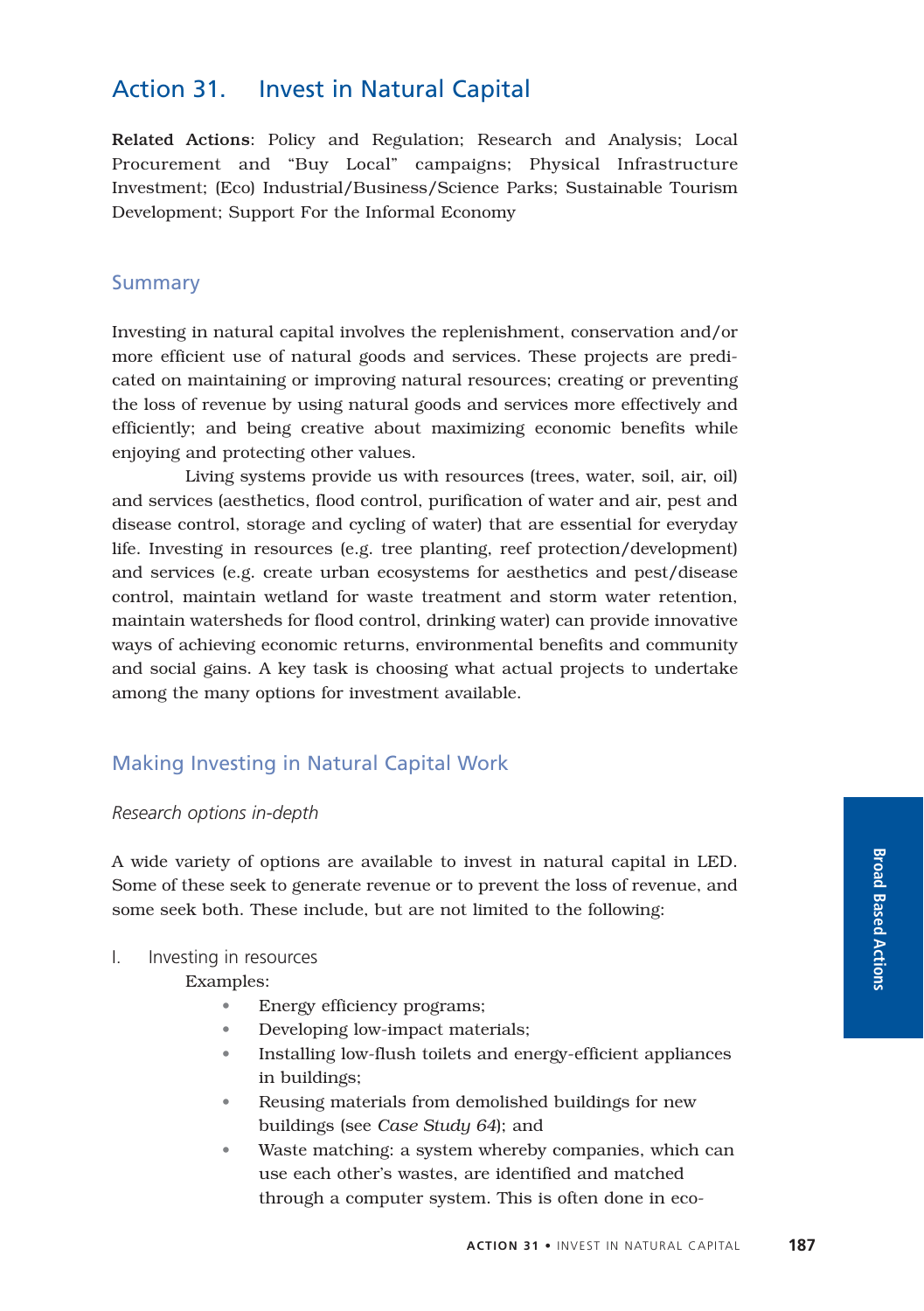## Action 31. Invest in Natural Capital

**Related Actions**: Policy and Regulation; Research and Analysis; Local Procurement and "Buy Local" campaigns; Physical Infrastructure Investment; (Eco) Industrial/Business/Science Parks; Sustainable Tourism Development; Support For the Informal Economy

### Summary

Investing in natural capital involves the replenishment, conservation and/or more efficient use of natural goods and services. These projects are predicated on maintaining or improving natural resources; creating or preventing the loss of revenue by using natural goods and services more effectively and efficiently; and being creative about maximizing economic benefits while enjoying and protecting other values.

Living systems provide us with resources (trees, water, soil, air, oil) and services (aesthetics, flood control, purification of water and air, pest and disease control, storage and cycling of water) that are essential for everyday life. Investing in resources (e.g. tree planting, reef protection/development) and services (e.g. create urban ecosystems for aesthetics and pest/disease control, maintain wetland for waste treatment and storm water retention, maintain watersheds for flood control, drinking water) can provide innovative ways of achieving economic returns, environmental benefits and community and social gains. A key task is choosing what actual projects to undertake among the many options for investment available.

### Making Investing in Natural Capital Work

*Research options in-depth*

A wide variety of options are available to invest in natural capital in LED. Some of these seek to generate revenue or to prevent the loss of revenue, and some seek both. These include, but are not limited to the following:

I. Investing in resources

Examples:

- Energy efficiency programs;
- Developing low-impact materials;
- Installing low-flush toilets and energy-efficient appliances in buildings;
- Reusing materials from demolished buildings for new buildings (see *Case Study 64*); and
- Waste matching: a system whereby companies, which can use each other's wastes, are identified and matched through a computer system. This is often done in eco-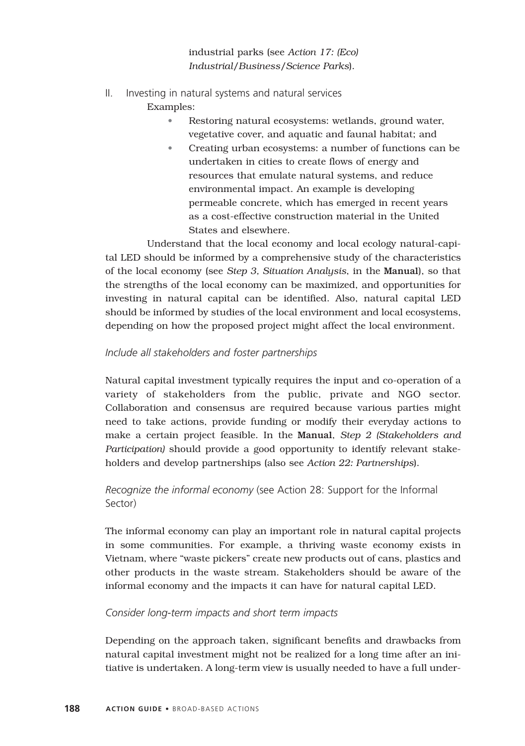industrial parks (see *Action 17: (Eco) Industrial/Business/Science Parks*).

II. Investing in natural systems and natural services

Examples:

- Restoring natural ecosystems: wetlands, ground water, vegetative cover, and aquatic and faunal habitat; and
- Creating urban ecosystems: a number of functions can be undertaken in cities to create flows of energy and resources that emulate natural systems, and reduce environmental impact. An example is developing permeable concrete, which has emerged in recent years as a cost-effective construction material in the United States and elsewhere.

Understand that the local economy and local ecology natural-capital LED should be informed by a comprehensive study of the characteristics of the local economy (see *Step 3, Situation Analysis*, in the **Manual**), so that the strengths of the local economy can be maximized, and opportunities for investing in natural capital can be identified. Also, natural capital LED should be informed by studies of the local environment and local ecosystems, depending on how the proposed project might affect the local environment.

*Include all stakeholders and foster partnerships*

Natural capital investment typically requires the input and co-operation of a variety of stakeholders from the public, private and NGO sector. Collaboration and consensus are required because various parties might need to take actions, provide funding or modify their everyday actions to make a certain project feasible. In the **Manual**, *Step 2 (Stakeholders and Participation)* should provide a good opportunity to identify relevant stakeholders and develop partnerships (also see *Action 22: Partnerships*).

*Recognize the informal economy* (see Action 28: Support for the Informal Sector)

The informal economy can play an important role in natural capital projects in some communities. For example, a thriving waste economy exists in Vietnam, where "waste pickers" create new products out of cans, plastics and other products in the waste stream. Stakeholders should be aware of the informal economy and the impacts it can have for natural capital LED.

*Consider long-term impacts and short term impacts*

Depending on the approach taken, significant benefits and drawbacks from natural capital investment might not be realized for a long time after an initiative is undertaken. A long-term view is usually needed to have a full under-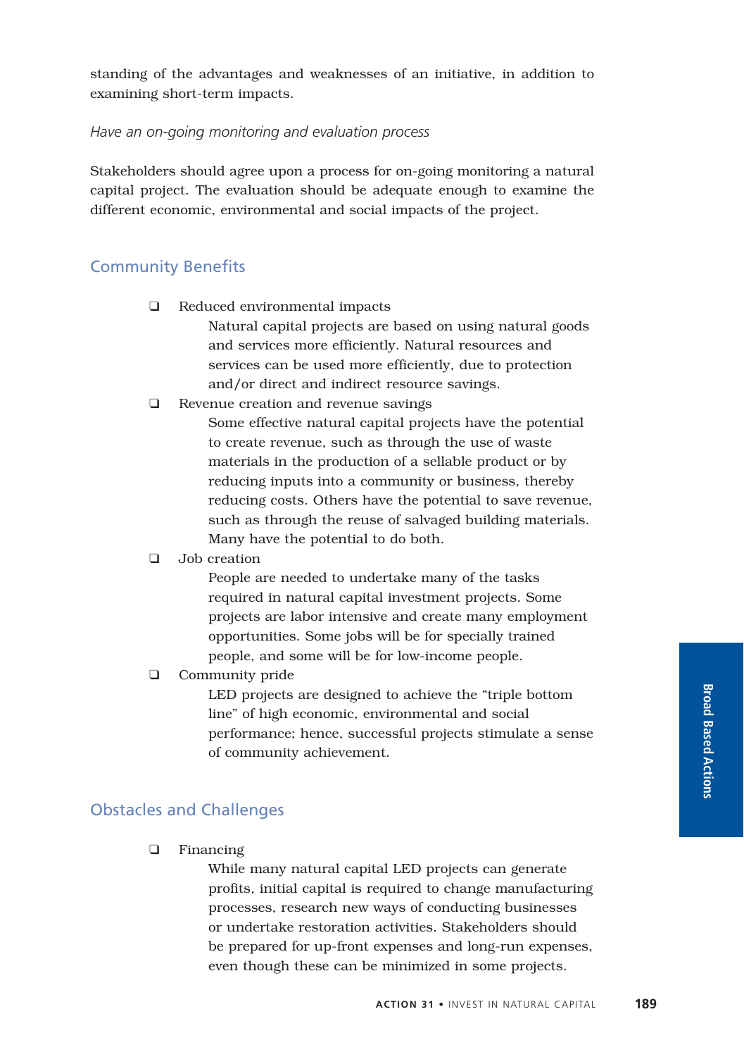standing of the advantages and weaknesses of an initiative, in addition to examining short-term impacts.

*Have an on-going monitoring and evaluation process*

Stakeholders should agree upon a process for on-going monitoring a natural capital project. The evaluation should be adequate enough to examine the different economic, environmental and social impacts of the project.

## Community Benefits

- Reduced environmental impacts

  Natural capital projects are based on using natural goods and services more efficiently. Natural resources and services can be used more efficiently, due to protection and/or direct and indirect resource savings.

- Revenue creation and revenue savings

  Some effective natural capital projects have the potential to create revenue, such as through the use of waste materials in the production of a sellable product or by reducing inputs into a community or business, thereby reducing costs. Others have the potential to save revenue, such as through the reuse of salvaged building materials. Many have the potential to do both.

- Job creation

  People are needed to undertake many of the tasks required in natural capital investment projects. Some projects are labor intensive and create many employment opportunities. Some jobs will be for specially trained people, and some will be for low-income people.

- Community pride

  LED projects are designed to achieve the "triple bottom line" of high economic, environmental and social performance; hence, successful projects stimulate a sense of community achievement.

## Obstacles and Challenges

- Financing

  While many natural capital LED projects can generate profits, initial capital is required to change manufacturing processes, research new ways of conducting businesses or undertake restoration activities. Stakeholders should be prepared for up-front expenses and long-run expenses, even though these can be minimized in some projects.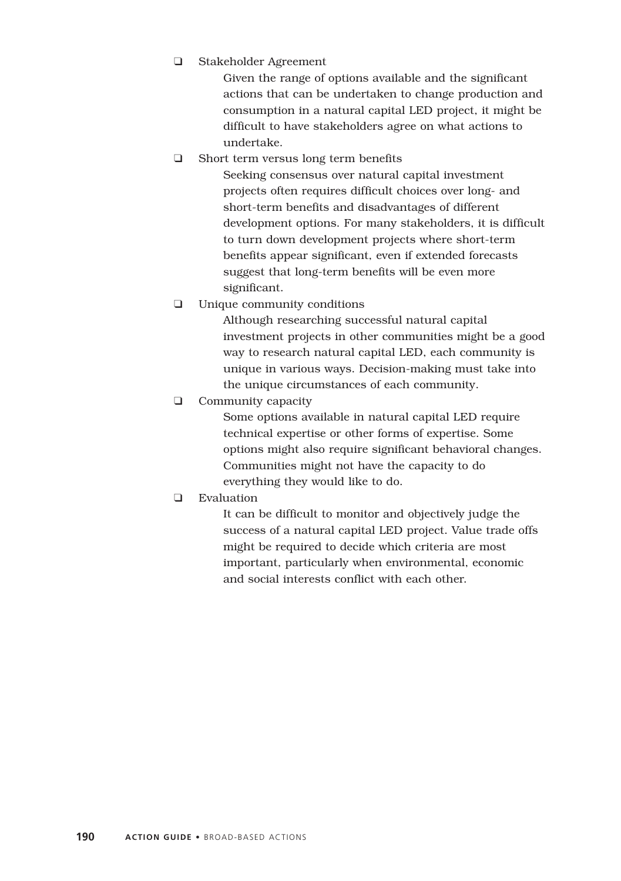- ❑ Stakeholder Agreement

  Given the range of options available and the significant actions that can be undertaken to change production and consumption in a natural capital LED project, it might be difficult to have stakeholders agree on what actions to undertake.

- ❑ Short term versus long term benefits

  Seeking consensus over natural capital investment projects often requires difficult choices over long- and short-term benefits and disadvantages of different development options. For many stakeholders, it is difficult to turn down development projects where short-term benefits appear significant, even if extended forecasts suggest that long-term benefits will be even more significant.

- ❑ Unique community conditions

  Although researching successful natural capital investment projects in other communities might be a good way to research natural capital LED, each community is unique in various ways. Decision-making must take into the unique circumstances of each community.

- ❑ Community capacity

  Some options available in natural capital LED require technical expertise or other forms of expertise. Some options might also require significant behavioral changes. Communities might not have the capacity to do everything they would like to do.

- ❑ Evaluation

  It can be difficult to monitor and objectively judge the success of a natural capital LED project. Value trade offs might be required to decide which criteria are most important, particularly when environmental, economic and social interests conflict with each other.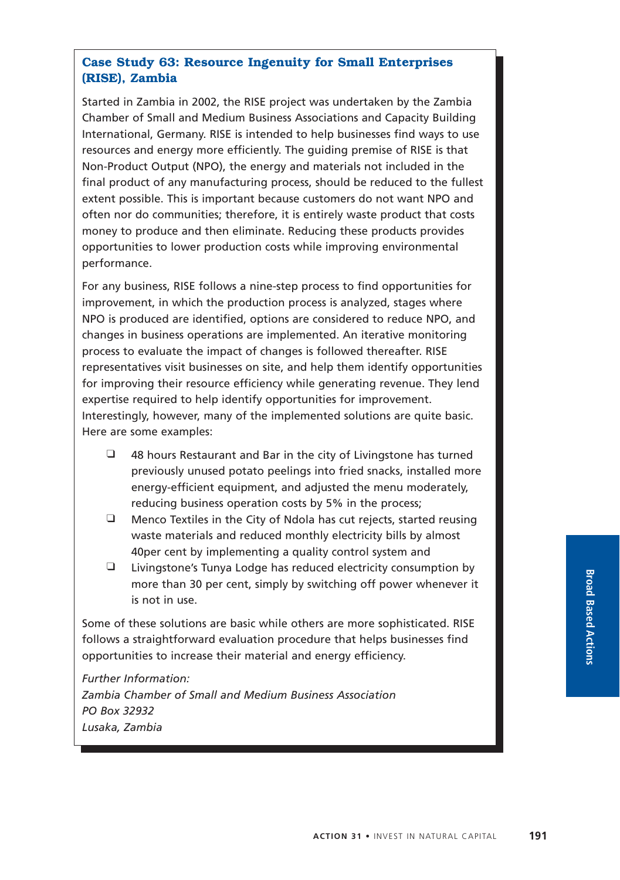### Case Study 63: Resource Ingenuity for Small Enterprises (RISE), Zambia

Started in Zambia in 2002, the RISE project was undertaken by the Zambia Chamber of Small and Medium Business Associations and Capacity Building International, Germany. RISE is intended to help businesses find ways to use resources and energy more efficiently. The guiding premise of RISE is that Non-Product Output (NPO), the energy and materials not included in the final product of any manufacturing process, should be reduced to the fullest extent possible. This is important because customers do not want NPO and often nor do communities; therefore, it is entirely waste product that costs money to produce and then eliminate. Reducing these products provides opportunities to lower production costs while improving environmental performance.

For any business, RISE follows a nine-step process to find opportunities for improvement, in which the production process is analyzed, stages where NPO is produced are identified, options are considered to reduce NPO, and changes in business operations are implemented. An iterative monitoring process to evaluate the impact of changes is followed thereafter. RISE representatives visit businesses on site, and help them identify opportunities for improving their resource efficiency while generating revenue. They lend expertise required to help identify opportunities for improvement. Interestingly, however, many of the implemented solutions are quite basic. Here are some examples:

- 48 hours Restaurant and Bar in the city of Livingstone has turned previously unused potato peelings into fried snacks, installed more energy-efficient equipment, and adjusted the menu moderately, reducing business operation costs by 5% in the process;
- Menco Textiles in the City of Ndola has cut rejects, started reusing waste materials and reduced monthly electricity bills by almost 40per cent by implementing a quality control system and
- Livingstone's Tunya Lodge has reduced electricity consumption by more than 30 per cent, simply by switching off power whenever it is not in use.

Some of these solutions are basic while others are more sophisticated. RISE follows a straightforward evaluation procedure that helps businesses find opportunities to increase their material and energy efficiency.

*Further Information:*
*Zambia Chamber of Small and Medium Business Association*
*PO Box 32932*
*Lusaka, Zambia*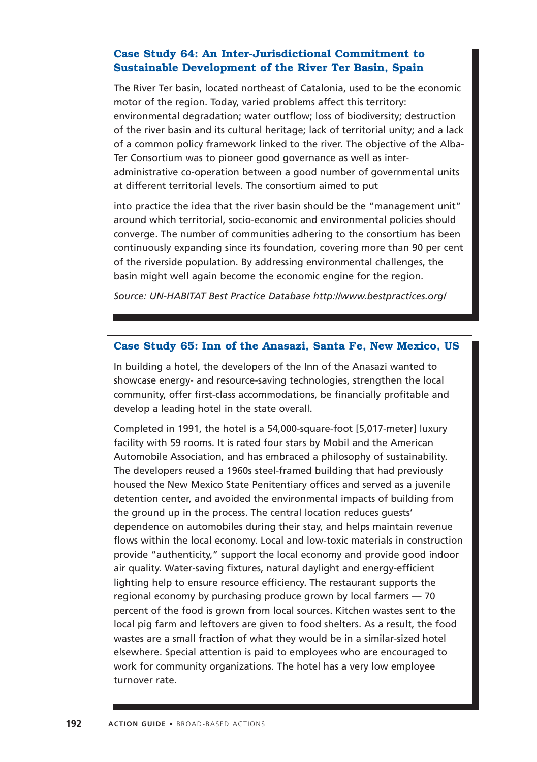### Case Study 64: An Inter-Jurisdictional Commitment to Sustainable Development of the River Ter Basin, Spain

The River Ter basin, located northeast of Catalonia, used to be the economic motor of the region. Today, varied problems affect this territory: environmental degradation; water outflow; loss of biodiversity; destruction of the river basin and its cultural heritage; lack of territorial unity; and a lack of a common policy framework linked to the river. The objective of the Alba-Ter Consortium was to pioneer good governance as well as inter-administrative co-operation between a good number of governmental units at different territorial levels. The consortium aimed to put into practice the idea that the river basin should be the "management unit" around which territorial, socio-economic and environmental policies should converge. The number of communities adhering to the consortium has been continuously expanding since its foundation, covering more than 90 per cent of the riverside population. By addressing environmental challenges, the basin might well again become the economic engine for the region.

*Source: UN-HABITAT Best Practice Database http://www.bestpractices.org/*

### Case Study 65: Inn of the Anasazi, Santa Fe, New Mexico, US

In building a hotel, the developers of the Inn of the Anasazi wanted to showcase energy- and resource-saving technologies, strengthen the local community, offer first-class accommodations, be financially profitable and develop a leading hotel in the state overall.

Completed in 1991, the hotel is a 54,000-square-foot [5,017-meter] luxury facility with 59 rooms. It is rated four stars by Mobil and the American Automobile Association, and has embraced a philosophy of sustainability. The developers reused a 1960s steel-framed building that had previously housed the New Mexico State Penitentiary offices and served as a juvenile detention center, and avoided the environmental impacts of building from the ground up in the process. The central location reduces guests' dependence on automobiles during their stay, and helps maintain revenue flows within the local economy. Local and low-toxic materials in construction provide "authenticity," support the local economy and provide good indoor air quality. Water-saving fixtures, natural daylight and energy-efficient lighting help to ensure resource efficiency. The restaurant supports the regional economy by purchasing produce grown by local farmers — 70 percent of the food is grown from local sources. Kitchen wastes sent to the local pig farm and leftovers are given to food shelters. As a result, the food wastes are a small fraction of what they would be in a similar-sized hotel elsewhere. Special attention is paid to employees who are encouraged to work for community organizations. The hotel has a very low employee turnover rate.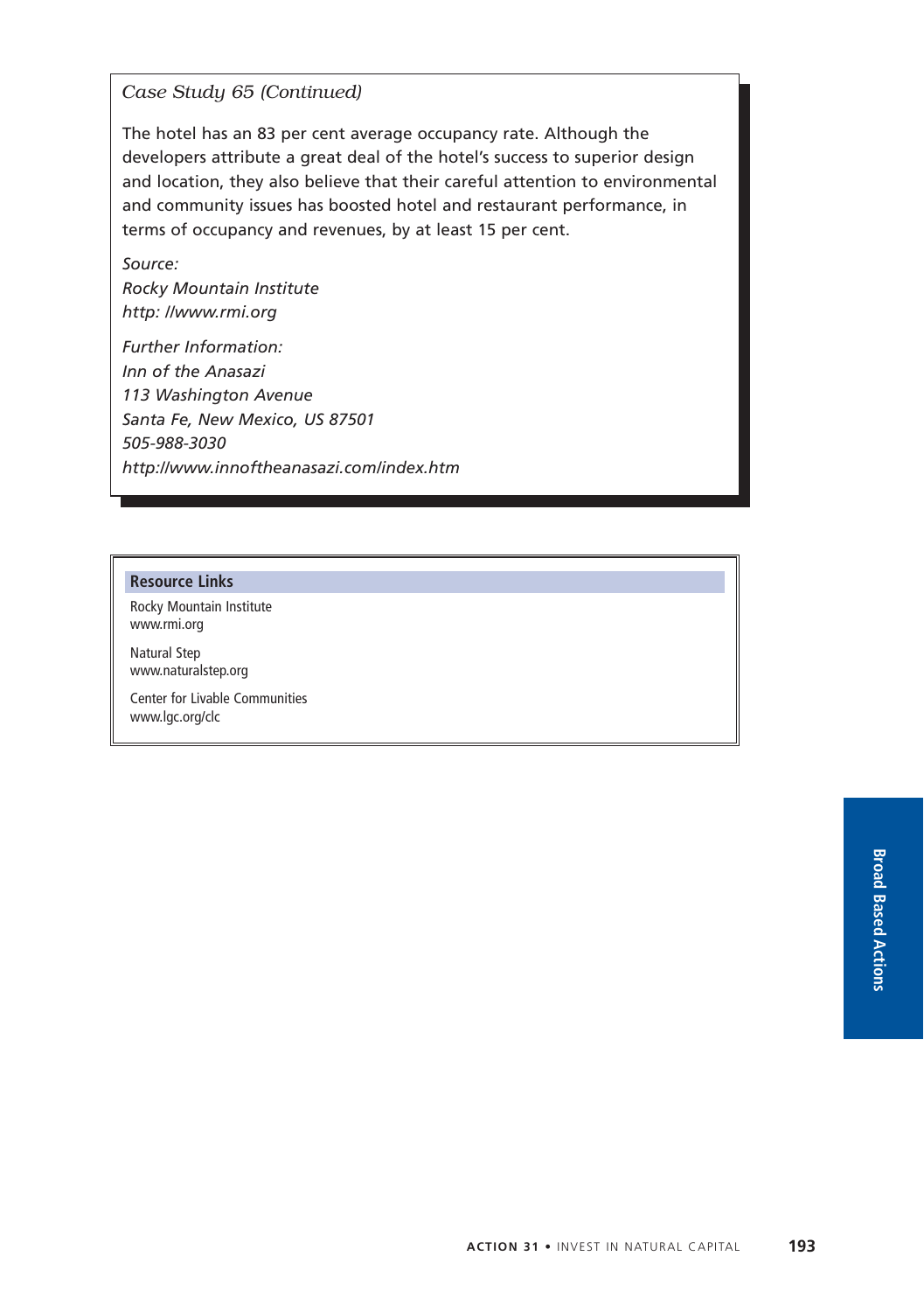*Case Study 65 (Continued)*

The hotel has an 83 per cent average occupancy rate. Although the developers attribute a great deal of the hotel's success to superior design and location, they also believe that their careful attention to environmental and community issues has boosted hotel and restaurant performance, in terms of occupancy and revenues, by at least 15 per cent.

*Source:*
*Rocky Mountain Institute*
*http: //www.rmi.org*

*Further Information:*
*Inn of the Anasazi*
*113 Washington Avenue*
*Santa Fe, New Mexico, US 87501*
*505-988-3030*
*http://www.innoftheanasazi.com/index.htm*

**Resource Links**

Rocky Mountain Institute
www.rmi.org

Natural Step
www.naturalstep.org

Center for Livable Communities
www.lgc.org/clc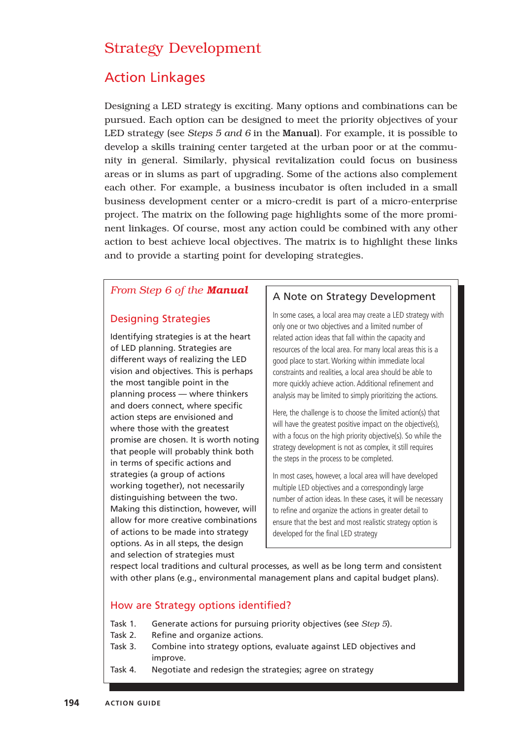# Strategy Development

## Action Linkages

Designing a LED strategy is exciting. Many options and combinations can be pursued. Each option can be designed to meet the priority objectives of your LED strategy (see *Steps 5 and 6* in the **Manual**). For example, it is possible to develop a skills training center targeted at the urban poor or at the community in general. Similarly, physical revitalization could focus on business areas or in slums as part of upgrading. Some of the actions also complement each other. For example, a business incubator is often included in a small business development center or a micro-credit is part of a micro-enterprise project. The matrix on the following page highlights some of the more prominent linkages. Of course, most any action could be combined with any other action to best achieve local objectives. The matrix is to highlight these links and to provide a starting point for developing strategies.

### *From Step 6 of the* ***Manual***

#### Designing Strategies

Identifying strategies is at the heart of LED planning. Strategies are different ways of realizing the LED vision and objectives. This is perhaps the most tangible point in the planning process — where thinkers and doers connect, where specific action steps are envisioned and where those with the greatest promise are chosen. It is worth noting that people will probably think both in terms of specific actions and strategies (a group of actions working together), not necessarily distinguishing between the two. Making this distinction, however, will allow for more creative combinations of actions to be made into strategy options. As in all steps, the design and selection of strategies must respect local traditions and cultural processes, as well as be long term and consistent with other plans (e.g., environmental management plans and capital budget plans).

#### A Note on Strategy Development

In some cases, a local area may create a LED strategy with only one or two objectives and a limited number of related action ideas that fall within the capacity and resources of the local area. For many local areas this is a good place to start. Working within immediate local constraints and realities, a local area should be able to more quickly achieve action. Additional refinement and analysis may be limited to simply prioritizing the actions.

Here, the challenge is to choose the limited action(s) that will have the greatest positive impact on the objective(s), with a focus on the high priority objective(s). So while the strategy development is not as complex, it still requires the steps in the process to be completed.

In most cases, however, a local area will have developed multiple LED objectives and a correspondingly large number of action ideas. In these cases, it will be necessary to refine and organize the actions in greater detail to ensure that the best and most realistic strategy option is developed for the final LED strategy

#### How are Strategy options identified?

Task 1. Generate actions for pursuing priority objectives (see *Step 5*).
Task 2. Refine and organize actions.
Task 3. Combine into strategy options, evaluate against LED objectives and improve.
Task 4. Negotiate and redesign the strategies; agree on strategy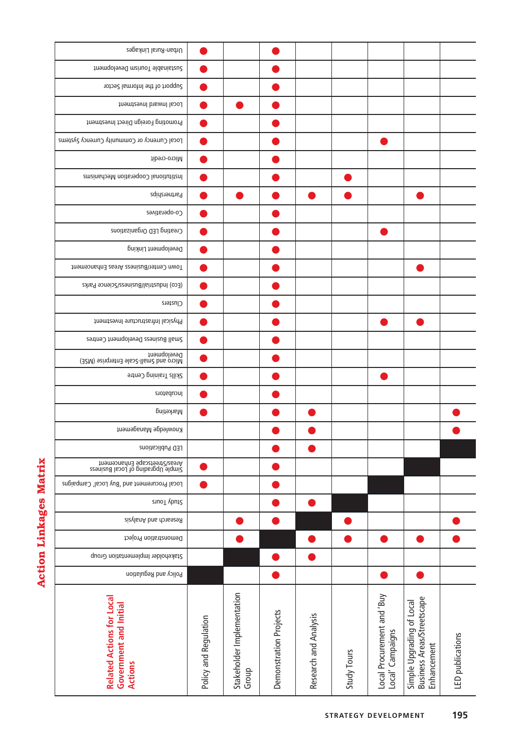# Action Linkages Matrix

| Related Actions for Local Government and Initial Actions | Policy and Regulation | Stakeholder Implementation Group | Demonstration Projects | Research and Analysis | Study Tours | Local Procurement and 'Buy Local' Campaigns | Simple Upgrading of Local Business Areas/Streetscape Enhancement | LED publications |
|---|---|---|---|---|---|---|---|---|
| Policy and Regulation | ■ | | ● | | | ● | ● | |
| Stakeholder Implementation Group | | ■ | ● | ● | | | | |
| Demonstration Project | | ● | ■ | ● | ● | ● | ● | ● |
| Research and Analysis | | ● | ● | ■ | ● | | | ● |
| Study Tours | | | ● | ● | ■ | | | |
| Local Procurement and 'Buy Local' Campaigns | ● | | ● | | | ■ | | |
| Simple Upgrading of Local Business Areas/Streetscape Enhancement | ● | | ● | | | | ■ | |
| LED Publications | | | ● | ● | | | | ■ |
| Knowledge Management | | | ● | ● | | | | ● |
| Marketing | ● | | ● | ● | | | | ● |
| Incubators | ● | | ● | | | | | |
| Skills Training Centre | ● | | ● | | | ● | | |
| Micro and Small-Scale Enterprise (MSE) Development | ● | | ● | | | | | |
| Small Business Development Centres | ● | | ● | | | | | |
| Physical Infrastructure Investment | ● | | ● | | | ● | ● | |
| Clusters | ● | | ● | | | | | |
| (Eco) Industrial/Business/Science Parks | ● | | ● | | | | | |
| Town Center/Business Areas Enhancement | ● | | ● | | | | ● | |
| Development Linking | ● | | ● | | | | | |
| Creating LED Organizations | ● | | ● | | | ● | | |
| Co-operatives | ● | | ● | | | | | |
| Partnerships | ● | ● | ● | ● | ● | | ● | |
| Institutional Cooperation Mechanisms | ● | | ● | | ● | | | |
| Micro-credit | ● | | ● | | | | | |
| Local Currency or Community Currency Systems | ● | | ● | | | ● | | |
| Promoting Foreign Direct Investment | ● | | ● | | | | | |
| Local Inward Investment | ● | ● | ● | | | | | |
| Support of the Informal Sector | ● | | ● | | | | | |
| Sustainable Tourism Development | ● | | ● | | | | | |
| Urban-Rural Linkages | ● | | ● | | | | | |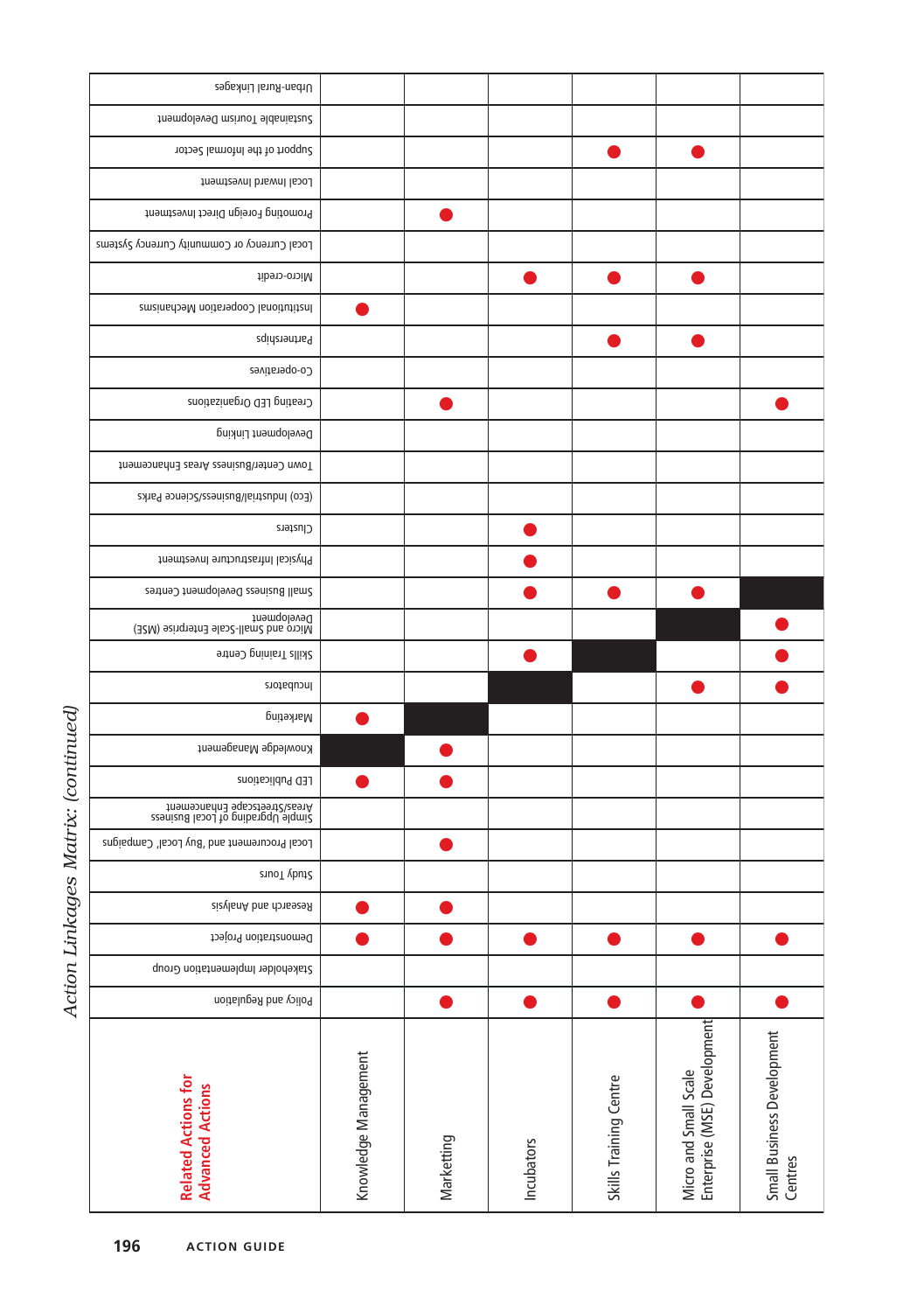*Action Linkages Matrix: (continued)*

| Related Actions for Advanced Actions | Knowledge Management | Marketting | Incubators | Skills Training Centre | Micro and Small Scale Enterprise (MSE) Development | Small Business Development Centres |
|---|---|---|---|---|---|---|
| Policy and Regulation | | ● | ● | ● | ● | ● |
| Stakeholder Implementation Group | | | | | | |
| Demonstration Project | ● | ● | ● | ● | ● | ● |
| Research and Analysis | ● | ● | | | | |
| Study Tours | | | | | | |
| Local Procurement and 'Buy Local' Campaigns | | ● | | | | |
| Simple Upgrading of Local Business Areas/Streetscape Enhancement | | | | | | |
| LED Publications | ● | ● | | | | |
| Knowledge Management | ■ | ● | | | | |
| Marketing | ● | ■ | | | | |
| Incubators | | | ■ | | ● | ● |
| Skills Training Centre | | | ● | ■ | | ● |
| Micro and Small-Scale Enterprise (MSE) Development | | | | | ■ | ● |
| Small Business Development Centres | | | ● | ● | ● | ■ |
| Physical Infrastructure Investment | | | ● | | | |
| Clusters | | | ● | | | |
| (Eco) Industrial/Business/Science Parks | | | | | | |
| Town Centre/Business Areas Enhancement | | | | | | |
| Development Linking | | | | | | |
| Creating LED Organizations | | ● | | | | ● |
| Co-operatives | | | | | | |
| Partnerships | | | | ● | ● | |
| Institutional Cooperation Mechanisms | ● | | | | | |
| Micro-credit | | | ● | ● | ● | |
| Local Currency or Community Currency Systems | | | | | | |
| Promoting Foreign Direct Investment | | ● | | | | |
| Local Inward Investment | | | | | | |
| Support of the Informal Sector | | | | ● | ● | |
| Sustainable Tourism Development | | | | | | |
| Urban-Rural Linkages | | | | | | |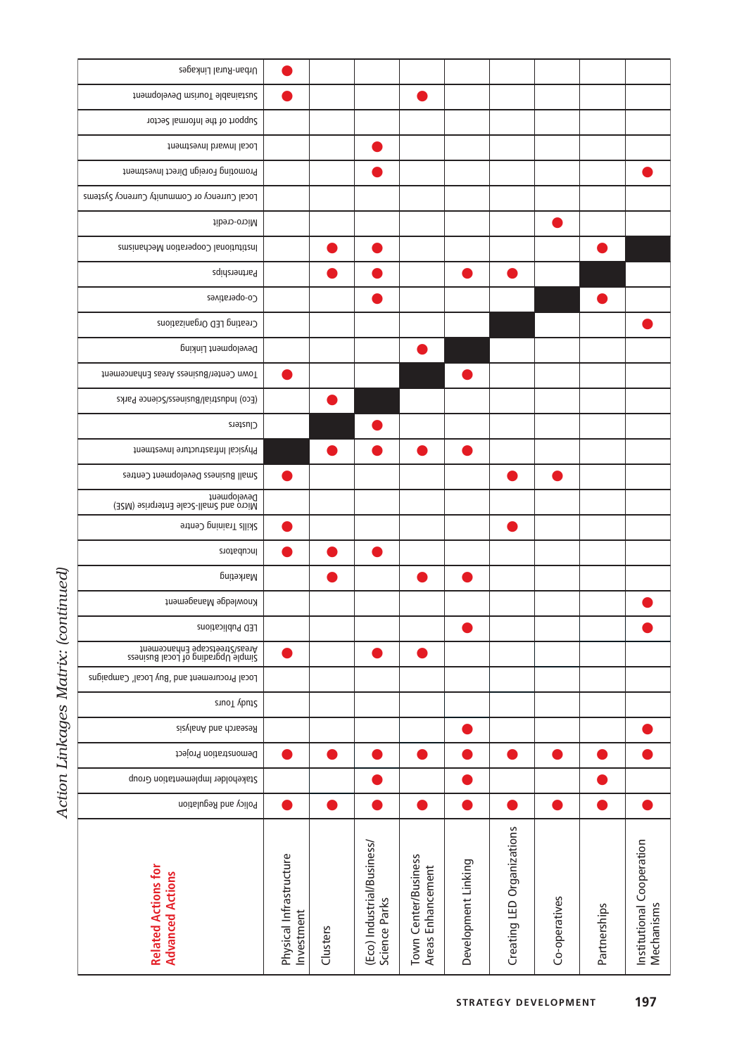*Action Linkages Matrix: (continued)*

| Related Actions for Advanced Actions | Physical Infrastructure Investment | Clusters | (Eco) Industrial/Business/ Science Parks | Town Center/Business Areas Enhancement | Development Linking | Creating LED Organizations | Co-operatives | Partnerships | Institutional Cooperation Mechanisms |
|---|---|---|---|---|---|---|---|---|---|
| Policy and Regulation | ● | ● | ● | ● | ● | ● | ● | ● | ● |
| Stakeholder Implementation Group | | | ● | | ● | | | ● | |
| Demonstration Project | ● | ● | ● | ● | ● | ● | ● | ● | ● |
| Research and Analysis | | | | | ● | | | | ● |
| Study Tours | | | | | | | | | |
| Local Procurement and 'Buy Local' Campaigns | | | | | | | | | |
| Simple Upgrading of Local Business Areas/Streetscape Enhancement | ● | | ● | ● | | | | | |
| LED Publications | | | | | ● | | | | ● |
| Knowledge Management | | | | | | | | | ● |
| Marketing | | ● | | ● | ● | | | | |
| Incubators | ● | ● | ● | | | | | | |
| Skills Training Centre | ● | | | | | ● | | | |
| Micro and Small-Scale Enterprise (MSE) Development | | | | | | | | | |
| Small Business Development Centres | ● | | | | | ● | ● | | |
| Physical Infrastructure Investment | ■ | ● | ● | ● | ● | | | | |
| Clusters | | ■ | ● | | | | | | |
| (Eco) Industrial/Business/Science Parks | | ● | ■ | | | | | | |
| Town Center/Business Areas Enhancement | ● | | | ■ | ● | | | | |
| Development Linking | | | | ● | ■ | | | | |
| Creating LED Organizations | | | | | | ■ | | | ● |
| Co-operatives | | | ● | | | | ■ | ● | |
| Partnerships | | ● | ● | | ● | ● | | ■ | |
| Institutional Cooperation Mechanisms | | ● | ● | | | | | ● | ■ |
| Micro-credit | | | | | | | ● | | |
| Local Currency or Community Currency Systems | | | | | | | | | |
| Promoting Foreign Direct Investment | | | ● | | | | | | ● |
| Local Inward Investment | | | ● | | | | | | |
| Support of the Informal Sector | | | | | | | | | |
| Sustainable Tourism Development | ● | | | ● | | | | | |
| Urban-Rural Linkages | ● | | | | | | | | |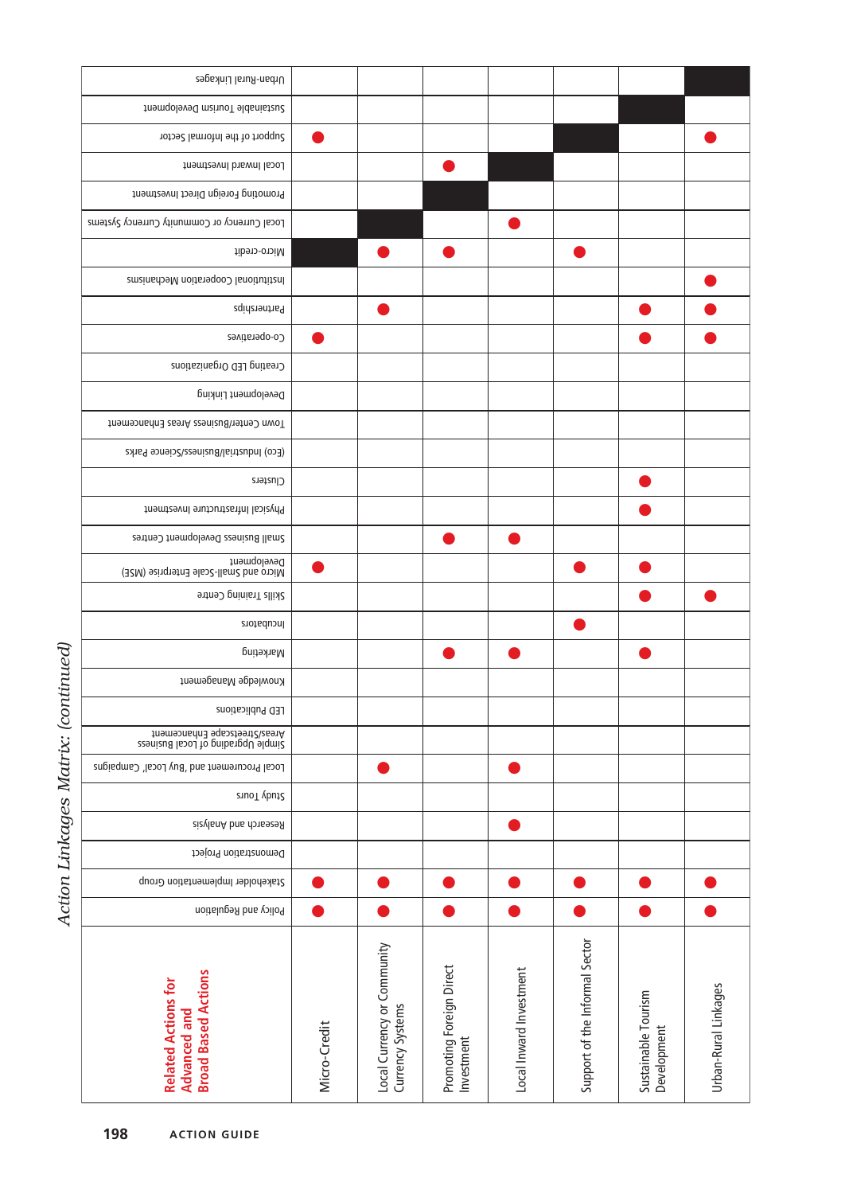# Action Linkages Matrix: (continued)

| Related Actions for Advanced and Broad Based Actions | Micro-Credit | Local Currency or Community Currency Systems | Promoting Foreign Direct Investment | Local Inward Investment | Support of the Informal Sector | Sustainable Tourism Development | Urban-Rural Linkages |
|---|---|---|---|---|---|---|---|
| Policy and Regulation | ● | ● | ● | ● | ● | ● | ● |
| Stakeholder Implementation Group | ● | ● | ● | ● | ● | ● | ● |
| Demonstration Project | | | | | | | |
| Research and Analysis | | | | ● | | | |
| Study Tours | | | | | | | |
| Local Procurement and 'Buy Local' Campaigns | | ● | | ● | | | |
| Simple Upgrading of Local Business Areas/Streetscape Enhancement | | | | | | | |
| LED Publications | | | | | | | |
| Knowledge Management | | | | | | | |
| Marketing | | | ● | ● | | ● | |
| Incubators | | | | | ● | | |
| Skills Training Centre | | | | | | ● | ● |
| Micro and Small-Scale Enterprise (MSE) Development | ● | | | | ● | ● | |
| Small Business Development Centres | | | ● | ● | | | |
| Physical Infrastructure Investment | | | | | | ● | |
| Clusters | | | | | | ● | |
| (Eco) Industrial/Business/Science Parks | | | | | | | |
| Town Centre/Business Areas Enhancement | | | | | | | |
| Development Linking | | | | | | | |
| Creating LED Organizations | | | | | | | |
| Co-operatives | ● | | | | | ● | ● |
| Partnerships | | ● | | | | ● | ● |
| Institutional Cooperation Mechanisms | | | | | | | ● |
| Micro-credit | ■ | ● | ● | | ● | | |
| Local Currency or Community Currency Systems | | ■ | | ● | | | |
| Promoting Foreign Direct Investment | | | ■ | | | | |
| Local Inward Investment | | | ● | ■ | | | |
| Support of the Informal Sector | ● | | | | ■ | | ● |
| Sustainable Tourism Development | | | | | | ■ | |
| Urban-Rural Linkages | | | | | | | ■ |